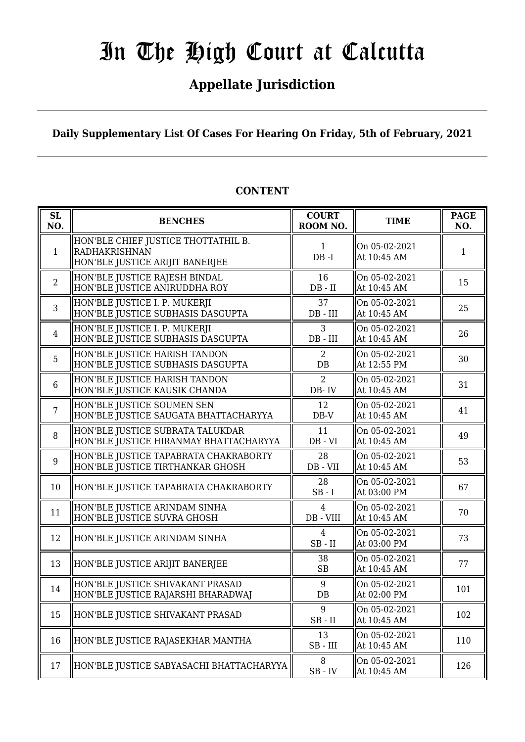# In The High Court at Calcutta

## Appellate Jurisdiction

**Daily Supplementary List Of Cases For Hearing On Friday, 5th of February, 2021**

### CONTENT

| SL NO. | BENCHES | COURT ROOM NO. | TIME | PAGE NO. |
|---|---|---|---|---|
| 1 | HON'BLE CHIEF JUSTICE THOTTATHIL B. RADHAKRISHNAN<br>HON'BLE JUSTICE ARIJIT BANERJEE | 1<br>DB -I | On 05-02-2021<br>At 10:45 AM | 1 |
| 2 | HON'BLE JUSTICE RAJESH BINDAL<br>HON'BLE JUSTICE ANIRUDDHA ROY | 16<br>DB - II | On 05-02-2021<br>At 10:45 AM | 15 |
| 3 | HON'BLE JUSTICE I. P. MUKERJI<br>HON'BLE JUSTICE SUBHASIS DASGUPTA | 37<br>DB - III | On 05-02-2021<br>At 10:45 AM | 25 |
| 4 | HON'BLE JUSTICE I. P. MUKERJI<br>HON'BLE JUSTICE SUBHASIS DASGUPTA | 3<br>DB - III | On 05-02-2021<br>At 10:45 AM | 26 |
| 5 | HON'BLE JUSTICE HARISH TANDON<br>HON'BLE JUSTICE SUBHASIS DASGUPTA | 2<br>DB | On 05-02-2021<br>At 12:55 PM | 30 |
| 6 | HON'BLE JUSTICE HARISH TANDON<br>HON'BLE JUSTICE KAUSIK CHANDA | 2<br>DB- IV | On 05-02-2021<br>At 10:45 AM | 31 |
| 7 | HON'BLE JUSTICE SOUMEN SEN<br>HON'BLE JUSTICE SAUGATA BHATTACHARYYA | 12<br>DB-V | On 05-02-2021<br>At 10:45 AM | 41 |
| 8 | HON'BLE JUSTICE SUBRATA TALUKDAR<br>HON'BLE JUSTICE HIRANMAY BHATTACHARYYA | 11<br>DB - VI | On 05-02-2021<br>At 10:45 AM | 49 |
| 9 | HON'BLE JUSTICE TAPABRATA CHAKRABORTY<br>HON'BLE JUSTICE TIRTHANKAR GHOSH | 28<br>DB - VII | On 05-02-2021<br>At 10:45 AM | 53 |
| 10 | HON'BLE JUSTICE TAPABRATA CHAKRABORTY | 28<br>SB - I | On 05-02-2021<br>At 03:00 PM | 67 |
| 11 | HON'BLE JUSTICE ARINDAM SINHA<br>HON'BLE JUSTICE SUVRA GHOSH | 4<br>DB - VIII | On 05-02-2021<br>At 10:45 AM | 70 |
| 12 | HON'BLE JUSTICE ARINDAM SINHA | 4<br>SB - II | On 05-02-2021<br>At 03:00 PM | 73 |
| 13 | HON'BLE JUSTICE ARIJIT BANERJEE | 38<br>SB | On 05-02-2021<br>At 10:45 AM | 77 |
| 14 | HON'BLE JUSTICE SHIVAKANT PRASAD<br>HON'BLE JUSTICE RAJARSHI BHARADWAJ | 9<br>DB | On 05-02-2021<br>At 02:00 PM | 101 |
| 15 | HON'BLE JUSTICE SHIVAKANT PRASAD | 9<br>SB - II | On 05-02-2021<br>At 10:45 AM | 102 |
| 16 | HON'BLE JUSTICE RAJASEKHAR MANTHA | 13<br>SB - III | On 05-02-2021<br>At 10:45 AM | 110 |
| 17 | HON'BLE JUSTICE SABYASACHI BHATTACHARYYA | 8<br>SB - IV | On 05-02-2021<br>At 10:45 AM | 126 |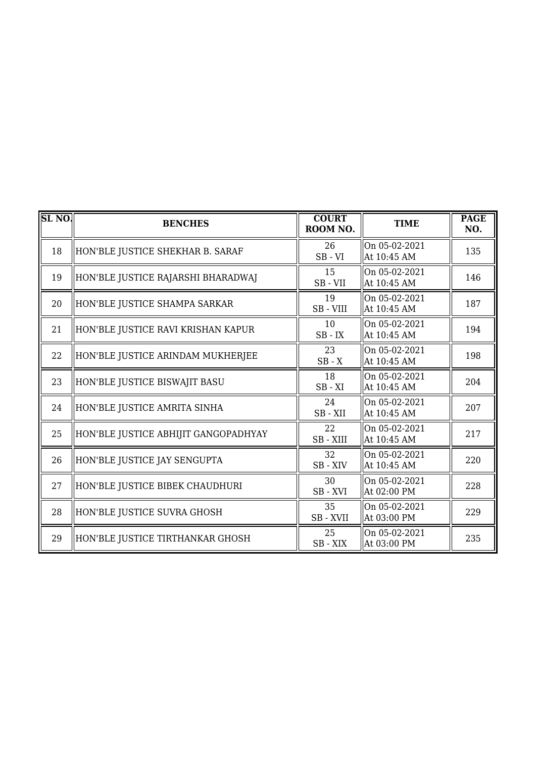| SL NO. | BENCHES | COURT ROOM NO. | TIME | PAGE NO. |
| --- | --- | --- | --- | --- |
| 18 | HON'BLE JUSTICE SHEKHAR B. SARAF | 26<br>SB - VI | On 05-02-2021<br>At 10:45 AM | 135 |
| 19 | HON'BLE JUSTICE RAJARSHI BHARADWAJ | 15<br>SB - VII | On 05-02-2021<br>At 10:45 AM | 146 |
| 20 | HON'BLE JUSTICE SHAMPA SARKAR | 19<br>SB - VIII | On 05-02-2021<br>At 10:45 AM | 187 |
| 21 | HON'BLE JUSTICE RAVI KRISHAN KAPUR | 10<br>SB - IX | On 05-02-2021<br>At 10:45 AM | 194 |
| 22 | HON'BLE JUSTICE ARINDAM MUKHERJEE | 23<br>SB - X | On 05-02-2021<br>At 10:45 AM | 198 |
| 23 | HON'BLE JUSTICE BISWAJIT BASU | 18<br>SB - XI | On 05-02-2021<br>At 10:45 AM | 204 |
| 24 | HON'BLE JUSTICE AMRITA SINHA | 24<br>SB - XII | On 05-02-2021<br>At 10:45 AM | 207 |
| 25 | HON'BLE JUSTICE ABHIJIT GANGOPADHYAY | 22<br>SB - XIII | On 05-02-2021<br>At 10:45 AM | 217 |
| 26 | HON'BLE JUSTICE JAY SENGUPTA | 32<br>SB - XIV | On 05-02-2021<br>At 10:45 AM | 220 |
| 27 | HON'BLE JUSTICE BIBEK CHAUDHURI | 30<br>SB - XVI | On 05-02-2021<br>At 02:00 PM | 228 |
| 28 | HON'BLE JUSTICE SUVRA GHOSH | 35<br>SB - XVII | On 05-02-2021<br>At 03:00 PM | 229 |
| 29 | HON'BLE JUSTICE TIRTHANKAR GHOSH | 25<br>SB - XIX | On 05-02-2021<br>At 03:00 PM | 235 |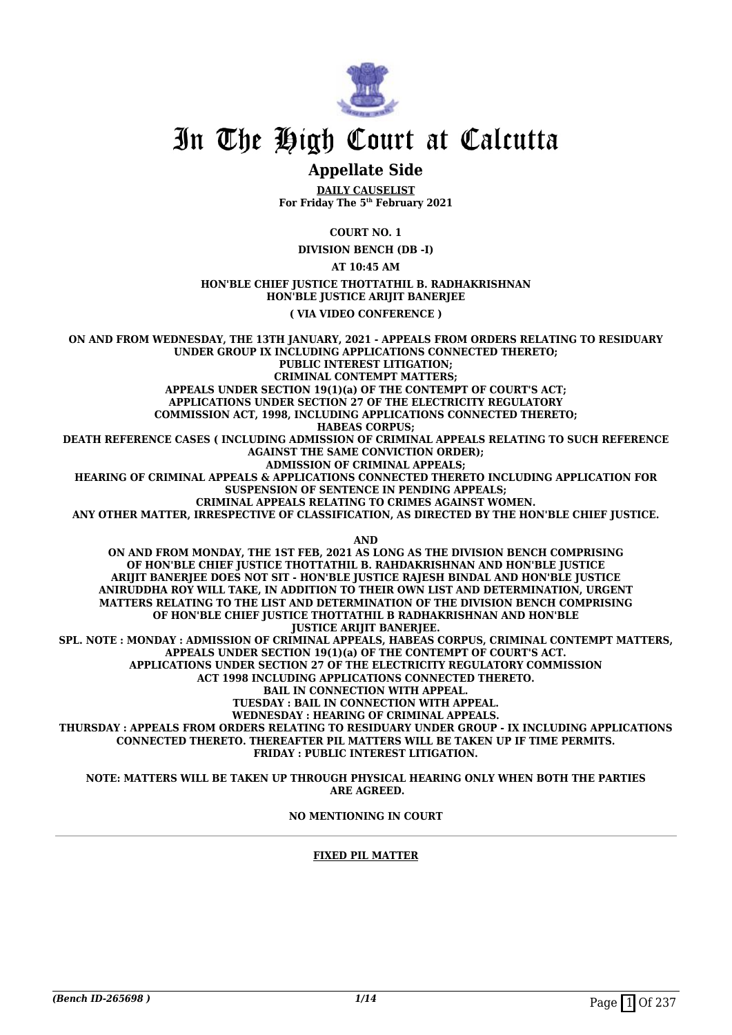# In The High Court at Calcutta

## Appellate Side

**DAILY CAUSELIST**
**For Friday The 5th February 2021**

**COURT NO. 1**

**DIVISION BENCH (DB -I)**

**AT 10:45 AM**

**HON'BLE CHIEF JUSTICE THOTTATHIL B. RADHAKRISHNAN**
**HON'BLE JUSTICE ARIJIT BANERJEE**

**( VIA VIDEO CONFERENCE )**

**ON AND FROM WEDNESDAY, THE 13TH JANUARY, 2021 - APPEALS FROM ORDERS RELATING TO RESIDUARY UNDER GROUP IX INCLUDING APPLICATIONS CONNECTED THERETO;
PUBLIC INTEREST LITIGATION;
CRIMINAL CONTEMPT MATTERS;
APPEALS UNDER SECTION 19(1)(a) OF THE CONTEMPT OF COURT'S ACT;
APPLICATIONS UNDER SECTION 27 OF THE ELECTRICITY REGULATORY COMMISSION ACT, 1998, INCLUDING APPLICATIONS CONNECTED THERETO;
HABEAS CORPUS;
DEATH REFERENCE CASES ( INCLUDING ADMISSION OF CRIMINAL APPEALS RELATING TO SUCH REFERENCE AGAINST THE SAME CONVICTION ORDER);
ADMISSION OF CRIMINAL APPEALS;
HEARING OF CRIMINAL APPEALS & APPLICATIONS CONNECTED THERETO INCLUDING APPLICATION FOR SUSPENSION OF SENTENCE IN PENDING APPEALS;
CRIMINAL APPEALS RELATING TO CRIMES AGAINST WOMEN.
ANY OTHER MATTER, IRRESPECTIVE OF CLASSIFICATION, AS DIRECTED BY THE HON'BLE CHIEF JUSTICE.**

**AND**

**ON AND FROM MONDAY, THE 1ST FEB, 2021 AS LONG AS THE DIVISION BENCH COMPRISING OF HON'BLE CHIEF JUSTICE THOTTATHIL B. RAHDAKRISHNAN AND HON'BLE JUSTICE ARIJIT BANERJEE DOES NOT SIT - HON'BLE JUSTICE RAJESH BINDAL AND HON'BLE JUSTICE ANIRUDDHA ROY WILL TAKE, IN ADDITION TO THEIR OWN LIST AND DETERMINATION, URGENT MATTERS RELATING TO THE LIST AND DETERMINATION OF THE DIVISION BENCH COMPRISING OF HON'BLE CHIEF JUSTICE THOTTATHIL B RADHAKRISHNAN AND HON'BLE JUSTICE ARIJIT BANERJEE.
SPL. NOTE : MONDAY : ADMISSION OF CRIMINAL APPEALS, HABEAS CORPUS, CRIMINAL CONTEMPT MATTERS, APPEALS UNDER SECTION 19(1)(a) OF THE CONTEMPT OF COURT'S ACT.
APPLICATIONS UNDER SECTION 27 OF THE ELECTRICITY REGULATORY COMMISSION ACT 1998 INCLUDING APPLICATIONS CONNECTED THERETO.
BAIL IN CONNECTION WITH APPEAL.
TUESDAY : BAIL IN CONNECTION WITH APPEAL.
WEDNESDAY : HEARING OF CRIMINAL APPEALS.
THURSDAY : APPEALS FROM ORDERS RELATING TO RESIDUARY UNDER GROUP - IX INCLUDING APPLICATIONS CONNECTED THERETO. THEREAFTER PIL MATTERS WILL BE TAKEN UP IF TIME PERMITS.
FRIDAY : PUBLIC INTEREST LITIGATION.**

**NOTE: MATTERS WILL BE TAKEN UP THROUGH PHYSICAL HEARING ONLY WHEN BOTH THE PARTIES ARE AGREED.**

**NO MENTIONING IN COURT**

**FIXED PIL MATTER**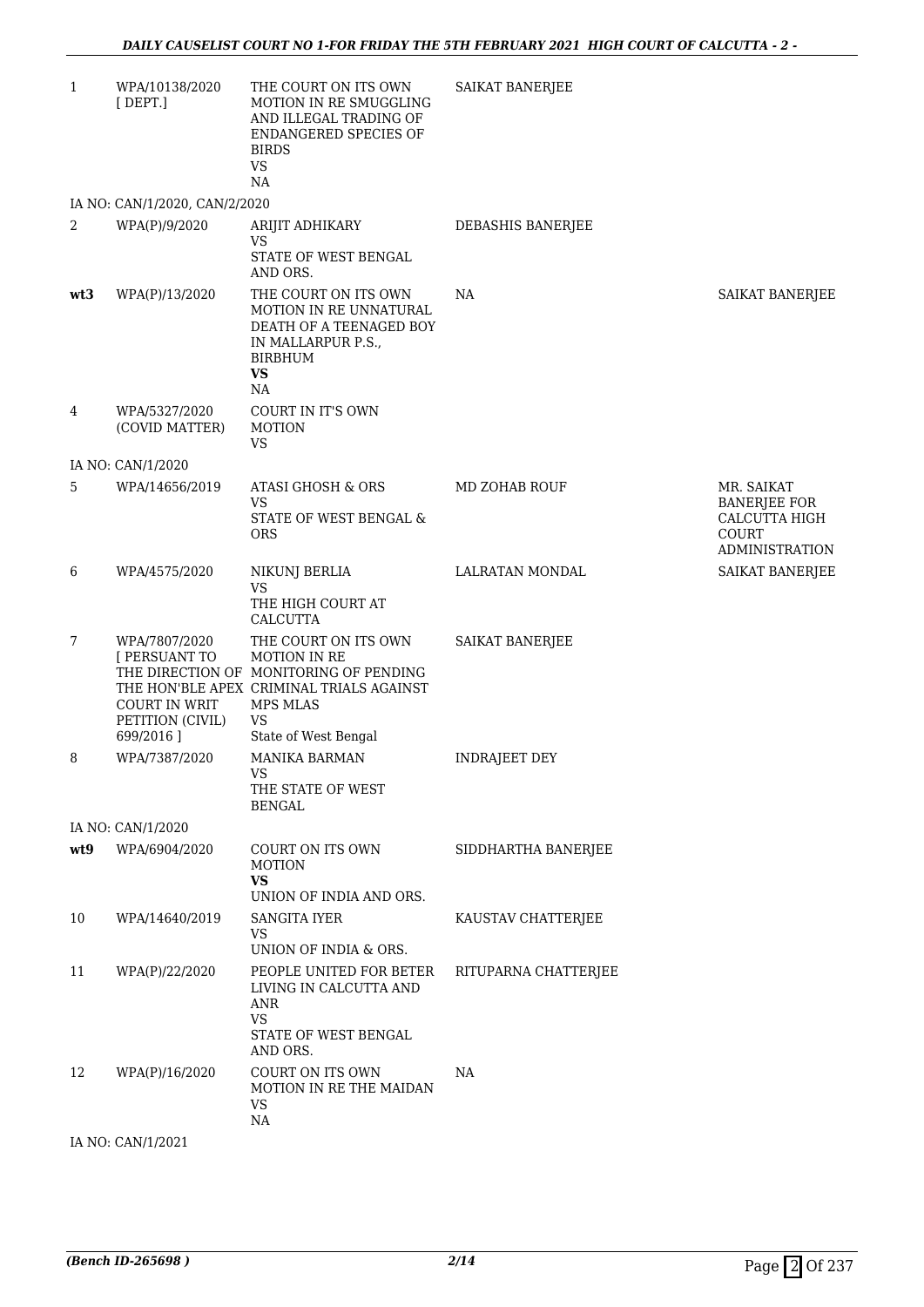| | | | | |
|---|---|---|---|---|
| 1 | WPA/10138/2020 [ DEPT.] | THE COURT ON ITS OWN MOTION IN RE SMUGGLING AND ILLEGAL TRADING OF ENDANGERED SPECIES OF BIRDS VS NA | SAIKAT BANERJEE | |
| IA NO: CAN/1/2020, CAN/2/2020 | | | | |
| 2 | WPA(P)/9/2020 | ARIJIT ADHIKARY VS STATE OF WEST BENGAL AND ORS. | DEBASHIS BANERJEE | |
| **wt3** | WPA(P)/13/2020 | THE COURT ON ITS OWN MOTION IN RE UNNATURAL DEATH OF A TEENAGED BOY IN MALLARPUR P.S., BIRBHUM **VS** NA | NA | SAIKAT BANERJEE |
| 4 | WPA/5327/2020 (COVID MATTER) | COURT IN IT'S OWN MOTION VS | | |
| IA NO: CAN/1/2020 | | | | |
| 5 | WPA/14656/2019 | ATASI GHOSH & ORS VS STATE OF WEST BENGAL & ORS | MD ZOHAB ROUF | MR. SAIKAT BANERJEE FOR CALCUTTA HIGH COURT ADMINISTRATION |
| 6 | WPA/4575/2020 | NIKUNJ BERLIA VS THE HIGH COURT AT CALCUTTA | LALRATAN MONDAL | SAIKAT BANERJEE |
| 7 | WPA/7807/2020 [ PERSUANT TO THE DIRECTION OF THE HON'BLE APEX COURT IN WRIT PETITION (CIVIL) 699/2016 ] | THE COURT ON ITS OWN MOTION IN RE MONITORING OF PENDING CRIMINAL TRIALS AGAINST MPS MLAS VS State of West Bengal | SAIKAT BANERJEE | |
| 8 | WPA/7387/2020 | MANIKA BARMAN VS THE STATE OF WEST BENGAL | INDRAJEET DEY | |
| IA NO: CAN/1/2020 | | | | |
| **wt9** | WPA/6904/2020 | COURT ON ITS OWN MOTION **VS** UNION OF INDIA AND ORS. | SIDDHARTHA BANERJEE | |
| 10 | WPA/14640/2019 | SANGITA IYER VS UNION OF INDIA & ORS. | KAUSTAV CHATTERJEE | |
| 11 | WPA(P)/22/2020 | PEOPLE UNITED FOR BETER LIVING IN CALCUTTA AND ANR VS STATE OF WEST BENGAL AND ORS. | RITUPARNA CHATTERJEE | |
| 12 | WPA(P)/16/2020 | COURT ON ITS OWN MOTION IN RE THE MAIDAN VS NA | NA | |
| IA NO: CAN/1/2021 | | | | |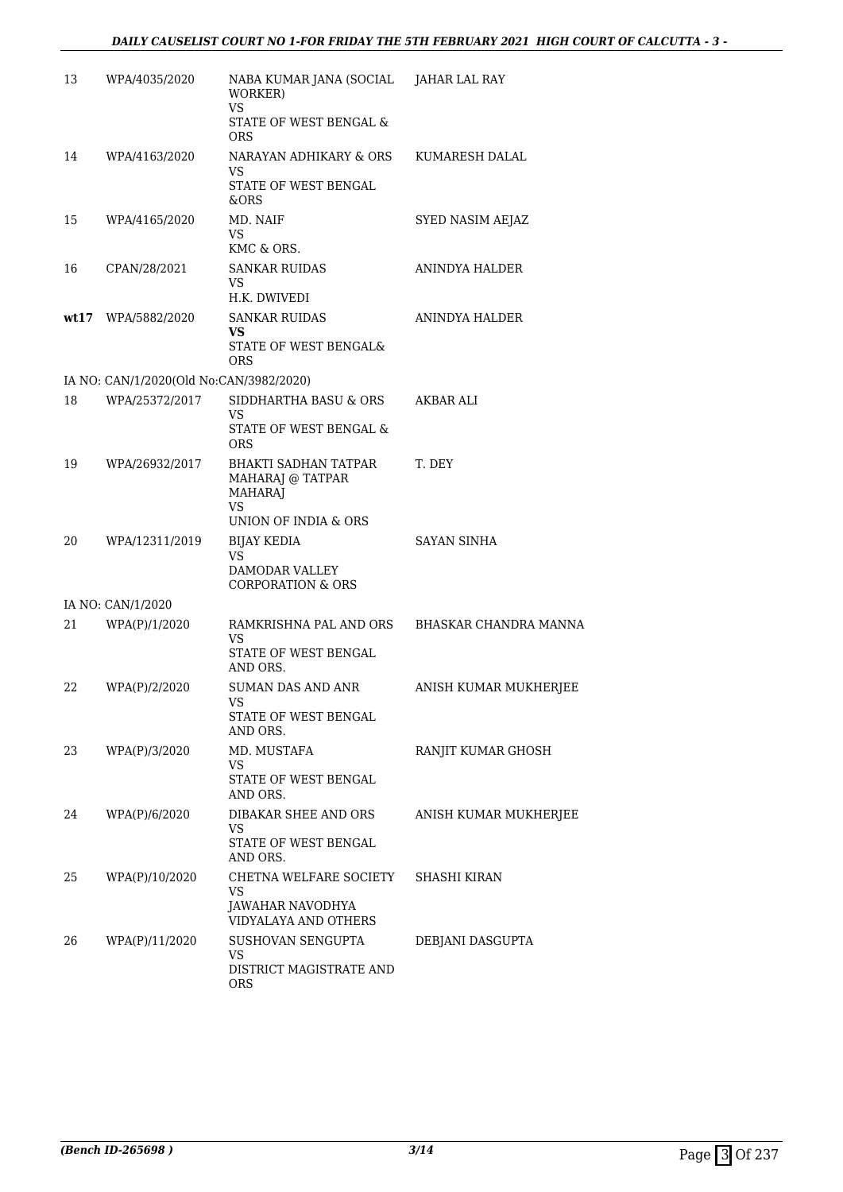| | | | |
|---|---|---|---|
| 13 | WPA/4035/2020 | NABA KUMAR JANA (SOCIAL WORKER)<br>VS<br>STATE OF WEST BENGAL & ORS | JAHAR LAL RAY |
| 14 | WPA/4163/2020 | NARAYAN ADHIKARY & ORS<br>VS<br>STATE OF WEST BENGAL &ORS | KUMARESH DALAL |
| 15 | WPA/4165/2020 | MD. NAIF<br>VS<br>KMC & ORS. | SYED NASIM AEJAZ |
| 16 | CPAN/28/2021 | SANKAR RUIDAS<br>VS<br>H.K. DWIVEDI | ANINDYA HALDER |
| **wt17** | WPA/5882/2020 | SANKAR RUIDAS<br>**VS**<br>STATE OF WEST BENGAL& ORS | ANINDYA HALDER |
| IA NO: CAN/1/2020(Old No:CAN/3982/2020) | | | |
| 18 | WPA/25372/2017 | SIDDHARTHA BASU & ORS<br>VS<br>STATE OF WEST BENGAL & ORS | AKBAR ALI |
| 19 | WPA/26932/2017 | BHAKTI SADHAN TATPAR MAHARAJ @ TATPAR MAHARAJ<br>VS<br>UNION OF INDIA & ORS | T. DEY |
| 20 | WPA/12311/2019 | BIJAY KEDIA<br>VS<br>DAMODAR VALLEY CORPORATION & ORS | SAYAN SINHA |
| IA NO: CAN/1/2020 | | | |
| 21 | WPA(P)/1/2020 | RAMKRISHNA PAL AND ORS<br>VS<br>STATE OF WEST BENGAL AND ORS. | BHASKAR CHANDRA MANNA |
| 22 | WPA(P)/2/2020 | SUMAN DAS AND ANR<br>VS<br>STATE OF WEST BENGAL AND ORS. | ANISH KUMAR MUKHERJEE |
| 23 | WPA(P)/3/2020 | MD. MUSTAFA<br>VS<br>STATE OF WEST BENGAL AND ORS. | RANJIT KUMAR GHOSH |
| 24 | WPA(P)/6/2020 | DIBAKAR SHEE AND ORS<br>VS<br>STATE OF WEST BENGAL AND ORS. | ANISH KUMAR MUKHERJEE |
| 25 | WPA(P)/10/2020 | CHETNA WELFARE SOCIETY<br>VS<br>JAWAHAR NAVODHYA VIDYALAYA AND OTHERS | SHASHI KIRAN |
| 26 | WPA(P)/11/2020 | SUSHOVAN SENGUPTA<br>VS<br>DISTRICT MAGISTRATE AND ORS | DEBJANI DASGUPTA |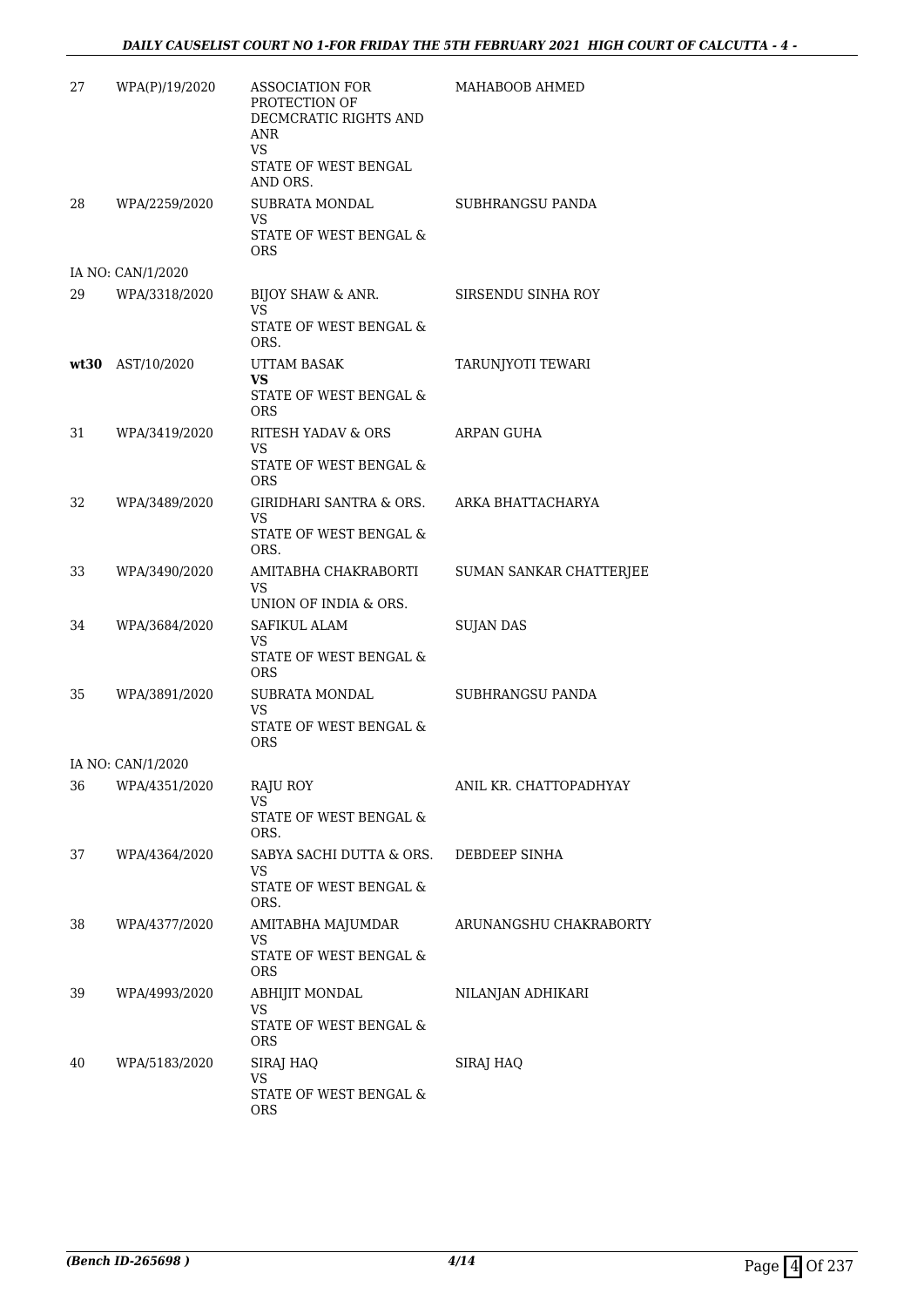| | | | |
|---|---|---|---|
| 27 | WPA(P)/19/2020 | ASSOCIATION FOR PROTECTION OF DECMCRATIC RIGHTS AND ANR<br>VS<br>STATE OF WEST BENGAL AND ORS. | MAHABOOB AHMED |
| 28 | WPA/2259/2020 | SUBRATA MONDAL<br>VS<br>STATE OF WEST BENGAL & ORS | SUBHRANGSU PANDA |
| | IA NO: CAN/1/2020 | | |
| 29 | WPA/3318/2020 | BIJOY SHAW & ANR.<br>VS<br>STATE OF WEST BENGAL & ORS. | SIRSENDU SINHA ROY |
| **wt30** | AST/10/2020 | UTTAM BASAK<br>**VS**<br>STATE OF WEST BENGAL & ORS | TARUNJYOTI TEWARI |
| 31 | WPA/3419/2020 | RITESH YADAV & ORS<br>VS<br>STATE OF WEST BENGAL & ORS | ARPAN GUHA |
| 32 | WPA/3489/2020 | GIRIDHARI SANTRA & ORS.<br>VS<br>STATE OF WEST BENGAL & ORS. | ARKA BHATTACHARYA |
| 33 | WPA/3490/2020 | AMITABHA CHAKRABORTI<br>VS<br>UNION OF INDIA & ORS. | SUMAN SANKAR CHATTERJEE |
| 34 | WPA/3684/2020 | SAFIKUL ALAM<br>VS<br>STATE OF WEST BENGAL & ORS | SUJAN DAS |
| 35 | WPA/3891/2020 | SUBRATA MONDAL<br>VS<br>STATE OF WEST BENGAL & ORS | SUBHRANGSU PANDA |
| | IA NO: CAN/1/2020 | | |
| 36 | WPA/4351/2020 | RAJU ROY<br>VS<br>STATE OF WEST BENGAL & ORS. | ANIL KR. CHATTOPADHYAY |
| 37 | WPA/4364/2020 | SABYA SACHI DUTTA & ORS.<br>VS<br>STATE OF WEST BENGAL & ORS. | DEBDEEP SINHA |
| 38 | WPA/4377/2020 | AMITABHA MAJUMDAR<br>VS<br>STATE OF WEST BENGAL & ORS | ARUNANGSHU CHAKRABORTY |
| 39 | WPA/4993/2020 | ABHIJIT MONDAL<br>VS<br>STATE OF WEST BENGAL & ORS | NILANJAN ADHIKARI |
| 40 | WPA/5183/2020 | SIRAJ HAQ<br>VS<br>STATE OF WEST BENGAL & ORS | SIRAJ HAQ |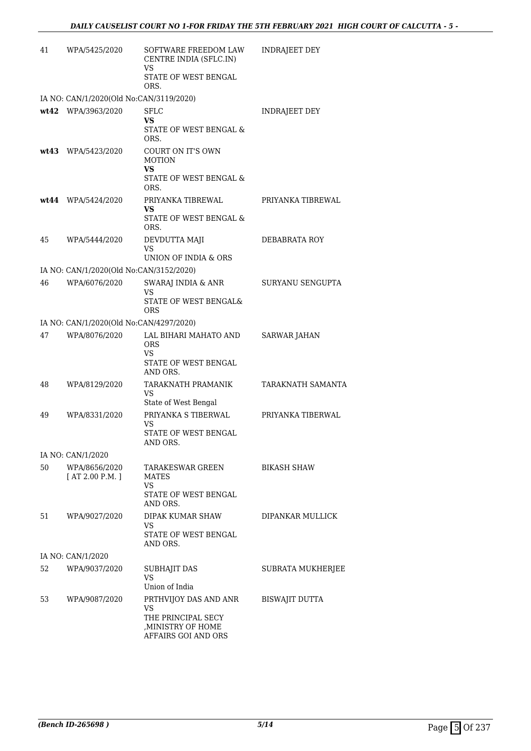| | | | |
|---|---|---|---|
| 41 | WPA/5425/2020 | SOFTWARE FREEDOM LAW CENTRE INDIA (SFLC.IN)<br>VS<br>STATE OF WEST BENGAL ORS. | INDRAJEET DEY |
| IA NO: CAN/1/2020(Old No:CAN/3119/2020) | | | |
| **wt42** | WPA/3963/2020 | SFLC<br>**VS**<br>STATE OF WEST BENGAL & ORS. | INDRAJEET DEY |
| **wt43** | WPA/5423/2020 | COURT ON IT'S OWN MOTION<br>**VS**<br>STATE OF WEST BENGAL & ORS. | |
| **wt44** | WPA/5424/2020 | PRIYANKA TIBREWAL<br>**VS**<br>STATE OF WEST BENGAL & ORS. | PRIYANKA TIBREWAL |
| 45 | WPA/5444/2020 | DEVDUTTA MAJI<br>VS<br>UNION OF INDIA & ORS | DEBABRATA ROY |
| IA NO: CAN/1/2020(Old No:CAN/3152/2020) | | | |
| 46 | WPA/6076/2020 | SWARAJ INDIA & ANR<br>VS<br>STATE OF WEST BENGAL& ORS | SURYANU SENGUPTA |
| IA NO: CAN/1/2020(Old No:CAN/4297/2020) | | | |
| 47 | WPA/8076/2020 | LAL BIHARI MAHATO AND ORS<br>VS<br>STATE OF WEST BENGAL AND ORS. | SARWAR JAHAN |
| 48 | WPA/8129/2020 | TARAKNATH PRAMANIK<br>VS<br>State of West Bengal | TARAKNATH SAMANTA |
| 49 | WPA/8331/2020 | PRIYANKA S TIBERWAL<br>VS<br>STATE OF WEST BENGAL AND ORS. | PRIYANKA TIBERWAL |
| IA NO: CAN/1/2020 | | | |
| 50 | WPA/8656/2020<br>[ AT 2.00 P.M. ] | TARAKESWAR GREEN MATES<br>VS<br>STATE OF WEST BENGAL AND ORS. | BIKASH SHAW |
| 51 | WPA/9027/2020 | DIPAK KUMAR SHAW<br>VS<br>STATE OF WEST BENGAL AND ORS. | DIPANKAR MULLICK |
| IA NO: CAN/1/2020 | | | |
| 52 | WPA/9037/2020 | SUBHAJIT DAS<br>VS<br>Union of India | SUBRATA MUKHERJEE |
| 53 | WPA/9087/2020 | PRTHVIJOY DAS AND ANR<br>VS<br>THE PRINCIPAL SECY ,MINISTRY OF HOME AFFAIRS GOI AND ORS | BISWAJIT DUTTA |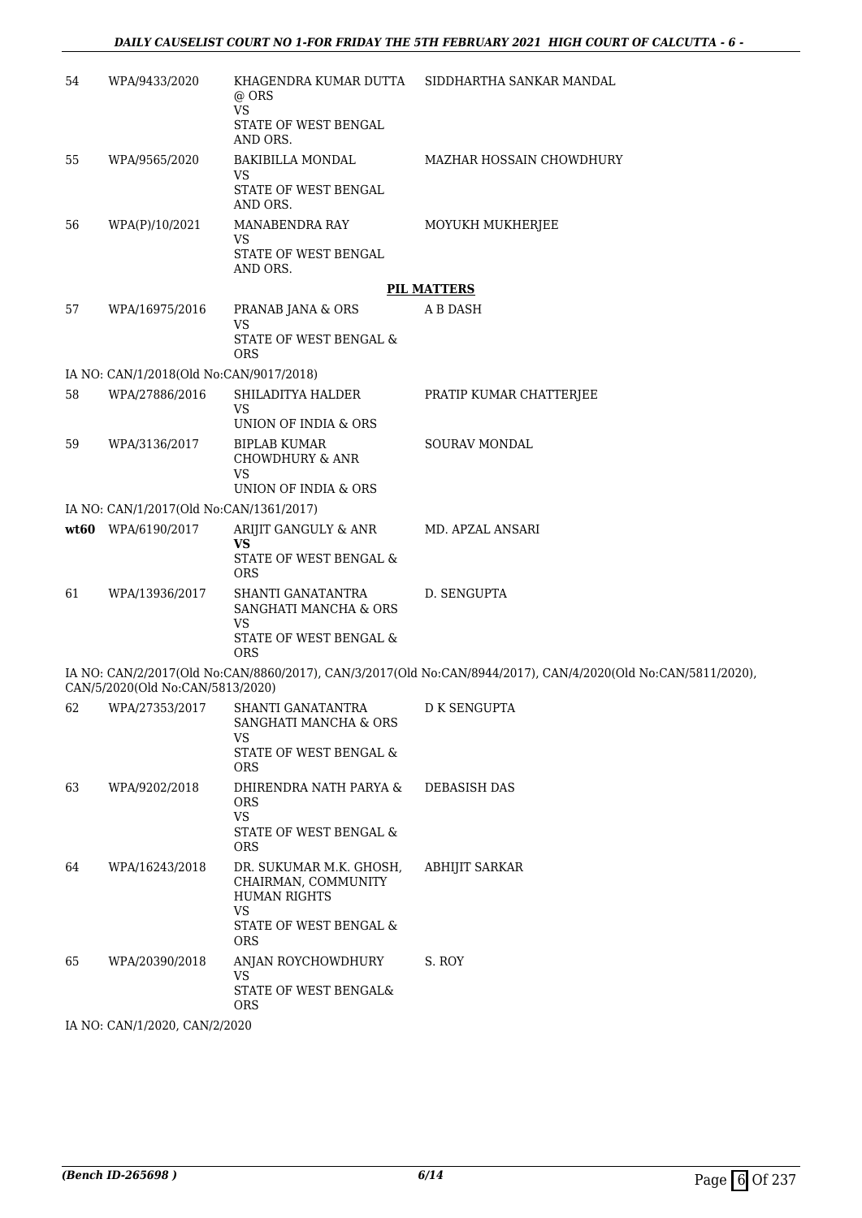| | | | |
|---|---|---|---|
| 54 | WPA/9433/2020 | KHAGENDRA KUMAR DUTTA @ ORS<br>VS<br>STATE OF WEST BENGAL AND ORS. | SIDDHARTHA SANKAR MANDAL |
| 55 | WPA/9565/2020 | BAKIBILLA MONDAL<br>VS<br>STATE OF WEST BENGAL AND ORS. | MAZHAR HOSSAIN CHOWDHURY |
| 56 | WPA(P)/10/2021 | MANABENDRA RAY<br>VS<br>STATE OF WEST BENGAL AND ORS. | MOYUKH MUKHERJEE |

**PIL MATTERS**

| | | | |
|---|---|---|---|
| 57 | WPA/16975/2016 | PRANAB JANA & ORS<br>VS<br>STATE OF WEST BENGAL & ORS | A B DASH |

IA NO: CAN/1/2018(Old No:CAN/9017/2018)

| | | | |
|---|---|---|---|
| 58 | WPA/27886/2016 | SHILADITYA HALDER<br>VS<br>UNION OF INDIA & ORS | PRATIP KUMAR CHATTERJEE |
| 59 | WPA/3136/2017 | BIPLAB KUMAR CHOWDHURY & ANR<br>VS<br>UNION OF INDIA & ORS | SOURAV MONDAL |

IA NO: CAN/1/2017(Old No:CAN/1361/2017)

| | | | |
|---|---|---|---|
| **wt60** | WPA/6190/2017 | ARIJIT GANGULY & ANR<br>**VS**<br>STATE OF WEST BENGAL & ORS | MD. APZAL ANSARI |
| 61 | WPA/13936/2017 | SHANTI GANATANTRA SANGHATI MANCHA & ORS<br>VS<br>STATE OF WEST BENGAL & ORS | D. SENGUPTA |

IA NO: CAN/2/2017(Old No:CAN/8860/2017), CAN/3/2017(Old No:CAN/8944/2017), CAN/4/2020(Old No:CAN/5811/2020), CAN/5/2020(Old No:CAN/5813/2020)

| | | | |
|---|---|---|---|
| 62 | WPA/27353/2017 | SHANTI GANATANTRA SANGHATI MANCHA & ORS<br>VS<br>STATE OF WEST BENGAL & ORS | D K SENGUPTA |
| 63 | WPA/9202/2018 | DHIRENDRA NATH PARYA & ORS<br>VS<br>STATE OF WEST BENGAL & ORS | DEBASISH DAS |
| 64 | WPA/16243/2018 | DR. SUKUMAR M.K. GHOSH, CHAIRMAN, COMMUNITY HUMAN RIGHTS<br>VS<br>STATE OF WEST BENGAL & ORS | ABHIJIT SARKAR |
| 65 | WPA/20390/2018 | ANJAN ROYCHOWDHURY<br>VS<br>STATE OF WEST BENGAL& ORS | S. ROY |

IA NO: CAN/1/2020, CAN/2/2020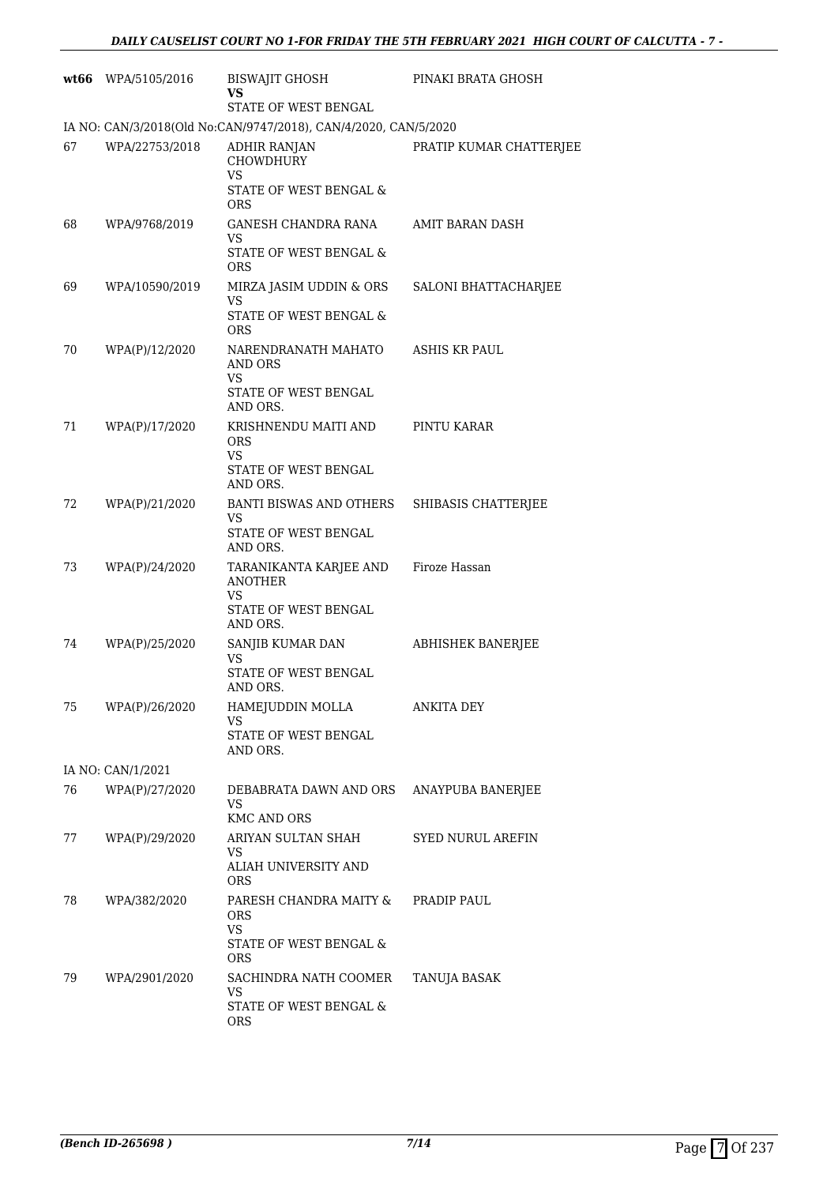| | | | |
|---|---|---|---|
| **wt66** | WPA/5105/2016 | BISWAJIT GHOSH **VS** STATE OF WEST BENGAL | PINAKI BRATA GHOSH |
| IA NO: CAN/3/2018(Old No:CAN/9747/2018), CAN/4/2020, CAN/5/2020 | | | |
| 67 | WPA/22753/2018 | ADHIR RANJAN CHOWDHURY VS STATE OF WEST BENGAL & ORS | PRATIP KUMAR CHATTERJEE |
| 68 | WPA/9768/2019 | GANESH CHANDRA RANA VS STATE OF WEST BENGAL & ORS | AMIT BARAN DASH |
| 69 | WPA/10590/2019 | MIRZA JASIM UDDIN & ORS VS STATE OF WEST BENGAL & ORS | SALONI BHATTACHARJEE |
| 70 | WPA(P)/12/2020 | NARENDRANATH MAHATO AND ORS VS STATE OF WEST BENGAL AND ORS. | ASHIS KR PAUL |
| 71 | WPA(P)/17/2020 | KRISHNENDU MAITI AND ORS VS STATE OF WEST BENGAL AND ORS. | PINTU KARAR |
| 72 | WPA(P)/21/2020 | BANTI BISWAS AND OTHERS VS STATE OF WEST BENGAL AND ORS. | SHIBASIS CHATTERJEE |
| 73 | WPA(P)/24/2020 | TARANIKANTA KARJEE AND ANOTHER VS STATE OF WEST BENGAL AND ORS. | Firoze Hassan |
| 74 | WPA(P)/25/2020 | SANJIB KUMAR DAN VS STATE OF WEST BENGAL AND ORS. | ABHISHEK BANERJEE |
| 75 | WPA(P)/26/2020 | HAMEJUDDIN MOLLA VS STATE OF WEST BENGAL AND ORS. | ANKITA DEY |
| IA NO: CAN/1/2021 | | | |
| 76 | WPA(P)/27/2020 | DEBABRATA DAWN AND ORS VS KMC AND ORS | ANAYPUBA BANERJEE |
| 77 | WPA(P)/29/2020 | ARIYAN SULTAN SHAH VS ALIAH UNIVERSITY AND ORS | SYED NURUL AREFIN |
| 78 | WPA/382/2020 | PARESH CHANDRA MAITY & ORS VS STATE OF WEST BENGAL & ORS | PRADIP PAUL |
| 79 | WPA/2901/2020 | SACHINDRA NATH COOMER VS STATE OF WEST BENGAL & ORS | TANUJA BASAK |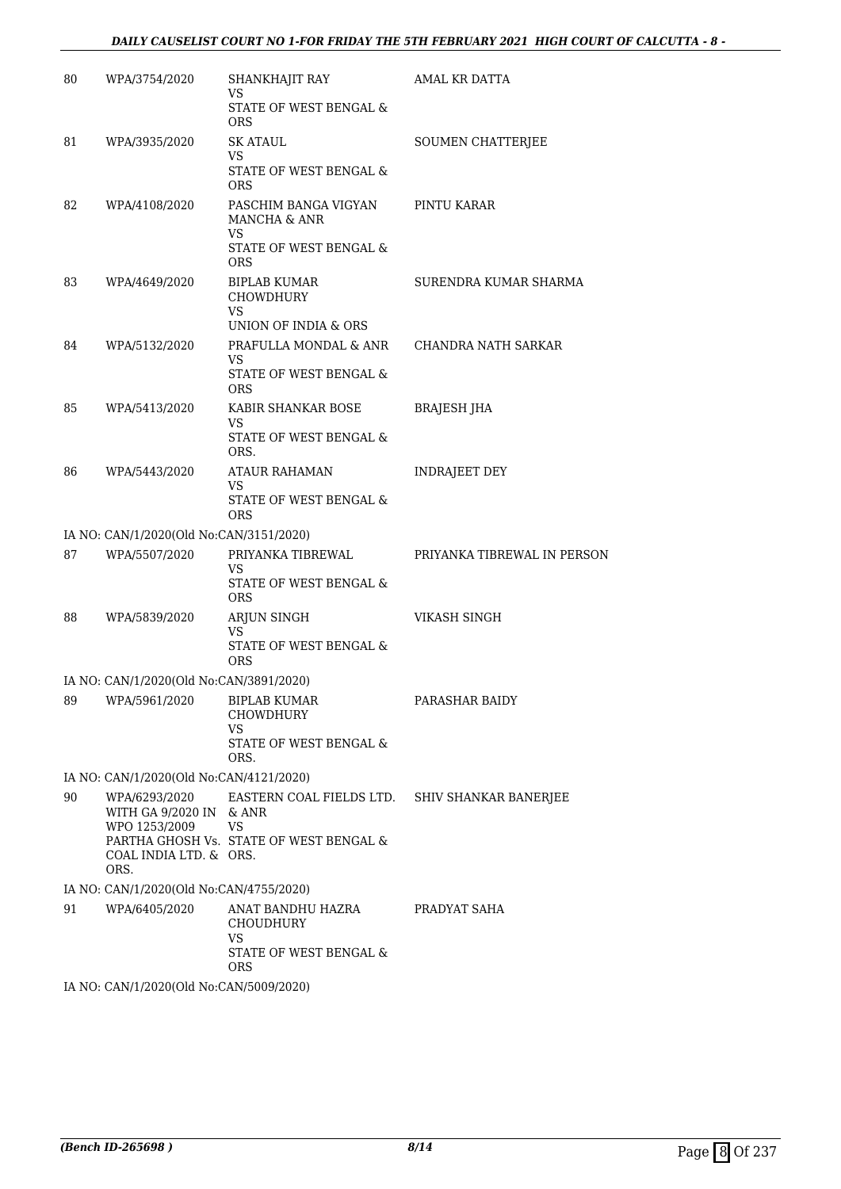| | | | |
|---|---|---|---|
| 80 | WPA/3754/2020 | SHANKHAJIT RAY<br>VS<br>STATE OF WEST BENGAL & ORS | AMAL KR DATTA |
| 81 | WPA/3935/2020 | SK ATAUL<br>VS<br>STATE OF WEST BENGAL & ORS | SOUMEN CHATTERJEE |
| 82 | WPA/4108/2020 | PASCHIM BANGA VIGYAN MANCHA & ANR<br>VS<br>STATE OF WEST BENGAL & ORS | PINTU KARAR |
| 83 | WPA/4649/2020 | BIPLAB KUMAR CHOWDHURY<br>VS<br>UNION OF INDIA & ORS | SURENDRA KUMAR SHARMA |
| 84 | WPA/5132/2020 | PRAFULLA MONDAL & ANR<br>VS<br>STATE OF WEST BENGAL & ORS | CHANDRA NATH SARKAR |
| 85 | WPA/5413/2020 | KABIR SHANKAR BOSE<br>VS<br>STATE OF WEST BENGAL & ORS. | BRAJESH JHA |
| 86 | WPA/5443/2020 | ATAUR RAHAMAN<br>VS<br>STATE OF WEST BENGAL & ORS | INDRAJEET DEY |
| | IA NO: CAN/1/2020(Old No:CAN/3151/2020) | | |
| 87 | WPA/5507/2020 | PRIYANKA TIBREWAL<br>VS<br>STATE OF WEST BENGAL & ORS | PRIYANKA TIBREWAL IN PERSON |
| 88 | WPA/5839/2020 | ARJUN SINGH<br>VS<br>STATE OF WEST BENGAL & ORS | VIKASH SINGH |
| | IA NO: CAN/1/2020(Old No:CAN/3891/2020) | | |
| 89 | WPA/5961/2020 | BIPLAB KUMAR CHOWDHURY<br>VS<br>STATE OF WEST BENGAL & ORS. | PARASHAR BAIDY |
| | IA NO: CAN/1/2020(Old No:CAN/4121/2020) | | |
| 90 | WPA/6293/2020 WITH GA 9/2020 IN WPO 1253/2009 PARTHA GHOSH Vs. COAL INDIA LTD. & ORS. | EASTERN COAL FIELDS LTD. & ANR<br>VS<br>STATE OF WEST BENGAL & ORS. | SHIV SHANKAR BANERJEE |
| | IA NO: CAN/1/2020(Old No:CAN/4755/2020) | | |
| 91 | WPA/6405/2020 | ANAT BANDHU HAZRA CHOUDHURY<br>VS<br>STATE OF WEST BENGAL & ORS | PRADYAT SAHA |
| | IA NO: CAN/1/2020(Old No:CAN/5009/2020) | | |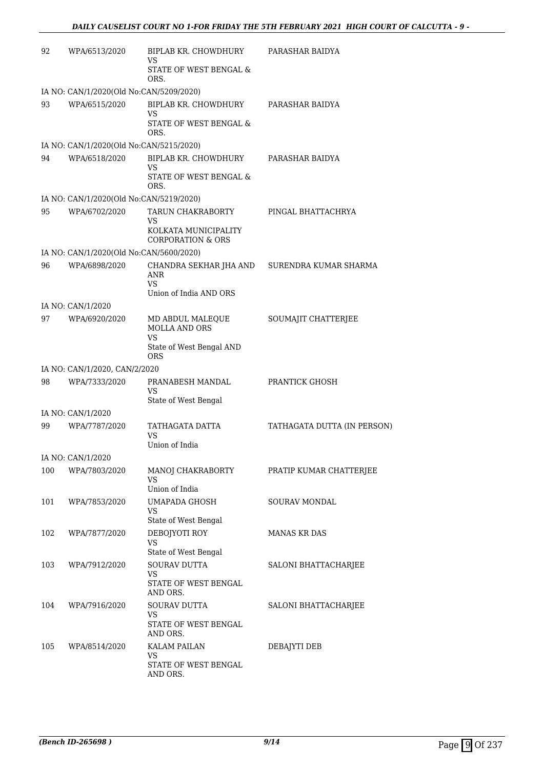| | | | |
|---|---|---|---|
| 92 | WPA/6513/2020 | BIPLAB KR. CHOWDHURY<br>VS<br>STATE OF WEST BENGAL & ORS. | PARASHAR BAIDYA |
| IA NO: CAN/1/2020(Old No:CAN/5209/2020) | | | |
| 93 | WPA/6515/2020 | BIPLAB KR. CHOWDHURY<br>VS<br>STATE OF WEST BENGAL & ORS. | PARASHAR BAIDYA |
| IA NO: CAN/1/2020(Old No:CAN/5215/2020) | | | |
| 94 | WPA/6518/2020 | BIPLAB KR. CHOWDHURY<br>VS<br>STATE OF WEST BENGAL & ORS. | PARASHAR BAIDYA |
| IA NO: CAN/1/2020(Old No:CAN/5219/2020) | | | |
| 95 | WPA/6702/2020 | TARUN CHAKRABORTY<br>VS<br>KOLKATA MUNICIPALITY CORPORATION & ORS | PINGAL BHATTACHRYA |
| IA NO: CAN/1/2020(Old No:CAN/5600/2020) | | | |
| 96 | WPA/6898/2020 | CHANDRA SEKHAR JHA AND ANR<br>VS<br>Union of India AND ORS | SURENDRA KUMAR SHARMA |
| IA NO: CAN/1/2020 | | | |
| 97 | WPA/6920/2020 | MD ABDUL MALEQUE MOLLA AND ORS<br>VS<br>State of West Bengal AND ORS | SOUMAJIT CHATTERJEE |
| IA NO: CAN/1/2020, CAN/2/2020 | | | |
| 98 | WPA/7333/2020 | PRANABESH MANDAL<br>VS<br>State of West Bengal | PRANTICK GHOSH |
| IA NO: CAN/1/2020 | | | |
| 99 | WPA/7787/2020 | TATHAGATA DATTA<br>VS<br>Union of India | TATHAGATA DUTTA (IN PERSON) |
| IA NO: CAN/1/2020 | | | |
| 100 | WPA/7803/2020 | MANOJ CHAKRABORTY<br>VS<br>Union of India | PRATIP KUMAR CHATTERJEE |
| 101 | WPA/7853/2020 | UMAPADA GHOSH<br>VS<br>State of West Bengal | SOURAV MONDAL |
| 102 | WPA/7877/2020 | DEBOJYOTI ROY<br>VS<br>State of West Bengal | MANAS KR DAS |
| 103 | WPA/7912/2020 | SOURAV DUTTA<br>VS<br>STATE OF WEST BENGAL AND ORS. | SALONI BHATTACHARJEE |
| 104 | WPA/7916/2020 | SOURAV DUTTA<br>VS<br>STATE OF WEST BENGAL AND ORS. | SALONI BHATTACHARJEE |
| 105 | WPA/8514/2020 | KALAM PAILAN<br>VS<br>STATE OF WEST BENGAL AND ORS. | DEBAJYTI DEB |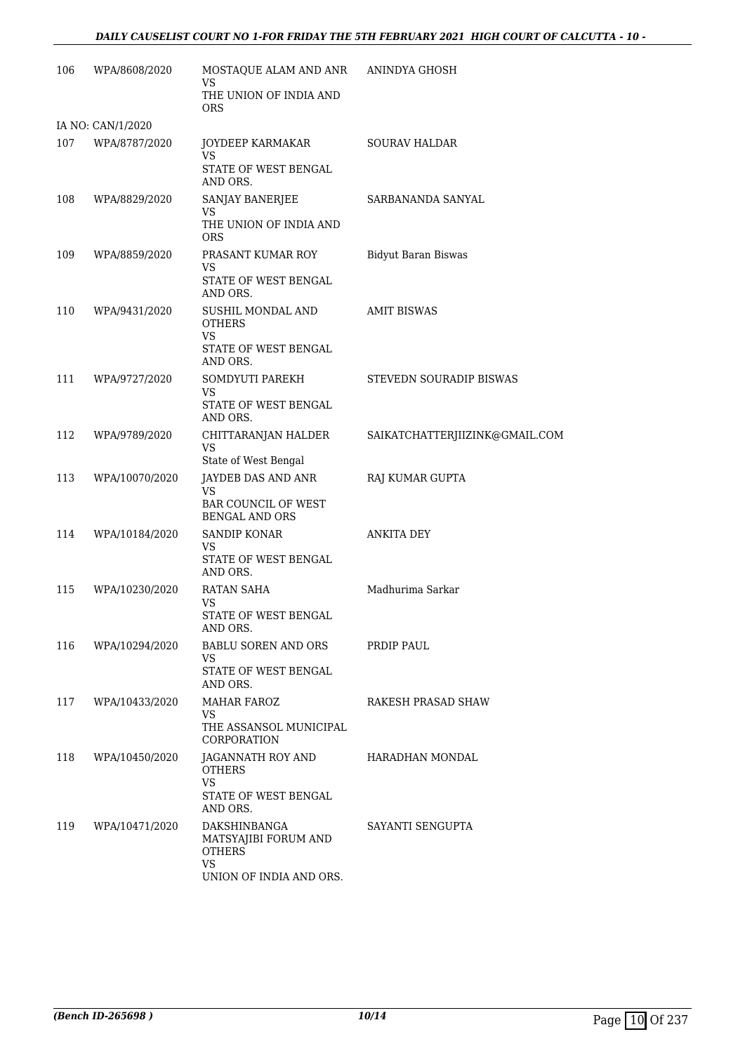| | | | |
|---|---|---|---|
| 106 | WPA/8608/2020 | MOSTAQUE ALAM AND ANR<br>VS<br>THE UNION OF INDIA AND ORS | ANINDYA GHOSH |
| | IA NO: CAN/1/2020 | | |
| 107 | WPA/8787/2020 | JOYDEEP KARMAKAR<br>VS<br>STATE OF WEST BENGAL AND ORS. | SOURAV HALDAR |
| 108 | WPA/8829/2020 | SANJAY BANERJEE<br>VS<br>THE UNION OF INDIA AND ORS | SARBANANDA SANYAL |
| 109 | WPA/8859/2020 | PRASANT KUMAR ROY<br>VS<br>STATE OF WEST BENGAL AND ORS. | Bidyut Baran Biswas |
| 110 | WPA/9431/2020 | SUSHIL MONDAL AND OTHERS<br>VS<br>STATE OF WEST BENGAL AND ORS. | AMIT BISWAS |
| 111 | WPA/9727/2020 | SOMDYUTI PAREKH<br>VS<br>STATE OF WEST BENGAL AND ORS. | STEVEDN SOURADIP BISWAS |
| 112 | WPA/9789/2020 | CHITTARANJAN HALDER<br>VS<br>State of West Bengal | SAIKATCHATTERJIIZINK@GMAIL.COM |
| 113 | WPA/10070/2020 | JAYDEB DAS AND ANR<br>VS<br>BAR COUNCIL OF WEST BENGAL AND ORS | RAJ KUMAR GUPTA |
| 114 | WPA/10184/2020 | SANDIP KONAR<br>VS<br>STATE OF WEST BENGAL AND ORS. | ANKITA DEY |
| 115 | WPA/10230/2020 | RATAN SAHA<br>VS<br>STATE OF WEST BENGAL AND ORS. | Madhurima Sarkar |
| 116 | WPA/10294/2020 | BABLU SOREN AND ORS<br>VS<br>STATE OF WEST BENGAL AND ORS. | PRDIP PAUL |
| 117 | WPA/10433/2020 | MAHAR FAROZ<br>VS<br>THE ASSANSOL MUNICIPAL CORPORATION | RAKESH PRASAD SHAW |
| 118 | WPA/10450/2020 | JAGANNATH ROY AND OTHERS<br>VS<br>STATE OF WEST BENGAL AND ORS. | HARADHAN MONDAL |
| 119 | WPA/10471/2020 | DAKSHINBANGA MATSYAJIBI FORUM AND OTHERS<br>VS<br>UNION OF INDIA AND ORS. | SAYANTI SENGUPTA |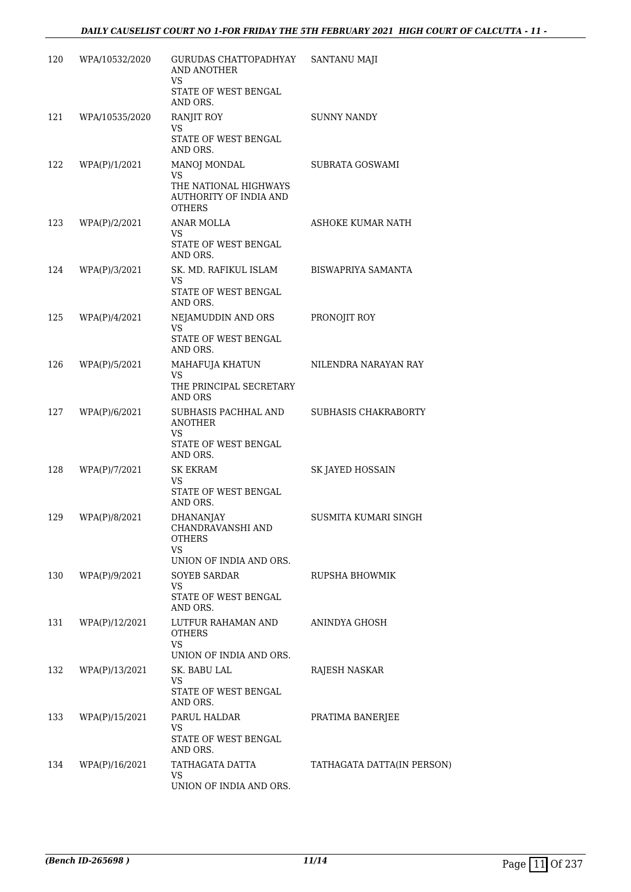| | | | |
|---|---|---|---|
| 120 | WPA/10532/2020 | GURUDAS CHATTOPADHYAY AND ANOTHER<br>VS<br>STATE OF WEST BENGAL AND ORS. | SANTANU MAJI |
| 121 | WPA/10535/2020 | RANJIT ROY<br>VS<br>STATE OF WEST BENGAL AND ORS. | SUNNY NANDY |
| 122 | WPA(P)/1/2021 | MANOJ MONDAL<br>VS<br>THE NATIONAL HIGHWAYS AUTHORITY OF INDIA AND OTHERS | SUBRATA GOSWAMI |
| 123 | WPA(P)/2/2021 | ANAR MOLLA<br>VS<br>STATE OF WEST BENGAL AND ORS. | ASHOKE KUMAR NATH |
| 124 | WPA(P)/3/2021 | SK. MD. RAFIKUL ISLAM<br>VS<br>STATE OF WEST BENGAL AND ORS. | BISWAPRIYA SAMANTA |
| 125 | WPA(P)/4/2021 | NEJAMUDDIN AND ORS<br>VS<br>STATE OF WEST BENGAL AND ORS. | PRONOJIT ROY |
| 126 | WPA(P)/5/2021 | MAHAFUJA KHATUN<br>VS<br>THE PRINCIPAL SECRETARY AND ORS | NILENDRA NARAYAN RAY |
| 127 | WPA(P)/6/2021 | SUBHASIS PACHHAL AND ANOTHER<br>VS<br>STATE OF WEST BENGAL AND ORS. | SUBHASIS CHAKRABORTY |
| 128 | WPA(P)/7/2021 | SK EKRAM<br>VS<br>STATE OF WEST BENGAL AND ORS. | SK JAYED HOSSAIN |
| 129 | WPA(P)/8/2021 | DHANANJAY CHANDRAVANSHI AND OTHERS<br>VS<br>UNION OF INDIA AND ORS. | SUSMITA KUMARI SINGH |
| 130 | WPA(P)/9/2021 | SOYEB SARDAR<br>VS<br>STATE OF WEST BENGAL AND ORS. | RUPSHA BHOWMIK |
| 131 | WPA(P)/12/2021 | LUTFUR RAHAMAN AND OTHERS<br>VS<br>UNION OF INDIA AND ORS. | ANINDYA GHOSH |
| 132 | WPA(P)/13/2021 | SK. BABU LAL<br>VS<br>STATE OF WEST BENGAL AND ORS. | RAJESH NASKAR |
| 133 | WPA(P)/15/2021 | PARUL HALDAR<br>VS<br>STATE OF WEST BENGAL AND ORS. | PRATIMA BANERJEE |
| 134 | WPA(P)/16/2021 | TATHAGATA DATTA<br>VS<br>UNION OF INDIA AND ORS. | TATHAGATA DATTA(IN PERSON) |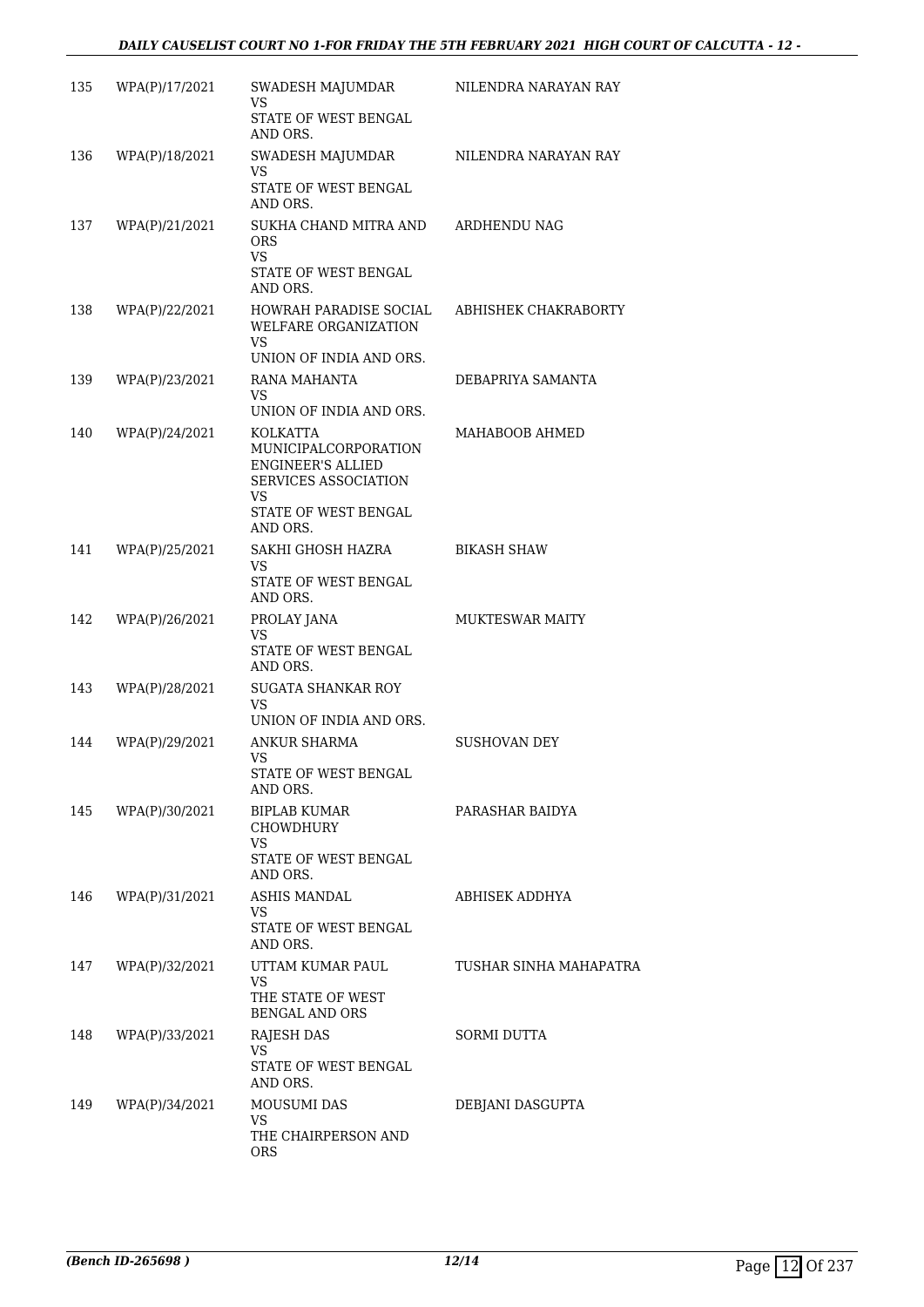| | | | |
|---|---|---|---|
| 135 | WPA(P)/17/2021 | SWADESH MAJUMDAR<br>VS<br>STATE OF WEST BENGAL AND ORS. | NILENDRA NARAYAN RAY |
| 136 | WPA(P)/18/2021 | SWADESH MAJUMDAR<br>VS<br>STATE OF WEST BENGAL AND ORS. | NILENDRA NARAYAN RAY |
| 137 | WPA(P)/21/2021 | SUKHA CHAND MITRA AND ORS<br>VS<br>STATE OF WEST BENGAL AND ORS. | ARDHENDU NAG |
| 138 | WPA(P)/22/2021 | HOWRAH PARADISE SOCIAL WELFARE ORGANIZATION<br>VS<br>UNION OF INDIA AND ORS. | ABHISHEK CHAKRABORTY |
| 139 | WPA(P)/23/2021 | RANA MAHANTA<br>VS<br>UNION OF INDIA AND ORS. | DEBAPRIYA SAMANTA |
| 140 | WPA(P)/24/2021 | KOLKATTA MUNICIPALCORPORATION ENGINEER'S ALLIED SERVICES ASSOCIATION<br>VS<br>STATE OF WEST BENGAL AND ORS. | MAHABOOB AHMED |
| 141 | WPA(P)/25/2021 | SAKHI GHOSH HAZRA<br>VS<br>STATE OF WEST BENGAL AND ORS. | BIKASH SHAW |
| 142 | WPA(P)/26/2021 | PROLAY JANA<br>VS<br>STATE OF WEST BENGAL AND ORS. | MUKTESWAR MAITY |
| 143 | WPA(P)/28/2021 | SUGATA SHANKAR ROY<br>VS<br>UNION OF INDIA AND ORS. | |
| 144 | WPA(P)/29/2021 | ANKUR SHARMA<br>VS<br>STATE OF WEST BENGAL AND ORS. | SUSHOVAN DEY |
| 145 | WPA(P)/30/2021 | BIPLAB KUMAR CHOWDHURY<br>VS<br>STATE OF WEST BENGAL AND ORS. | PARASHAR BAIDYA |
| 146 | WPA(P)/31/2021 | ASHIS MANDAL<br>VS<br>STATE OF WEST BENGAL AND ORS. | ABHISEK ADDHYA |
| 147 | WPA(P)/32/2021 | UTTAM KUMAR PAUL<br>VS<br>THE STATE OF WEST BENGAL AND ORS | TUSHAR SINHA MAHAPATRA |
| 148 | WPA(P)/33/2021 | RAJESH DAS<br>VS<br>STATE OF WEST BENGAL AND ORS. | SORMI DUTTA |
| 149 | WPA(P)/34/2021 | MOUSUMI DAS<br>VS<br>THE CHAIRPERSON AND ORS | DEBJANI DASGUPTA |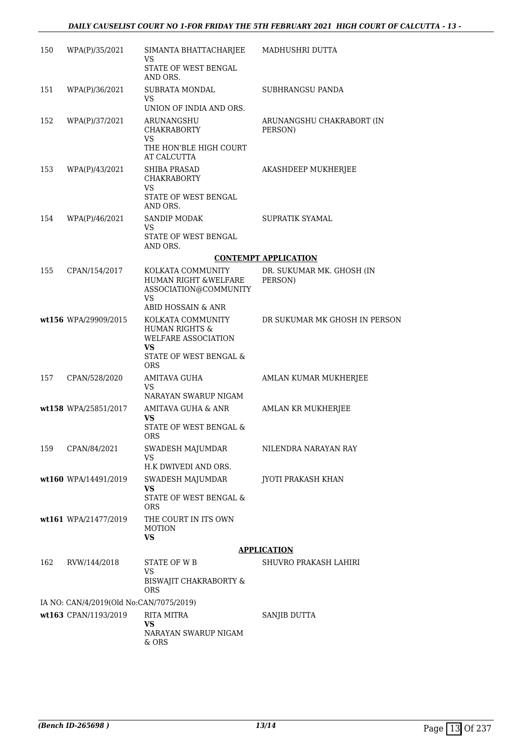| | | | |
|---|---|---|---|
| 150 | WPA(P)/35/2021 | SIMANTA BHATTACHARJEE<br>VS<br>STATE OF WEST BENGAL AND ORS. | MADHUSHRI DUTTA |
| 151 | WPA(P)/36/2021 | SUBRATA MONDAL<br>VS<br>UNION OF INDIA AND ORS. | SUBHRANGSU PANDA |
| 152 | WPA(P)/37/2021 | ARUNANGSHU CHAKRABORTY<br>VS<br>THE HON'BLE HIGH COURT AT CALCUTTA | ARUNANGSHU CHAKRABORT (IN PERSON) |
| 153 | WPA(P)/43/2021 | SHIBA PRASAD CHAKRABORTY<br>VS<br>STATE OF WEST BENGAL AND ORS. | AKASHDEEP MUKHERJEE |
| 154 | WPA(P)/46/2021 | SANDIP MODAK<br>VS<br>STATE OF WEST BENGAL AND ORS. | SUPRATIK SYAMAL |

**CONTEMPT APPLICATION**

| | | | |
|---|---|---|---|
| 155 | CPAN/154/2017 | KOLKATA COMMUNITY HUMAN RIGHT &WELFARE ASSOCIATION@COMMUNITY<br>VS<br>ABID HOSSAIN & ANR | DR. SUKUMAR MK. GHOSH (IN PERSON) |
| **wt156** | **WPA/29909/2015** | KOLKATA COMMUNITY HUMAN RIGHTS & WELFARE ASSOCIATION<br>**VS**<br>STATE OF WEST BENGAL & ORS | DR SUKUMAR MK GHOSH IN PERSON |
| 157 | CPAN/528/2020 | AMITAVA GUHA<br>VS<br>NARAYAN SWARUP NIGAM | AMLAN KUMAR MUKHERJEE |
| **wt158** | **WPA/25851/2017** | AMITAVA GUHA & ANR<br>**VS**<br>STATE OF WEST BENGAL & ORS | AMLAN KR MUKHERJEE |
| 159 | CPAN/84/2021 | SWADESH MAJUMDAR<br>VS<br>H.K DWIVEDI AND ORS. | NILENDRA NARAYAN RAY |
| **wt160** | **WPA/14491/2019** | SWADESH MAJUMDAR<br>**VS**<br>STATE OF WEST BENGAL & ORS | JYOTI PRAKASH KHAN |
| **wt161** | **WPA/21477/2019** | THE COURT IN ITS OWN MOTION<br>**VS** | |

**APPLICATION**

| | | | |
|---|---|---|---|
| 162 | RVW/144/2018 | STATE OF W B<br>VS<br>BISWAJIT CHAKRABORTY & ORS | SHUVRO PRAKASH LAHIRI |
| | IA NO: CAN/4/2019(Old No:CAN/7075/2019) | | |
| **wt163** | **CPAN/1193/2019** | RITA MITRA<br>**VS**<br>NARAYAN SWARUP NIGAM & ORS | SANJIB DUTTA |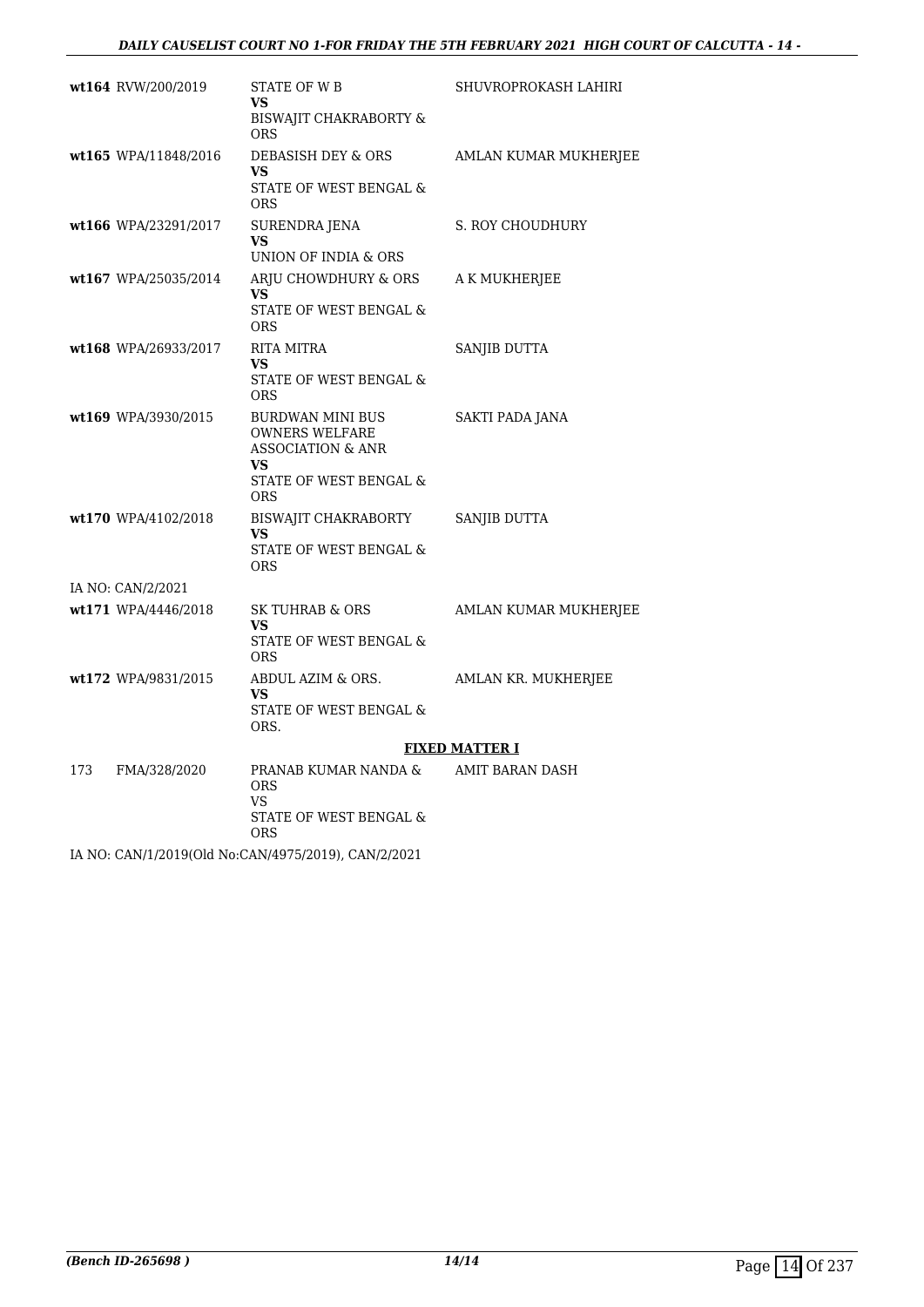| | | | |
|---|---|---|---|
| wt164 | RVW/200/2019 | STATE OF W B<br>VS<br>BISWAJIT CHAKRABORTY & ORS | SHUVROPROKASH LAHIRI |
| wt165 | WPA/11848/2016 | DEBASISH DEY & ORS<br>VS<br>STATE OF WEST BENGAL & ORS | AMLAN KUMAR MUKHERJEE |
| wt166 | WPA/23291/2017 | SURENDRA JENA<br>VS<br>UNION OF INDIA & ORS | S. ROY CHOUDHURY |
| wt167 | WPA/25035/2014 | ARJU CHOWDHURY & ORS<br>VS<br>STATE OF WEST BENGAL & ORS | A K MUKHERJEE |
| wt168 | WPA/26933/2017 | RITA MITRA<br>VS<br>STATE OF WEST BENGAL & ORS | SANJIB DUTTA |
| wt169 | WPA/3930/2015 | BURDWAN MINI BUS OWNERS WELFARE ASSOCIATION & ANR<br>VS<br>STATE OF WEST BENGAL & ORS | SAKTI PADA JANA |
| wt170 | WPA/4102/2018 | BISWAJIT CHAKRABORTY<br>VS<br>STATE OF WEST BENGAL & ORS | SANJIB DUTTA |

IA NO: CAN/2/2021

| | | | |
|---|---|---|---|
| wt171 | WPA/4446/2018 | SK TUHRAB & ORS<br>VS<br>STATE OF WEST BENGAL & ORS | AMLAN KUMAR MUKHERJEE |
| wt172 | WPA/9831/2015 | ABDUL AZIM & ORS.<br>VS<br>STATE OF WEST BENGAL & ORS. | AMLAN KR. MUKHERJEE |

**FIXED MATTER I**

| | | | |
|---|---|---|---|
| 173 | FMA/328/2020 | PRANAB KUMAR NANDA & ORS<br>VS<br>STATE OF WEST BENGAL & ORS | AMIT BARAN DASH |

IA NO: CAN/1/2019(Old No:CAN/4975/2019), CAN/2/2021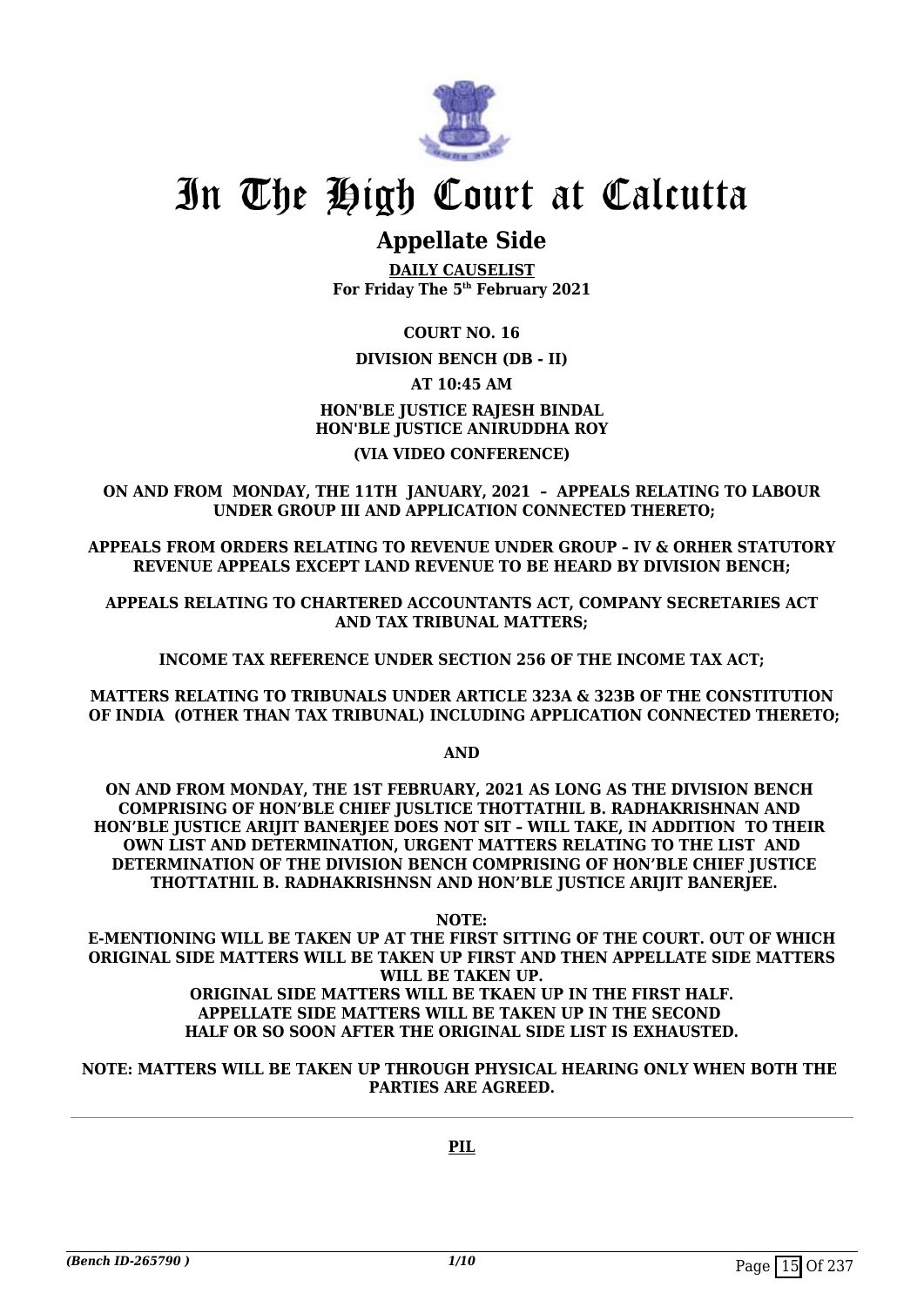# In The High Court at Calcutta

## Appellate Side

**DAILY CAUSELIST**
**For Friday The 5th February 2021**

**COURT NO. 16**

**DIVISION BENCH (DB - II)**

**AT 10:45 AM**

**HON'BLE JUSTICE RAJESH BINDAL**
**HON'BLE JUSTICE ANIRUDDHA ROY**

**(VIA VIDEO CONFERENCE)**

**ON AND FROM MONDAY, THE 11TH JANUARY, 2021 – APPEALS RELATING TO LABOUR UNDER GROUP III AND APPLICATION CONNECTED THERETO;**

**APPEALS FROM ORDERS RELATING TO REVENUE UNDER GROUP – IV & ORHER STATUTORY REVENUE APPEALS EXCEPT LAND REVENUE TO BE HEARD BY DIVISION BENCH;**

**APPEALS RELATING TO CHARTERED ACCOUNTANTS ACT, COMPANY SECRETARIES ACT AND TAX TRIBUNAL MATTERS;**

**INCOME TAX REFERENCE UNDER SECTION 256 OF THE INCOME TAX ACT;**

**MATTERS RELATING TO TRIBUNALS UNDER ARTICLE 323A & 323B OF THE CONSTITUTION OF INDIA (OTHER THAN TAX TRIBUNAL) INCLUDING APPLICATION CONNECTED THERETO;**

**AND**

**ON AND FROM MONDAY, THE 1ST FEBRUARY, 2021 AS LONG AS THE DIVISION BENCH COMPRISING OF HON'BLE CHIEF JUSLTICE THOTTATHIL B. RADHAKRISHNAN AND HON'BLE JUSTICE ARIJIT BANERJEE DOES NOT SIT – WILL TAKE, IN ADDITION TO THEIR OWN LIST AND DETERMINATION, URGENT MATTERS RELATING TO THE LIST AND DETERMINATION OF THE DIVISION BENCH COMPRISING OF HON'BLE CHIEF JUSTICE THOTTATHIL B. RADHAKRISHNSN AND HON'BLE JUSTICE ARIJIT BANERJEE.**

**NOTE:**
**E-MENTIONING WILL BE TAKEN UP AT THE FIRST SITTING OF THE COURT. OUT OF WHICH ORIGINAL SIDE MATTERS WILL BE TAKEN UP FIRST AND THEN APPELLATE SIDE MATTERS WILL BE TAKEN UP.**
**ORIGINAL SIDE MATTERS WILL BE TKAEN UP IN THE FIRST HALF.**
**APPELLATE SIDE MATTERS WILL BE TAKEN UP IN THE SECOND HALF OR SO SOON AFTER THE ORIGINAL SIDE LIST IS EXHAUSTED.**

**NOTE: MATTERS WILL BE TAKEN UP THROUGH PHYSICAL HEARING ONLY WHEN BOTH THE PARTIES ARE AGREED.**

---

**PIL**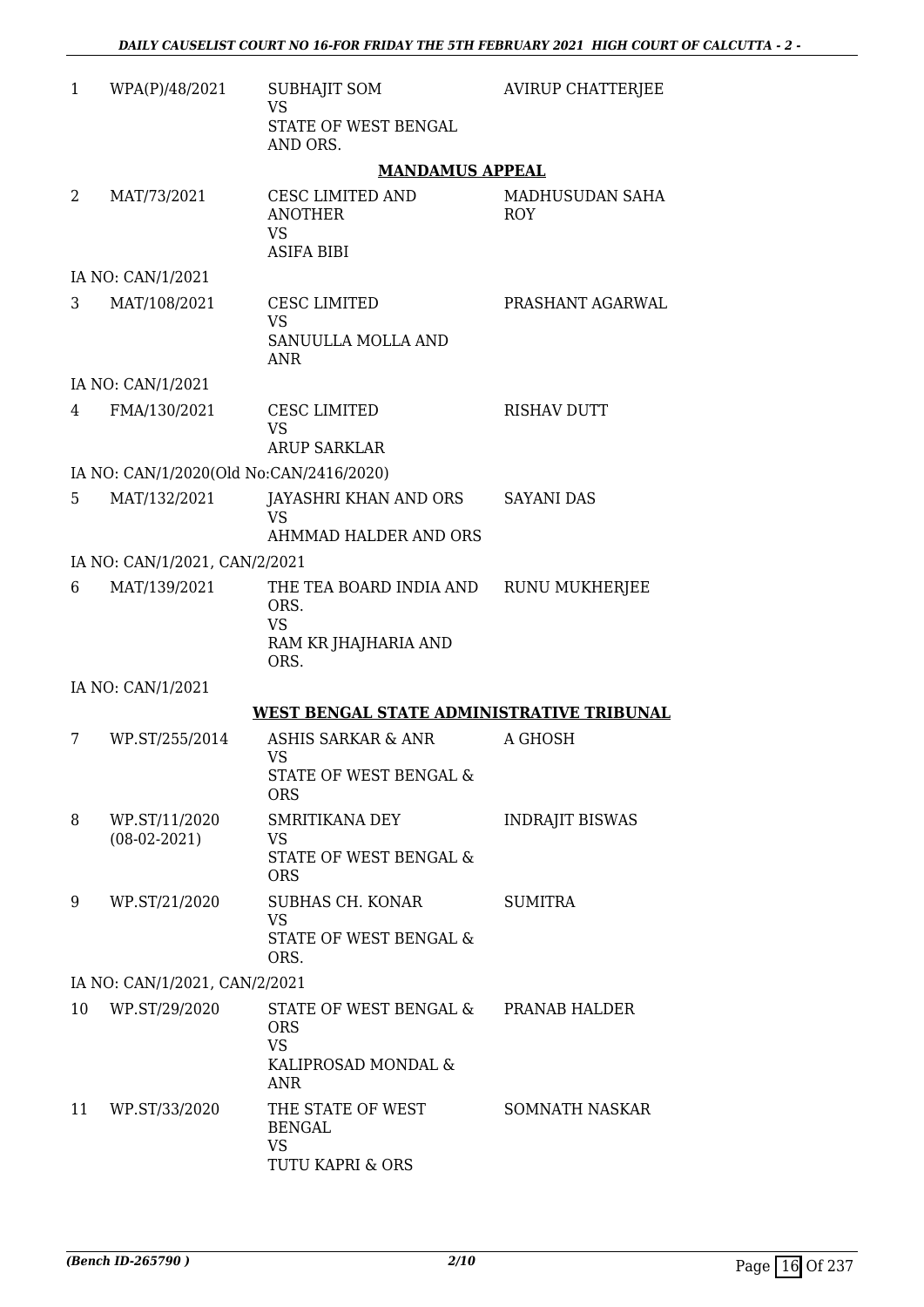| | | | |
|---|---|---|---|
| 1 | WPA(P)/48/2021 | SUBHAJIT SOM<br>VS<br>STATE OF WEST BENGAL AND ORS. | AVIRUP CHATTERJEE |

**MANDAMUS APPEAL**

| | | | |
|---|---|---|---|
| 2 | MAT/73/2021 | CESC LIMITED AND ANOTHER<br>VS<br>ASIFA BIBI | MADHUSUDAN SAHA ROY |
| | IA NO: CAN/1/2021 | | |
| 3 | MAT/108/2021 | CESC LIMITED<br>VS<br>SANUULLA MOLLA AND ANR | PRASHANT AGARWAL |
| | IA NO: CAN/1/2021 | | |
| 4 | FMA/130/2021 | CESC LIMITED<br>VS<br>ARUP SARKLAR | RISHAV DUTT |
| | IA NO: CAN/1/2020(Old No:CAN/2416/2020) | | |
| 5 | MAT/132/2021 | JAYASHRI KHAN AND ORS<br>VS<br>AHMMAD HALDER AND ORS | SAYANI DAS |
| | IA NO: CAN/1/2021, CAN/2/2021 | | |
| 6 | MAT/139/2021 | THE TEA BOARD INDIA AND ORS.<br>VS<br>RAM KR JHAJHARIA AND ORS. | RUNU MUKHERJEE |
| | IA NO: CAN/1/2021 | | |

**WEST BENGAL STATE ADMINISTRATIVE TRIBUNAL**

| | | | |
|---|---|---|---|
| 7 | WP.ST/255/2014 | ASHIS SARKAR & ANR<br>VS<br>STATE OF WEST BENGAL & ORS | A GHOSH |
| 8 | WP.ST/11/2020<br>(08-02-2021) | SMRITIKANA DEY<br>VS<br>STATE OF WEST BENGAL & ORS | INDRAJIT BISWAS |
| 9 | WP.ST/21/2020 | SUBHAS CH. KONAR<br>VS<br>STATE OF WEST BENGAL & ORS. | SUMITRA |
| | IA NO: CAN/1/2021, CAN/2/2021 | | |
| 10 | WP.ST/29/2020 | STATE OF WEST BENGAL & ORS<br>VS<br>KALIPROSAD MONDAL & ANR | PRANAB HALDER |
| 11 | WP.ST/33/2020 | THE STATE OF WEST BENGAL<br>VS<br>TUTU KAPRI & ORS | SOMNATH NASKAR |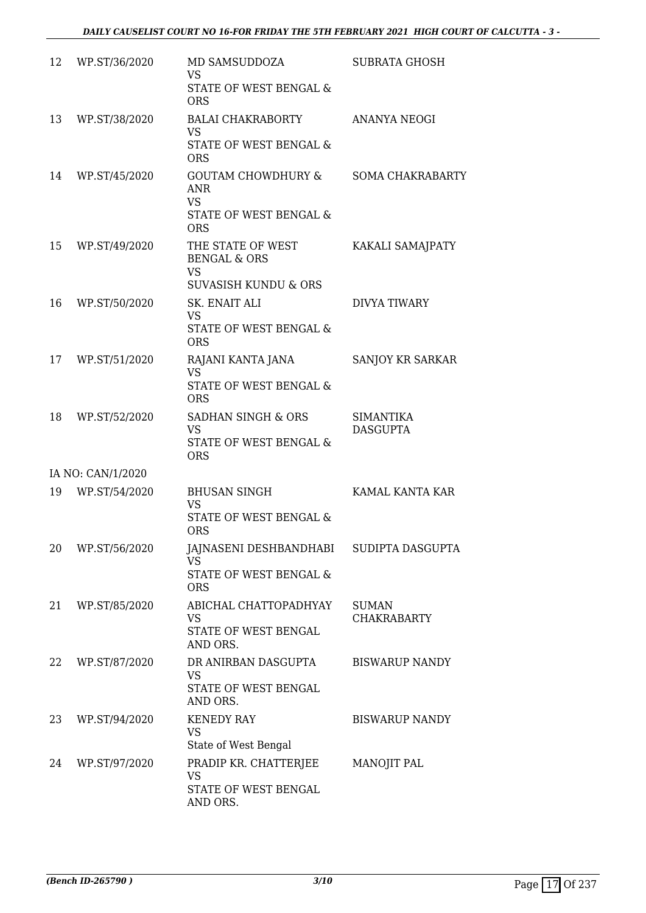| 12 | WP.ST/36/2020 | MD SAMSUDDOZA<br>VS<br>STATE OF WEST BENGAL & ORS | SUBRATA GHOSH |
|---|---|---|---|
| 13 | WP.ST/38/2020 | BALAI CHAKRABORTY<br>VS<br>STATE OF WEST BENGAL & ORS | ANANYA NEOGI |
| 14 | WP.ST/45/2020 | GOUTAM CHOWDHURY & ANR<br>VS<br>STATE OF WEST BENGAL & ORS | SOMA CHAKRABARTY |
| 15 | WP.ST/49/2020 | THE STATE OF WEST BENGAL & ORS<br>VS<br>SUVASISH KUNDU & ORS | KAKALI SAMAJPATY |
| 16 | WP.ST/50/2020 | SK. ENAIT ALI<br>VS<br>STATE OF WEST BENGAL & ORS | DIVYA TIWARY |
| 17 | WP.ST/51/2020 | RAJANI KANTA JANA<br>VS<br>STATE OF WEST BENGAL & ORS | SANJOY KR SARKAR |
| 18 | WP.ST/52/2020 | SADHAN SINGH & ORS<br>VS<br>STATE OF WEST BENGAL & ORS | SIMANTIKA DASGUPTA |
| | IA NO: CAN/1/2020 | | |
| 19 | WP.ST/54/2020 | BHUSAN SINGH<br>VS<br>STATE OF WEST BENGAL & ORS | KAMAL KANTA KAR |
| 20 | WP.ST/56/2020 | JAJNASENI DESHBANDHABI<br>VS<br>STATE OF WEST BENGAL & ORS | SUDIPTA DASGUPTA |
| 21 | WP.ST/85/2020 | ABICHAL CHATTOPADHYAY<br>VS<br>STATE OF WEST BENGAL AND ORS. | SUMAN CHAKRABARTY |
| 22 | WP.ST/87/2020 | DR ANIRBAN DASGUPTA<br>VS<br>STATE OF WEST BENGAL AND ORS. | BISWARUP NANDY |
| 23 | WP.ST/94/2020 | KENEDY RAY<br>VS<br>State of West Bengal | BISWARUP NANDY |
| 24 | WP.ST/97/2020 | PRADIP KR. CHATTERJEE<br>VS<br>STATE OF WEST BENGAL AND ORS. | MANOJIT PAL |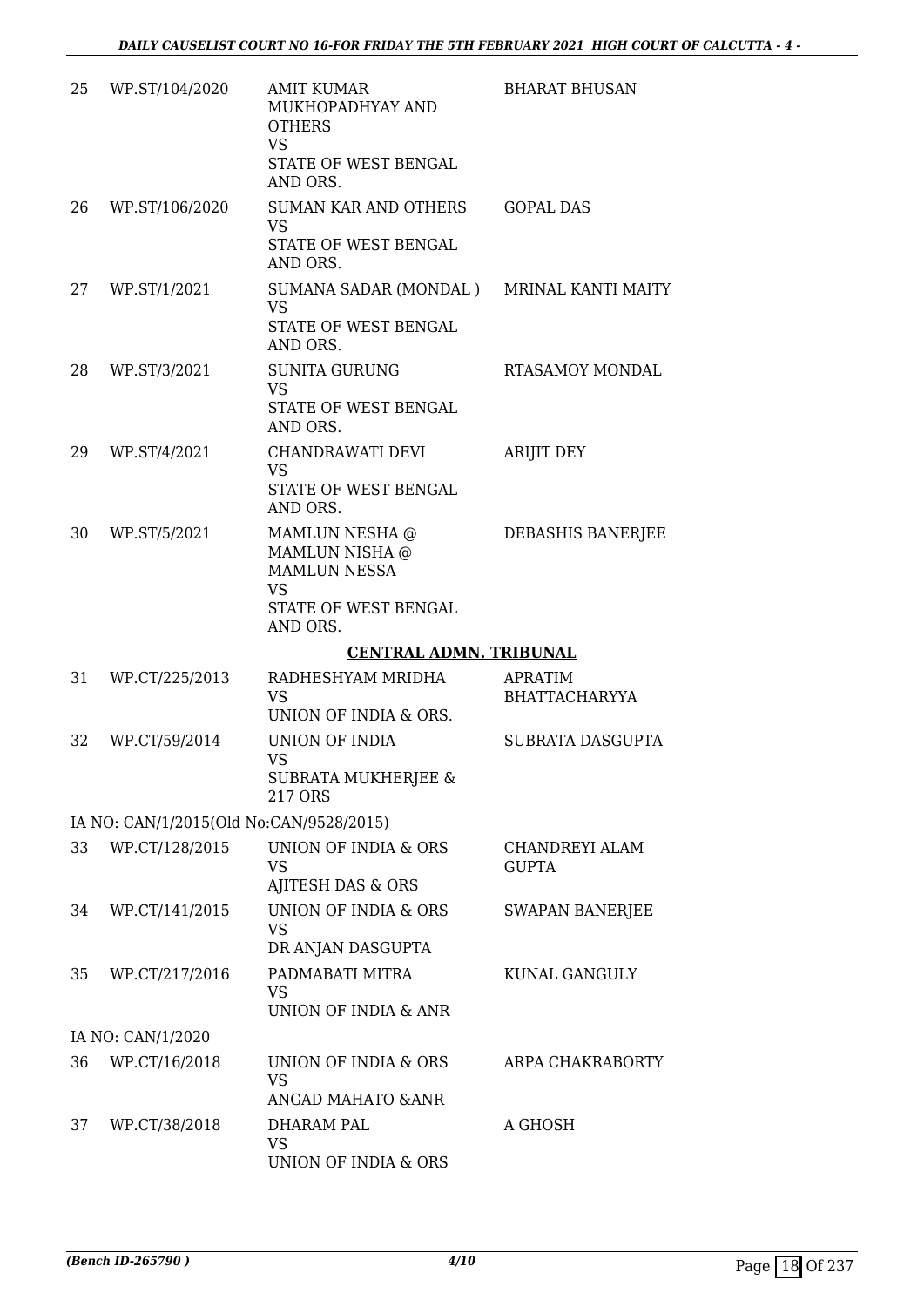| | | | |
|---|---|---|---|
| 25 | WP.ST/104/2020 | AMIT KUMAR MUKHOPADHYAY AND OTHERS<br>VS<br>STATE OF WEST BENGAL AND ORS. | BHARAT BHUSAN |
| 26 | WP.ST/106/2020 | SUMAN KAR AND OTHERS<br>VS<br>STATE OF WEST BENGAL AND ORS. | GOPAL DAS |
| 27 | WP.ST/1/2021 | SUMANA SADAR (MONDAL )<br>VS<br>STATE OF WEST BENGAL AND ORS. | MRINAL KANTI MAITY |
| 28 | WP.ST/3/2021 | SUNITA GURUNG<br>VS<br>STATE OF WEST BENGAL AND ORS. | RTASAMOY MONDAL |
| 29 | WP.ST/4/2021 | CHANDRAWATI DEVI<br>VS<br>STATE OF WEST BENGAL AND ORS. | ARIJIT DEY |
| 30 | WP.ST/5/2021 | MAMLUN NESHA @ MAMLUN NISHA @ MAMLUN NESSA<br>VS<br>STATE OF WEST BENGAL AND ORS. | DEBASHIS BANERJEE |

**CENTRAL ADMN. TRIBUNAL**

| | | | |
|---|---|---|---|
| 31 | WP.CT/225/2013 | RADHESHYAM MRIDHA<br>VS<br>UNION OF INDIA & ORS. | APRATIM BHATTACHARYYA |
| 32 | WP.CT/59/2014 | UNION OF INDIA<br>VS<br>SUBRATA MUKHERJEE & 217 ORS | SUBRATA DASGUPTA |
| | IA NO: CAN/1/2015(Old No:CAN/9528/2015) | | |
| 33 | WP.CT/128/2015 | UNION OF INDIA & ORS<br>VS<br>AJITESH DAS & ORS | CHANDREYI ALAM GUPTA |
| 34 | WP.CT/141/2015 | UNION OF INDIA & ORS<br>VS<br>DR ANJAN DASGUPTA | SWAPAN BANERJEE |
| 35 | WP.CT/217/2016 | PADMABATI MITRA<br>VS<br>UNION OF INDIA & ANR | KUNAL GANGULY |
| | IA NO: CAN/1/2020 | | |
| 36 | WP.CT/16/2018 | UNION OF INDIA & ORS<br>VS<br>ANGAD MAHATO &ANR | ARPA CHAKRABORTY |
| 37 | WP.CT/38/2018 | DHARAM PAL<br>VS<br>UNION OF INDIA & ORS | A GHOSH |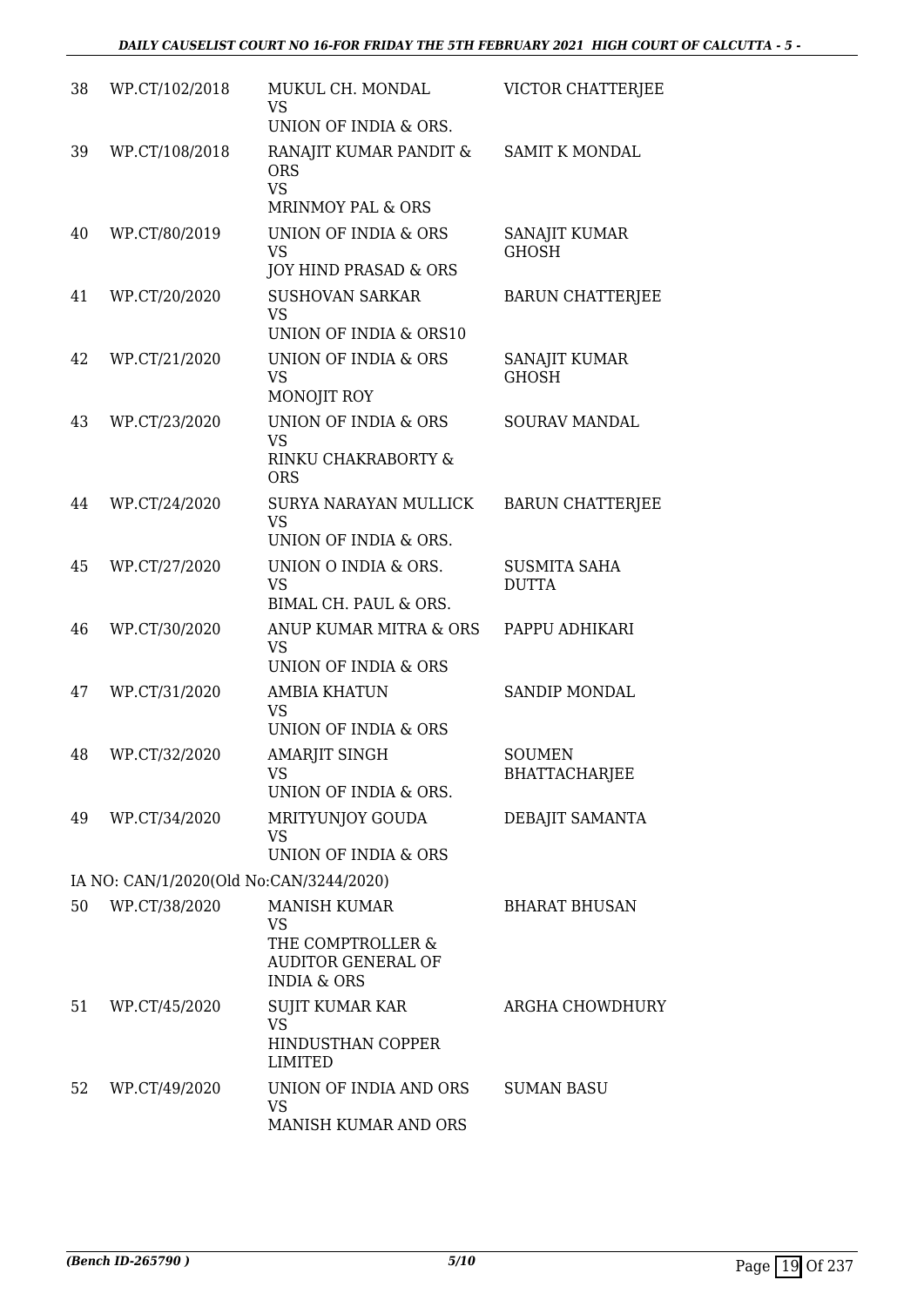| 38 | WP.CT/102/2018 | MUKUL CH. MONDAL<br>VS<br>UNION OF INDIA & ORS. | VICTOR CHATTERJEE |
|---|---|---|---|
| 39 | WP.CT/108/2018 | RANAJIT KUMAR PANDIT & ORS<br>VS<br>MRINMOY PAL & ORS | SAMIT K MONDAL |
| 40 | WP.CT/80/2019 | UNION OF INDIA & ORS<br>VS<br>JOY HIND PRASAD & ORS | SANAJIT KUMAR GHOSH |
| 41 | WP.CT/20/2020 | SUSHOVAN SARKAR<br>VS<br>UNION OF INDIA & ORS10 | BARUN CHATTERJEE |
| 42 | WP.CT/21/2020 | UNION OF INDIA & ORS<br>VS<br>MONOJIT ROY | SANAJIT KUMAR GHOSH |
| 43 | WP.CT/23/2020 | UNION OF INDIA & ORS<br>VS<br>RINKU CHAKRABORTY & ORS | SOURAV MANDAL |
| 44 | WP.CT/24/2020 | SURYA NARAYAN MULLICK<br>VS<br>UNION OF INDIA & ORS. | BARUN CHATTERJEE |
| 45 | WP.CT/27/2020 | UNION O INDIA & ORS.<br>VS<br>BIMAL CH. PAUL & ORS. | SUSMITA SAHA DUTTA |
| 46 | WP.CT/30/2020 | ANUP KUMAR MITRA & ORS<br>VS<br>UNION OF INDIA & ORS | PAPPU ADHIKARI |
| 47 | WP.CT/31/2020 | AMBIA KHATUN<br>VS<br>UNION OF INDIA & ORS | SANDIP MONDAL |
| 48 | WP.CT/32/2020 | AMARJIT SINGH<br>VS<br>UNION OF INDIA & ORS. | SOUMEN BHATTACHARJEE |
| 49 | WP.CT/34/2020 | MRITYUNJOY GOUDA<br>VS<br>UNION OF INDIA & ORS | DEBAJIT SAMANTA |
| | IA NO: CAN/1/2020(Old No:CAN/3244/2020) | | |
| 50 | WP.CT/38/2020 | MANISH KUMAR<br>VS<br>THE COMPTROLLER & AUDITOR GENERAL OF INDIA & ORS | BHARAT BHUSAN |
| 51 | WP.CT/45/2020 | SUJIT KUMAR KAR<br>VS<br>HINDUSTHAN COPPER LIMITED | ARGHA CHOWDHURY |
| 52 | WP.CT/49/2020 | UNION OF INDIA AND ORS<br>VS<br>MANISH KUMAR AND ORS | SUMAN BASU |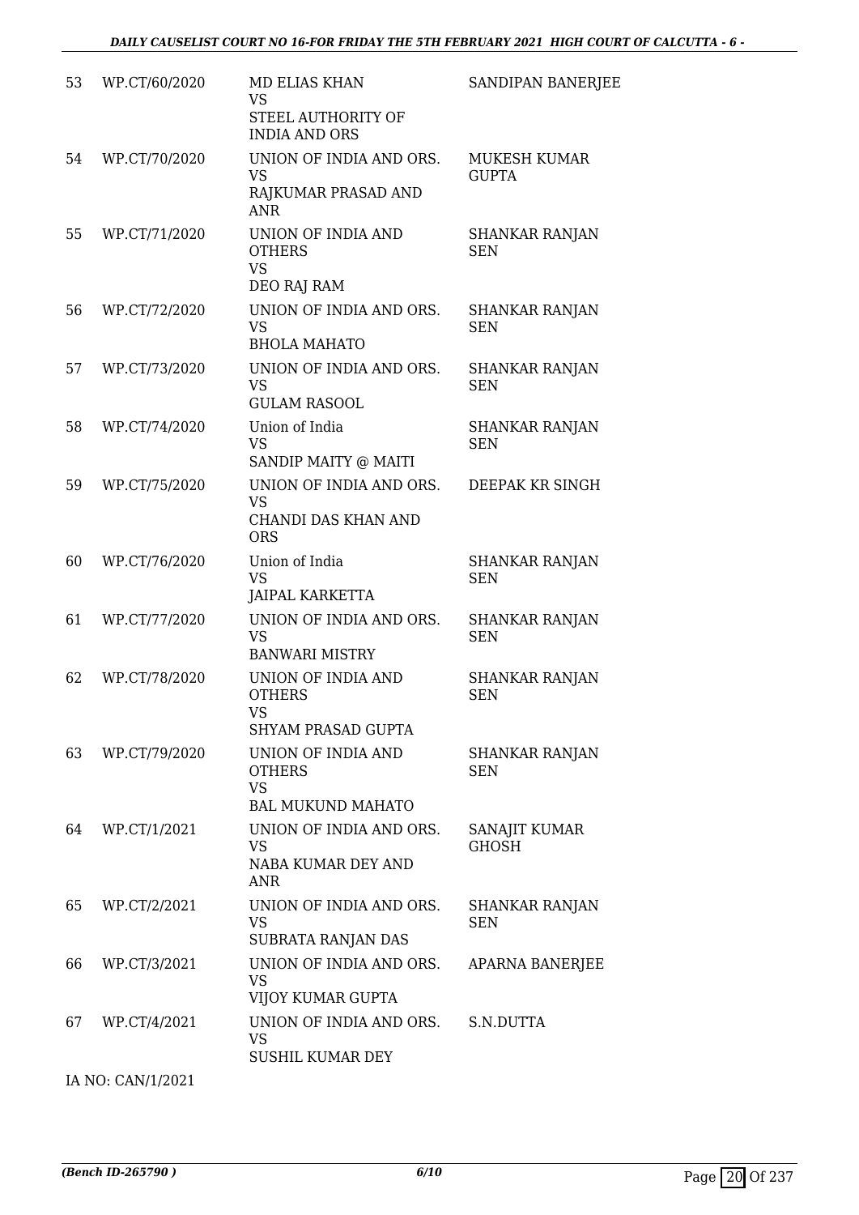| 53 | WP.CT/60/2020 | MD ELIAS KHAN VS STEEL AUTHORITY OF INDIA AND ORS | SANDIPAN BANERJEE |
|---|---|---|---|
| 54 | WP.CT/70/2020 | UNION OF INDIA AND ORS. VS RAJKUMAR PRASAD AND ANR | MUKESH KUMAR GUPTA |
| 55 | WP.CT/71/2020 | UNION OF INDIA AND OTHERS VS DEO RAJ RAM | SHANKAR RANJAN SEN |
| 56 | WP.CT/72/2020 | UNION OF INDIA AND ORS. VS BHOLA MAHATO | SHANKAR RANJAN SEN |
| 57 | WP.CT/73/2020 | UNION OF INDIA AND ORS. VS GULAM RASOOL | SHANKAR RANJAN SEN |
| 58 | WP.CT/74/2020 | Union of India VS SANDIP MAITY @ MAITI | SHANKAR RANJAN SEN |
| 59 | WP.CT/75/2020 | UNION OF INDIA AND ORS. VS CHANDI DAS KHAN AND ORS | DEEPAK KR SINGH |
| 60 | WP.CT/76/2020 | Union of India VS JAIPAL KARKETTA | SHANKAR RANJAN SEN |
| 61 | WP.CT/77/2020 | UNION OF INDIA AND ORS. VS BANWARI MISTRY | SHANKAR RANJAN SEN |
| 62 | WP.CT/78/2020 | UNION OF INDIA AND OTHERS VS SHYAM PRASAD GUPTA | SHANKAR RANJAN SEN |
| 63 | WP.CT/79/2020 | UNION OF INDIA AND OTHERS VS BAL MUKUND MAHATO | SHANKAR RANJAN SEN |
| 64 | WP.CT/1/2021 | UNION OF INDIA AND ORS. VS NABA KUMAR DEY AND ANR | SANAJIT KUMAR GHOSH |
| 65 | WP.CT/2/2021 | UNION OF INDIA AND ORS. VS SUBRATA RANJAN DAS | SHANKAR RANJAN SEN |
| 66 | WP.CT/3/2021 | UNION OF INDIA AND ORS. VS VIJOY KUMAR GUPTA | APARNA BANERJEE |
| 67 | WP.CT/4/2021 | UNION OF INDIA AND ORS. VS SUSHIL KUMAR DEY | S.N.DUTTA |

IA NO: CAN/1/2021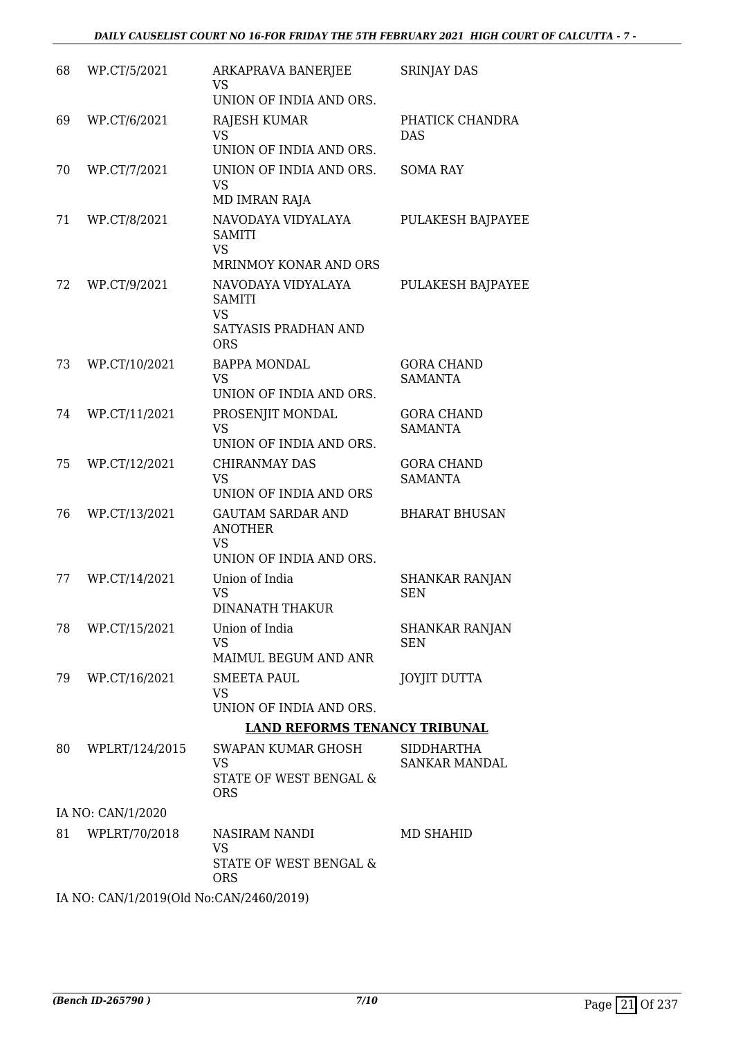| 68 | WP.CT/5/2021 | ARKAPRAVA BANERJEE<br>VS<br>UNION OF INDIA AND ORS. | SRINJAY DAS |
|---|---|---|---|
| 69 | WP.CT/6/2021 | RAJESH KUMAR<br>VS<br>UNION OF INDIA AND ORS. | PHATICK CHANDRA DAS |
| 70 | WP.CT/7/2021 | UNION OF INDIA AND ORS.<br>VS<br>MD IMRAN RAJA | SOMA RAY |
| 71 | WP.CT/8/2021 | NAVODAYA VIDYALAYA SAMITI<br>VS<br>MRINMOY KONAR AND ORS | PULAKESH BAJPAYEE |
| 72 | WP.CT/9/2021 | NAVODAYA VIDYALAYA SAMITI<br>VS<br>SATYASIS PRADHAN AND ORS | PULAKESH BAJPAYEE |
| 73 | WP.CT/10/2021 | BAPPA MONDAL<br>VS<br>UNION OF INDIA AND ORS. | GORA CHAND SAMANTA |
| 74 | WP.CT/11/2021 | PROSENJIT MONDAL<br>VS<br>UNION OF INDIA AND ORS. | GORA CHAND SAMANTA |
| 75 | WP.CT/12/2021 | CHIRANMAY DAS<br>VS<br>UNION OF INDIA AND ORS | GORA CHAND SAMANTA |
| 76 | WP.CT/13/2021 | GAUTAM SARDAR AND ANOTHER<br>VS<br>UNION OF INDIA AND ORS. | BHARAT BHUSAN |
| 77 | WP.CT/14/2021 | Union of India<br>VS<br>DINANATH THAKUR | SHANKAR RANJAN SEN |
| 78 | WP.CT/15/2021 | Union of India<br>VS<br>MAIMUL BEGUM AND ANR | SHANKAR RANJAN SEN |
| 79 | WP.CT/16/2021 | SMEETA PAUL<br>VS<br>UNION OF INDIA AND ORS. | JOYJIT DUTTA |

**LAND REFORMS TENANCY TRIBUNAL**

| 80 | WPLRT/124/2015 | SWAPAN KUMAR GHOSH<br>VS<br>STATE OF WEST BENGAL & ORS | SIDDHARTHA SANKAR MANDAL |
|---|---|---|---|

IA NO: CAN/1/2020

| 81 | WPLRT/70/2018 | NASIRAM NANDI<br>VS<br>STATE OF WEST BENGAL & ORS | MD SHAHID |
|---|---|---|---|

IA NO: CAN/1/2019(Old No:CAN/2460/2019)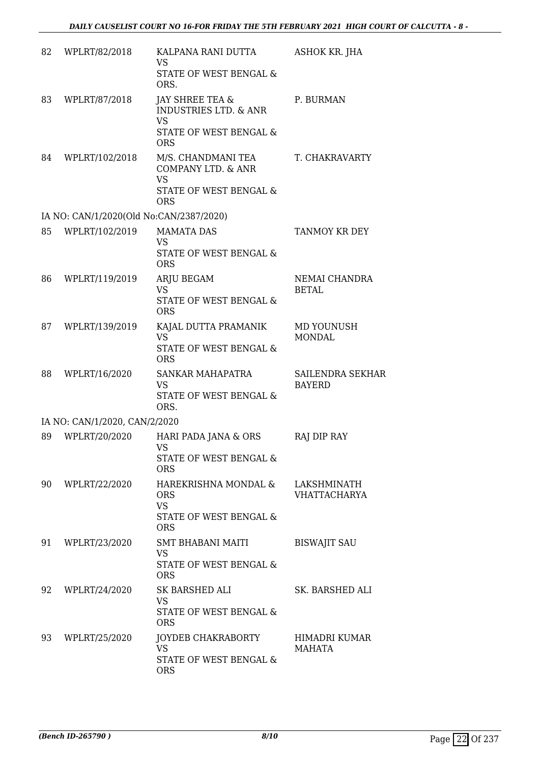| | | | |
|---|---|---|---|
| 82 | WPLRT/82/2018 | KALPANA RANI DUTTA<br>VS<br>STATE OF WEST BENGAL & ORS. | ASHOK KR. JHA |
| 83 | WPLRT/87/2018 | JAY SHREE TEA & INDUSTRIES LTD. & ANR<br>VS<br>STATE OF WEST BENGAL & ORS | P. BURMAN |
| 84 | WPLRT/102/2018 | M/S. CHANDMANI TEA COMPANY LTD. & ANR<br>VS<br>STATE OF WEST BENGAL & ORS | T. CHAKRAVARTY |
| | IA NO: CAN/1/2020(Old No:CAN/2387/2020) | | |
| 85 | WPLRT/102/2019 | MAMATA DAS<br>VS<br>STATE OF WEST BENGAL & ORS | TANMOY KR DEY |
| 86 | WPLRT/119/2019 | ARJU BEGAM<br>VS<br>STATE OF WEST BENGAL & ORS | NEMAI CHANDRA BETAL |
| 87 | WPLRT/139/2019 | KAJAL DUTTA PRAMANIK<br>VS<br>STATE OF WEST BENGAL & ORS | MD YOUNUSH MONDAL |
| 88 | WPLRT/16/2020 | SANKAR MAHAPATRA<br>VS<br>STATE OF WEST BENGAL & ORS. | SAILENDRA SEKHAR BAYERD |
| | IA NO: CAN/1/2020, CAN/2/2020 | | |
| 89 | WPLRT/20/2020 | HARI PADA JANA & ORS<br>VS<br>STATE OF WEST BENGAL & ORS | RAJ DIP RAY |
| 90 | WPLRT/22/2020 | HAREKRISHNA MONDAL & ORS<br>VS<br>STATE OF WEST BENGAL & ORS | LAKSHMINATH VHATTACHARYA |
| 91 | WPLRT/23/2020 | SMT BHABANI MAITI<br>VS<br>STATE OF WEST BENGAL & ORS | BISWAJIT SAU |
| 92 | WPLRT/24/2020 | SK BARSHED ALI<br>VS<br>STATE OF WEST BENGAL & ORS | SK. BARSHED ALI |
| 93 | WPLRT/25/2020 | JOYDEB CHAKRABORTY<br>VS<br>STATE OF WEST BENGAL & ORS | HIMADRI KUMAR MAHATA |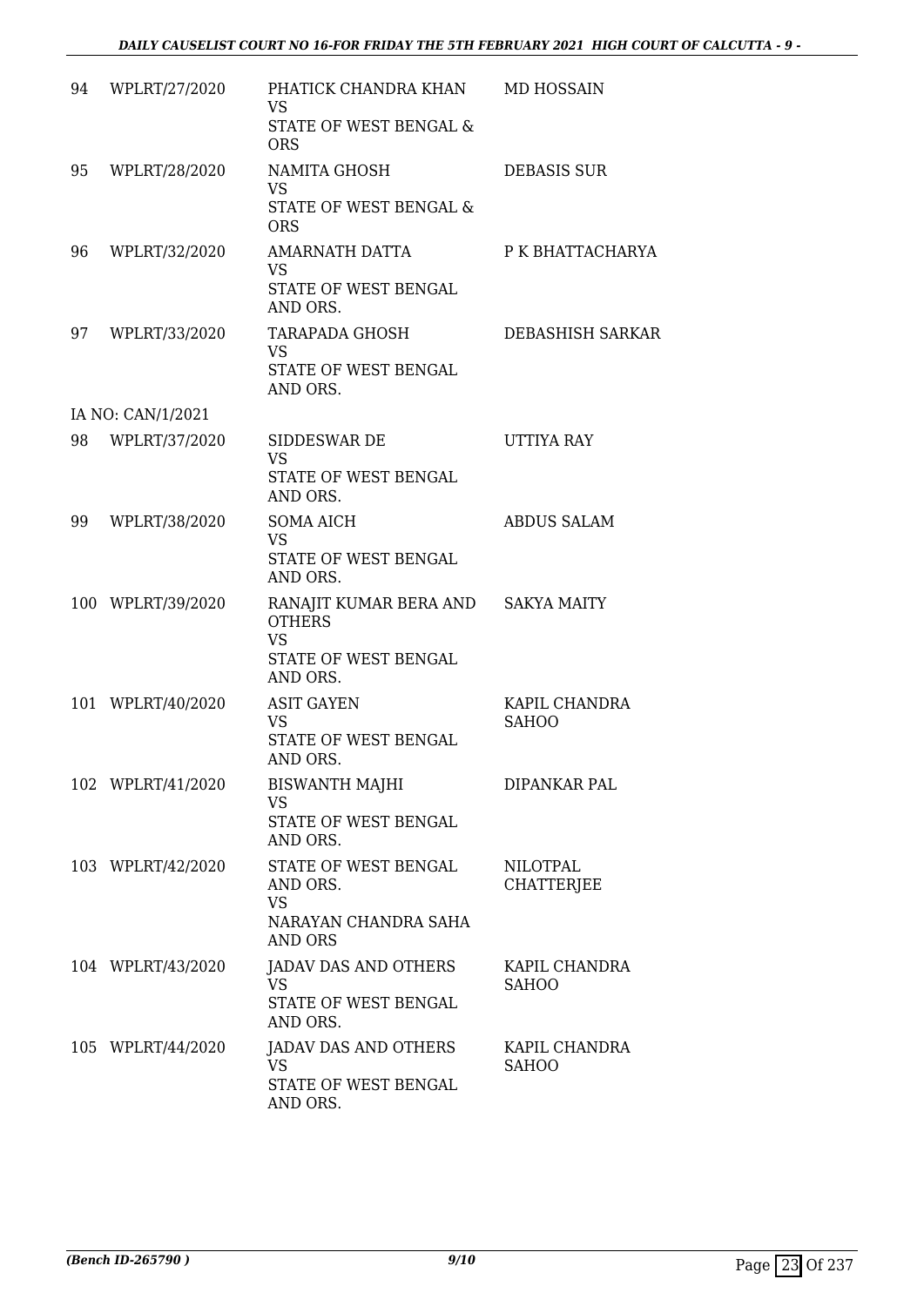| | | | |
|---|---|---|---|
| 94 | WPLRT/27/2020 | PHATICK CHANDRA KHAN<br>VS<br>STATE OF WEST BENGAL & ORS | MD HOSSAIN |
| 95 | WPLRT/28/2020 | NAMITA GHOSH<br>VS<br>STATE OF WEST BENGAL & ORS | DEBASIS SUR |
| 96 | WPLRT/32/2020 | AMARNATH DATTA<br>VS<br>STATE OF WEST BENGAL AND ORS. | P K BHATTACHARYA |
| 97 | WPLRT/33/2020 | TARAPADA GHOSH<br>VS<br>STATE OF WEST BENGAL AND ORS. | DEBASHISH SARKAR |
| | IA NO: CAN/1/2021 | | |
| 98 | WPLRT/37/2020 | SIDDESWAR DE<br>VS<br>STATE OF WEST BENGAL AND ORS. | UTTIYA RAY |
| 99 | WPLRT/38/2020 | SOMA AICH<br>VS<br>STATE OF WEST BENGAL AND ORS. | ABDUS SALAM |
| 100 | WPLRT/39/2020 | RANAJIT KUMAR BERA AND OTHERS<br>VS<br>STATE OF WEST BENGAL AND ORS. | SAKYA MAITY |
| 101 | WPLRT/40/2020 | ASIT GAYEN<br>VS<br>STATE OF WEST BENGAL AND ORS. | KAPIL CHANDRA SAHOO |
| 102 | WPLRT/41/2020 | BISWANTH MAJHI<br>VS<br>STATE OF WEST BENGAL AND ORS. | DIPANKAR PAL |
| 103 | WPLRT/42/2020 | STATE OF WEST BENGAL AND ORS.<br>VS<br>NARAYAN CHANDRA SAHA AND ORS | NILOTPAL CHATTERJEE |
| 104 | WPLRT/43/2020 | JADAV DAS AND OTHERS<br>VS<br>STATE OF WEST BENGAL AND ORS. | KAPIL CHANDRA SAHOO |
| 105 | WPLRT/44/2020 | JADAV DAS AND OTHERS<br>VS<br>STATE OF WEST BENGAL AND ORS. | KAPIL CHANDRA SAHOO |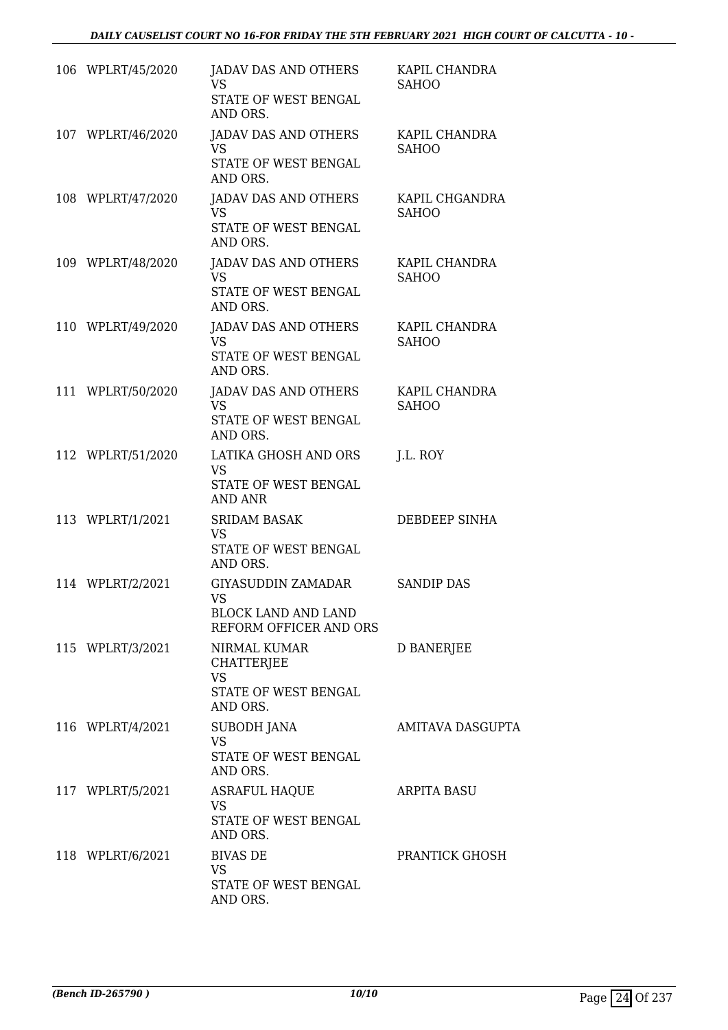| | | | |
|---|---|---|---|
| 106 | WPLRT/45/2020 | JADAV DAS AND OTHERS<br>VS<br>STATE OF WEST BENGAL AND ORS. | KAPIL CHANDRA SAHOO |
| 107 | WPLRT/46/2020 | JADAV DAS AND OTHERS<br>VS<br>STATE OF WEST BENGAL AND ORS. | KAPIL CHANDRA SAHOO |
| 108 | WPLRT/47/2020 | JADAV DAS AND OTHERS<br>VS<br>STATE OF WEST BENGAL AND ORS. | KAPIL CHGANDRA SAHOO |
| 109 | WPLRT/48/2020 | JADAV DAS AND OTHERS<br>VS<br>STATE OF WEST BENGAL AND ORS. | KAPIL CHANDRA SAHOO |
| 110 | WPLRT/49/2020 | JADAV DAS AND OTHERS<br>VS<br>STATE OF WEST BENGAL AND ORS. | KAPIL CHANDRA SAHOO |
| 111 | WPLRT/50/2020 | JADAV DAS AND OTHERS<br>VS<br>STATE OF WEST BENGAL AND ORS. | KAPIL CHANDRA SAHOO |
| 112 | WPLRT/51/2020 | LATIKA GHOSH AND ORS<br>VS<br>STATE OF WEST BENGAL AND ANR | J.L. ROY |
| 113 | WPLRT/1/2021 | SRIDAM BASAK<br>VS<br>STATE OF WEST BENGAL AND ORS. | DEBDEEP SINHA |
| 114 | WPLRT/2/2021 | GIYASUDDIN ZAMADAR<br>VS<br>BLOCK LAND AND LAND REFORM OFFICER AND ORS | SANDIP DAS |
| 115 | WPLRT/3/2021 | NIRMAL KUMAR CHATTERJEE<br>VS<br>STATE OF WEST BENGAL AND ORS. | D BANERJEE |
| 116 | WPLRT/4/2021 | SUBODH JANA<br>VS<br>STATE OF WEST BENGAL AND ORS. | AMITAVA DASGUPTA |
| 117 | WPLRT/5/2021 | ASRAFUL HAQUE<br>VS<br>STATE OF WEST BENGAL AND ORS. | ARPITA BASU |
| 118 | WPLRT/6/2021 | BIVAS DE<br>VS<br>STATE OF WEST BENGAL AND ORS. | PRANTICK GHOSH |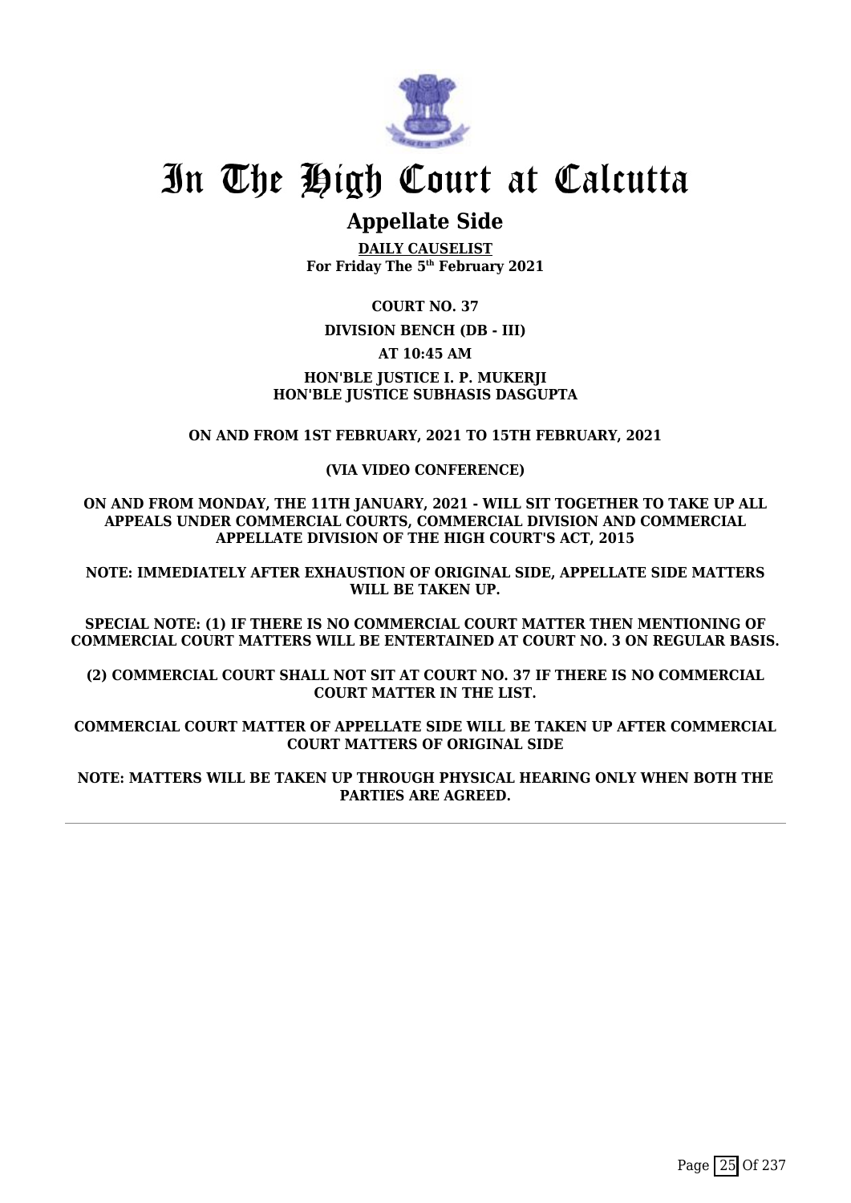# In The High Court at Calcutta

## Appellate Side

**DAILY CAUSELIST**
**For Friday The 5th February 2021**

**COURT NO. 37**

**DIVISION BENCH (DB - III)**

**AT 10:45 AM**

**HON'BLE JUSTICE I. P. MUKERJI**
**HON'BLE JUSTICE SUBHASIS DASGUPTA**

**ON AND FROM 1ST FEBRUARY, 2021 TO 15TH FEBRUARY, 2021**

**(VIA VIDEO CONFERENCE)**

**ON AND FROM MONDAY, THE 11TH JANUARY, 2021 - WILL SIT TOGETHER TO TAKE UP ALL APPEALS UNDER COMMERCIAL COURTS, COMMERCIAL DIVISION AND COMMERCIAL APPELLATE DIVISION OF THE HIGH COURT'S ACT, 2015**

**NOTE: IMMEDIATELY AFTER EXHAUSTION OF ORIGINAL SIDE, APPELLATE SIDE MATTERS WILL BE TAKEN UP.**

**SPECIAL NOTE: (1) IF THERE IS NO COMMERCIAL COURT MATTER THEN MENTIONING OF COMMERCIAL COURT MATTERS WILL BE ENTERTAINED AT COURT NO. 3 ON REGULAR BASIS.**

**(2) COMMERCIAL COURT SHALL NOT SIT AT COURT NO. 37 IF THERE IS NO COMMERCIAL COURT MATTER IN THE LIST.**

**COMMERCIAL COURT MATTER OF APPELLATE SIDE WILL BE TAKEN UP AFTER COMMERCIAL COURT MATTERS OF ORIGINAL SIDE**

**NOTE: MATTERS WILL BE TAKEN UP THROUGH PHYSICAL HEARING ONLY WHEN BOTH THE PARTIES ARE AGREED.**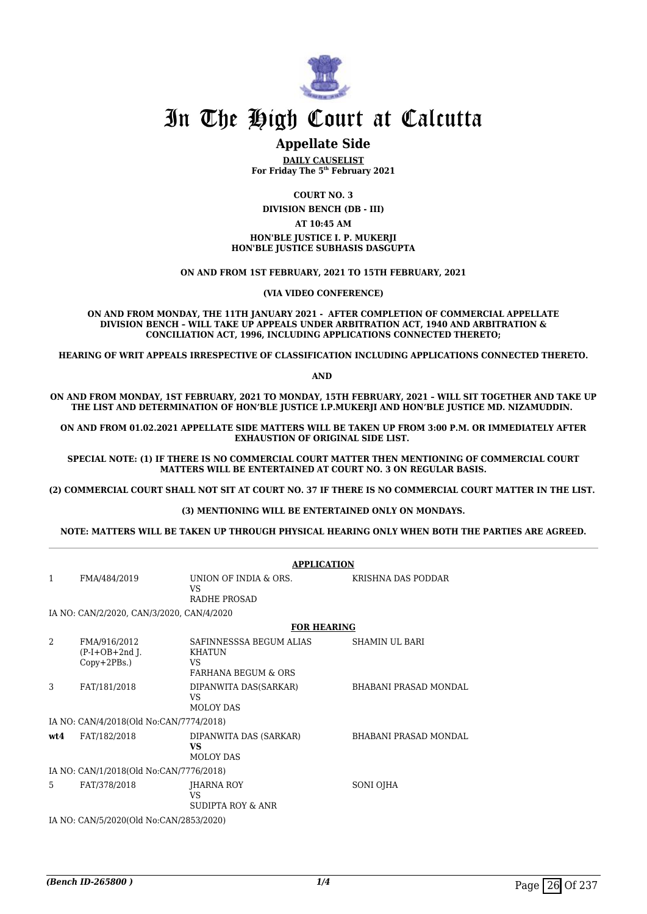# In The High Court at Calcutta

## Appellate Side

**DAILY CAUSELIST**
**For Friday The 5th February 2021**

**COURT NO. 3**

**DIVISION BENCH (DB - III)**

**AT 10:45 AM**

**HON'BLE JUSTICE I. P. MUKERJI**
**HON'BLE JUSTICE SUBHASIS DASGUPTA**

**ON AND FROM 1ST FEBRUARY, 2021 TO 15TH FEBRUARY, 2021**

**(VIA VIDEO CONFERENCE)**

**ON AND FROM MONDAY, THE 11TH JANUARY 2021 - AFTER COMPLETION OF COMMERCIAL APPELLATE DIVISION BENCH – WILL TAKE UP APPEALS UNDER ARBITRATION ACT, 1940 AND ARBITRATION & CONCILIATION ACT, 1996, INCLUDING APPLICATIONS CONNECTED THERETO;**

**HEARING OF WRIT APPEALS IRRESPECTIVE OF CLASSIFICATION INCLUDING APPLICATIONS CONNECTED THERETO.**

**AND**

**ON AND FROM MONDAY, 1ST FEBRUARY, 2021 TO MONDAY, 15TH FEBRUARY, 2021 – WILL SIT TOGETHER AND TAKE UP THE LIST AND DETERMINATION OF HON'BLE JUSTICE I.P.MUKERJI AND HON'BLE JUSTICE MD. NIZAMUDDIN.**

**ON AND FROM 01.02.2021 APPELLATE SIDE MATTERS WILL BE TAKEN UP FROM 3:00 P.M. OR IMMEDIATELY AFTER EXHAUSTION OF ORIGINAL SIDE LIST.**

**SPECIAL NOTE: (1) IF THERE IS NO COMMERCIAL COURT MATTER THEN MENTIONING OF COMMERCIAL COURT MATTERS WILL BE ENTERTAINED AT COURT NO. 3 ON REGULAR BASIS.**

**(2) COMMERCIAL COURT SHALL NOT SIT AT COURT NO. 37 IF THERE IS NO COMMERCIAL COURT MATTER IN THE LIST.**

**(3) MENTIONING WILL BE ENTERTAINED ONLY ON MONDAYS.**

**NOTE: MATTERS WILL BE TAKEN UP THROUGH PHYSICAL HEARING ONLY WHEN BOTH THE PARTIES ARE AGREED.**

**APPLICATION**

| | | | |
|---|---|---|---|
| 1 | FMA/484/2019 | UNION OF INDIA & ORS.<br>VS<br>RADHE PROSAD | KRISHNA DAS PODDAR |

IA NO: CAN/2/2020, CAN/3/2020, CAN/4/2020

**FOR HEARING**

| | | | |
|---|---|---|---|
| 2 | FMA/916/2012<br>(P-I+OB+2nd J. Copy+2PBs.) | SAFINNESSSA BEGUM ALIAS KHATUN<br>VS<br>FARHANA BEGUM & ORS | SHAMIN UL BARI |
| 3 | FAT/181/2018 | DIPANWITA DAS(SARKAR)<br>VS<br>MOLOY DAS | BHABANI PRASAD MONDAL |

IA NO: CAN/4/2018(Old No:CAN/7774/2018)

| | | | |
|---|---|---|---|
| wt4 | FAT/182/2018 | DIPANWITA DAS (SARKAR)<br>**VS**<br>MOLOY DAS | BHABANI PRASAD MONDAL |

IA NO: CAN/1/2018(Old No:CAN/7776/2018)

| | | | |
|---|---|---|---|
| 5 | FAT/378/2018 | JHARNA ROY<br>VS<br>SUDIPTA ROY & ANR | SONI OJHA |

IA NO: CAN/5/2020(Old No:CAN/2853/2020)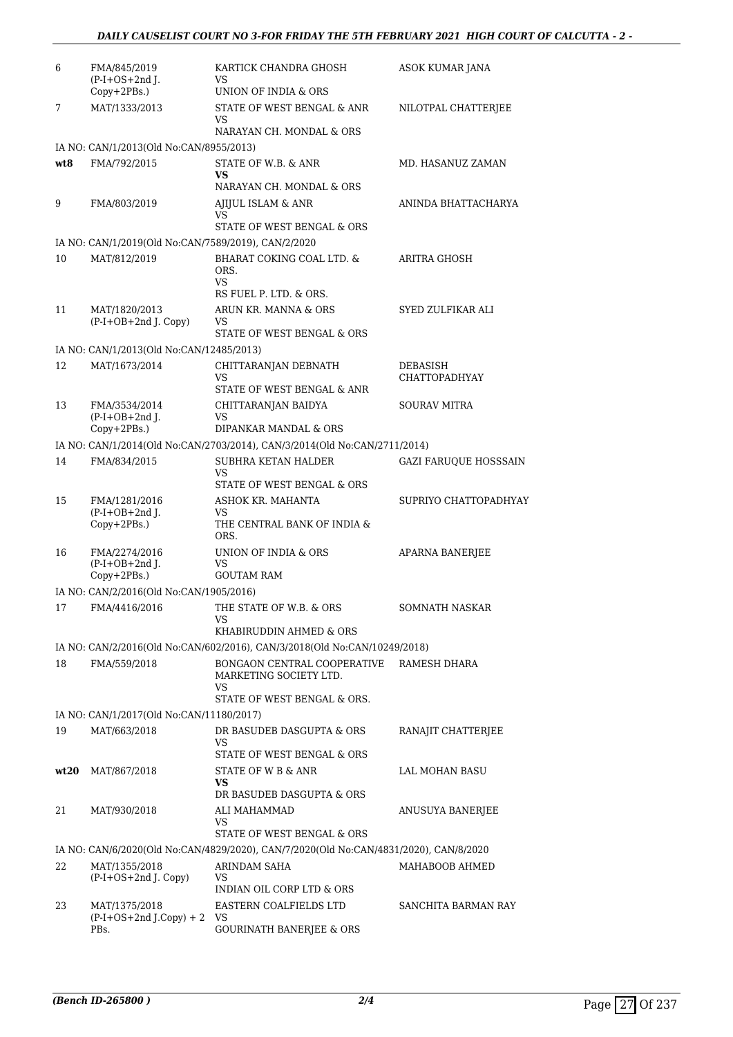| | | | |
|---|---|---|---|
| 6 | FMA/845/2019 (P-I+OS+2nd J. Copy+2PBs.) | KARTICK CHANDRA GHOSH VS UNION OF INDIA & ORS | ASOK KUMAR JANA |
| 7 | MAT/1333/2013 | STATE OF WEST BENGAL & ANR VS NARAYAN CH. MONDAL & ORS | NILOTPAL CHATTERJEE |
| | IA NO: CAN/1/2013(Old No:CAN/8955/2013) | | |
| **wt8** | FMA/792/2015 | STATE OF W.B. & ANR **VS** NARAYAN CH. MONDAL & ORS | MD. HASANUZ ZAMAN |
| 9 | FMA/803/2019 | AJIJUL ISLAM & ANR VS STATE OF WEST BENGAL & ORS | ANINDA BHATTACHARYA |
| | IA NO: CAN/1/2019(Old No:CAN/7589/2019), CAN/2/2020 | | |
| 10 | MAT/812/2019 | BHARAT COKING COAL LTD. & ORS. VS RS FUEL P. LTD. & ORS. | ARITRA GHOSH |
| 11 | MAT/1820/2013 (P-I+OB+2nd J. Copy) | ARUN KR. MANNA & ORS VS STATE OF WEST BENGAL & ORS | SYED ZULFIKAR ALI |
| | IA NO: CAN/1/2013(Old No:CAN/12485/2013) | | |
| 12 | MAT/1673/2014 | CHITTARANJAN DEBNATH VS STATE OF WEST BENGAL & ANR | DEBASISH CHATTOPADHYAY |
| 13 | FMA/3534/2014 (P-I+OB+2nd J. Copy+2PBs.) | CHITTARANJAN BAIDYA VS DIPANKAR MANDAL & ORS | SOURAV MITRA |
| | IA NO: CAN/1/2014(Old No:CAN/2703/2014), CAN/3/2014(Old No:CAN/2711/2014) | | |
| 14 | FMA/834/2015 | SUBHRA KETAN HALDER VS STATE OF WEST BENGAL & ORS | GAZI FARUQUE HOSSSAIN |
| 15 | FMA/1281/2016 (P-I+OB+2nd J. Copy+2PBs.) | ASHOK KR. MAHANTA VS THE CENTRAL BANK OF INDIA & ORS. | SUPRIYO CHATTOPADHYAY |
| 16 | FMA/2274/2016 (P-I+OB+2nd J. Copy+2PBs.) | UNION OF INDIA & ORS VS GOUTAM RAM | APARNA BANERJEE |
| | IA NO: CAN/2/2016(Old No:CAN/1905/2016) | | |
| 17 | FMA/4416/2016 | THE STATE OF W.B. & ORS VS KHABIRUDDIN AHMED & ORS | SOMNATH NASKAR |
| | IA NO: CAN/2/2016(Old No:CAN/602/2016), CAN/3/2018(Old No:CAN/10249/2018) | | |
| 18 | FMA/559/2018 | BONGAON CENTRAL COOPERATIVE MARKETING SOCIETY LTD. VS STATE OF WEST BENGAL & ORS. | RAMESH DHARA |
| | IA NO: CAN/1/2017(Old No:CAN/11180/2017) | | |
| 19 | MAT/663/2018 | DR BASUDEB DASGUPTA & ORS VS STATE OF WEST BENGAL & ORS | RANAJIT CHATTERJEE |
| **wt20** | MAT/867/2018 | STATE OF W B & ANR **VS** DR BASUDEB DASGUPTA & ORS | LAL MOHAN BASU |
| 21 | MAT/930/2018 | ALI MAHAMMAD VS STATE OF WEST BENGAL & ORS | ANUSUYA BANERJEE |
| | IA NO: CAN/6/2020(Old No:CAN/4829/2020), CAN/7/2020(Old No:CAN/4831/2020), CAN/8/2020 | | |
| 22 | MAT/1355/2018 (P-I+OS+2nd J. Copy) | ARINDAM SAHA VS INDIAN OIL CORP LTD & ORS | MAHABOOB AHMED |
| 23 | MAT/1375/2018 (P-I+OS+2nd J.Copy) + 2 PBs. | EASTERN COALFIELDS LTD VS GOURINATH BANERJEE & ORS | SANCHITA BARMAN RAY |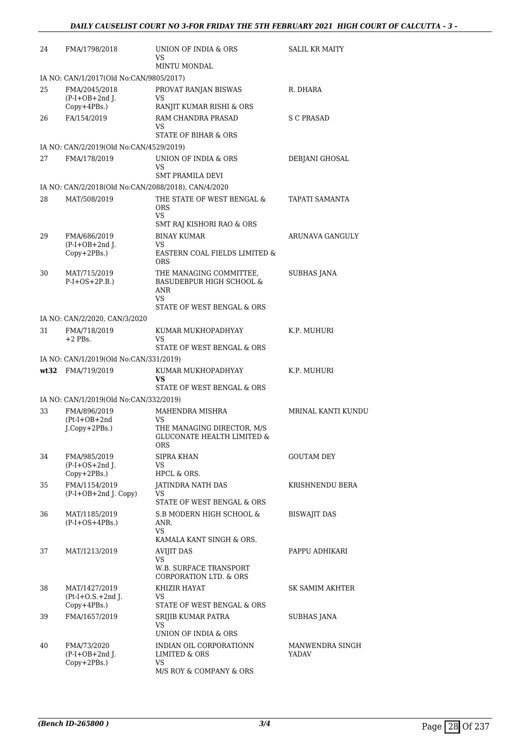| | | | |
|---|---|---|---|
| 24 | FMA/1798/2018 | UNION OF INDIA & ORS<br>VS<br>MINTU MONDAL | SALIL KR MAITY |
| | IA NO: CAN/1/2017(Old No:CAN/9805/2017) | | |
| 25 | FMA/2045/2018<br>(P-I+OB+2nd J.<br>Copy+4PBs.) | PROVAT RANJAN BISWAS<br>VS<br>RANJIT KUMAR RISHI & ORS | R. DHARA |
| 26 | FA/154/2019 | RAM CHANDRA PRASAD<br>VS<br>STATE OF BIHAR & ORS | S C PRASAD |
| | IA NO: CAN/2/2019(Old No:CAN/4529/2019) | | |
| 27 | FMA/178/2019 | UNION OF INDIA & ORS<br>VS<br>SMT PRAMILA DEVI | DEBJANI GHOSAL |
| | IA NO: CAN/2/2018(Old No:CAN/2088/2018), CAN/4/2020 | | |
| 28 | MAT/508/2019 | THE STATE OF WEST BENGAL & ORS<br>VS<br>SMT RAJ KISHORI RAO & ORS | TAPATI SAMANTA |
| 29 | FMA/686/2019<br>(P-I+OB+2nd J.<br>Copy+2PBs.) | BINAY KUMAR<br>VS<br>EASTERN COAL FIELDS LIMITED & ORS | ARUNAVA GANGULY |
| 30 | MAT/715/2019<br>P-I+OS+2P.B.) | THE MANAGING COMMITTEE, BASUDEBPUR HIGH SCHOOL & ANR<br>VS<br>STATE OF WEST BENGAL & ORS | SUBHAS JANA |
| | IA NO: CAN/2/2020, CAN/3/2020 | | |
| 31 | FMA/718/2019<br>+2 PBs. | KUMAR MUKHOPADHYAY<br>VS<br>STATE OF WEST BENGAL & ORS | K.P. MUHURI |
| | IA NO: CAN/1/2019(Old No:CAN/331/2019) | | |
| wt32 | FMA/719/2019 | KUMAR MUKHOPADHYAY<br>**VS**<br>STATE OF WEST BENGAL & ORS | K.P. MUHURI |
| | IA NO: CAN/1/2019(Old No:CAN/332/2019) | | |
| 33 | FMA/896/2019<br>(Pt-I+OB+2nd<br>J.Copy+2PBs.) | MAHENDRA MISHRA<br>VS<br>THE MANAGING DIRECTOR, M/S GLUCONATE HEALTH LIMITED & ORS | MRINAL KANTI KUNDU |
| 34 | FMA/985/2019<br>(P-I+OS+2nd J.<br>Copy+2PBs.) | SIPRA KHAN<br>VS<br>HPCL & ORS. | GOUTAM DEY |
| 35 | FMA/1154/2019<br>(P-I+OB+2nd J. Copy) | JATINDRA NATH DAS<br>VS<br>STATE OF WEST BENGAL & ORS | KRISHNENDU BERA |
| 36 | MAT/1185/2019<br>(P-I+OS+4PBs.) | S.B MODERN HIGH SCHOOL & ANR.<br>VS<br>KAMALA KANT SINGH & ORS. | BISWAJIT DAS |
| 37 | MAT/1213/2019 | AVIJIT DAS<br>VS<br>W.B. SURFACE TRANSPORT CORPORATION LTD. & ORS | PAPPU ADHIKARI |
| 38 | MAT/1427/2019<br>(Pt-I+O.S.+2nd J.<br>Copy+4PBs.) | KHIZIR HAYAT<br>VS<br>STATE OF WEST BENGAL & ORS | SK SAMIM AKHTER |
| 39 | FMA/1657/2019 | SRIJIB KUMAR PATRA<br>VS<br>UNION OF INDIA & ORS | SUBHAS JANA |
| 40 | FMA/73/2020<br>(P-I+OB+2nd J.<br>Copy+2PBs.) | INDIAN OIL CORPORATIONN LIMITED & ORS<br>VS<br>M/S ROY & COMPANY & ORS | MANWENDRA SINGH YADAV |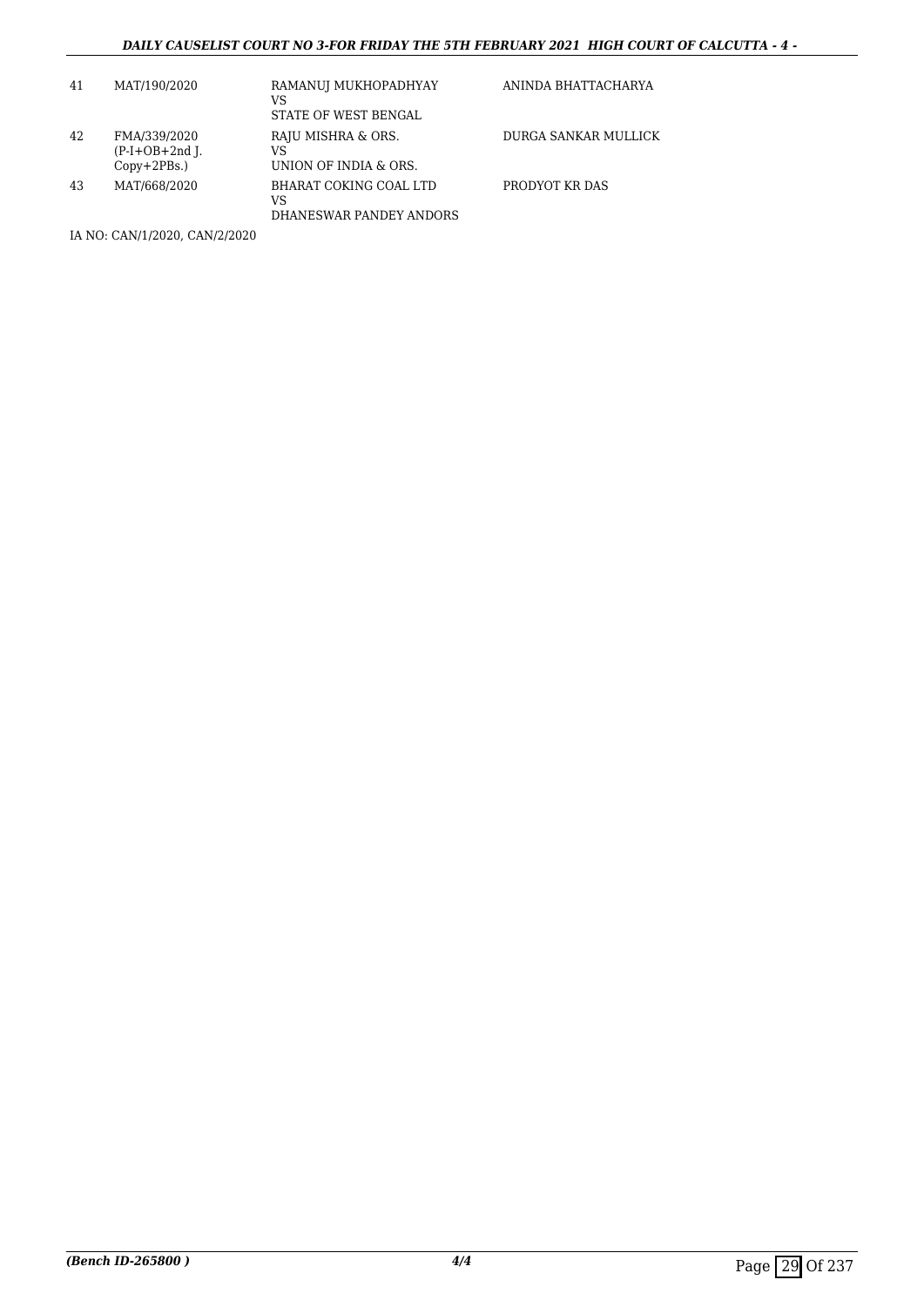| | | | |
|---|---|---|---|
| 41 | MAT/190/2020 | RAMANUJ MUKHOPADHYAY<br>VS<br>STATE OF WEST BENGAL | ANINDA BHATTACHARYA |
| 42 | FMA/339/2020<br>(P-I+OB+2nd J.<br>Copy+2PBs.) | RAJU MISHRA & ORS.<br>VS<br>UNION OF INDIA & ORS. | DURGA SANKAR MULLICK |
| 43 | MAT/668/2020 | BHARAT COKING COAL LTD<br>VS<br>DHANESWAR PANDEY ANDORS | PRODYOT KR DAS |

IA NO: CAN/1/2020, CAN/2/2020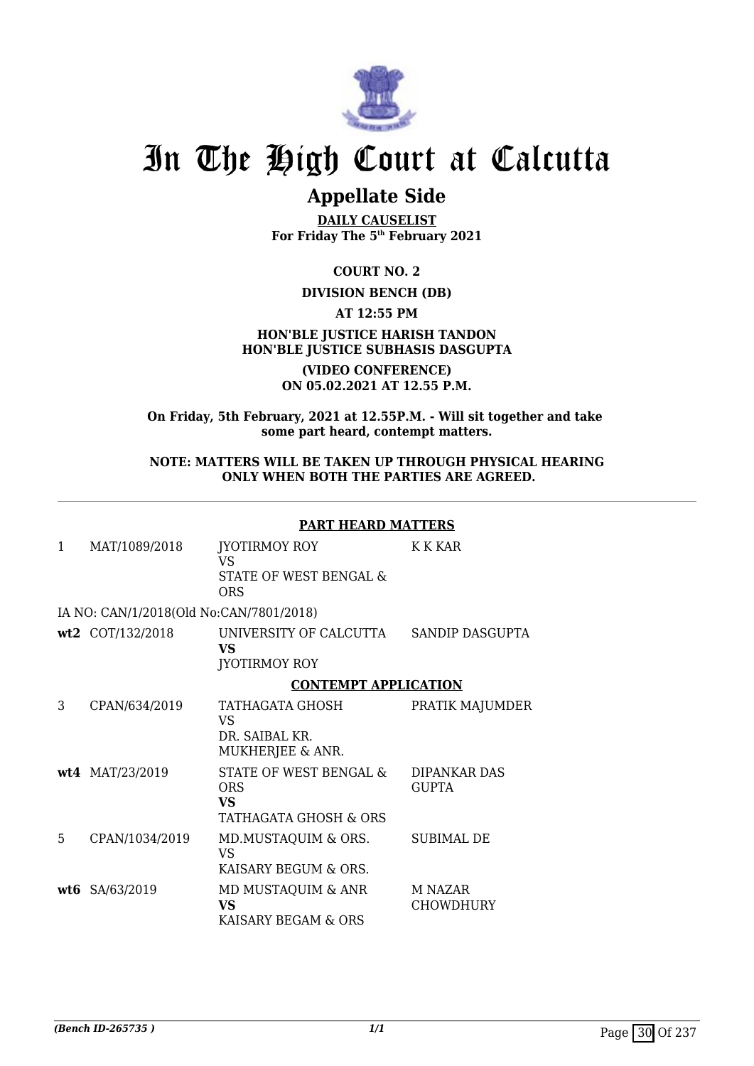# In The High Court at Calcutta

## Appellate Side

**DAILY CAUSELIST**
**For Friday The 5th February 2021**

**COURT NO. 2**

**DIVISION BENCH (DB)**

**AT 12:55 PM**

**HON'BLE JUSTICE HARISH TANDON**
**HON'BLE JUSTICE SUBHASIS DASGUPTA**

**(VIDEO CONFERENCE)**
**ON 05.02.2021 AT 12.55 P.M.**

**On Friday, 5th February, 2021 at 12.55P.M. - Will sit together and take some part heard, contempt matters.**

**NOTE: MATTERS WILL BE TAKEN UP THROUGH PHYSICAL HEARING ONLY WHEN BOTH THE PARTIES ARE AGREED.**

---

**PART HEARD MATTERS**

| | | | |
|---|---|---|---|
| 1 | MAT/1089/2018 | JYOTIRMOY ROY<br>VS<br>STATE OF WEST BENGAL & ORS | K K KAR |
| | IA NO: CAN/1/2018(Old No:CAN/7801/2018) | | |
| **wt2** | COT/132/2018 | UNIVERSITY OF CALCUTTA<br>**VS**<br>JYOTIRMOY ROY | SANDIP DASGUPTA |

**CONTEMPT APPLICATION**

| | | | |
|---|---|---|---|
| 3 | CPAN/634/2019 | TATHAGATA GHOSH<br>VS<br>DR. SAIBAL KR. MUKHERJEE & ANR. | PRATIK MAJUMDER |
| **wt4** | MAT/23/2019 | STATE OF WEST BENGAL & ORS<br>**VS**<br>TATHAGATA GHOSH & ORS | DIPANKAR DAS GUPTA |
| 5 | CPAN/1034/2019 | MD.MUSTAQUIM & ORS.<br>VS<br>KAISARY BEGUM & ORS. | SUBIMAL DE |
| **wt6** | SA/63/2019 | MD MUSTAQUIM & ANR<br>**VS**<br>KAISARY BEGAM & ORS | M NAZAR CHOWDHURY |

*(Bench ID-265735 )*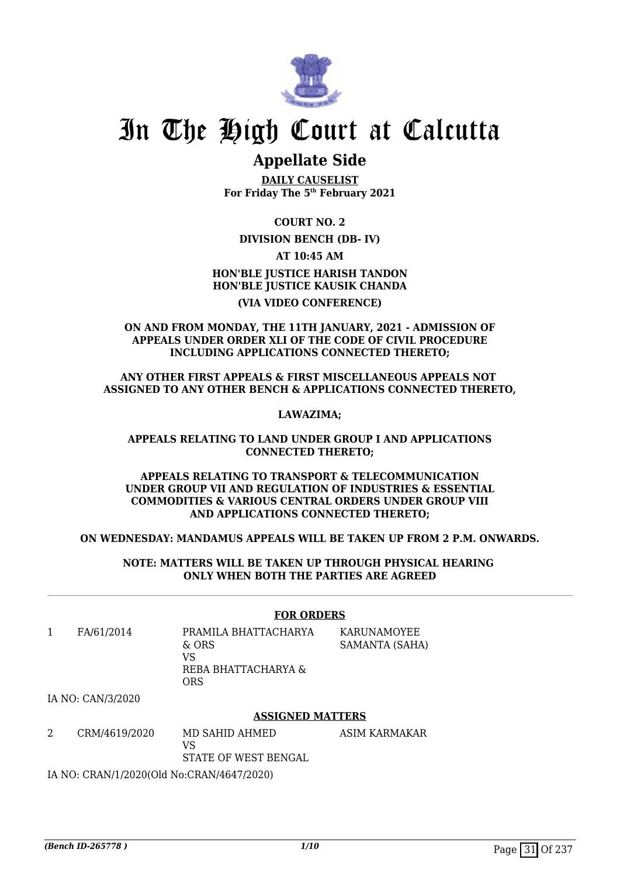# In The High Court at Calcutta

## Appellate Side

**DAILY CAUSELIST**
**For Friday The 5th February 2021**

**COURT NO. 2**

**DIVISION BENCH (DB- IV)**

**AT 10:45 AM**

**HON'BLE JUSTICE HARISH TANDON**
**HON'BLE JUSTICE KAUSIK CHANDA**

**(VIA VIDEO CONFERENCE)**

**ON AND FROM MONDAY, THE 11TH JANUARY, 2021 - ADMISSION OF APPEALS UNDER ORDER XLI OF THE CODE OF CIVIL PROCEDURE INCLUDING APPLICATIONS CONNECTED THERETO;**

**ANY OTHER FIRST APPEALS & FIRST MISCELLANEOUS APPEALS NOT ASSIGNED TO ANY OTHER BENCH & APPLICATIONS CONNECTED THERETO,**

**LAWAZIMA;**

**APPEALS RELATING TO LAND UNDER GROUP I AND APPLICATIONS CONNECTED THERETO;**

**APPEALS RELATING TO TRANSPORT & TELECOMMUNICATION UNDER GROUP VII AND REGULATION OF INDUSTRIES & ESSENTIAL COMMODITIES & VARIOUS CENTRAL ORDERS UNDER GROUP VIII AND APPLICATIONS CONNECTED THERETO;**

**ON WEDNESDAY: MANDAMUS APPEALS WILL BE TAKEN UP FROM 2 P.M. ONWARDS.**

**NOTE: MATTERS WILL BE TAKEN UP THROUGH PHYSICAL HEARING ONLY WHEN BOTH THE PARTIES ARE AGREED**

### FOR ORDERS

| | | | |
|---|---|---|---|
| 1 | FA/61/2014 | PRAMILA BHATTACHARYA & ORS<br>VS<br>REBA BHATTACHARYA & ORS | KARUNAMOYEE SAMANTA (SAHA) |

IA NO: CAN/3/2020

### ASSIGNED MATTERS

| | | | |
|---|---|---|---|
| 2 | CRM/4619/2020 | MD SAHID AHMED<br>VS<br>STATE OF WEST BENGAL | ASIM KARMAKAR |

IA NO: CRAN/1/2020(Old No:CRAN/4647/2020)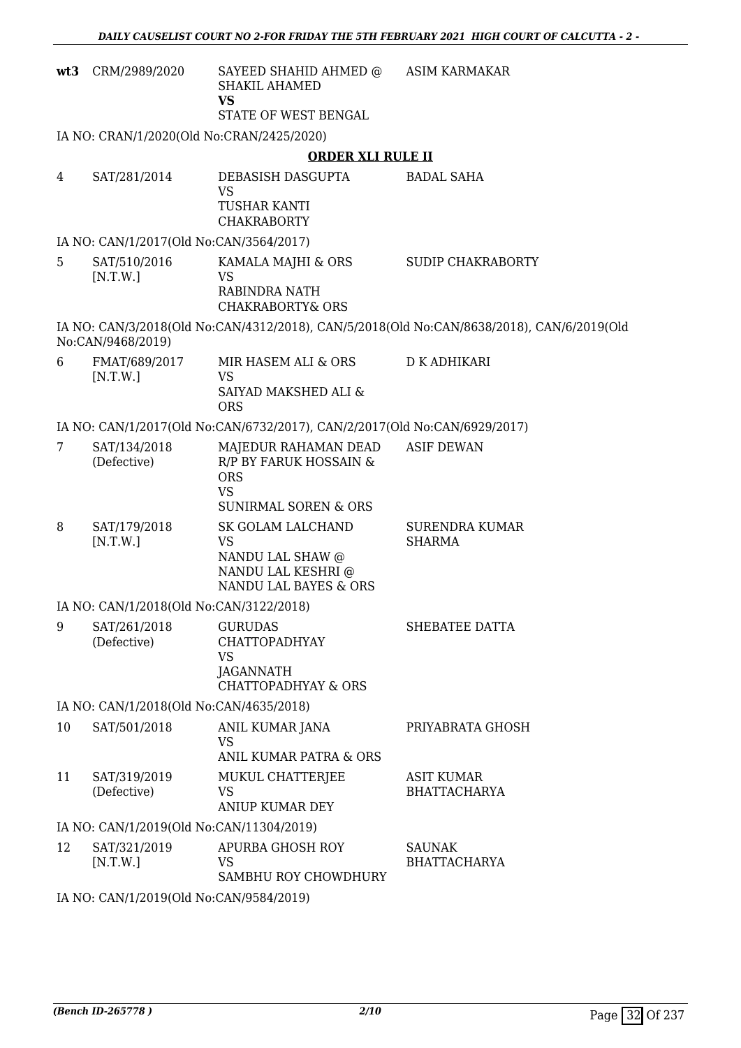| | | | |
|---|---|---|---|
| **wt3** | CRM/2989/2020 | SAYEED SHAHID AHMED @ SHAKIL AHAMED<br>**VS**<br>STATE OF WEST BENGAL | ASIM KARMAKAR |

IA NO: CRAN/1/2020(Old No:CRAN/2425/2020)

**ORDER XLI RULE II**

| | | | |
|---|---|---|---|
| 4 | SAT/281/2014 | DEBASISH DASGUPTA<br>VS<br>TUSHAR KANTI CHAKRABORTY | BADAL SAHA |

IA NO: CAN/1/2017(Old No:CAN/3564/2017)

| | | | |
|---|---|---|---|
| 5 | SAT/510/2016<br>[N.T.W.] | KAMALA MAJHI & ORS<br>VS<br>RABINDRA NATH CHAKRABORTY& ORS | SUDIP CHAKRABORTY |

IA NO: CAN/3/2018(Old No:CAN/4312/2018), CAN/5/2018(Old No:CAN/8638/2018), CAN/6/2019(Old No:CAN/9468/2019)

| | | | |
|---|---|---|---|
| 6 | FMAT/689/2017<br>[N.T.W.] | MIR HASEM ALI & ORS<br>VS<br>SAIYAD MAKSHED ALI & ORS | D K ADHIKARI |

IA NO: CAN/1/2017(Old No:CAN/6732/2017), CAN/2/2017(Old No:CAN/6929/2017)

| | | | |
|---|---|---|---|
| 7 | SAT/134/2018<br>(Defective) | MAJEDUR RAHAMAN DEAD R/P BY FARUK HOSSAIN & ORS<br>VS<br>SUNIRMAL SOREN & ORS | ASIF DEWAN |
| 8 | SAT/179/2018<br>[N.T.W.] | SK GOLAM LALCHAND<br>VS<br>NANDU LAL SHAW @ NANDU LAL KESHRI @ NANDU LAL BAYES & ORS | SURENDRA KUMAR SHARMA |

IA NO: CAN/1/2018(Old No:CAN/3122/2018)

| | | | |
|---|---|---|---|
| 9 | SAT/261/2018<br>(Defective) | GURUDAS CHATTOPADHYAY<br>VS<br>JAGANNATH CHATTOPADHYAY & ORS | SHEBATEE DATTA |

IA NO: CAN/1/2018(Old No:CAN/4635/2018)

| | | | |
|---|---|---|---|
| 10 | SAT/501/2018 | ANIL KUMAR JANA<br>VS<br>ANIL KUMAR PATRA & ORS | PRIYABRATA GHOSH |
| 11 | SAT/319/2019<br>(Defective) | MUKUL CHATTERJEE<br>VS<br>ANIUP KUMAR DEY | ASIT KUMAR BHATTACHARYA |

IA NO: CAN/1/2019(Old No:CAN/11304/2019)

| | | | |
|---|---|---|---|
| 12 | SAT/321/2019<br>[N.T.W.] | APURBA GHOSH ROY<br>VS<br>SAMBHU ROY CHOWDHURY | SAUNAK BHATTACHARYA |

IA NO: CAN/1/2019(Old No:CAN/9584/2019)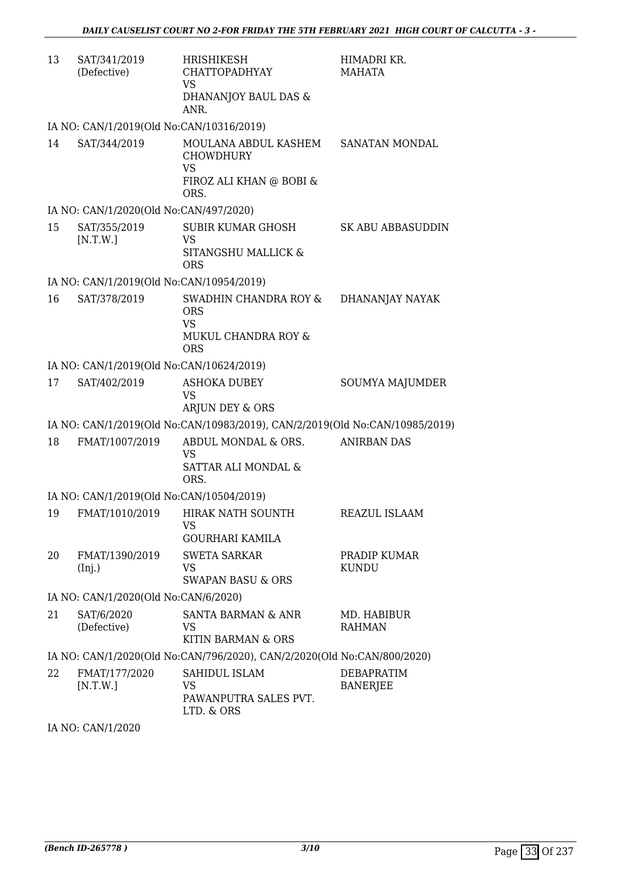| | | | |
|---|---|---|---|
| 13 | SAT/341/2019 (Defective) | HRISHIKESH CHATTOPADHYAY VS DHANANJOY BAUL DAS & ANR. | HIMADRI KR. MAHATA |

IA NO: CAN/1/2019(Old No:CAN/10316/2019)

| | | | |
|---|---|---|---|
| 14 | SAT/344/2019 | MOULANA ABDUL KASHEM CHOWDHURY VS FIROZ ALI KHAN @ BOBI & ORS. | SANATAN MONDAL |

IA NO: CAN/1/2020(Old No:CAN/497/2020)

| | | | |
|---|---|---|---|
| 15 | SAT/355/2019 [N.T.W.] | SUBIR KUMAR GHOSH VS SITANGSHU MALLICK & ORS | SK ABU ABBASUDDIN |

IA NO: CAN/1/2019(Old No:CAN/10954/2019)

| | | | |
|---|---|---|---|
| 16 | SAT/378/2019 | SWADHIN CHANDRA ROY & ORS VS MUKUL CHANDRA ROY & ORS | DHANANJAY NAYAK |

IA NO: CAN/1/2019(Old No:CAN/10624/2019)

| | | | |
|---|---|---|---|
| 17 | SAT/402/2019 | ASHOKA DUBEY VS ARJUN DEY & ORS | SOUMYA MAJUMDER |

IA NO: CAN/1/2019(Old No:CAN/10983/2019), CAN/2/2019(Old No:CAN/10985/2019)

| | | | |
|---|---|---|---|
| 18 | FMAT/1007/2019 | ABDUL MONDAL & ORS. VS SATTAR ALI MONDAL & ORS. | ANIRBAN DAS |

IA NO: CAN/1/2019(Old No:CAN/10504/2019)

| | | | |
|---|---|---|---|
| 19 | FMAT/1010/2019 | HIRAK NATH SOUNTH VS GOURHARI KAMILA | REAZUL ISLAAM |
| 20 | FMAT/1390/2019 (Inj.) | SWETA SARKAR VS SWAPAN BASU & ORS | PRADIP KUMAR KUNDU |

IA NO: CAN/1/2020(Old No:CAN/6/2020)

| | | | |
|---|---|---|---|
| 21 | SAT/6/2020 (Defective) | SANTA BARMAN & ANR VS KITIN BARMAN & ORS | MD. HABIBUR RAHMAN |

IA NO: CAN/1/2020(Old No:CAN/796/2020), CAN/2/2020(Old No:CAN/800/2020)

| | | | |
|---|---|---|---|
| 22 | FMAT/177/2020 [N.T.W.] | SAHIDUL ISLAM VS PAWANPUTRA SALES PVT. LTD. & ORS | DEBAPRATIM BANERJEE |

IA NO: CAN/1/2020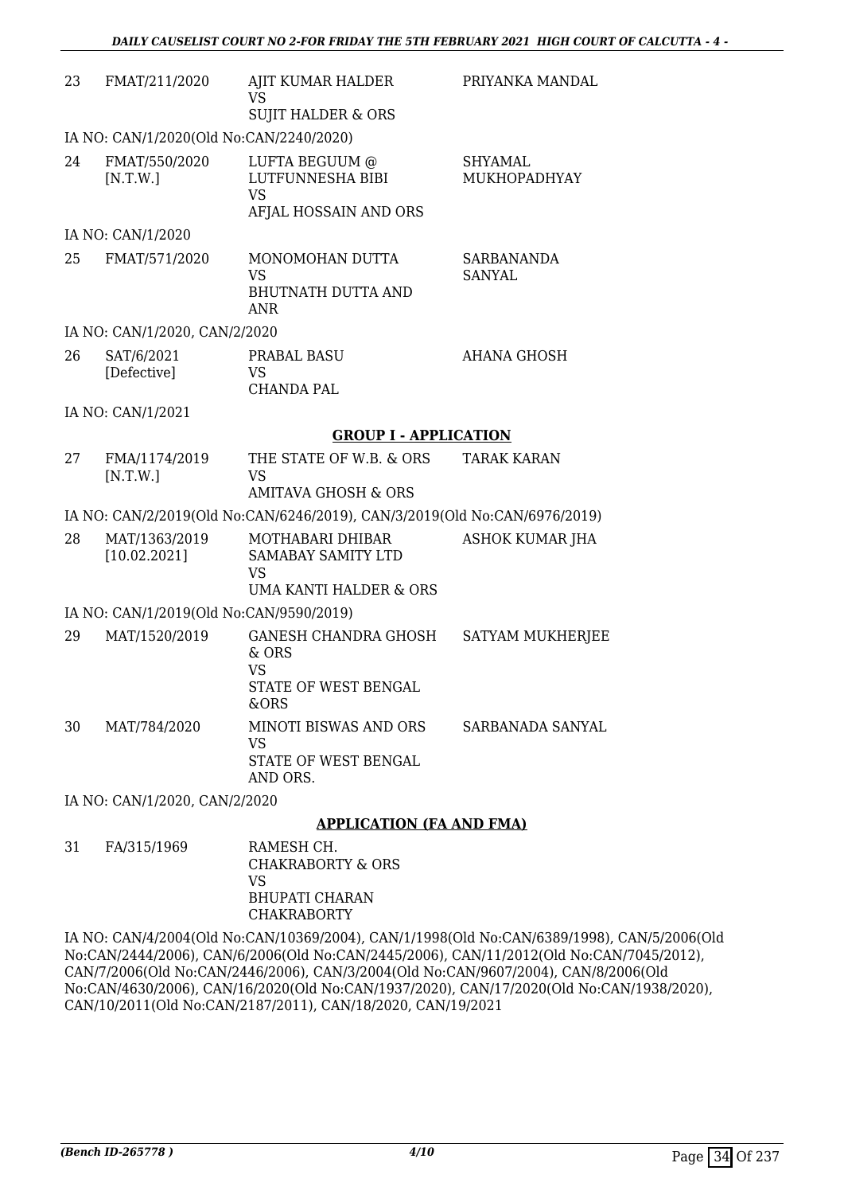| | | | |
|---|---|---|---|
| 23 | FMAT/211/2020 | AJIT KUMAR HALDER<br>VS<br>SUJIT HALDER & ORS | PRIYANKA MANDAL |

IA NO: CAN/1/2020(Old No:CAN/2240/2020)

| | | | |
|---|---|---|---|
| 24 | FMAT/550/2020<br>[N.T.W.] | LUFTA BEGUUM @<br>LUTFUNNESHA BIBI<br>VS<br>AFJAL HOSSAIN AND ORS | SHYAMAL<br>MUKHOPADHYAY |

IA NO: CAN/1/2020

| | | | |
|---|---|---|---|
| 25 | FMAT/571/2020 | MONOMOHAN DUTTA<br>VS<br>BHUTNATH DUTTA AND<br>ANR | SARBANANDA<br>SANYAL |

IA NO: CAN/1/2020, CAN/2/2020

| | | | |
|---|---|---|---|
| 26 | SAT/6/2021<br>[Defective] | PRABAL BASU<br>VS<br>CHANDA PAL | AHANA GHOSH |

IA NO: CAN/1/2021

**GROUP I - APPLICATION**

| | | | |
|---|---|---|---|
| 27 | FMA/1174/2019<br>[N.T.W.] | THE STATE OF W.B. & ORS<br>VS<br>AMITAVA GHOSH & ORS | TARAK KARAN |

IA NO: CAN/2/2019(Old No:CAN/6246/2019), CAN/3/2019(Old No:CAN/6976/2019)

| | | | |
|---|---|---|---|
| 28 | MAT/1363/2019<br>[10.02.2021] | MOTHABARI DHIBAR<br>SAMABAY SAMITY LTD<br>VS<br>UMA KANTI HALDER & ORS | ASHOK KUMAR JHA |

IA NO: CAN/1/2019(Old No:CAN/9590/2019)

| | | | |
|---|---|---|---|
| 29 | MAT/1520/2019 | GANESH CHANDRA GHOSH<br>& ORS<br>VS<br>STATE OF WEST BENGAL<br>&ORS | SATYAM MUKHERJEE |
| 30 | MAT/784/2020 | MINOTI BISWAS AND ORS<br>VS<br>STATE OF WEST BENGAL<br>AND ORS. | SARBANADA SANYAL |

IA NO: CAN/1/2020, CAN/2/2020

**APPLICATION (FA AND FMA)**

| | | | |
|---|---|---|---|
| 31 | FA/315/1969 | RAMESH CH.<br>CHAKRABORTY & ORS<br>VS<br>BHUPATI CHARAN<br>CHAKRABORTY | |

IA NO: CAN/4/2004(Old No:CAN/10369/2004), CAN/1/1998(Old No:CAN/6389/1998), CAN/5/2006(Old No:CAN/2444/2006), CAN/6/2006(Old No:CAN/2445/2006), CAN/11/2012(Old No:CAN/7045/2012), CAN/7/2006(Old No:CAN/2446/2006), CAN/3/2004(Old No:CAN/9607/2004), CAN/8/2006(Old No:CAN/4630/2006), CAN/16/2020(Old No:CAN/1937/2020), CAN/17/2020(Old No:CAN/1938/2020), CAN/10/2011(Old No:CAN/2187/2011), CAN/18/2020, CAN/19/2021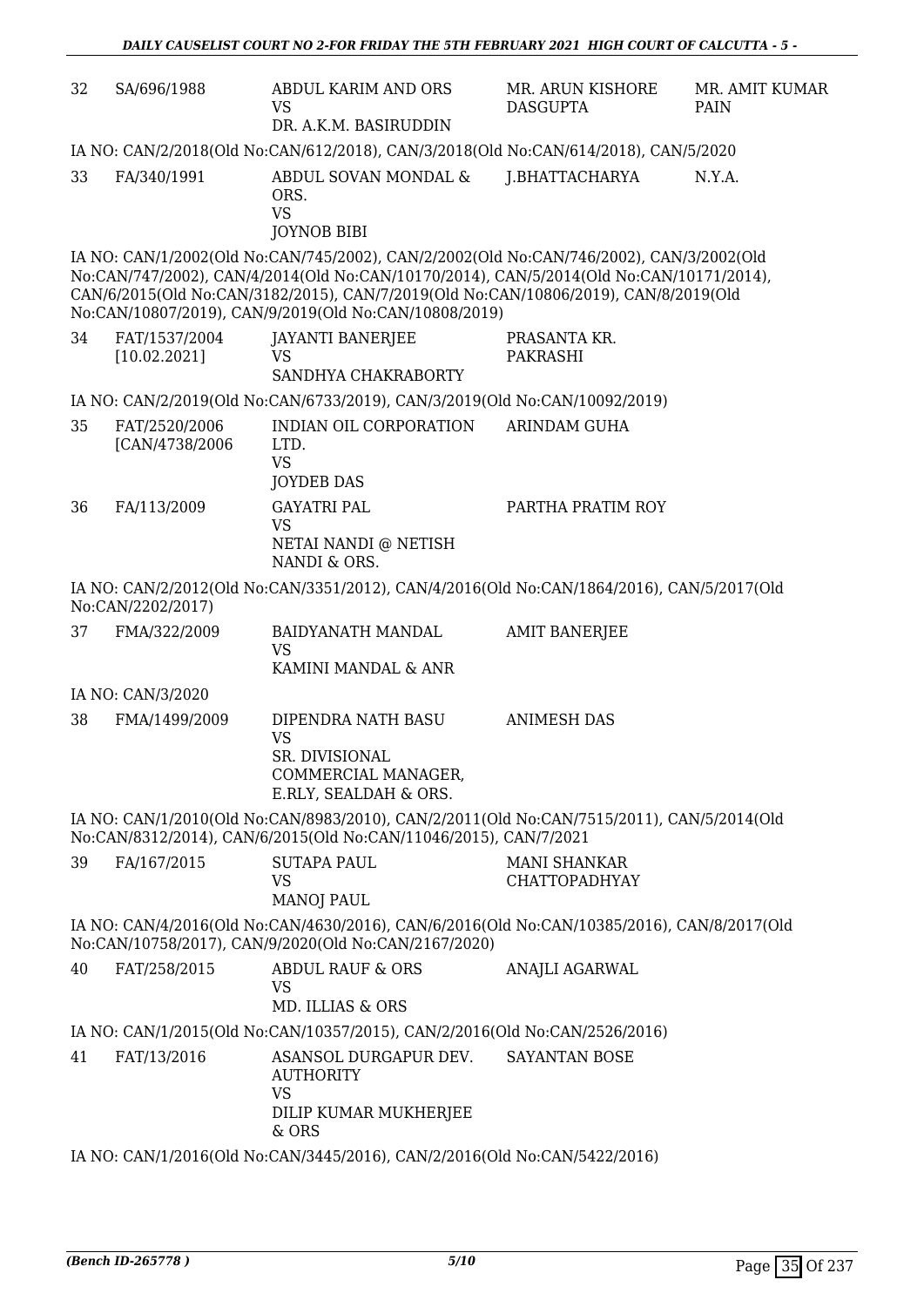| | | | | |
|---|---|---|---|---|
| 32 | SA/696/1988 | ABDUL KARIM AND ORS<br>VS<br>DR. A.K.M. BASIRUDDIN | MR. ARUN KISHORE DASGUPTA | MR. AMIT KUMAR PAIN |

IA NO: CAN/2/2018(Old No:CAN/612/2018), CAN/3/2018(Old No:CAN/614/2018), CAN/5/2020

| | | | | |
|---|---|---|---|---|
| 33 | FA/340/1991 | ABDUL SOVAN MONDAL & ORS.<br>VS<br>JOYNOB BIBI | J.BHATTACHARYA | N.Y.A. |

IA NO: CAN/1/2002(Old No:CAN/745/2002), CAN/2/2002(Old No:CAN/746/2002), CAN/3/2002(Old No:CAN/747/2002), CAN/4/2014(Old No:CAN/10170/2014), CAN/5/2014(Old No:CAN/10171/2014), CAN/6/2015(Old No:CAN/3182/2015), CAN/7/2019(Old No:CAN/10806/2019), CAN/8/2019(Old No:CAN/10807/2019), CAN/9/2019(Old No:CAN/10808/2019)

| | | | | |
|---|---|---|---|---|
| 34 | FAT/1537/2004<br>[10.02.2021] | JAYANTI BANERJEE<br>VS<br>SANDHYA CHAKRABORTY | PRASANTA KR. PAKRASHI | |

IA NO: CAN/2/2019(Old No:CAN/6733/2019), CAN/3/2019(Old No:CAN/10092/2019)

| | | | | |
|---|---|---|---|---|
| 35 | FAT/2520/2006<br>[CAN/4738/2006 | INDIAN OIL CORPORATION LTD.<br>VS<br>JOYDEB DAS | ARINDAM GUHA | |
| 36 | FA/113/2009 | GAYATRI PAL<br>VS<br>NETAI NANDI @ NETISH NANDI & ORS. | PARTHA PRATIM ROY | |

IA NO: CAN/2/2012(Old No:CAN/3351/2012), CAN/4/2016(Old No:CAN/1864/2016), CAN/5/2017(Old No:CAN/2202/2017)

| | | | | |
|---|---|---|---|---|
| 37 | FMA/322/2009 | BAIDYANATH MANDAL<br>VS<br>KAMINI MANDAL & ANR | AMIT BANERJEE | |

IA NO: CAN/3/2020

| | | | | |
|---|---|---|---|---|
| 38 | FMA/1499/2009 | DIPENDRA NATH BASU<br>VS<br>SR. DIVISIONAL COMMERCIAL MANAGER, E.RLY, SEALDAH & ORS. | ANIMESH DAS | |

IA NO: CAN/1/2010(Old No:CAN/8983/2010), CAN/2/2011(Old No:CAN/7515/2011), CAN/5/2014(Old No:CAN/8312/2014), CAN/6/2015(Old No:CAN/11046/2015), CAN/7/2021

| | | | | |
|---|---|---|---|---|
| 39 | FA/167/2015 | SUTAPA PAUL<br>VS<br>MANOJ PAUL | MANI SHANKAR CHATTOPADHYAY | |

IA NO: CAN/4/2016(Old No:CAN/4630/2016), CAN/6/2016(Old No:CAN/10385/2016), CAN/8/2017(Old No:CAN/10758/2017), CAN/9/2020(Old No:CAN/2167/2020)

| | | | | |
|---|---|---|---|---|
| 40 | FAT/258/2015 | ABDUL RAUF & ORS<br>VS<br>MD. ILLIAS & ORS | ANAJLI AGARWAL | |

IA NO: CAN/1/2015(Old No:CAN/10357/2015), CAN/2/2016(Old No:CAN/2526/2016)

| | | | | |
|---|---|---|---|---|
| 41 | FAT/13/2016 | ASANSOL DURGAPUR DEV. AUTHORITY<br>VS<br>DILIP KUMAR MUKHERJEE & ORS | SAYANTAN BOSE | |

IA NO: CAN/1/2016(Old No:CAN/3445/2016), CAN/2/2016(Old No:CAN/5422/2016)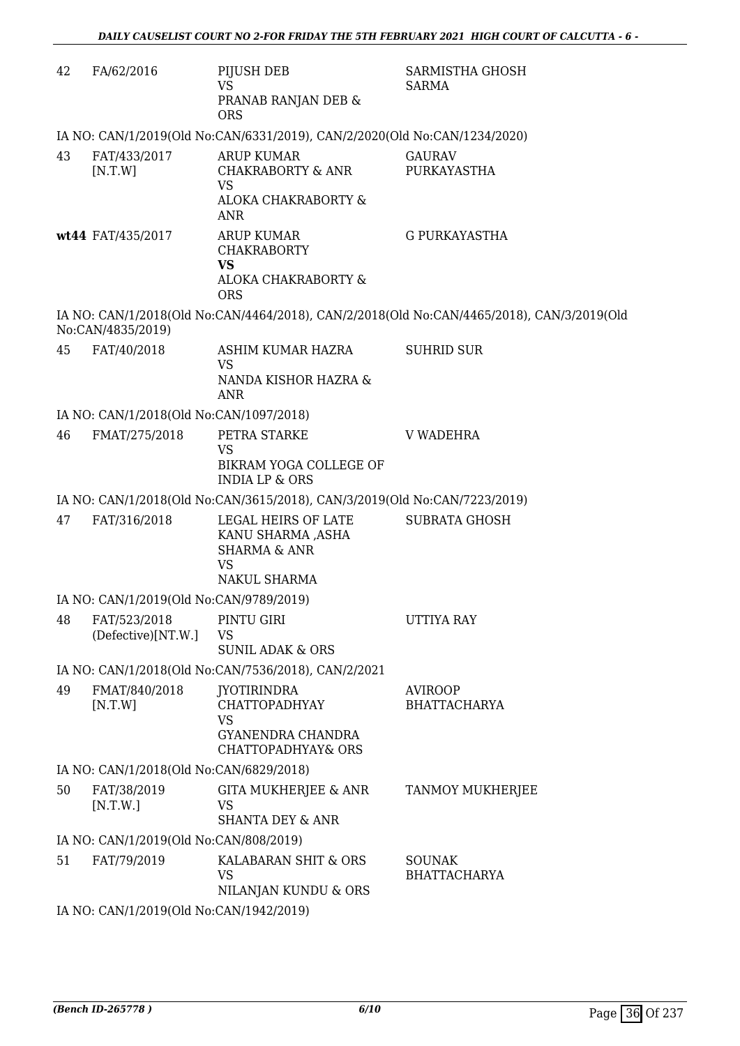| | | | |
|---|---|---|---|
| 42 | FA/62/2016 | PIJUSH DEB<br>VS<br>PRANAB RANJAN DEB & ORS | SARMISTHA GHOSH SARMA |

IA NO: CAN/1/2019(Old No:CAN/6331/2019), CAN/2/2020(Old No:CAN/1234/2020)

| | | | |
|---|---|---|---|
| 43 | FAT/433/2017<br>[N.T.W] | ARUP KUMAR CHAKRABORTY & ANR<br>VS<br>ALOKA CHAKRABORTY & ANR | GAURAV PURKAYASTHA |
| **wt44** | FAT/435/2017 | ARUP KUMAR CHAKRABORTY<br>**VS**<br>ALOKA CHAKRABORTY & ORS | G PURKAYASTHA |

IA NO: CAN/1/2018(Old No:CAN/4464/2018), CAN/2/2018(Old No:CAN/4465/2018), CAN/3/2019(Old No:CAN/4835/2019)

| | | | |
|---|---|---|---|
| 45 | FAT/40/2018 | ASHIM KUMAR HAZRA<br>VS<br>NANDA KISHOR HAZRA & ANR | SUHRID SUR |

IA NO: CAN/1/2018(Old No:CAN/1097/2018)

| | | | |
|---|---|---|---|
| 46 | FMAT/275/2018 | PETRA STARKE<br>VS<br>BIKRAM YOGA COLLEGE OF INDIA LP & ORS | V WADEHRA |

IA NO: CAN/1/2018(Old No:CAN/3615/2018), CAN/3/2019(Old No:CAN/7223/2019)

| | | | |
|---|---|---|---|
| 47 | FAT/316/2018 | LEGAL HEIRS OF LATE KANU SHARMA ,ASHA SHARMA & ANR<br>VS<br>NAKUL SHARMA | SUBRATA GHOSH |

IA NO: CAN/1/2019(Old No:CAN/9789/2019)

| | | | |
|---|---|---|---|
| 48 | FAT/523/2018<br>(Defective)[NT.W.] | PINTU GIRI<br>VS<br>SUNIL ADAK & ORS | UTTIYA RAY |

IA NO: CAN/1/2018(Old No:CAN/7536/2018), CAN/2/2021

| | | | |
|---|---|---|---|
| 49 | FMAT/840/2018<br>[N.T.W] | JYOTIRINDRA CHATTOPADHYAY<br>VS<br>GYANENDRA CHANDRA CHATTOPADHYAY& ORS | AVIROOP BHATTACHARYA |

IA NO: CAN/1/2018(Old No:CAN/6829/2018)

| | | | |
|---|---|---|---|
| 50 | FAT/38/2019<br>[N.T.W.] | GITA MUKHERJEE & ANR<br>VS<br>SHANTA DEY & ANR | TANMOY MUKHERJEE |

IA NO: CAN/1/2019(Old No:CAN/808/2019)

| | | | |
|---|---|---|---|
| 51 | FAT/79/2019 | KALABARAN SHIT & ORS<br>VS<br>NILANJAN KUNDU & ORS | SOUNAK BHATTACHARYA |

IA NO: CAN/1/2019(Old No:CAN/1942/2019)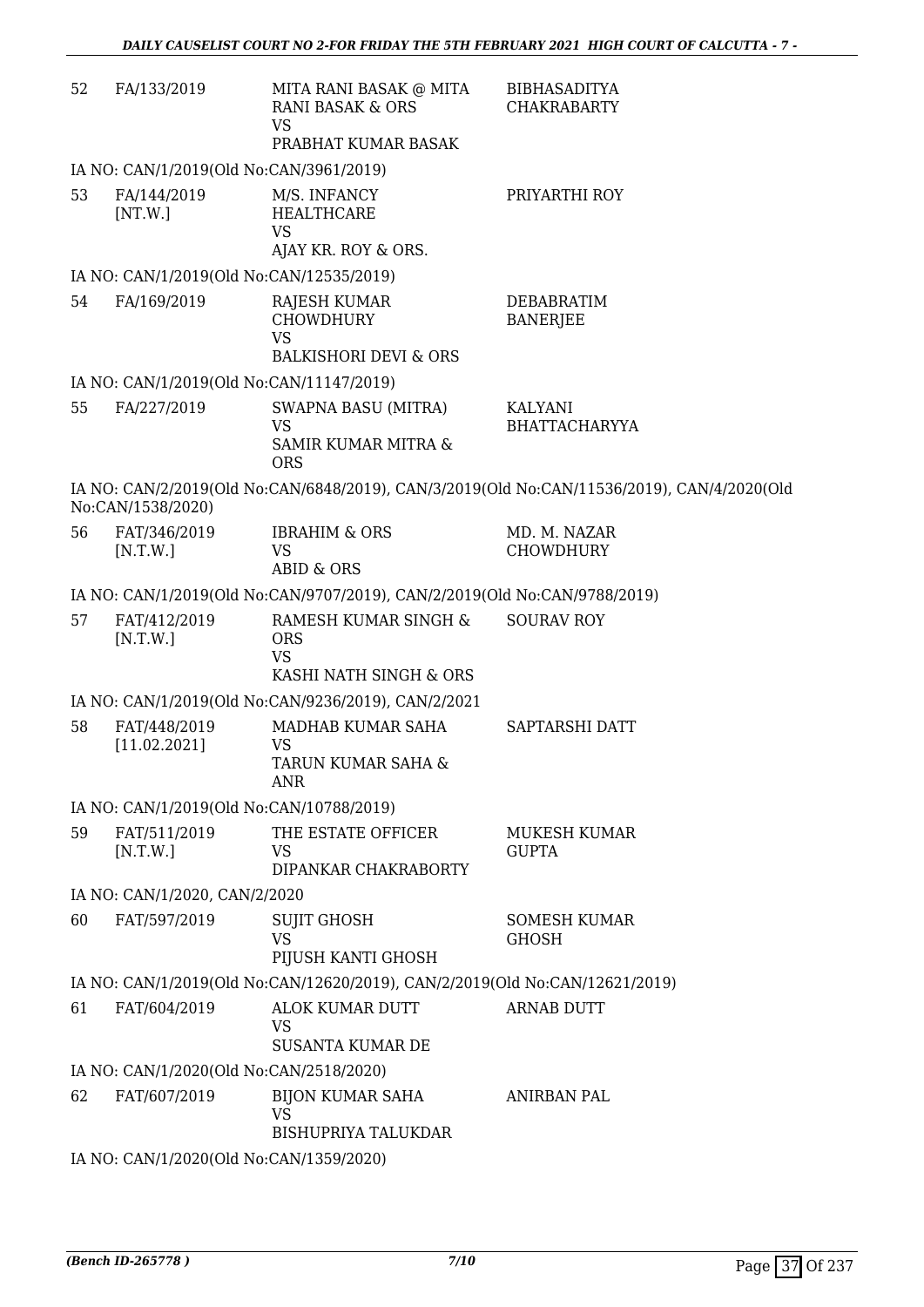| | | | |
|---|---|---|---|
| 52 | FA/133/2019 | MITA RANI BASAK @ MITA RANI BASAK & ORS<br>VS<br>PRABHAT KUMAR BASAK | BIBHASADITYA CHAKRABARTY |

IA NO: CAN/1/2019(Old No:CAN/3961/2019)

| | | | |
|---|---|---|---|
| 53 | FA/144/2019<br>[NT.W.] | M/S. INFANCY HEALTHCARE<br>VS<br>AJAY KR. ROY & ORS. | PRIYARTHI ROY |

IA NO: CAN/1/2019(Old No:CAN/12535/2019)

| | | | |
|---|---|---|---|
| 54 | FA/169/2019 | RAJESH KUMAR CHOWDHURY<br>VS<br>BALKISHORI DEVI & ORS | DEBABRATIM BANERJEE |

IA NO: CAN/1/2019(Old No:CAN/11147/2019)

| | | | |
|---|---|---|---|
| 55 | FA/227/2019 | SWAPNA BASU (MITRA)<br>VS<br>SAMIR KUMAR MITRA & ORS | KALYANI BHATTACHARYYA |

IA NO: CAN/2/2019(Old No:CAN/6848/2019), CAN/3/2019(Old No:CAN/11536/2019), CAN/4/2020(Old No:CAN/1538/2020)

| | | | |
|---|---|---|---|
| 56 | FAT/346/2019<br>[N.T.W.] | IBRAHIM & ORS<br>VS<br>ABID & ORS | MD. M. NAZAR CHOWDHURY |

IA NO: CAN/1/2019(Old No:CAN/9707/2019), CAN/2/2019(Old No:CAN/9788/2019)

| | | | |
|---|---|---|---|
| 57 | FAT/412/2019<br>[N.T.W.] | RAMESH KUMAR SINGH & ORS<br>VS<br>KASHI NATH SINGH & ORS | SOURAV ROY |

IA NO: CAN/1/2019(Old No:CAN/9236/2019), CAN/2/2021

| | | | |
|---|---|---|---|
| 58 | FAT/448/2019<br>[11.02.2021] | MADHAB KUMAR SAHA<br>VS<br>TARUN KUMAR SAHA & ANR | SAPTARSHI DATT |

IA NO: CAN/1/2019(Old No:CAN/10788/2019)

| | | | |
|---|---|---|---|
| 59 | FAT/511/2019<br>[N.T.W.] | THE ESTATE OFFICER<br>VS<br>DIPANKAR CHAKRABORTY | MUKESH KUMAR GUPTA |

IA NO: CAN/1/2020, CAN/2/2020

| | | | |
|---|---|---|---|
| 60 | FAT/597/2019 | SUJIT GHOSH<br>VS<br>PIJUSH KANTI GHOSH | SOMESH KUMAR GHOSH |

IA NO: CAN/1/2019(Old No:CAN/12620/2019), CAN/2/2019(Old No:CAN/12621/2019)

| | | | |
|---|---|---|---|
| 61 | FAT/604/2019 | ALOK KUMAR DUTT<br>VS<br>SUSANTA KUMAR DE | ARNAB DUTT |

IA NO: CAN/1/2020(Old No:CAN/2518/2020)

| | | | |
|---|---|---|---|
| 62 | FAT/607/2019 | BIJON KUMAR SAHA<br>VS<br>BISHUPRIYA TALUKDAR | ANIRBAN PAL |

IA NO: CAN/1/2020(Old No:CAN/1359/2020)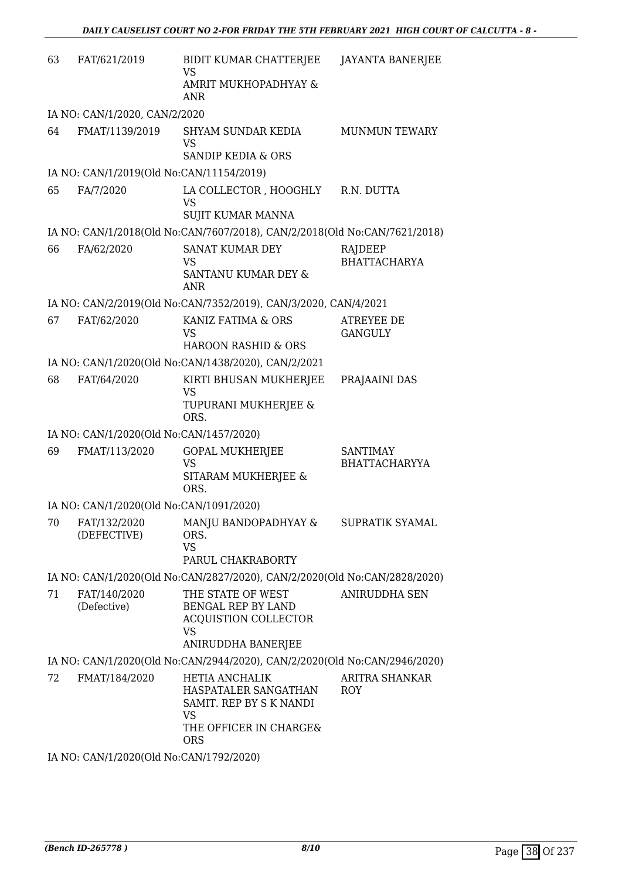| | | | |
|---|---|---|---|
| 63 | FAT/621/2019 | BIDIT KUMAR CHATTERJEE<br>VS<br>AMRIT MUKHOPADHYAY & ANR | JAYANTA BANERJEE |

IA NO: CAN/1/2020, CAN/2/2020

| | | | |
|---|---|---|---|
| 64 | FMAT/1139/2019 | SHYAM SUNDAR KEDIA<br>VS<br>SANDIP KEDIA & ORS | MUNMUN TEWARY |

IA NO: CAN/1/2019(Old No:CAN/11154/2019)

| | | | |
|---|---|---|---|
| 65 | FA/7/2020 | LA COLLECTOR , HOOGHLY<br>VS<br>SUJIT KUMAR MANNA | R.N. DUTTA |

IA NO: CAN/1/2018(Old No:CAN/7607/2018), CAN/2/2018(Old No:CAN/7621/2018)

| | | | |
|---|---|---|---|
| 66 | FA/62/2020 | SANAT KUMAR DEY<br>VS<br>SANTANU KUMAR DEY & ANR | RAJDEEP BHATTACHARYA |

IA NO: CAN/2/2019(Old No:CAN/7352/2019), CAN/3/2020, CAN/4/2021

| | | | |
|---|---|---|---|
| 67 | FAT/62/2020 | KANIZ FATIMA & ORS<br>VS<br>HAROON RASHID & ORS | ATREYEE DE GANGULY |

IA NO: CAN/1/2020(Old No:CAN/1438/2020), CAN/2/2021

| | | | |
|---|---|---|---|
| 68 | FAT/64/2020 | KIRTI BHUSAN MUKHERJEE<br>VS<br>TUPURANI MUKHERJEE & ORS. | PRAJAAINI DAS |

IA NO: CAN/1/2020(Old No:CAN/1457/2020)

| | | | |
|---|---|---|---|
| 69 | FMAT/113/2020 | GOPAL MUKHERJEE<br>VS<br>SITARAM MUKHERJEE & ORS. | SANTIMAY BHATTACHARYYA |

IA NO: CAN/1/2020(Old No:CAN/1091/2020)

| | | | |
|---|---|---|---|
| 70 | FAT/132/2020 (DEFECTIVE) | MANJU BANDOPADHYAY & ORS.<br>VS<br>PARUL CHAKRABORTY | SUPRATIK SYAMAL |

IA NO: CAN/1/2020(Old No:CAN/2827/2020), CAN/2/2020(Old No:CAN/2828/2020)

| | | | |
|---|---|---|---|
| 71 | FAT/140/2020 (Defective) | THE STATE OF WEST BENGAL REP BY LAND ACQUISTION COLLECTOR<br>VS<br>ANIRUDDHA BANERJEE | ANIRUDDHA SEN |

IA NO: CAN/1/2020(Old No:CAN/2944/2020), CAN/2/2020(Old No:CAN/2946/2020)

| | | | |
|---|---|---|---|
| 72 | FMAT/184/2020 | HETIA ANCHALIK HASPATALER SANGATHAN SAMIT. REP BY S K NANDI<br>VS<br>THE OFFICER IN CHARGE& ORS | ARITRA SHANKAR ROY |

IA NO: CAN/1/2020(Old No:CAN/1792/2020)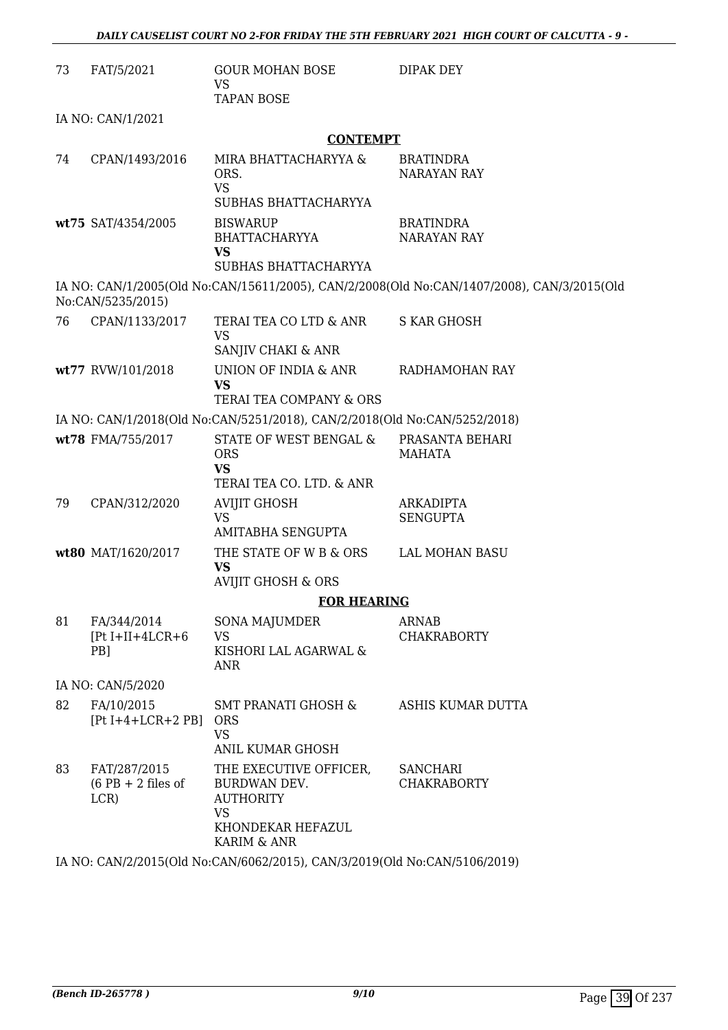| | | | |
|---|---|---|---|
| 73 | FAT/5/2021 | GOUR MOHAN BOSE<br>VS<br>TAPAN BOSE | DIPAK DEY |

IA NO: CAN/1/2021

### CONTEMPT

| | | | |
|---|---|---|---|
| 74 | CPAN/1493/2016 | MIRA BHATTACHARYYA & ORS.<br>VS<br>SUBHAS BHATTACHARYYA | BRATINDRA NARAYAN RAY |
| **wt75** | SAT/4354/2005 | BISWARUP BHATTACHARYYA<br>**VS**<br>SUBHAS BHATTACHARYYA | BRATINDRA NARAYAN RAY |

IA NO: CAN/1/2005(Old No:CAN/15611/2005), CAN/2/2008(Old No:CAN/1407/2008), CAN/3/2015(Old No:CAN/5235/2015)

| | | | |
|---|---|---|---|
| 76 | CPAN/1133/2017 | TERAI TEA CO LTD & ANR<br>VS<br>SANJIV CHAKI & ANR | S KAR GHOSH |
| **wt77** | RVW/101/2018 | UNION OF INDIA & ANR<br>**VS**<br>TERAI TEA COMPANY & ORS | RADHAMOHAN RAY |

IA NO: CAN/1/2018(Old No:CAN/5251/2018), CAN/2/2018(Old No:CAN/5252/2018)

| | | | |
|---|---|---|---|
| **wt78** | FMA/755/2017 | STATE OF WEST BENGAL & ORS<br>**VS**<br>TERAI TEA CO. LTD. & ANR | PRASANTA BEHARI MAHATA |
| 79 | CPAN/312/2020 | AVIJIT GHOSH<br>VS<br>AMITABHA SENGUPTA | ARKADIPTA SENGUPTA |
| **wt80** | MAT/1620/2017 | THE STATE OF W B & ORS<br>**VS**<br>AVIJIT GHOSH & ORS | LAL MOHAN BASU |

### FOR HEARING

| | | | |
|---|---|---|---|
| 81 | FA/344/2014<br>[Pt I+II+4LCR+6 PB] | SONA MAJUMDER<br>VS<br>KISHORI LAL AGARWAL & ANR | ARNAB CHAKRABORTY |

IA NO: CAN/5/2020

| | | | |
|---|---|---|---|
| 82 | FA/10/2015<br>[Pt I+4+LCR+2 PB] | SMT PRANATI GHOSH & ORS<br>VS<br>ANIL KUMAR GHOSH | ASHIS KUMAR DUTTA |
| 83 | FAT/287/2015<br>(6 PB + 2 files of LCR) | THE EXECUTIVE OFFICER, BURDWAN DEV. AUTHORITY<br>VS<br>KHONDEKAR HEFAZUL KARIM & ANR | SANCHARI CHAKRABORTY |

IA NO: CAN/2/2015(Old No:CAN/6062/2015), CAN/3/2019(Old No:CAN/5106/2019)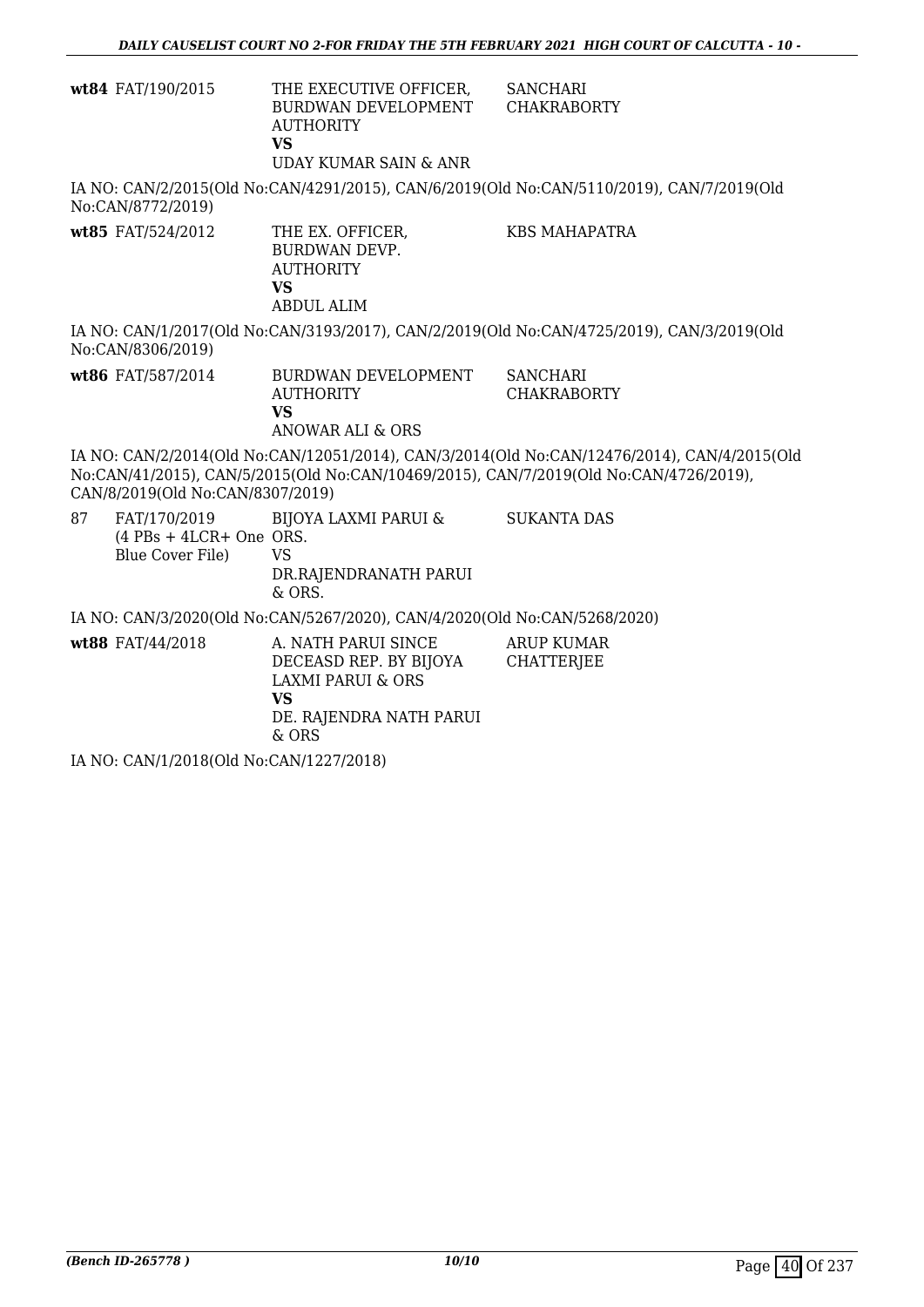| | | | |
|---|---|---|---|
| **wt84** | FAT/190/2015 | THE EXECUTIVE OFFICER, BURDWAN DEVELOPMENT AUTHORITY **VS** UDAY KUMAR SAIN & ANR | SANCHARI CHAKRABORTY |

IA NO: CAN/2/2015(Old No:CAN/4291/2015), CAN/6/2019(Old No:CAN/5110/2019), CAN/7/2019(Old No:CAN/8772/2019)

| | | | |
|---|---|---|---|
| **wt85** | FAT/524/2012 | THE EX. OFFICER, BURDWAN DEVP. AUTHORITY **VS** ABDUL ALIM | KBS MAHAPATRA |

IA NO: CAN/1/2017(Old No:CAN/3193/2017), CAN/2/2019(Old No:CAN/4725/2019), CAN/3/2019(Old No:CAN/8306/2019)

| | | | |
|---|---|---|---|
| **wt86** | FAT/587/2014 | BURDWAN DEVELOPMENT AUTHORITY **VS** ANOWAR ALI & ORS | SANCHARI CHAKRABORTY |

IA NO: CAN/2/2014(Old No:CAN/12051/2014), CAN/3/2014(Old No:CAN/12476/2014), CAN/4/2015(Old No:CAN/41/2015), CAN/5/2015(Old No:CAN/10469/2015), CAN/7/2019(Old No:CAN/4726/2019), CAN/8/2019(Old No:CAN/8307/2019)

| | | | |
|---|---|---|---|
| 87 | FAT/170/2019 (4 PBs + 4LCR+ One Blue Cover File) | BIJOYA LAXMI PARUI & ORS. VS DR.RAJENDRANATH PARUI & ORS. | SUKANTA DAS |

IA NO: CAN/3/2020(Old No:CAN/5267/2020), CAN/4/2020(Old No:CAN/5268/2020)

| | | | |
|---|---|---|---|
| **wt88** | FAT/44/2018 | A. NATH PARUI SINCE DECEASD REP. BY BIJOYA LAXMI PARUI & ORS **VS** DE. RAJENDRA NATH PARUI & ORS | ARUP KUMAR CHATTERJEE |

IA NO: CAN/1/2018(Old No:CAN/1227/2018)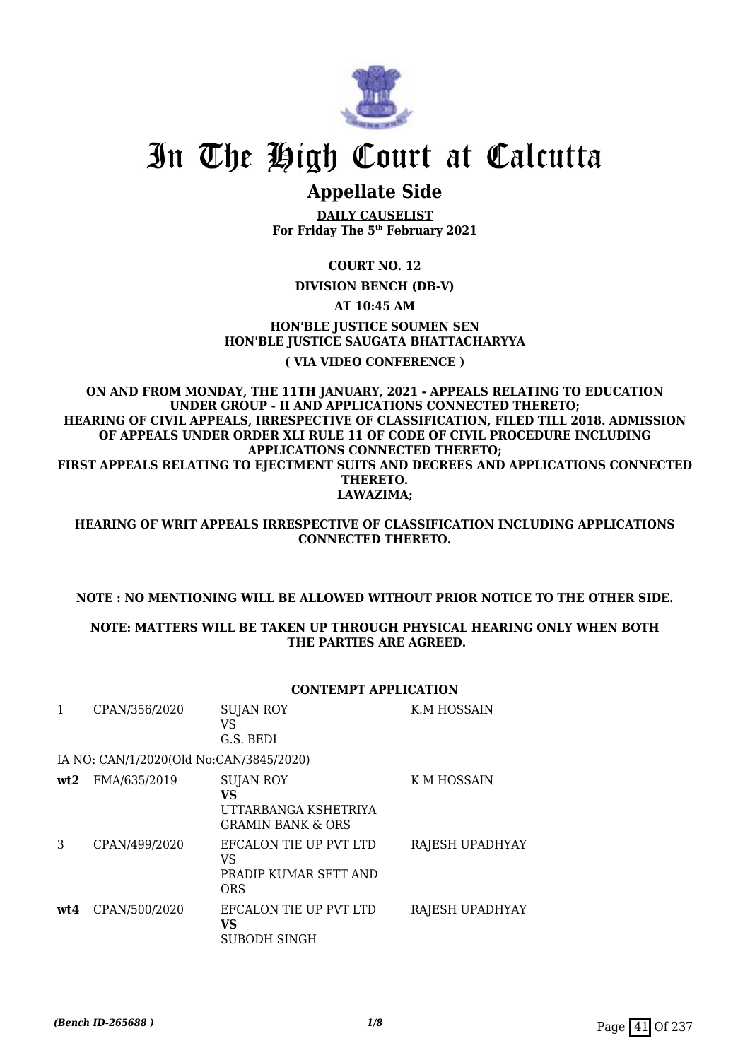# In The High Court at Calcutta

## Appellate Side

**DAILY CAUSELIST**
**For Friday The 5th February 2021**

**COURT NO. 12**

**DIVISION BENCH (DB-V)**

**AT 10:45 AM**

**HON'BLE JUSTICE SOUMEN SEN**
**HON'BLE JUSTICE SAUGATA BHATTACHARYYA**

**( VIA VIDEO CONFERENCE )**

**ON AND FROM MONDAY, THE 11TH JANUARY, 2021 - APPEALS RELATING TO EDUCATION UNDER GROUP - II AND APPLICATIONS CONNECTED THERETO; HEARING OF CIVIL APPEALS, IRRESPECTIVE OF CLASSIFICATION, FILED TILL 2018. ADMISSION OF APPEALS UNDER ORDER XLI RULE 11 OF CODE OF CIVIL PROCEDURE INCLUDING APPLICATIONS CONNECTED THERETO; FIRST APPEALS RELATING TO EJECTMENT SUITS AND DECREES AND APPLICATIONS CONNECTED THERETO. LAWAZIMA;**

**HEARING OF WRIT APPEALS IRRESPECTIVE OF CLASSIFICATION INCLUDING APPLICATIONS CONNECTED THERETO.**

**NOTE : NO MENTIONING WILL BE ALLOWED WITHOUT PRIOR NOTICE TO THE OTHER SIDE.**

**NOTE: MATTERS WILL BE TAKEN UP THROUGH PHYSICAL HEARING ONLY WHEN BOTH THE PARTIES ARE AGREED.**

**CONTEMPT APPLICATION**

| | | | |
|---|---|---|---|
| 1 | CPAN/356/2020 | SUJAN ROY<br>VS<br>G.S. BEDI | K.M HOSSAIN |
| | IA NO: CAN/1/2020(Old No:CAN/3845/2020) | | |
| **wt2** | FMA/635/2019 | SUJAN ROY<br>**VS**<br>UTTARBANGA KSHETRIYA GRAMIN BANK & ORS | K M HOSSAIN |
| 3 | CPAN/499/2020 | EFCALON TIE UP PVT LTD<br>VS<br>PRADIP KUMAR SETT AND ORS | RAJESH UPADHYAY |
| **wt4** | CPAN/500/2020 | EFCALON TIE UP PVT LTD<br>**VS**<br>SUBODH SINGH | RAJESH UPADHYAY |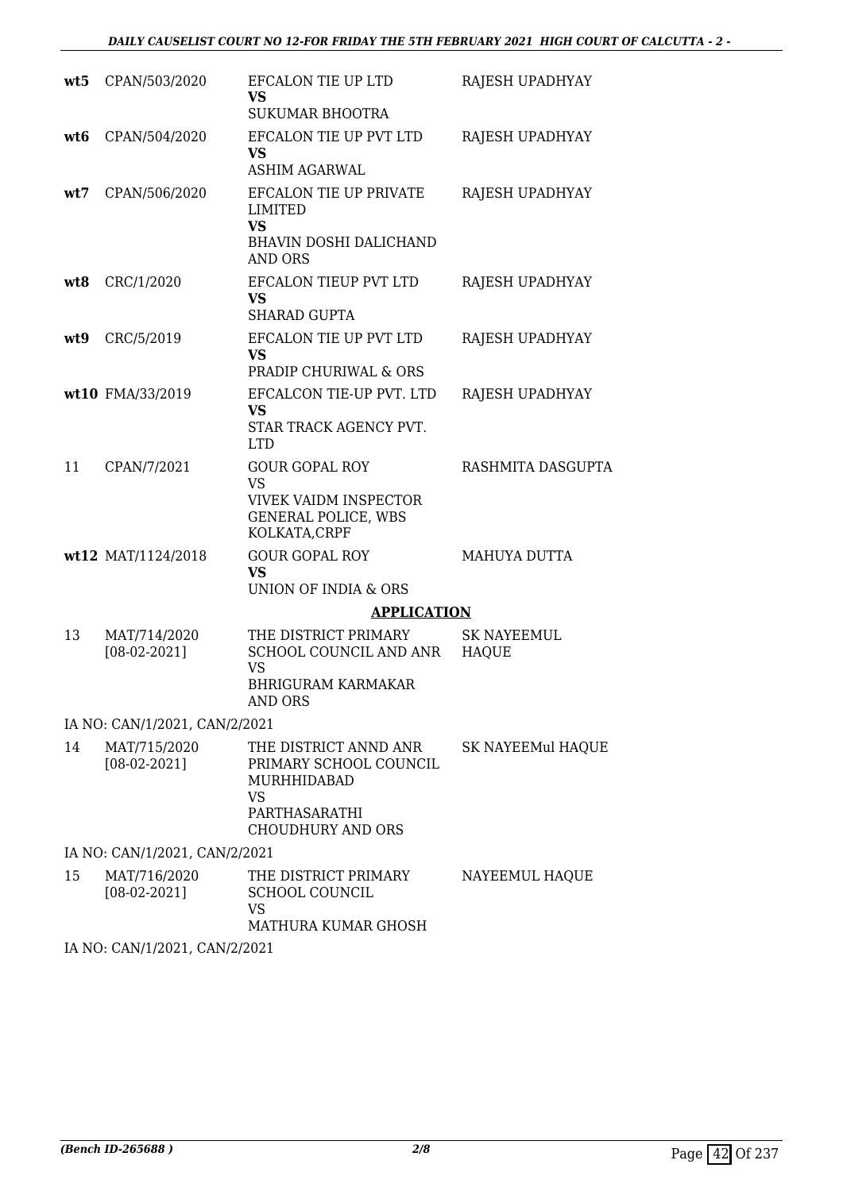| | | | |
|---|---|---|---|
| **wt5** | CPAN/503/2020 | EFCALON TIE UP LTD<br>**VS**<br>SUKUMAR BHOOTRA | RAJESH UPADHYAY |
| **wt6** | CPAN/504/2020 | EFCALON TIE UP PVT LTD<br>**VS**<br>ASHIM AGARWAL | RAJESH UPADHYAY |
| **wt7** | CPAN/506/2020 | EFCALON TIE UP PRIVATE LIMITED<br>**VS**<br>BHAVIN DOSHI DALICHAND AND ORS | RAJESH UPADHYAY |
| **wt8** | CRC/1/2020 | EFCALON TIEUP PVT LTD<br>**VS**<br>SHARAD GUPTA | RAJESH UPADHYAY |
| **wt9** | CRC/5/2019 | EFCALON TIE UP PVT LTD<br>**VS**<br>PRADIP CHURIWAL & ORS | RAJESH UPADHYAY |
| **wt10** | FMA/33/2019 | EFCALCON TIE-UP PVT. LTD<br>**VS**<br>STAR TRACK AGENCY PVT. LTD | RAJESH UPADHYAY |
| 11 | CPAN/7/2021 | GOUR GOPAL ROY<br>VS<br>VIVEK VAIDM INSPECTOR GENERAL POLICE, WBS KOLKATA,CRPF | RASHMITA DASGUPTA |
| **wt12** | MAT/1124/2018 | GOUR GOPAL ROY<br>**VS**<br>UNION OF INDIA & ORS | MAHUYA DUTTA |

**APPLICATION**

| | | | |
|---|---|---|---|
| 13 | MAT/714/2020<br>[08-02-2021] | THE DISTRICT PRIMARY SCHOOL COUNCIL AND ANR<br>VS<br>BHRIGURAM KARMAKAR AND ORS | SK NAYEEMUL HAQUE |

IA NO: CAN/1/2021, CAN/2/2021

| | | | |
|---|---|---|---|
| 14 | MAT/715/2020<br>[08-02-2021] | THE DISTRICT ANND ANR PRIMARY SCHOOL COUNCIL MURHHIDABAD<br>VS<br>PARTHASARATHI CHOUDHURY AND ORS | SK NAYEEMul HAQUE |

IA NO: CAN/1/2021, CAN/2/2021

| | | | |
|---|---|---|---|
| 15 | MAT/716/2020<br>[08-02-2021] | THE DISTRICT PRIMARY SCHOOL COUNCIL<br>VS<br>MATHURA KUMAR GHOSH | NAYEEMUL HAQUE |

IA NO: CAN/1/2021, CAN/2/2021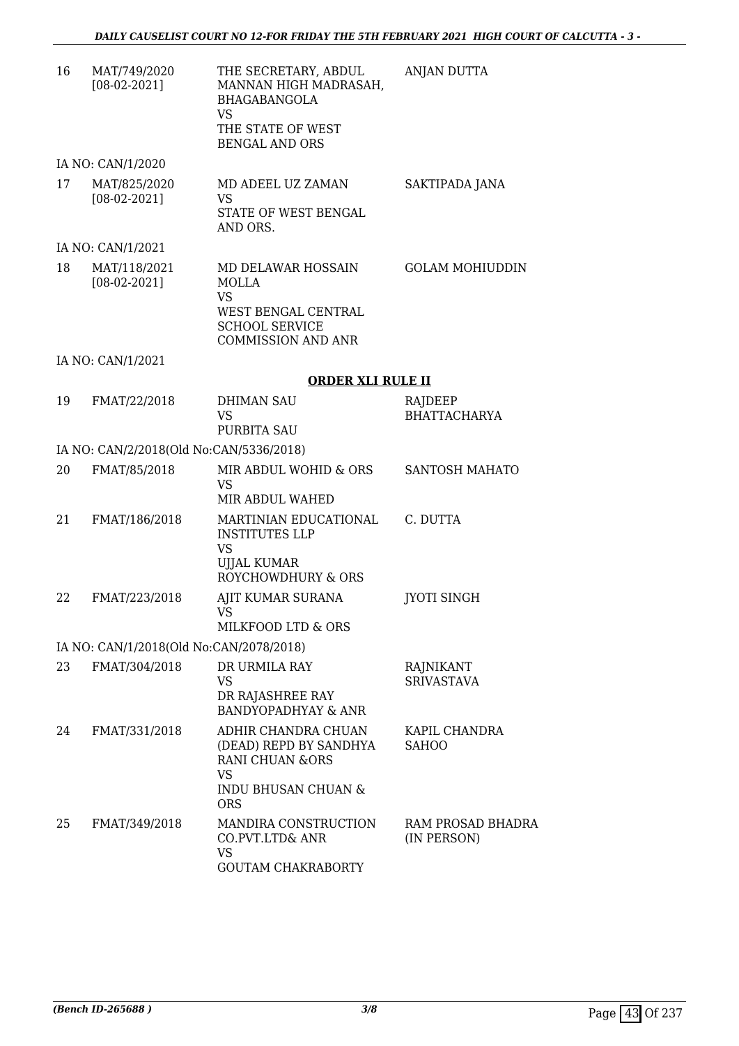| | | | |
|---|---|---|---|
| 16 | MAT/749/2020 [08-02-2021] | THE SECRETARY, ABDUL MANNAN HIGH MADRASAH, BHAGABANGOLA VS THE STATE OF WEST BENGAL AND ORS | ANJAN DUTTA |
| | IA NO: CAN/1/2020 | | |
| 17 | MAT/825/2020 [08-02-2021] | MD ADEEL UZ ZAMAN VS STATE OF WEST BENGAL AND ORS. | SAKTIPADA JANA |
| | IA NO: CAN/1/2021 | | |
| 18 | MAT/118/2021 [08-02-2021] | MD DELAWAR HOSSAIN MOLLA VS WEST BENGAL CENTRAL SCHOOL SERVICE COMMISSION AND ANR | GOLAM MOHIUDDIN |
| | IA NO: CAN/1/2021 | | |

## ORDER XLI RULE II

| | | | |
|---|---|---|---|
| 19 | FMAT/22/2018 | DHIMAN SAU VS PURBITA SAU | RAJDEEP BHATTACHARYA |
| | IA NO: CAN/2/2018(Old No:CAN/5336/2018) | | |
| 20 | FMAT/85/2018 | MIR ABDUL WOHID & ORS VS MIR ABDUL WAHED | SANTOSH MAHATO |
| 21 | FMAT/186/2018 | MARTINIAN EDUCATIONAL INSTITUTES LLP VS UJJAL KUMAR ROYCHOWDHURY & ORS | C. DUTTA |
| 22 | FMAT/223/2018 | AJIT KUMAR SURANA VS MILKFOOD LTD & ORS | JYOTI SINGH |
| | IA NO: CAN/1/2018(Old No:CAN/2078/2018) | | |
| 23 | FMAT/304/2018 | DR URMILA RAY VS DR RAJASHREE RAY BANDYOPADHYAY & ANR | RAJNIKANT SRIVASTAVA |
| 24 | FMAT/331/2018 | ADHIR CHANDRA CHUAN (DEAD) REPD BY SANDHYA RANI CHUAN &ORS VS INDU BHUSAN CHUAN & ORS | KAPIL CHANDRA SAHOO |
| 25 | FMAT/349/2018 | MANDIRA CONSTRUCTION CO.PVT.LTD& ANR VS GOUTAM CHAKRABORTY | RAM PROSAD BHADRA (IN PERSON) |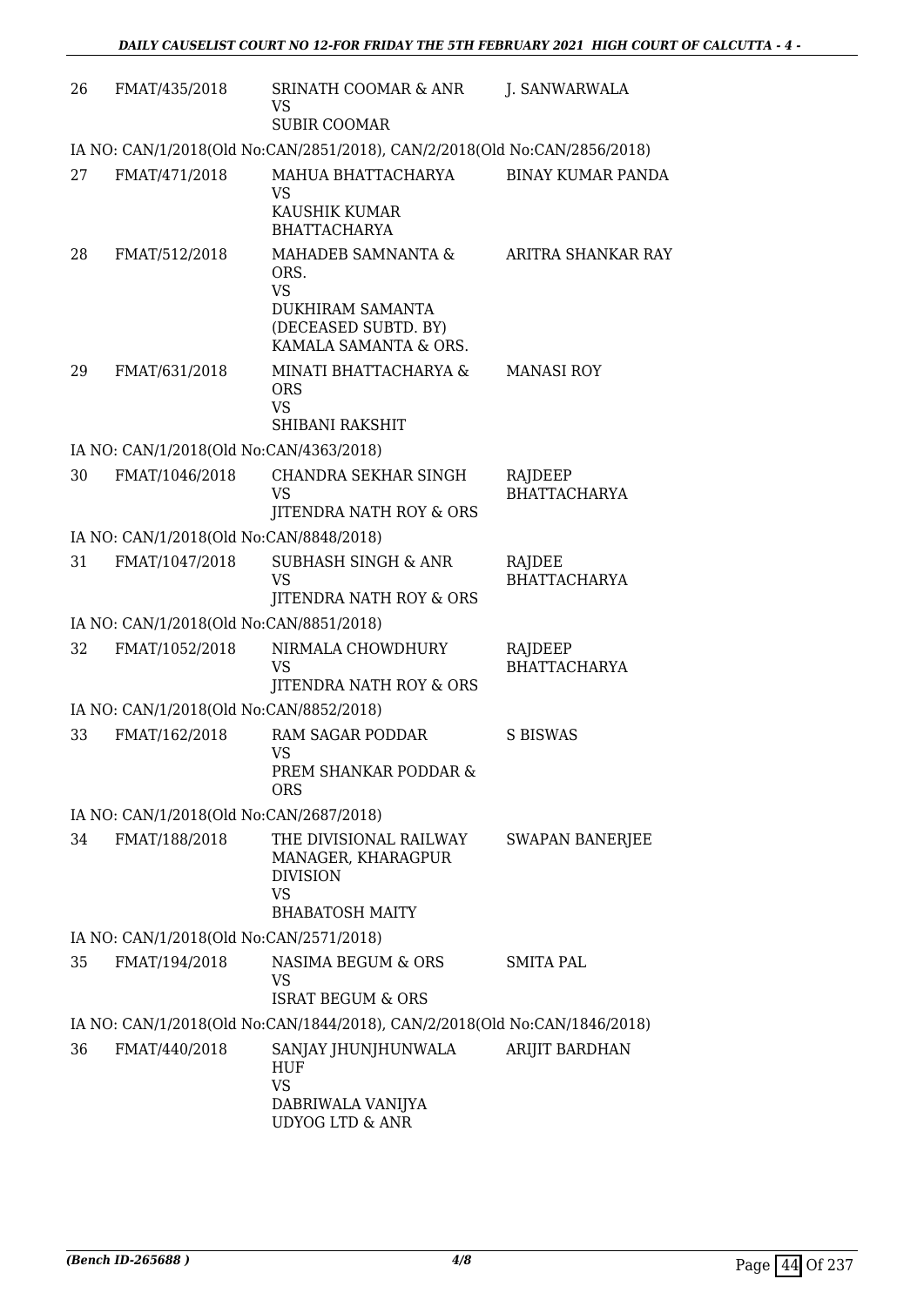| | | | |
|---|---|---|---|
| 26 | FMAT/435/2018 | SRINATH COOMAR & ANR<br>VS<br>SUBIR COOMAR | J. SANWARWALA |
| IA NO: CAN/1/2018(Old No:CAN/2851/2018), CAN/2/2018(Old No:CAN/2856/2018) | | | |
| 27 | FMAT/471/2018 | MAHUA BHATTACHARYA<br>VS<br>KAUSHIK KUMAR BHATTACHARYA | BINAY KUMAR PANDA |
| 28 | FMAT/512/2018 | MAHADEB SAMNANTA & ORS.<br>VS<br>DUKHIRAM SAMANTA (DECEASED SUBTD. BY) KAMALA SAMANTA & ORS. | ARITRA SHANKAR RAY |
| 29 | FMAT/631/2018 | MINATI BHATTACHARYA & ORS<br>VS<br>SHIBANI RAKSHIT | MANASI ROY |
| IA NO: CAN/1/2018(Old No:CAN/4363/2018) | | | |
| 30 | FMAT/1046/2018 | CHANDRA SEKHAR SINGH<br>VS<br>JITENDRA NATH ROY & ORS | RAJDEEP BHATTACHARYA |
| IA NO: CAN/1/2018(Old No:CAN/8848/2018) | | | |
| 31 | FMAT/1047/2018 | SUBHASH SINGH & ANR<br>VS<br>JITENDRA NATH ROY & ORS | RAJDEE BHATTACHARYA |
| IA NO: CAN/1/2018(Old No:CAN/8851/2018) | | | |
| 32 | FMAT/1052/2018 | NIRMALA CHOWDHURY<br>VS<br>JITENDRA NATH ROY & ORS | RAJDEEP BHATTACHARYA |
| IA NO: CAN/1/2018(Old No:CAN/8852/2018) | | | |
| 33 | FMAT/162/2018 | RAM SAGAR PODDAR<br>VS<br>PREM SHANKAR PODDAR & ORS | S BISWAS |
| IA NO: CAN/1/2018(Old No:CAN/2687/2018) | | | |
| 34 | FMAT/188/2018 | THE DIVISIONAL RAILWAY MANAGER, KHARAGPUR DIVISION<br>VS<br>BHABATOSH MAITY | SWAPAN BANERJEE |
| IA NO: CAN/1/2018(Old No:CAN/2571/2018) | | | |
| 35 | FMAT/194/2018 | NASIMA BEGUM & ORS<br>VS<br>ISRAT BEGUM & ORS | SMITA PAL |
| IA NO: CAN/1/2018(Old No:CAN/1844/2018), CAN/2/2018(Old No:CAN/1846/2018) | | | |
| 36 | FMAT/440/2018 | SANJAY JHUNJHUNWALA HUF<br>VS<br>DABRIWALA VANIJYA UDYOG LTD & ANR | ARIJIT BARDHAN |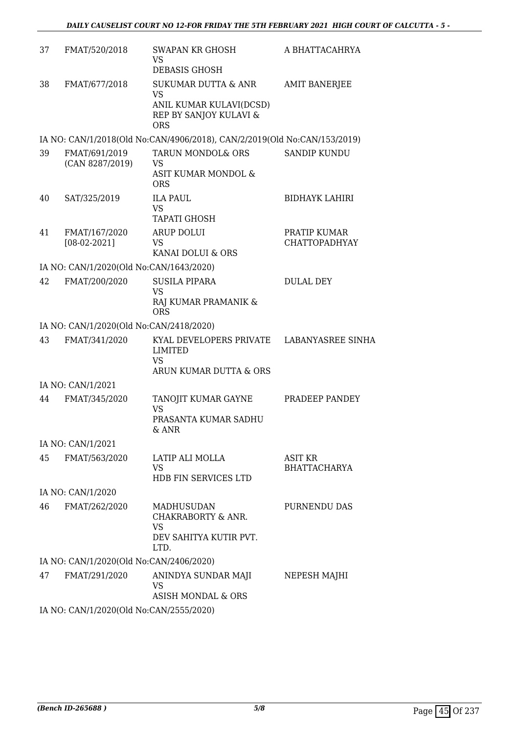| | | | |
|---|---|---|---|
| 37 | FMAT/520/2018 | SWAPAN KR GHOSH<br>VS<br>DEBASIS GHOSH | A BHATTACAHRYA |
| 38 | FMAT/677/2018 | SUKUMAR DUTTA & ANR<br>VS<br>ANIL KUMAR KULAVI(DCSD)<br>REP BY SANJOY KULAVI &<br>ORS | AMIT BANERJEE |
| | IA NO: CAN/1/2018(Old No:CAN/4906/2018), CAN/2/2019(Old No:CAN/153/2019) | | |
| 39 | FMAT/691/2019<br>(CAN 8287/2019) | TARUN MONDOL& ORS<br>VS<br>ASIT KUMAR MONDOL &<br>ORS | SANDIP KUNDU |
| 40 | SAT/325/2019 | ILA PAUL<br>VS<br>TAPATI GHOSH | BIDHAYK LAHIRI |
| 41 | FMAT/167/2020<br>[08-02-2021] | ARUP DOLUI<br>VS<br>KANAI DOLUI & ORS | PRATIP KUMAR<br>CHATTOPADHYAY |
| | IA NO: CAN/1/2020(Old No:CAN/1643/2020) | | |
| 42 | FMAT/200/2020 | SUSILA PIPARA<br>VS<br>RAJ KUMAR PRAMANIK &<br>ORS | DULAL DEY |
| | IA NO: CAN/1/2020(Old No:CAN/2418/2020) | | |
| 43 | FMAT/341/2020 | KYAL DEVELOPERS PRIVATE<br>LIMITED<br>VS<br>ARUN KUMAR DUTTA & ORS | LABANYASREE SINHA |
| | IA NO: CAN/1/2021 | | |
| 44 | FMAT/345/2020 | TANOJIT KUMAR GAYNE<br>VS<br>PRASANTA KUMAR SADHU<br>& ANR | PRADEEP PANDEY |
| | IA NO: CAN/1/2021 | | |
| 45 | FMAT/563/2020 | LATIP ALI MOLLA<br>VS<br>HDB FIN SERVICES LTD | ASIT KR<br>BHATTACHARYA |
| | IA NO: CAN/1/2020 | | |
| 46 | FMAT/262/2020 | MADHUSUDAN<br>CHAKRABORTY & ANR.<br>VS<br>DEV SAHITYA KUTIR PVT.<br>LTD. | PURNENDU DAS |
| | IA NO: CAN/1/2020(Old No:CAN/2406/2020) | | |
| 47 | FMAT/291/2020 | ANINDYA SUNDAR MAJI<br>VS<br>ASISH MONDAL & ORS | NEPESH MAJHI |
| | IA NO: CAN/1/2020(Old No:CAN/2555/2020) | | |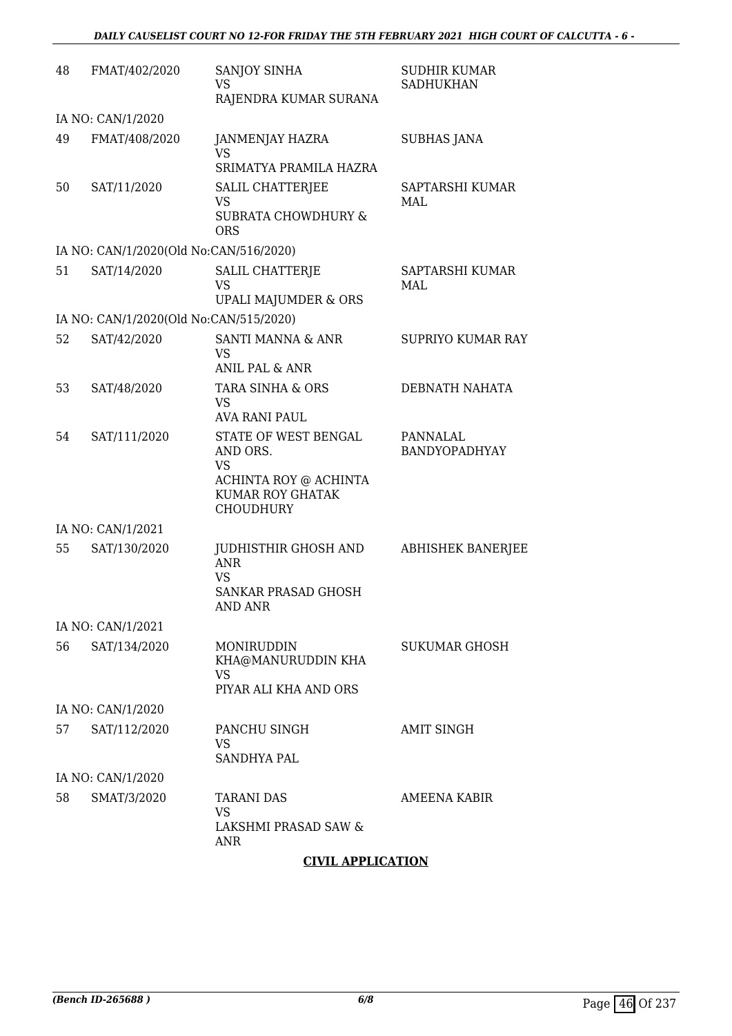| | | | |
|---|---|---|---|
| 48 | FMAT/402/2020 | SANJOY SINHA<br>VS<br>RAJENDRA KUMAR SURANA | SUDHIR KUMAR SADHUKHAN |
| IA NO: CAN/1/2020 | | | |
| 49 | FMAT/408/2020 | JANMENJAY HAZRA<br>VS<br>SRIMATYA PRAMILA HAZRA | SUBHAS JANA |
| 50 | SAT/11/2020 | SALIL CHATTERJEE<br>VS<br>SUBRATA CHOWDHURY & ORS | SAPTARSHI KUMAR MAL |
| IA NO: CAN/1/2020(Old No:CAN/516/2020) | | | |
| 51 | SAT/14/2020 | SALIL CHATTERJE<br>VS<br>UPALI MAJUMDER & ORS | SAPTARSHI KUMAR MAL |
| IA NO: CAN/1/2020(Old No:CAN/515/2020) | | | |
| 52 | SAT/42/2020 | SANTI MANNA & ANR<br>VS<br>ANIL PAL & ANR | SUPRIYO KUMAR RAY |
| 53 | SAT/48/2020 | TARA SINHA & ORS<br>VS<br>AVA RANI PAUL | DEBNATH NAHATA |
| 54 | SAT/111/2020 | STATE OF WEST BENGAL AND ORS.<br>VS<br>ACHINTA ROY @ ACHINTA KUMAR ROY GHATAK CHOUDHURY | PANNALAL BANDYOPADHYAY |
| IA NO: CAN/1/2021 | | | |
| 55 | SAT/130/2020 | JUDHISTHIR GHOSH AND ANR<br>VS<br>SANKAR PRASAD GHOSH AND ANR | ABHISHEK BANERJEE |
| IA NO: CAN/1/2021 | | | |
| 56 | SAT/134/2020 | MONIRUDDIN KHA@MANURUDDIN KHA<br>VS<br>PIYAR ALI KHA AND ORS | SUKUMAR GHOSH |
| IA NO: CAN/1/2020 | | | |
| 57 | SAT/112/2020 | PANCHU SINGH<br>VS<br>SANDHYA PAL | AMIT SINGH |
| IA NO: CAN/1/2020 | | | |
| 58 | SMAT/3/2020 | TARANI DAS<br>VS<br>LAKSHMI PRASAD SAW & ANR | AMEENA KABIR |

**CIVIL APPLICATION**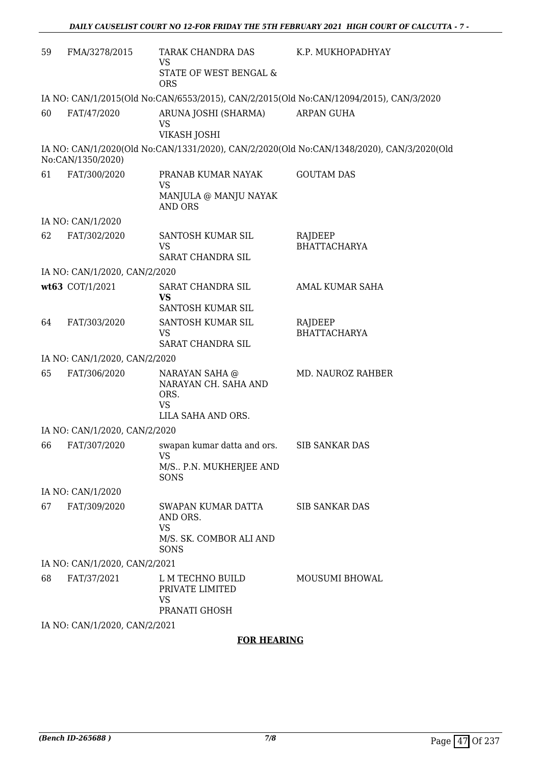| | | | |
|---|---|---|---|
| 59 | FMA/3278/2015 | TARAK CHANDRA DAS<br>VS<br>STATE OF WEST BENGAL & ORS | K.P. MUKHOPADHYAY |

IA NO: CAN/1/2015(Old No:CAN/6553/2015), CAN/2/2015(Old No:CAN/12094/2015), CAN/3/2020

| | | | |
|---|---|---|---|
| 60 | FAT/47/2020 | ARUNA JOSHI (SHARMA)<br>VS<br>VIKASH JOSHI | ARPAN GUHA |

IA NO: CAN/1/2020(Old No:CAN/1331/2020), CAN/2/2020(Old No:CAN/1348/2020), CAN/3/2020(Old No:CAN/1350/2020)

| | | | |
|---|---|---|---|
| 61 | FAT/300/2020 | PRANAB KUMAR NAYAK<br>VS<br>MANJULA @ MANJU NAYAK AND ORS | GOUTAM DAS |

IA NO: CAN/1/2020

| | | | |
|---|---|---|---|
| 62 | FAT/302/2020 | SANTOSH KUMAR SIL<br>VS<br>SARAT CHANDRA SIL | RAJDEEP BHATTACHARYA |

IA NO: CAN/1/2020, CAN/2/2020

| | | | |
|---|---|---|---|
| **wt63** | COT/1/2021 | SARAT CHANDRA SIL<br>**VS**<br>SANTOSH KUMAR SIL | AMAL KUMAR SAHA |
| 64 | FAT/303/2020 | SANTOSH KUMAR SIL<br>VS<br>SARAT CHANDRA SIL | RAJDEEP BHATTACHARYA |

IA NO: CAN/1/2020, CAN/2/2020

| | | | |
|---|---|---|---|
| 65 | FAT/306/2020 | NARAYAN SAHA @ NARAYAN CH. SAHA AND ORS.<br>VS<br>LILA SAHA AND ORS. | MD. NAUROZ RAHBER |

IA NO: CAN/1/2020, CAN/2/2020

| | | | |
|---|---|---|---|
| 66 | FAT/307/2020 | swapan kumar datta and ors.<br>VS<br>M/S.. P.N. MUKHERJEE AND SONS | SIB SANKAR DAS |

IA NO: CAN/1/2020

| | | | |
|---|---|---|---|
| 67 | FAT/309/2020 | SWAPAN KUMAR DATTA AND ORS.<br>VS<br>M/S. SK. COMBOR ALI AND SONS | SIB SANKAR DAS |

IA NO: CAN/1/2020, CAN/2/2021

| | | | |
|---|---|---|---|
| 68 | FAT/37/2021 | L M TECHNO BUILD PRIVATE LIMITED<br>VS<br>PRANATI GHOSH | MOUSUMI BHOWAL |

IA NO: CAN/1/2020, CAN/2/2021

**FOR HEARING**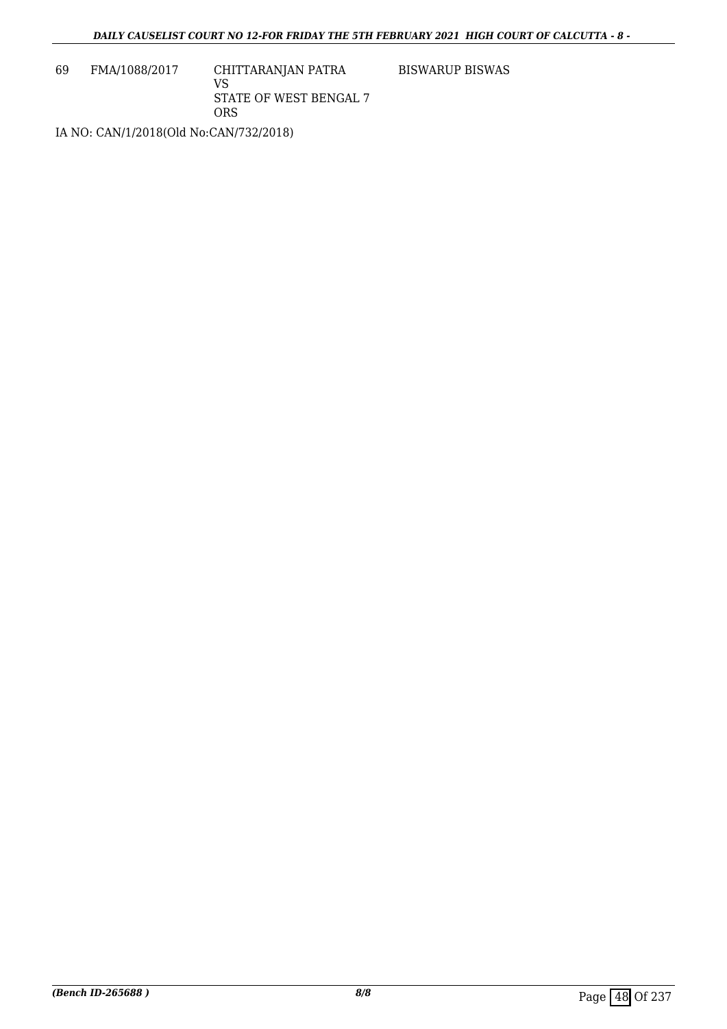| 69 | FMA/1088/2017 | CHITTARANJAN PATRA<br>VS<br>STATE OF WEST BENGAL 7 ORS | BISWARUP BISWAS |
|---|---|---|---|

IA NO: CAN/1/2018(Old No:CAN/732/2018)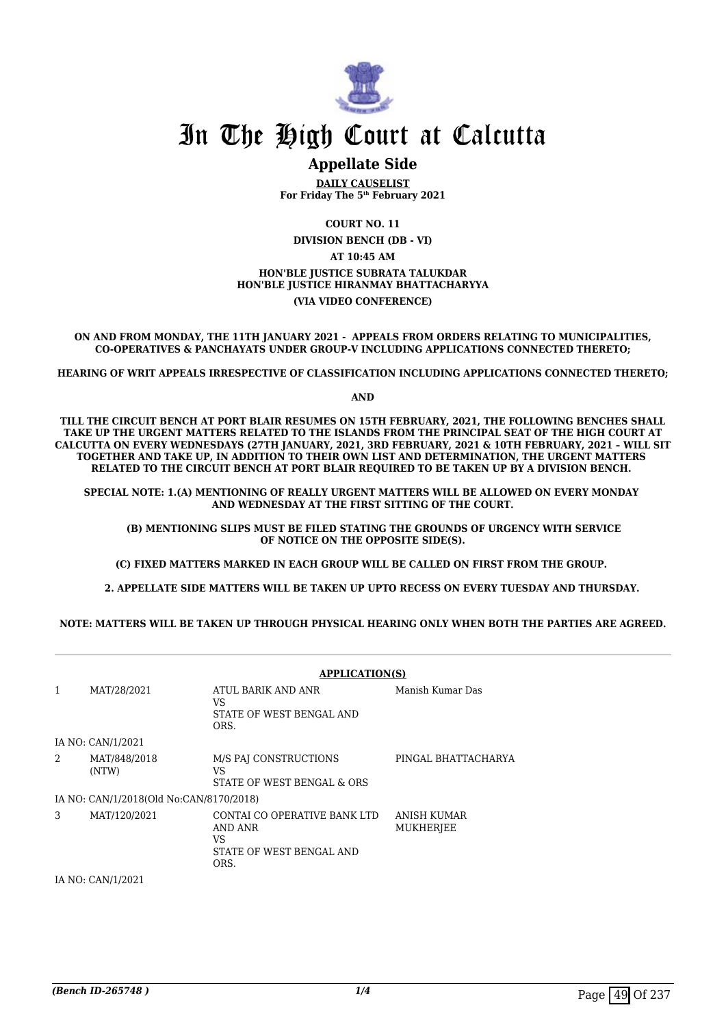# In The High Court at Calcutta

## Appellate Side

**DAILY CAUSELIST**
**For Friday The 5th February 2021**

**COURT NO. 11**

**DIVISION BENCH (DB - VI)**

**AT 10:45 AM**

**HON'BLE JUSTICE SUBRATA TALUKDAR**
**HON'BLE JUSTICE HIRANMAY BHATTACHARYYA**

**(VIA VIDEO CONFERENCE)**

**ON AND FROM MONDAY, THE 11TH JANUARY 2021 - APPEALS FROM ORDERS RELATING TO MUNICIPALITIES, CO-OPERATIVES & PANCHAYATS UNDER GROUP-V INCLUDING APPLICATIONS CONNECTED THERETO;**

**HEARING OF WRIT APPEALS IRRESPECTIVE OF CLASSIFICATION INCLUDING APPLICATIONS CONNECTED THERETO;**

**AND**

**TILL THE CIRCUIT BENCH AT PORT BLAIR RESUMES ON 15TH FEBRUARY, 2021, THE FOLLOWING BENCHES SHALL TAKE UP THE URGENT MATTERS RELATED TO THE ISLANDS FROM THE PRINCIPAL SEAT OF THE HIGH COURT AT CALCUTTA ON EVERY WEDNESDAYS (27TH JANUARY, 2021, 3RD FEBRUARY, 2021 & 10TH FEBRUARY, 2021 – WILL SIT TOGETHER AND TAKE UP, IN ADDITION TO THEIR OWN LIST AND DETERMINATION, THE URGENT MATTERS RELATED TO THE CIRCUIT BENCH AT PORT BLAIR REQUIRED TO BE TAKEN UP BY A DIVISION BENCH.**

**SPECIAL NOTE: 1.(A) MENTIONING OF REALLY URGENT MATTERS WILL BE ALLOWED ON EVERY MONDAY AND WEDNESDAY AT THE FIRST SITTING OF THE COURT.**

**(B) MENTIONING SLIPS MUST BE FILED STATING THE GROUNDS OF URGENCY WITH SERVICE OF NOTICE ON THE OPPOSITE SIDE(S).**

**(C) FIXED MATTERS MARKED IN EACH GROUP WILL BE CALLED ON FIRST FROM THE GROUP.**

**2. APPELLATE SIDE MATTERS WILL BE TAKEN UP UPTO RECESS ON EVERY TUESDAY AND THURSDAY.**

**NOTE: MATTERS WILL BE TAKEN UP THROUGH PHYSICAL HEARING ONLY WHEN BOTH THE PARTIES ARE AGREED.**

**APPLICATION(S)**

| | | | |
|---|---|---|---|
| 1 | MAT/28/2021 | ATUL BARIK AND ANR<br>VS<br>STATE OF WEST BENGAL AND ORS. | Manish Kumar Das |
| | IA NO: CAN/1/2021 | | |
| 2 | MAT/848/2018 (NTW) | M/S PAJ CONSTRUCTIONS<br>VS<br>STATE OF WEST BENGAL & ORS | PINGAL BHATTACHARYA |
| | IA NO: CAN/1/2018(Old No:CAN/8170/2018) | | |
| 3 | MAT/120/2021 | CONTAI CO OPERATIVE BANK LTD AND ANR<br>VS<br>STATE OF WEST BENGAL AND ORS. | ANISH KUMAR MUKHERJEE |
| | IA NO: CAN/1/2021 | | |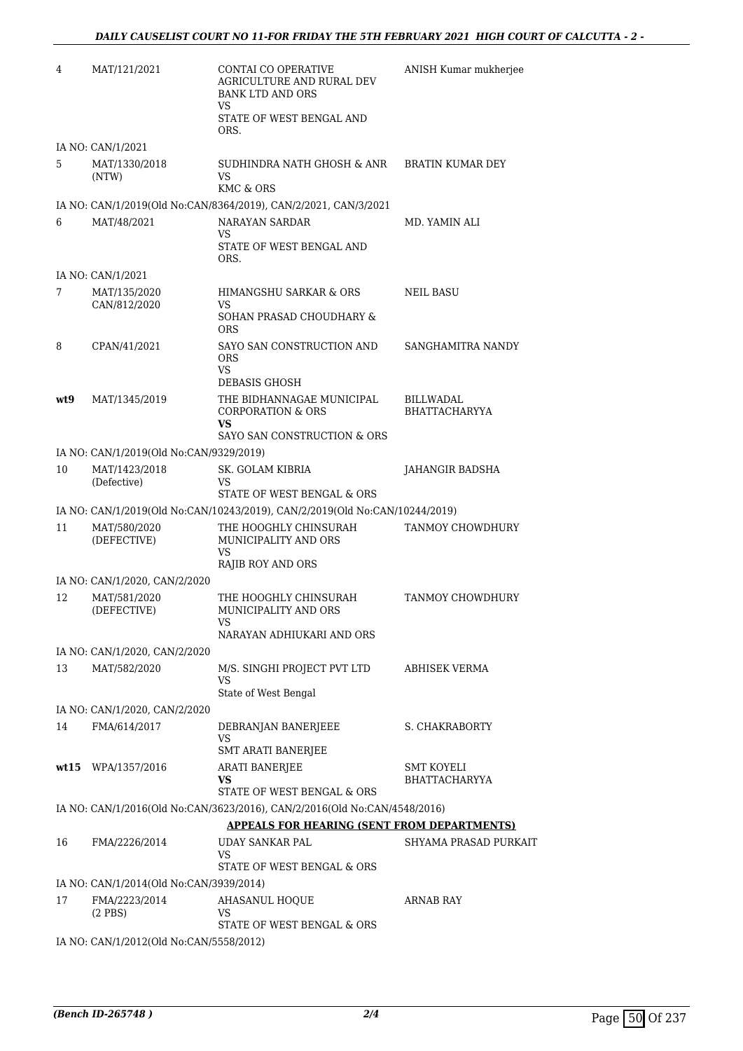| | | | |
|---|---|---|---|
| 4 | MAT/121/2021 | CONTAI CO OPERATIVE AGRICULTURE AND RURAL DEV BANK LTD AND ORS<br>VS<br>STATE OF WEST BENGAL AND ORS. | ANISH Kumar mukherjee |
| | IA NO: CAN/1/2021 | | |
| 5 | MAT/1330/2018 (NTW) | SUDHINDRA NATH GHOSH & ANR<br>VS<br>KMC & ORS | BRATIN KUMAR DEY |
| | IA NO: CAN/1/2019(Old No:CAN/8364/2019), CAN/2/2021, CAN/3/2021 | | |
| 6 | MAT/48/2021 | NARAYAN SARDAR<br>VS<br>STATE OF WEST BENGAL AND ORS. | MD. YAMIN ALI |
| | IA NO: CAN/1/2021 | | |
| 7 | MAT/135/2020<br>CAN/812/2020 | HIMANGSHU SARKAR & ORS<br>VS<br>SOHAN PRASAD CHOUDHARY & ORS | NEIL BASU |
| 8 | CPAN/41/2021 | SAYO SAN CONSTRUCTION AND ORS<br>VS<br>DEBASIS GHOSH | SANGHAMITRA NANDY |
| **wt9** | MAT/1345/2019 | THE BIDHANNAGAE MUNICIPAL CORPORATION & ORS<br>**VS**<br>SAYO SAN CONSTRUCTION & ORS | BILLWADAL BHATTACHARYYA |
| | IA NO: CAN/1/2019(Old No:CAN/9329/2019) | | |
| 10 | MAT/1423/2018 (Defective) | SK. GOLAM KIBRIA<br>VS<br>STATE OF WEST BENGAL & ORS | JAHANGIR BADSHA |
| | IA NO: CAN/1/2019(Old No:CAN/10243/2019), CAN/2/2019(Old No:CAN/10244/2019) | | |
| 11 | MAT/580/2020 (DEFECTIVE) | THE HOOGHLY CHINSURAH MUNICIPALITY AND ORS<br>VS<br>RAJIB ROY AND ORS | TANMOY CHOWDHURY |
| | IA NO: CAN/1/2020, CAN/2/2020 | | |
| 12 | MAT/581/2020 (DEFECTIVE) | THE HOOGHLY CHINSURAH MUNICIPALITY AND ORS<br>VS<br>NARAYAN ADHIUKARI AND ORS | TANMOY CHOWDHURY |
| | IA NO: CAN/1/2020, CAN/2/2020 | | |
| 13 | MAT/582/2020 | M/S. SINGHI PROJECT PVT LTD<br>VS<br>State of West Bengal | ABHISEK VERMA |
| | IA NO: CAN/1/2020, CAN/2/2020 | | |
| 14 | FMA/614/2017 | DEBRANJAN BANERJEEE<br>VS<br>SMT ARATI BANERJEE | S. CHAKRABORTY |
| **wt15** | WPA/1357/2016 | ARATI BANERJEE<br>**VS**<br>STATE OF WEST BENGAL & ORS | SMT KOYELI BHATTACHARYYA |
| | IA NO: CAN/1/2016(Old No:CAN/3623/2016), CAN/2/2016(Old No:CAN/4548/2016) | | |

**APPEALS FOR HEARING (SENT FROM DEPARTMENTS)**

| | | | |
|---|---|---|---|
| 16 | FMA/2226/2014 | UDAY SANKAR PAL<br>VS<br>STATE OF WEST BENGAL & ORS | SHYAMA PRASAD PURKAIT |
| | IA NO: CAN/1/2014(Old No:CAN/3939/2014) | | |
| 17 | FMA/2223/2014 (2 PBS) | AHASANUL HOQUE<br>VS<br>STATE OF WEST BENGAL & ORS | ARNAB RAY |
| | IA NO: CAN/1/2012(Old No:CAN/5558/2012) | | |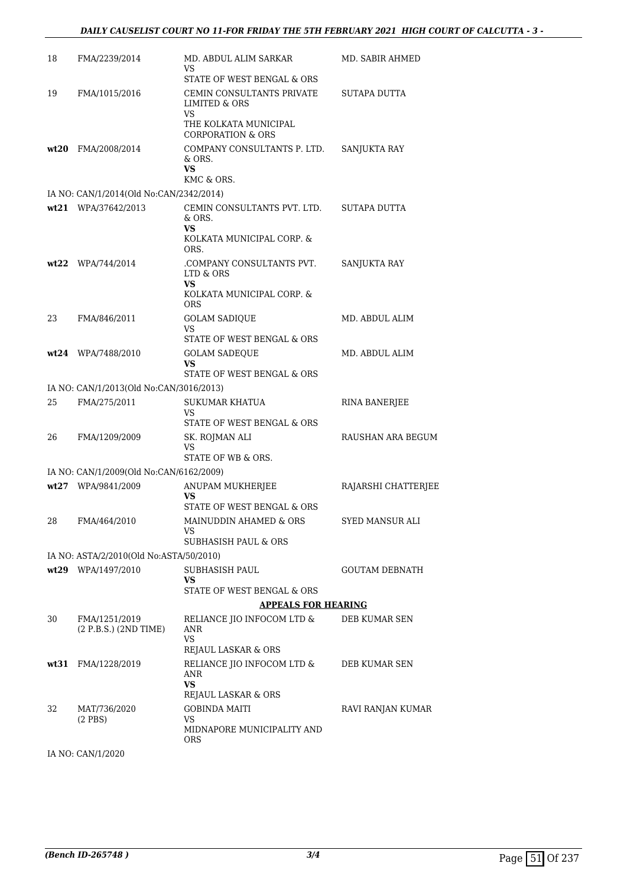| | | | |
|---|---|---|---|
| 18 | FMA/2239/2014 | MD. ABDUL ALIM SARKAR<br>VS<br>STATE OF WEST BENGAL & ORS | MD. SABIR AHMED |
| 19 | FMA/1015/2016 | CEMIN CONSULTANTS PRIVATE LIMITED & ORS<br>VS<br>THE KOLKATA MUNICIPAL CORPORATION & ORS | SUTAPA DUTTA |
| **wt20** | FMA/2008/2014 | COMPANY CONSULTANTS P. LTD. & ORS.<br>**VS**<br>KMC & ORS. | SANJUKTA RAY |
| IA NO: CAN/1/2014(Old No:CAN/2342/2014) | | | |
| **wt21** | WPA/37642/2013 | CEMIN CONSULTANTS PVT. LTD. & ORS.<br>**VS**<br>KOLKATA MUNICIPAL CORP. & ORS. | SUTAPA DUTTA |
| **wt22** | WPA/744/2014 | .COMPANY CONSULTANTS PVT. LTD & ORS<br>**VS**<br>KOLKATA MUNICIPAL CORP. & ORS | SANJUKTA RAY |
| 23 | FMA/846/2011 | GOLAM SADIQUE<br>VS<br>STATE OF WEST BENGAL & ORS | MD. ABDUL ALIM |
| **wt24** | WPA/7488/2010 | GOLAM SADEQUE<br>**VS**<br>STATE OF WEST BENGAL & ORS | MD. ABDUL ALIM |
| IA NO: CAN/1/2013(Old No:CAN/3016/2013) | | | |
| 25 | FMA/275/2011 | SUKUMAR KHATUA<br>VS<br>STATE OF WEST BENGAL & ORS | RINA BANERJEE |
| 26 | FMA/1209/2009 | SK. ROJMAN ALI<br>VS<br>STATE OF WB & ORS. | RAUSHAN ARA BEGUM |
| IA NO: CAN/1/2009(Old No:CAN/6162/2009) | | | |
| **wt27** | WPA/9841/2009 | ANUPAM MUKHERJEE<br>**VS**<br>STATE OF WEST BENGAL & ORS | RAJARSHI CHATTERJEE |
| 28 | FMA/464/2010 | MAINUDDIN AHAMED & ORS<br>VS<br>SUBHASISH PAUL & ORS | SYED MANSUR ALI |
| IA NO: ASTA/2/2010(Old No:ASTA/50/2010) | | | |
| **wt29** | WPA/1497/2010 | SUBHASISH PAUL<br>**VS**<br>STATE OF WEST BENGAL & ORS | GOUTAM DEBNATH |
| | | **APPEALS FOR HEARING** | |
| 30 | FMA/1251/2019<br>(2 P.B.S.) (2ND TIME) | RELIANCE JIO INFOCOM LTD & ANR<br>VS<br>REJAUL LASKAR & ORS | DEB KUMAR SEN |
| **wt31** | FMA/1228/2019 | RELIANCE JIO INFOCOM LTD & ANR<br>**VS**<br>REJAUL LASKAR & ORS | DEB KUMAR SEN |
| 32 | MAT/736/2020<br>(2 PBS) | GOBINDA MAITI<br>VS<br>MIDNAPORE MUNICIPALITY AND ORS | RAVI RANJAN KUMAR |
| IA NO: CAN/1/2020 | | | |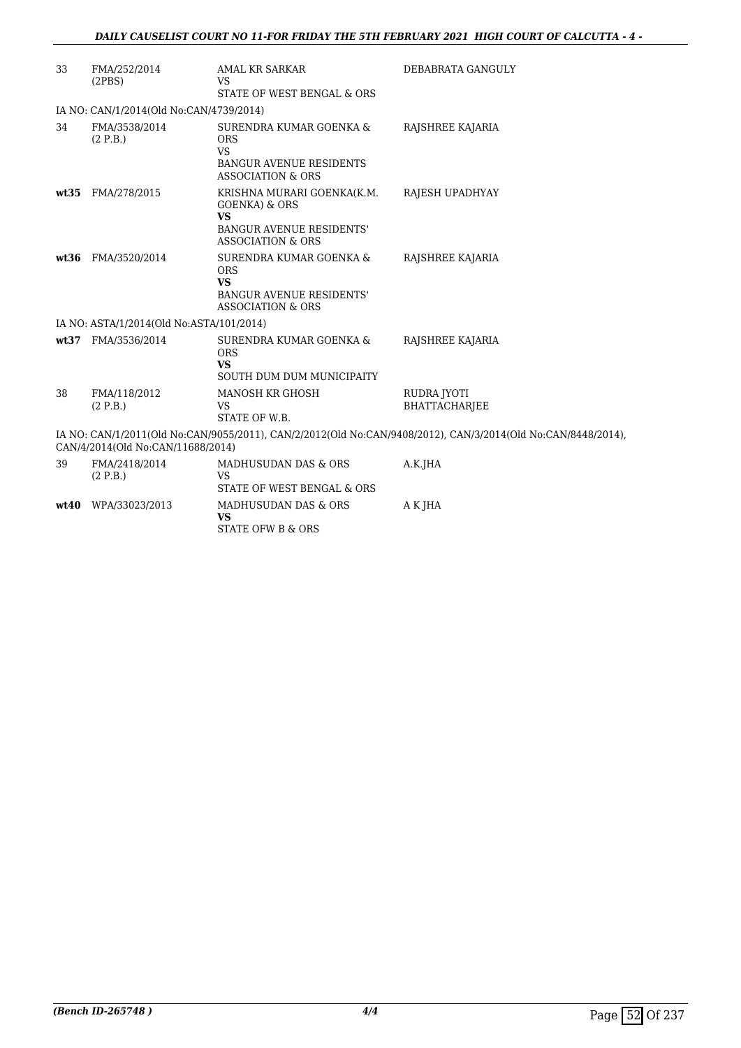| | | | |
|---|---|---|---|
| 33 | FMA/252/2014 (2PBS) | AMAL KR SARKAR<br>VS<br>STATE OF WEST BENGAL & ORS | DEBABRATA GANGULY |
| IA NO: CAN/1/2014(Old No:CAN/4739/2014) | | | |
| 34 | FMA/3538/2014 (2 P.B.) | SURENDRA KUMAR GOENKA & ORS<br>VS<br>BANGUR AVENUE RESIDENTS ASSOCIATION & ORS | RAJSHREE KAJARIA |
| **wt35** | FMA/278/2015 | KRISHNA MURARI GOENKA(K.M. GOENKA) & ORS<br>**VS**<br>BANGUR AVENUE RESIDENTS' ASSOCIATION & ORS | RAJESH UPADHYAY |
| **wt36** | FMA/3520/2014 | SURENDRA KUMAR GOENKA & ORS<br>**VS**<br>BANGUR AVENUE RESIDENTS' ASSOCIATION & ORS | RAJSHREE KAJARIA |
| IA NO: ASTA/1/2014(Old No:ASTA/101/2014) | | | |
| **wt37** | FMA/3536/2014 | SURENDRA KUMAR GOENKA & ORS<br>**VS**<br>SOUTH DUM DUM MUNICIPAITY | RAJSHREE KAJARIA |
| 38 | FMA/118/2012 (2 P.B.) | MANOSH KR GHOSH<br>VS<br>STATE OF W.B. | RUDRA JYOTI BHATTACHARJEE |
| IA NO: CAN/1/2011(Old No:CAN/9055/2011), CAN/2/2012(Old No:CAN/9408/2012), CAN/3/2014(Old No:CAN/8448/2014), CAN/4/2014(Old No:CAN/11688/2014) | | | |
| 39 | FMA/2418/2014 (2 P.B.) | MADHUSUDAN DAS & ORS<br>VS<br>STATE OF WEST BENGAL & ORS | A.K.JHA |
| **wt40** | WPA/33023/2013 | MADHUSUDAN DAS & ORS<br>**VS**<br>STATE OFW B & ORS | A K JHA |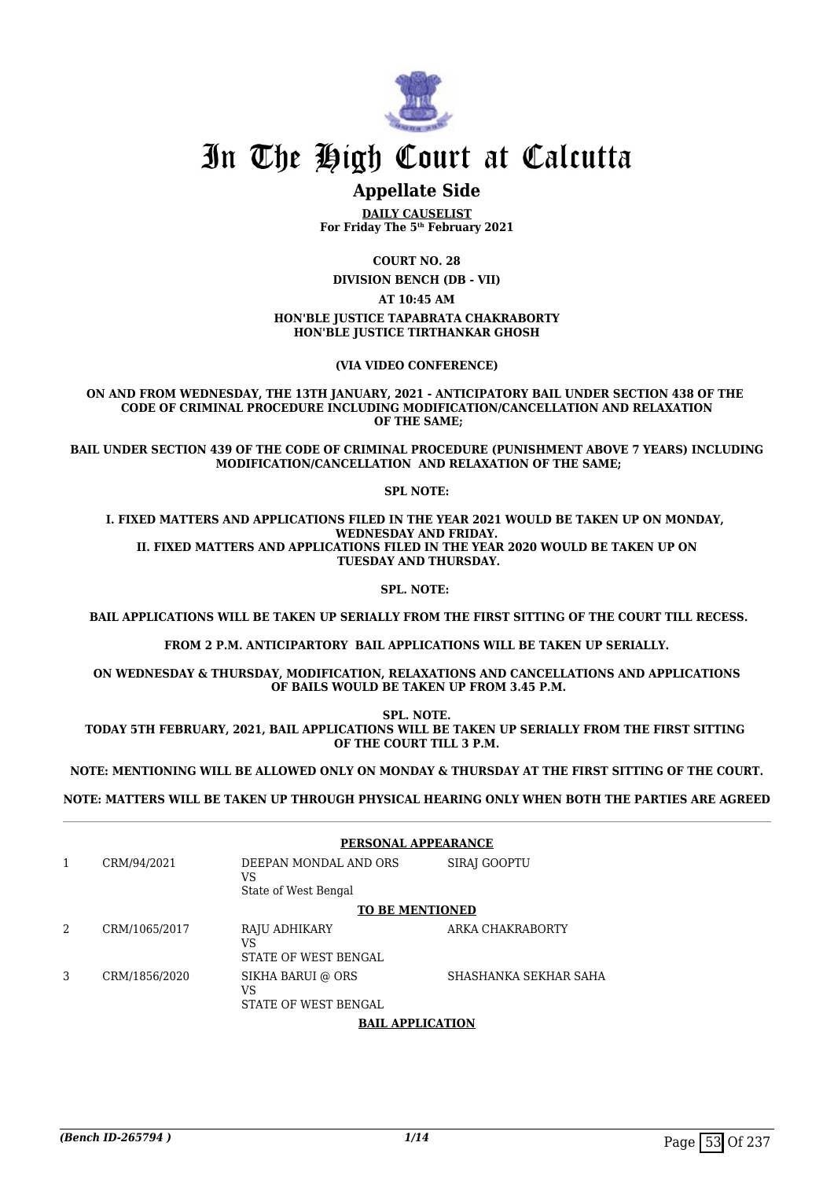# In The High Court at Calcutta

## Appellate Side

**DAILY CAUSELIST**
**For Friday The 5th February 2021**

**COURT NO. 28**

**DIVISION BENCH (DB - VII)**

**AT 10:45 AM**

**HON'BLE JUSTICE TAPABRATA CHAKRABORTY**
**HON'BLE JUSTICE TIRTHANKAR GHOSH**

**(VIA VIDEO CONFERENCE)**

**ON AND FROM WEDNESDAY, THE 13TH JANUARY, 2021 - ANTICIPATORY BAIL UNDER SECTION 438 OF THE CODE OF CRIMINAL PROCEDURE INCLUDING MODIFICATION/CANCELLATION AND RELAXATION OF THE SAME;**

**BAIL UNDER SECTION 439 OF THE CODE OF CRIMINAL PROCEDURE (PUNISHMENT ABOVE 7 YEARS) INCLUDING MODIFICATION/CANCELLATION AND RELAXATION OF THE SAME;**

**SPL NOTE:**

**I. FIXED MATTERS AND APPLICATIONS FILED IN THE YEAR 2021 WOULD BE TAKEN UP ON MONDAY, WEDNESDAY AND FRIDAY.**
**II. FIXED MATTERS AND APPLICATIONS FILED IN THE YEAR 2020 WOULD BE TAKEN UP ON TUESDAY AND THURSDAY.**

**SPL. NOTE:**

**BAIL APPLICATIONS WILL BE TAKEN UP SERIALLY FROM THE FIRST SITTING OF THE COURT TILL RECESS.**

**FROM 2 P.M. ANTICIPARTORY BAIL APPLICATIONS WILL BE TAKEN UP SERIALLY.**

**ON WEDNESDAY & THURSDAY, MODIFICATION, RELAXATIONS AND CANCELLATIONS AND APPLICATIONS OF BAILS WOULD BE TAKEN UP FROM 3.45 P.M.**

**SPL. NOTE.**
**TODAY 5TH FEBRUARY, 2021, BAIL APPLICATIONS WILL BE TAKEN UP SERIALLY FROM THE FIRST SITTING OF THE COURT TILL 3 P.M.**

**NOTE: MENTIONING WILL BE ALLOWED ONLY ON MONDAY & THURSDAY AT THE FIRST SITTING OF THE COURT.**

**NOTE: MATTERS WILL BE TAKEN UP THROUGH PHYSICAL HEARING ONLY WHEN BOTH THE PARTIES ARE AGREED**

**PERSONAL APPEARANCE**

| | | | |
|---|---|---|---|
| 1 | CRM/94/2021 | DEEPAN MONDAL AND ORS<br>VS<br>State of West Bengal | SIRAJ GOOPTU |

**TO BE MENTIONED**

| | | | |
|---|---|---|---|
| 2 | CRM/1065/2017 | RAJU ADHIKARY<br>VS<br>STATE OF WEST BENGAL | ARKA CHAKRABORTY |
| 3 | CRM/1856/2020 | SIKHA BARUI @ ORS<br>VS<br>STATE OF WEST BENGAL | SHASHANKA SEKHAR SAHA |

**BAIL APPLICATION**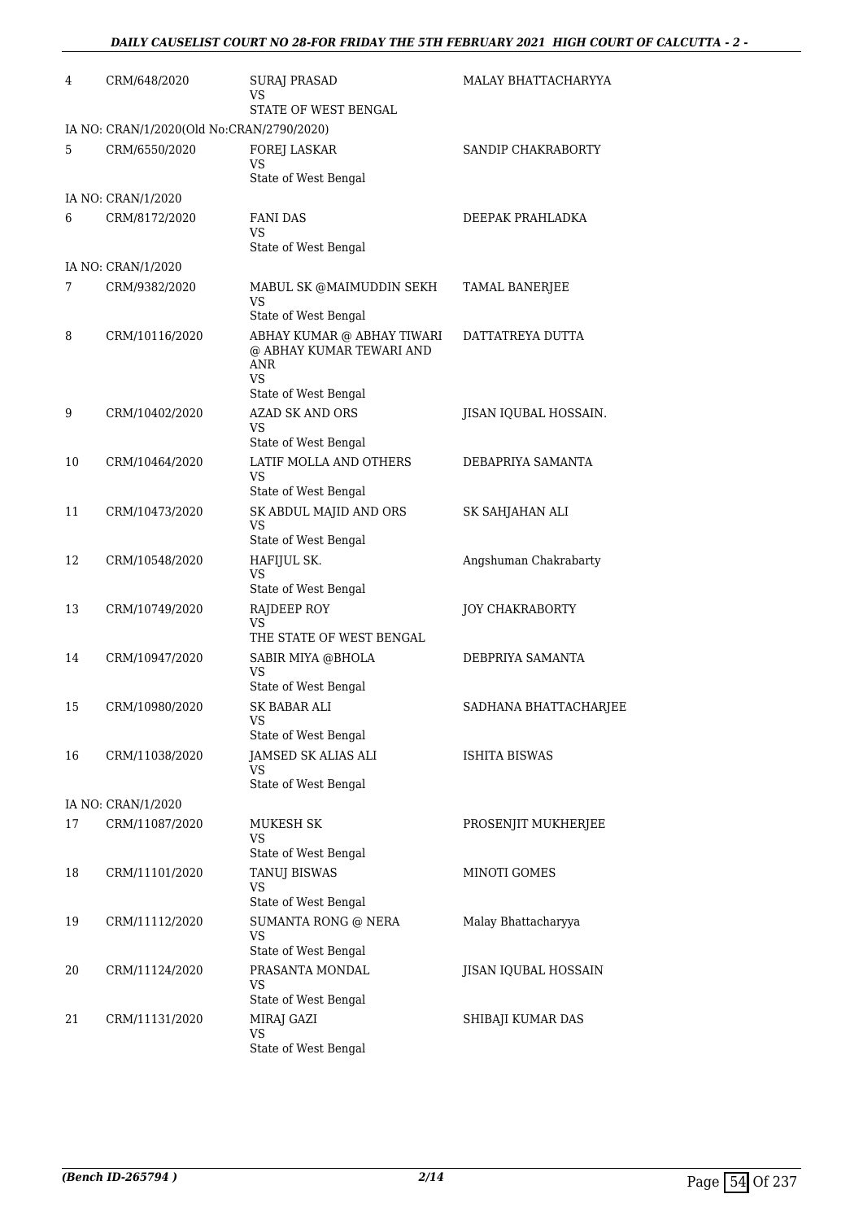| | | | |
|---|---|---|---|
| 4 | CRM/648/2020 | SURAJ PRASAD<br>VS<br>STATE OF WEST BENGAL | MALAY BHATTACHARYYA |
| IA NO: CRAN/1/2020(Old No:CRAN/2790/2020) | | | |
| 5 | CRM/6550/2020 | FOREJ LASKAR<br>VS<br>State of West Bengal | SANDIP CHAKRABORTY |
| IA NO: CRAN/1/2020 | | | |
| 6 | CRM/8172/2020 | FANI DAS<br>VS<br>State of West Bengal | DEEPAK PRAHLADKA |
| IA NO: CRAN/1/2020 | | | |
| 7 | CRM/9382/2020 | MABUL SK @MAIMUDDIN SEKH<br>VS<br>State of West Bengal | TAMAL BANERJEE |
| 8 | CRM/10116/2020 | ABHAY KUMAR @ ABHAY TIWARI @ ABHAY KUMAR TEWARI AND ANR<br>VS<br>State of West Bengal | DATTATREYA DUTTA |
| 9 | CRM/10402/2020 | AZAD SK AND ORS<br>VS<br>State of West Bengal | JISAN IQUBAL HOSSAIN. |
| 10 | CRM/10464/2020 | LATIF MOLLA AND OTHERS<br>VS<br>State of West Bengal | DEBAPRIYA SAMANTA |
| 11 | CRM/10473/2020 | SK ABDUL MAJID AND ORS<br>VS<br>State of West Bengal | SK SAHJAHAN ALI |
| 12 | CRM/10548/2020 | HAFIJUL SK.<br>VS<br>State of West Bengal | Angshuman Chakrabarty |
| 13 | CRM/10749/2020 | RAJDEEP ROY<br>VS<br>THE STATE OF WEST BENGAL | JOY CHAKRABORTY |
| 14 | CRM/10947/2020 | SABIR MIYA @BHOLA<br>VS<br>State of West Bengal | DEBPRIYA SAMANTA |
| 15 | CRM/10980/2020 | SK BABAR ALI<br>VS<br>State of West Bengal | SADHANA BHATTACHARJEE |
| 16 | CRM/11038/2020 | JAMSED SK ALIAS ALI<br>VS<br>State of West Bengal | ISHITA BISWAS |
| IA NO: CRAN/1/2020 | | | |
| 17 | CRM/11087/2020 | MUKESH SK<br>VS<br>State of West Bengal | PROSENJIT MUKHERJEE |
| 18 | CRM/11101/2020 | TANUJ BISWAS<br>VS<br>State of West Bengal | MINOTI GOMES |
| 19 | CRM/11112/2020 | SUMANTA RONG @ NERA<br>VS<br>State of West Bengal | Malay Bhattacharyya |
| 20 | CRM/11124/2020 | PRASANTA MONDAL<br>VS<br>State of West Bengal | JISAN IQUBAL HOSSAIN |
| 21 | CRM/11131/2020 | MIRAJ GAZI<br>VS<br>State of West Bengal | SHIBAJI KUMAR DAS |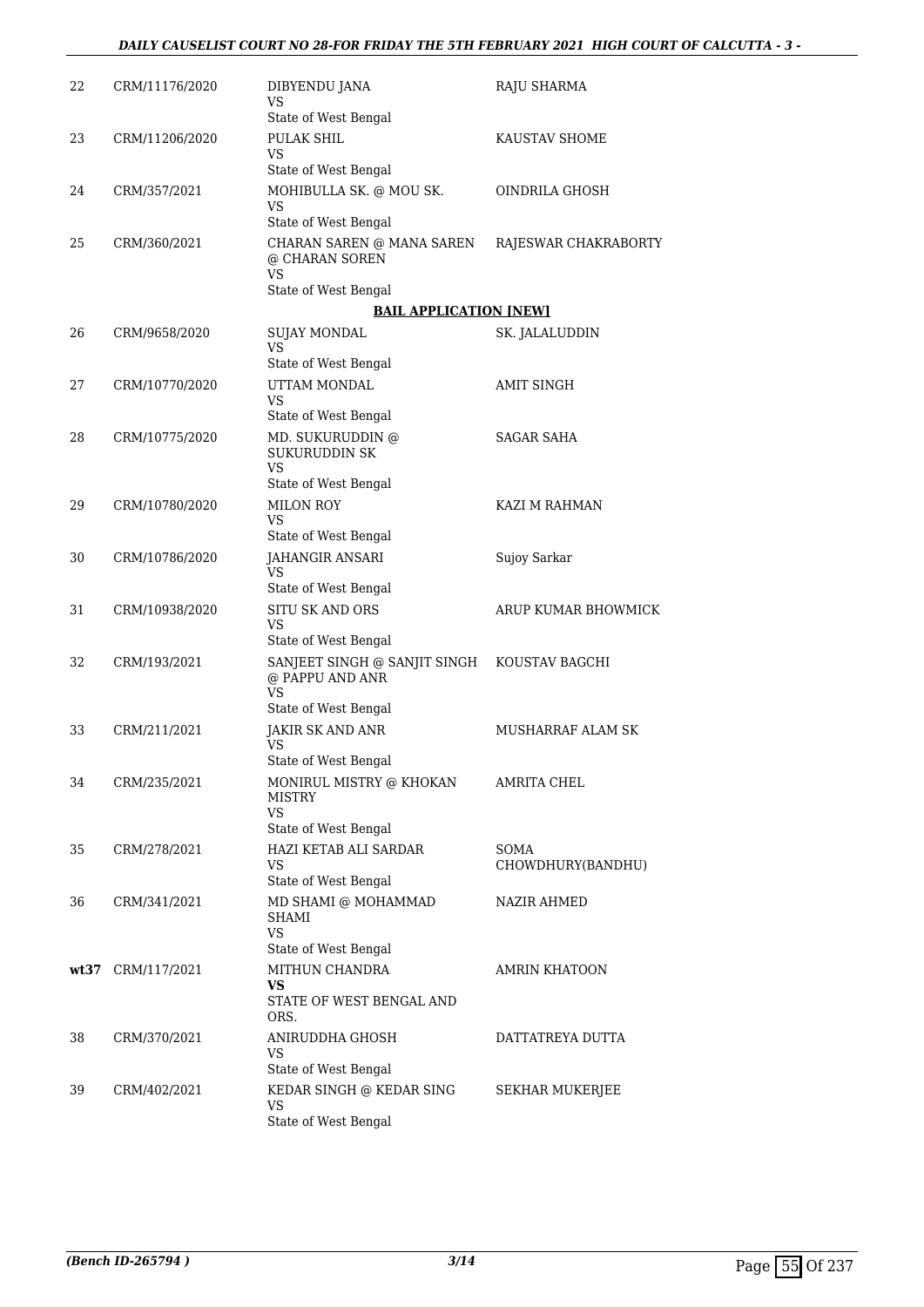| | | | |
|---|---|---|---|
| 22 | CRM/11176/2020 | DIBYENDU JANA<br>VS<br>State of West Bengal | RAJU SHARMA |
| 23 | CRM/11206/2020 | PULAK SHIL<br>VS<br>State of West Bengal | KAUSTAV SHOME |
| 24 | CRM/357/2021 | MOHIBULLA SK. @ MOU SK.<br>VS<br>State of West Bengal | OINDRILA GHOSH |
| 25 | CRM/360/2021 | CHARAN SAREN @ MANA SAREN @ CHARAN SOREN<br>VS<br>State of West Bengal | RAJESWAR CHAKRABORTY |

**BAIL APPLICATION [NEW]**

| | | | |
|---|---|---|---|
| 26 | CRM/9658/2020 | SUJAY MONDAL<br>VS<br>State of West Bengal | SK. JALALUDDIN |
| 27 | CRM/10770/2020 | UTTAM MONDAL<br>VS<br>State of West Bengal | AMIT SINGH |
| 28 | CRM/10775/2020 | MD. SUKURUDDIN @ SUKURUDDIN SK<br>VS<br>State of West Bengal | SAGAR SAHA |
| 29 | CRM/10780/2020 | MILON ROY<br>VS<br>State of West Bengal | KAZI M RAHMAN |
| 30 | CRM/10786/2020 | JAHANGIR ANSARI<br>VS<br>State of West Bengal | Sujoy Sarkar |
| 31 | CRM/10938/2020 | SITU SK AND ORS<br>VS<br>State of West Bengal | ARUP KUMAR BHOWMICK |
| 32 | CRM/193/2021 | SANJEET SINGH @ SANJIT SINGH @ PAPPU AND ANR<br>VS<br>State of West Bengal | KOUSTAV BAGCHI |
| 33 | CRM/211/2021 | JAKIR SK AND ANR<br>VS<br>State of West Bengal | MUSHARRAF ALAM SK |
| 34 | CRM/235/2021 | MONIRUL MISTRY @ KHOKAN MISTRY<br>VS<br>State of West Bengal | AMRITA CHEL |
| 35 | CRM/278/2021 | HAZI KETAB ALI SARDAR<br>VS<br>State of West Bengal | SOMA CHOWDHURY(BANDHU) |
| 36 | CRM/341/2021 | MD SHAMI @ MOHAMMAD SHAMI<br>VS<br>State of West Bengal | NAZIR AHMED |
| **wt37** | CRM/117/2021 | MITHUN CHANDRA<br>**VS**<br>STATE OF WEST BENGAL AND ORS. | AMRIN KHATOON |
| 38 | CRM/370/2021 | ANIRUDDHA GHOSH<br>VS<br>State of West Bengal | DATTATREYA DUTTA |
| 39 | CRM/402/2021 | KEDAR SINGH @ KEDAR SING<br>VS<br>State of West Bengal | SEKHAR MUKERJEE |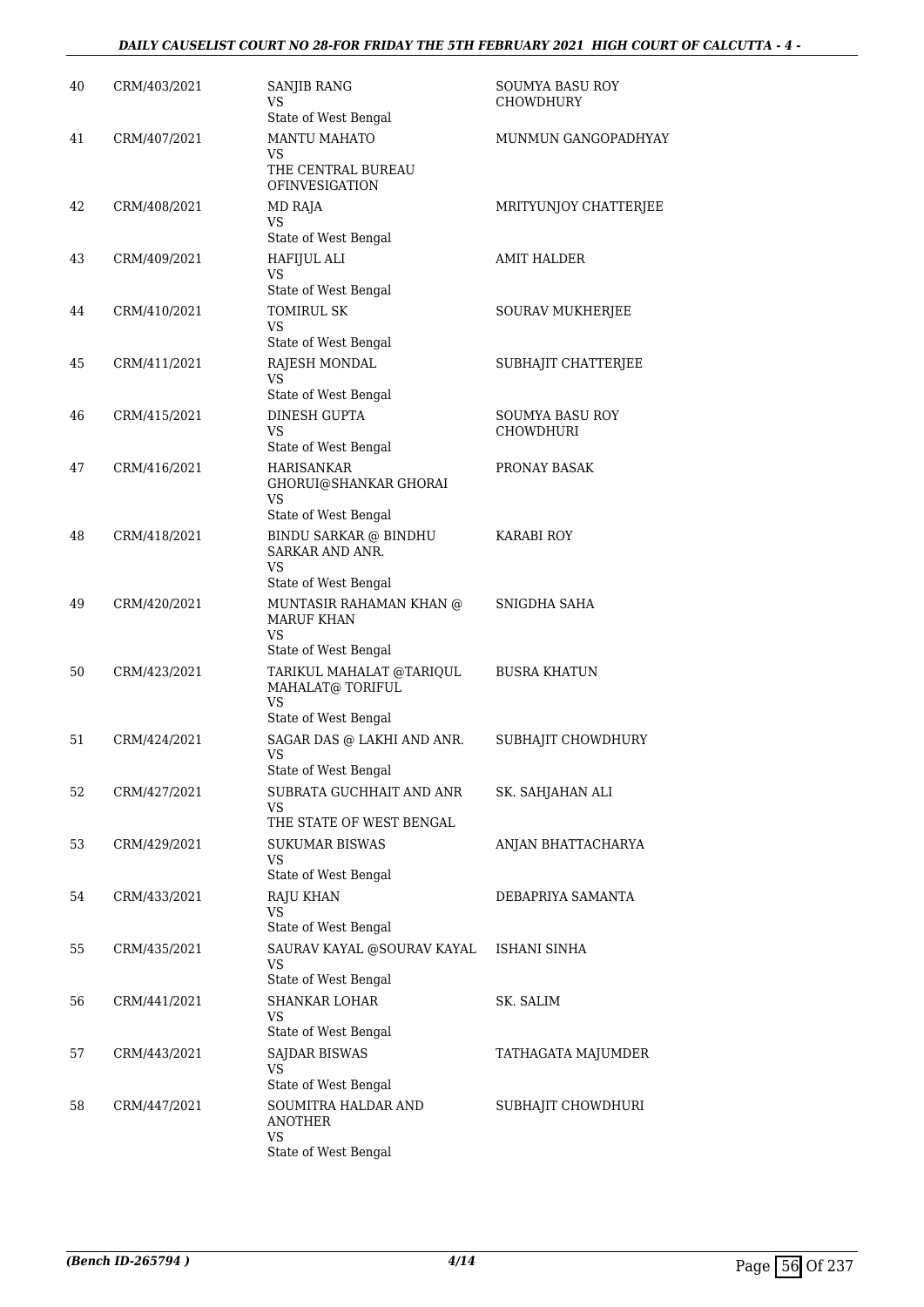| 40 | CRM/403/2021 | SANJIB RANG<br>VS<br>State of West Bengal | SOUMYA BASU ROY CHOWDHURY |
|---|---|---|---|
| 41 | CRM/407/2021 | MANTU MAHATO<br>VS<br>THE CENTRAL BUREAU OFINVESIGATION | MUNMUN GANGOPADHYAY |
| 42 | CRM/408/2021 | MD RAJA<br>VS<br>State of West Bengal | MRITYUNJOY CHATTERJEE |
| 43 | CRM/409/2021 | HAFIJUL ALI<br>VS<br>State of West Bengal | AMIT HALDER |
| 44 | CRM/410/2021 | TOMIRUL SK<br>VS<br>State of West Bengal | SOURAV MUKHERJEE |
| 45 | CRM/411/2021 | RAJESH MONDAL<br>VS<br>State of West Bengal | SUBHAJIT CHATTERJEE |
| 46 | CRM/415/2021 | DINESH GUPTA<br>VS<br>State of West Bengal | SOUMYA BASU ROY CHOWDHURI |
| 47 | CRM/416/2021 | HARISANKAR GHORUI@SHANKAR GHORAI<br>VS<br>State of West Bengal | PRONAY BASAK |
| 48 | CRM/418/2021 | BINDU SARKAR @ BINDHU SARKAR AND ANR.<br>VS<br>State of West Bengal | KARABI ROY |
| 49 | CRM/420/2021 | MUNTASIR RAHAMAN KHAN @ MARUF KHAN<br>VS<br>State of West Bengal | SNIGDHA SAHA |
| 50 | CRM/423/2021 | TARIKUL MAHALAT @TARIQUL MAHALAT@ TORIFUL<br>VS<br>State of West Bengal | BUSRA KHATUN |
| 51 | CRM/424/2021 | SAGAR DAS @ LAKHI AND ANR.<br>VS<br>State of West Bengal | SUBHAJIT CHOWDHURY |
| 52 | CRM/427/2021 | SUBRATA GUCHHAIT AND ANR<br>VS<br>THE STATE OF WEST BENGAL | SK. SAHJAHAN ALI |
| 53 | CRM/429/2021 | SUKUMAR BISWAS<br>VS<br>State of West Bengal | ANJAN BHATTACHARYA |
| 54 | CRM/433/2021 | RAJU KHAN<br>VS<br>State of West Bengal | DEBAPRIYA SAMANTA |
| 55 | CRM/435/2021 | SAURAV KAYAL @SOURAV KAYAL<br>VS<br>State of West Bengal | ISHANI SINHA |
| 56 | CRM/441/2021 | SHANKAR LOHAR<br>VS<br>State of West Bengal | SK. SALIM |
| 57 | CRM/443/2021 | SAJDAR BISWAS<br>VS<br>State of West Bengal | TATHAGATA MAJUMDER |
| 58 | CRM/447/2021 | SOUMITRA HALDAR AND ANOTHER<br>VS<br>State of West Bengal | SUBHAJIT CHOWDHURI |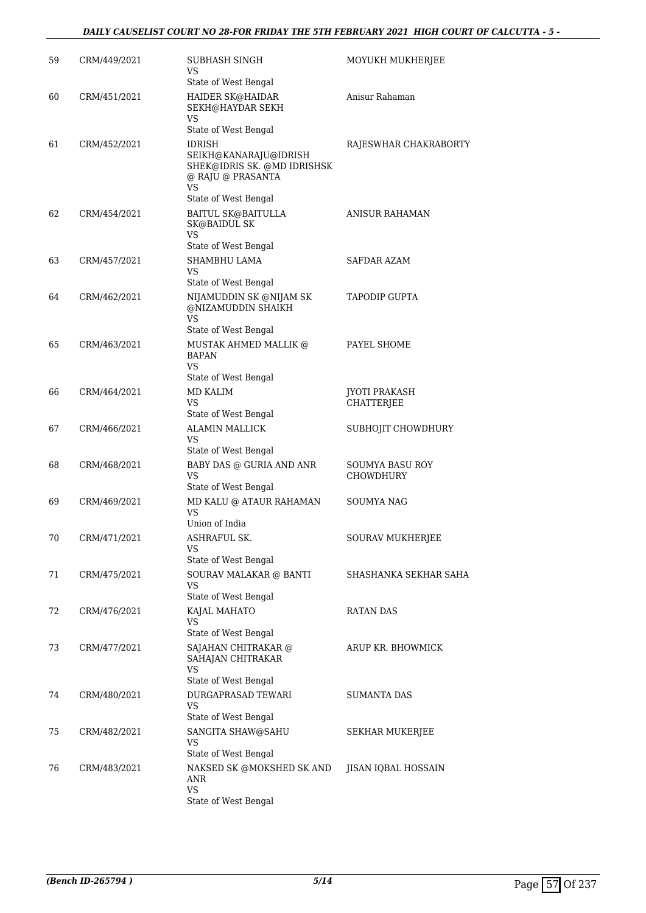| 59 | CRM/449/2021 | SUBHASH SINGH<br>VS<br>State of West Bengal | MOYUKH MUKHERJEE |
|---|---|---|---|
| 60 | CRM/451/2021 | HAIDER SK@HAIDAR SEKH@HAYDAR SEKH<br>VS<br>State of West Bengal | Anisur Rahaman |
| 61 | CRM/452/2021 | IDRISH SEIKH@KANARAJU@IDRISH SHEK@IDRIS SK. @MD IDRISHSK @ RAJU @ PRASANTA<br>VS<br>State of West Bengal | RAJESWHAR CHAKRABORTY |
| 62 | CRM/454/2021 | BAITUL SK@BAITULLA SK@BAIDUL SK<br>VS<br>State of West Bengal | ANISUR RAHAMAN |
| 63 | CRM/457/2021 | SHAMBHU LAMA<br>VS<br>State of West Bengal | SAFDAR AZAM |
| 64 | CRM/462/2021 | NIJAMUDDIN SK @NIJAM SK @NIZAMUDDIN SHAIKH<br>VS<br>State of West Bengal | TAPODIP GUPTA |
| 65 | CRM/463/2021 | MUSTAK AHMED MALLIK @ BAPAN<br>VS<br>State of West Bengal | PAYEL SHOME |
| 66 | CRM/464/2021 | MD KALIM<br>VS<br>State of West Bengal | JYOTI PRAKASH CHATTERJEE |
| 67 | CRM/466/2021 | ALAMIN MALLICK<br>VS<br>State of West Bengal | SUBHOJIT CHOWDHURY |
| 68 | CRM/468/2021 | BABY DAS @ GURIA AND ANR<br>VS<br>State of West Bengal | SOUMYA BASU ROY CHOWDHURY |
| 69 | CRM/469/2021 | MD KALU @ ATAUR RAHAMAN<br>VS<br>Union of India | SOUMYA NAG |
| 70 | CRM/471/2021 | ASHRAFUL SK.<br>VS<br>State of West Bengal | SOURAV MUKHERJEE |
| 71 | CRM/475/2021 | SOURAV MALAKAR @ BANTI<br>VS<br>State of West Bengal | SHASHANKA SEKHAR SAHA |
| 72 | CRM/476/2021 | KAJAL MAHATO<br>VS<br>State of West Bengal | RATAN DAS |
| 73 | CRM/477/2021 | SAJAHAN CHITRAKAR @ SAHAJAN CHITRAKAR<br>VS<br>State of West Bengal | ARUP KR. BHOWMICK |
| 74 | CRM/480/2021 | DURGAPRASAD TEWARI<br>VS<br>State of West Bengal | SUMANTA DAS |
| 75 | CRM/482/2021 | SANGITA SHAW@SAHU<br>VS<br>State of West Bengal | SEKHAR MUKERJEE |
| 76 | CRM/483/2021 | NAKSED SK @MOKSHED SK AND ANR<br>VS<br>State of West Bengal | JISAN IQBAL HOSSAIN |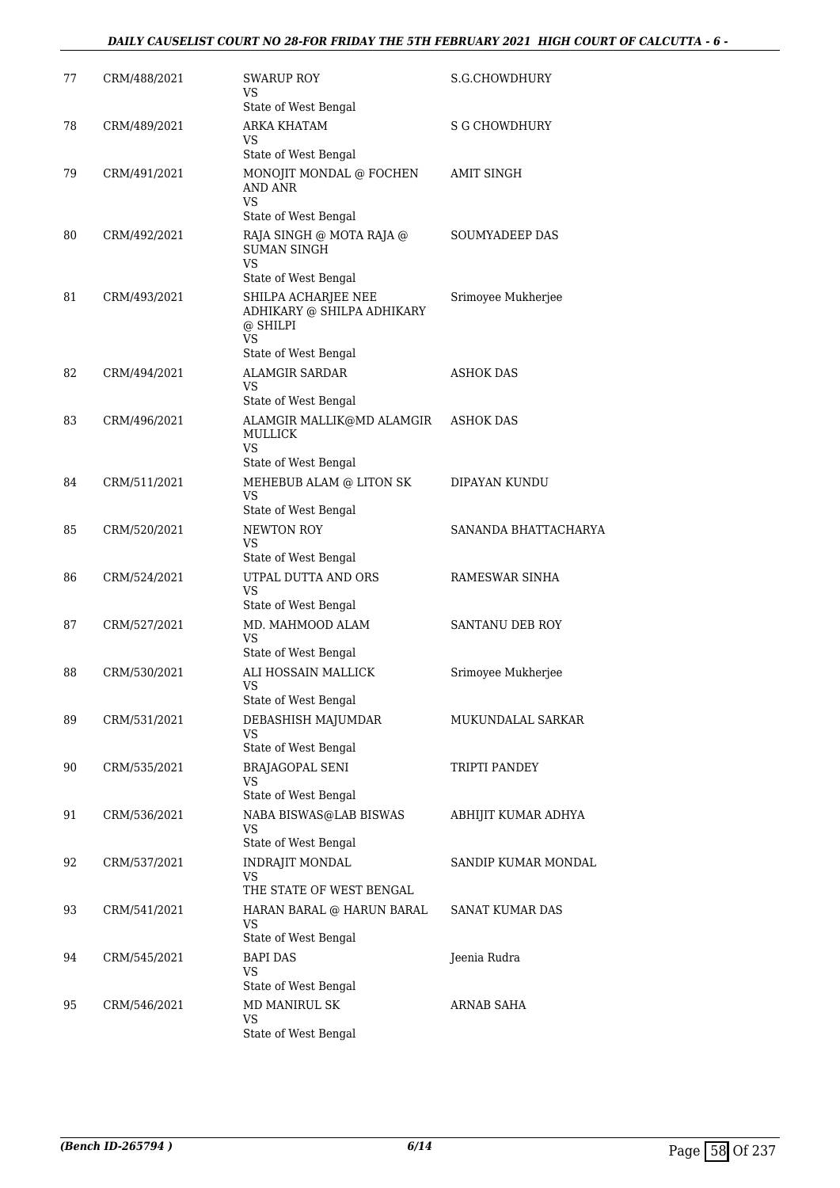| 77 | CRM/488/2021 | SWARUP ROY<br>VS<br>State of West Bengal | S.G.CHOWDHURY |
|---|---|---|---|
| 78 | CRM/489/2021 | ARKA KHATAM<br>VS<br>State of West Bengal | S G CHOWDHURY |
| 79 | CRM/491/2021 | MONOJIT MONDAL @ FOCHEN AND ANR<br>VS<br>State of West Bengal | AMIT SINGH |
| 80 | CRM/492/2021 | RAJA SINGH @ MOTA RAJA @ SUMAN SINGH<br>VS<br>State of West Bengal | SOUMYADEEP DAS |
| 81 | CRM/493/2021 | SHILPA ACHARJEE NEE ADHIKARY @ SHILPA ADHIKARY @ SHILPI<br>VS<br>State of West Bengal | Srimoyee Mukherjee |
| 82 | CRM/494/2021 | ALAMGIR SARDAR<br>VS<br>State of West Bengal | ASHOK DAS |
| 83 | CRM/496/2021 | ALAMGIR MALLIK@MD ALAMGIR MULLICK<br>VS<br>State of West Bengal | ASHOK DAS |
| 84 | CRM/511/2021 | MEHEBUB ALAM @ LITON SK<br>VS<br>State of West Bengal | DIPAYAN KUNDU |
| 85 | CRM/520/2021 | NEWTON ROY<br>VS<br>State of West Bengal | SANANDA BHATTACHARYA |
| 86 | CRM/524/2021 | UTPAL DUTTA AND ORS<br>VS<br>State of West Bengal | RAMESWAR SINHA |
| 87 | CRM/527/2021 | MD. MAHMOOD ALAM<br>VS<br>State of West Bengal | SANTANU DEB ROY |
| 88 | CRM/530/2021 | ALI HOSSAIN MALLICK<br>VS<br>State of West Bengal | Srimoyee Mukherjee |
| 89 | CRM/531/2021 | DEBASHISH MAJUMDAR<br>VS<br>State of West Bengal | MUKUNDALAL SARKAR |
| 90 | CRM/535/2021 | BRAJAGOPAL SENI<br>VS<br>State of West Bengal | TRIPTI PANDEY |
| 91 | CRM/536/2021 | NABA BISWAS@LAB BISWAS<br>VS<br>State of West Bengal | ABHIJIT KUMAR ADHYA |
| 92 | CRM/537/2021 | INDRAJIT MONDAL<br>VS<br>THE STATE OF WEST BENGAL | SANDIP KUMAR MONDAL |
| 93 | CRM/541/2021 | HARAN BARAL @ HARUN BARAL<br>VS<br>State of West Bengal | SANAT KUMAR DAS |
| 94 | CRM/545/2021 | BAPI DAS<br>VS<br>State of West Bengal | Jeenia Rudra |
| 95 | CRM/546/2021 | MD MANIRUL SK<br>VS<br>State of West Bengal | ARNAB SAHA |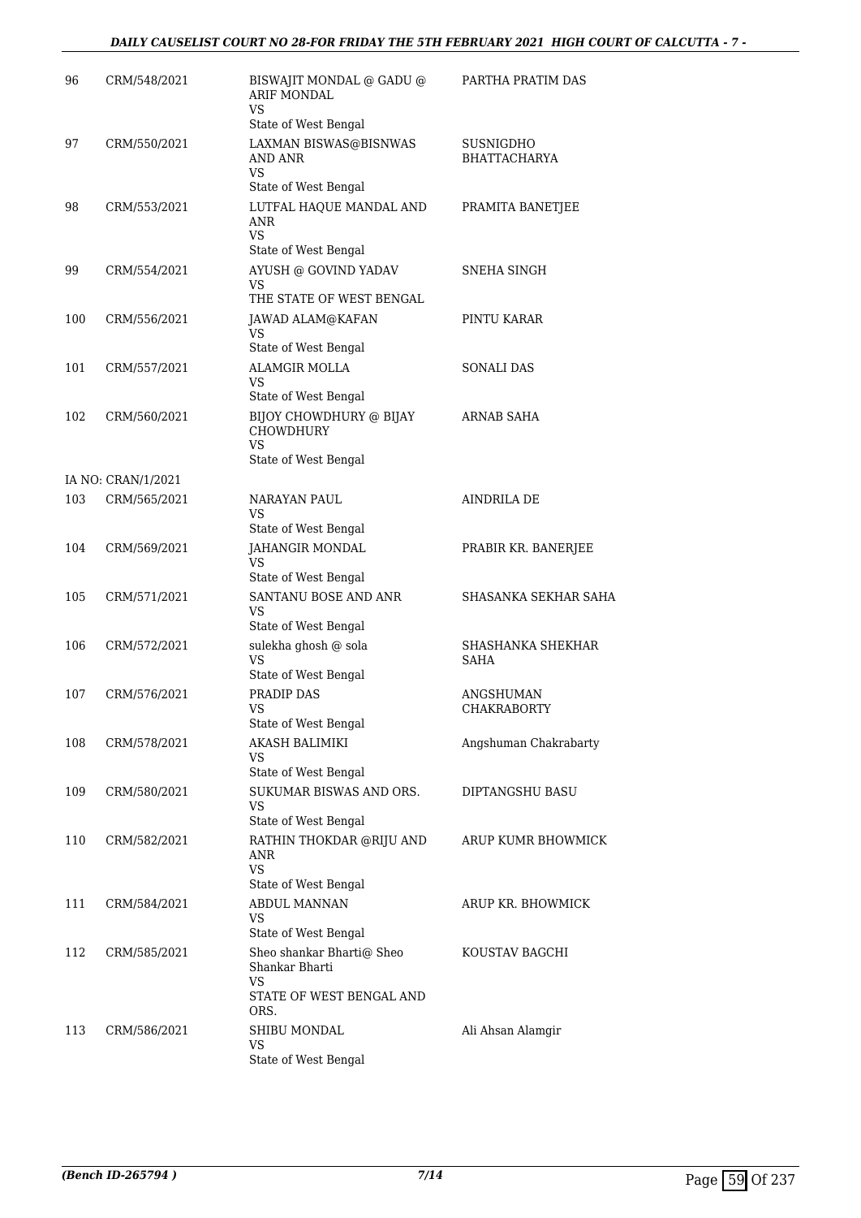| | | | |
|---|---|---|---|
| 96 | CRM/548/2021 | BISWAJIT MONDAL @ GADU @ ARIF MONDAL<br>VS<br>State of West Bengal | PARTHA PRATIM DAS |
| 97 | CRM/550/2021 | LAXMAN BISWAS@BISNWAS AND ANR<br>VS<br>State of West Bengal | SUSNIGDHO BHATTACHARYA |
| 98 | CRM/553/2021 | LUTFAL HAQUE MANDAL AND ANR<br>VS<br>State of West Bengal | PRAMITA BANETJEE |
| 99 | CRM/554/2021 | AYUSH @ GOVIND YADAV<br>VS<br>THE STATE OF WEST BENGAL | SNEHA SINGH |
| 100 | CRM/556/2021 | JAWAD ALAM@KAFAN<br>VS<br>State of West Bengal | PINTU KARAR |
| 101 | CRM/557/2021 | ALAMGIR MOLLA<br>VS<br>State of West Bengal | SONALI DAS |
| 102 | CRM/560/2021 | BIJOY CHOWDHURY @ BIJAY CHOWDHURY<br>VS<br>State of West Bengal | ARNAB SAHA |
| | IA NO: CRAN/1/2021 | | |
| 103 | CRM/565/2021 | NARAYAN PAUL<br>VS<br>State of West Bengal | AINDRILA DE |
| 104 | CRM/569/2021 | JAHANGIR MONDAL<br>VS<br>State of West Bengal | PRABIR KR. BANERJEE |
| 105 | CRM/571/2021 | SANTANU BOSE AND ANR<br>VS<br>State of West Bengal | SHASANKA SEKHAR SAHA |
| 106 | CRM/572/2021 | sulekha ghosh @ sola<br>VS<br>State of West Bengal | SHASHANKA SHEKHAR SAHA |
| 107 | CRM/576/2021 | PRADIP DAS<br>VS<br>State of West Bengal | ANGSHUMAN CHAKRABORTY |
| 108 | CRM/578/2021 | AKASH BALIMIKI<br>VS<br>State of West Bengal | Angshuman Chakrabarty |
| 109 | CRM/580/2021 | SUKUMAR BISWAS AND ORS.<br>VS<br>State of West Bengal | DIPTANGSHU BASU |
| 110 | CRM/582/2021 | RATHIN THOKDAR @RIJU AND ANR<br>VS<br>State of West Bengal | ARUP KUMR BHOWMICK |
| 111 | CRM/584/2021 | ABDUL MANNAN<br>VS<br>State of West Bengal | ARUP KR. BHOWMICK |
| 112 | CRM/585/2021 | Sheo shankar Bharti@ Sheo Shankar Bharti<br>VS<br>STATE OF WEST BENGAL AND ORS. | KOUSTAV BAGCHI |
| 113 | CRM/586/2021 | SHIBU MONDAL<br>VS<br>State of West Bengal | Ali Ahsan Alamgir |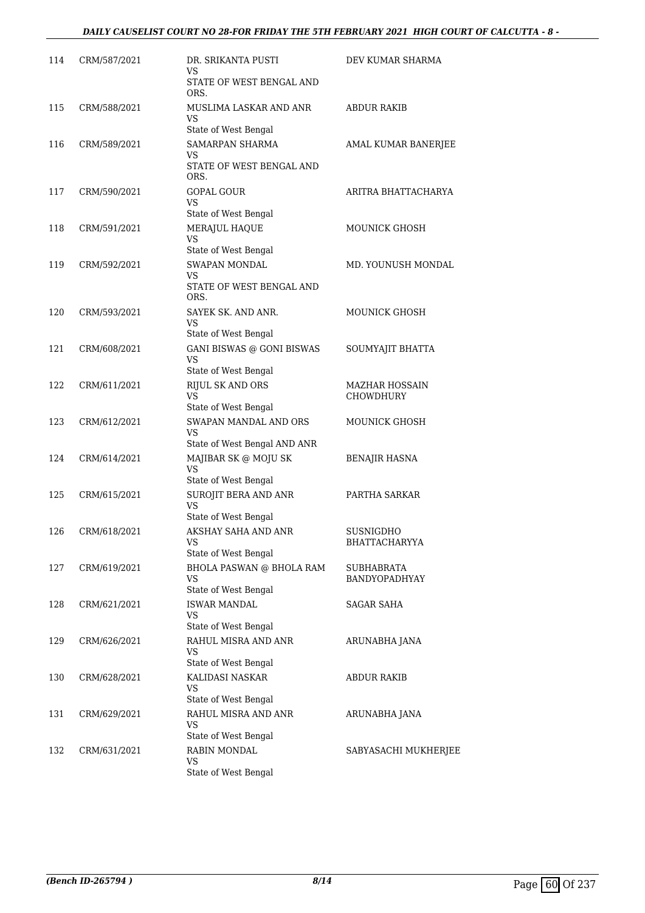| | | | |
|---|---|---|---|
| 114 | CRM/587/2021 | DR. SRIKANTA PUSTI<br>VS<br>STATE OF WEST BENGAL AND ORS. | DEV KUMAR SHARMA |
| 115 | CRM/588/2021 | MUSLIMA LASKAR AND ANR<br>VS<br>State of West Bengal | ABDUR RAKIB |
| 116 | CRM/589/2021 | SAMARPAN SHARMA<br>VS<br>STATE OF WEST BENGAL AND ORS. | AMAL KUMAR BANERJEE |
| 117 | CRM/590/2021 | GOPAL GOUR<br>VS<br>State of West Bengal | ARITRA BHATTACHARYA |
| 118 | CRM/591/2021 | MERAJUL HAQUE<br>VS<br>State of West Bengal | MOUNICK GHOSH |
| 119 | CRM/592/2021 | SWAPAN MONDAL<br>VS<br>STATE OF WEST BENGAL AND ORS. | MD. YOUNUSH MONDAL |
| 120 | CRM/593/2021 | SAYEK SK. AND ANR.<br>VS<br>State of West Bengal | MOUNICK GHOSH |
| 121 | CRM/608/2021 | GANI BISWAS @ GONI BISWAS<br>VS<br>State of West Bengal | SOUMYAJIT BHATTA |
| 122 | CRM/611/2021 | RIJUL SK AND ORS<br>VS<br>State of West Bengal | MAZHAR HOSSAIN CHOWDHURY |
| 123 | CRM/612/2021 | SWAPAN MANDAL AND ORS<br>VS<br>State of West Bengal AND ANR | MOUNICK GHOSH |
| 124 | CRM/614/2021 | MAJIBAR SK @ MOJU SK<br>VS<br>State of West Bengal | BENAJIR HASNA |
| 125 | CRM/615/2021 | SUROJIT BERA AND ANR<br>VS<br>State of West Bengal | PARTHA SARKAR |
| 126 | CRM/618/2021 | AKSHAY SAHA AND ANR<br>VS<br>State of West Bengal | SUSNIGDHO BHATTACHARYYA |
| 127 | CRM/619/2021 | BHOLA PASWAN @ BHOLA RAM<br>VS<br>State of West Bengal | SUBHABRATA BANDYOPADHYAY |
| 128 | CRM/621/2021 | ISWAR MANDAL<br>VS<br>State of West Bengal | SAGAR SAHA |
| 129 | CRM/626/2021 | RAHUL MISRA AND ANR<br>VS<br>State of West Bengal | ARUNABHA JANA |
| 130 | CRM/628/2021 | KALIDASI NASKAR<br>VS<br>State of West Bengal | ABDUR RAKIB |
| 131 | CRM/629/2021 | RAHUL MISRA AND ANR<br>VS<br>State of West Bengal | ARUNABHA JANA |
| 132 | CRM/631/2021 | RABIN MONDAL<br>VS<br>State of West Bengal | SABYASACHI MUKHERJEE |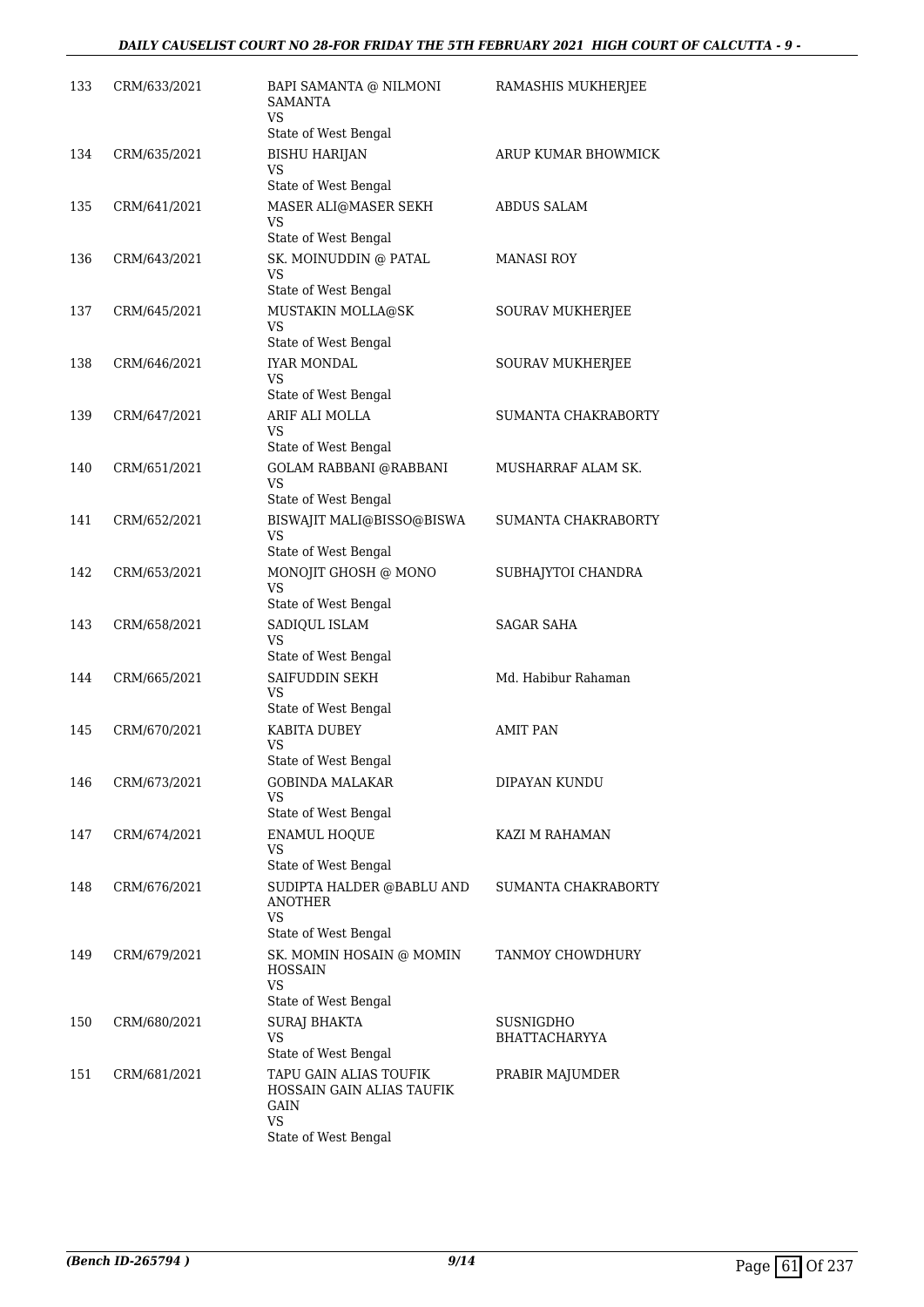| | | | |
|---|---|---|---|
| 133 | CRM/633/2021 | BAPI SAMANTA @ NILMONI SAMANTA<br>VS<br>State of West Bengal | RAMASHIS MUKHERJEE |
| 134 | CRM/635/2021 | BISHU HARIJAN<br>VS<br>State of West Bengal | ARUP KUMAR BHOWMICK |
| 135 | CRM/641/2021 | MASER ALI@MASER SEKH<br>VS<br>State of West Bengal | ABDUS SALAM |
| 136 | CRM/643/2021 | SK. MOINUDDIN @ PATAL<br>VS<br>State of West Bengal | MANASI ROY |
| 137 | CRM/645/2021 | MUSTAKIN MOLLA@SK<br>VS<br>State of West Bengal | SOURAV MUKHERJEE |
| 138 | CRM/646/2021 | IYAR MONDAL<br>VS<br>State of West Bengal | SOURAV MUKHERJEE |
| 139 | CRM/647/2021 | ARIF ALI MOLLA<br>VS<br>State of West Bengal | SUMANTA CHAKRABORTY |
| 140 | CRM/651/2021 | GOLAM RABBANI @RABBANI<br>VS<br>State of West Bengal | MUSHARRAF ALAM SK. |
| 141 | CRM/652/2021 | BISWAJIT MALI@BISSO@BISWA<br>VS<br>State of West Bengal | SUMANTA CHAKRABORTY |
| 142 | CRM/653/2021 | MONOJIT GHOSH @ MONO<br>VS<br>State of West Bengal | SUBHAJYTOI CHANDRA |
| 143 | CRM/658/2021 | SADIQUL ISLAM<br>VS<br>State of West Bengal | SAGAR SAHA |
| 144 | CRM/665/2021 | SAIFUDDIN SEKH<br>VS<br>State of West Bengal | Md. Habibur Rahaman |
| 145 | CRM/670/2021 | KABITA DUBEY<br>VS<br>State of West Bengal | AMIT PAN |
| 146 | CRM/673/2021 | GOBINDA MALAKAR<br>VS<br>State of West Bengal | DIPAYAN KUNDU |
| 147 | CRM/674/2021 | ENAMUL HOQUE<br>VS<br>State of West Bengal | KAZI M RAHAMAN |
| 148 | CRM/676/2021 | SUDIPTA HALDER @BABLU AND ANOTHER<br>VS<br>State of West Bengal | SUMANTA CHAKRABORTY |
| 149 | CRM/679/2021 | SK. MOMIN HOSAIN @ MOMIN HOSSAIN<br>VS<br>State of West Bengal | TANMOY CHOWDHURY |
| 150 | CRM/680/2021 | SURAJ BHAKTA<br>VS<br>State of West Bengal | SUSNIGDHO BHATTACHARYYA |
| 151 | CRM/681/2021 | TAPU GAIN ALIAS TOUFIK HOSSAIN GAIN ALIAS TAUFIK GAIN<br>VS<br>State of West Bengal | PRABIR MAJUMDER |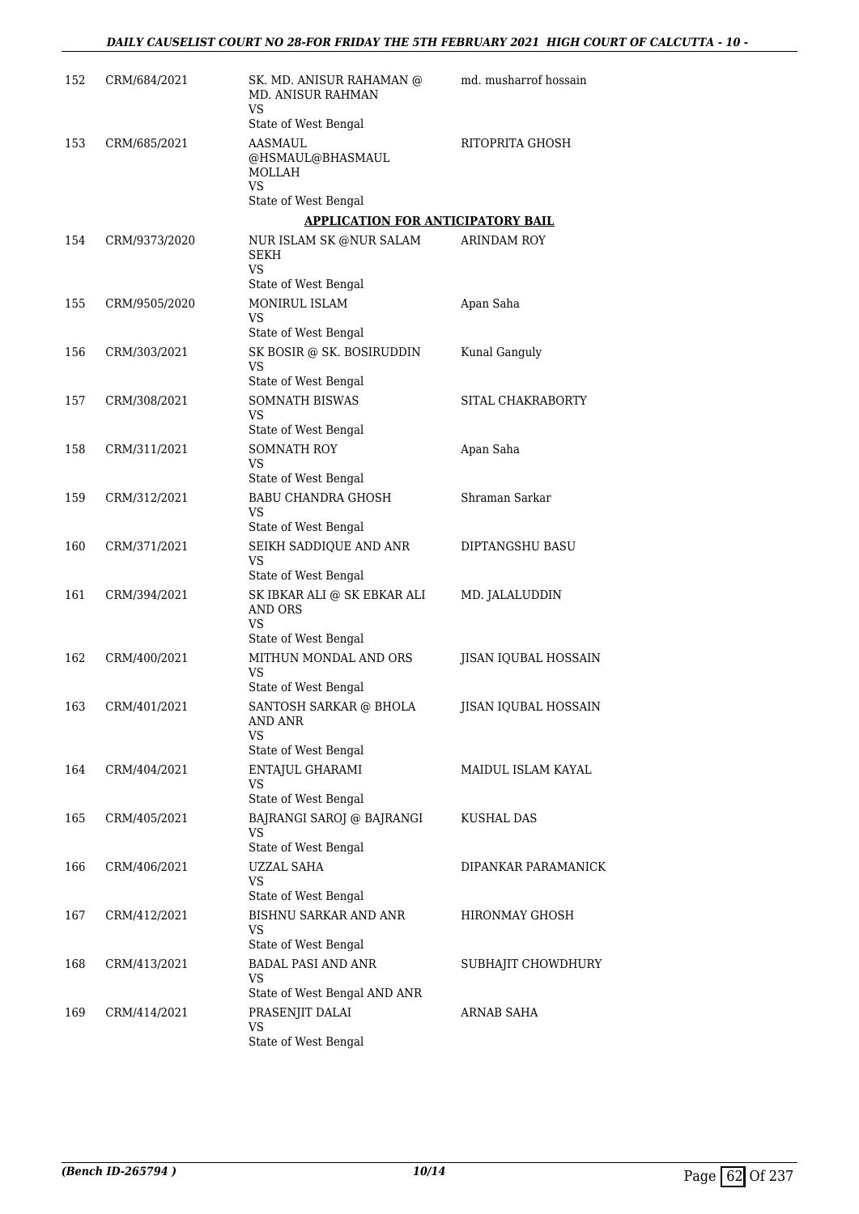| | | | |
|---|---|---|---|
| 152 | CRM/684/2021 | SK. MD. ANISUR RAHAMAN @ MD. ANISUR RAHMAN<br>VS<br>State of West Bengal | md. musharrof hossain |
| 153 | CRM/685/2021 | AASMAUL @HSMAUL@BHASMAUL MOLLAH<br>VS<br>State of West Bengal | RITOPRITA GHOSH |

**APPLICATION FOR ANTICIPATORY BAIL**

| | | | |
|---|---|---|---|
| 154 | CRM/9373/2020 | NUR ISLAM SK @NUR SALAM SEKH<br>VS<br>State of West Bengal | ARINDAM ROY |
| 155 | CRM/9505/2020 | MONIRUL ISLAM<br>VS<br>State of West Bengal | Apan Saha |
| 156 | CRM/303/2021 | SK BOSIR @ SK. BOSIRUDDIN<br>VS<br>State of West Bengal | Kunal Ganguly |
| 157 | CRM/308/2021 | SOMNATH BISWAS<br>VS<br>State of West Bengal | SITAL CHAKRABORTY |
| 158 | CRM/311/2021 | SOMNATH ROY<br>VS<br>State of West Bengal | Apan Saha |
| 159 | CRM/312/2021 | BABU CHANDRA GHOSH<br>VS<br>State of West Bengal | Shraman Sarkar |
| 160 | CRM/371/2021 | SEIKH SADDIQUE AND ANR<br>VS<br>State of West Bengal | DIPTANGSHU BASU |
| 161 | CRM/394/2021 | SK IBKAR ALI @ SK EBKAR ALI AND ORS<br>VS<br>State of West Bengal | MD. JALALUDDIN |
| 162 | CRM/400/2021 | MITHUN MONDAL AND ORS<br>VS<br>State of West Bengal | JISAN IQUBAL HOSSAIN |
| 163 | CRM/401/2021 | SANTOSH SARKAR @ BHOLA AND ANR<br>VS<br>State of West Bengal | JISAN IQUBAL HOSSAIN |
| 164 | CRM/404/2021 | ENTAJUL GHARAMI<br>VS<br>State of West Bengal | MAIDUL ISLAM KAYAL |
| 165 | CRM/405/2021 | BAJRANGI SAROJ @ BAJRANGI<br>VS<br>State of West Bengal | KUSHAL DAS |
| 166 | CRM/406/2021 | UZZAL SAHA<br>VS<br>State of West Bengal | DIPANKAR PARAMANICK |
| 167 | CRM/412/2021 | BISHNU SARKAR AND ANR<br>VS<br>State of West Bengal | HIRONMAY GHOSH |
| 168 | CRM/413/2021 | BADAL PASI AND ANR<br>VS<br>State of West Bengal AND ANR | SUBHAJIT CHOWDHURY |
| 169 | CRM/414/2021 | PRASENJIT DALAI<br>VS<br>State of West Bengal | ARNAB SAHA |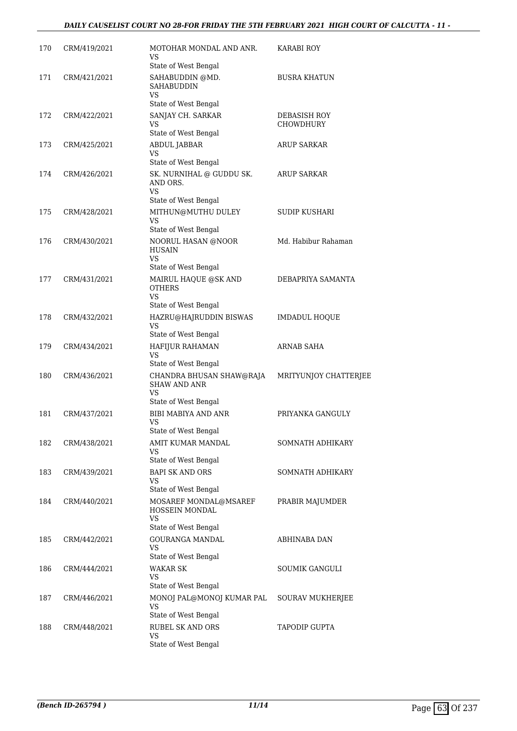| 170 | CRM/419/2021 | MOTOHAR MONDAL AND ANR.<br>VS<br>State of West Bengal | KARABI ROY |
|---|---|---|---|
| 171 | CRM/421/2021 | SAHABUDDIN @MD. SAHABUDDIN<br>VS<br>State of West Bengal | BUSRA KHATUN |
| 172 | CRM/422/2021 | SANJAY CH. SARKAR<br>VS<br>State of West Bengal | DEBASISH ROY CHOWDHURY |
| 173 | CRM/425/2021 | ABDUL JABBAR<br>VS<br>State of West Bengal | ARUP SARKAR |
| 174 | CRM/426/2021 | SK. NURNIHAL @ GUDDU SK. AND ORS.<br>VS<br>State of West Bengal | ARUP SARKAR |
| 175 | CRM/428/2021 | MITHUN@MUTHU DULEY<br>VS<br>State of West Bengal | SUDIP KUSHARI |
| 176 | CRM/430/2021 | NOORUL HASAN @NOOR HUSAIN<br>VS<br>State of West Bengal | Md. Habibur Rahaman |
| 177 | CRM/431/2021 | MAIRUL HAQUE @SK AND OTHERS<br>VS<br>State of West Bengal | DEBAPRIYA SAMANTA |
| 178 | CRM/432/2021 | HAZRU@HAJRUDDIN BISWAS<br>VS<br>State of West Bengal | IMDADUL HOQUE |
| 179 | CRM/434/2021 | HAFIJUR RAHAMAN<br>VS<br>State of West Bengal | ARNAB SAHA |
| 180 | CRM/436/2021 | CHANDRA BHUSAN SHAW@RAJA SHAW AND ANR<br>VS<br>State of West Bengal | MRITYUNJOY CHATTERJEE |
| 181 | CRM/437/2021 | BIBI MABIYA AND ANR<br>VS<br>State of West Bengal | PRIYANKA GANGULY |
| 182 | CRM/438/2021 | AMIT KUMAR MANDAL<br>VS<br>State of West Bengal | SOMNATH ADHIKARY |
| 183 | CRM/439/2021 | BAPI SK AND ORS<br>VS<br>State of West Bengal | SOMNATH ADHIKARY |
| 184 | CRM/440/2021 | MOSAREF MONDAL@MSAREF HOSSEIN MONDAL<br>VS<br>State of West Bengal | PRABIR MAJUMDER |
| 185 | CRM/442/2021 | GOURANGA MANDAL<br>VS<br>State of West Bengal | ABHINABA DAN |
| 186 | CRM/444/2021 | WAKAR SK<br>VS<br>State of West Bengal | SOUMIK GANGULI |
| 187 | CRM/446/2021 | MONOJ PAL@MONOJ KUMAR PAL<br>VS<br>State of West Bengal | SOURAV MUKHERJEE |
| 188 | CRM/448/2021 | RUBEL SK AND ORS<br>VS<br>State of West Bengal | TAPODIP GUPTA |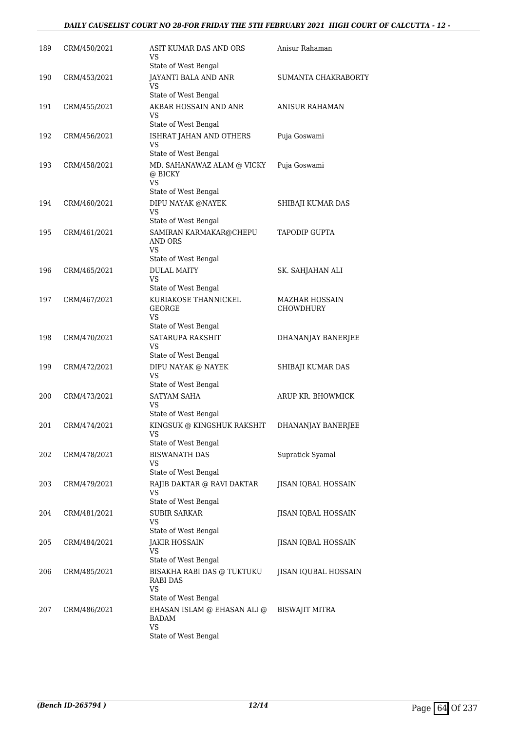| | | | |
|---|---|---|---|
| 189 | CRM/450/2021 | ASIT KUMAR DAS AND ORS<br>VS<br>State of West Bengal | Anisur Rahaman |
| 190 | CRM/453/2021 | JAYANTI BALA AND ANR<br>VS<br>State of West Bengal | SUMANTA CHAKRABORTY |
| 191 | CRM/455/2021 | AKBAR HOSSAIN AND ANR<br>VS<br>State of West Bengal | ANISUR RAHAMAN |
| 192 | CRM/456/2021 | ISHRAT JAHAN AND OTHERS<br>VS<br>State of West Bengal | Puja Goswami |
| 193 | CRM/458/2021 | MD. SAHANAWAZ ALAM @ VICKY @ BICKY<br>VS<br>State of West Bengal | Puja Goswami |
| 194 | CRM/460/2021 | DIPU NAYAK @NAYEK<br>VS<br>State of West Bengal | SHIBAJI KUMAR DAS |
| 195 | CRM/461/2021 | SAMIRAN KARMAKAR@CHEPU AND ORS<br>VS<br>State of West Bengal | TAPODIP GUPTA |
| 196 | CRM/465/2021 | DULAL MAITY<br>VS<br>State of West Bengal | SK. SAHJAHAN ALI |
| 197 | CRM/467/2021 | KURIAKOSE THANNICKEL GEORGE<br>VS<br>State of West Bengal | MAZHAR HOSSAIN CHOWDHURY |
| 198 | CRM/470/2021 | SATARUPA RAKSHIT<br>VS<br>State of West Bengal | DHANANJAY BANERJEE |
| 199 | CRM/472/2021 | DIPU NAYAK @ NAYEK<br>VS<br>State of West Bengal | SHIBAJI KUMAR DAS |
| 200 | CRM/473/2021 | SATYAM SAHA<br>VS<br>State of West Bengal | ARUP KR. BHOWMICK |
| 201 | CRM/474/2021 | KINGSUK @ KINGSHUK RAKSHIT<br>VS<br>State of West Bengal | DHANANJAY BANERJEE |
| 202 | CRM/478/2021 | BISWANATH DAS<br>VS<br>State of West Bengal | Supratick Syamal |
| 203 | CRM/479/2021 | RAJIB DAKTAR @ RAVI DAKTAR<br>VS<br>State of West Bengal | JISAN IQBAL HOSSAIN |
| 204 | CRM/481/2021 | SUBIR SARKAR<br>VS<br>State of West Bengal | JISAN IQBAL HOSSAIN |
| 205 | CRM/484/2021 | JAKIR HOSSAIN<br>VS<br>State of West Bengal | JISAN IQBAL HOSSAIN |
| 206 | CRM/485/2021 | BISAKHA RABI DAS @ TUKTUKU RABI DAS<br>VS<br>State of West Bengal | JISAN IQUBAL HOSSAIN |
| 207 | CRM/486/2021 | EHASAN ISLAM @ EHASAN ALI @ BADAM<br>VS<br>State of West Bengal | BISWAJIT MITRA |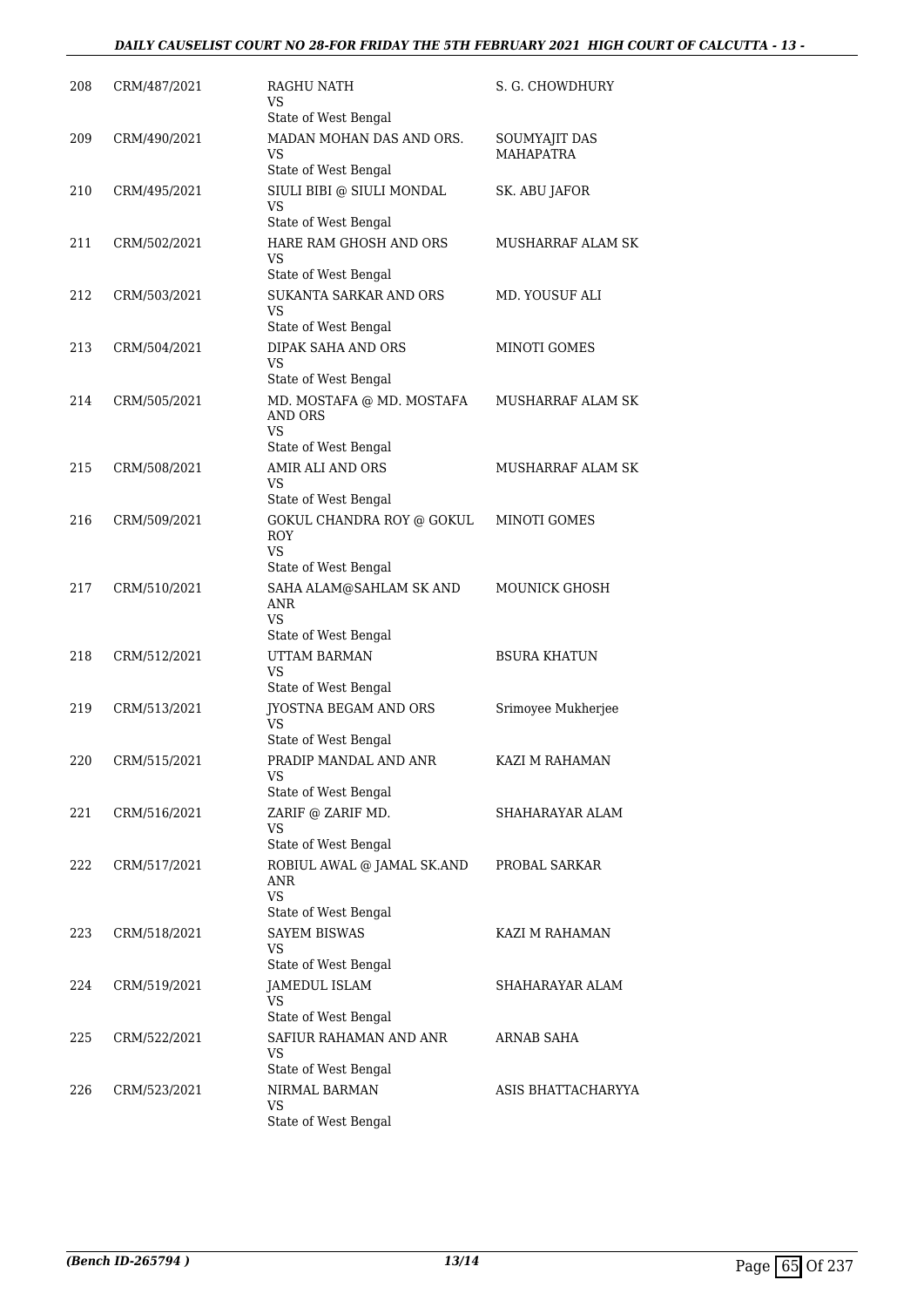| | | | |
|---|---|---|---|
| 208 | CRM/487/2021 | RAGHU NATH<br>VS<br>State of West Bengal | S. G. CHOWDHURY |
| 209 | CRM/490/2021 | MADAN MOHAN DAS AND ORS.<br>VS<br>State of West Bengal | SOUMYAJIT DAS MAHAPATRA |
| 210 | CRM/495/2021 | SIULI BIBI @ SIULI MONDAL<br>VS<br>State of West Bengal | SK. ABU JAFOR |
| 211 | CRM/502/2021 | HARE RAM GHOSH AND ORS<br>VS<br>State of West Bengal | MUSHARRAF ALAM SK |
| 212 | CRM/503/2021 | SUKANTA SARKAR AND ORS<br>VS<br>State of West Bengal | MD. YOUSUF ALI |
| 213 | CRM/504/2021 | DIPAK SAHA AND ORS<br>VS<br>State of West Bengal | MINOTI GOMES |
| 214 | CRM/505/2021 | MD. MOSTAFA @ MD. MOSTAFA AND ORS<br>VS<br>State of West Bengal | MUSHARRAF ALAM SK |
| 215 | CRM/508/2021 | AMIR ALI AND ORS<br>VS<br>State of West Bengal | MUSHARRAF ALAM SK |
| 216 | CRM/509/2021 | GOKUL CHANDRA ROY @ GOKUL ROY<br>VS<br>State of West Bengal | MINOTI GOMES |
| 217 | CRM/510/2021 | SAHA ALAM@SAHLAM SK AND ANR<br>VS<br>State of West Bengal | MOUNICK GHOSH |
| 218 | CRM/512/2021 | UTTAM BARMAN<br>VS<br>State of West Bengal | BSURA KHATUN |
| 219 | CRM/513/2021 | JYOSTNA BEGAM AND ORS<br>VS<br>State of West Bengal | Srimoyee Mukherjee |
| 220 | CRM/515/2021 | PRADIP MANDAL AND ANR<br>VS<br>State of West Bengal | KAZI M RAHAMAN |
| 221 | CRM/516/2021 | ZARIF @ ZARIF MD.<br>VS<br>State of West Bengal | SHAHARAYAR ALAM |
| 222 | CRM/517/2021 | ROBIUL AWAL @ JAMAL SK.AND ANR<br>VS<br>State of West Bengal | PROBAL SARKAR |
| 223 | CRM/518/2021 | SAYEM BISWAS<br>VS<br>State of West Bengal | KAZI M RAHAMAN |
| 224 | CRM/519/2021 | JAMEDUL ISLAM<br>VS<br>State of West Bengal | SHAHARAYAR ALAM |
| 225 | CRM/522/2021 | SAFIUR RAHAMAN AND ANR<br>VS<br>State of West Bengal | ARNAB SAHA |
| 226 | CRM/523/2021 | NIRMAL BARMAN<br>VS<br>State of West Bengal | ASIS BHATTACHARYYA |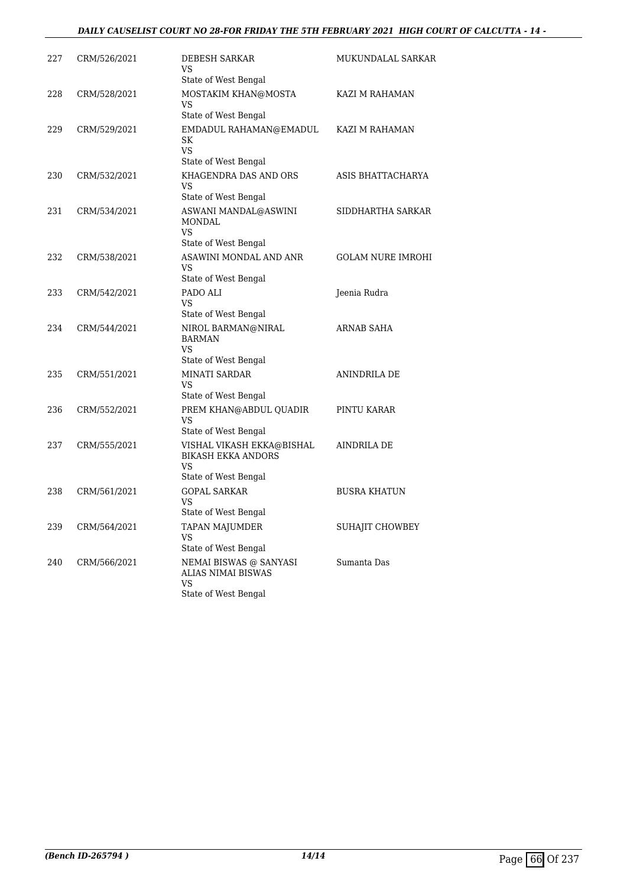| | | | |
|---|---|---|---|
| 227 | CRM/526/2021 | DEBESH SARKAR<br>VS<br>State of West Bengal | MUKUNDALAL SARKAR |
| 228 | CRM/528/2021 | MOSTAKIM KHAN@MOSTA<br>VS<br>State of West Bengal | KAZI M RAHAMAN |
| 229 | CRM/529/2021 | EMDADUL RAHAMAN@EMADUL SK<br>VS<br>State of West Bengal | KAZI M RAHAMAN |
| 230 | CRM/532/2021 | KHAGENDRA DAS AND ORS<br>VS<br>State of West Bengal | ASIS BHATTACHARYA |
| 231 | CRM/534/2021 | ASWANI MANDAL@ASWINI MONDAL<br>VS<br>State of West Bengal | SIDDHARTHA SARKAR |
| 232 | CRM/538/2021 | ASAWINI MONDAL AND ANR<br>VS<br>State of West Bengal | GOLAM NURE IMROHI |
| 233 | CRM/542/2021 | PADO ALI<br>VS<br>State of West Bengal | Jeenia Rudra |
| 234 | CRM/544/2021 | NIROL BARMAN@NIRAL BARMAN<br>VS<br>State of West Bengal | ARNAB SAHA |
| 235 | CRM/551/2021 | MINATI SARDAR<br>VS<br>State of West Bengal | ANINDRILA DE |
| 236 | CRM/552/2021 | PREM KHAN@ABDUL QUADIR<br>VS<br>State of West Bengal | PINTU KARAR |
| 237 | CRM/555/2021 | VISHAL VIKASH EKKA@BISHAL BIKASH EKKA ANDORS<br>VS<br>State of West Bengal | AINDRILA DE |
| 238 | CRM/561/2021 | GOPAL SARKAR<br>VS<br>State of West Bengal | BUSRA KHATUN |
| 239 | CRM/564/2021 | TAPAN MAJUMDER<br>VS<br>State of West Bengal | SUHAJIT CHOWBEY |
| 240 | CRM/566/2021 | NEMAI BISWAS @ SANYASI ALIAS NIMAI BISWAS<br>VS<br>State of West Bengal | Sumanta Das |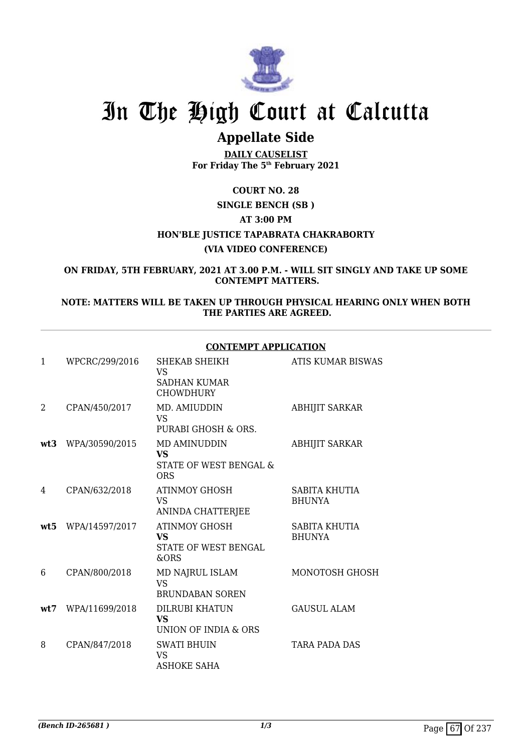# In The High Court at Calcutta

## Appellate Side

**DAILY CAUSELIST**
**For Friday The 5th February 2021**

**COURT NO. 28**

**SINGLE BENCH (SB )**

**AT 3:00 PM**

**HON'BLE JUSTICE TAPABRATA CHAKRABORTY**

**(VIA VIDEO CONFERENCE)**

**ON FRIDAY, 5TH FEBRUARY, 2021 AT 3.00 P.M. - WILL SIT SINGLY AND TAKE UP SOME CONTEMPT MATTERS.**

**NOTE: MATTERS WILL BE TAKEN UP THROUGH PHYSICAL HEARING ONLY WHEN BOTH THE PARTIES ARE AGREED.**

**CONTEMPT APPLICATION**

| | | | |
|---|---|---|---|
| 1 | WPCRC/299/2016 | SHEKAB SHEIKH<br>VS<br>SADHAN KUMAR CHOWDHURY | ATIS KUMAR BISWAS |
| 2 | CPAN/450/2017 | MD. AMIUDDIN<br>VS<br>PURABI GHOSH & ORS. | ABHIJIT SARKAR |
| **wt3** | WPA/30590/2015 | MD AMINUDDIN<br>**VS**<br>STATE OF WEST BENGAL & ORS | ABHIJIT SARKAR |
| 4 | CPAN/632/2018 | ATINMOY GHOSH<br>VS<br>ANINDA CHATTERJEE | SABITA KHUTIA BHUNYA |
| **wt5** | WPA/14597/2017 | ATINMOY GHOSH<br>**VS**<br>STATE OF WEST BENGAL &ORS | SABITA KHUTIA BHUNYA |
| 6 | CPAN/800/2018 | MD NAJRUL ISLAM<br>VS<br>BRUNDABAN SOREN | MONOTOSH GHOSH |
| **wt7** | WPA/11699/2018 | DILRUBI KHATUN<br>**VS**<br>UNION OF INDIA & ORS | GAUSUL ALAM |
| 8 | CPAN/847/2018 | SWATI BHUIN<br>VS<br>ASHOKE SAHA | TARA PADA DAS |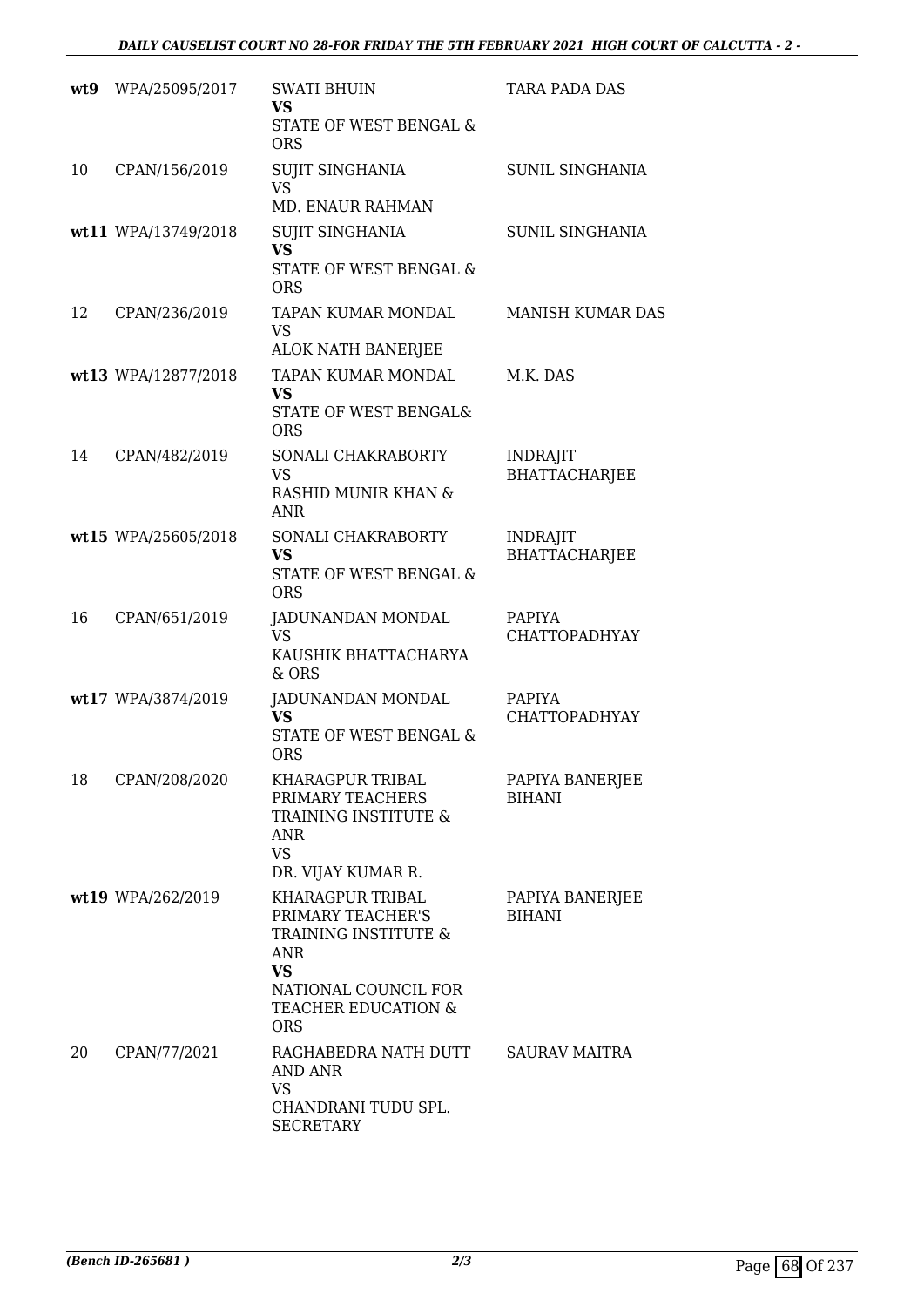| | | | |
|---|---|---|---|
| wt9 | WPA/25095/2017 | SWATI BHUIN<br>**VS**<br>STATE OF WEST BENGAL & ORS | TARA PADA DAS |
| 10 | CPAN/156/2019 | SUJIT SINGHANIA<br>VS<br>MD. ENAUR RAHMAN | SUNIL SINGHANIA |
| wt11 | WPA/13749/2018 | SUJIT SINGHANIA<br>**VS**<br>STATE OF WEST BENGAL & ORS | SUNIL SINGHANIA |
| 12 | CPAN/236/2019 | TAPAN KUMAR MONDAL<br>VS<br>ALOK NATH BANERJEE | MANISH KUMAR DAS |
| wt13 | WPA/12877/2018 | TAPAN KUMAR MONDAL<br>**VS**<br>STATE OF WEST BENGAL& ORS | M.K. DAS |
| 14 | CPAN/482/2019 | SONALI CHAKRABORTY<br>VS<br>RASHID MUNIR KHAN & ANR | INDRAJIT BHATTACHARJEE |
| wt15 | WPA/25605/2018 | SONALI CHAKRABORTY<br>**VS**<br>STATE OF WEST BENGAL & ORS | INDRAJIT BHATTACHARJEE |
| 16 | CPAN/651/2019 | JADUNANDAN MONDAL<br>VS<br>KAUSHIK BHATTACHARYA & ORS | PAPIYA CHATTOPADHYAY |
| wt17 | WPA/3874/2019 | JADUNANDAN MONDAL<br>**VS**<br>STATE OF WEST BENGAL & ORS | PAPIYA CHATTOPADHYAY |
| 18 | CPAN/208/2020 | KHARAGPUR TRIBAL PRIMARY TEACHERS TRAINING INSTITUTE & ANR<br>VS<br>DR. VIJAY KUMAR R. | PAPIYA BANERJEE BIHANI |
| wt19 | WPA/262/2019 | KHARAGPUR TRIBAL PRIMARY TEACHER'S TRAINING INSTITUTE & ANR<br>**VS**<br>NATIONAL COUNCIL FOR TEACHER EDUCATION & ORS | PAPIYA BANERJEE BIHANI |
| 20 | CPAN/77/2021 | RAGHABEDRA NATH DUTT AND ANR<br>VS<br>CHANDRANI TUDU SPL. SECRETARY | SAURAV MAITRA |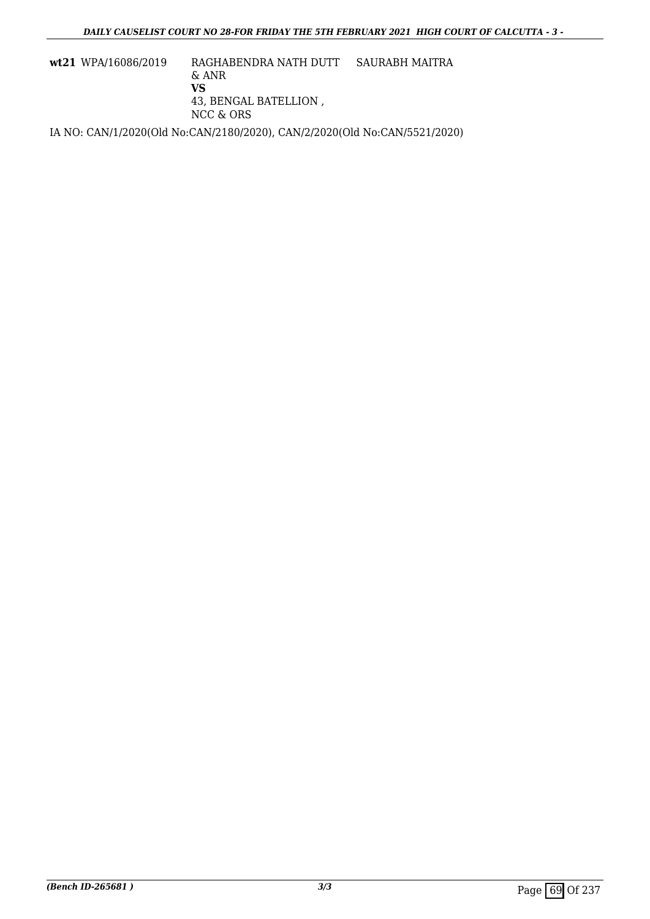| | | | |
|---|---|---|---|
| **wt21** | WPA/16086/2019 | RAGHABENDRA NATH DUTT & ANR<br>**VS**<br>43, BENGAL BATELLION , NCC & ORS | SAURABH MAITRA |

IA NO: CAN/1/2020(Old No:CAN/2180/2020), CAN/2/2020(Old No:CAN/5521/2020)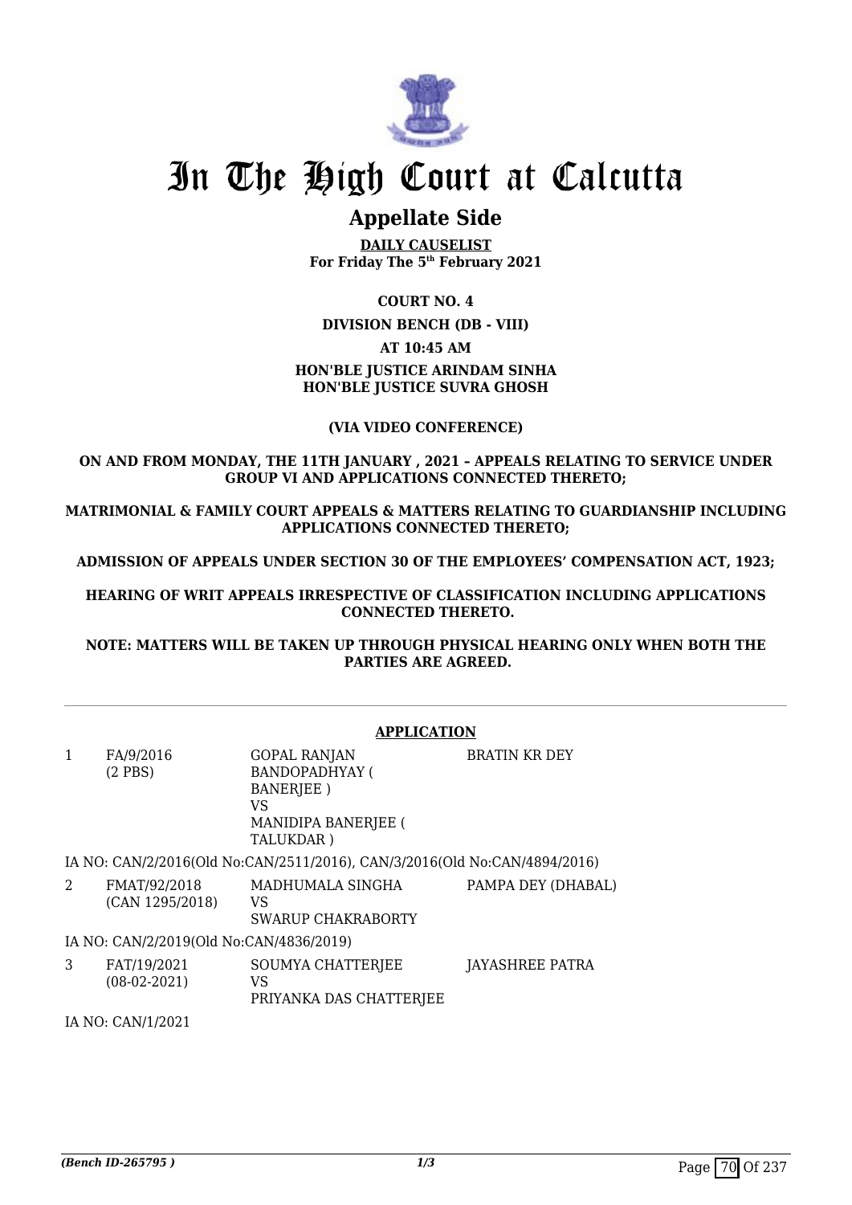# In The High Court at Calcutta

## Appellate Side

**DAILY CAUSELIST**
**For Friday The 5th February 2021**

**COURT NO. 4**

**DIVISION BENCH (DB - VIII)**

**AT 10:45 AM**

**HON'BLE JUSTICE ARINDAM SINHA**
**HON'BLE JUSTICE SUVRA GHOSH**

**(VIA VIDEO CONFERENCE)**

**ON AND FROM MONDAY, THE 11TH JANUARY , 2021 – APPEALS RELATING TO SERVICE UNDER GROUP VI AND APPLICATIONS CONNECTED THERETO;**

**MATRIMONIAL & FAMILY COURT APPEALS & MATTERS RELATING TO GUARDIANSHIP INCLUDING APPLICATIONS CONNECTED THERETO;**

**ADMISSION OF APPEALS UNDER SECTION 30 OF THE EMPLOYEES' COMPENSATION ACT, 1923;**

**HEARING OF WRIT APPEALS IRRESPECTIVE OF CLASSIFICATION INCLUDING APPLICATIONS CONNECTED THERETO.**

**NOTE: MATTERS WILL BE TAKEN UP THROUGH PHYSICAL HEARING ONLY WHEN BOTH THE PARTIES ARE AGREED.**

---

**APPLICATION**

| | | | |
|---|---|---|---|
| 1 | FA/9/2016 (2 PBS) | GOPAL RANJAN BANDOPADHYAY ( BANERJEE ) VS MANIDIPA BANERJEE ( TALUKDAR ) | BRATIN KR DEY |

IA NO: CAN/2/2016(Old No:CAN/2511/2016), CAN/3/2016(Old No:CAN/4894/2016)

| | | | |
|---|---|---|---|
| 2 | FMAT/92/2018 (CAN 1295/2018) | MADHUMALA SINGHA VS SWARUP CHAKRABORTY | PAMPA DEY (DHABAL) |

IA NO: CAN/2/2019(Old No:CAN/4836/2019)

| | | | |
|---|---|---|---|
| 3 | FAT/19/2021 (08-02-2021) | SOUMYA CHATTERJEE VS PRIYANKA DAS CHATTERJEE | JAYASHREE PATRA |

IA NO: CAN/1/2021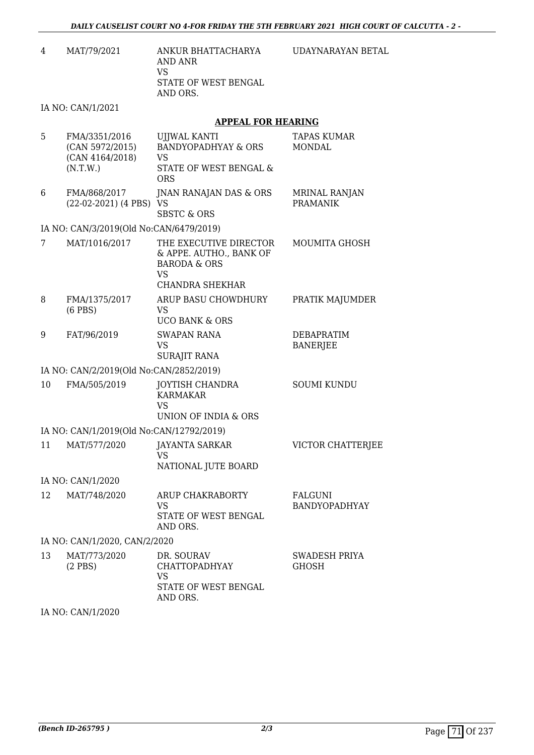| | | | |
|---|---|---|---|
| 4 | MAT/79/2021 | ANKUR BHATTACHARYA AND ANR<br>VS<br>STATE OF WEST BENGAL AND ORS. | UDAYNARAYAN BETAL |

IA NO: CAN/1/2021

## APPEAL FOR HEARING

| | | | |
|---|---|---|---|
| 5 | FMA/3351/2016<br>(CAN 5972/2015)<br>(CAN 4164/2018)<br>(N.T.W.) | UJJWAL KANTI BANDYOPADHYAY & ORS<br>VS<br>STATE OF WEST BENGAL & ORS | TAPAS KUMAR MONDAL |
| 6 | FMA/868/2017<br>(22-02-2021) (4 PBS) | JNAN RANAJAN DAS & ORS<br>VS<br>SBSTC & ORS | MRINAL RANJAN PRAMANIK |

IA NO: CAN/3/2019(Old No:CAN/6479/2019)

| | | | |
|---|---|---|---|
| 7 | MAT/1016/2017 | THE EXECUTIVE DIRECTOR & APPE. AUTHO., BANK OF BARODA & ORS<br>VS<br>CHANDRA SHEKHAR | MOUMITA GHOSH |
| 8 | FMA/1375/2017<br>(6 PBS) | ARUP BASU CHOWDHURY<br>VS<br>UCO BANK & ORS | PRATIK MAJUMDER |
| 9 | FAT/96/2019 | SWAPAN RANA<br>VS<br>SURAJIT RANA | DEBAPRATIM BANERJEE |

IA NO: CAN/2/2019(Old No:CAN/2852/2019)

| | | | |
|---|---|---|---|
| 10 | FMA/505/2019 | JOYTISH CHANDRA KARMAKAR<br>VS<br>UNION OF INDIA & ORS | SOUMI KUNDU |

IA NO: CAN/1/2019(Old No:CAN/12792/2019)

| | | | |
|---|---|---|---|
| 11 | MAT/577/2020 | JAYANTA SARKAR<br>VS<br>NATIONAL JUTE BOARD | VICTOR CHATTERJEE |

IA NO: CAN/1/2020

| | | | |
|---|---|---|---|
| 12 | MAT/748/2020 | ARUP CHAKRABORTY<br>VS<br>STATE OF WEST BENGAL AND ORS. | FALGUNI BANDYOPADHYAY |

IA NO: CAN/1/2020, CAN/2/2020

| | | | |
|---|---|---|---|
| 13 | MAT/773/2020<br>(2 PBS) | DR. SOURAV CHATTOPADHYAY<br>VS<br>STATE OF WEST BENGAL AND ORS. | SWADESH PRIYA GHOSH |

IA NO: CAN/1/2020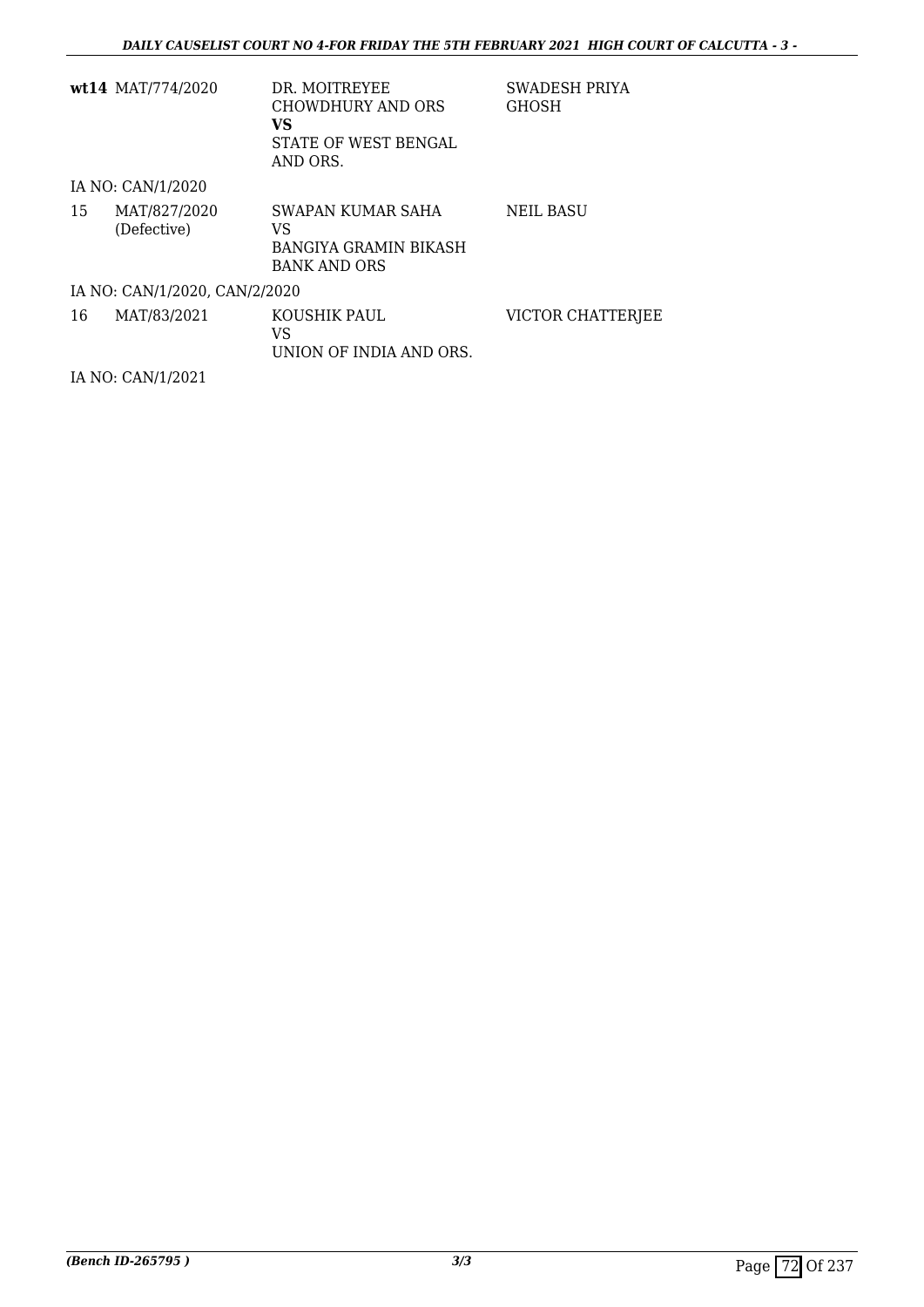| | | | |
|---|---|---|---|
| **wt14** | MAT/774/2020 | DR. MOITREYEE CHOWDHURY AND ORS<br>**VS**<br>STATE OF WEST BENGAL AND ORS. | SWADESH PRIYA GHOSH |
| IA NO: CAN/1/2020 | | | |
| 15 | MAT/827/2020 (Defective) | SWAPAN KUMAR SAHA<br>VS<br>BANGIYA GRAMIN BIKASH BANK AND ORS | NEIL BASU |
| IA NO: CAN/1/2020, CAN/2/2020 | | | |
| 16 | MAT/83/2021 | KOUSHIK PAUL<br>VS<br>UNION OF INDIA AND ORS. | VICTOR CHATTERJEE |
| IA NO: CAN/1/2021 | | | |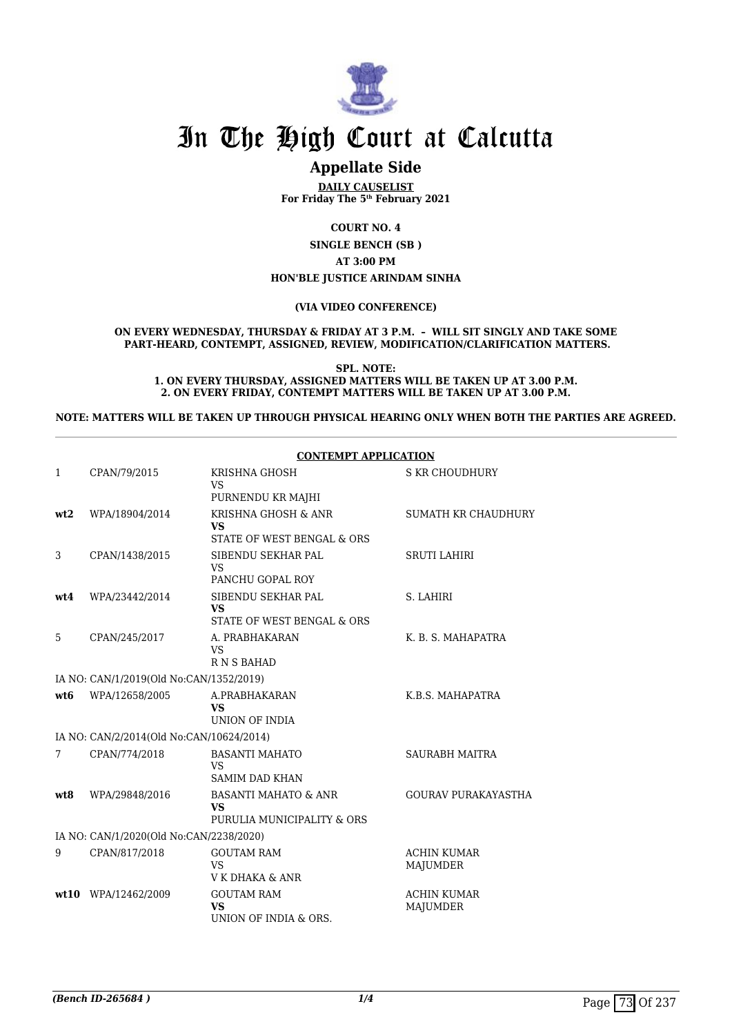# In The High Court at Calcutta

## Appellate Side

**DAILY CAUSELIST**
**For Friday The 5th February 2021**

**COURT NO. 4**

**SINGLE BENCH (SB )**

**AT 3:00 PM**

**HON'BLE JUSTICE ARINDAM SINHA**

**(VIA VIDEO CONFERENCE)**

**ON EVERY WEDNESDAY, THURSDAY & FRIDAY AT 3 P.M. – WILL SIT SINGLY AND TAKE SOME PART-HEARD, CONTEMPT, ASSIGNED, REVIEW, MODIFICATION/CLARIFICATION MATTERS.**

**SPL. NOTE:**
**1. ON EVERY THURSDAY, ASSIGNED MATTERS WILL BE TAKEN UP AT 3.00 P.M.**
**2. ON EVERY FRIDAY, CONTEMPT MATTERS WILL BE TAKEN UP AT 3.00 P.M.**

**NOTE: MATTERS WILL BE TAKEN UP THROUGH PHYSICAL HEARING ONLY WHEN BOTH THE PARTIES ARE AGREED.**

**CONTEMPT APPLICATION**

| | | | |
|---|---|---|---|
| 1 | CPAN/79/2015 | KRISHNA GHOSH<br>VS<br>PURNENDU KR MAJHI | S KR CHOUDHURY |
| **wt2** | WPA/18904/2014 | KRISHNA GHOSH & ANR<br>**VS**<br>STATE OF WEST BENGAL & ORS | SUMATH KR CHAUDHURY |
| 3 | CPAN/1438/2015 | SIBENDU SEKHAR PAL<br>VS<br>PANCHU GOPAL ROY | SRUTI LAHIRI |
| **wt4** | WPA/23442/2014 | SIBENDU SEKHAR PAL<br>**VS**<br>STATE OF WEST BENGAL & ORS | S. LAHIRI |
| 5 | CPAN/245/2017 | A. PRABHAKARAN<br>VS<br>R N S BAHAD | K. B. S. MAHAPATRA |
| | IA NO: CAN/1/2019(Old No:CAN/1352/2019) | | |
| **wt6** | WPA/12658/2005 | A.PRABHAKARAN<br>**VS**<br>UNION OF INDIA | K.B.S. MAHAPATRA |
| | IA NO: CAN/2/2014(Old No:CAN/10624/2014) | | |
| 7 | CPAN/774/2018 | BASANTI MAHATO<br>VS<br>SAMIM DAD KHAN | SAURABH MAITRA |
| **wt8** | WPA/29848/2016 | BASANTI MAHATO & ANR<br>**VS**<br>PURULIA MUNICIPALITY & ORS | GOURAV PURAKAYASTHA |
| | IA NO: CAN/1/2020(Old No:CAN/2238/2020) | | |
| 9 | CPAN/817/2018 | GOUTAM RAM<br>VS<br>V K DHAKA & ANR | ACHIN KUMAR MAJUMDER |
| **wt10** | WPA/12462/2009 | GOUTAM RAM<br>**VS**<br>UNION OF INDIA & ORS. | ACHIN KUMAR MAJUMDER |

*(Bench ID-265684 )*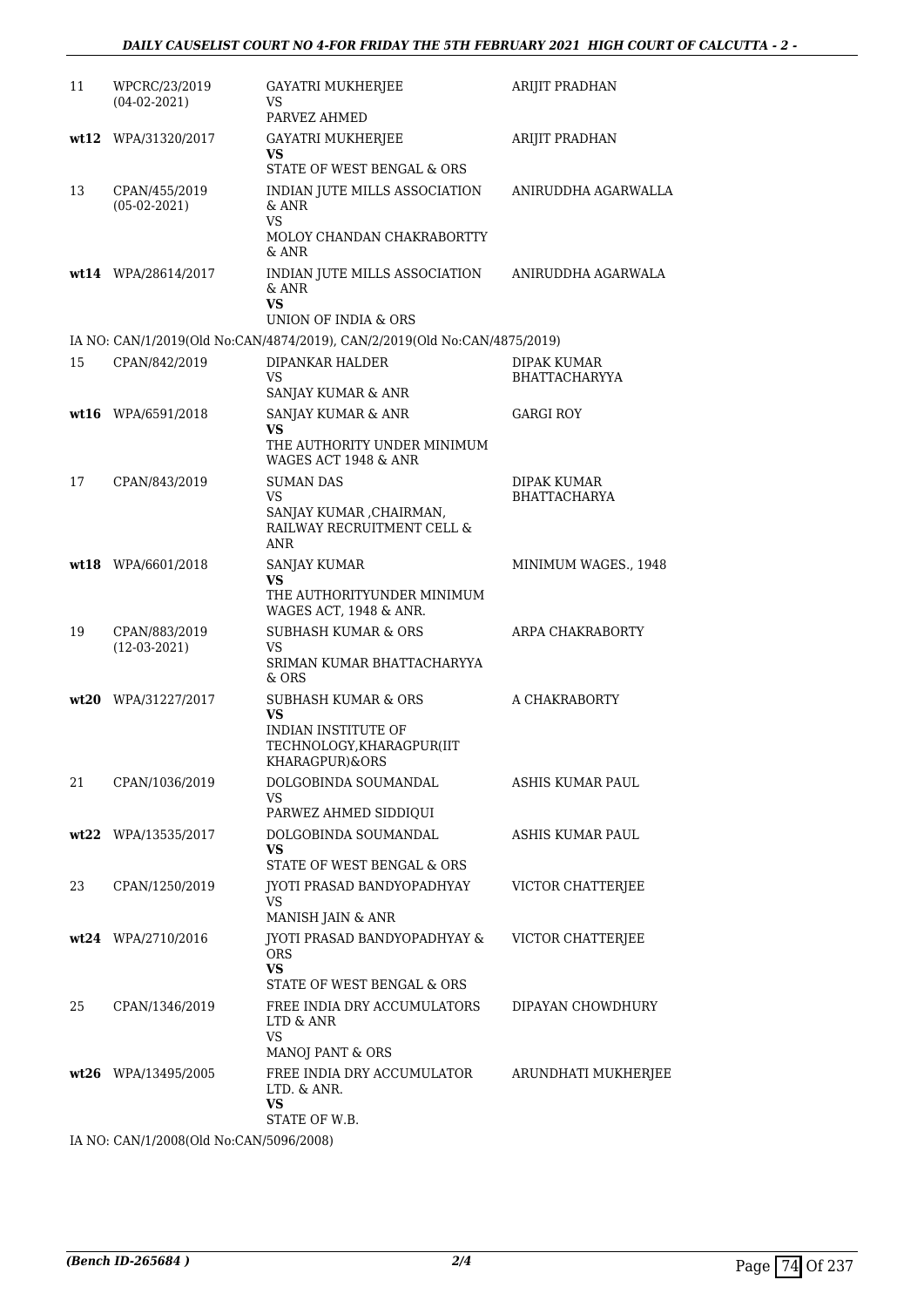| | | | |
|---|---|---|---|
| 11 | WPCRC/23/2019 (04-02-2021) | GAYATRI MUKHERJEE<br>VS<br>PARVEZ AHMED | ARIJIT PRADHAN |
| **wt12** | WPA/31320/2017 | GAYATRI MUKHERJEE<br>**VS**<br>STATE OF WEST BENGAL & ORS | ARIJIT PRADHAN |
| 13 | CPAN/455/2019 (05-02-2021) | INDIAN JUTE MILLS ASSOCIATION & ANR<br>VS<br>MOLOY CHANDAN CHAKRABORTTY & ANR | ANIRUDDHA AGARWALLA |
| **wt14** | WPA/28614/2017 | INDIAN JUTE MILLS ASSOCIATION & ANR<br>**VS**<br>UNION OF INDIA & ORS | ANIRUDDHA AGARWALA |
| | IA NO: CAN/1/2019(Old No:CAN/4874/2019), CAN/2/2019(Old No:CAN/4875/2019) | | |
| 15 | CPAN/842/2019 | DIPANKAR HALDER<br>VS<br>SANJAY KUMAR & ANR | DIPAK KUMAR BHATTACHARYYA |
| **wt16** | WPA/6591/2018 | SANJAY KUMAR & ANR<br>**VS**<br>THE AUTHORITY UNDER MINIMUM WAGES ACT 1948 & ANR | GARGI ROY |
| 17 | CPAN/843/2019 | SUMAN DAS<br>VS<br>SANJAY KUMAR ,CHAIRMAN, RAILWAY RECRUITMENT CELL & ANR | DIPAK KUMAR BHATTACHARYA |
| **wt18** | WPA/6601/2018 | SANJAY KUMAR<br>**VS**<br>THE AUTHORITYUNDER MINIMUM WAGES ACT, 1948 & ANR. | MINIMUM WAGES., 1948 |
| 19 | CPAN/883/2019 (12-03-2021) | SUBHASH KUMAR & ORS<br>VS<br>SRIMAN KUMAR BHATTACHARYYA & ORS | ARPA CHAKRABORTY |
| **wt20** | WPA/31227/2017 | SUBHASH KUMAR & ORS<br>**VS**<br>INDIAN INSTITUTE OF TECHNOLOGY,KHARAGPUR(IIT KHARAGPUR)&ORS | A CHAKRABORTY |
| 21 | CPAN/1036/2019 | DOLGOBINDA SOUMANDAL<br>VS<br>PARWEZ AHMED SIDDIQUI | ASHIS KUMAR PAUL |
| **wt22** | WPA/13535/2017 | DOLGOBINDA SOUMANDAL<br>**VS**<br>STATE OF WEST BENGAL & ORS | ASHIS KUMAR PAUL |
| 23 | CPAN/1250/2019 | JYOTI PRASAD BANDYOPADHYAY<br>VS<br>MANISH JAIN & ANR | VICTOR CHATTERJEE |
| **wt24** | WPA/2710/2016 | JYOTI PRASAD BANDYOPADHYAY & ORS<br>**VS**<br>STATE OF WEST BENGAL & ORS | VICTOR CHATTERJEE |
| 25 | CPAN/1346/2019 | FREE INDIA DRY ACCUMULATORS LTD & ANR<br>VS<br>MANOJ PANT & ORS | DIPAYAN CHOWDHURY |
| **wt26** | WPA/13495/2005 | FREE INDIA DRY ACCUMULATOR LTD. & ANR.<br>**VS**<br>STATE OF W.B. | ARUNDHATI MUKHERJEE |
| | IA NO: CAN/1/2008(Old No:CAN/5096/2008) | | |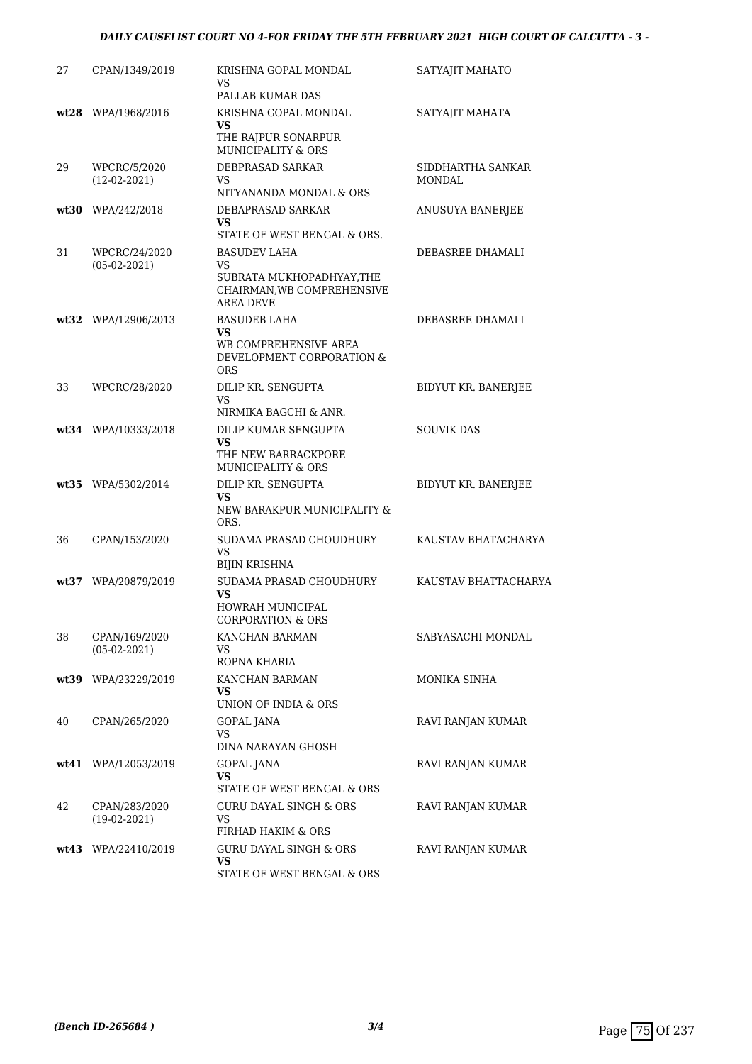| | | | |
|---|---|---|---|
| 27 | CPAN/1349/2019 | KRISHNA GOPAL MONDAL<br>VS<br>PALLAB KUMAR DAS | SATYAJIT MAHATO |
| wt28 | WPA/1968/2016 | KRISHNA GOPAL MONDAL<br>**VS**<br>THE RAJPUR SONARPUR MUNICIPALITY & ORS | SATYAJIT MAHATA |
| 29 | WPCRC/5/2020<br>(12-02-2021) | DEBPRASAD SARKAR<br>VS<br>NITYANANDA MONDAL & ORS | SIDDHARTHA SANKAR MONDAL |
| wt30 | WPA/242/2018 | DEBAPRASAD SARKAR<br>**VS**<br>STATE OF WEST BENGAL & ORS. | ANUSUYA BANERJEE |
| 31 | WPCRC/24/2020<br>(05-02-2021) | BASUDEV LAHA<br>VS<br>SUBRATA MUKHOPADHYAY,THE CHAIRMAN,WB COMPREHENSIVE AREA DEVE | DEBASREE DHAMALI |
| wt32 | WPA/12906/2013 | BASUDEB LAHA<br>**VS**<br>WB COMPREHENSIVE AREA DEVELOPMENT CORPORATION & ORS | DEBASREE DHAMALI |
| 33 | WPCRC/28/2020 | DILIP KR. SENGUPTA<br>VS<br>NIRMIKA BAGCHI & ANR. | BIDYUT KR. BANERJEE |
| wt34 | WPA/10333/2018 | DILIP KUMAR SENGUPTA<br>**VS**<br>THE NEW BARRACKPORE MUNICIPALITY & ORS | SOUVIK DAS |
| wt35 | WPA/5302/2014 | DILIP KR. SENGUPTA<br>**VS**<br>NEW BARAKPUR MUNICIPALITY & ORS. | BIDYUT KR. BANERJEE |
| 36 | CPAN/153/2020 | SUDAMA PRASAD CHOUDHURY<br>VS<br>BIJIN KRISHNA | KAUSTAV BHATACHARYA |
| wt37 | WPA/20879/2019 | SUDAMA PRASAD CHOUDHURY<br>**VS**<br>HOWRAH MUNICIPAL CORPORATION & ORS | KAUSTAV BHATTACHARYA |
| 38 | CPAN/169/2020<br>(05-02-2021) | KANCHAN BARMAN<br>VS<br>ROPNA KHARIA | SABYASACHI MONDAL |
| wt39 | WPA/23229/2019 | KANCHAN BARMAN<br>**VS**<br>UNION OF INDIA & ORS | MONIKA SINHA |
| 40 | CPAN/265/2020 | GOPAL JANA<br>VS<br>DINA NARAYAN GHOSH | RAVI RANJAN KUMAR |
| wt41 | WPA/12053/2019 | GOPAL JANA<br>**VS**<br>STATE OF WEST BENGAL & ORS | RAVI RANJAN KUMAR |
| 42 | CPAN/283/2020<br>(19-02-2021) | GURU DAYAL SINGH & ORS<br>VS<br>FIRHAD HAKIM & ORS | RAVI RANJAN KUMAR |
| wt43 | WPA/22410/2019 | GURU DAYAL SINGH & ORS<br>**VS**<br>STATE OF WEST BENGAL & ORS | RAVI RANJAN KUMAR |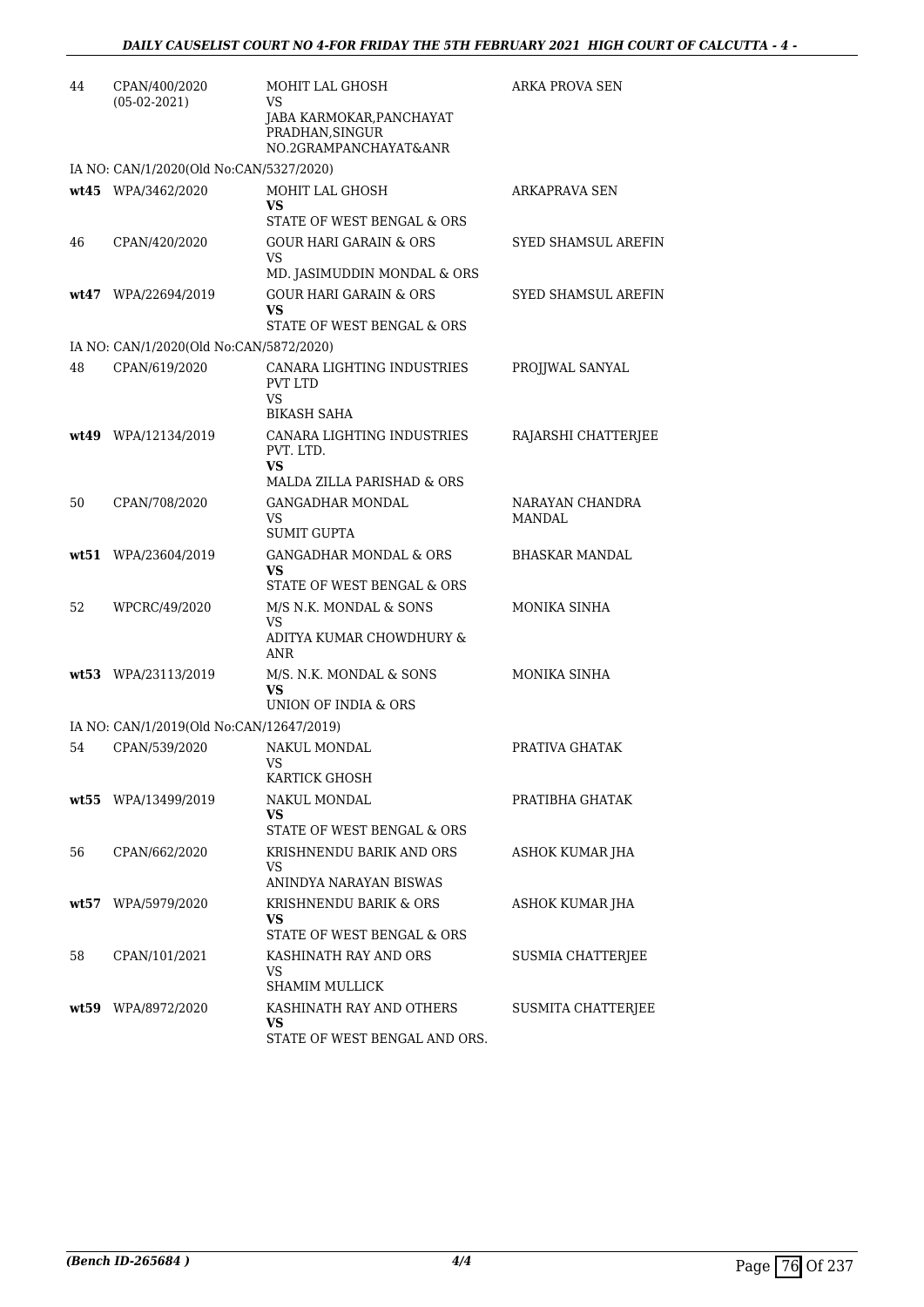| | | | |
|---|---|---|---|
| 44 | CPAN/400/2020 (05-02-2021) | MOHIT LAL GHOSH<br>VS<br>JABA KARMOKAR,PANCHAYAT PRADHAN,SINGUR NO.2GRAMPANCHAYAT&ANR | ARKA PROVA SEN |
| IA NO: CAN/1/2020(Old No:CAN/5327/2020) | | | |
| **wt45** | WPA/3462/2020 | MOHIT LAL GHOSH<br>**VS**<br>STATE OF WEST BENGAL & ORS | ARKAPRAVA SEN |
| 46 | CPAN/420/2020 | GOUR HARI GARAIN & ORS<br>VS<br>MD. JASIMUDDIN MONDAL & ORS | SYED SHAMSUL AREFIN |
| **wt47** | WPA/22694/2019 | GOUR HARI GARAIN & ORS<br>**VS**<br>STATE OF WEST BENGAL & ORS | SYED SHAMSUL AREFIN |
| IA NO: CAN/1/2020(Old No:CAN/5872/2020) | | | |
| 48 | CPAN/619/2020 | CANARA LIGHTING INDUSTRIES PVT LTD<br>VS<br>BIKASH SAHA | PROJJWAL SANYAL |
| **wt49** | WPA/12134/2019 | CANARA LIGHTING INDUSTRIES PVT. LTD.<br>**VS**<br>MALDA ZILLA PARISHAD & ORS | RAJARSHI CHATTERJEE |
| 50 | CPAN/708/2020 | GANGADHAR MONDAL<br>VS<br>SUMIT GUPTA | NARAYAN CHANDRA MANDAL |
| **wt51** | WPA/23604/2019 | GANGADHAR MONDAL & ORS<br>**VS**<br>STATE OF WEST BENGAL & ORS | BHASKAR MANDAL |
| 52 | WPCRC/49/2020 | M/S N.K. MONDAL & SONS<br>VS<br>ADITYA KUMAR CHOWDHURY & ANR | MONIKA SINHA |
| **wt53** | WPA/23113/2019 | M/S. N.K. MONDAL & SONS<br>**VS**<br>UNION OF INDIA & ORS | MONIKA SINHA |
| IA NO: CAN/1/2019(Old No:CAN/12647/2019) | | | |
| 54 | CPAN/539/2020 | NAKUL MONDAL<br>VS<br>KARTICK GHOSH | PRATIVA GHATAK |
| **wt55** | WPA/13499/2019 | NAKUL MONDAL<br>**VS**<br>STATE OF WEST BENGAL & ORS | PRATIBHA GHATAK |
| 56 | CPAN/662/2020 | KRISHNENDU BARIK AND ORS<br>VS<br>ANINDYA NARAYAN BISWAS | ASHOK KUMAR JHA |
| **wt57** | WPA/5979/2020 | KRISHNENDU BARIK & ORS<br>**VS**<br>STATE OF WEST BENGAL & ORS | ASHOK KUMAR JHA |
| 58 | CPAN/101/2021 | KASHINATH RAY AND ORS<br>VS<br>SHAMIM MULLICK | SUSMIA CHATTERJEE |
| **wt59** | WPA/8972/2020 | KASHINATH RAY AND OTHERS<br>**VS**<br>STATE OF WEST BENGAL AND ORS. | SUSMITA CHATTERJEE |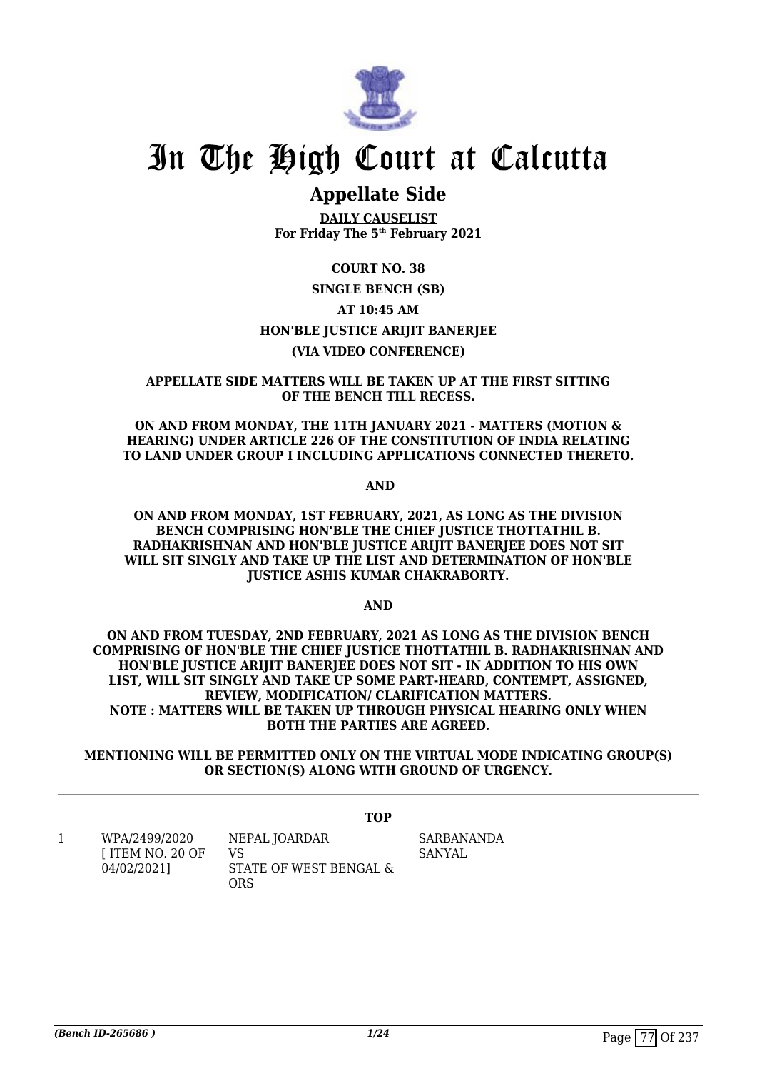# In The High Court at Calcutta

## Appellate Side

**DAILY CAUSELIST**
**For Friday The 5th February 2021**

**COURT NO. 38**

**SINGLE BENCH (SB)**

**AT 10:45 AM**

**HON'BLE JUSTICE ARIJIT BANERJEE**

**(VIA VIDEO CONFERENCE)**

**APPELLATE SIDE MATTERS WILL BE TAKEN UP AT THE FIRST SITTING OF THE BENCH TILL RECESS.**

**ON AND FROM MONDAY, THE 11TH JANUARY 2021 - MATTERS (MOTION & HEARING) UNDER ARTICLE 226 OF THE CONSTITUTION OF INDIA RELATING TO LAND UNDER GROUP I INCLUDING APPLICATIONS CONNECTED THERETO.**

**AND**

**ON AND FROM MONDAY, 1ST FEBRUARY, 2021, AS LONG AS THE DIVISION BENCH COMPRISING HON'BLE THE CHIEF JUSTICE THOTTATHIL B. RADHAKRISHNAN AND HON'BLE JUSTICE ARIJIT BANERJEE DOES NOT SIT WILL SIT SINGLY AND TAKE UP THE LIST AND DETERMINATION OF HON'BLE JUSTICE ASHIS KUMAR CHAKRABORTY.**

**AND**

**ON AND FROM TUESDAY, 2ND FEBRUARY, 2021 AS LONG AS THE DIVISION BENCH COMPRISING OF HON'BLE THE CHIEF JUSTICE THOTTATHIL B. RADHAKRISHNAN AND HON'BLE JUSTICE ARIJIT BANERJEE DOES NOT SIT - IN ADDITION TO HIS OWN LIST, WILL SIT SINGLY AND TAKE UP SOME PART-HEARD, CONTEMPT, ASSIGNED, REVIEW, MODIFICATION/ CLARIFICATION MATTERS.**
**NOTE : MATTERS WILL BE TAKEN UP THROUGH PHYSICAL HEARING ONLY WHEN BOTH THE PARTIES ARE AGREED.**

**MENTIONING WILL BE PERMITTED ONLY ON THE VIRTUAL MODE INDICATING GROUP(S) OR SECTION(S) ALONG WITH GROUND OF URGENCY.**

**TOP**

| | | | |
|---|---|---|---|
| 1 | WPA/2499/2020 [ ITEM NO. 20 OF 04/02/2021] | NEPAL JOARDAR VS STATE OF WEST BENGAL & ORS | SARBANANDA SANYAL |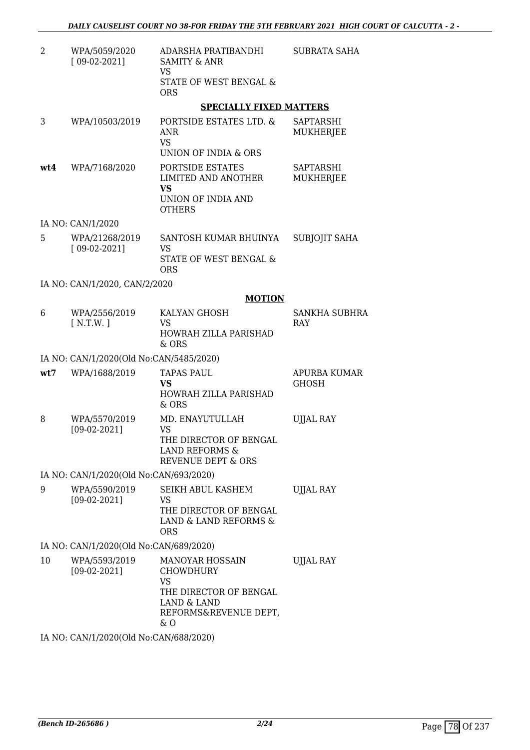| | | | |
|---|---|---|---|
| 2 | WPA/5059/2020 [ 09-02-2021] | ADARSHA PRATIBANDHI SAMITY & ANR VS STATE OF WEST BENGAL & ORS | SUBRATA SAHA |

**SPECIALLY FIXED MATTERS**

| | | | |
|---|---|---|---|
| 3 | WPA/10503/2019 | PORTSIDE ESTATES LTD. & ANR VS UNION OF INDIA & ORS | SAPTARSHI MUKHERJEE |
| **wt4** | WPA/7168/2020 | PORTSIDE ESTATES LIMITED AND ANOTHER **VS** UNION OF INDIA AND OTHERS | SAPTARSHI MUKHERJEE |

IA NO: CAN/1/2020

| | | | |
|---|---|---|---|
| 5 | WPA/21268/2019 [ 09-02-2021] | SANTOSH KUMAR BHUINYA VS STATE OF WEST BENGAL & ORS | SUBJOJIT SAHA |

IA NO: CAN/1/2020, CAN/2/2020

**MOTION**

| | | | |
|---|---|---|---|
| 6 | WPA/2556/2019 [ N.T.W. ] | KALYAN GHOSH VS HOWRAH ZILLA PARISHAD & ORS | SANKHA SUBHRA RAY |

IA NO: CAN/1/2020(Old No:CAN/5485/2020)

| | | | |
|---|---|---|---|
| **wt7** | WPA/1688/2019 | TAPAS PAUL **VS** HOWRAH ZILLA PARISHAD & ORS | APURBA KUMAR GHOSH |
| 8 | WPA/5570/2019 [09-02-2021] | MD. ENAYUTULLAH VS THE DIRECTOR OF BENGAL LAND REFORMS & REVENUE DEPT & ORS | UJJAL RAY |

IA NO: CAN/1/2020(Old No:CAN/693/2020)

| | | | |
|---|---|---|---|
| 9 | WPA/5590/2019 [09-02-2021] | SEIKH ABUL KASHEM VS THE DIRECTOR OF BENGAL LAND & LAND REFORMS & ORS | UJJAL RAY |

IA NO: CAN/1/2020(Old No:CAN/689/2020)

| | | | |
|---|---|---|---|
| 10 | WPA/5593/2019 [09-02-2021] | MANOYAR HOSSAIN CHOWDHURY VS THE DIRECTOR OF BENGAL LAND & LAND REFORMS&REVENUE DEPT, & O | UJJAL RAY |

IA NO: CAN/1/2020(Old No:CAN/688/2020)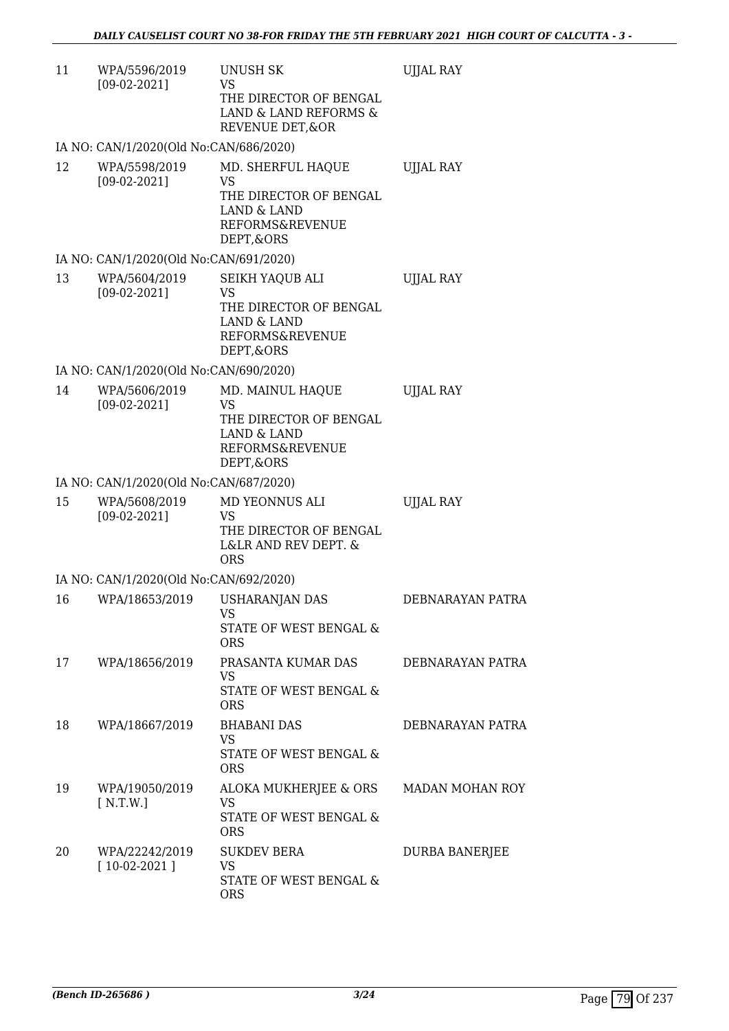| | | | |
|---|---|---|---|
| 11 | WPA/5596/2019 [09-02-2021] | UNUSH SK VS THE DIRECTOR OF BENGAL LAND & LAND REFORMS & REVENUE DET,&OR | UJJAL RAY |
| | IA NO: CAN/1/2020(Old No:CAN/686/2020) | | |
| 12 | WPA/5598/2019 [09-02-2021] | MD. SHERFUL HAQUE VS THE DIRECTOR OF BENGAL LAND & LAND REFORMS&REVENUE DEPT,&ORS | UJJAL RAY |
| | IA NO: CAN/1/2020(Old No:CAN/691/2020) | | |
| 13 | WPA/5604/2019 [09-02-2021] | SEIKH YAQUB ALI VS THE DIRECTOR OF BENGAL LAND & LAND REFORMS&REVENUE DEPT,&ORS | UJJAL RAY |
| | IA NO: CAN/1/2020(Old No:CAN/690/2020) | | |
| 14 | WPA/5606/2019 [09-02-2021] | MD. MAINUL HAQUE VS THE DIRECTOR OF BENGAL LAND & LAND REFORMS&REVENUE DEPT,&ORS | UJJAL RAY |
| | IA NO: CAN/1/2020(Old No:CAN/687/2020) | | |
| 15 | WPA/5608/2019 [09-02-2021] | MD YEONNUS ALI VS THE DIRECTOR OF BENGAL L&LR AND REV DEPT. & ORS | UJJAL RAY |
| | IA NO: CAN/1/2020(Old No:CAN/692/2020) | | |
| 16 | WPA/18653/2019 | USHARANJAN DAS VS STATE OF WEST BENGAL & ORS | DEBNARAYAN PATRA |
| 17 | WPA/18656/2019 | PRASANTA KUMAR DAS VS STATE OF WEST BENGAL & ORS | DEBNARAYAN PATRA |
| 18 | WPA/18667/2019 | BHABANI DAS VS STATE OF WEST BENGAL & ORS | DEBNARAYAN PATRA |
| 19 | WPA/19050/2019 [ N.T.W.] | ALOKA MUKHERJEE & ORS VS STATE OF WEST BENGAL & ORS | MADAN MOHAN ROY |
| 20 | WPA/22242/2019 [ 10-02-2021 ] | SUKDEV BERA VS STATE OF WEST BENGAL & ORS | DURBA BANERJEE |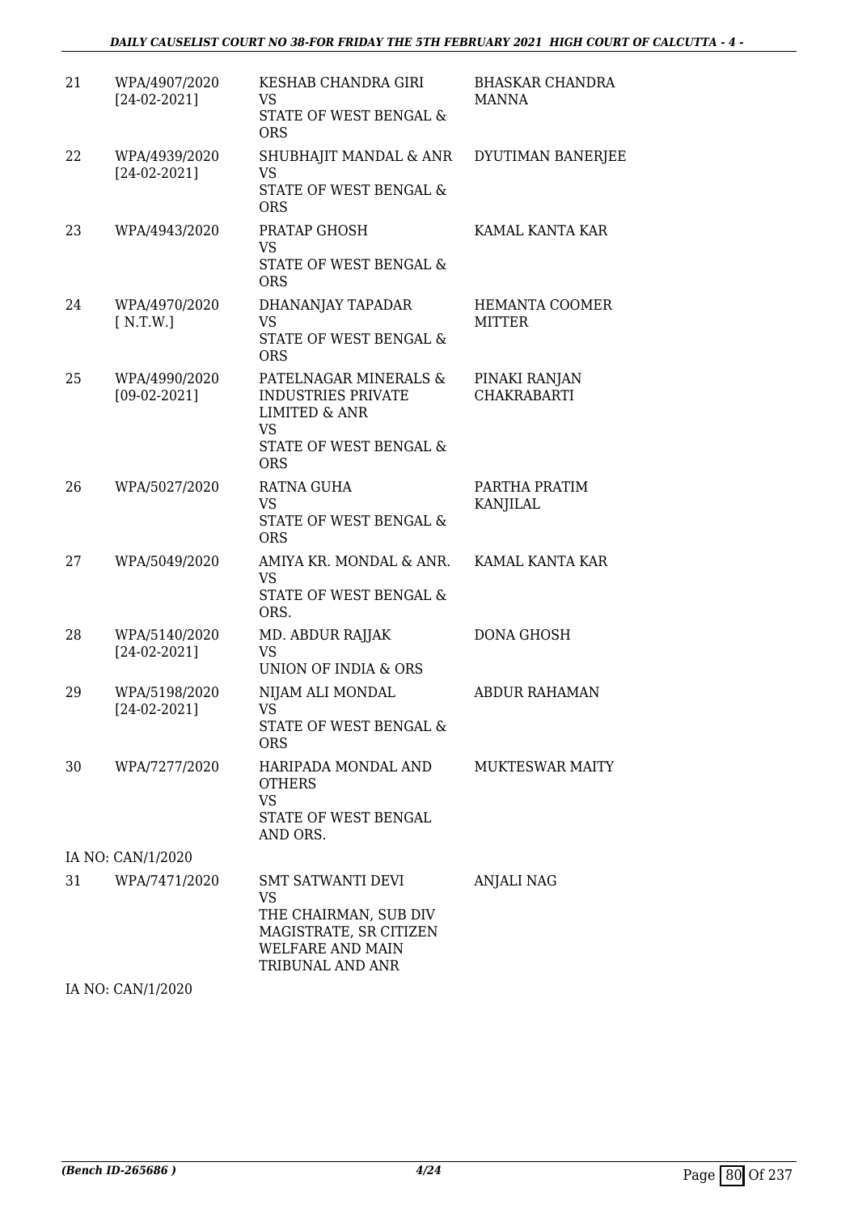| | | | |
|---|---|---|---|
| 21 | WPA/4907/2020 [24-02-2021] | KESHAB CHANDRA GIRI VS STATE OF WEST BENGAL & ORS | BHASKAR CHANDRA MANNA |
| 22 | WPA/4939/2020 [24-02-2021] | SHUBHAJIT MANDAL & ANR VS STATE OF WEST BENGAL & ORS | DYUTIMAN BANERJEE |
| 23 | WPA/4943/2020 | PRATAP GHOSH VS STATE OF WEST BENGAL & ORS | KAMAL KANTA KAR |
| 24 | WPA/4970/2020 [ N.T.W.] | DHANANJAY TAPADAR VS STATE OF WEST BENGAL & ORS | HEMANTA COOMER MITTER |
| 25 | WPA/4990/2020 [09-02-2021] | PATELNAGAR MINERALS & INDUSTRIES PRIVATE LIMITED & ANR VS STATE OF WEST BENGAL & ORS | PINAKI RANJAN CHAKRABARTI |
| 26 | WPA/5027/2020 | RATNA GUHA VS STATE OF WEST BENGAL & ORS | PARTHA PRATIM KANJILAL |
| 27 | WPA/5049/2020 | AMIYA KR. MONDAL & ANR. VS STATE OF WEST BENGAL & ORS. | KAMAL KANTA KAR |
| 28 | WPA/5140/2020 [24-02-2021] | MD. ABDUR RAJJAK VS UNION OF INDIA & ORS | DONA GHOSH |
| 29 | WPA/5198/2020 [24-02-2021] | NIJAM ALI MONDAL VS STATE OF WEST BENGAL & ORS | ABDUR RAHAMAN |
| 30 | WPA/7277/2020 | HARIPADA MONDAL AND OTHERS VS STATE OF WEST BENGAL AND ORS. | MUKTESWAR MAITY |
| | IA NO: CAN/1/2020 | | |
| 31 | WPA/7471/2020 | SMT SATWANTI DEVI VS THE CHAIRMAN, SUB DIV MAGISTRATE, SR CITIZEN WELFARE AND MAIN TRIBUNAL AND ANR | ANJALI NAG |
| | IA NO: CAN/1/2020 | | |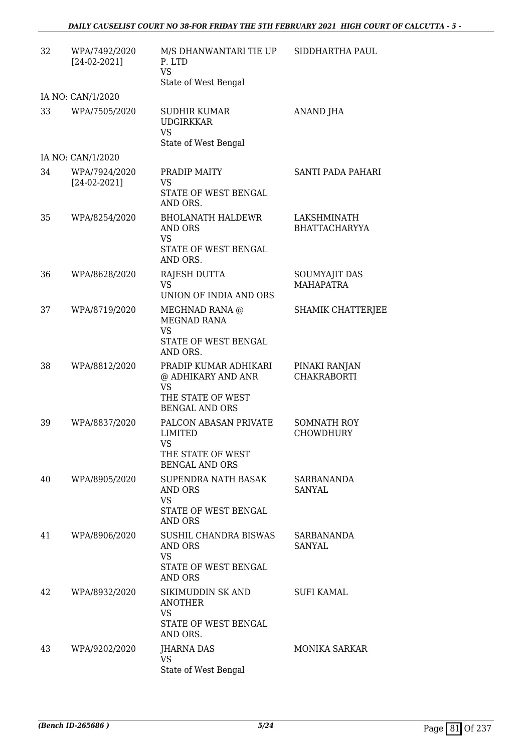| 32 | WPA/7492/2020 [24-02-2021] | M/S DHANWANTARI TIE UP P. LTD VS State of West Bengal | SIDDHARTHA PAUL |
|---|---|---|---|
| | IA NO: CAN/1/2020 | | |
| 33 | WPA/7505/2020 | SUDHIR KUMAR UDGIRKKAR VS State of West Bengal | ANAND JHA |
| | IA NO: CAN/1/2020 | | |
| 34 | WPA/7924/2020 [24-02-2021] | PRADIP MAITY VS STATE OF WEST BENGAL AND ORS. | SANTI PADA PAHARI |
| 35 | WPA/8254/2020 | BHOLANATH HALDEWR AND ORS VS STATE OF WEST BENGAL AND ORS. | LAKSHMINATH BHATTACHARYYA |
| 36 | WPA/8628/2020 | RAJESH DUTTA VS UNION OF INDIA AND ORS | SOUMYAJIT DAS MAHAPATRA |
| 37 | WPA/8719/2020 | MEGHNAD RANA @ MEGNAD RANA VS STATE OF WEST BENGAL AND ORS. | SHAMIK CHATTERJEE |
| 38 | WPA/8812/2020 | PRADIP KUMAR ADHIKARI @ ADHIKARY AND ANR VS THE STATE OF WEST BENGAL AND ORS | PINAKI RANJAN CHAKRABORTI |
| 39 | WPA/8837/2020 | PALCON ABASAN PRIVATE LIMITED VS THE STATE OF WEST BENGAL AND ORS | SOMNATH ROY CHOWDHURY |
| 40 | WPA/8905/2020 | SUPENDRA NATH BASAK AND ORS VS STATE OF WEST BENGAL AND ORS | SARBANANDA SANYAL |
| 41 | WPA/8906/2020 | SUSHIL CHANDRA BISWAS AND ORS VS STATE OF WEST BENGAL AND ORS | SARBANANDA SANYAL |
| 42 | WPA/8932/2020 | SIKIMUDDIN SK AND ANOTHER VS STATE OF WEST BENGAL AND ORS. | SUFI KAMAL |
| 43 | WPA/9202/2020 | JHARNA DAS VS State of West Bengal | MONIKA SARKAR |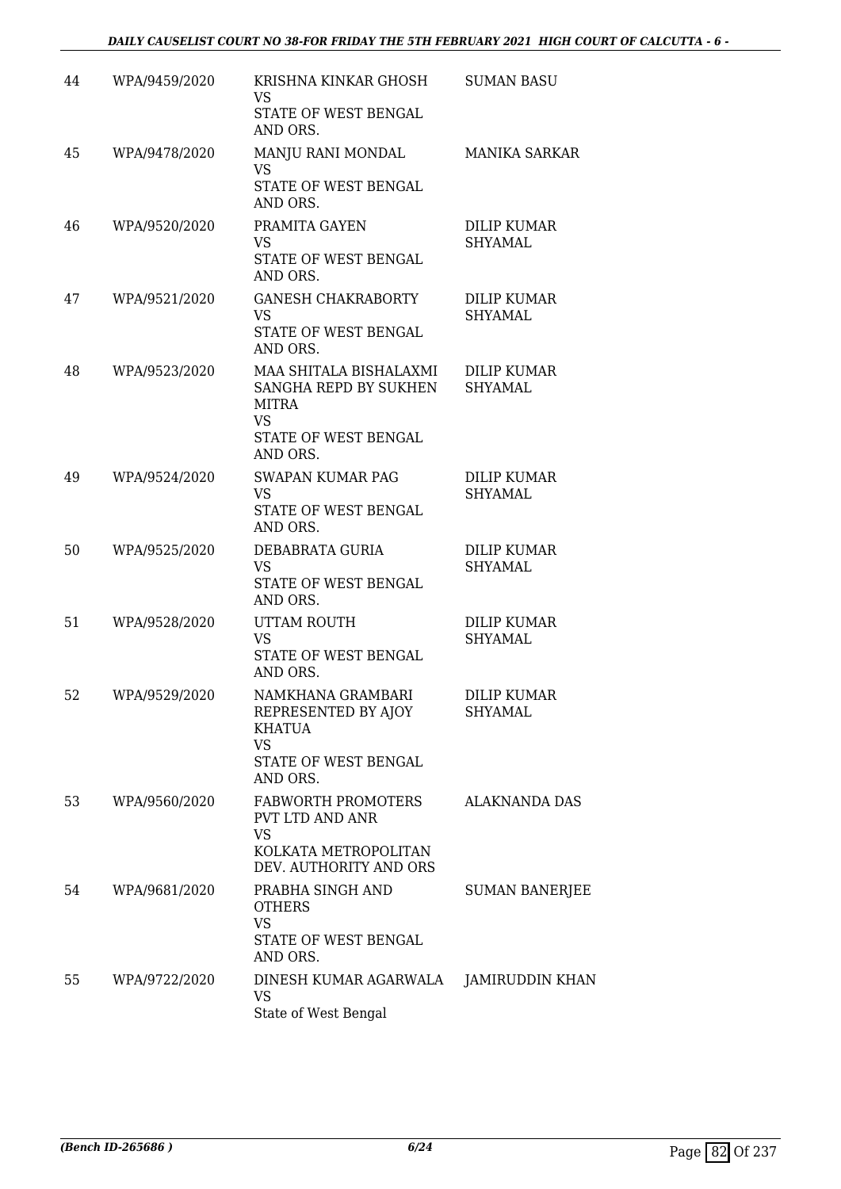| | | | |
|---|---|---|---|
| 44 | WPA/9459/2020 | KRISHNA KINKAR GHOSH<br>VS<br>STATE OF WEST BENGAL AND ORS. | SUMAN BASU |
| 45 | WPA/9478/2020 | MANJU RANI MONDAL<br>VS<br>STATE OF WEST BENGAL AND ORS. | MANIKA SARKAR |
| 46 | WPA/9520/2020 | PRAMITA GAYEN<br>VS<br>STATE OF WEST BENGAL AND ORS. | DILIP KUMAR SHYAMAL |
| 47 | WPA/9521/2020 | GANESH CHAKRABORTY<br>VS<br>STATE OF WEST BENGAL AND ORS. | DILIP KUMAR SHYAMAL |
| 48 | WPA/9523/2020 | MAA SHITALA BISHALAXMI SANGHA REPD BY SUKHEN MITRA<br>VS<br>STATE OF WEST BENGAL AND ORS. | DILIP KUMAR SHYAMAL |
| 49 | WPA/9524/2020 | SWAPAN KUMAR PAG<br>VS<br>STATE OF WEST BENGAL AND ORS. | DILIP KUMAR SHYAMAL |
| 50 | WPA/9525/2020 | DEBABRATA GURIA<br>VS<br>STATE OF WEST BENGAL AND ORS. | DILIP KUMAR SHYAMAL |
| 51 | WPA/9528/2020 | UTTAM ROUTH<br>VS<br>STATE OF WEST BENGAL AND ORS. | DILIP KUMAR SHYAMAL |
| 52 | WPA/9529/2020 | NAMKHANA GRAMBARI REPRESENTED BY AJOY KHATUA<br>VS<br>STATE OF WEST BENGAL AND ORS. | DILIP KUMAR SHYAMAL |
| 53 | WPA/9560/2020 | FABWORTH PROMOTERS PVT LTD AND ANR<br>VS<br>KOLKATA METROPOLITAN DEV. AUTHORITY AND ORS | ALAKNANDA DAS |
| 54 | WPA/9681/2020 | PRABHA SINGH AND OTHERS<br>VS<br>STATE OF WEST BENGAL AND ORS. | SUMAN BANERJEE |
| 55 | WPA/9722/2020 | DINESH KUMAR AGARWALA<br>VS<br>State of West Bengal | JAMIRUDDIN KHAN |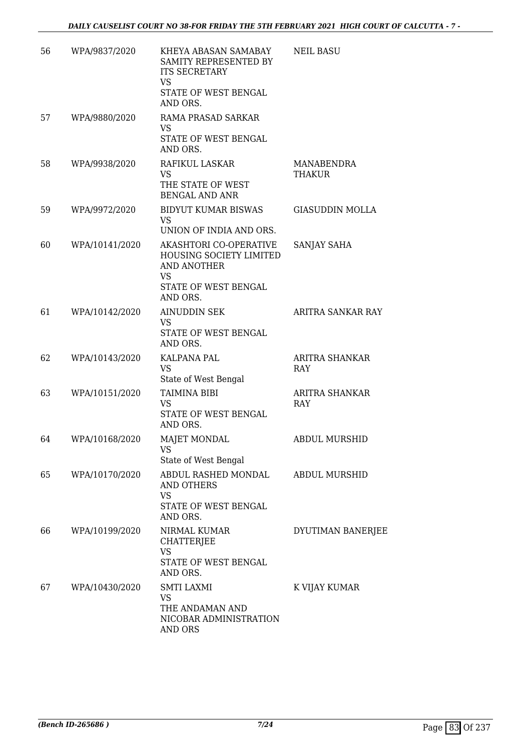| | | | |
|---|---|---|---|
| 56 | WPA/9837/2020 | KHEYA ABASAN SAMABAY SAMITY REPRESENTED BY ITS SECRETARY<br>VS<br>STATE OF WEST BENGAL AND ORS. | NEIL BASU |
| 57 | WPA/9880/2020 | RAMA PRASAD SARKAR<br>VS<br>STATE OF WEST BENGAL AND ORS. | |
| 58 | WPA/9938/2020 | RAFIKUL LASKAR<br>VS<br>THE STATE OF WEST BENGAL AND ANR | MANABENDRA THAKUR |
| 59 | WPA/9972/2020 | BIDYUT KUMAR BISWAS<br>VS<br>UNION OF INDIA AND ORS. | GIASUDDIN MOLLA |
| 60 | WPA/10141/2020 | AKASHTORI CO-OPERATIVE HOUSING SOCIETY LIMITED AND ANOTHER<br>VS<br>STATE OF WEST BENGAL AND ORS. | SANJAY SAHA |
| 61 | WPA/10142/2020 | AINUDDIN SEK<br>VS<br>STATE OF WEST BENGAL AND ORS. | ARITRA SANKAR RAY |
| 62 | WPA/10143/2020 | KALPANA PAL<br>VS<br>State of West Bengal | ARITRA SHANKAR RAY |
| 63 | WPA/10151/2020 | TAIMINA BIBI<br>VS<br>STATE OF WEST BENGAL AND ORS. | ARITRA SHANKAR RAY |
| 64 | WPA/10168/2020 | MAJET MONDAL<br>VS<br>State of West Bengal | ABDUL MURSHID |
| 65 | WPA/10170/2020 | ABDUL RASHED MONDAL AND OTHERS<br>VS<br>STATE OF WEST BENGAL AND ORS. | ABDUL MURSHID |
| 66 | WPA/10199/2020 | NIRMAL KUMAR CHATTERJEE<br>VS<br>STATE OF WEST BENGAL AND ORS. | DYUTIMAN BANERJEE |
| 67 | WPA/10430/2020 | SMTI LAXMI<br>VS<br>THE ANDAMAN AND NICOBAR ADMINISTRATION AND ORS | K VIJAY KUMAR |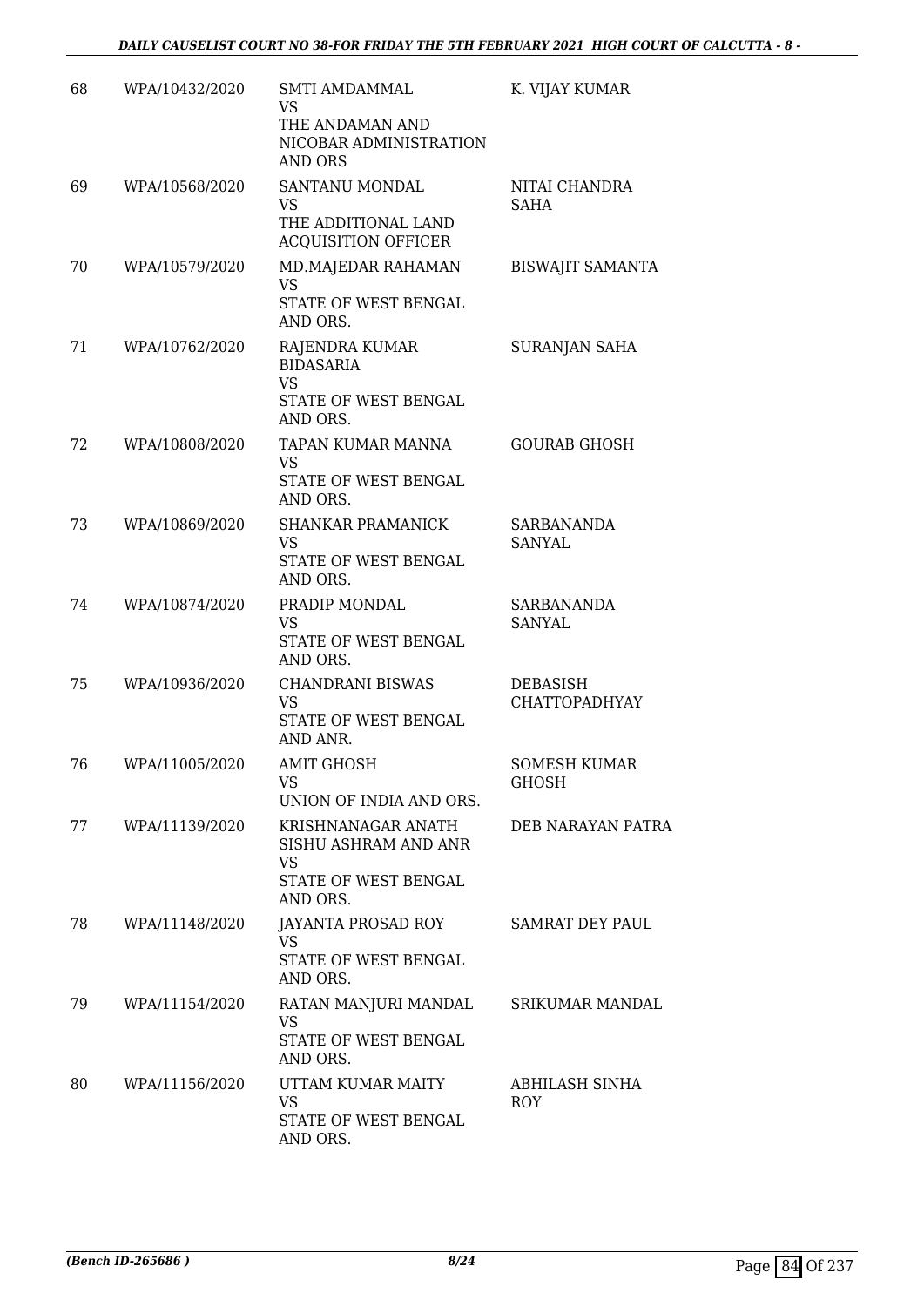| 68 | WPA/10432/2020 | SMTI AMDAMMAL VS THE ANDAMAN AND NICOBAR ADMINISTRATION AND ORS | K. VIJAY KUMAR |
|---|---|---|---|
| 69 | WPA/10568/2020 | SANTANU MONDAL VS THE ADDITIONAL LAND ACQUISITION OFFICER | NITAI CHANDRA SAHA |
| 70 | WPA/10579/2020 | MD.MAJEDAR RAHAMAN VS STATE OF WEST BENGAL AND ORS. | BISWAJIT SAMANTA |
| 71 | WPA/10762/2020 | RAJENDRA KUMAR BIDASARIA VS STATE OF WEST BENGAL AND ORS. | SURANJAN SAHA |
| 72 | WPA/10808/2020 | TAPAN KUMAR MANNA VS STATE OF WEST BENGAL AND ORS. | GOURAB GHOSH |
| 73 | WPA/10869/2020 | SHANKAR PRAMANICK VS STATE OF WEST BENGAL AND ORS. | SARBANANDA SANYAL |
| 74 | WPA/10874/2020 | PRADIP MONDAL VS STATE OF WEST BENGAL AND ORS. | SARBANANDA SANYAL |
| 75 | WPA/10936/2020 | CHANDRANI BISWAS VS STATE OF WEST BENGAL AND ANR. | DEBASISH CHATTOPADHYAY |
| 76 | WPA/11005/2020 | AMIT GHOSH VS UNION OF INDIA AND ORS. | SOMESH KUMAR GHOSH |
| 77 | WPA/11139/2020 | KRISHNANAGAR ANATH SISHU ASHRAM AND ANR VS STATE OF WEST BENGAL AND ORS. | DEB NARAYAN PATRA |
| 78 | WPA/11148/2020 | JAYANTA PROSAD ROY VS STATE OF WEST BENGAL AND ORS. | SAMRAT DEY PAUL |
| 79 | WPA/11154/2020 | RATAN MANJURI MANDAL VS STATE OF WEST BENGAL AND ORS. | SRIKUMAR MANDAL |
| 80 | WPA/11156/2020 | UTTAM KUMAR MAITY VS STATE OF WEST BENGAL AND ORS. | ABHILASH SINHA ROY |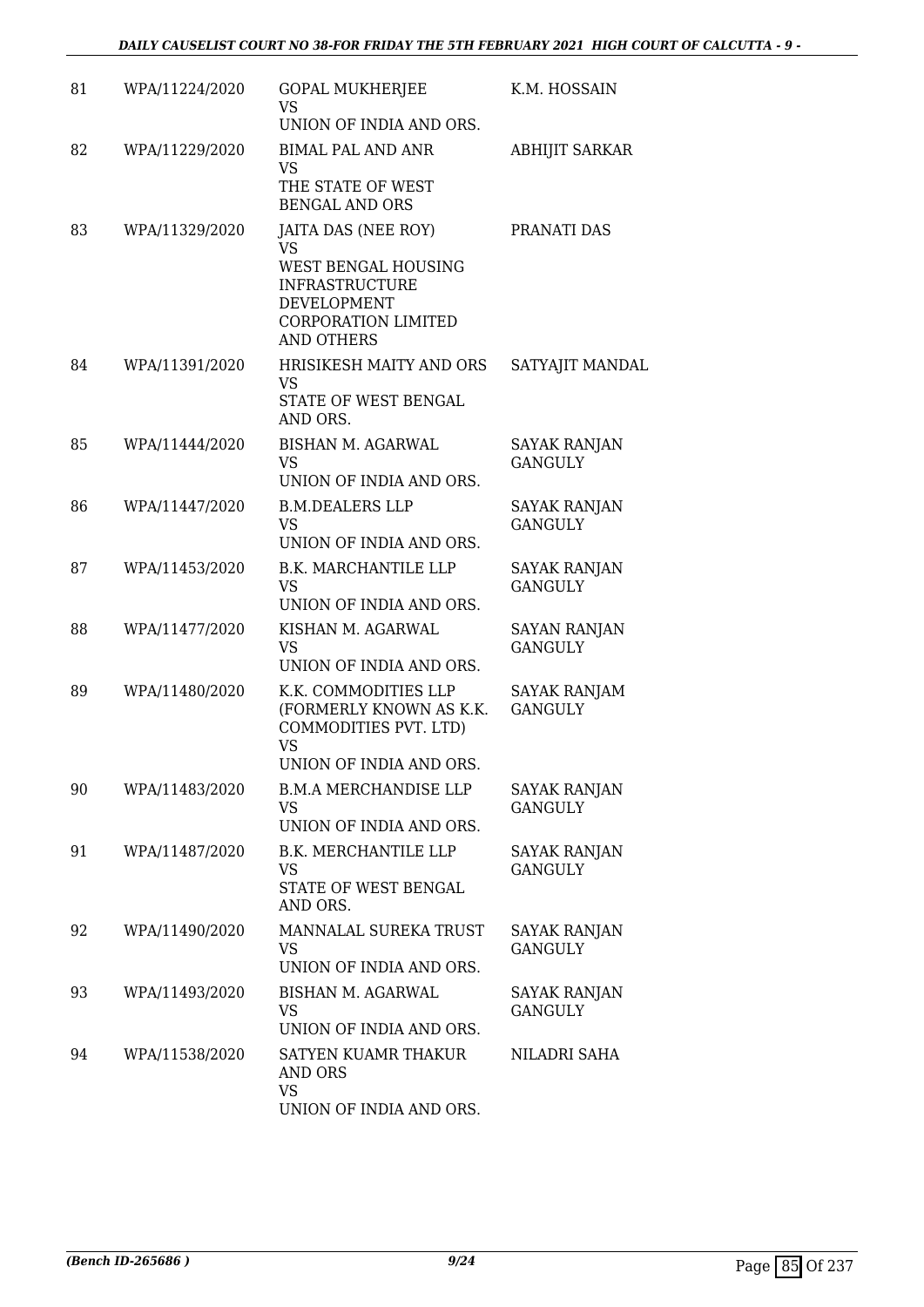| 81 | WPA/11224/2020 | GOPAL MUKHERJEE<br>VS<br>UNION OF INDIA AND ORS. | K.M. HOSSAIN |
|---|---|---|---|
| 82 | WPA/11229/2020 | BIMAL PAL AND ANR<br>VS<br>THE STATE OF WEST BENGAL AND ORS | ABHIJIT SARKAR |
| 83 | WPA/11329/2020 | JAITA DAS (NEE ROY)<br>VS<br>WEST BENGAL HOUSING INFRASTRUCTURE DEVELOPMENT CORPORATION LIMITED AND OTHERS | PRANATI DAS |
| 84 | WPA/11391/2020 | HRISIKESH MAITY AND ORS<br>VS<br>STATE OF WEST BENGAL AND ORS. | SATYAJIT MANDAL |
| 85 | WPA/11444/2020 | BISHAN M. AGARWAL<br>VS<br>UNION OF INDIA AND ORS. | SAYAK RANJAN GANGULY |
| 86 | WPA/11447/2020 | B.M.DEALERS LLP<br>VS<br>UNION OF INDIA AND ORS. | SAYAK RANJAN GANGULY |
| 87 | WPA/11453/2020 | B.K. MARCHANTILE LLP<br>VS<br>UNION OF INDIA AND ORS. | SAYAK RANJAN GANGULY |
| 88 | WPA/11477/2020 | KISHAN M. AGARWAL<br>VS<br>UNION OF INDIA AND ORS. | SAYAN RANJAN GANGULY |
| 89 | WPA/11480/2020 | K.K. COMMODITIES LLP (FORMERLY KNOWN AS K.K. COMMODITIES PVT. LTD)<br>VS<br>UNION OF INDIA AND ORS. | SAYAK RANJAM GANGULY |
| 90 | WPA/11483/2020 | B.M.A MERCHANDISE LLP<br>VS<br>UNION OF INDIA AND ORS. | SAYAK RANJAN GANGULY |
| 91 | WPA/11487/2020 | B.K. MERCHANTILE LLP<br>VS<br>STATE OF WEST BENGAL AND ORS. | SAYAK RANJAN GANGULY |
| 92 | WPA/11490/2020 | MANNALAL SUREKA TRUST<br>VS<br>UNION OF INDIA AND ORS. | SAYAK RANJAN GANGULY |
| 93 | WPA/11493/2020 | BISHAN M. AGARWAL<br>VS<br>UNION OF INDIA AND ORS. | SAYAK RANJAN GANGULY |
| 94 | WPA/11538/2020 | SATYEN KUAMR THAKUR AND ORS<br>VS<br>UNION OF INDIA AND ORS. | NILADRI SAHA |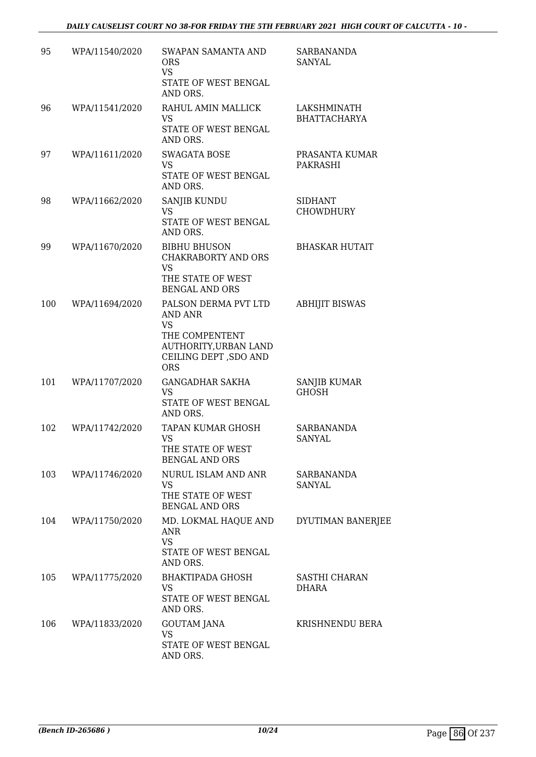| 95 | WPA/11540/2020 | SWAPAN SAMANTA AND ORS<br>VS<br>STATE OF WEST BENGAL AND ORS. | SARBANANDA SANYAL |
|---|---|---|---|
| 96 | WPA/11541/2020 | RAHUL AMIN MALLICK<br>VS<br>STATE OF WEST BENGAL AND ORS. | LAKSHMINATH BHATTACHARYA |
| 97 | WPA/11611/2020 | SWAGATA BOSE<br>VS<br>STATE OF WEST BENGAL AND ORS. | PRASANTA KUMAR PAKRASHI |
| 98 | WPA/11662/2020 | SANJIB KUNDU<br>VS<br>STATE OF WEST BENGAL AND ORS. | SIDHANT CHOWDHURY |
| 99 | WPA/11670/2020 | BIBHU BHUSON CHAKRABORTY AND ORS<br>VS<br>THE STATE OF WEST BENGAL AND ORS | BHASKAR HUTAIT |
| 100 | WPA/11694/2020 | PALSON DERMA PVT LTD AND ANR<br>VS<br>THE COMPENTENT AUTHORITY,URBAN LAND CEILING DEPT ,SDO AND ORS | ABHIJIT BISWAS |
| 101 | WPA/11707/2020 | GANGADHAR SAKHA<br>VS<br>STATE OF WEST BENGAL AND ORS. | SANJIB KUMAR GHOSH |
| 102 | WPA/11742/2020 | TAPAN KUMAR GHOSH<br>VS<br>THE STATE OF WEST BENGAL AND ORS | SARBANANDA SANYAL |
| 103 | WPA/11746/2020 | NURUL ISLAM AND ANR<br>VS<br>THE STATE OF WEST BENGAL AND ORS | SARBANANDA SANYAL |
| 104 | WPA/11750/2020 | MD. LOKMAL HAQUE AND ANR<br>VS<br>STATE OF WEST BENGAL AND ORS. | DYUTIMAN BANERJEE |
| 105 | WPA/11775/2020 | BHAKTIPADA GHOSH<br>VS<br>STATE OF WEST BENGAL AND ORS. | SASTHI CHARAN DHARA |
| 106 | WPA/11833/2020 | GOUTAM JANA<br>VS<br>STATE OF WEST BENGAL AND ORS. | KRISHNENDU BERA |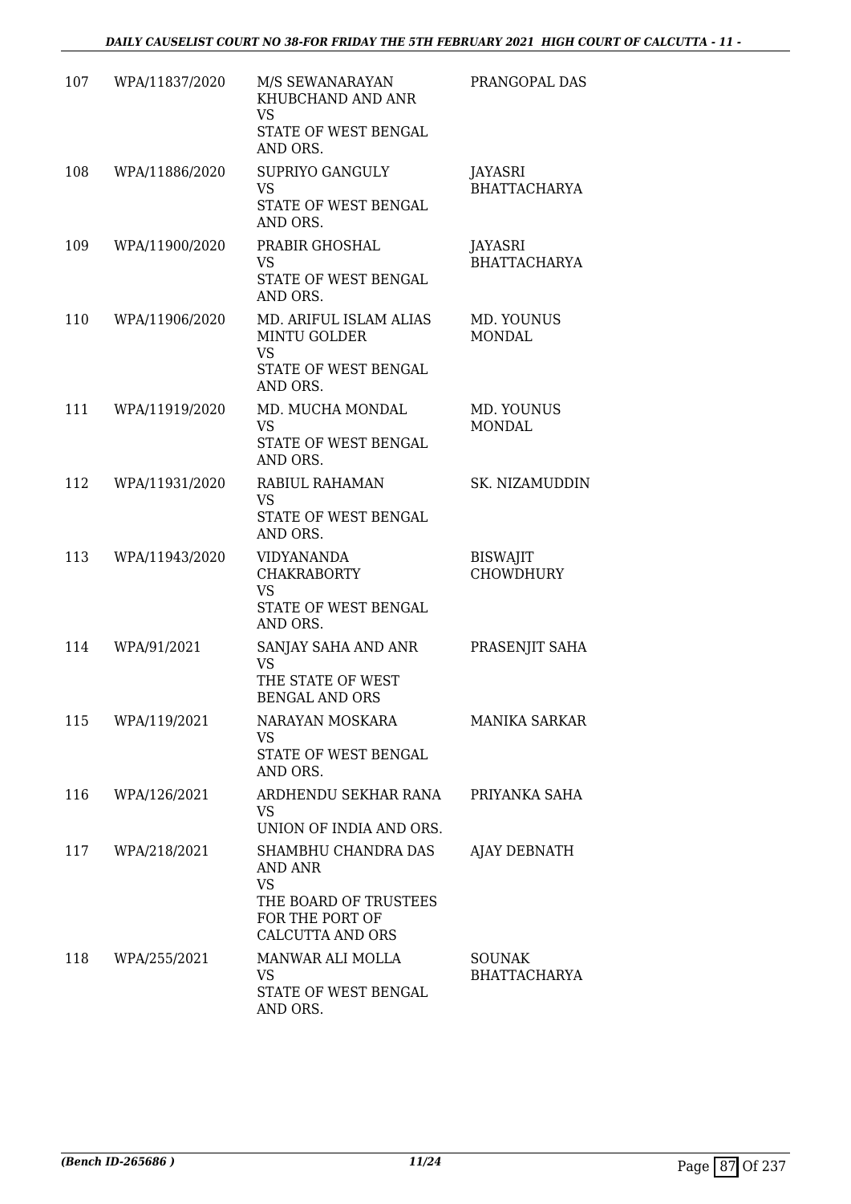| | | | |
|---|---|---|---|
| 107 | WPA/11837/2020 | M/S SEWANARAYAN KHUBCHAND AND ANR<br>VS<br>STATE OF WEST BENGAL AND ORS. | PRANGOPAL DAS |
| 108 | WPA/11886/2020 | SUPRIYO GANGULY<br>VS<br>STATE OF WEST BENGAL AND ORS. | JAYASRI BHATTACHARYA |
| 109 | WPA/11900/2020 | PRABIR GHOSHAL<br>VS<br>STATE OF WEST BENGAL AND ORS. | JAYASRI BHATTACHARYA |
| 110 | WPA/11906/2020 | MD. ARIFUL ISLAM ALIAS MINTU GOLDER<br>VS<br>STATE OF WEST BENGAL AND ORS. | MD. YOUNUS MONDAL |
| 111 | WPA/11919/2020 | MD. MUCHA MONDAL<br>VS<br>STATE OF WEST BENGAL AND ORS. | MD. YOUNUS MONDAL |
| 112 | WPA/11931/2020 | RABIUL RAHAMAN<br>VS<br>STATE OF WEST BENGAL AND ORS. | SK. NIZAMUDDIN |
| 113 | WPA/11943/2020 | VIDYANANDA CHAKRABORTY<br>VS<br>STATE OF WEST BENGAL AND ORS. | BISWAJIT CHOWDHURY |
| 114 | WPA/91/2021 | SANJAY SAHA AND ANR<br>VS<br>THE STATE OF WEST BENGAL AND ORS | PRASENJIT SAHA |
| 115 | WPA/119/2021 | NARAYAN MOSKARA<br>VS<br>STATE OF WEST BENGAL AND ORS. | MANIKA SARKAR |
| 116 | WPA/126/2021 | ARDHENDU SEKHAR RANA<br>VS<br>UNION OF INDIA AND ORS. | PRIYANKA SAHA |
| 117 | WPA/218/2021 | SHAMBHU CHANDRA DAS AND ANR<br>VS<br>THE BOARD OF TRUSTEES FOR THE PORT OF CALCUTTA AND ORS | AJAY DEBNATH |
| 118 | WPA/255/2021 | MANWAR ALI MOLLA<br>VS<br>STATE OF WEST BENGAL AND ORS. | SOUNAK BHATTACHARYA |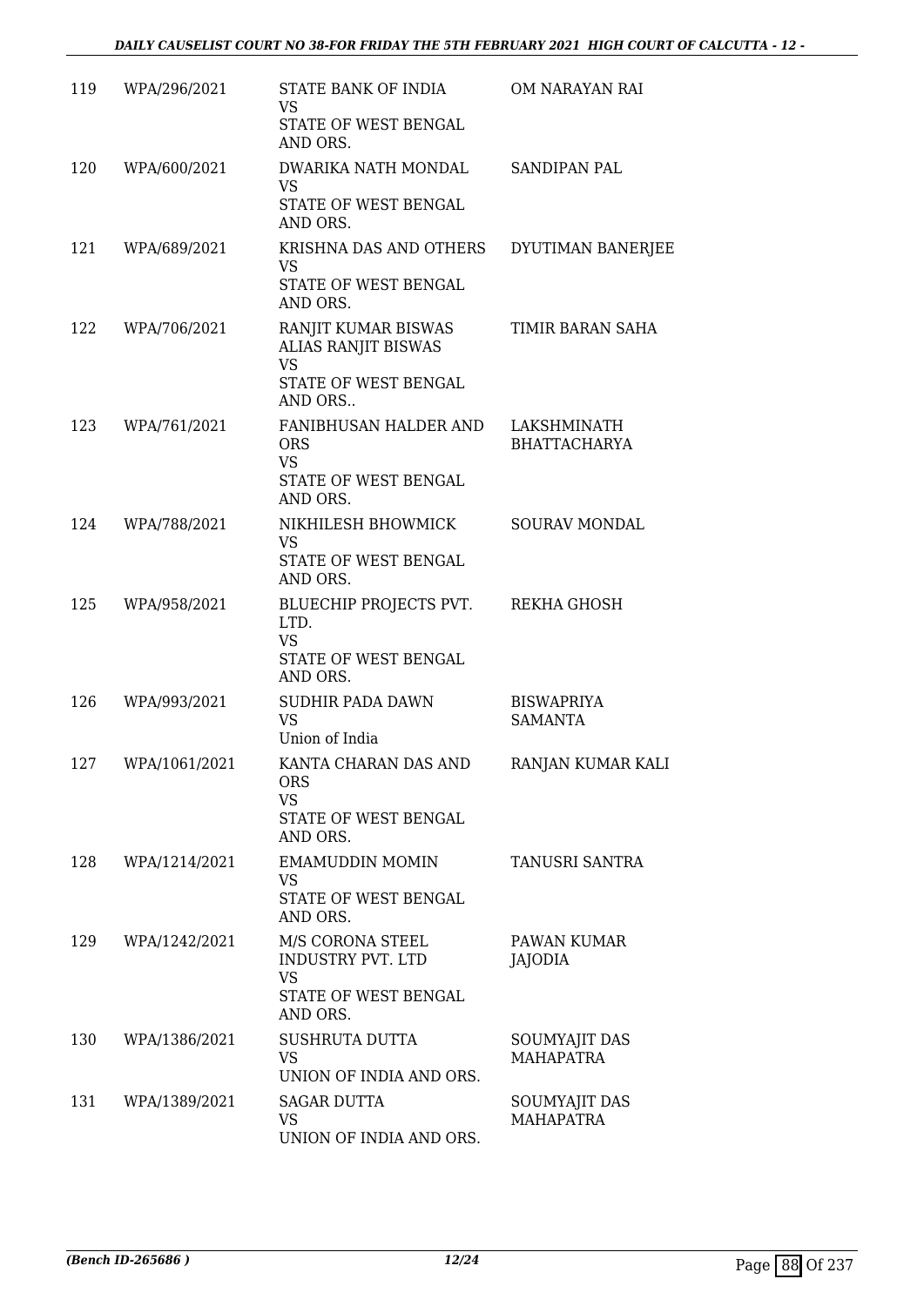| 119 | WPA/296/2021 | STATE BANK OF INDIA<br>VS<br>STATE OF WEST BENGAL AND ORS. | OM NARAYAN RAI |
|---|---|---|---|
| 120 | WPA/600/2021 | DWARIKA NATH MONDAL<br>VS<br>STATE OF WEST BENGAL AND ORS. | SANDIPAN PAL |
| 121 | WPA/689/2021 | KRISHNA DAS AND OTHERS<br>VS<br>STATE OF WEST BENGAL AND ORS. | DYUTIMAN BANERJEE |
| 122 | WPA/706/2021 | RANJIT KUMAR BISWAS ALIAS RANJIT BISWAS<br>VS<br>STATE OF WEST BENGAL AND ORS.. | TIMIR BARAN SAHA |
| 123 | WPA/761/2021 | FANIBHUSAN HALDER AND ORS<br>VS<br>STATE OF WEST BENGAL AND ORS. | LAKSHMINATH BHATTACHARYA |
| 124 | WPA/788/2021 | NIKHILESH BHOWMICK<br>VS<br>STATE OF WEST BENGAL AND ORS. | SOURAV MONDAL |
| 125 | WPA/958/2021 | BLUECHIP PROJECTS PVT. LTD.<br>VS<br>STATE OF WEST BENGAL AND ORS. | REKHA GHOSH |
| 126 | WPA/993/2021 | SUDHIR PADA DAWN<br>VS<br>Union of India | BISWAPRIYA SAMANTA |
| 127 | WPA/1061/2021 | KANTA CHARAN DAS AND ORS<br>VS<br>STATE OF WEST BENGAL AND ORS. | RANJAN KUMAR KALI |
| 128 | WPA/1214/2021 | EMAMUDDIN MOMIN<br>VS<br>STATE OF WEST BENGAL AND ORS. | TANUSRI SANTRA |
| 129 | WPA/1242/2021 | M/S CORONA STEEL INDUSTRY PVT. LTD<br>VS<br>STATE OF WEST BENGAL AND ORS. | PAWAN KUMAR JAJODIA |
| 130 | WPA/1386/2021 | SUSHRUTA DUTTA<br>VS<br>UNION OF INDIA AND ORS. | SOUMYAJIT DAS MAHAPATRA |
| 131 | WPA/1389/2021 | SAGAR DUTTA<br>VS<br>UNION OF INDIA AND ORS. | SOUMYAJIT DAS MAHAPATRA |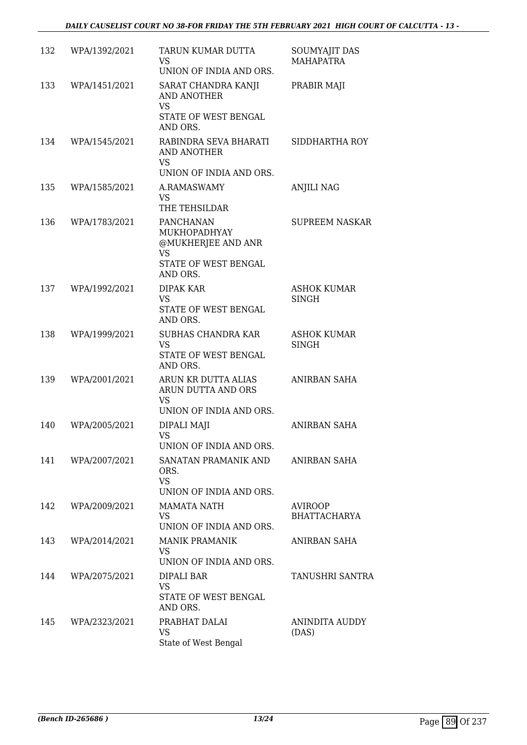| 132 | WPA/1392/2021 | TARUN KUMAR DUTTA<br>VS<br>UNION OF INDIA AND ORS. | SOUMYAJIT DAS MAHAPATRA |
|---|---|---|---|
| 133 | WPA/1451/2021 | SARAT CHANDRA KANJI AND ANOTHER<br>VS<br>STATE OF WEST BENGAL AND ORS. | PRABIR MAJI |
| 134 | WPA/1545/2021 | RABINDRA SEVA BHARATI AND ANOTHER<br>VS<br>UNION OF INDIA AND ORS. | SIDDHARTHA ROY |
| 135 | WPA/1585/2021 | A.RAMASWAMY<br>VS<br>THE TEHSILDAR | ANJILI NAG |
| 136 | WPA/1783/2021 | PANCHANAN MUKHOPADHYAY @MUKHERJEE AND ANR<br>VS<br>STATE OF WEST BENGAL AND ORS. | SUPREEM NASKAR |
| 137 | WPA/1992/2021 | DIPAK KAR<br>VS<br>STATE OF WEST BENGAL AND ORS. | ASHOK KUMAR SINGH |
| 138 | WPA/1999/2021 | SUBHAS CHANDRA KAR<br>VS<br>STATE OF WEST BENGAL AND ORS. | ASHOK KUMAR SINGH |
| 139 | WPA/2001/2021 | ARUN KR DUTTA ALIAS ARUN DUTTA AND ORS<br>VS<br>UNION OF INDIA AND ORS. | ANIRBAN SAHA |
| 140 | WPA/2005/2021 | DIPALI MAJI<br>VS<br>UNION OF INDIA AND ORS. | ANIRBAN SAHA |
| 141 | WPA/2007/2021 | SANATAN PRAMANIK AND ORS.<br>VS<br>UNION OF INDIA AND ORS. | ANIRBAN SAHA |
| 142 | WPA/2009/2021 | MAMATA NATH<br>VS<br>UNION OF INDIA AND ORS. | AVIROOP BHATTACHARYA |
| 143 | WPA/2014/2021 | MANIK PRAMANIK<br>VS<br>UNION OF INDIA AND ORS. | ANIRBAN SAHA |
| 144 | WPA/2075/2021 | DIPALI BAR<br>VS<br>STATE OF WEST BENGAL AND ORS. | TANUSHRI SANTRA |
| 145 | WPA/2323/2021 | PRABHAT DALAI<br>VS<br>State of West Bengal | ANINDITA AUDDY (DAS) |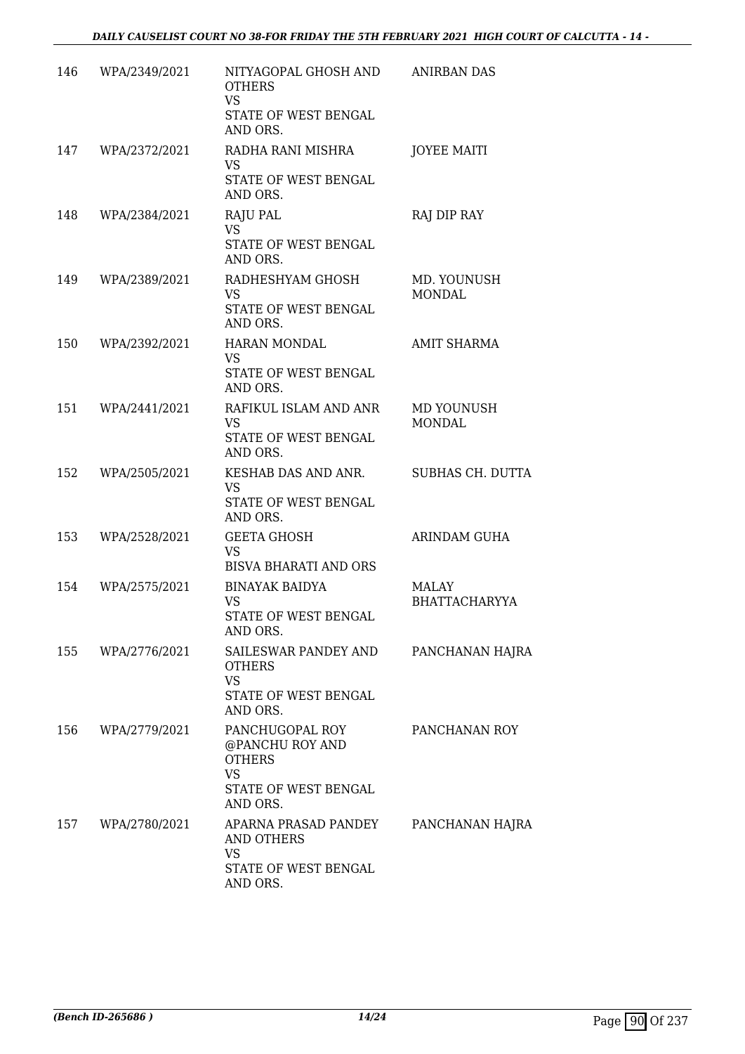| | | | |
|---|---|---|---|
| 146 | WPA/2349/2021 | NITYAGOPAL GHOSH AND OTHERS<br>VS<br>STATE OF WEST BENGAL AND ORS. | ANIRBAN DAS |
| 147 | WPA/2372/2021 | RADHA RANI MISHRA<br>VS<br>STATE OF WEST BENGAL AND ORS. | JOYEE MAITI |
| 148 | WPA/2384/2021 | RAJU PAL<br>VS<br>STATE OF WEST BENGAL AND ORS. | RAJ DIP RAY |
| 149 | WPA/2389/2021 | RADHESHYAM GHOSH<br>VS<br>STATE OF WEST BENGAL AND ORS. | MD. YOUNUSH MONDAL |
| 150 | WPA/2392/2021 | HARAN MONDAL<br>VS<br>STATE OF WEST BENGAL AND ORS. | AMIT SHARMA |
| 151 | WPA/2441/2021 | RAFIKUL ISLAM AND ANR<br>VS<br>STATE OF WEST BENGAL AND ORS. | MD YOUNUSH MONDAL |
| 152 | WPA/2505/2021 | KESHAB DAS AND ANR.<br>VS<br>STATE OF WEST BENGAL AND ORS. | SUBHAS CH. DUTTA |
| 153 | WPA/2528/2021 | GEETA GHOSH<br>VS<br>BISVA BHARATI AND ORS | ARINDAM GUHA |
| 154 | WPA/2575/2021 | BINAYAK BAIDYA<br>VS<br>STATE OF WEST BENGAL AND ORS. | MALAY BHATTACHARYYA |
| 155 | WPA/2776/2021 | SAILESWAR PANDEY AND OTHERS<br>VS<br>STATE OF WEST BENGAL AND ORS. | PANCHANAN HAJRA |
| 156 | WPA/2779/2021 | PANCHUGOPAL ROY @PANCHU ROY AND OTHERS<br>VS<br>STATE OF WEST BENGAL AND ORS. | PANCHANAN ROY |
| 157 | WPA/2780/2021 | APARNA PRASAD PANDEY AND OTHERS<br>VS<br>STATE OF WEST BENGAL AND ORS. | PANCHANAN HAJRA |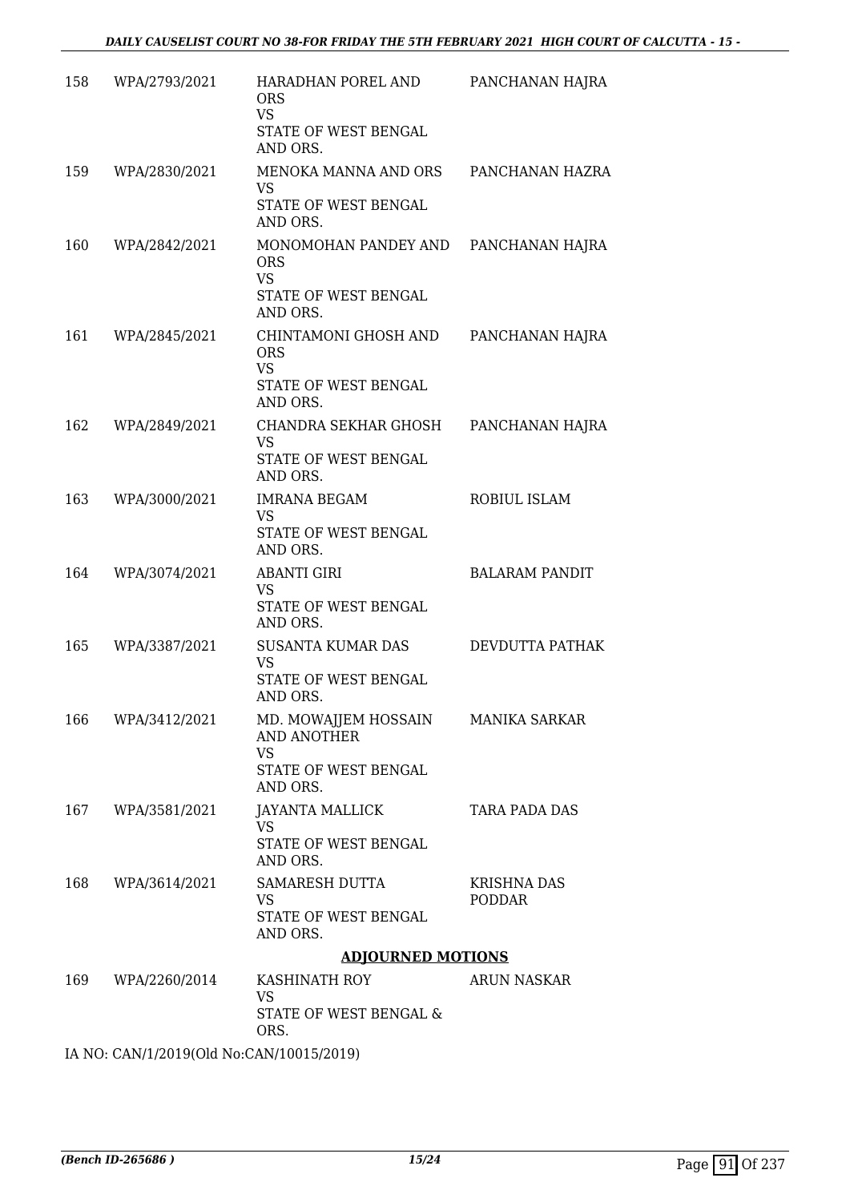| | | | |
|---|---|---|---|
| 158 | WPA/2793/2021 | HARADHAN POREL AND ORS<br>VS<br>STATE OF WEST BENGAL AND ORS. | PANCHANAN HAJRA |
| 159 | WPA/2830/2021 | MENOKA MANNA AND ORS<br>VS<br>STATE OF WEST BENGAL AND ORS. | PANCHANAN HAZRA |
| 160 | WPA/2842/2021 | MONOMOHAN PANDEY AND ORS<br>VS<br>STATE OF WEST BENGAL AND ORS. | PANCHANAN HAJRA |
| 161 | WPA/2845/2021 | CHINTAMONI GHOSH AND ORS<br>VS<br>STATE OF WEST BENGAL AND ORS. | PANCHANAN HAJRA |
| 162 | WPA/2849/2021 | CHANDRA SEKHAR GHOSH<br>VS<br>STATE OF WEST BENGAL AND ORS. | PANCHANAN HAJRA |
| 163 | WPA/3000/2021 | IMRANA BEGAM<br>VS<br>STATE OF WEST BENGAL AND ORS. | ROBIUL ISLAM |
| 164 | WPA/3074/2021 | ABANTI GIRI<br>VS<br>STATE OF WEST BENGAL AND ORS. | BALARAM PANDIT |
| 165 | WPA/3387/2021 | SUSANTA KUMAR DAS<br>VS<br>STATE OF WEST BENGAL AND ORS. | DEVDUTTA PATHAK |
| 166 | WPA/3412/2021 | MD. MOWAJJEM HOSSAIN AND ANOTHER<br>VS<br>STATE OF WEST BENGAL AND ORS. | MANIKA SARKAR |
| 167 | WPA/3581/2021 | JAYANTA MALLICK<br>VS<br>STATE OF WEST BENGAL AND ORS. | TARA PADA DAS |
| 168 | WPA/3614/2021 | SAMARESH DUTTA<br>VS<br>STATE OF WEST BENGAL AND ORS. | KRISHNA DAS PODDAR |

**ADJOURNED MOTIONS**

| | | | |
|---|---|---|---|
| 169 | WPA/2260/2014 | KASHINATH ROY<br>VS<br>STATE OF WEST BENGAL & ORS. | ARUN NASKAR |

IA NO: CAN/1/2019(Old No:CAN/10015/2019)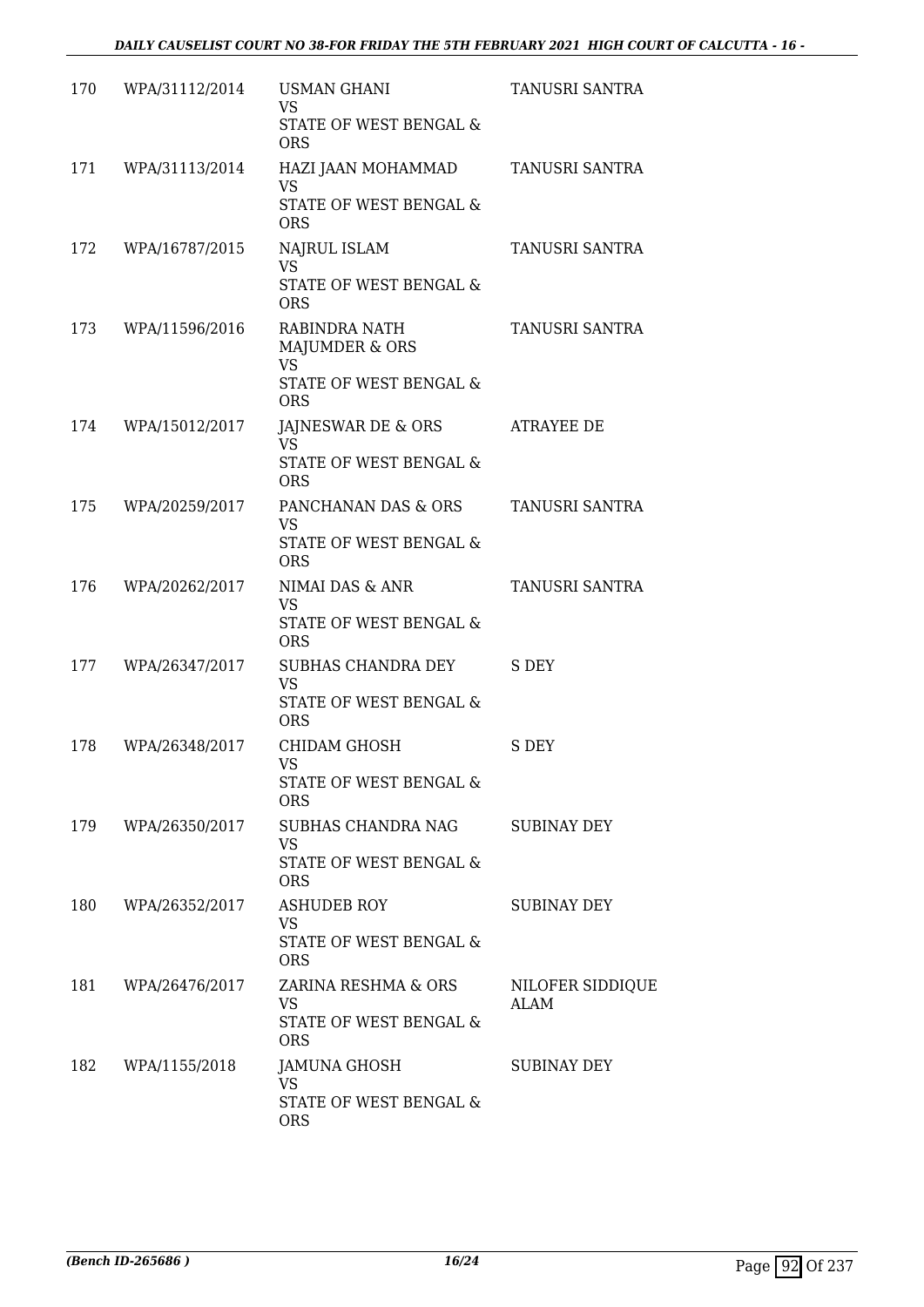| 170 | WPA/31112/2014 | USMAN GHANI<br>VS<br>STATE OF WEST BENGAL & ORS | TANUSRI SANTRA |
|---|---|---|---|
| 171 | WPA/31113/2014 | HAZI JAAN MOHAMMAD<br>VS<br>STATE OF WEST BENGAL & ORS | TANUSRI SANTRA |
| 172 | WPA/16787/2015 | NAJRUL ISLAM<br>VS<br>STATE OF WEST BENGAL & ORS | TANUSRI SANTRA |
| 173 | WPA/11596/2016 | RABINDRA NATH MAJUMDER & ORS<br>VS<br>STATE OF WEST BENGAL & ORS | TANUSRI SANTRA |
| 174 | WPA/15012/2017 | JAJNESWAR DE & ORS<br>VS<br>STATE OF WEST BENGAL & ORS | ATRAYEE DE |
| 175 | WPA/20259/2017 | PANCHANAN DAS & ORS<br>VS<br>STATE OF WEST BENGAL & ORS | TANUSRI SANTRA |
| 176 | WPA/20262/2017 | NIMAI DAS & ANR<br>VS<br>STATE OF WEST BENGAL & ORS | TANUSRI SANTRA |
| 177 | WPA/26347/2017 | SUBHAS CHANDRA DEY<br>VS<br>STATE OF WEST BENGAL & ORS | S DEY |
| 178 | WPA/26348/2017 | CHIDAM GHOSH<br>VS<br>STATE OF WEST BENGAL & ORS | S DEY |
| 179 | WPA/26350/2017 | SUBHAS CHANDRA NAG<br>VS<br>STATE OF WEST BENGAL & ORS | SUBINAY DEY |
| 180 | WPA/26352/2017 | ASHUDEB ROY<br>VS<br>STATE OF WEST BENGAL & ORS | SUBINAY DEY |
| 181 | WPA/26476/2017 | ZARINA RESHMA & ORS<br>VS<br>STATE OF WEST BENGAL & ORS | NILOFER SIDDIQUE ALAM |
| 182 | WPA/1155/2018 | JAMUNA GHOSH<br>VS<br>STATE OF WEST BENGAL & ORS | SUBINAY DEY |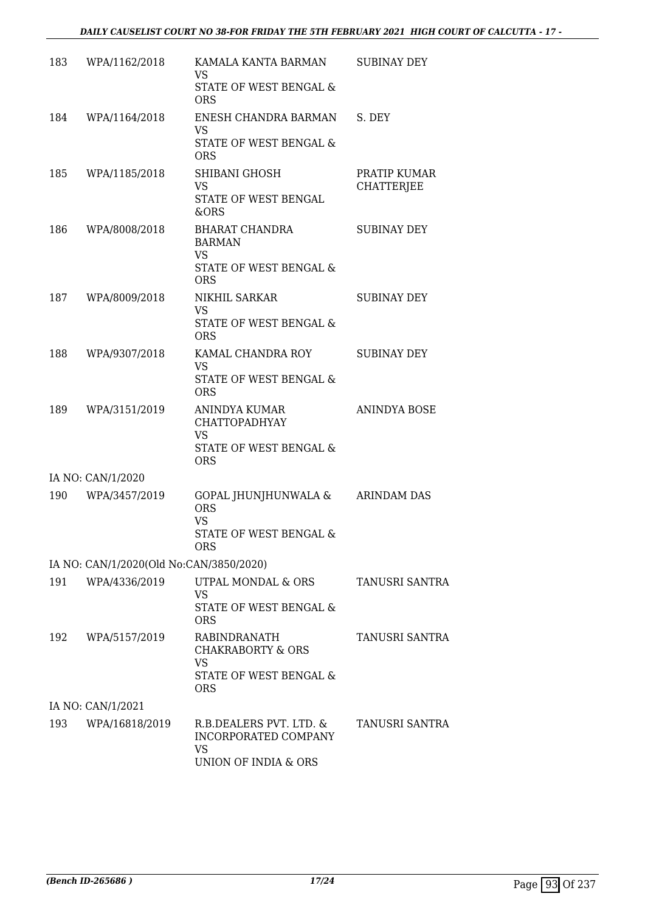| | | | |
|---|---|---|---|
| 183 | WPA/1162/2018 | KAMALA KANTA BARMAN<br>VS<br>STATE OF WEST BENGAL & ORS | SUBINAY DEY |
| 184 | WPA/1164/2018 | ENESH CHANDRA BARMAN<br>VS<br>STATE OF WEST BENGAL & ORS | S. DEY |
| 185 | WPA/1185/2018 | SHIBANI GHOSH<br>VS<br>STATE OF WEST BENGAL &ORS | PRATIP KUMAR CHATTERJEE |
| 186 | WPA/8008/2018 | BHARAT CHANDRA BARMAN<br>VS<br>STATE OF WEST BENGAL & ORS | SUBINAY DEY |
| 187 | WPA/8009/2018 | NIKHIL SARKAR<br>VS<br>STATE OF WEST BENGAL & ORS | SUBINAY DEY |
| 188 | WPA/9307/2018 | KAMAL CHANDRA ROY<br>VS<br>STATE OF WEST BENGAL & ORS | SUBINAY DEY |
| 189 | WPA/3151/2019 | ANINDYA KUMAR CHATTOPADHYAY<br>VS<br>STATE OF WEST BENGAL & ORS | ANINDYA BOSE |
| | IA NO: CAN/1/2020 | | |
| 190 | WPA/3457/2019 | GOPAL JHUNJHUNWALA & ORS<br>VS<br>STATE OF WEST BENGAL & ORS | ARINDAM DAS |
| | IA NO: CAN/1/2020(Old No:CAN/3850/2020) | | |
| 191 | WPA/4336/2019 | UTPAL MONDAL & ORS<br>VS<br>STATE OF WEST BENGAL & ORS | TANUSRI SANTRA |
| 192 | WPA/5157/2019 | RABINDRANATH CHAKRABORTY & ORS<br>VS<br>STATE OF WEST BENGAL & ORS | TANUSRI SANTRA |
| | IA NO: CAN/1/2021 | | |
| 193 | WPA/16818/2019 | R.B.DEALERS PVT. LTD. & INCORPORATED COMPANY<br>VS<br>UNION OF INDIA & ORS | TANUSRI SANTRA |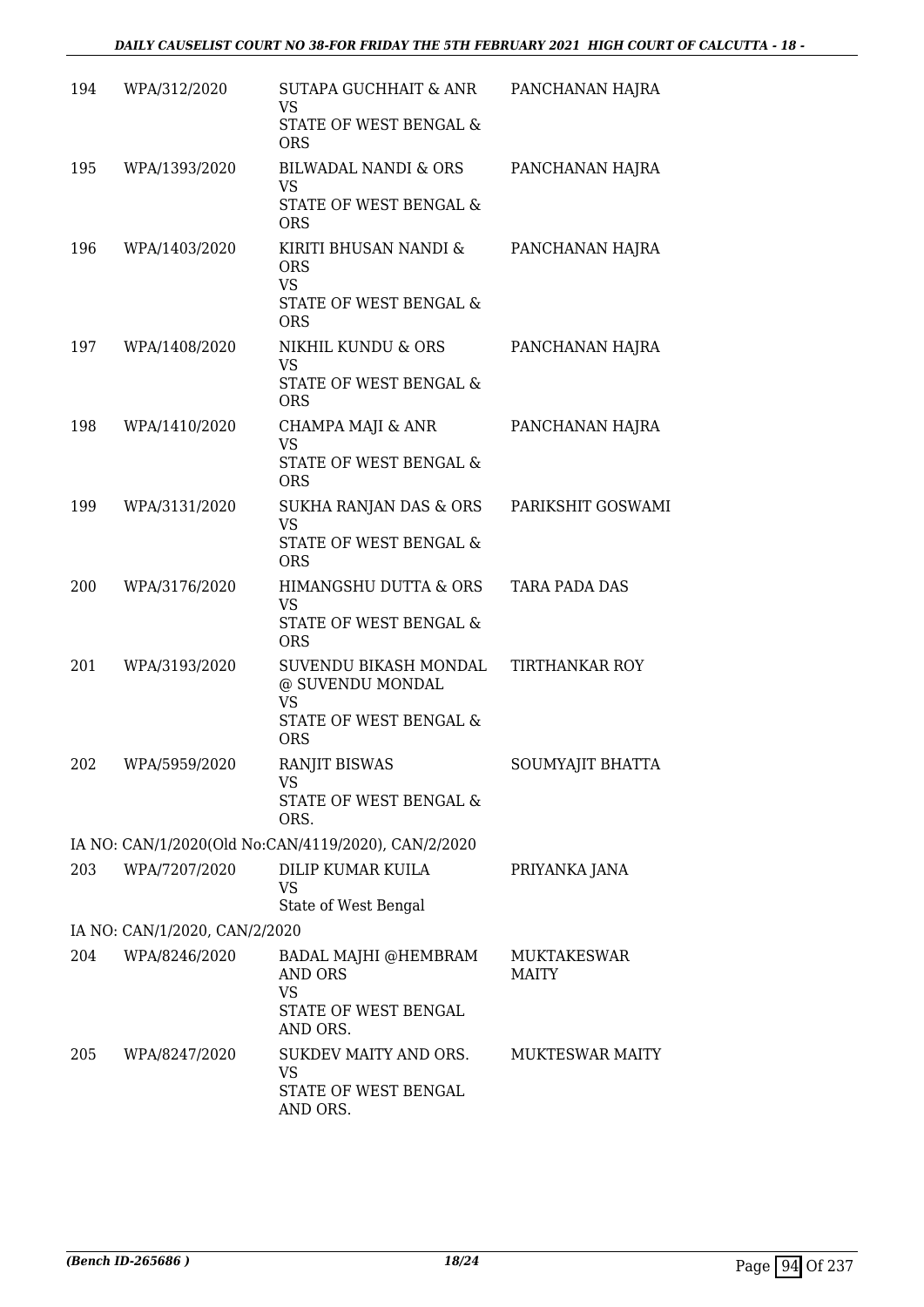| 194 | WPA/312/2020 | SUTAPA GUCHHAIT & ANR<br>VS<br>STATE OF WEST BENGAL & ORS | PANCHANAN HAJRA |
|---|---|---|---|
| 195 | WPA/1393/2020 | BILWADAL NANDI & ORS<br>VS<br>STATE OF WEST BENGAL & ORS | PANCHANAN HAJRA |
| 196 | WPA/1403/2020 | KIRITI BHUSAN NANDI & ORS<br>VS<br>STATE OF WEST BENGAL & ORS | PANCHANAN HAJRA |
| 197 | WPA/1408/2020 | NIKHIL KUNDU & ORS<br>VS<br>STATE OF WEST BENGAL & ORS | PANCHANAN HAJRA |
| 198 | WPA/1410/2020 | CHAMPA MAJI & ANR<br>VS<br>STATE OF WEST BENGAL & ORS | PANCHANAN HAJRA |
| 199 | WPA/3131/2020 | SUKHA RANJAN DAS & ORS<br>VS<br>STATE OF WEST BENGAL & ORS | PARIKSHIT GOSWAMI |
| 200 | WPA/3176/2020 | HIMANGSHU DUTTA & ORS<br>VS<br>STATE OF WEST BENGAL & ORS | TARA PADA DAS |
| 201 | WPA/3193/2020 | SUVENDU BIKASH MONDAL @ SUVENDU MONDAL<br>VS<br>STATE OF WEST BENGAL & ORS | TIRTHANKAR ROY |
| 202 | WPA/5959/2020 | RANJIT BISWAS<br>VS<br>STATE OF WEST BENGAL & ORS. | SOUMYAJIT BHATTA |
| | IA NO: CAN/1/2020(Old No:CAN/4119/2020), CAN/2/2020 | | |
| 203 | WPA/7207/2020 | DILIP KUMAR KUILA<br>VS<br>State of West Bengal | PRIYANKA JANA |
| | IA NO: CAN/1/2020, CAN/2/2020 | | |
| 204 | WPA/8246/2020 | BADAL MAJHI @HEMBRAM AND ORS<br>VS<br>STATE OF WEST BENGAL AND ORS. | MUKTAKESWAR MAITY |
| 205 | WPA/8247/2020 | SUKDEV MAITY AND ORS.<br>VS<br>STATE OF WEST BENGAL AND ORS. | MUKTESWAR MAITY |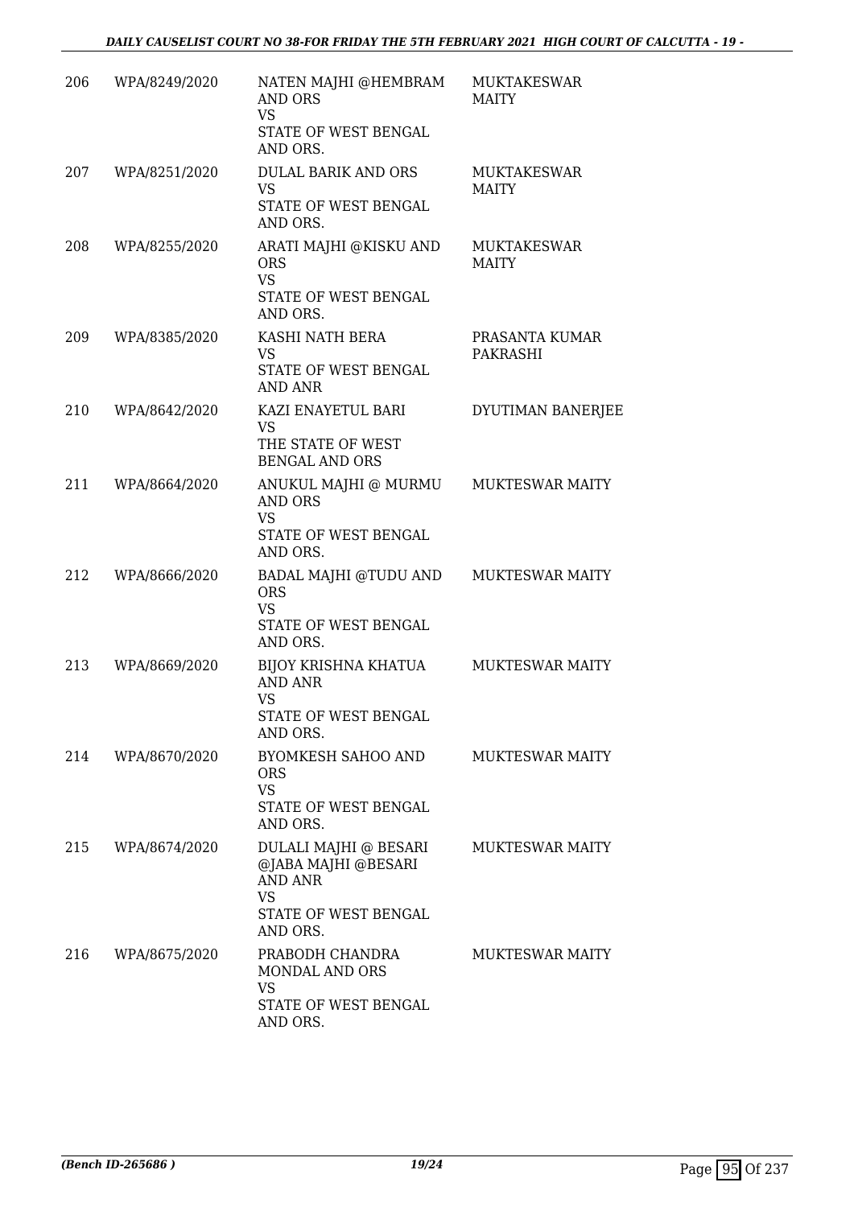| | | | |
|---|---|---|---|
| 206 | WPA/8249/2020 | NATEN MAJHI @HEMBRAM AND ORS<br>VS<br>STATE OF WEST BENGAL AND ORS. | MUKTAKESWAR MAITY |
| 207 | WPA/8251/2020 | DULAL BARIK AND ORS<br>VS<br>STATE OF WEST BENGAL AND ORS. | MUKTAKESWAR MAITY |
| 208 | WPA/8255/2020 | ARATI MAJHI @KISKU AND ORS<br>VS<br>STATE OF WEST BENGAL AND ORS. | MUKTAKESWAR MAITY |
| 209 | WPA/8385/2020 | KASHI NATH BERA<br>VS<br>STATE OF WEST BENGAL AND ANR | PRASANTA KUMAR PAKRASHI |
| 210 | WPA/8642/2020 | KAZI ENAYETUL BARI<br>VS<br>THE STATE OF WEST BENGAL AND ORS | DYUTIMAN BANERJEE |
| 211 | WPA/8664/2020 | ANUKUL MAJHI @ MURMU AND ORS<br>VS<br>STATE OF WEST BENGAL AND ORS. | MUKTESWAR MAITY |
| 212 | WPA/8666/2020 | BADAL MAJHI @TUDU AND ORS<br>VS<br>STATE OF WEST BENGAL AND ORS. | MUKTESWAR MAITY |
| 213 | WPA/8669/2020 | BIJOY KRISHNA KHATUA AND ANR<br>VS<br>STATE OF WEST BENGAL AND ORS. | MUKTESWAR MAITY |
| 214 | WPA/8670/2020 | BYOMKESH SAHOO AND ORS<br>VS<br>STATE OF WEST BENGAL AND ORS. | MUKTESWAR MAITY |
| 215 | WPA/8674/2020 | DULALI MAJHI @ BESARI @JABA MAJHI @BESARI AND ANR<br>VS<br>STATE OF WEST BENGAL AND ORS. | MUKTESWAR MAITY |
| 216 | WPA/8675/2020 | PRABODH CHANDRA MONDAL AND ORS<br>VS<br>STATE OF WEST BENGAL AND ORS. | MUKTESWAR MAITY |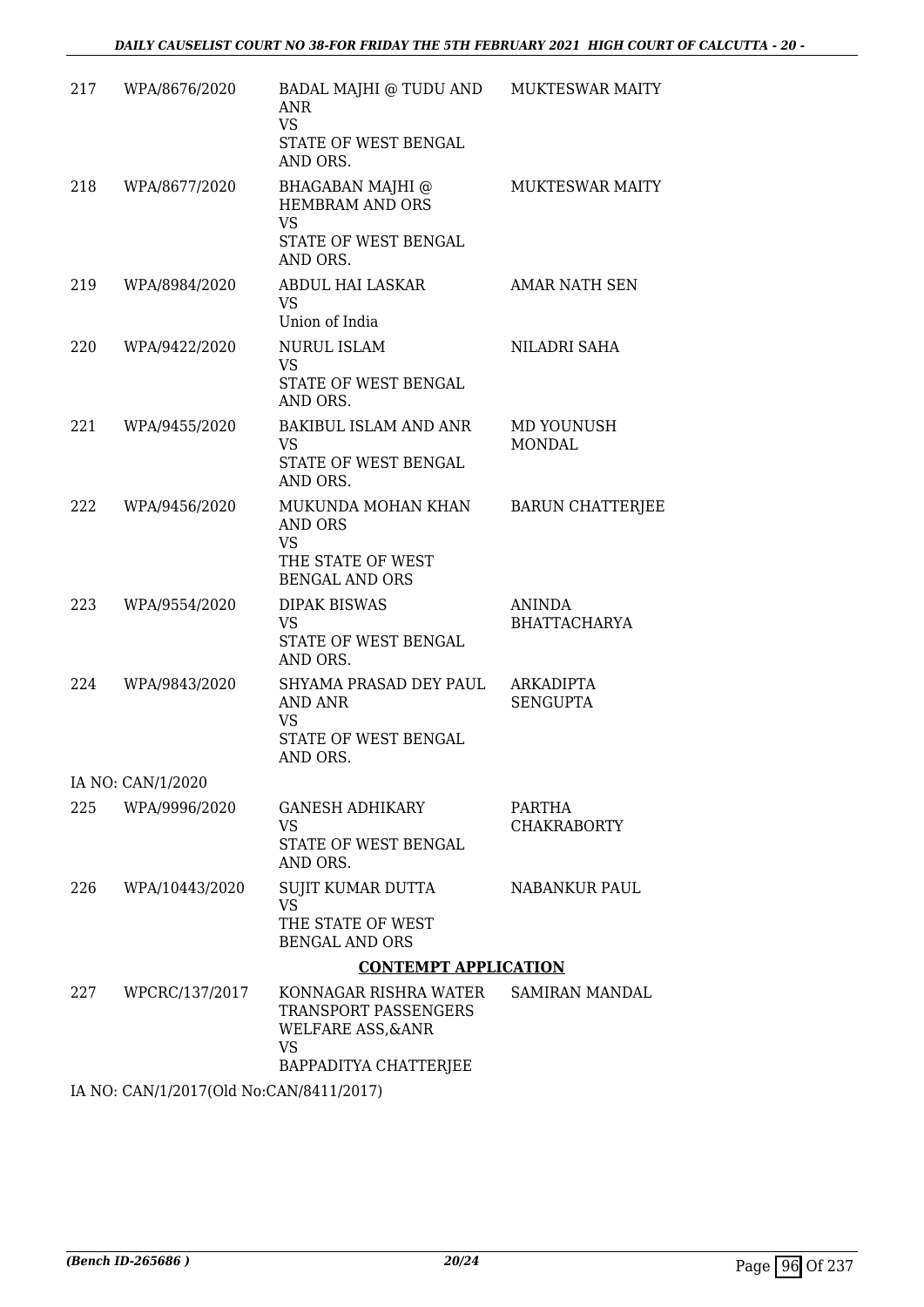| | | | |
|---|---|---|---|
| 217 | WPA/8676/2020 | BADAL MAJHI @ TUDU AND ANR<br>VS<br>STATE OF WEST BENGAL AND ORS. | MUKTESWAR MAITY |
| 218 | WPA/8677/2020 | BHAGABAN MAJHI @ HEMBRAM AND ORS<br>VS<br>STATE OF WEST BENGAL AND ORS. | MUKTESWAR MAITY |
| 219 | WPA/8984/2020 | ABDUL HAI LASKAR<br>VS<br>Union of India | AMAR NATH SEN |
| 220 | WPA/9422/2020 | NURUL ISLAM<br>VS<br>STATE OF WEST BENGAL AND ORS. | NILADRI SAHA |
| 221 | WPA/9455/2020 | BAKIBUL ISLAM AND ANR<br>VS<br>STATE OF WEST BENGAL AND ORS. | MD YOUNUSH MONDAL |
| 222 | WPA/9456/2020 | MUKUNDA MOHAN KHAN AND ORS<br>VS<br>THE STATE OF WEST BENGAL AND ORS | BARUN CHATTERJEE |
| 223 | WPA/9554/2020 | DIPAK BISWAS<br>VS<br>STATE OF WEST BENGAL AND ORS. | ANINDA BHATTACHARYA |
| 224 | WPA/9843/2020 | SHYAMA PRASAD DEY PAUL AND ANR<br>VS<br>STATE OF WEST BENGAL AND ORS. | ARKADIPTA SENGUPTA |

IA NO: CAN/1/2020

| | | | |
|---|---|---|---|
| 225 | WPA/9996/2020 | GANESH ADHIKARY<br>VS<br>STATE OF WEST BENGAL AND ORS. | PARTHA CHAKRABORTY |
| 226 | WPA/10443/2020 | SUJIT KUMAR DUTTA<br>VS<br>THE STATE OF WEST BENGAL AND ORS | NABANKUR PAUL |

**CONTEMPT APPLICATION**

| | | | |
|---|---|---|---|
| 227 | WPCRC/137/2017 | KONNAGAR RISHRA WATER TRANSPORT PASSENGERS WELFARE ASS,&ANR<br>VS<br>BAPPADITYA CHATTERJEE | SAMIRAN MANDAL |

IA NO: CAN/1/2017(Old No:CAN/8411/2017)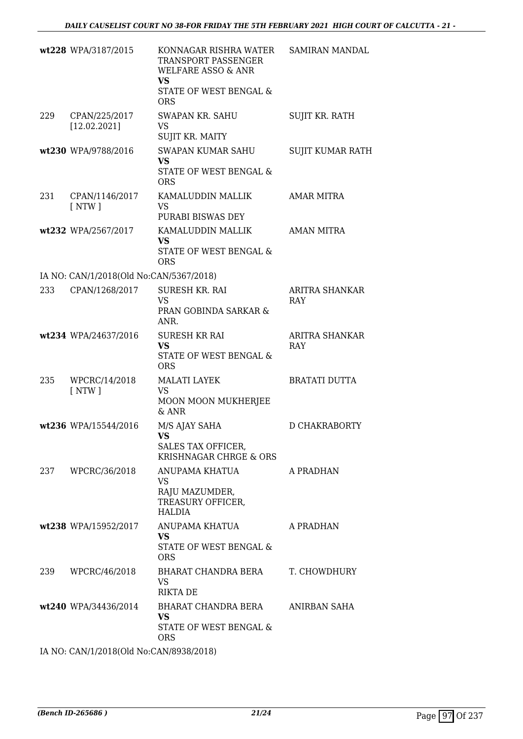| | | | |
|---|---|---|---|
| wt228 | WPA/3187/2015 | KONNAGAR RISHRA WATER TRANSPORT PASSENGER WELFARE ASSO & ANR **VS** STATE OF WEST BENGAL & ORS | SAMIRAN MANDAL |
| 229 | CPAN/225/2017 [12.02.2021] | SWAPAN KR. SAHU VS SUJIT KR. MAITY | SUJIT KR. RATH |
| wt230 | WPA/9788/2016 | SWAPAN KUMAR SAHU **VS** STATE OF WEST BENGAL & ORS | SUJIT KUMAR RATH |
| 231 | CPAN/1146/2017 [ NTW ] | KAMALUDDIN MALLIK VS PURABI BISWAS DEY | AMAR MITRA |
| wt232 | WPA/2567/2017 | KAMALUDDIN MALLIK **VS** STATE OF WEST BENGAL & ORS | AMAN MITRA |

IA NO: CAN/1/2018(Old No:CAN/5367/2018)

| | | | |
|---|---|---|---|
| 233 | CPAN/1268/2017 | SURESH KR. RAI VS PRAN GOBINDA SARKAR & ANR. | ARITRA SHANKAR RAY |
| wt234 | WPA/24637/2016 | SURESH KR RAI **VS** STATE OF WEST BENGAL & ORS | ARITRA SHANKAR RAY |
| 235 | WPCRC/14/2018 [ NTW ] | MALATI LAYEK VS MOON MOON MUKHERJEE & ANR | BRATATI DUTTA |
| wt236 | WPA/15544/2016 | M/S AJAY SAHA **VS** SALES TAX OFFICER, KRISHNAGAR CHRGE & ORS | D CHAKRABORTY |
| 237 | WPCRC/36/2018 | ANUPAMA KHATUA VS RAJU MAZUMDER, TREASURY OFFICER, HALDIA | A PRADHAN |
| wt238 | WPA/15952/2017 | ANUPAMA KHATUA **VS** STATE OF WEST BENGAL & ORS | A PRADHAN |
| 239 | WPCRC/46/2018 | BHARAT CHANDRA BERA VS RIKTA DE | T. CHOWDHURY |
| wt240 | WPA/34436/2014 | BHARAT CHANDRA BERA **VS** STATE OF WEST BENGAL & ORS | ANIRBAN SAHA |

IA NO: CAN/1/2018(Old No:CAN/8938/2018)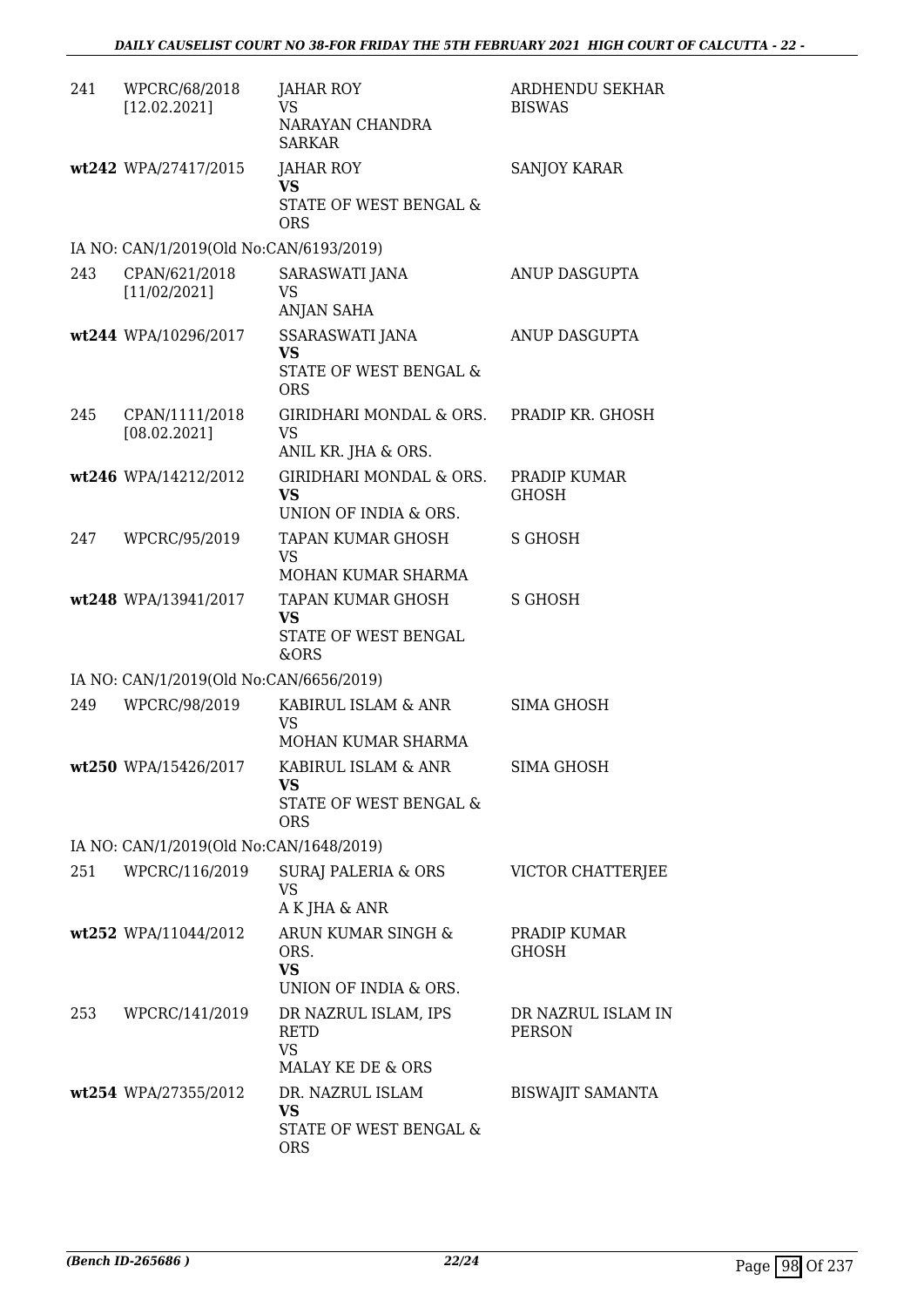| | | | |
|---|---|---|---|
| 241 | WPCRC/68/2018 [12.02.2021] | JAHAR ROY VS NARAYAN CHANDRA SARKAR | ARDHENDU SEKHAR BISWAS |
| wt242 | WPA/27417/2015 | JAHAR ROY **VS** STATE OF WEST BENGAL & ORS | SANJOY KARAR |
| IA NO: CAN/1/2019(Old No:CAN/6193/2019) | | | |
| 243 | CPAN/621/2018 [11/02/2021] | SARASWATI JANA VS ANJAN SAHA | ANUP DASGUPTA |
| wt244 | WPA/10296/2017 | SSARASWATI JANA **VS** STATE OF WEST BENGAL & ORS | ANUP DASGUPTA |
| 245 | CPAN/1111/2018 [08.02.2021] | GIRIDHARI MONDAL & ORS. VS ANIL KR. JHA & ORS. | PRADIP KR. GHOSH |
| wt246 | WPA/14212/2012 | GIRIDHARI MONDAL & ORS. **VS** UNION OF INDIA & ORS. | PRADIP KUMAR GHOSH |
| 247 | WPCRC/95/2019 | TAPAN KUMAR GHOSH VS MOHAN KUMAR SHARMA | S GHOSH |
| wt248 | WPA/13941/2017 | TAPAN KUMAR GHOSH **VS** STATE OF WEST BENGAL &ORS | S GHOSH |
| IA NO: CAN/1/2019(Old No:CAN/6656/2019) | | | |
| 249 | WPCRC/98/2019 | KABIRUL ISLAM & ANR VS MOHAN KUMAR SHARMA | SIMA GHOSH |
| wt250 | WPA/15426/2017 | KABIRUL ISLAM & ANR **VS** STATE OF WEST BENGAL & ORS | SIMA GHOSH |
| IA NO: CAN/1/2019(Old No:CAN/1648/2019) | | | |
| 251 | WPCRC/116/2019 | SURAJ PALERIA & ORS VS A K JHA & ANR | VICTOR CHATTERJEE |
| wt252 | WPA/11044/2012 | ARUN KUMAR SINGH & ORS. **VS** UNION OF INDIA & ORS. | PRADIP KUMAR GHOSH |
| 253 | WPCRC/141/2019 | DR NAZRUL ISLAM, IPS RETD VS MALAY KE DE & ORS | DR NAZRUL ISLAM IN PERSON |
| wt254 | WPA/27355/2012 | DR. NAZRUL ISLAM **VS** STATE OF WEST BENGAL & ORS | BISWAJIT SAMANTA |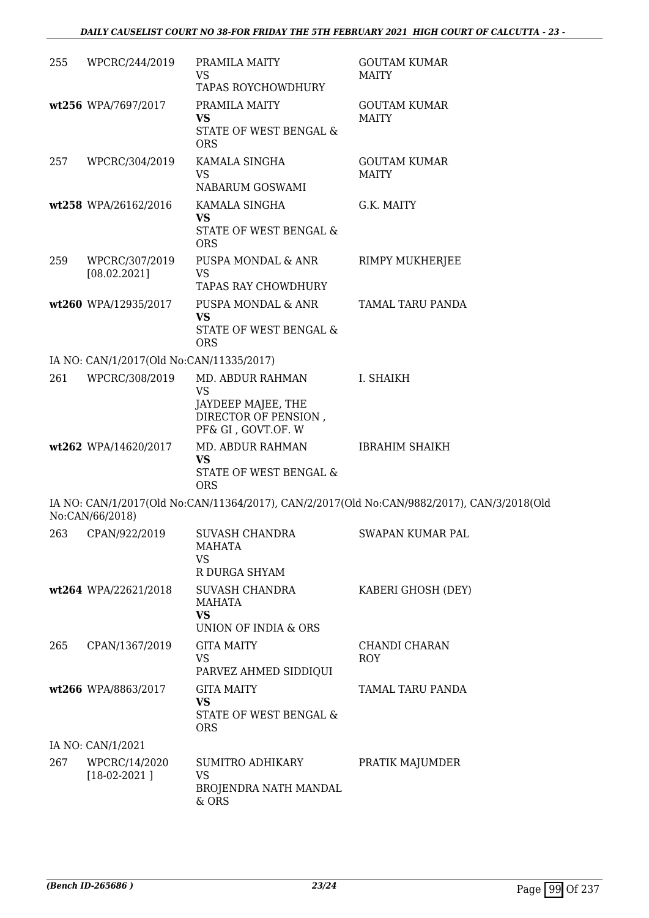| | | | |
|---|---|---|---|
| 255 | WPCRC/244/2019 | PRAMILA MAITY<br>VS<br>TAPAS ROYCHOWDHURY | GOUTAM KUMAR MAITY |
| wt256 | WPA/7697/2017 | PRAMILA MAITY<br>**VS**<br>STATE OF WEST BENGAL & ORS | GOUTAM KUMAR MAITY |
| 257 | WPCRC/304/2019 | KAMALA SINGHA<br>VS<br>NABARUM GOSWAMI | GOUTAM KUMAR MAITY |
| wt258 | WPA/26162/2016 | KAMALA SINGHA<br>**VS**<br>STATE OF WEST BENGAL & ORS | G.K. MAITY |
| 259 | WPCRC/307/2019 [08.02.2021] | PUSPA MONDAL & ANR<br>VS<br>TAPAS RAY CHOWDHURY | RIMPY MUKHERJEE |
| wt260 | WPA/12935/2017 | PUSPA MONDAL & ANR<br>**VS**<br>STATE OF WEST BENGAL & ORS | TAMAL TARU PANDA |

IA NO: CAN/1/2017(Old No:CAN/11335/2017)

| | | | |
|---|---|---|---|
| 261 | WPCRC/308/2019 | MD. ABDUR RAHMAN<br>VS<br>JAYDEEP MAJEE, THE DIRECTOR OF PENSION , PF& GI , GOVT.OF. W | I. SHAIKH |
| wt262 | WPA/14620/2017 | MD. ABDUR RAHMAN<br>**VS**<br>STATE OF WEST BENGAL & ORS | IBRAHIM SHAIKH |

IA NO: CAN/1/2017(Old No:CAN/11364/2017), CAN/2/2017(Old No:CAN/9882/2017), CAN/3/2018(Old No:CAN/66/2018)

| | | | |
|---|---|---|---|
| 263 | CPAN/922/2019 | SUVASH CHANDRA MAHATA<br>VS<br>R DURGA SHYAM | SWAPAN KUMAR PAL |
| wt264 | WPA/22621/2018 | SUVASH CHANDRA MAHATA<br>**VS**<br>UNION OF INDIA & ORS | KABERI GHOSH (DEY) |
| 265 | CPAN/1367/2019 | GITA MAITY<br>VS<br>PARVEZ AHMED SIDDIQUI | CHANDI CHARAN ROY |
| wt266 | WPA/8863/2017 | GITA MAITY<br>**VS**<br>STATE OF WEST BENGAL & ORS | TAMAL TARU PANDA |

IA NO: CAN/1/2021

| | | | |
|---|---|---|---|
| 267 | WPCRC/14/2020 [18-02-2021 ] | SUMITRO ADHIKARY<br>VS<br>BROJENDRA NATH MANDAL & ORS | PRATIK MAJUMDER |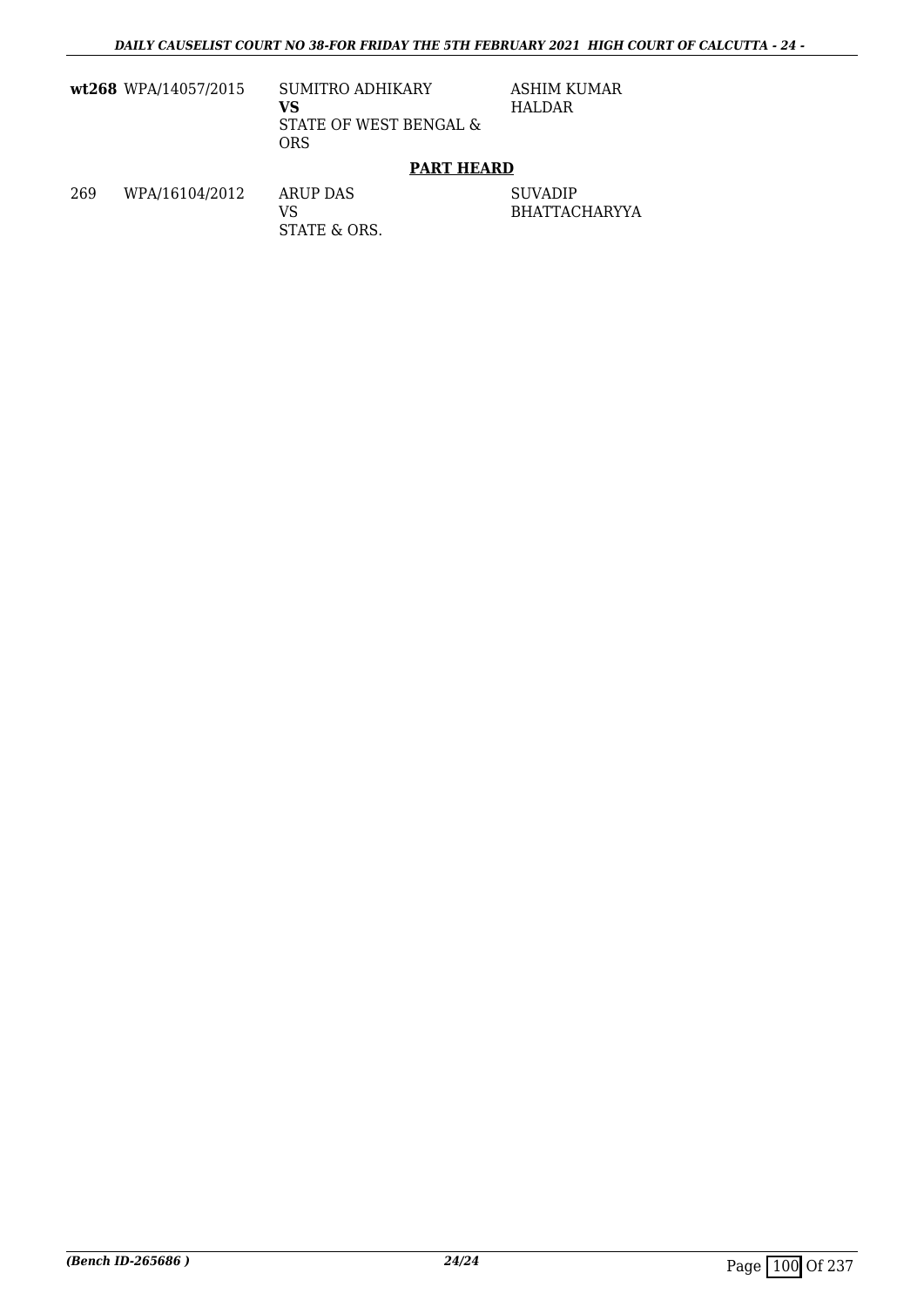| | | | |
|---|---|---|---|
| **wt268** | WPA/14057/2015 | SUMITRO ADHIKARY<br>**VS**<br>STATE OF WEST BENGAL & ORS | ASHIM KUMAR HALDAR |

**PART HEARD**

| | | | |
|---|---|---|---|
| 269 | WPA/16104/2012 | ARUP DAS<br>VS<br>STATE & ORS. | SUVADIP BHATTACHARYYA |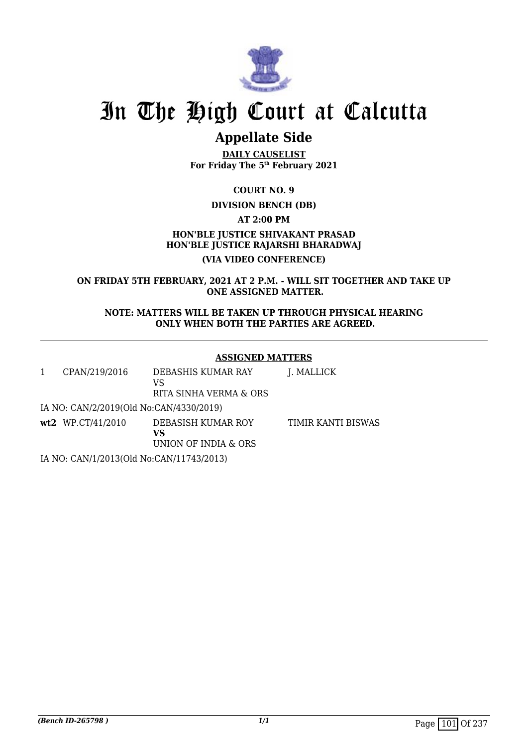# In The High Court at Calcutta

## Appellate Side

**DAILY CAUSELIST**
**For Friday The 5th February 2021**

**COURT NO. 9**

**DIVISION BENCH (DB)**

**AT 2:00 PM**

**HON'BLE JUSTICE SHIVAKANT PRASAD**
**HON'BLE JUSTICE RAJARSHI BHARADWAJ**

**(VIA VIDEO CONFERENCE)**

**ON FRIDAY 5TH FEBRUARY, 2021 AT 2 P.M. - WILL SIT TOGETHER AND TAKE UP ONE ASSIGNED MATTER.**

**NOTE: MATTERS WILL BE TAKEN UP THROUGH PHYSICAL HEARING ONLY WHEN BOTH THE PARTIES ARE AGREED.**

**ASSIGNED MATTERS**

| | | | |
|---|---|---|---|
| 1 | CPAN/219/2016 | DEBASHIS KUMAR RAY<br>VS<br>RITA SINHA VERMA & ORS | J. MALLICK |
| | IA NO: CAN/2/2019(Old No:CAN/4330/2019) | | |
| **wt2** | WP.CT/41/2010 | DEBASISH KUMAR ROY<br>**VS**<br>UNION OF INDIA & ORS | TIMIR KANTI BISWAS |
| | IA NO: CAN/1/2013(Old No:CAN/11743/2013) | | |

*(Bench ID-265798 )*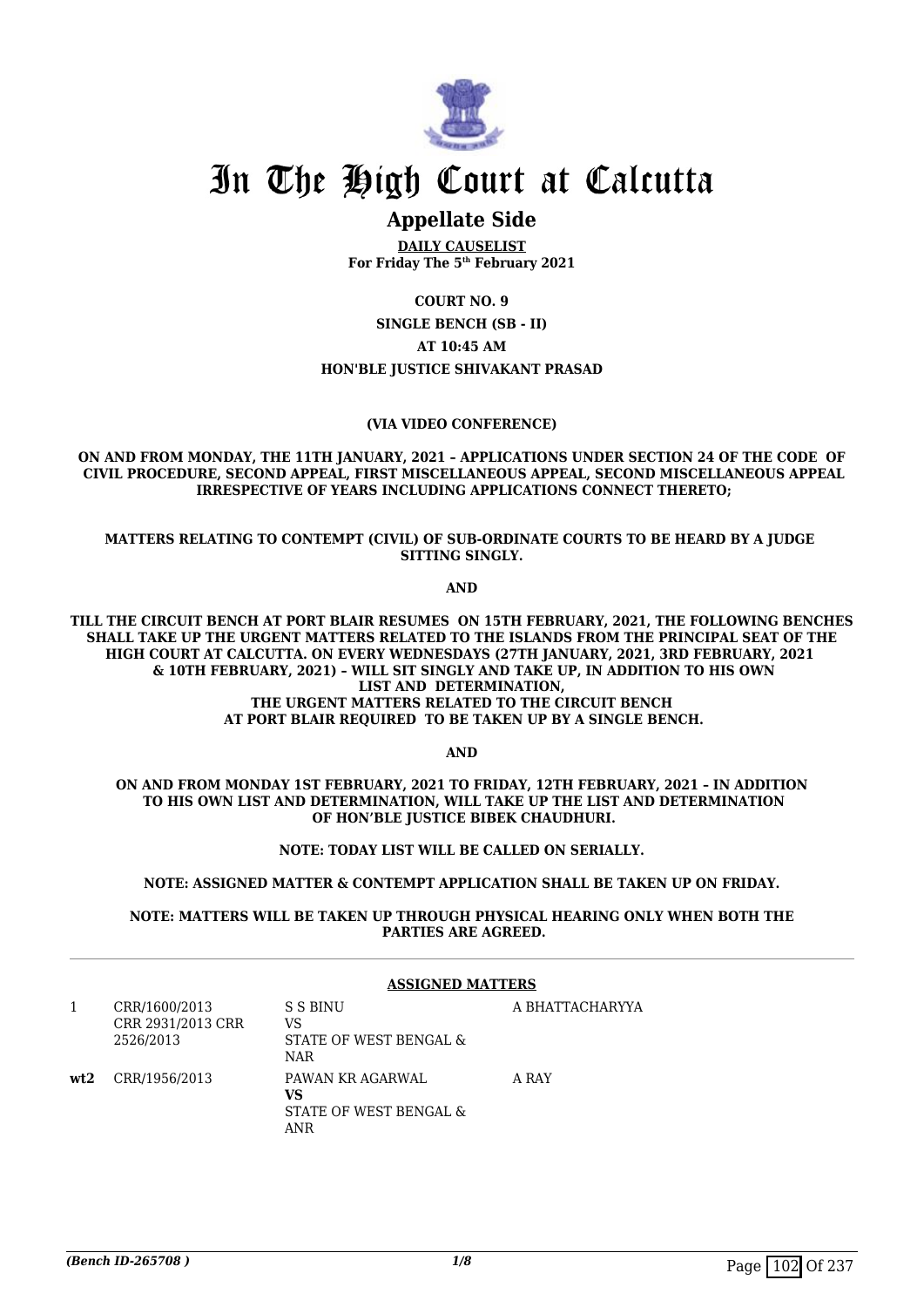# In The High Court at Calcutta

## Appellate Side

**DAILY CAUSELIST**
**For Friday The 5th February 2021**

**COURT NO. 9**

**SINGLE BENCH (SB - II)**

**AT 10:45 AM**

**HON'BLE JUSTICE SHIVAKANT PRASAD**

**(VIA VIDEO CONFERENCE)**

**ON AND FROM MONDAY, THE 11TH JANUARY, 2021 – APPLICATIONS UNDER SECTION 24 OF THE CODE OF CIVIL PROCEDURE, SECOND APPEAL, FIRST MISCELLANEOUS APPEAL, SECOND MISCELLANEOUS APPEAL IRRESPECTIVE OF YEARS INCLUDING APPLICATIONS CONNECT THERETO;**

**MATTERS RELATING TO CONTEMPT (CIVIL) OF SUB-ORDINATE COURTS TO BE HEARD BY A JUDGE SITTING SINGLY.**

**AND**

**TILL THE CIRCUIT BENCH AT PORT BLAIR RESUMES ON 15TH FEBRUARY, 2021, THE FOLLOWING BENCHES SHALL TAKE UP THE URGENT MATTERS RELATED TO THE ISLANDS FROM THE PRINCIPAL SEAT OF THE HIGH COURT AT CALCUTTA. ON EVERY WEDNESDAYS (27TH JANUARY, 2021, 3RD FEBRUARY, 2021 & 10TH FEBRUARY, 2021) – WILL SIT SINGLY AND TAKE UP, IN ADDITION TO HIS OWN LIST AND DETERMINATION, THE URGENT MATTERS RELATED TO THE CIRCUIT BENCH AT PORT BLAIR REQUIRED TO BE TAKEN UP BY A SINGLE BENCH.**

**AND**

**ON AND FROM MONDAY 1ST FEBRUARY, 2021 TO FRIDAY, 12TH FEBRUARY, 2021 – IN ADDITION TO HIS OWN LIST AND DETERMINATION, WILL TAKE UP THE LIST AND DETERMINATION OF HON'BLE JUSTICE BIBEK CHAUDHURI.**

**NOTE: TODAY LIST WILL BE CALLED ON SERIALLY.**

**NOTE: ASSIGNED MATTER & CONTEMPT APPLICATION SHALL BE TAKEN UP ON FRIDAY.**

**NOTE: MATTERS WILL BE TAKEN UP THROUGH PHYSICAL HEARING ONLY WHEN BOTH THE PARTIES ARE AGREED.**

**ASSIGNED MATTERS**

| | | | |
|---|---|---|---|
| 1 | CRR/1600/2013 CRR 2931/2013 CRR 2526/2013 | S S BINU VS STATE OF WEST BENGAL & NAR | A BHATTACHARYYA |
| **wt2** | CRR/1956/2013 | PAWAN KR AGARWAL **VS** STATE OF WEST BENGAL & ANR | A RAY |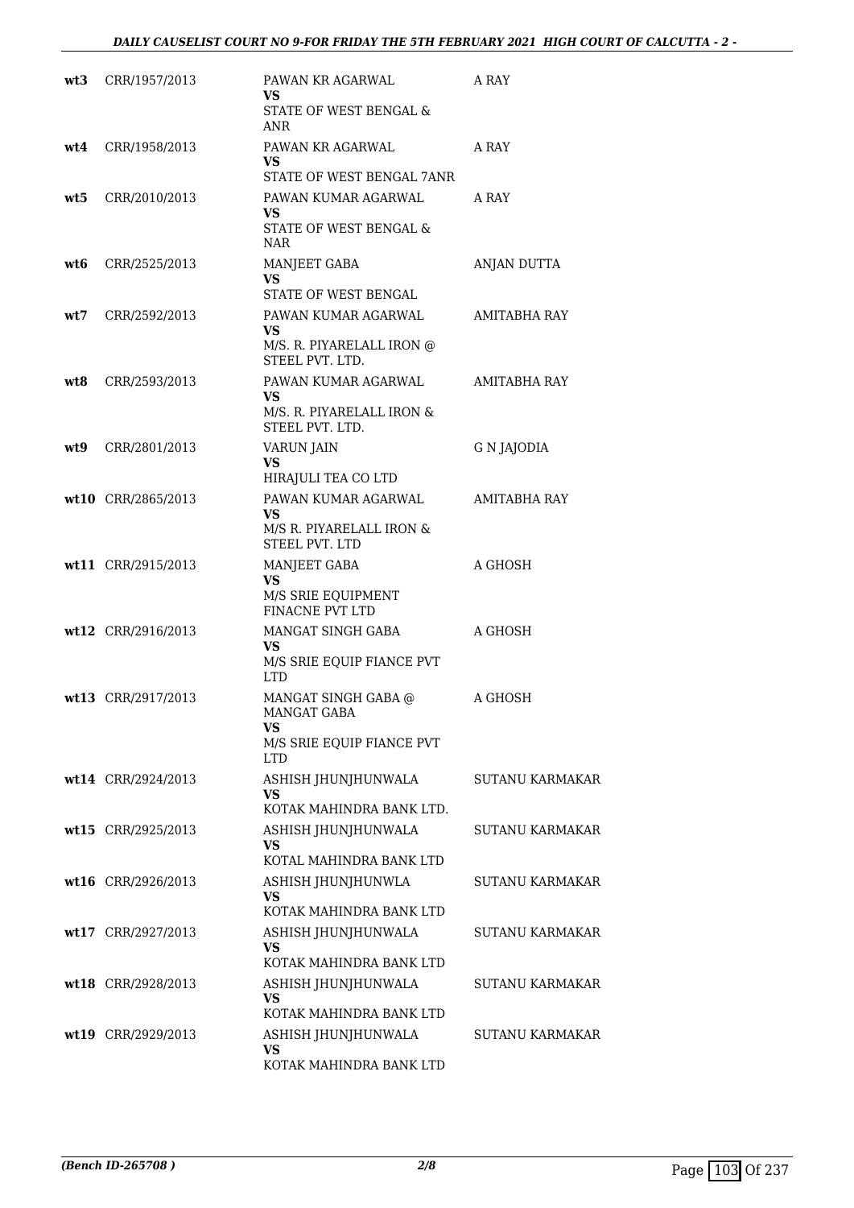| | | | |
|---|---|---|---|
| wt3 | CRR/1957/2013 | PAWAN KR AGARWAL<br>VS<br>STATE OF WEST BENGAL & ANR | A RAY |
| wt4 | CRR/1958/2013 | PAWAN KR AGARWAL<br>VS<br>STATE OF WEST BENGAL 7ANR | A RAY |
| wt5 | CRR/2010/2013 | PAWAN KUMAR AGARWAL<br>VS<br>STATE OF WEST BENGAL & NAR | A RAY |
| wt6 | CRR/2525/2013 | MANJEET GABA<br>VS<br>STATE OF WEST BENGAL | ANJAN DUTTA |
| wt7 | CRR/2592/2013 | PAWAN KUMAR AGARWAL<br>VS<br>M/S. R. PIYARELALL IRON @ STEEL PVT. LTD. | AMITABHA RAY |
| wt8 | CRR/2593/2013 | PAWAN KUMAR AGARWAL<br>VS<br>M/S. R. PIYARELALL IRON & STEEL PVT. LTD. | AMITABHA RAY |
| wt9 | CRR/2801/2013 | VARUN JAIN<br>VS<br>HIRAJULI TEA CO LTD | G N JAJODIA |
| wt10 | CRR/2865/2013 | PAWAN KUMAR AGARWAL<br>VS<br>M/S R. PIYARELALL IRON & STEEL PVT. LTD | AMITABHA RAY |
| wt11 | CRR/2915/2013 | MANJEET GABA<br>VS<br>M/S SRIE EQUIPMENT FINACNE PVT LTD | A GHOSH |
| wt12 | CRR/2916/2013 | MANGAT SINGH GABA<br>VS<br>M/S SRIE EQUIP FIANCE PVT LTD | A GHOSH |
| wt13 | CRR/2917/2013 | MANGAT SINGH GABA @ MANGAT GABA<br>VS<br>M/S SRIE EQUIP FIANCE PVT LTD | A GHOSH |
| wt14 | CRR/2924/2013 | ASHISH JHUNJHUNWALA<br>VS<br>KOTAK MAHINDRA BANK LTD. | SUTANU KARMAKAR |
| wt15 | CRR/2925/2013 | ASHISH JHUNJHUNWALA<br>VS<br>KOTAL MAHINDRA BANK LTD | SUTANU KARMAKAR |
| wt16 | CRR/2926/2013 | ASHISH JHUNJHUNWLA<br>VS<br>KOTAK MAHINDRA BANK LTD | SUTANU KARMAKAR |
| wt17 | CRR/2927/2013 | ASHISH JHUNJHUNWALA<br>VS<br>KOTAK MAHINDRA BANK LTD | SUTANU KARMAKAR |
| wt18 | CRR/2928/2013 | ASHISH JHUNJHUNWALA<br>VS<br>KOTAK MAHINDRA BANK LTD | SUTANU KARMAKAR |
| wt19 | CRR/2929/2013 | ASHISH JHUNJHUNWALA<br>VS<br>KOTAK MAHINDRA BANK LTD | SUTANU KARMAKAR |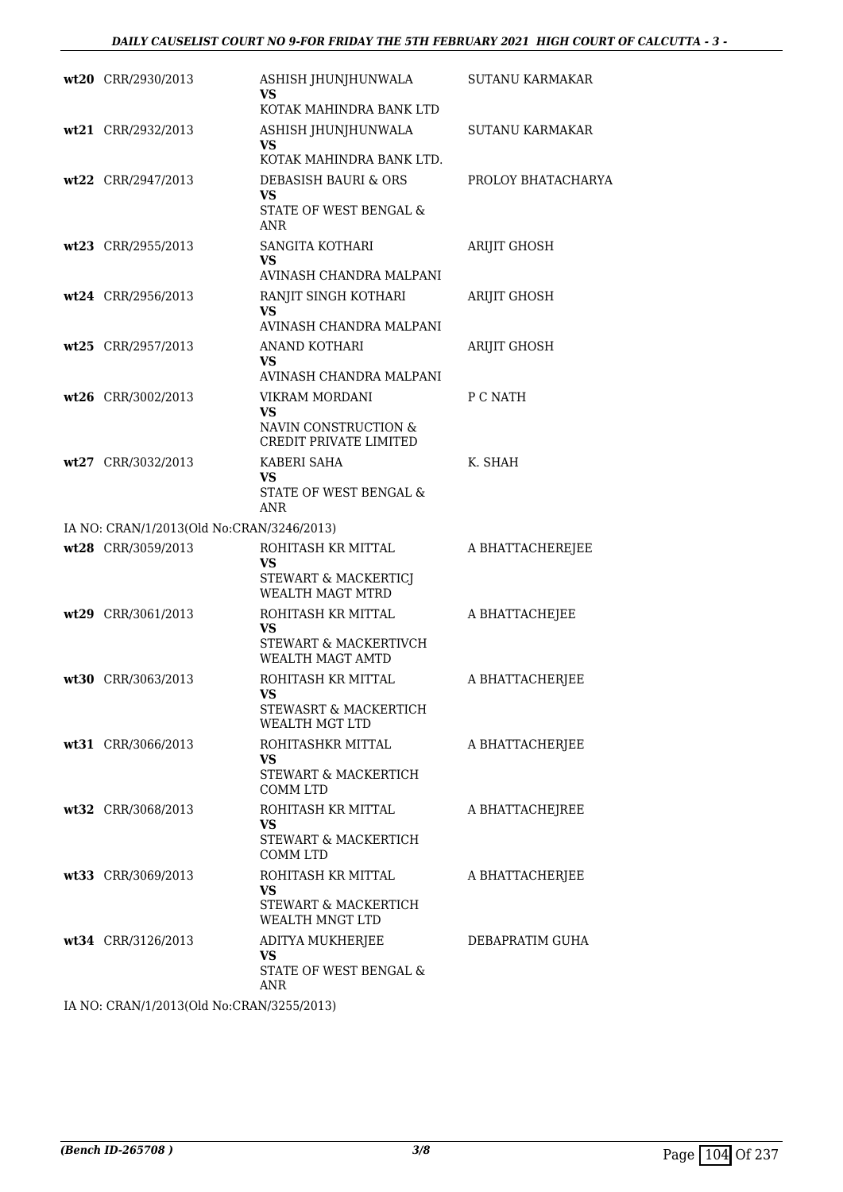| | | | |
|---|---|---|---|
| wt20 | CRR/2930/2013 | ASHISH JHUNJHUNWALA<br>VS<br>KOTAK MAHINDRA BANK LTD | SUTANU KARMAKAR |
| wt21 | CRR/2932/2013 | ASHISH JHUNJHUNWALA<br>VS<br>KOTAK MAHINDRA BANK LTD. | SUTANU KARMAKAR |
| wt22 | CRR/2947/2013 | DEBASISH BAURI & ORS<br>VS<br>STATE OF WEST BENGAL & ANR | PROLOY BHATACHARYA |
| wt23 | CRR/2955/2013 | SANGITA KOTHARI<br>VS<br>AVINASH CHANDRA MALPANI | ARIJIT GHOSH |
| wt24 | CRR/2956/2013 | RANJIT SINGH KOTHARI<br>VS<br>AVINASH CHANDRA MALPANI | ARIJIT GHOSH |
| wt25 | CRR/2957/2013 | ANAND KOTHARI<br>VS<br>AVINASH CHANDRA MALPANI | ARIJIT GHOSH |
| wt26 | CRR/3002/2013 | VIKRAM MORDANI<br>VS<br>NAVIN CONSTRUCTION & CREDIT PRIVATE LIMITED | P C NATH |
| wt27 | CRR/3032/2013 | KABERI SAHA<br>VS<br>STATE OF WEST BENGAL & ANR | K. SHAH |

IA NO: CRAN/1/2013(Old No:CRAN/3246/2013)

| | | | |
|---|---|---|---|
| wt28 | CRR/3059/2013 | ROHITASH KR MITTAL<br>VS<br>STEWART & MACKERTICJ WEALTH MAGT MTRD | A BHATTACHEREJEE |
| wt29 | CRR/3061/2013 | ROHITASH KR MITTAL<br>VS<br>STEWART & MACKERTIVCH WEALTH MAGT AMTD | A BHATTACHEJEE |
| wt30 | CRR/3063/2013 | ROHITASH KR MITTAL<br>VS<br>STEWASRT & MACKERTICH WEALTH MGT LTD | A BHATTACHERJEE |
| wt31 | CRR/3066/2013 | ROHITASHKR MITTAL<br>VS<br>STEWART & MACKERTICH COMM LTD | A BHATTACHERJEE |
| wt32 | CRR/3068/2013 | ROHITASH KR MITTAL<br>VS<br>STEWART & MACKERTICH COMM LTD | A BHATTACHEJREE |
| wt33 | CRR/3069/2013 | ROHITASH KR MITTAL<br>VS<br>STEWART & MACKERTICH WEALTH MNGT LTD | A BHATTACHERJEE |
| wt34 | CRR/3126/2013 | ADITYA MUKHERJEE<br>VS<br>STATE OF WEST BENGAL & ANR | DEBAPRATIM GUHA |

IA NO: CRAN/1/2013(Old No:CRAN/3255/2013)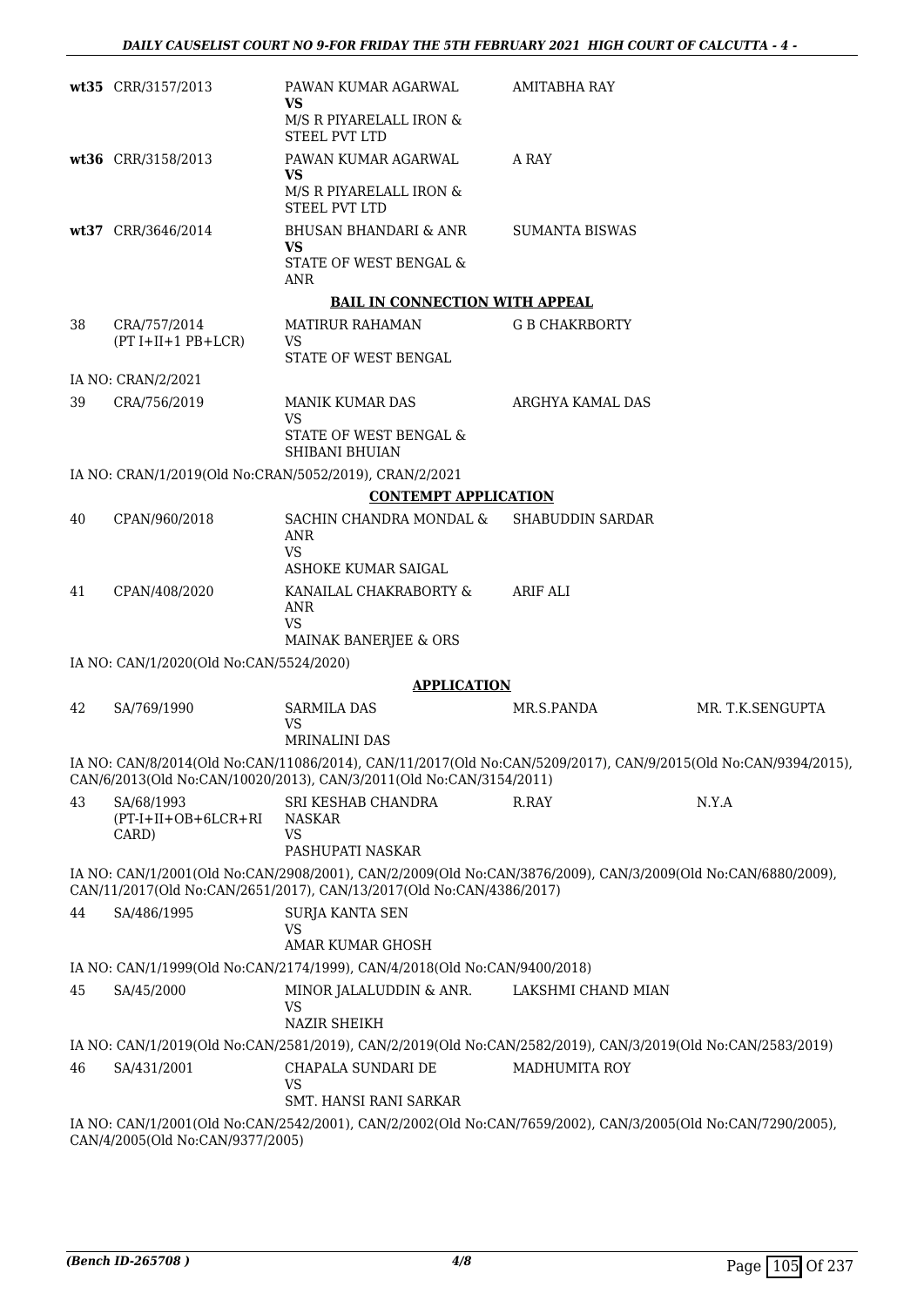| | | | | |
|---|---|---|---|---|
| wt35 | CRR/3157/2013 | PAWAN KUMAR AGARWAL **VS** M/S R PIYARELALL IRON & STEEL PVT LTD | AMITABHA RAY | |
| wt36 | CRR/3158/2013 | PAWAN KUMAR AGARWAL **VS** M/S R PIYARELALL IRON & STEEL PVT LTD | A RAY | |
| wt37 | CRR/3646/2014 | BHUSAN BHANDARI & ANR **VS** STATE OF WEST BENGAL & ANR | SUMANTA BISWAS | |

**BAIL IN CONNECTION WITH APPEAL**

| | | | | |
|---|---|---|---|---|
| 38 | CRA/757/2014 (PT I+II+1 PB+LCR) | MATIRUR RAHAMAN VS STATE OF WEST BENGAL | G B CHAKRBORTY | |

IA NO: CRAN/2/2021

| | | | | |
|---|---|---|---|---|
| 39 | CRA/756/2019 | MANIK KUMAR DAS VS STATE OF WEST BENGAL & SHIBANI BHUIAN | ARGHYA KAMAL DAS | |

IA NO: CRAN/1/2019(Old No:CRAN/5052/2019), CRAN/2/2021

**CONTEMPT APPLICATION**

| | | | | |
|---|---|---|---|---|
| 40 | CPAN/960/2018 | SACHIN CHANDRA MONDAL & ANR VS ASHOKE KUMAR SAIGAL | SHABUDDIN SARDAR | |
| 41 | CPAN/408/2020 | KANAILAL CHAKRABORTY & ANR VS MAINAK BANERJEE & ORS | ARIF ALI | |

IA NO: CAN/1/2020(Old No:CAN/5524/2020)

**APPLICATION**

| | | | | |
|---|---|---|---|---|
| 42 | SA/769/1990 | SARMILA DAS VS MRINALINI DAS | MR.S.PANDA | MR. T.K.SENGUPTA |

IA NO: CAN/8/2014(Old No:CAN/11086/2014), CAN/11/2017(Old No:CAN/5209/2017), CAN/9/2015(Old No:CAN/9394/2015), CAN/6/2013(Old No:CAN/10020/2013), CAN/3/2011(Old No:CAN/3154/2011)

| | | | | |
|---|---|---|---|---|
| 43 | SA/68/1993 (PT-I+II+OB+6LCR+RI CARD) | SRI KESHAB CHANDRA NASKAR VS PASHUPATI NASKAR | R.RAY | N.Y.A |

IA NO: CAN/1/2001(Old No:CAN/2908/2001), CAN/2/2009(Old No:CAN/3876/2009), CAN/3/2009(Old No:CAN/6880/2009), CAN/11/2017(Old No:CAN/2651/2017), CAN/13/2017(Old No:CAN/4386/2017)

| | | | | |
|---|---|---|---|---|
| 44 | SA/486/1995 | SURJA KANTA SEN VS AMAR KUMAR GHOSH | | |

IA NO: CAN/1/1999(Old No:CAN/2174/1999), CAN/4/2018(Old No:CAN/9400/2018)

| | | | | |
|---|---|---|---|---|
| 45 | SA/45/2000 | MINOR JALALUDDIN & ANR. VS NAZIR SHEIKH | LAKSHMI CHAND MIAN | |

IA NO: CAN/1/2019(Old No:CAN/2581/2019), CAN/2/2019(Old No:CAN/2582/2019), CAN/3/2019(Old No:CAN/2583/2019)

| | | | | |
|---|---|---|---|---|
| 46 | SA/431/2001 | CHAPALA SUNDARI DE VS SMT. HANSI RANI SARKAR | MADHUMITA ROY | |

IA NO: CAN/1/2001(Old No:CAN/2542/2001), CAN/2/2002(Old No:CAN/7659/2002), CAN/3/2005(Old No:CAN/7290/2005), CAN/4/2005(Old No:CAN/9377/2005)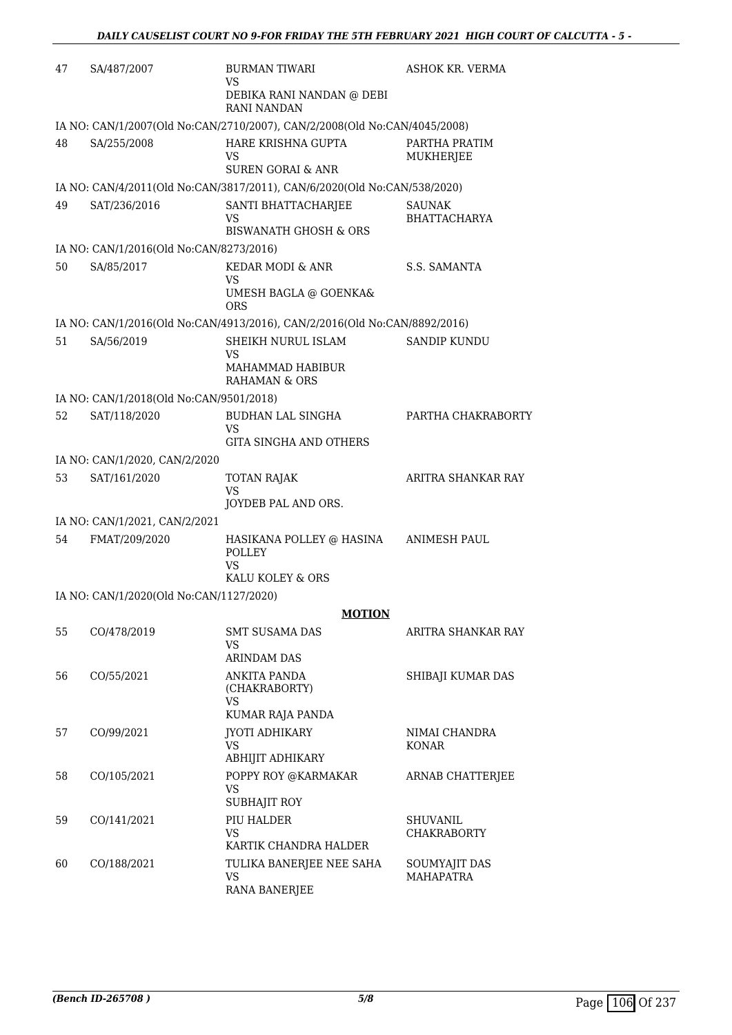| | | | |
|---|---|---|---|
| 47 | SA/487/2007 | BURMAN TIWARI<br>VS<br>DEBIKA RANI NANDAN @ DEBI RANI NANDAN | ASHOK KR. VERMA |
| | IA NO: CAN/1/2007(Old No:CAN/2710/2007), CAN/2/2008(Old No:CAN/4045/2008) | | |
| 48 | SA/255/2008 | HARE KRISHNA GUPTA<br>VS<br>SUREN GORAI & ANR | PARTHA PRATIM MUKHERJEE |
| | IA NO: CAN/4/2011(Old No:CAN/3817/2011), CAN/6/2020(Old No:CAN/538/2020) | | |
| 49 | SAT/236/2016 | SANTI BHATTACHARJEE<br>VS<br>BISWANATH GHOSH & ORS | SAUNAK BHATTACHARYA |
| | IA NO: CAN/1/2016(Old No:CAN/8273/2016) | | |
| 50 | SA/85/2017 | KEDAR MODI & ANR<br>VS<br>UMESH BAGLA @ GOENKA& ORS | S.S. SAMANTA |
| | IA NO: CAN/1/2016(Old No:CAN/4913/2016), CAN/2/2016(Old No:CAN/8892/2016) | | |
| 51 | SA/56/2019 | SHEIKH NURUL ISLAM<br>VS<br>MAHAMMAD HABIBUR RAHAMAN & ORS | SANDIP KUNDU |
| | IA NO: CAN/1/2018(Old No:CAN/9501/2018) | | |
| 52 | SAT/118/2020 | BUDHAN LAL SINGHA<br>VS<br>GITA SINGHA AND OTHERS | PARTHA CHAKRABORTY |
| | IA NO: CAN/1/2020, CAN/2/2020 | | |
| 53 | SAT/161/2020 | TOTAN RAJAK<br>VS<br>JOYDEB PAL AND ORS. | ARITRA SHANKAR RAY |
| | IA NO: CAN/1/2021, CAN/2/2021 | | |
| 54 | FMAT/209/2020 | HASIKANA POLLEY @ HASINA POLLEY<br>VS<br>KALU KOLEY & ORS | ANIMESH PAUL |
| | IA NO: CAN/1/2020(Old No:CAN/1127/2020) | | |

**MOTION**

| | | | |
|---|---|---|---|
| 55 | CO/478/2019 | SMT SUSAMA DAS<br>VS<br>ARINDAM DAS | ARITRA SHANKAR RAY |
| 56 | CO/55/2021 | ANKITA PANDA (CHAKRABORTY)<br>VS<br>KUMAR RAJA PANDA | SHIBAJI KUMAR DAS |
| 57 | CO/99/2021 | JYOTI ADHIKARY<br>VS<br>ABHIJIT ADHIKARY | NIMAI CHANDRA KONAR |
| 58 | CO/105/2021 | POPPY ROY @KARMAKAR<br>VS<br>SUBHAJIT ROY | ARNAB CHATTERJEE |
| 59 | CO/141/2021 | PIU HALDER<br>VS<br>KARTIK CHANDRA HALDER | SHUVANIL CHAKRABORTY |
| 60 | CO/188/2021 | TULIKA BANERJEE NEE SAHA<br>VS<br>RANA BANERJEE | SOUMYAJIT DAS MAHAPATRA |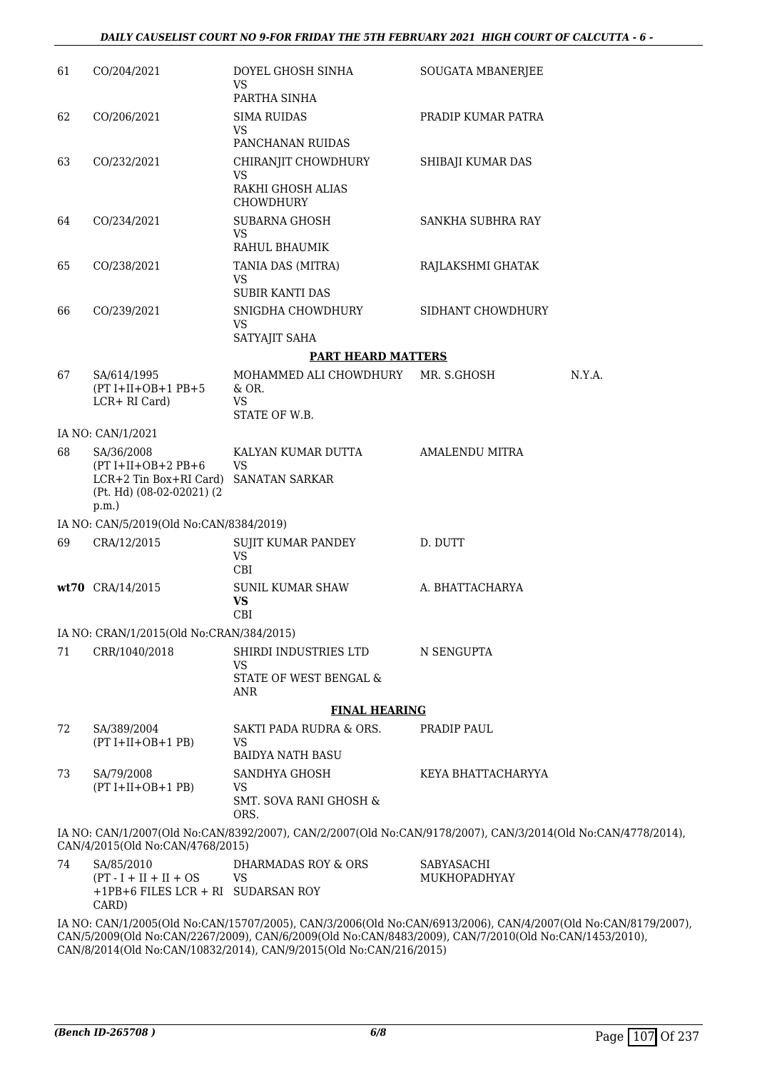| | | | | |
|---|---|---|---|---|
| 61 | CO/204/2021 | DOYEL GHOSH SINHA<br>VS<br>PARTHA SINHA | SOUGATA MBANERJEE | |
| 62 | CO/206/2021 | SIMA RUIDAS<br>VS<br>PANCHANAN RUIDAS | PRADIP KUMAR PATRA | |
| 63 | CO/232/2021 | CHIRANJIT CHOWDHURY<br>VS<br>RAKHI GHOSH ALIAS CHOWDHURY | SHIBAJI KUMAR DAS | |
| 64 | CO/234/2021 | SUBARNA GHOSH<br>VS<br>RAHUL BHAUMIK | SANKHA SUBHRA RAY | |
| 65 | CO/238/2021 | TANIA DAS (MITRA)<br>VS<br>SUBIR KANTI DAS | RAJLAKSHMI GHATAK | |
| 66 | CO/239/2021 | SNIGDHA CHOWDHURY<br>VS<br>SATYAJIT SAHA | SIDHANT CHOWDHURY | |

**PART HEARD MATTERS**

| | | | | |
|---|---|---|---|---|
| 67 | SA/614/1995<br>(PT I+II+OB+1 PB+5 LCR+ RI Card) | MOHAMMED ALI CHOWDHURY & OR.<br>VS<br>STATE OF W.B. | MR. S.GHOSH | N.Y.A. |

IA NO: CAN/1/2021

| | | | | |
|---|---|---|---|---|
| 68 | SA/36/2008<br>(PT I+II+OB+2 PB+6 LCR+2 Tin Box+RI Card) (Pt. Hd) (08-02-02021) (2 p.m.) | KALYAN KUMAR DUTTA<br>VS<br>SANATAN SARKAR | AMALENDU MITRA | |

IA NO: CAN/5/2019(Old No:CAN/8384/2019)

| | | | | |
|---|---|---|---|---|
| 69 | CRA/12/2015 | SUJIT KUMAR PANDEY<br>VS<br>CBI | D. DUTT | |
| **wt70** | CRA/14/2015 | SUNIL KUMAR SHAW<br>**VS**<br>CBI | A. BHATTACHARYA | |

IA NO: CRAN/1/2015(Old No:CRAN/384/2015)

| | | | | |
|---|---|---|---|---|
| 71 | CRR/1040/2018 | SHIRDI INDUSTRIES LTD<br>VS<br>STATE OF WEST BENGAL & ANR | N SENGUPTA | |

**FINAL HEARING**

| | | | | |
|---|---|---|---|---|
| 72 | SA/389/2004<br>(PT I+II+OB+1 PB) | SAKTI PADA RUDRA & ORS.<br>VS<br>BAIDYA NATH BASU | PRADIP PAUL | |
| 73 | SA/79/2008<br>(PT I+II+OB+1 PB) | SANDHYA GHOSH<br>VS<br>SMT. SOVA RANI GHOSH & ORS. | KEYA BHATTACHARYYA | |

IA NO: CAN/1/2007(Old No:CAN/8392/2007), CAN/2/2007(Old No:CAN/9178/2007), CAN/3/2014(Old No:CAN/4778/2014), CAN/4/2015(Old No:CAN/4768/2015)

| | | | | |
|---|---|---|---|---|
| 74 | SA/85/2010<br>(PT - I + II + II + OS +1PB+6 FILES LCR + RI CARD) | DHARMADAS ROY & ORS<br>VS<br>SUDARSAN ROY | SABYASACHI MUKHOPADHYAY | |

IA NO: CAN/1/2005(Old No:CAN/15707/2005), CAN/3/2006(Old No:CAN/6913/2006), CAN/4/2007(Old No:CAN/8179/2007), CAN/5/2009(Old No:CAN/2267/2009), CAN/6/2009(Old No:CAN/8483/2009), CAN/7/2010(Old No:CAN/1453/2010), CAN/8/2014(Old No:CAN/10832/2014), CAN/9/2015(Old No:CAN/216/2015)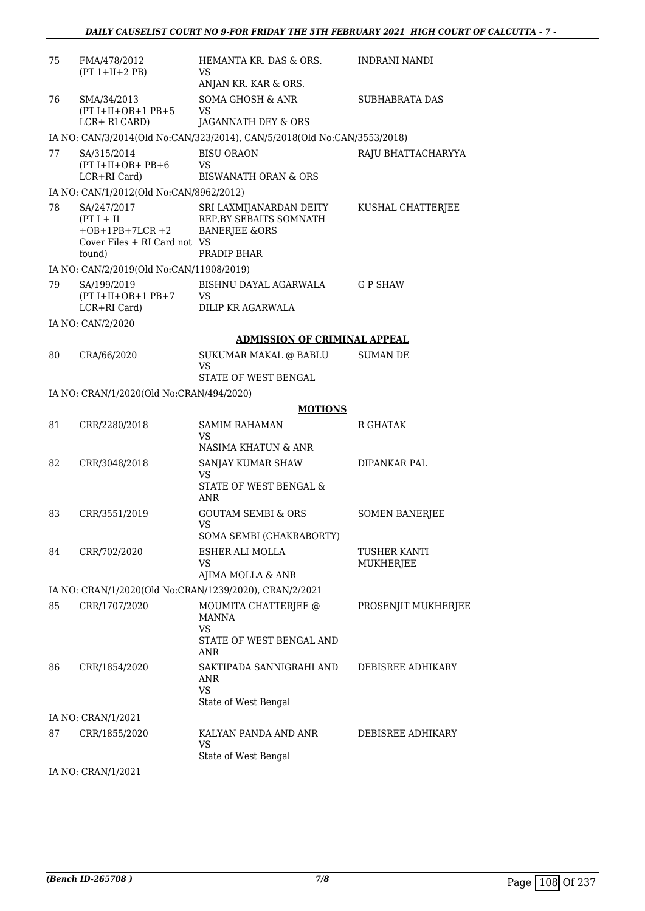| 75 | FMA/478/2012<br>(PT 1+II+2 PB) | HEMANTA KR. DAS & ORS.<br>VS<br>ANJAN KR. KAR & ORS. | INDRANI NANDI |
|---|---|---|---|
| 76 | SMA/34/2013<br>(PT I+II+OB+1 PB+5 LCR+ RI CARD) | SOMA GHOSH & ANR<br>VS<br>JAGANNATH DEY & ORS | SUBHABRATA DAS |

IA NO: CAN/3/2014(Old No:CAN/323/2014), CAN/5/2018(Old No:CAN/3553/2018)

| 77 | SA/315/2014<br>(PT I+II+OB+ PB+6 LCR+RI Card) | BISU ORAON<br>VS<br>BISWANATH ORAN & ORS | RAJU BHATTACHARYYA |
|---|---|---|---|

IA NO: CAN/1/2012(Old No:CAN/8962/2012)

| 78 | SA/247/2017<br>(PT I + II +OB+1PB+7LCR +2 Cover Files + RI Card not found) | SRI LAXMIJANARDAN DEITY REP.BY SEBAITS SOMNATH BANERJEE &ORS<br>VS<br>PRADIP BHAR | KUSHAL CHATTERJEE |
|---|---|---|---|

IA NO: CAN/2/2019(Old No:CAN/11908/2019)

| 79 | SA/199/2019<br>(PT I+II+OB+1 PB+7 LCR+RI Card) | BISHNU DAYAL AGARWALA<br>VS<br>DILIP KR AGARWALA | G P SHAW |
|---|---|---|---|

IA NO: CAN/2/2020

## ADMISSION OF CRIMINAL APPEAL

| 80 | CRA/66/2020 | SUKUMAR MAKAL @ BABLU<br>VS<br>STATE OF WEST BENGAL | SUMAN DE |
|---|---|---|---|

IA NO: CRAN/1/2020(Old No:CRAN/494/2020)

## MOTIONS

| 81 | CRR/2280/2018 | SAMIM RAHAMAN<br>VS<br>NASIMA KHATUN & ANR | R GHATAK |
|---|---|---|---|
| 82 | CRR/3048/2018 | SANJAY KUMAR SHAW<br>VS<br>STATE OF WEST BENGAL & ANR | DIPANKAR PAL |
| 83 | CRR/3551/2019 | GOUTAM SEMBI & ORS<br>VS<br>SOMA SEMBI (CHAKRABORTY) | SOMEN BANERJEE |
| 84 | CRR/702/2020 | ESHER ALI MOLLA<br>VS<br>AJIMA MOLLA & ANR | TUSHER KANTI MUKHERJEE |

IA NO: CRAN/1/2020(Old No:CRAN/1239/2020), CRAN/2/2021

| 85 | CRR/1707/2020 | MOUMITA CHATTERJEE @ MANNA<br>VS<br>STATE OF WEST BENGAL AND ANR | PROSENJIT MUKHERJEE |
|---|---|---|---|
| 86 | CRR/1854/2020 | SAKTIPADA SANNIGRAHI AND ANR<br>VS<br>State of West Bengal | DEBISREE ADHIKARY |

IA NO: CRAN/1/2021

| 87 | CRR/1855/2020 | KALYAN PANDA AND ANR<br>VS<br>State of West Bengal | DEBISREE ADHIKARY |
|---|---|---|---|

IA NO: CRAN/1/2021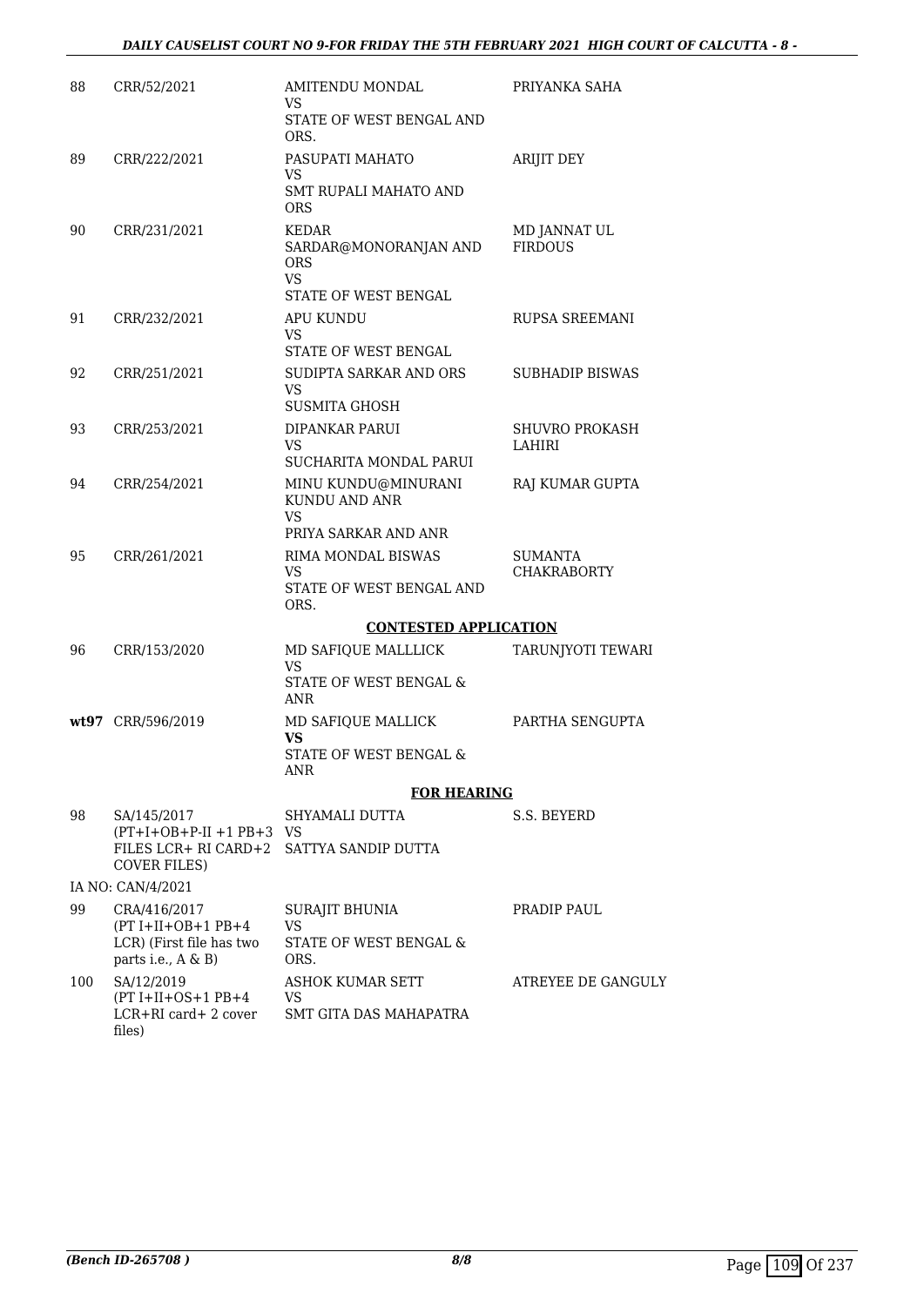| | | | |
|---|---|---|---|
| 88 | CRR/52/2021 | AMITENDU MONDAL<br>VS<br>STATE OF WEST BENGAL AND ORS. | PRIYANKA SAHA |
| 89 | CRR/222/2021 | PASUPATI MAHATO<br>VS<br>SMT RUPALI MAHATO AND ORS | ARIJIT DEY |
| 90 | CRR/231/2021 | KEDAR SARDAR@MONORANJAN AND ORS<br>VS<br>STATE OF WEST BENGAL | MD JANNAT UL FIRDOUS |
| 91 | CRR/232/2021 | APU KUNDU<br>VS<br>STATE OF WEST BENGAL | RUPSA SREEMANI |
| 92 | CRR/251/2021 | SUDIPTA SARKAR AND ORS<br>VS<br>SUSMITA GHOSH | SUBHADIP BISWAS |
| 93 | CRR/253/2021 | DIPANKAR PARUI<br>VS<br>SUCHARITA MONDAL PARUI | SHUVRO PROKASH LAHIRI |
| 94 | CRR/254/2021 | MINU KUNDU@MINURANI KUNDU AND ANR<br>VS<br>PRIYA SARKAR AND ANR | RAJ KUMAR GUPTA |
| 95 | CRR/261/2021 | RIMA MONDAL BISWAS<br>VS<br>STATE OF WEST BENGAL AND ORS. | SUMANTA CHAKRABORTY |

**CONTESTED APPLICATION**

| | | | |
|---|---|---|---|
| 96 | CRR/153/2020 | MD SAFIQUE MALLLICK<br>VS<br>STATE OF WEST BENGAL & ANR | TARUNJYOTI TEWARI |
| **wt97** | CRR/596/2019 | MD SAFIQUE MALLICK<br>**VS**<br>STATE OF WEST BENGAL & ANR | PARTHA SENGUPTA |

**FOR HEARING**

| | | | |
|---|---|---|---|
| 98 | SA/145/2017<br>(PT+I+OB+P-II +1 PB+3 FILES LCR+ RI CARD+2 COVER FILES) | SHYAMALI DUTTA<br>VS<br>SATTYA SANDIP DUTTA | S.S. BEYERD |
| | IA NO: CAN/4/2021 | | |
| 99 | CRA/416/2017<br>(PT I+II+OB+1 PB+4 LCR) (First file has two parts i.e., A & B) | SURAJIT BHUNIA<br>VS<br>STATE OF WEST BENGAL & ORS. | PRADIP PAUL |
| 100 | SA/12/2019<br>(PT I+II+OS+1 PB+4 LCR+RI card+ 2 cover files) | ASHOK KUMAR SETT<br>VS<br>SMT GITA DAS MAHAPATRA | ATREYEE DE GANGULY |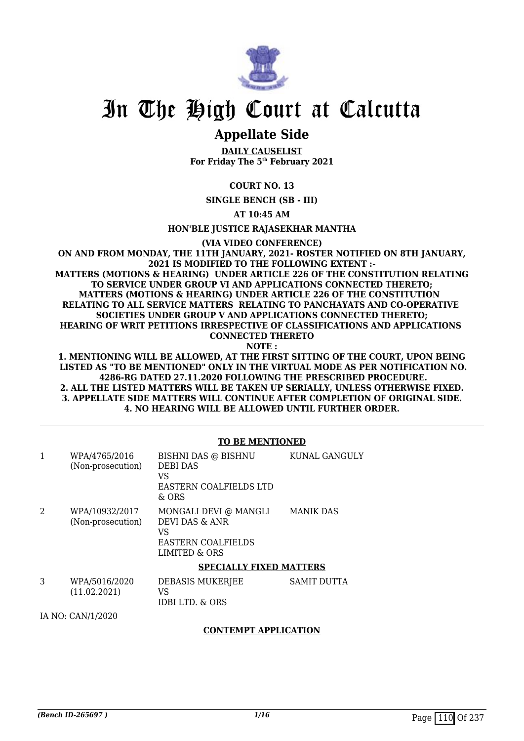# In The High Court at Calcutta

## Appellate Side

**DAILY CAUSELIST**
**For Friday The 5th February 2021**

**COURT NO. 13**

**SINGLE BENCH (SB - III)**

**AT 10:45 AM**

**HON'BLE JUSTICE RAJASEKHAR MANTHA**

**(VIA VIDEO CONFERENCE)**

**ON AND FROM MONDAY, THE 11TH JANUARY, 2021- ROSTER NOTIFIED ON 8TH JANUARY, 2021 IS MODIFIED TO THE FOLLOWING EXTENT :-**
**MATTERS (MOTIONS & HEARING) UNDER ARTICLE 226 OF THE CONSTITUTION RELATING TO SERVICE UNDER GROUP VI AND APPLICATIONS CONNECTED THERETO;**
**MATTERS (MOTIONS & HEARING) UNDER ARTICLE 226 OF THE CONSTITUTION RELATING TO ALL SERVICE MATTERS RELATING TO PANCHAYATS AND CO-OPERATIVE SOCIETIES UNDER GROUP V AND APPLICATIONS CONNECTED THERETO;**
**HEARING OF WRIT PETITIONS IRRESPECTIVE OF CLASSIFICATIONS AND APPLICATIONS CONNECTED THERETO**
**NOTE :**
**1. MENTIONING WILL BE ALLOWED, AT THE FIRST SITTING OF THE COURT, UPON BEING LISTED AS "TO BE MENTIONED" ONLY IN THE VIRTUAL MODE AS PER NOTIFICATION NO. 4286-RG DATED 27.11.2020 FOLLOWING THE PRESCRIBED PROCEDURE.**
**2. ALL THE LISTED MATTERS WILL BE TAKEN UP SERIALLY, UNLESS OTHERWISE FIXED.**
**3. APPELLATE SIDE MATTERS WILL CONTINUE AFTER COMPLETION OF ORIGINAL SIDE.**
**4. NO HEARING WILL BE ALLOWED UNTIL FURTHER ORDER.**

---

**TO BE MENTIONED**

| | | | |
|---|---|---|---|
| 1 | WPA/4765/2016 (Non-prosecution) | BISHNI DAS @ BISHNU DEBI DAS VS EASTERN COALFIELDS LTD & ORS | KUNAL GANGULY |
| 2 | WPA/10932/2017 (Non-prosecution) | MONGALI DEVI @ MANGLI DEVI DAS & ANR VS EASTERN COALFIELDS LIMITED & ORS | MANIK DAS |

**SPECIALLY FIXED MATTERS**

| | | | |
|---|---|---|---|
| 3 | WPA/5016/2020 (11.02.2021) | DEBASIS MUKERJEE VS IDBI LTD. & ORS | SAMIT DUTTA |

IA NO: CAN/1/2020

**CONTEMPT APPLICATION**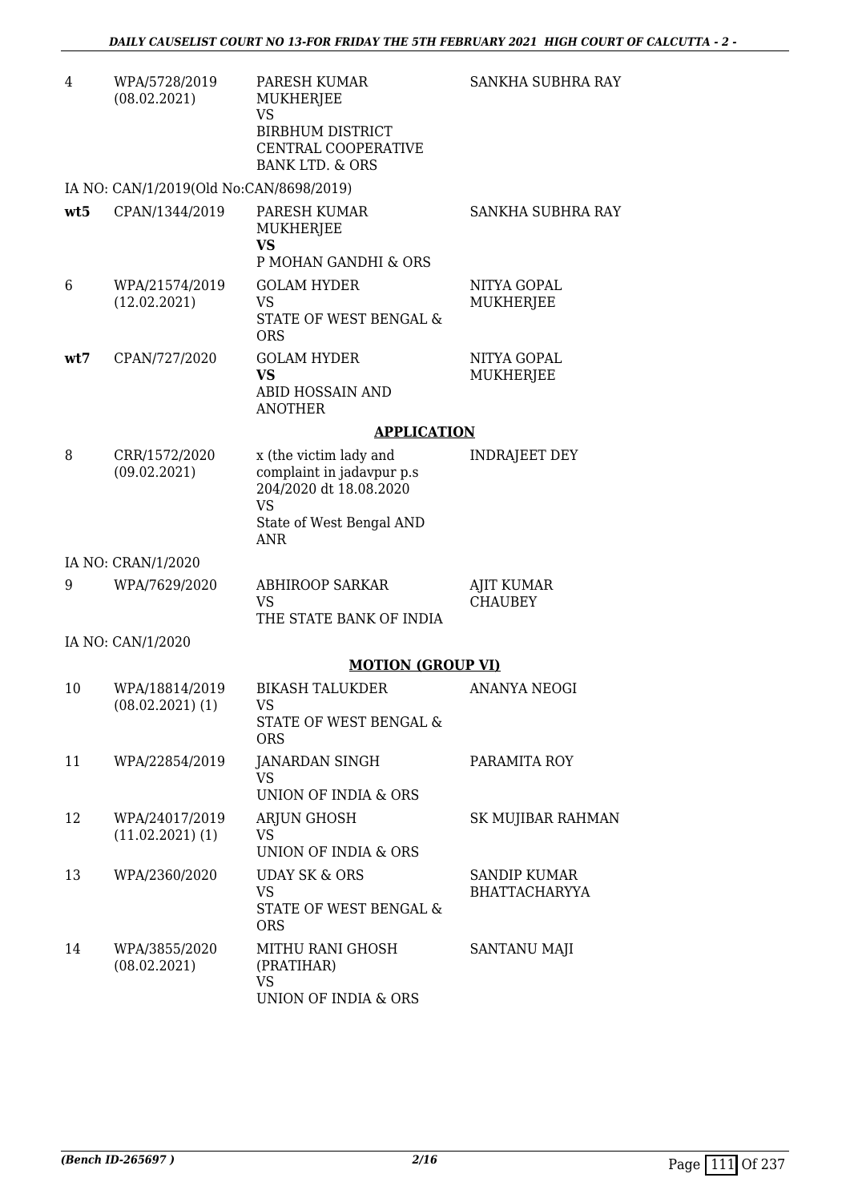| | | | |
|---|---|---|---|
| 4 | WPA/5728/2019 (08.02.2021) | PARESH KUMAR MUKHERJEE VS BIRBHUM DISTRICT CENTRAL COOPERATIVE BANK LTD. & ORS | SANKHA SUBHRA RAY |
| | IA NO: CAN/1/2019(Old No:CAN/8698/2019) | | |
| **wt5** | CPAN/1344/2019 | PARESH KUMAR MUKHERJEE **VS** P MOHAN GANDHI & ORS | SANKHA SUBHRA RAY |
| 6 | WPA/21574/2019 (12.02.2021) | GOLAM HYDER VS STATE OF WEST BENGAL & ORS | NITYA GOPAL MUKHERJEE |
| **wt7** | CPAN/727/2020 | GOLAM HYDER **VS** ABID HOSSAIN AND ANOTHER | NITYA GOPAL MUKHERJEE |

## APPLICATION

| | | | |
|---|---|---|---|
| 8 | CRR/1572/2020 (09.02.2021) | x (the victim lady and complaint in jadavpur p.s 204/2020 dt 18.08.2020 VS State of West Bengal AND ANR | INDRAJEET DEY |
| | IA NO: CRAN/1/2020 | | |
| 9 | WPA/7629/2020 | ABHIROOP SARKAR VS THE STATE BANK OF INDIA | AJIT KUMAR CHAUBEY |
| | IA NO: CAN/1/2020 | | |

## MOTION (GROUP VI)

| | | | |
|---|---|---|---|
| 10 | WPA/18814/2019 (08.02.2021) (1) | BIKASH TALUKDER VS STATE OF WEST BENGAL & ORS | ANANYA NEOGI |
| 11 | WPA/22854/2019 | JANARDAN SINGH VS UNION OF INDIA & ORS | PARAMITA ROY |
| 12 | WPA/24017/2019 (11.02.2021) (1) | ARJUN GHOSH VS UNION OF INDIA & ORS | SK MUJIBAR RAHMAN |
| 13 | WPA/2360/2020 | UDAY SK & ORS VS STATE OF WEST BENGAL & ORS | SANDIP KUMAR BHATTACHARYYA |
| 14 | WPA/3855/2020 (08.02.2021) | MITHU RANI GHOSH (PRATIHAR) VS UNION OF INDIA & ORS | SANTANU MAJI |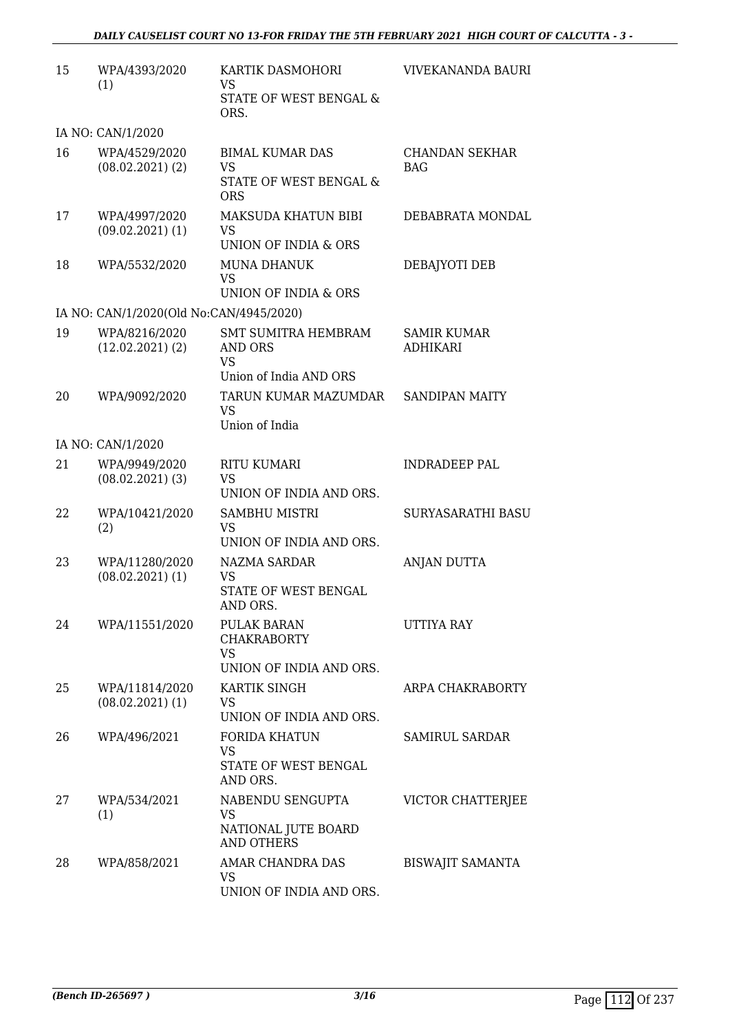| 15 | WPA/4393/2020 (1) | KARTIK DASMOHORI VS STATE OF WEST BENGAL & ORS. | VIVEKANANDA BAURI |
|---|---|---|---|
| | IA NO: CAN/1/2020 | | |
| 16 | WPA/4529/2020 (08.02.2021) (2) | BIMAL KUMAR DAS VS STATE OF WEST BENGAL & ORS | CHANDAN SEKHAR BAG |
| 17 | WPA/4997/2020 (09.02.2021) (1) | MAKSUDA KHATUN BIBI VS UNION OF INDIA & ORS | DEBABRATA MONDAL |
| 18 | WPA/5532/2020 | MUNA DHANUK VS UNION OF INDIA & ORS | DEBAJYOTI DEB |
| | IA NO: CAN/1/2020(Old No:CAN/4945/2020) | | |
| 19 | WPA/8216/2020 (12.02.2021) (2) | SMT SUMITRA HEMBRAM AND ORS VS Union of India AND ORS | SAMIR KUMAR ADHIKARI |
| 20 | WPA/9092/2020 | TARUN KUMAR MAZUMDAR VS Union of India | SANDIPAN MAITY |
| | IA NO: CAN/1/2020 | | |
| 21 | WPA/9949/2020 (08.02.2021) (3) | RITU KUMARI VS UNION OF INDIA AND ORS. | INDRADEEP PAL |
| 22 | WPA/10421/2020 (2) | SAMBHU MISTRI VS UNION OF INDIA AND ORS. | SURYASARATHI BASU |
| 23 | WPA/11280/2020 (08.02.2021) (1) | NAZMA SARDAR VS STATE OF WEST BENGAL AND ORS. | ANJAN DUTTA |
| 24 | WPA/11551/2020 | PULAK BARAN CHAKRABORTY VS UNION OF INDIA AND ORS. | UTTIYA RAY |
| 25 | WPA/11814/2020 (08.02.2021) (1) | KARTIK SINGH VS UNION OF INDIA AND ORS. | ARPA CHAKRABORTY |
| 26 | WPA/496/2021 | FORIDA KHATUN VS STATE OF WEST BENGAL AND ORS. | SAMIRUL SARDAR |
| 27 | WPA/534/2021 (1) | NABENDU SENGUPTA VS NATIONAL JUTE BOARD AND OTHERS | VICTOR CHATTERJEE |
| 28 | WPA/858/2021 | AMAR CHANDRA DAS VS UNION OF INDIA AND ORS. | BISWAJIT SAMANTA |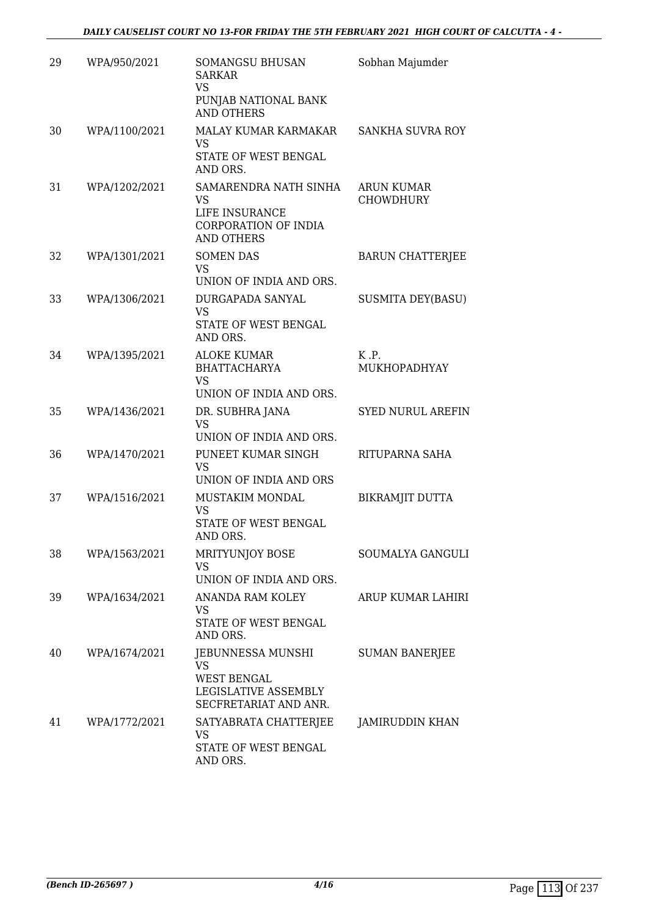| 29 | WPA/950/2021 | SOMANGSU BHUSAN SARKAR<br>VS<br>PUNJAB NATIONAL BANK AND OTHERS | Sobhan Majumder |
|---|---|---|---|
| 30 | WPA/1100/2021 | MALAY KUMAR KARMAKAR<br>VS<br>STATE OF WEST BENGAL AND ORS. | SANKHA SUVRA ROY |
| 31 | WPA/1202/2021 | SAMARENDRA NATH SINHA<br>VS<br>LIFE INSURANCE CORPORATION OF INDIA AND OTHERS | ARUN KUMAR CHOWDHURY |
| 32 | WPA/1301/2021 | SOMEN DAS<br>VS<br>UNION OF INDIA AND ORS. | BARUN CHATTERJEE |
| 33 | WPA/1306/2021 | DURGAPADA SANYAL<br>VS<br>STATE OF WEST BENGAL AND ORS. | SUSMITA DEY(BASU) |
| 34 | WPA/1395/2021 | ALOKE KUMAR BHATTACHARYA<br>VS<br>UNION OF INDIA AND ORS. | K .P. MUKHOPADHYAY |
| 35 | WPA/1436/2021 | DR. SUBHRA JANA<br>VS<br>UNION OF INDIA AND ORS. | SYED NURUL AREFIN |
| 36 | WPA/1470/2021 | PUNEET KUMAR SINGH<br>VS<br>UNION OF INDIA AND ORS | RITUPARNA SAHA |
| 37 | WPA/1516/2021 | MUSTAKIM MONDAL<br>VS<br>STATE OF WEST BENGAL AND ORS. | BIKRAMJIT DUTTA |
| 38 | WPA/1563/2021 | MRITYUNJOY BOSE<br>VS<br>UNION OF INDIA AND ORS. | SOUMALYA GANGULI |
| 39 | WPA/1634/2021 | ANANDA RAM KOLEY<br>VS<br>STATE OF WEST BENGAL AND ORS. | ARUP KUMAR LAHIRI |
| 40 | WPA/1674/2021 | JEBUNNESSA MUNSHI<br>VS<br>WEST BENGAL LEGISLATIVE ASSEMBLY SECFRETARIAT AND ANR. | SUMAN BANERJEE |
| 41 | WPA/1772/2021 | SATYABRATA CHATTERJEE<br>VS<br>STATE OF WEST BENGAL AND ORS. | JAMIRUDDIN KHAN |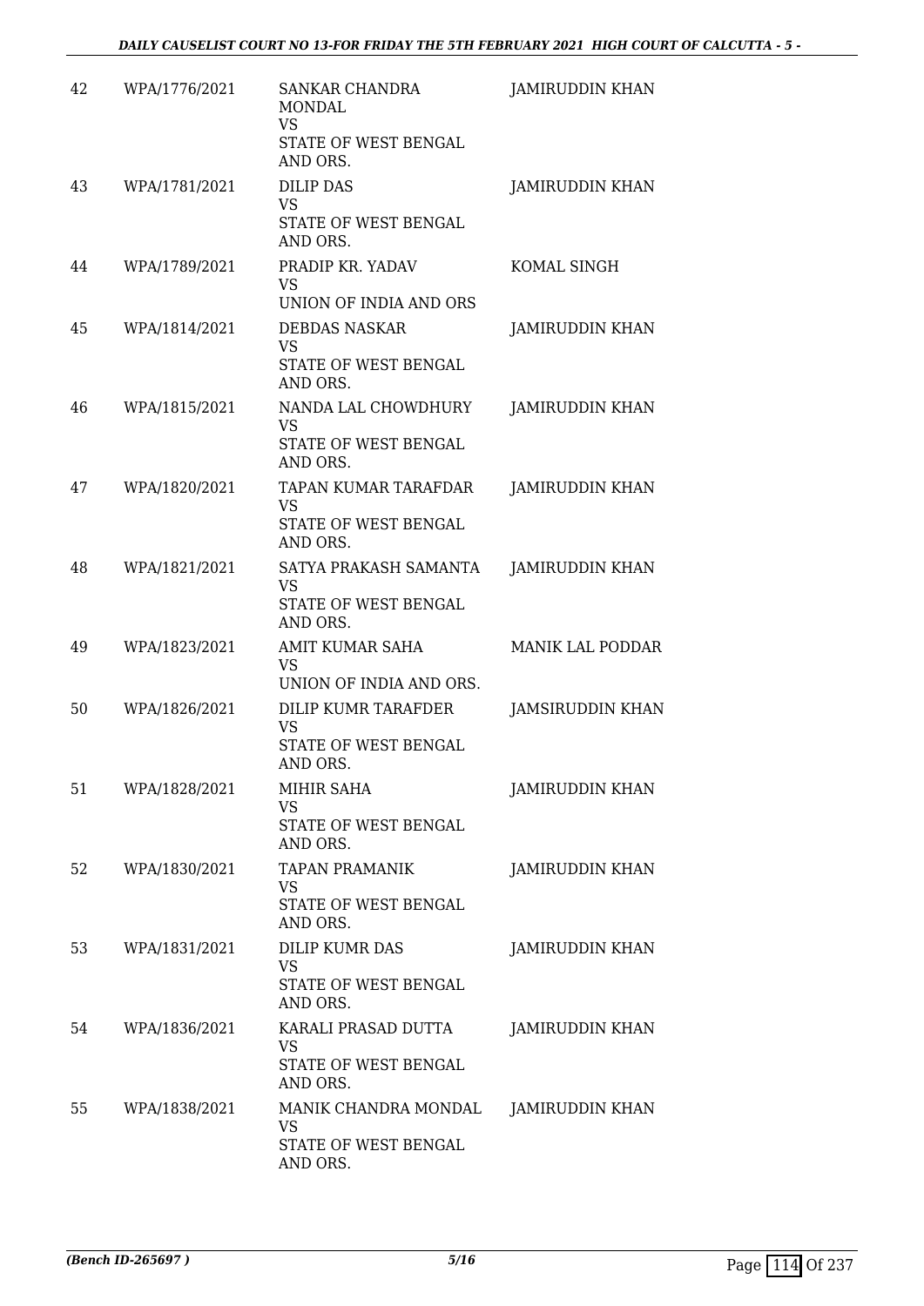| 42 | WPA/1776/2021 | SANKAR CHANDRA MONDAL<br>VS<br>STATE OF WEST BENGAL AND ORS. | JAMIRUDDIN KHAN |
|---|---|---|---|
| 43 | WPA/1781/2021 | DILIP DAS<br>VS<br>STATE OF WEST BENGAL AND ORS. | JAMIRUDDIN KHAN |
| 44 | WPA/1789/2021 | PRADIP KR. YADAV<br>VS<br>UNION OF INDIA AND ORS | KOMAL SINGH |
| 45 | WPA/1814/2021 | DEBDAS NASKAR<br>VS<br>STATE OF WEST BENGAL AND ORS. | JAMIRUDDIN KHAN |
| 46 | WPA/1815/2021 | NANDA LAL CHOWDHURY<br>VS<br>STATE OF WEST BENGAL AND ORS. | JAMIRUDDIN KHAN |
| 47 | WPA/1820/2021 | TAPAN KUMAR TARAFDAR<br>VS<br>STATE OF WEST BENGAL AND ORS. | JAMIRUDDIN KHAN |
| 48 | WPA/1821/2021 | SATYA PRAKASH SAMANTA<br>VS<br>STATE OF WEST BENGAL AND ORS. | JAMIRUDDIN KHAN |
| 49 | WPA/1823/2021 | AMIT KUMAR SAHA<br>VS<br>UNION OF INDIA AND ORS. | MANIK LAL PODDAR |
| 50 | WPA/1826/2021 | DILIP KUMR TARAFDER<br>VS<br>STATE OF WEST BENGAL AND ORS. | JAMSIRUDDIN KHAN |
| 51 | WPA/1828/2021 | MIHIR SAHA<br>VS<br>STATE OF WEST BENGAL AND ORS. | JAMIRUDDIN KHAN |
| 52 | WPA/1830/2021 | TAPAN PRAMANIK<br>VS<br>STATE OF WEST BENGAL AND ORS. | JAMIRUDDIN KHAN |
| 53 | WPA/1831/2021 | DILIP KUMR DAS<br>VS<br>STATE OF WEST BENGAL AND ORS. | JAMIRUDDIN KHAN |
| 54 | WPA/1836/2021 | KARALI PRASAD DUTTA<br>VS<br>STATE OF WEST BENGAL AND ORS. | JAMIRUDDIN KHAN |
| 55 | WPA/1838/2021 | MANIK CHANDRA MONDAL<br>VS<br>STATE OF WEST BENGAL AND ORS. | JAMIRUDDIN KHAN |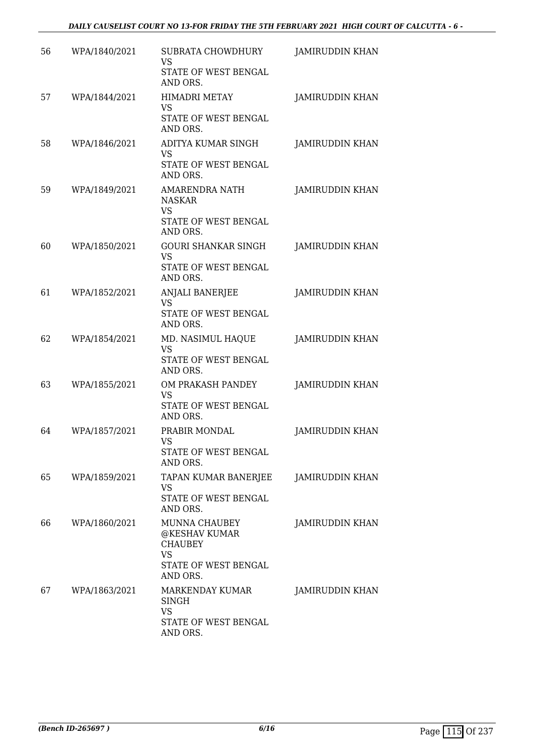| | | | |
|---|---|---|---|
| 56 | WPA/1840/2021 | SUBRATA CHOWDHURY<br>VS<br>STATE OF WEST BENGAL AND ORS. | JAMIRUDDIN KHAN |
| 57 | WPA/1844/2021 | HIMADRI METAY<br>VS<br>STATE OF WEST BENGAL AND ORS. | JAMIRUDDIN KHAN |
| 58 | WPA/1846/2021 | ADITYA KUMAR SINGH<br>VS<br>STATE OF WEST BENGAL AND ORS. | JAMIRUDDIN KHAN |
| 59 | WPA/1849/2021 | AMARENDRA NATH NASKAR<br>VS<br>STATE OF WEST BENGAL AND ORS. | JAMIRUDDIN KHAN |
| 60 | WPA/1850/2021 | GOURI SHANKAR SINGH<br>VS<br>STATE OF WEST BENGAL AND ORS. | JAMIRUDDIN KHAN |
| 61 | WPA/1852/2021 | ANJALI BANERJEE<br>VS<br>STATE OF WEST BENGAL AND ORS. | JAMIRUDDIN KHAN |
| 62 | WPA/1854/2021 | MD. NASIMUL HAQUE<br>VS<br>STATE OF WEST BENGAL AND ORS. | JAMIRUDDIN KHAN |
| 63 | WPA/1855/2021 | OM PRAKASH PANDEY<br>VS<br>STATE OF WEST BENGAL AND ORS. | JAMIRUDDIN KHAN |
| 64 | WPA/1857/2021 | PRABIR MONDAL<br>VS<br>STATE OF WEST BENGAL AND ORS. | JAMIRUDDIN KHAN |
| 65 | WPA/1859/2021 | TAPAN KUMAR BANERJEE<br>VS<br>STATE OF WEST BENGAL AND ORS. | JAMIRUDDIN KHAN |
| 66 | WPA/1860/2021 | MUNNA CHAUBEY @KESHAV KUMAR CHAUBEY<br>VS<br>STATE OF WEST BENGAL AND ORS. | JAMIRUDDIN KHAN |
| 67 | WPA/1863/2021 | MARKENDAY KUMAR SINGH<br>VS<br>STATE OF WEST BENGAL AND ORS. | JAMIRUDDIN KHAN |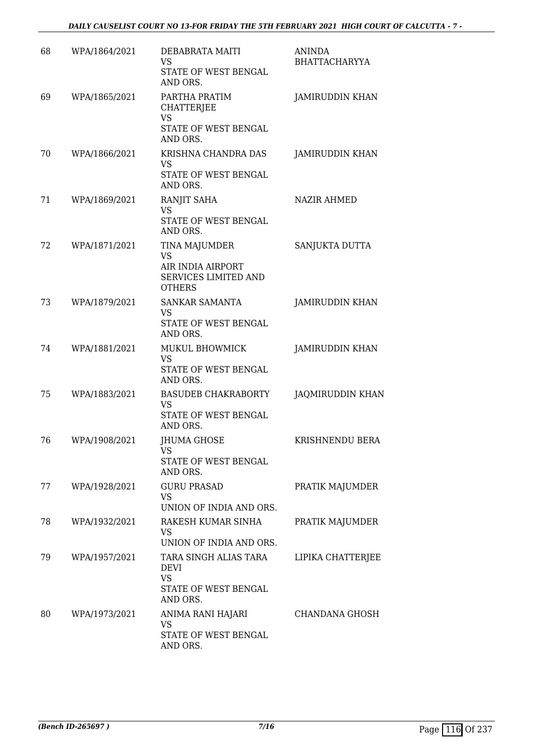| 68 | WPA/1864/2021 | DEBABRATA MAITI<br>VS<br>STATE OF WEST BENGAL AND ORS. | ANINDA BHATTACHARYYA |
|---|---|---|---|
| 69 | WPA/1865/2021 | PARTHA PRATIM CHATTERJEE<br>VS<br>STATE OF WEST BENGAL AND ORS. | JAMIRUDDIN KHAN |
| 70 | WPA/1866/2021 | KRISHNA CHANDRA DAS<br>VS<br>STATE OF WEST BENGAL AND ORS. | JAMIRUDDIN KHAN |
| 71 | WPA/1869/2021 | RANJIT SAHA<br>VS<br>STATE OF WEST BENGAL AND ORS. | NAZIR AHMED |
| 72 | WPA/1871/2021 | TINA MAJUMDER<br>VS<br>AIR INDIA AIRPORT SERVICES LIMITED AND OTHERS | SANJUKTA DUTTA |
| 73 | WPA/1879/2021 | SANKAR SAMANTA<br>VS<br>STATE OF WEST BENGAL AND ORS. | JAMIRUDDIN KHAN |
| 74 | WPA/1881/2021 | MUKUL BHOWMICK<br>VS<br>STATE OF WEST BENGAL AND ORS. | JAMIRUDDIN KHAN |
| 75 | WPA/1883/2021 | BASUDEB CHAKRABORTY<br>VS<br>STATE OF WEST BENGAL AND ORS. | JAQMIRUDDIN KHAN |
| 76 | WPA/1908/2021 | JHUMA GHOSE<br>VS<br>STATE OF WEST BENGAL AND ORS. | KRISHNENDU BERA |
| 77 | WPA/1928/2021 | GURU PRASAD<br>VS<br>UNION OF INDIA AND ORS. | PRATIK MAJUMDER |
| 78 | WPA/1932/2021 | RAKESH KUMAR SINHA<br>VS<br>UNION OF INDIA AND ORS. | PRATIK MAJUMDER |
| 79 | WPA/1957/2021 | TARA SINGH ALIAS TARA DEVI<br>VS<br>STATE OF WEST BENGAL AND ORS. | LIPIKA CHATTERJEE |
| 80 | WPA/1973/2021 | ANIMA RANI HAJARI<br>VS<br>STATE OF WEST BENGAL AND ORS. | CHANDANA GHOSH |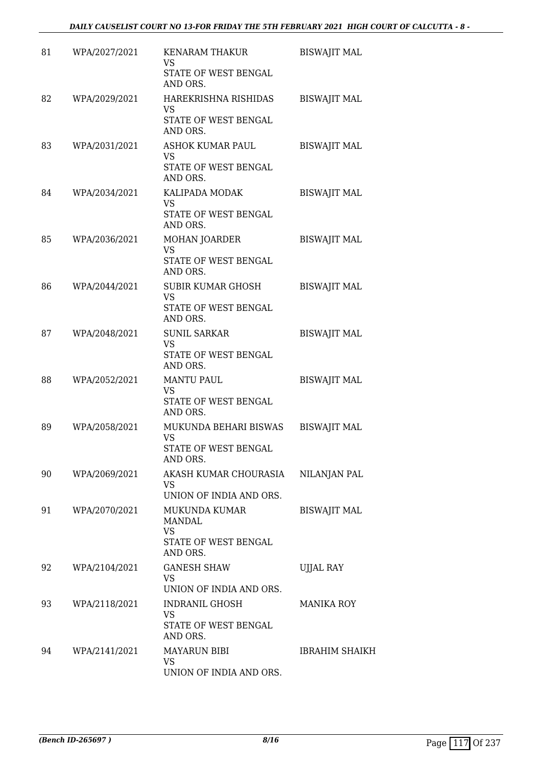| 81 | WPA/2027/2021 | KENARAM THAKUR<br>VS<br>STATE OF WEST BENGAL AND ORS. | BISWAJIT MAL |
|---|---|---|---|
| 82 | WPA/2029/2021 | HAREKRISHNA RISHIDAS<br>VS<br>STATE OF WEST BENGAL AND ORS. | BISWAJIT MAL |
| 83 | WPA/2031/2021 | ASHOK KUMAR PAUL<br>VS<br>STATE OF WEST BENGAL AND ORS. | BISWAJIT MAL |
| 84 | WPA/2034/2021 | KALIPADA MODAK<br>VS<br>STATE OF WEST BENGAL AND ORS. | BISWAJIT MAL |
| 85 | WPA/2036/2021 | MOHAN JOARDER<br>VS<br>STATE OF WEST BENGAL AND ORS. | BISWAJIT MAL |
| 86 | WPA/2044/2021 | SUBIR KUMAR GHOSH<br>VS<br>STATE OF WEST BENGAL AND ORS. | BISWAJIT MAL |
| 87 | WPA/2048/2021 | SUNIL SARKAR<br>VS<br>STATE OF WEST BENGAL AND ORS. | BISWAJIT MAL |
| 88 | WPA/2052/2021 | MANTU PAUL<br>VS<br>STATE OF WEST BENGAL AND ORS. | BISWAJIT MAL |
| 89 | WPA/2058/2021 | MUKUNDA BEHARI BISWAS<br>VS<br>STATE OF WEST BENGAL AND ORS. | BISWAJIT MAL |
| 90 | WPA/2069/2021 | AKASH KUMAR CHOURASIA<br>VS<br>UNION OF INDIA AND ORS. | NILANJAN PAL |
| 91 | WPA/2070/2021 | MUKUNDA KUMAR MANDAL<br>VS<br>STATE OF WEST BENGAL AND ORS. | BISWAJIT MAL |
| 92 | WPA/2104/2021 | GANESH SHAW<br>VS<br>UNION OF INDIA AND ORS. | UJJAL RAY |
| 93 | WPA/2118/2021 | INDRANIL GHOSH<br>VS<br>STATE OF WEST BENGAL AND ORS. | MANIKA ROY |
| 94 | WPA/2141/2021 | MAYARUN BIBI<br>VS<br>UNION OF INDIA AND ORS. | IBRAHIM SHAIKH |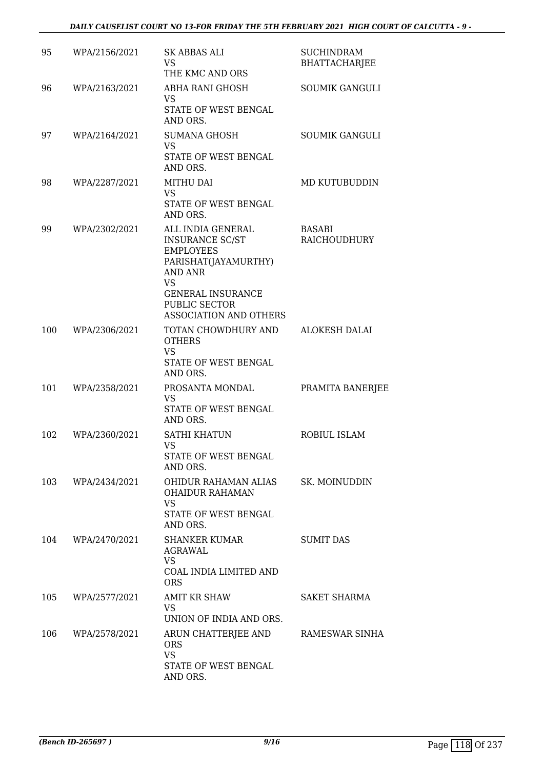| 95 | WPA/2156/2021 | SK ABBAS ALI<br>VS<br>THE KMC AND ORS | SUCHINDRAM BHATTACHARJEE |
|---|---|---|---|
| 96 | WPA/2163/2021 | ABHA RANI GHOSH<br>VS<br>STATE OF WEST BENGAL AND ORS. | SOUMIK GANGULI |
| 97 | WPA/2164/2021 | SUMANA GHOSH<br>VS<br>STATE OF WEST BENGAL AND ORS. | SOUMIK GANGULI |
| 98 | WPA/2287/2021 | MITHU DAI<br>VS<br>STATE OF WEST BENGAL AND ORS. | MD KUTUBUDDIN |
| 99 | WPA/2302/2021 | ALL INDIA GENERAL INSURANCE SC/ST EMPLOYEES PARISHAT(JAYAMURTHY) AND ANR<br>VS<br>GENERAL INSURANCE PUBLIC SECTOR ASSOCIATION AND OTHERS | BASABI RAICHOUDHURY |
| 100 | WPA/2306/2021 | TOTAN CHOWDHURY AND OTHERS<br>VS<br>STATE OF WEST BENGAL AND ORS. | ALOKESH DALAI |
| 101 | WPA/2358/2021 | PROSANTA MONDAL<br>VS<br>STATE OF WEST BENGAL AND ORS. | PRAMITA BANERJEE |
| 102 | WPA/2360/2021 | SATHI KHATUN<br>VS<br>STATE OF WEST BENGAL AND ORS. | ROBIUL ISLAM |
| 103 | WPA/2434/2021 | OHIDUR RAHAMAN ALIAS OHAIDUR RAHAMAN<br>VS<br>STATE OF WEST BENGAL AND ORS. | SK. MOINUDDIN |
| 104 | WPA/2470/2021 | SHANKER KUMAR AGRAWAL<br>VS<br>COAL INDIA LIMITED AND ORS | SUMIT DAS |
| 105 | WPA/2577/2021 | AMIT KR SHAW<br>VS<br>UNION OF INDIA AND ORS. | SAKET SHARMA |
| 106 | WPA/2578/2021 | ARUN CHATTERJEE AND ORS<br>VS<br>STATE OF WEST BENGAL AND ORS. | RAMESWAR SINHA |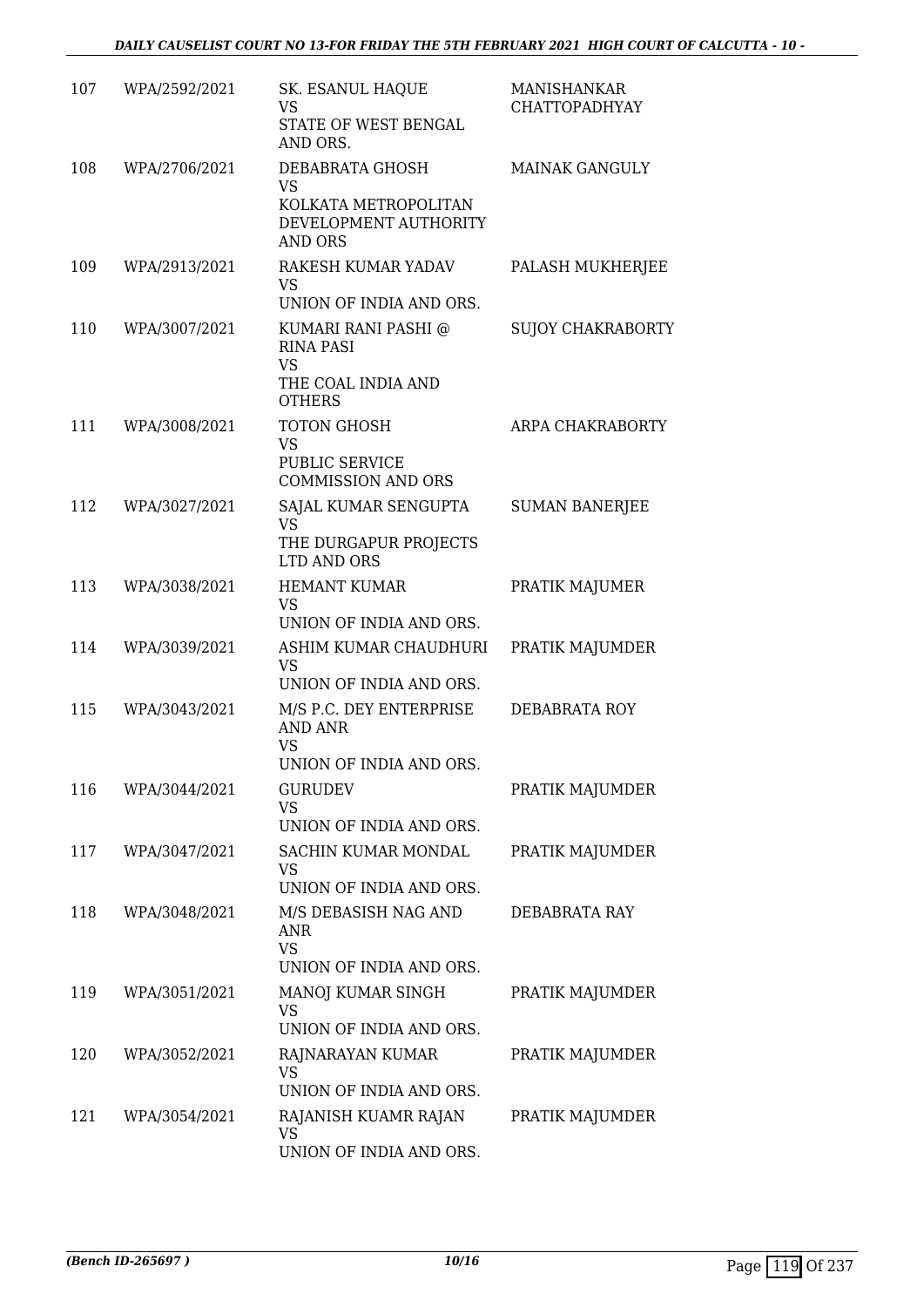| 107 | WPA/2592/2021 | SK. ESANUL HAQUE<br>VS<br>STATE OF WEST BENGAL AND ORS. | MANISHANKAR CHATTOPADHYAY |
|---|---|---|---|
| 108 | WPA/2706/2021 | DEBABRATA GHOSH<br>VS<br>KOLKATA METROPOLITAN DEVELOPMENT AUTHORITY AND ORS | MAINAK GANGULY |
| 109 | WPA/2913/2021 | RAKESH KUMAR YADAV<br>VS<br>UNION OF INDIA AND ORS. | PALASH MUKHERJEE |
| 110 | WPA/3007/2021 | KUMARI RANI PASHI @ RINA PASI<br>VS<br>THE COAL INDIA AND OTHERS | SUJOY CHAKRABORTY |
| 111 | WPA/3008/2021 | TOTON GHOSH<br>VS<br>PUBLIC SERVICE COMMISSION AND ORS | ARPA CHAKRABORTY |
| 112 | WPA/3027/2021 | SAJAL KUMAR SENGUPTA<br>VS<br>THE DURGAPUR PROJECTS LTD AND ORS | SUMAN BANERJEE |
| 113 | WPA/3038/2021 | HEMANT KUMAR<br>VS<br>UNION OF INDIA AND ORS. | PRATIK MAJUMER |
| 114 | WPA/3039/2021 | ASHIM KUMAR CHAUDHURI<br>VS<br>UNION OF INDIA AND ORS. | PRATIK MAJUMDER |
| 115 | WPA/3043/2021 | M/S P.C. DEY ENTERPRISE AND ANR<br>VS<br>UNION OF INDIA AND ORS. | DEBABRATA ROY |
| 116 | WPA/3044/2021 | GURUDEV<br>VS<br>UNION OF INDIA AND ORS. | PRATIK MAJUMDER |
| 117 | WPA/3047/2021 | SACHIN KUMAR MONDAL<br>VS<br>UNION OF INDIA AND ORS. | PRATIK MAJUMDER |
| 118 | WPA/3048/2021 | M/S DEBASISH NAG AND ANR<br>VS<br>UNION OF INDIA AND ORS. | DEBABRATA RAY |
| 119 | WPA/3051/2021 | MANOJ KUMAR SINGH<br>VS<br>UNION OF INDIA AND ORS. | PRATIK MAJUMDER |
| 120 | WPA/3052/2021 | RAJNARAYAN KUMAR<br>VS<br>UNION OF INDIA AND ORS. | PRATIK MAJUMDER |
| 121 | WPA/3054/2021 | RAJANISH KUAMR RAJAN<br>VS<br>UNION OF INDIA AND ORS. | PRATIK MAJUMDER |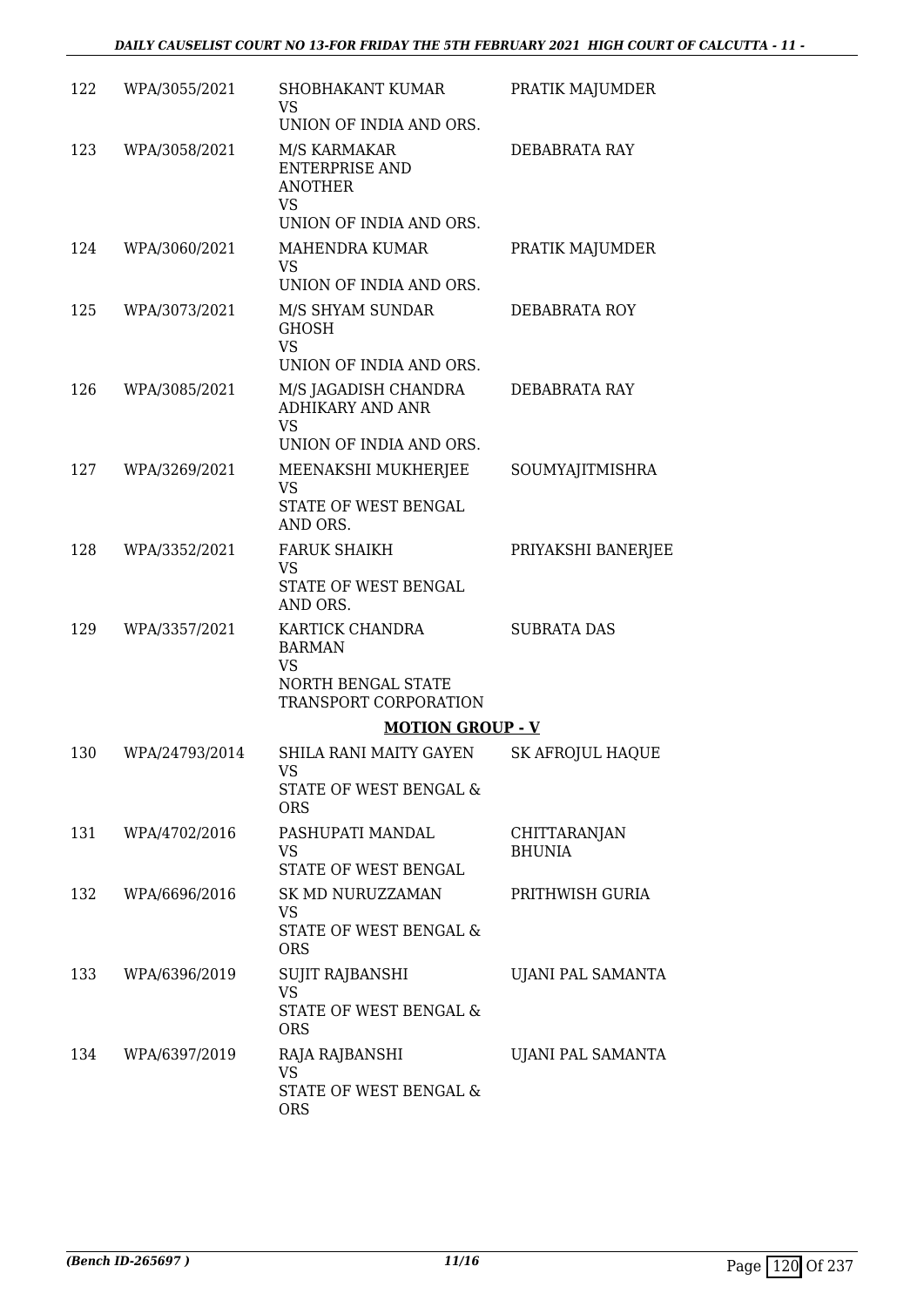| | | | |
|---|---|---|---|
| 122 | WPA/3055/2021 | SHOBHAKANT KUMAR<br>VS<br>UNION OF INDIA AND ORS. | PRATIK MAJUMDER |
| 123 | WPA/3058/2021 | M/S KARMAKAR ENTERPRISE AND ANOTHER<br>VS<br>UNION OF INDIA AND ORS. | DEBABRATA RAY |
| 124 | WPA/3060/2021 | MAHENDRA KUMAR<br>VS<br>UNION OF INDIA AND ORS. | PRATIK MAJUMDER |
| 125 | WPA/3073/2021 | M/S SHYAM SUNDAR GHOSH<br>VS<br>UNION OF INDIA AND ORS. | DEBABRATA ROY |
| 126 | WPA/3085/2021 | M/S JAGADISH CHANDRA ADHIKARY AND ANR<br>VS<br>UNION OF INDIA AND ORS. | DEBABRATA RAY |
| 127 | WPA/3269/2021 | MEENAKSHI MUKHERJEE<br>VS<br>STATE OF WEST BENGAL AND ORS. | SOUMYAJITMISHRA |
| 128 | WPA/3352/2021 | FARUK SHAIKH<br>VS<br>STATE OF WEST BENGAL AND ORS. | PRIYAKSHI BANERJEE |
| 129 | WPA/3357/2021 | KARTICK CHANDRA BARMAN<br>VS<br>NORTH BENGAL STATE TRANSPORT CORPORATION | SUBRATA DAS |

## MOTION GROUP - V

| | | | |
|---|---|---|---|
| 130 | WPA/24793/2014 | SHILA RANI MAITY GAYEN<br>VS<br>STATE OF WEST BENGAL & ORS | SK AFROJUL HAQUE |
| 131 | WPA/4702/2016 | PASHUPATI MANDAL<br>VS<br>STATE OF WEST BENGAL | CHITTARANJAN BHUNIA |
| 132 | WPA/6696/2016 | SK MD NURUZZAMAN<br>VS<br>STATE OF WEST BENGAL & ORS | PRITHWISH GURIA |
| 133 | WPA/6396/2019 | SUJIT RAJBANSHI<br>VS<br>STATE OF WEST BENGAL & ORS | UJANI PAL SAMANTA |
| 134 | WPA/6397/2019 | RAJA RAJBANSHI<br>VS<br>STATE OF WEST BENGAL & ORS | UJANI PAL SAMANTA |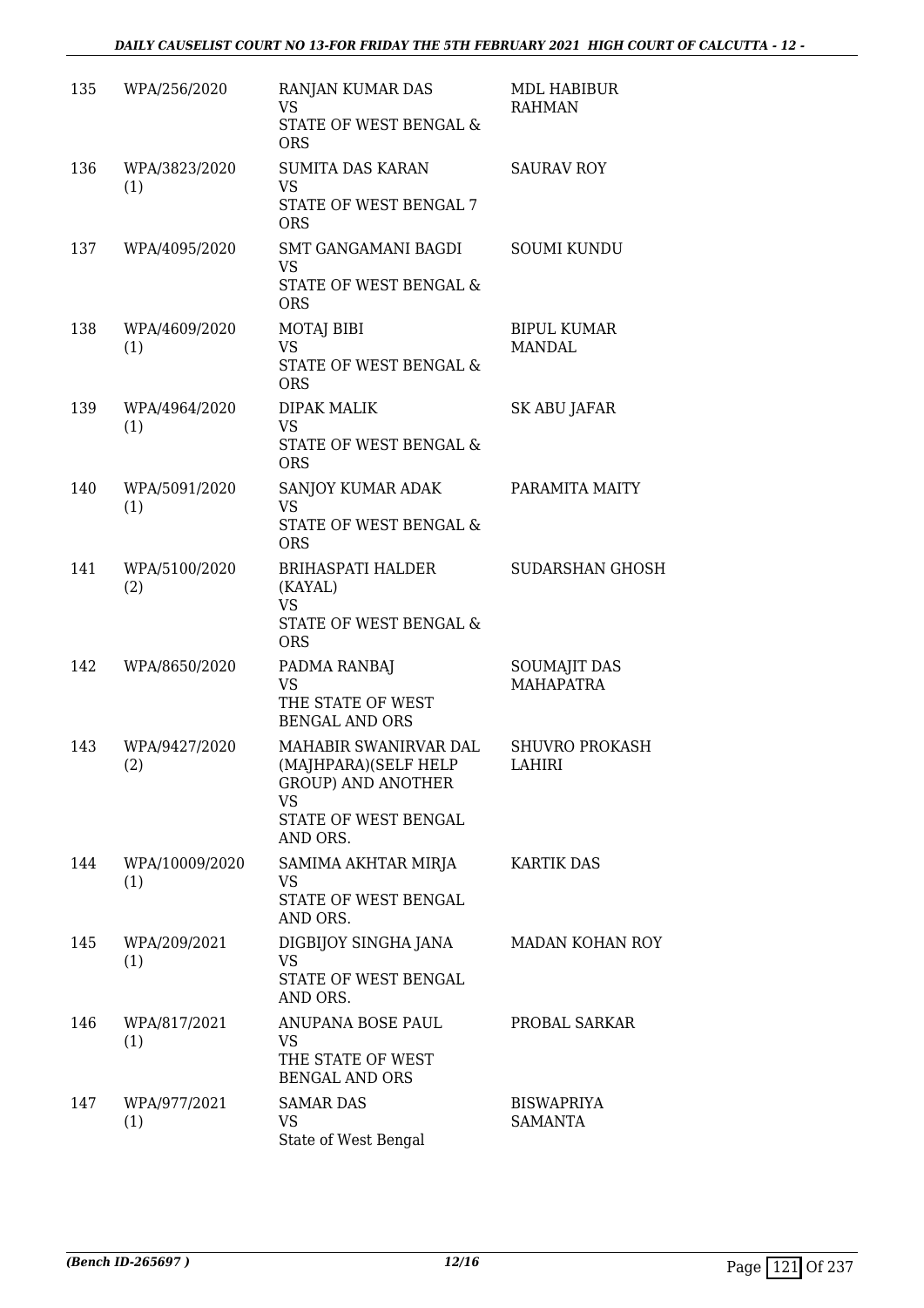| 135 | WPA/256/2020 | RANJAN KUMAR DAS<br>VS<br>STATE OF WEST BENGAL & ORS | MDL HABIBUR RAHMAN |
|---|---|---|---|
| 136 | WPA/3823/2020 (1) | SUMITA DAS KARAN<br>VS<br>STATE OF WEST BENGAL 7 ORS | SAURAV ROY |
| 137 | WPA/4095/2020 | SMT GANGAMANI BAGDI<br>VS<br>STATE OF WEST BENGAL & ORS | SOUMI KUNDU |
| 138 | WPA/4609/2020 (1) | MOTAJ BIBI<br>VS<br>STATE OF WEST BENGAL & ORS | BIPUL KUMAR MANDAL |
| 139 | WPA/4964/2020 (1) | DIPAK MALIK<br>VS<br>STATE OF WEST BENGAL & ORS | SK ABU JAFAR |
| 140 | WPA/5091/2020 (1) | SANJOY KUMAR ADAK<br>VS<br>STATE OF WEST BENGAL & ORS | PARAMITA MAITY |
| 141 | WPA/5100/2020 (2) | BRIHASPATI HALDER (KAYAL)<br>VS<br>STATE OF WEST BENGAL & ORS | SUDARSHAN GHOSH |
| 142 | WPA/8650/2020 | PADMA RANBAJ<br>VS<br>THE STATE OF WEST BENGAL AND ORS | SOUMAJIT DAS MAHAPATRA |
| 143 | WPA/9427/2020 (2) | MAHABIR SWANIRVAR DAL (MAJHPARA)(SELF HELP GROUP) AND ANOTHER<br>VS<br>STATE OF WEST BENGAL AND ORS. | SHUVRO PROKASH LAHIRI |
| 144 | WPA/10009/2020 (1) | SAMIMA AKHTAR MIRJA<br>VS<br>STATE OF WEST BENGAL AND ORS. | KARTIK DAS |
| 145 | WPA/209/2021 (1) | DIGBIJOY SINGHA JANA<br>VS<br>STATE OF WEST BENGAL AND ORS. | MADAN KOHAN ROY |
| 146 | WPA/817/2021 (1) | ANUPANA BOSE PAUL<br>VS<br>THE STATE OF WEST BENGAL AND ORS | PROBAL SARKAR |
| 147 | WPA/977/2021 (1) | SAMAR DAS<br>VS<br>State of West Bengal | BISWAPRIYA SAMANTA |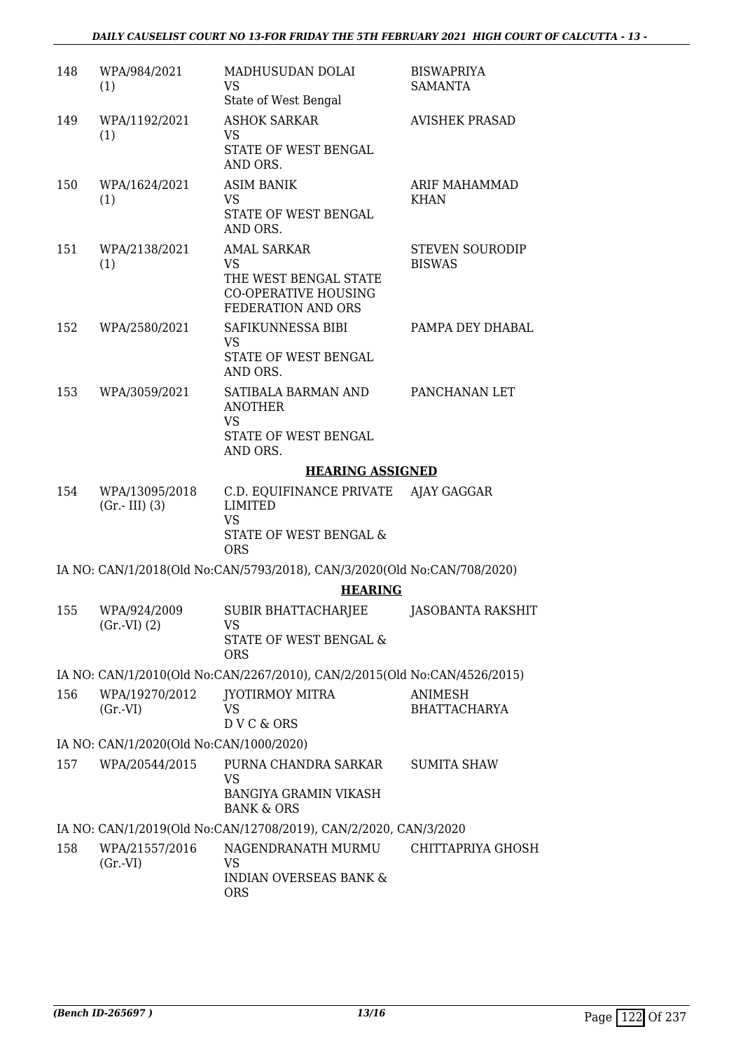| | | | |
|---|---|---|---|
| 148 | WPA/984/2021 (1) | MADHUSUDAN DOLAI VS State of West Bengal | BISWAPRIYA SAMANTA |
| 149 | WPA/1192/2021 (1) | ASHOK SARKAR VS STATE OF WEST BENGAL AND ORS. | AVISHEK PRASAD |
| 150 | WPA/1624/2021 (1) | ASIM BANIK VS STATE OF WEST BENGAL AND ORS. | ARIF MAHAMMAD KHAN |
| 151 | WPA/2138/2021 (1) | AMAL SARKAR VS THE WEST BENGAL STATE CO-OPERATIVE HOUSING FEDERATION AND ORS | STEVEN SOURODIP BISWAS |
| 152 | WPA/2580/2021 | SAFIKUNNESSA BIBI VS STATE OF WEST BENGAL AND ORS. | PAMPA DEY DHABAL |
| 153 | WPA/3059/2021 | SATIBALA BARMAN AND ANOTHER VS STATE OF WEST BENGAL AND ORS. | PANCHANAN LET |

**HEARING ASSIGNED**

| | | | |
|---|---|---|---|
| 154 | WPA/13095/2018 (Gr.- III) (3) | C.D. EQUIFINANCE PRIVATE LIMITED VS STATE OF WEST BENGAL & ORS | AJAY GAGGAR |

IA NO: CAN/1/2018(Old No:CAN/5793/2018), CAN/3/2020(Old No:CAN/708/2020)

**HEARING**

| | | | |
|---|---|---|---|
| 155 | WPA/924/2009 (Gr.-VI) (2) | SUBIR BHATTACHARJEE VS STATE OF WEST BENGAL & ORS | JASOBANTA RAKSHIT |

IA NO: CAN/1/2010(Old No:CAN/2267/2010), CAN/2/2015(Old No:CAN/4526/2015)

| | | | |
|---|---|---|---|
| 156 | WPA/19270/2012 (Gr.-VI) | JYOTIRMOY MITRA VS D V C & ORS | ANIMESH BHATTACHARYA |

IA NO: CAN/1/2020(Old No:CAN/1000/2020)

| | | | |
|---|---|---|---|
| 157 | WPA/20544/2015 | PURNA CHANDRA SARKAR VS BANGIYA GRAMIN VIKASH BANK & ORS | SUMITA SHAW |

IA NO: CAN/1/2019(Old No:CAN/12708/2019), CAN/2/2020, CAN/3/2020

| | | | |
|---|---|---|---|
| 158 | WPA/21557/2016 (Gr.-VI) | NAGENDRANATH MURMU VS INDIAN OVERSEAS BANK & ORS | CHITTAPRIYA GHOSH |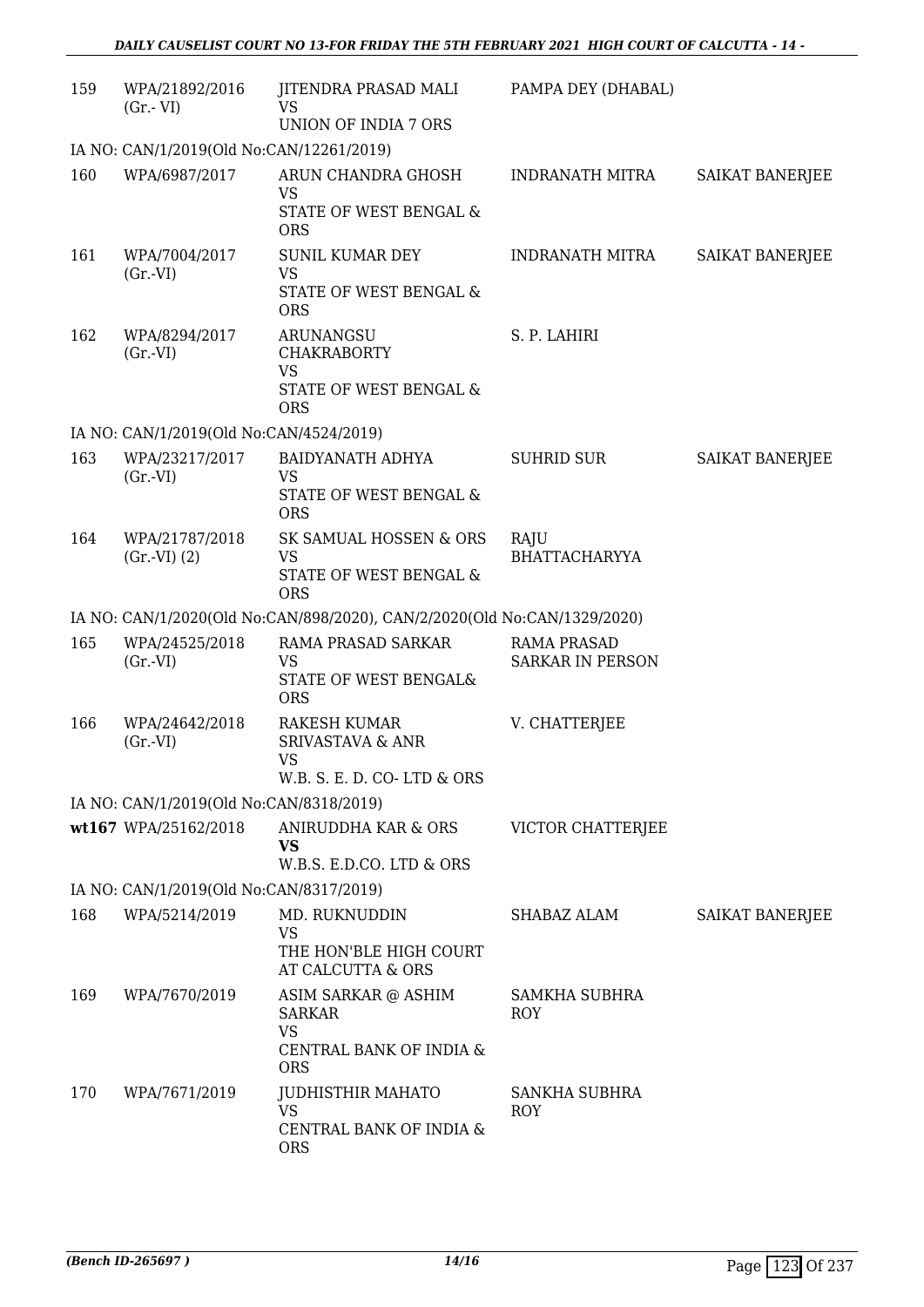| | | | | |
|---|---|---|---|---|
| 159 | WPA/21892/2016 (Gr.- VI) | JITENDRA PRASAD MALI VS UNION OF INDIA 7 ORS | PAMPA DEY (DHABAL) | |
| IA NO: CAN/1/2019(Old No:CAN/12261/2019) | | | | |
| 160 | WPA/6987/2017 | ARUN CHANDRA GHOSH VS STATE OF WEST BENGAL & ORS | INDRANATH MITRA | SAIKAT BANERJEE |
| 161 | WPA/7004/2017 (Gr.-VI) | SUNIL KUMAR DEY VS STATE OF WEST BENGAL & ORS | INDRANATH MITRA | SAIKAT BANERJEE |
| 162 | WPA/8294/2017 (Gr.-VI) | ARUNANGSU CHAKRABORTY VS STATE OF WEST BENGAL & ORS | S. P. LAHIRI | |
| IA NO: CAN/1/2019(Old No:CAN/4524/2019) | | | | |
| 163 | WPA/23217/2017 (Gr.-VI) | BAIDYANATH ADHYA VS STATE OF WEST BENGAL & ORS | SUHRID SUR | SAIKAT BANERJEE |
| 164 | WPA/21787/2018 (Gr.-VI) (2) | SK SAMUAL HOSSEN & ORS VS STATE OF WEST BENGAL & ORS | RAJU BHATTACHARYYA | |
| IA NO: CAN/1/2020(Old No:CAN/898/2020), CAN/2/2020(Old No:CAN/1329/2020) | | | | |
| 165 | WPA/24525/2018 (Gr.-VI) | RAMA PRASAD SARKAR VS STATE OF WEST BENGAL& ORS | RAMA PRASAD SARKAR IN PERSON | |
| 166 | WPA/24642/2018 (Gr.-VI) | RAKESH KUMAR SRIVASTAVA & ANR VS W.B. S. E. D. CO- LTD & ORS | V. CHATTERJEE | |
| IA NO: CAN/1/2019(Old No:CAN/8318/2019) | | | | |
| wt167 | WPA/25162/2018 | ANIRUDDHA KAR & ORS **VS** W.B.S. E.D.CO. LTD & ORS | VICTOR CHATTERJEE | |
| IA NO: CAN/1/2019(Old No:CAN/8317/2019) | | | | |
| 168 | WPA/5214/2019 | MD. RUKNUDDIN VS THE HON'BLE HIGH COURT AT CALCUTTA & ORS | SHABAZ ALAM | SAIKAT BANERJEE |
| 169 | WPA/7670/2019 | ASIM SARKAR @ ASHIM SARKAR VS CENTRAL BANK OF INDIA & ORS | SAMKHA SUBHRA ROY | |
| 170 | WPA/7671/2019 | JUDHISTHIR MAHATO VS CENTRAL BANK OF INDIA & ORS | SANKHA SUBHRA ROY | |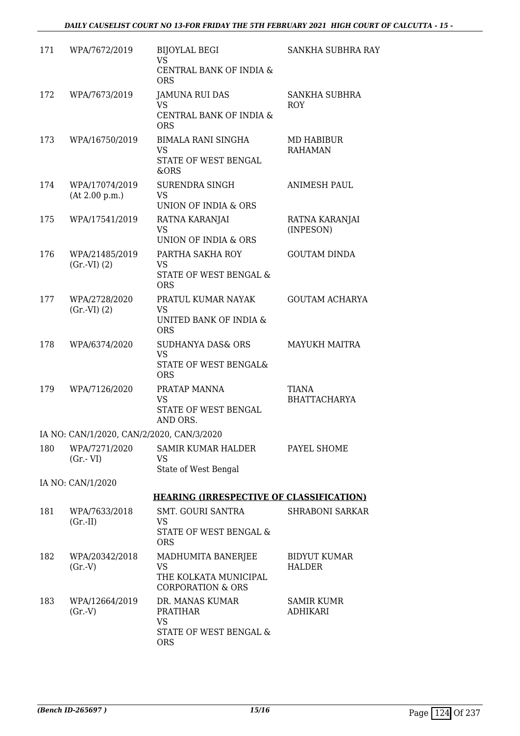| | | | |
|---|---|---|---|
| 171 | WPA/7672/2019 | BIJOYLAL BEGI<br>VS<br>CENTRAL BANK OF INDIA & ORS | SANKHA SUBHRA RAY |
| 172 | WPA/7673/2019 | JAMUNA RUI DAS<br>VS<br>CENTRAL BANK OF INDIA & ORS | SANKHA SUBHRA ROY |
| 173 | WPA/16750/2019 | BIMALA RANI SINGHA<br>VS<br>STATE OF WEST BENGAL &ORS | MD HABIBUR RAHAMAN |
| 174 | WPA/17074/2019<br>(At 2.00 p.m.) | SURENDRA SINGH<br>VS<br>UNION OF INDIA & ORS | ANIMESH PAUL |
| 175 | WPA/17541/2019 | RATNA KARANJAI<br>VS<br>UNION OF INDIA & ORS | RATNA KARANJAI (INPESON) |
| 176 | WPA/21485/2019<br>(Gr.-VI) (2) | PARTHA SAKHA ROY<br>VS<br>STATE OF WEST BENGAL & ORS | GOUTAM DINDA |
| 177 | WPA/2728/2020<br>(Gr.-VI) (2) | PRATUL KUMAR NAYAK<br>VS<br>UNITED BANK OF INDIA & ORS | GOUTAM ACHARYA |
| 178 | WPA/6374/2020 | SUDHANYA DAS& ORS<br>VS<br>STATE OF WEST BENGAL& ORS | MAYUKH MAITRA |
| 179 | WPA/7126/2020 | PRATAP MANNA<br>VS<br>STATE OF WEST BENGAL AND ORS. | TIANA BHATTACHARYA |

IA NO: CAN/1/2020, CAN/2/2020, CAN/3/2020

| | | | |
|---|---|---|---|
| 180 | WPA/7271/2020<br>(Gr.- VI) | SAMIR KUMAR HALDER<br>VS<br>State of West Bengal | PAYEL SHOME |

IA NO: CAN/1/2020

**HEARING (IRRESPECTIVE OF CLASSIFICATION)**

| | | | |
|---|---|---|---|
| 181 | WPA/7633/2018<br>(Gr.-II) | SMT. GOURI SANTRA<br>VS<br>STATE OF WEST BENGAL & ORS | SHRABONI SARKAR |
| 182 | WPA/20342/2018<br>(Gr.-V) | MADHUMITA BANERJEE<br>VS<br>THE KOLKATA MUNICIPAL CORPORATION & ORS | BIDYUT KUMAR HALDER |
| 183 | WPA/12664/2019<br>(Gr.-V) | DR. MANAS KUMAR PRATIHAR<br>VS<br>STATE OF WEST BENGAL & ORS | SAMIR KUMR ADHIKARI |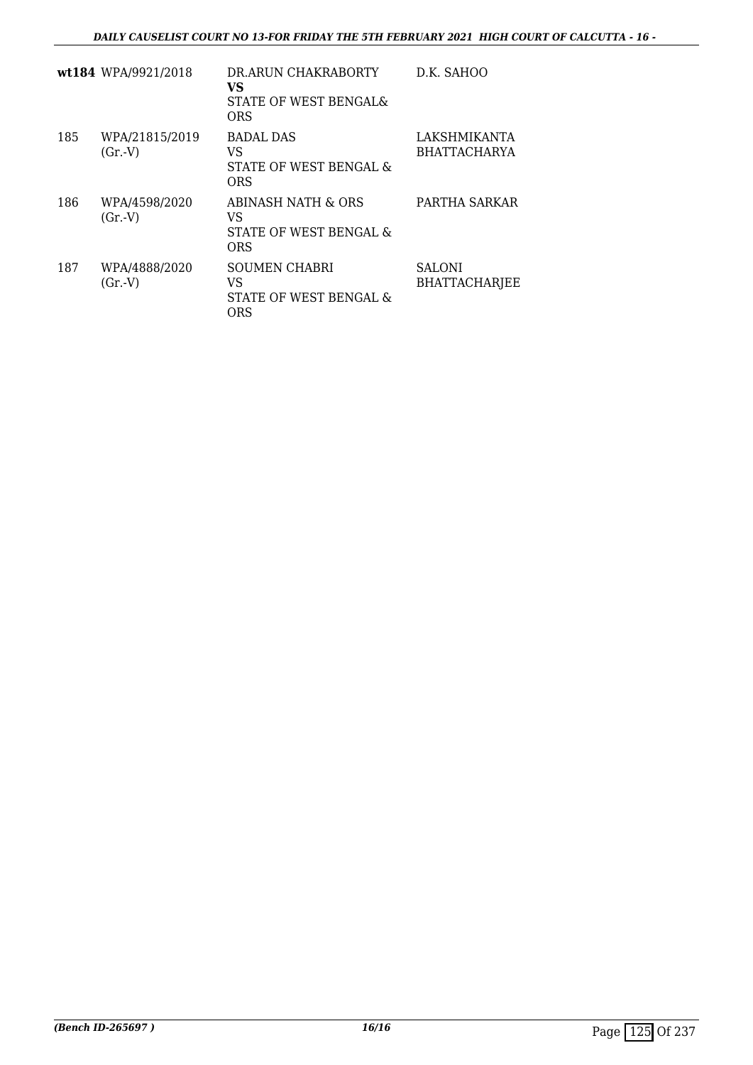| | | | |
|---|---|---|---|
| **wt184** | WPA/9921/2018 | DR.ARUN CHAKRABORTY<br>**VS**<br>STATE OF WEST BENGAL& ORS | D.K. SAHOO |
| 185 | WPA/21815/2019<br>(Gr.-V) | BADAL DAS<br>VS<br>STATE OF WEST BENGAL & ORS | LAKSHMIKANTA BHATTACHARYA |
| 186 | WPA/4598/2020<br>(Gr.-V) | ABINASH NATH & ORS<br>VS<br>STATE OF WEST BENGAL & ORS | PARTHA SARKAR |
| 187 | WPA/4888/2020<br>(Gr.-V) | SOUMEN CHABRI<br>VS<br>STATE OF WEST BENGAL & ORS | SALONI BHATTACHARJEE |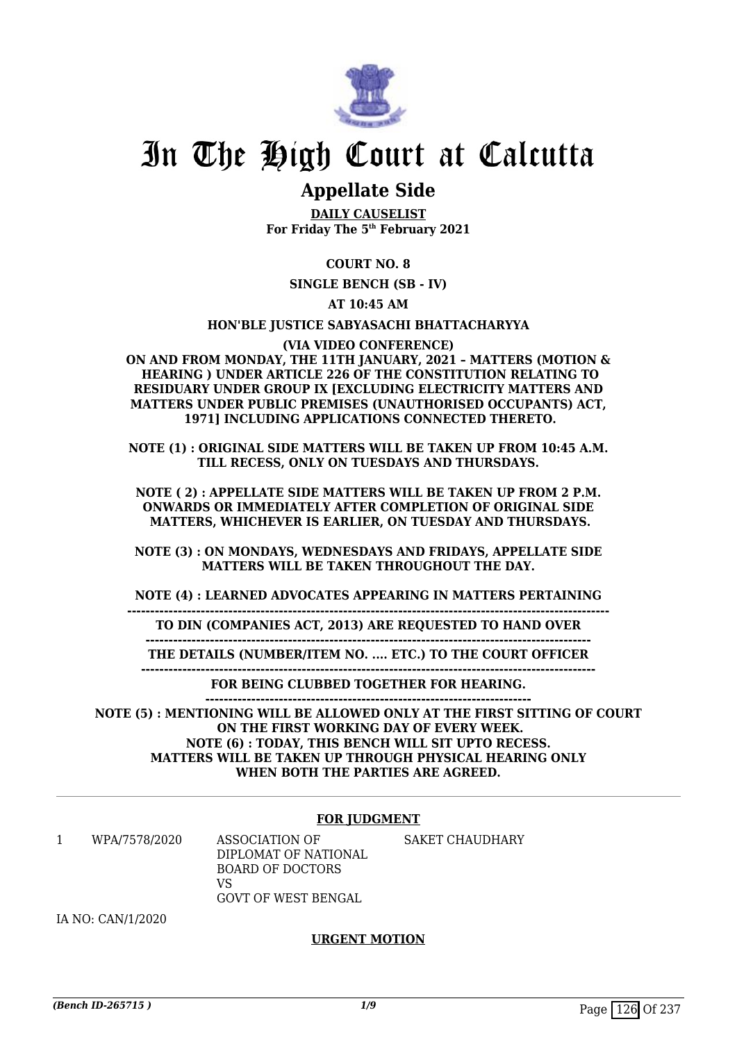# In The High Court at Calcutta

## Appellate Side

**DAILY CAUSELIST**
**For Friday The 5th February 2021**

**COURT NO. 8**

**SINGLE BENCH (SB - IV)**

**AT 10:45 AM**

**HON'BLE JUSTICE SABYASACHI BHATTACHARYYA**

**(VIA VIDEO CONFERENCE)**
**ON AND FROM MONDAY, THE 11TH JANUARY, 2021 – MATTERS (MOTION & HEARING ) UNDER ARTICLE 226 OF THE CONSTITUTION RELATING TO RESIDUARY UNDER GROUP IX [EXCLUDING ELECTRICITY MATTERS AND MATTERS UNDER PUBLIC PREMISES (UNAUTHORISED OCCUPANTS) ACT, 1971] INCLUDING APPLICATIONS CONNECTED THERETO.**

**NOTE (1) : ORIGINAL SIDE MATTERS WILL BE TAKEN UP FROM 10:45 A.M. TILL RECESS, ONLY ON TUESDAYS AND THURSDAYS.**

**NOTE ( 2) : APPELLATE SIDE MATTERS WILL BE TAKEN UP FROM 2 P.M. ONWARDS OR IMMEDIATELY AFTER COMPLETION OF ORIGINAL SIDE MATTERS, WHICHEVER IS EARLIER, ON TUESDAY AND THURSDAYS.**

**NOTE (3) : ON MONDAYS, WEDNESDAYS AND FRIDAYS, APPELLATE SIDE MATTERS WILL BE TAKEN THROUGHOUT THE DAY.**

**NOTE (4) : LEARNED ADVOCATES APPEARING IN MATTERS PERTAINING TO DIN (COMPANIES ACT, 2013) ARE REQUESTED TO HAND OVER THE DETAILS (NUMBER/ITEM NO. .... ETC.) TO THE COURT OFFICER FOR BEING CLUBBED TOGETHER FOR HEARING.**

**NOTE (5) : MENTIONING WILL BE ALLOWED ONLY AT THE FIRST SITTING OF COURT ON THE FIRST WORKING DAY OF EVERY WEEK.**
**NOTE (6) : TODAY, THIS BENCH WILL SIT UPTO RECESS.**
**MATTERS WILL BE TAKEN UP THROUGH PHYSICAL HEARING ONLY WHEN BOTH THE PARTIES ARE AGREED.**

---

**FOR JUDGMENT**

| | | | |
|---|---|---|---|
| 1 | WPA/7578/2020 | ASSOCIATION OF DIPLOMAT OF NATIONAL BOARD OF DOCTORS<br>VS<br>GOVT OF WEST BENGAL | SAKET CHAUDHARY |

IA NO: CAN/1/2020

**URGENT MOTION**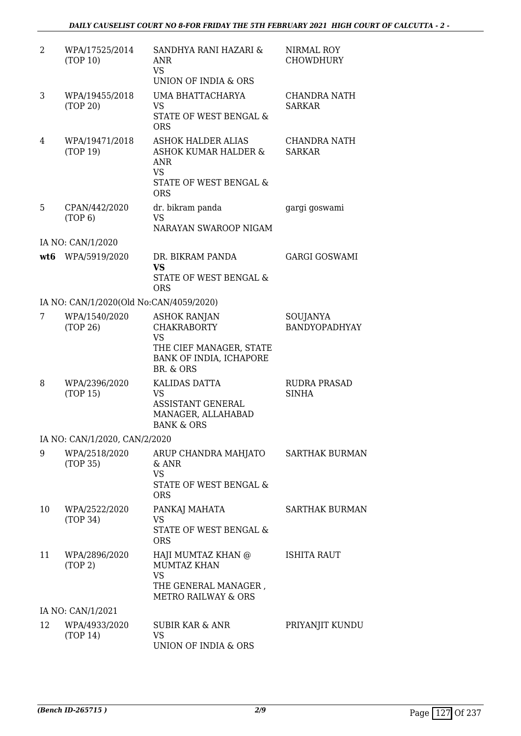| | | | |
|---|---|---|---|
| 2 | WPA/17525/2014 (TOP 10) | SANDHYA RANI HAZARI & ANR<br>VS<br>UNION OF INDIA & ORS | NIRMAL ROY CHOWDHURY |
| 3 | WPA/19455/2018 (TOP 20) | UMA BHATTACHARYA<br>VS<br>STATE OF WEST BENGAL & ORS | CHANDRA NATH SARKAR |
| 4 | WPA/19471/2018 (TOP 19) | ASHOK HALDER ALIAS ASHOK KUMAR HALDER & ANR<br>VS<br>STATE OF WEST BENGAL & ORS | CHANDRA NATH SARKAR |
| 5 | CPAN/442/2020 (TOP 6) | dr. bikram panda<br>VS<br>NARAYAN SWAROOP NIGAM | gargi goswami |
| | IA NO: CAN/1/2020 | | |
| **wt6** | WPA/5919/2020 | DR. BIKRAM PANDA<br>**VS**<br>STATE OF WEST BENGAL & ORS | GARGI GOSWAMI |
| | IA NO: CAN/1/2020(Old No:CAN/4059/2020) | | |
| 7 | WPA/1540/2020 (TOP 26) | ASHOK RANJAN CHAKRABORTY<br>VS<br>THE CIEF MANAGER, STATE BANK OF INDIA, ICHAPORE BR. & ORS | SOUJANYA BANDYOPADHYAY |
| 8 | WPA/2396/2020 (TOP 15) | KALIDAS DATTA<br>VS<br>ASSISTANT GENERAL MANAGER, ALLAHABAD BANK & ORS | RUDRA PRASAD SINHA |
| | IA NO: CAN/1/2020, CAN/2/2020 | | |
| 9 | WPA/2518/2020 (TOP 35) | ARUP CHANDRA MAHJATO & ANR<br>VS<br>STATE OF WEST BENGAL & ORS | SARTHAK BURMAN |
| 10 | WPA/2522/2020 (TOP 34) | PANKAJ MAHATA<br>VS<br>STATE OF WEST BENGAL & ORS | SARTHAK BURMAN |
| 11 | WPA/2896/2020 (TOP 2) | HAJI MUMTAZ KHAN @ MUMTAZ KHAN<br>VS<br>THE GENERAL MANAGER , METRO RAILWAY & ORS | ISHITA RAUT |
| | IA NO: CAN/1/2021 | | |
| 12 | WPA/4933/2020 (TOP 14) | SUBIR KAR & ANR<br>VS<br>UNION OF INDIA & ORS | PRIYANJIT KUNDU |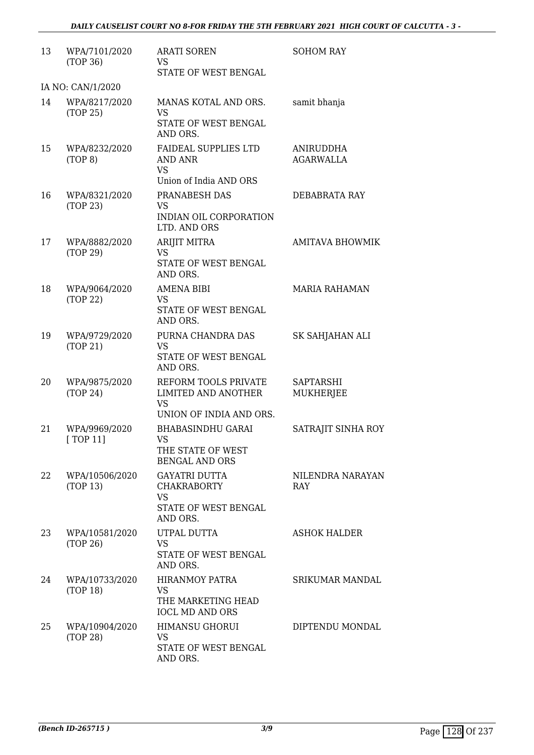| | | | |
|---|---|---|---|
| 13 | WPA/7101/2020 (TOP 36) | ARATI SOREN VS STATE OF WEST BENGAL | SOHOM RAY |
| | IA NO: CAN/1/2020 | | |
| 14 | WPA/8217/2020 (TOP 25) | MANAS KOTAL AND ORS. VS STATE OF WEST BENGAL AND ORS. | samit bhanja |
| 15 | WPA/8232/2020 (TOP 8) | FAIDEAL SUPPLIES LTD AND ANR VS Union of India AND ORS | ANIRUDDHA AGARWALLA |
| 16 | WPA/8321/2020 (TOP 23) | PRANABESH DAS VS INDIAN OIL CORPORATION LTD. AND ORS | DEBABRATA RAY |
| 17 | WPA/8882/2020 (TOP 29) | ARIJIT MITRA VS STATE OF WEST BENGAL AND ORS. | AMITAVA BHOWMIK |
| 18 | WPA/9064/2020 (TOP 22) | AMENA BIBI VS STATE OF WEST BENGAL AND ORS. | MARIA RAHAMAN |
| 19 | WPA/9729/2020 (TOP 21) | PURNA CHANDRA DAS VS STATE OF WEST BENGAL AND ORS. | SK SAHJAHAN ALI |
| 20 | WPA/9875/2020 (TOP 24) | REFORM TOOLS PRIVATE LIMITED AND ANOTHER VS UNION OF INDIA AND ORS. | SAPTARSHI MUKHERJEE |
| 21 | WPA/9969/2020 [ TOP 11] | BHABASINDHU GARAI VS THE STATE OF WEST BENGAL AND ORS | SATRAJIT SINHA ROY |
| 22 | WPA/10506/2020 (TOP 13) | GAYATRI DUTTA CHAKRABORTY VS STATE OF WEST BENGAL AND ORS. | NILENDRA NARAYAN RAY |
| 23 | WPA/10581/2020 (TOP 26) | UTPAL DUTTA VS STATE OF WEST BENGAL AND ORS. | ASHOK HALDER |
| 24 | WPA/10733/2020 (TOP 18) | HIRANMOY PATRA VS THE MARKETING HEAD IOCL MD AND ORS | SRIKUMAR MANDAL |
| 25 | WPA/10904/2020 (TOP 28) | HIMANSU GHORUI VS STATE OF WEST BENGAL AND ORS. | DIPTENDU MONDAL |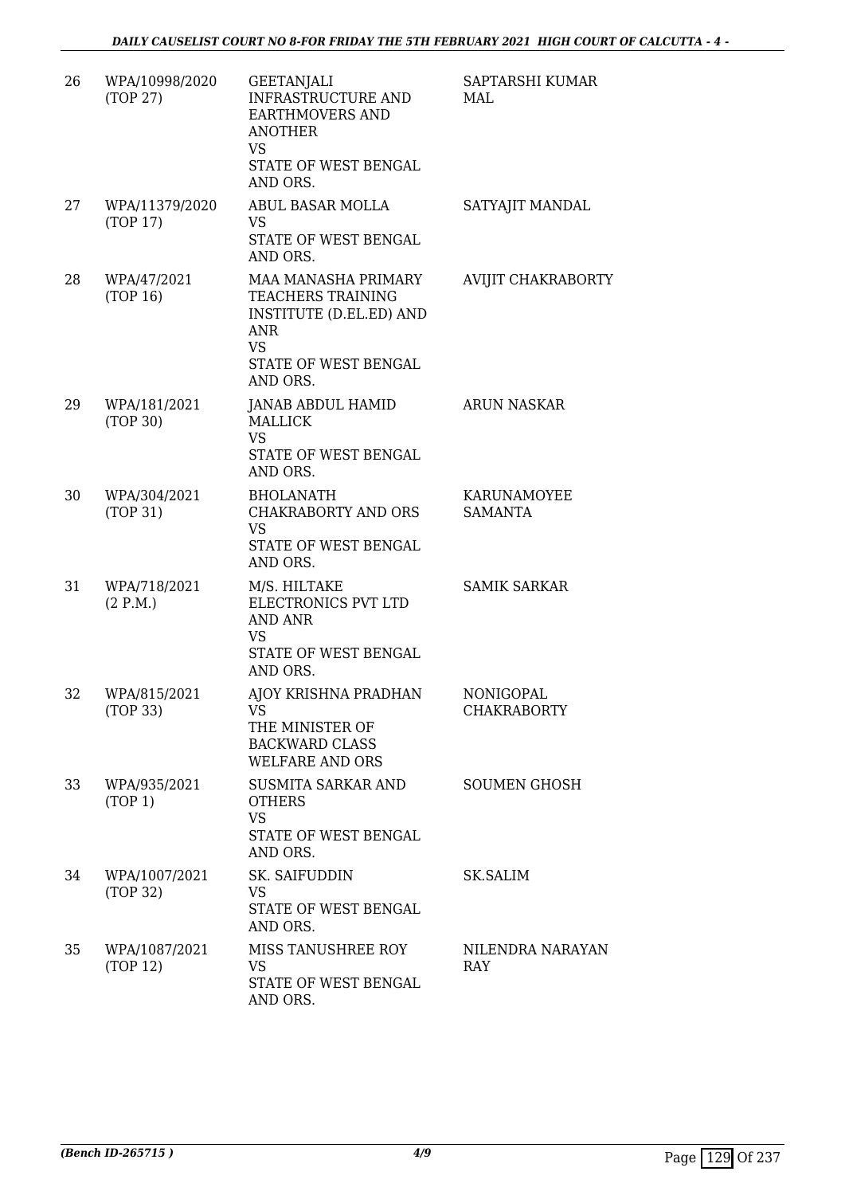| 26 | WPA/10998/2020 (TOP 27) | GEETANJALI INFRASTRUCTURE AND EARTHMOVERS AND ANOTHER VS STATE OF WEST BENGAL AND ORS. | SAPTARSHI KUMAR MAL |
|---|---|---|---|
| 27 | WPA/11379/2020 (TOP 17) | ABUL BASAR MOLLA VS STATE OF WEST BENGAL AND ORS. | SATYAJIT MANDAL |
| 28 | WPA/47/2021 (TOP 16) | MAA MANASHA PRIMARY TEACHERS TRAINING INSTITUTE (D.EL.ED) AND ANR VS STATE OF WEST BENGAL AND ORS. | AVIJIT CHAKRABORTY |
| 29 | WPA/181/2021 (TOP 30) | JANAB ABDUL HAMID MALLICK VS STATE OF WEST BENGAL AND ORS. | ARUN NASKAR |
| 30 | WPA/304/2021 (TOP 31) | BHOLANATH CHAKRABORTY AND ORS VS STATE OF WEST BENGAL AND ORS. | KARUNAMOYEE SAMANTA |
| 31 | WPA/718/2021 (2 P.M.) | M/S. HILTAKE ELECTRONICS PVT LTD AND ANR VS STATE OF WEST BENGAL AND ORS. | SAMIK SARKAR |
| 32 | WPA/815/2021 (TOP 33) | AJOY KRISHNA PRADHAN VS THE MINISTER OF BACKWARD CLASS WELFARE AND ORS | NONIGOPAL CHAKRABORTY |
| 33 | WPA/935/2021 (TOP 1) | SUSMITA SARKAR AND OTHERS VS STATE OF WEST BENGAL AND ORS. | SOUMEN GHOSH |
| 34 | WPA/1007/2021 (TOP 32) | SK. SAIFUDDIN VS STATE OF WEST BENGAL AND ORS. | SK.SALIM |
| 35 | WPA/1087/2021 (TOP 12) | MISS TANUSHREE ROY VS STATE OF WEST BENGAL AND ORS. | NILENDRA NARAYAN RAY |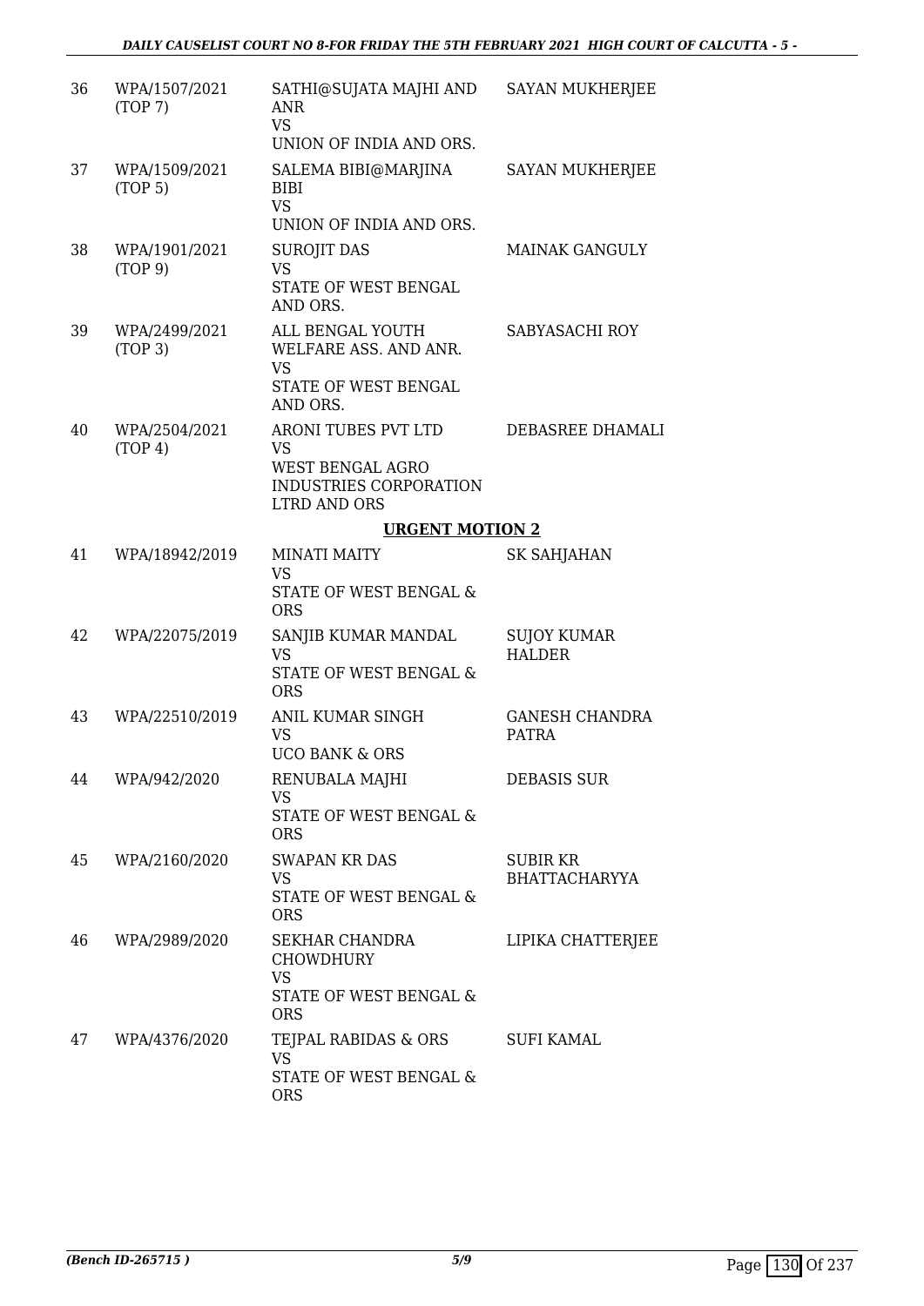| 36 | WPA/1507/2021 (TOP 7) | SATHI@SUJATA MAJHI AND ANR VS UNION OF INDIA AND ORS. | SAYAN MUKHERJEE |
|---|---|---|---|
| 37 | WPA/1509/2021 (TOP 5) | SALEMA BIBI@MARJINA BIBI VS UNION OF INDIA AND ORS. | SAYAN MUKHERJEE |
| 38 | WPA/1901/2021 (TOP 9) | SUROJIT DAS VS STATE OF WEST BENGAL AND ORS. | MAINAK GANGULY |
| 39 | WPA/2499/2021 (TOP 3) | ALL BENGAL YOUTH WELFARE ASS. AND ANR. VS STATE OF WEST BENGAL AND ORS. | SABYASACHI ROY |
| 40 | WPA/2504/2021 (TOP 4) | ARONI TUBES PVT LTD VS WEST BENGAL AGRO INDUSTRIES CORPORATION LTRD AND ORS | DEBASREE DHAMALI |

**URGENT MOTION 2**

| 41 | WPA/18942/2019 | MINATI MAITY VS STATE OF WEST BENGAL & ORS | SK SAHJAHAN |
|---|---|---|---|
| 42 | WPA/22075/2019 | SANJIB KUMAR MANDAL VS STATE OF WEST BENGAL & ORS | SUJOY KUMAR HALDER |
| 43 | WPA/22510/2019 | ANIL KUMAR SINGH VS UCO BANK & ORS | GANESH CHANDRA PATRA |
| 44 | WPA/942/2020 | RENUBALA MAJHI VS STATE OF WEST BENGAL & ORS | DEBASIS SUR |
| 45 | WPA/2160/2020 | SWAPAN KR DAS VS STATE OF WEST BENGAL & ORS | SUBIR KR BHATTACHARYYA |
| 46 | WPA/2989/2020 | SEKHAR CHANDRA CHOWDHURY VS STATE OF WEST BENGAL & ORS | LIPIKA CHATTERJEE |
| 47 | WPA/4376/2020 | TEJPAL RABIDAS & ORS VS STATE OF WEST BENGAL & ORS | SUFI KAMAL |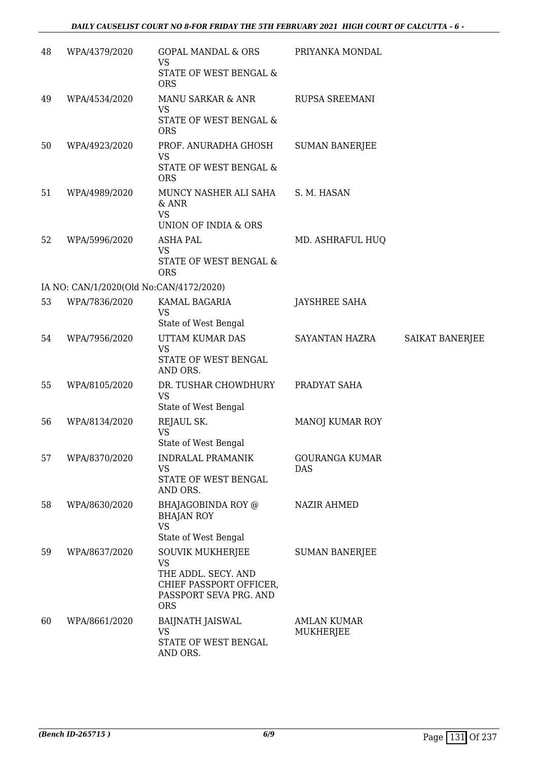| 48 | WPA/4379/2020 | GOPAL MANDAL & ORS<br>VS<br>STATE OF WEST BENGAL & ORS | PRIYANKA MONDAL | |
|---|---|---|---|---|
| 49 | WPA/4534/2020 | MANU SARKAR & ANR<br>VS<br>STATE OF WEST BENGAL & ORS | RUPSA SREEMANI | |
| 50 | WPA/4923/2020 | PROF. ANURADHA GHOSH<br>VS<br>STATE OF WEST BENGAL & ORS | SUMAN BANERJEE | |
| 51 | WPA/4989/2020 | MUNCY NASHER ALI SAHA & ANR<br>VS<br>UNION OF INDIA & ORS | S. M. HASAN | |
| 52 | WPA/5996/2020 | ASHA PAL<br>VS<br>STATE OF WEST BENGAL & ORS | MD. ASHRAFUL HUQ | |
| | IA NO: CAN/1/2020(Old No:CAN/4172/2020) | | | |
| 53 | WPA/7836/2020 | KAMAL BAGARIA<br>VS<br>State of West Bengal | JAYSHREE SAHA | |
| 54 | WPA/7956/2020 | UTTAM KUMAR DAS<br>VS<br>STATE OF WEST BENGAL AND ORS. | SAYANTAN HAZRA | SAIKAT BANERJEE |
| 55 | WPA/8105/2020 | DR. TUSHAR CHOWDHURY<br>VS<br>State of West Bengal | PRADYAT SAHA | |
| 56 | WPA/8134/2020 | REJAUL SK.<br>VS<br>State of West Bengal | MANOJ KUMAR ROY | |
| 57 | WPA/8370/2020 | INDRALAL PRAMANIK<br>VS<br>STATE OF WEST BENGAL AND ORS. | GOURANGA KUMAR DAS | |
| 58 | WPA/8630/2020 | BHAJAGOBINDA ROY @ BHAJAN ROY<br>VS<br>State of West Bengal | NAZIR AHMED | |
| 59 | WPA/8637/2020 | SOUVIK MUKHERJEE<br>VS<br>THE ADDL. SECY. AND CHIEF PASSPORT OFFICER, PASSPORT SEVA PRG. AND ORS | SUMAN BANERJEE | |
| 60 | WPA/8661/2020 | BAIJNATH JAISWAL<br>VS<br>STATE OF WEST BENGAL AND ORS. | AMLAN KUMAR MUKHERJEE | |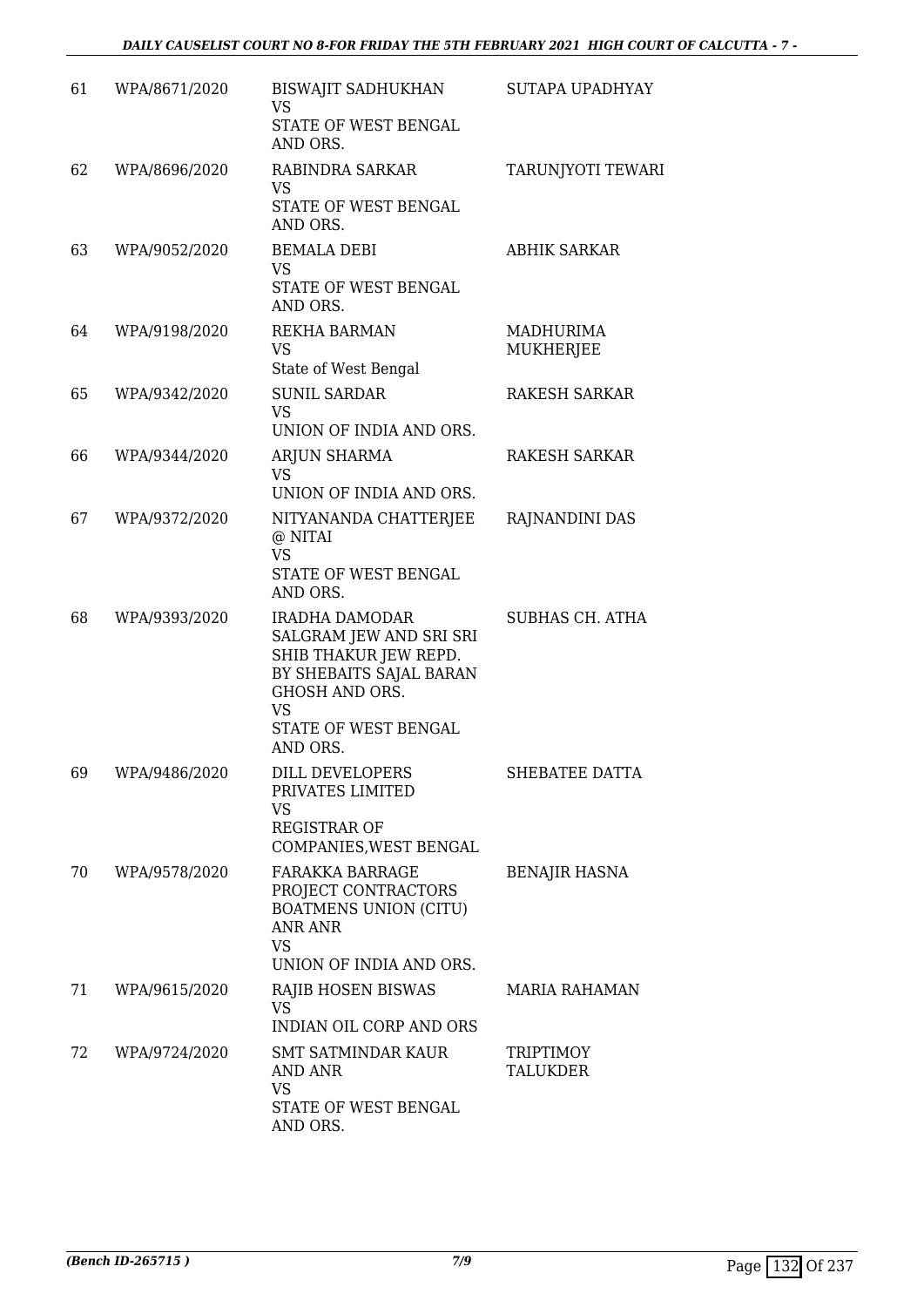| | | | |
|---|---|---|---|
| 61 | WPA/8671/2020 | BISWAJIT SADHUKHAN<br>VS<br>STATE OF WEST BENGAL AND ORS. | SUTAPA UPADHYAY |
| 62 | WPA/8696/2020 | RABINDRA SARKAR<br>VS<br>STATE OF WEST BENGAL AND ORS. | TARUNJYOTI TEWARI |
| 63 | WPA/9052/2020 | BEMALA DEBI<br>VS<br>STATE OF WEST BENGAL AND ORS. | ABHIK SARKAR |
| 64 | WPA/9198/2020 | REKHA BARMAN<br>VS<br>State of West Bengal | MADHURIMA MUKHERJEE |
| 65 | WPA/9342/2020 | SUNIL SARDAR<br>VS<br>UNION OF INDIA AND ORS. | RAKESH SARKAR |
| 66 | WPA/9344/2020 | ARJUN SHARMA<br>VS<br>UNION OF INDIA AND ORS. | RAKESH SARKAR |
| 67 | WPA/9372/2020 | NITYANANDA CHATTERJEE @ NITAI<br>VS<br>STATE OF WEST BENGAL AND ORS. | RAJNANDINI DAS |
| 68 | WPA/9393/2020 | IRADHA DAMODAR SALGRAM JEW AND SRI SRI SHIB THAKUR JEW REPD. BY SHEBAITS SAJAL BARAN GHOSH AND ORS.<br>VS<br>STATE OF WEST BENGAL AND ORS. | SUBHAS CH. ATHA |
| 69 | WPA/9486/2020 | DILL DEVELOPERS PRIVATES LIMITED<br>VS<br>REGISTRAR OF COMPANIES,WEST BENGAL | SHEBATEE DATTA |
| 70 | WPA/9578/2020 | FARAKKA BARRAGE PROJECT CONTRACTORS BOATMENS UNION (CITU) ANR ANR<br>VS<br>UNION OF INDIA AND ORS. | BENAJIR HASNA |
| 71 | WPA/9615/2020 | RAJIB HOSEN BISWAS<br>VS<br>INDIAN OIL CORP AND ORS | MARIA RAHAMAN |
| 72 | WPA/9724/2020 | SMT SATMINDAR KAUR AND ANR<br>VS<br>STATE OF WEST BENGAL AND ORS. | TRIPTIMOY TALUKDER |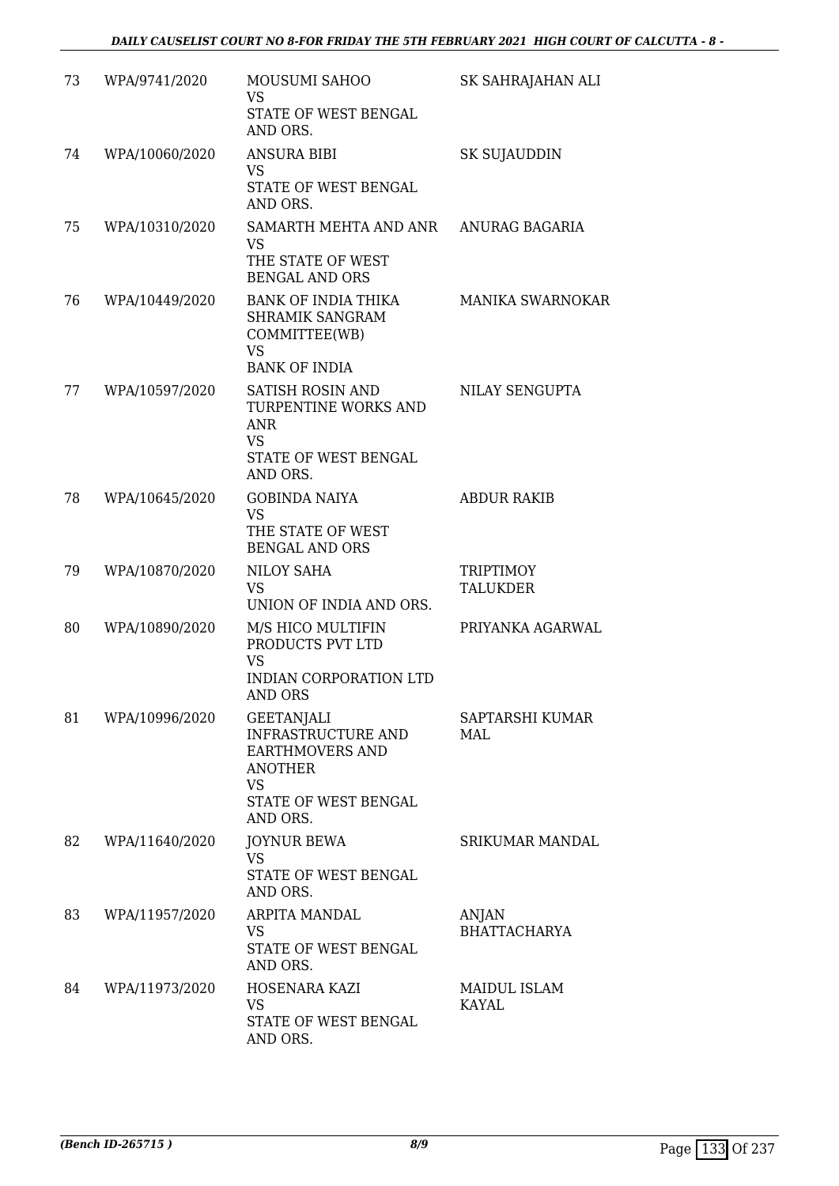| 73 | WPA/9741/2020 | MOUSUMI SAHOO<br>VS<br>STATE OF WEST BENGAL AND ORS. | SK SAHRAJAHAN ALI |
|---|---|---|---|
| 74 | WPA/10060/2020 | ANSURA BIBI<br>VS<br>STATE OF WEST BENGAL AND ORS. | SK SUJAUDDIN |
| 75 | WPA/10310/2020 | SAMARTH MEHTA AND ANR<br>VS<br>THE STATE OF WEST BENGAL AND ORS | ANURAG BAGARIA |
| 76 | WPA/10449/2020 | BANK OF INDIA THIKA SHRAMIK SANGRAM COMMITTEE(WB)<br>VS<br>BANK OF INDIA | MANIKA SWARNOKAR |
| 77 | WPA/10597/2020 | SATISH ROSIN AND TURPENTINE WORKS AND ANR<br>VS<br>STATE OF WEST BENGAL AND ORS. | NILAY SENGUPTA |
| 78 | WPA/10645/2020 | GOBINDA NAIYA<br>VS<br>THE STATE OF WEST BENGAL AND ORS | ABDUR RAKIB |
| 79 | WPA/10870/2020 | NILOY SAHA<br>VS<br>UNION OF INDIA AND ORS. | TRIPTIMOY TALUKDER |
| 80 | WPA/10890/2020 | M/S HICO MULTIFIN PRODUCTS PVT LTD<br>VS<br>INDIAN CORPORATION LTD AND ORS | PRIYANKA AGARWAL |
| 81 | WPA/10996/2020 | GEETANJALI INFRASTRUCTURE AND EARTHMOVERS AND ANOTHER<br>VS<br>STATE OF WEST BENGAL AND ORS. | SAPTARSHI KUMAR MAL |
| 82 | WPA/11640/2020 | JOYNUR BEWA<br>VS<br>STATE OF WEST BENGAL AND ORS. | SRIKUMAR MANDAL |
| 83 | WPA/11957/2020 | ARPITA MANDAL<br>VS<br>STATE OF WEST BENGAL AND ORS. | ANJAN BHATTACHARYA |
| 84 | WPA/11973/2020 | HOSENARA KAZI<br>VS<br>STATE OF WEST BENGAL AND ORS. | MAIDUL ISLAM KAYAL |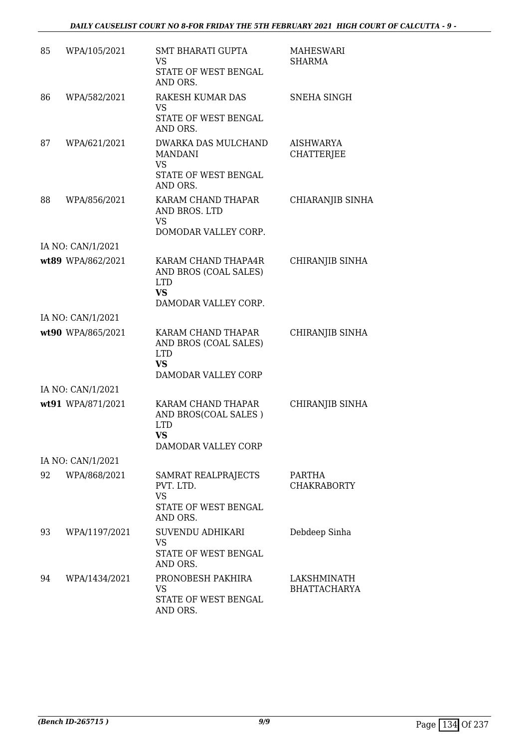| | | | |
|---|---|---|---|
| 85 | WPA/105/2021 | SMT BHARATI GUPTA<br>VS<br>STATE OF WEST BENGAL AND ORS. | MAHESWARI SHARMA |
| 86 | WPA/582/2021 | RAKESH KUMAR DAS<br>VS<br>STATE OF WEST BENGAL AND ORS. | SNEHA SINGH |
| 87 | WPA/621/2021 | DWARKA DAS MULCHAND MANDANI<br>VS<br>STATE OF WEST BENGAL AND ORS. | AISHWARYA CHATTERJEE |
| 88 | WPA/856/2021 | KARAM CHAND THAPAR AND BROS. LTD<br>VS<br>DOMODAR VALLEY CORP. | CHIARANJIB SINHA |
| | IA NO: CAN/1/2021 | | |
| **wt89** | WPA/862/2021 | KARAM CHAND THAPA4R AND BROS (COAL SALES) LTD<br>**VS**<br>DAMODAR VALLEY CORP. | CHIRANJIB SINHA |
| | IA NO: CAN/1/2021 | | |
| **wt90** | WPA/865/2021 | KARAM CHAND THAPAR AND BROS (COAL SALES) LTD<br>**VS**<br>DAMODAR VALLEY CORP | CHIRANJIB SINHA |
| | IA NO: CAN/1/2021 | | |
| **wt91** | WPA/871/2021 | KARAM CHAND THAPAR AND BROS(COAL SALES ) LTD<br>**VS**<br>DAMODAR VALLEY CORP | CHIRANJIB SINHA |
| | IA NO: CAN/1/2021 | | |
| 92 | WPA/868/2021 | SAMRAT REALPRAJECTS PVT. LTD.<br>VS<br>STATE OF WEST BENGAL AND ORS. | PARTHA CHAKRABORTY |
| 93 | WPA/1197/2021 | SUVENDU ADHIKARI<br>VS<br>STATE OF WEST BENGAL AND ORS. | Debdeep Sinha |
| 94 | WPA/1434/2021 | PRONOBESH PAKHIRA<br>VS<br>STATE OF WEST BENGAL AND ORS. | LAKSHMINATH BHATTACHARYA |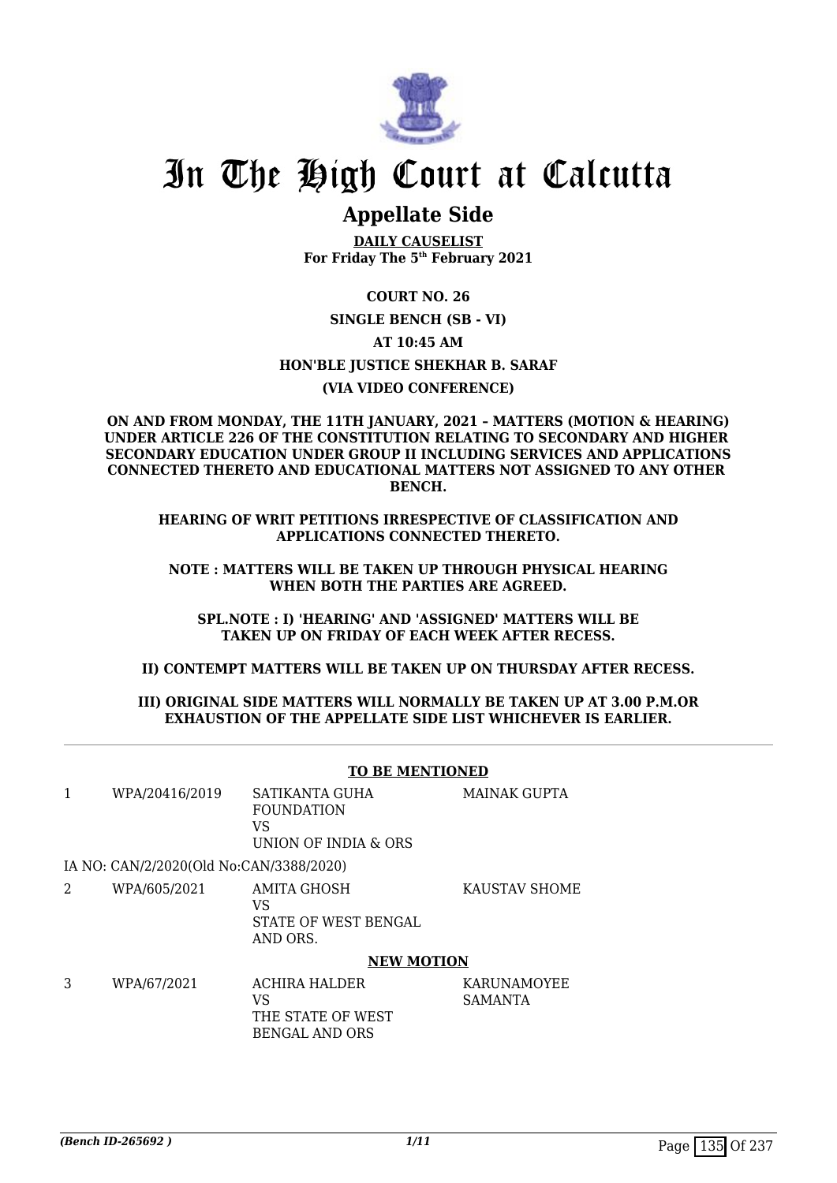# In The High Court at Calcutta

## Appellate Side

**DAILY CAUSELIST**
**For Friday The 5th February 2021**

**COURT NO. 26**

**SINGLE BENCH (SB - VI)**

**AT 10:45 AM**

**HON'BLE JUSTICE SHEKHAR B. SARAF**

**(VIA VIDEO CONFERENCE)**

**ON AND FROM MONDAY, THE 11TH JANUARY, 2021 – MATTERS (MOTION & HEARING) UNDER ARTICLE 226 OF THE CONSTITUTION RELATING TO SECONDARY AND HIGHER SECONDARY EDUCATION UNDER GROUP II INCLUDING SERVICES AND APPLICATIONS CONNECTED THERETO AND EDUCATIONAL MATTERS NOT ASSIGNED TO ANY OTHER BENCH.**

**HEARING OF WRIT PETITIONS IRRESPECTIVE OF CLASSIFICATION AND APPLICATIONS CONNECTED THERETO.**

**NOTE : MATTERS WILL BE TAKEN UP THROUGH PHYSICAL HEARING WHEN BOTH THE PARTIES ARE AGREED.**

**SPL.NOTE : I) 'HEARING' AND 'ASSIGNED' MATTERS WILL BE TAKEN UP ON FRIDAY OF EACH WEEK AFTER RECESS.**

**II) CONTEMPT MATTERS WILL BE TAKEN UP ON THURSDAY AFTER RECESS.**

**III) ORIGINAL SIDE MATTERS WILL NORMALLY BE TAKEN UP AT 3.00 P.M.OR EXHAUSTION OF THE APPELLATE SIDE LIST WHICHEVER IS EARLIER.**

**TO BE MENTIONED**

| | | | |
|---|---|---|---|
| 1 | WPA/20416/2019 | SATIKANTA GUHA FOUNDATION<br>VS<br>UNION OF INDIA & ORS | MAINAK GUPTA |
| | IA NO: CAN/2/2020(Old No:CAN/3388/2020) | | |
| 2 | WPA/605/2021 | AMITA GHOSH<br>VS<br>STATE OF WEST BENGAL AND ORS. | KAUSTAV SHOME |

**NEW MOTION**

| | | | |
|---|---|---|---|
| 3 | WPA/67/2021 | ACHIRA HALDER<br>VS<br>THE STATE OF WEST BENGAL AND ORS | KARUNAMOYEE SAMANTA |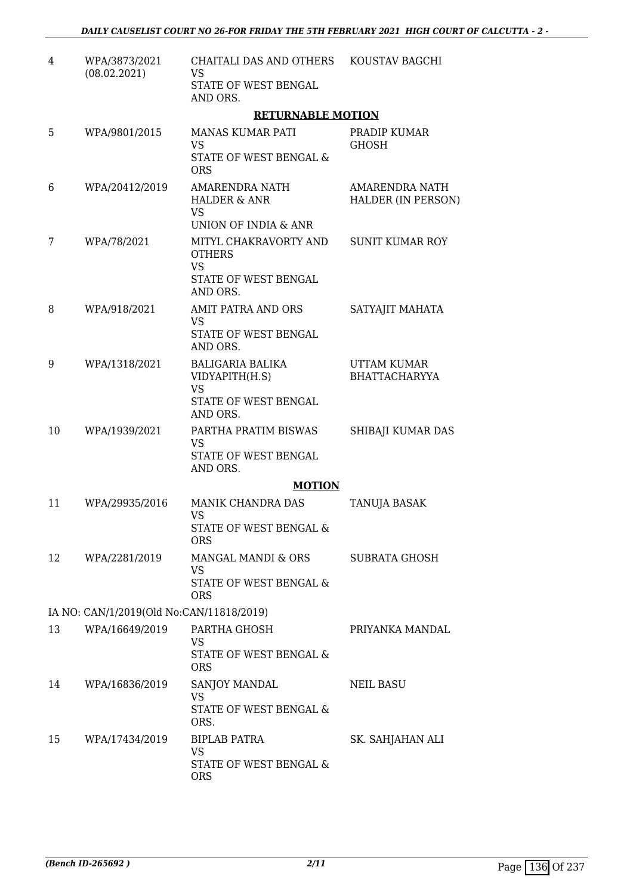| | | | |
|---|---|---|---|
| 4 | WPA/3873/2021 (08.02.2021) | CHAITALI DAS AND OTHERS VS STATE OF WEST BENGAL AND ORS. | KOUSTAV BAGCHI |

**RETURNABLE MOTION**

| | | | |
|---|---|---|---|
| 5 | WPA/9801/2015 | MANAS KUMAR PATI VS STATE OF WEST BENGAL & ORS | PRADIP KUMAR GHOSH |
| 6 | WPA/20412/2019 | AMARENDRA NATH HALDER & ANR VS UNION OF INDIA & ANR | AMARENDRA NATH HALDER (IN PERSON) |
| 7 | WPA/78/2021 | MITYL CHAKRAVORTY AND OTHERS VS STATE OF WEST BENGAL AND ORS. | SUNIT KUMAR ROY |
| 8 | WPA/918/2021 | AMIT PATRA AND ORS VS STATE OF WEST BENGAL AND ORS. | SATYAJIT MAHATA |
| 9 | WPA/1318/2021 | BALIGARIA BALIKA VIDYAPITH(H.S) VS STATE OF WEST BENGAL AND ORS. | UTTAM KUMAR BHATTACHARYYA |
| 10 | WPA/1939/2021 | PARTHA PRATIM BISWAS VS STATE OF WEST BENGAL AND ORS. | SHIBAJI KUMAR DAS |

**MOTION**

| | | | |
|---|---|---|---|
| 11 | WPA/29935/2016 | MANIK CHANDRA DAS VS STATE OF WEST BENGAL & ORS | TANUJA BASAK |
| 12 | WPA/2281/2019 | MANGAL MANDI & ORS VS STATE OF WEST BENGAL & ORS | SUBRATA GHOSH |

IA NO: CAN/1/2019(Old No:CAN/11818/2019)

| | | | |
|---|---|---|---|
| 13 | WPA/16649/2019 | PARTHA GHOSH VS STATE OF WEST BENGAL & ORS | PRIYANKA MANDAL |
| 14 | WPA/16836/2019 | SANJOY MANDAL VS STATE OF WEST BENGAL & ORS. | NEIL BASU |
| 15 | WPA/17434/2019 | BIPLAB PATRA VS STATE OF WEST BENGAL & ORS | SK. SAHJAHAN ALI |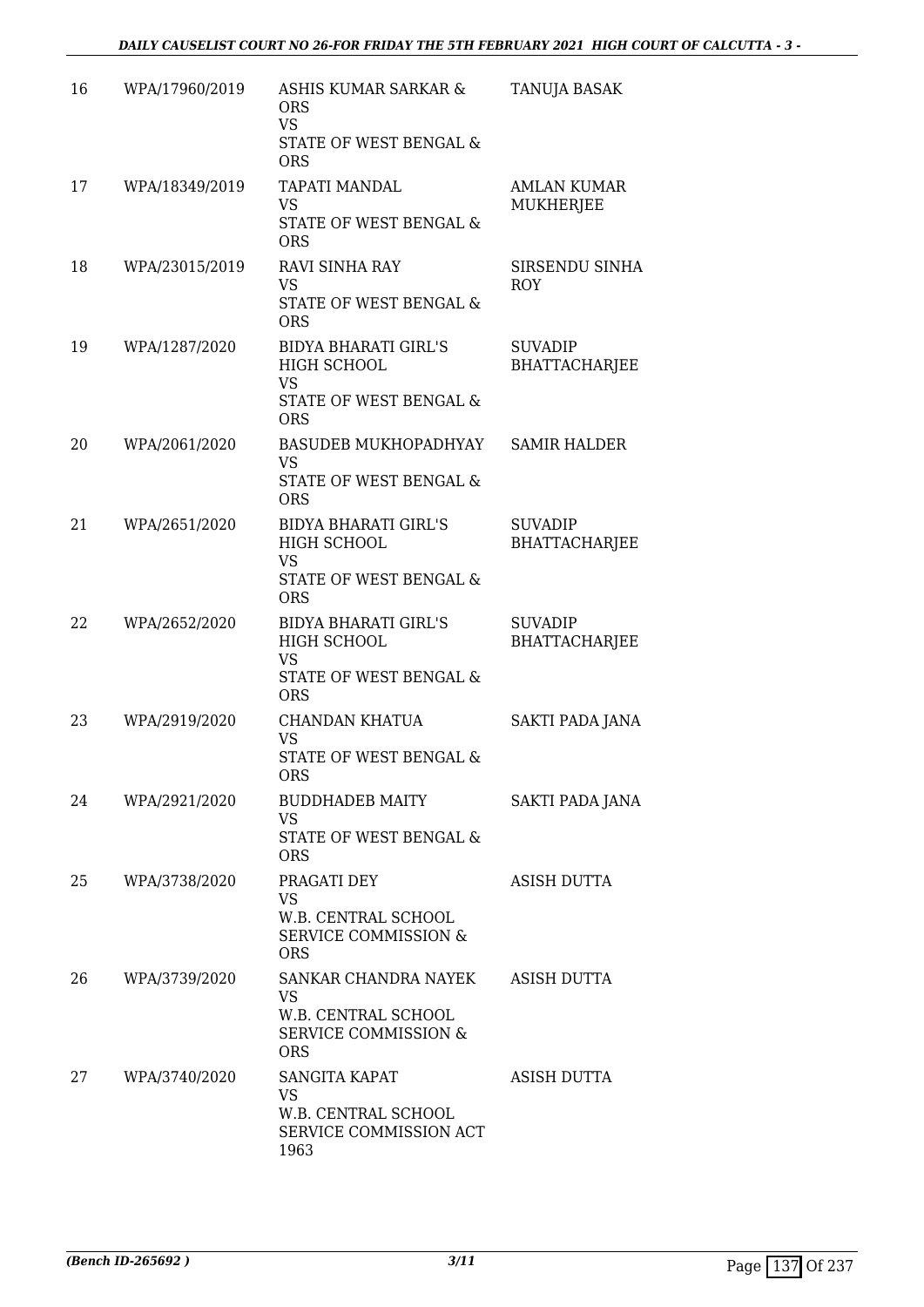| 16 | WPA/17960/2019 | ASHIS KUMAR SARKAR & ORS<br>VS<br>STATE OF WEST BENGAL & ORS | TANUJA BASAK |
|---|---|---|---|
| 17 | WPA/18349/2019 | TAPATI MANDAL<br>VS<br>STATE OF WEST BENGAL & ORS | AMLAN KUMAR MUKHERJEE |
| 18 | WPA/23015/2019 | RAVI SINHA RAY<br>VS<br>STATE OF WEST BENGAL & ORS | SIRSENDU SINHA ROY |
| 19 | WPA/1287/2020 | BIDYA BHARATI GIRL'S HIGH SCHOOL<br>VS<br>STATE OF WEST BENGAL & ORS | SUVADIP BHATTACHARJEE |
| 20 | WPA/2061/2020 | BASUDEB MUKHOPADHYAY<br>VS<br>STATE OF WEST BENGAL & ORS | SAMIR HALDER |
| 21 | WPA/2651/2020 | BIDYA BHARATI GIRL'S HIGH SCHOOL<br>VS<br>STATE OF WEST BENGAL & ORS | SUVADIP BHATTACHARJEE |
| 22 | WPA/2652/2020 | BIDYA BHARATI GIRL'S HIGH SCHOOL<br>VS<br>STATE OF WEST BENGAL & ORS | SUVADIP BHATTACHARJEE |
| 23 | WPA/2919/2020 | CHANDAN KHATUA<br>VS<br>STATE OF WEST BENGAL & ORS | SAKTI PADA JANA |
| 24 | WPA/2921/2020 | BUDDHADEB MAITY<br>VS<br>STATE OF WEST BENGAL & ORS | SAKTI PADA JANA |
| 25 | WPA/3738/2020 | PRAGATI DEY<br>VS<br>W.B. CENTRAL SCHOOL SERVICE COMMISSION & ORS | ASISH DUTTA |
| 26 | WPA/3739/2020 | SANKAR CHANDRA NAYEK<br>VS<br>W.B. CENTRAL SCHOOL SERVICE COMMISSION & ORS | ASISH DUTTA |
| 27 | WPA/3740/2020 | SANGITA KAPAT<br>VS<br>W.B. CENTRAL SCHOOL SERVICE COMMISSION ACT 1963 | ASISH DUTTA |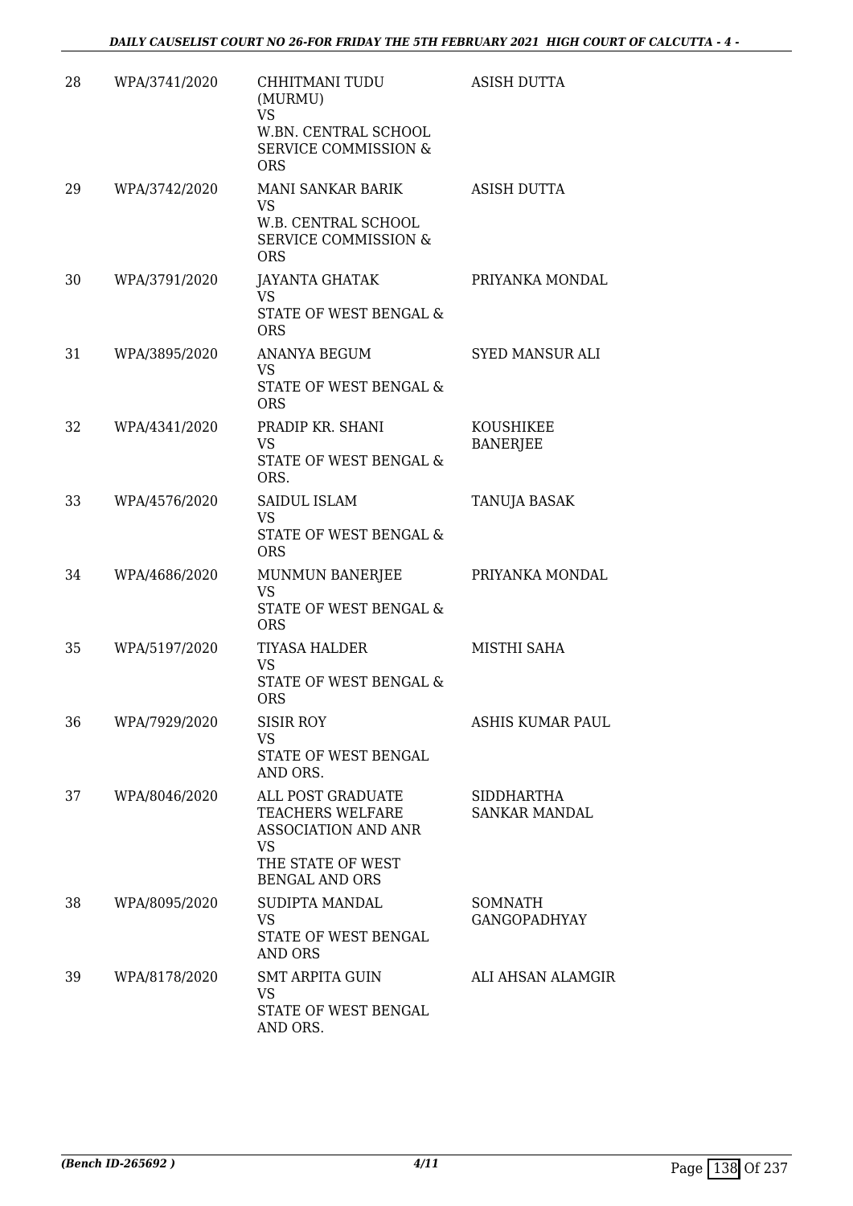| 28 | WPA/3741/2020 | CHHITMANI TUDU (MURMU) VS W.BN. CENTRAL SCHOOL SERVICE COMMISSION & ORS | ASISH DUTTA |
|---|---|---|---|
| 29 | WPA/3742/2020 | MANI SANKAR BARIK VS W.B. CENTRAL SCHOOL SERVICE COMMISSION & ORS | ASISH DUTTA |
| 30 | WPA/3791/2020 | JAYANTA GHATAK VS STATE OF WEST BENGAL & ORS | PRIYANKA MONDAL |
| 31 | WPA/3895/2020 | ANANYA BEGUM VS STATE OF WEST BENGAL & ORS | SYED MANSUR ALI |
| 32 | WPA/4341/2020 | PRADIP KR. SHANI VS STATE OF WEST BENGAL & ORS. | KOUSHIKEE BANERJEE |
| 33 | WPA/4576/2020 | SAIDUL ISLAM VS STATE OF WEST BENGAL & ORS | TANUJA BASAK |
| 34 | WPA/4686/2020 | MUNMUN BANERJEE VS STATE OF WEST BENGAL & ORS | PRIYANKA MONDAL |
| 35 | WPA/5197/2020 | TIYASA HALDER VS STATE OF WEST BENGAL & ORS | MISTHI SAHA |
| 36 | WPA/7929/2020 | SISIR ROY VS STATE OF WEST BENGAL AND ORS. | ASHIS KUMAR PAUL |
| 37 | WPA/8046/2020 | ALL POST GRADUATE TEACHERS WELFARE ASSOCIATION AND ANR VS THE STATE OF WEST BENGAL AND ORS | SIDDHARTHA SANKAR MANDAL |
| 38 | WPA/8095/2020 | SUDIPTA MANDAL VS STATE OF WEST BENGAL AND ORS | SOMNATH GANGOPADHYAY |
| 39 | WPA/8178/2020 | SMT ARPITA GUIN VS STATE OF WEST BENGAL AND ORS. | ALI AHSAN ALAMGIR |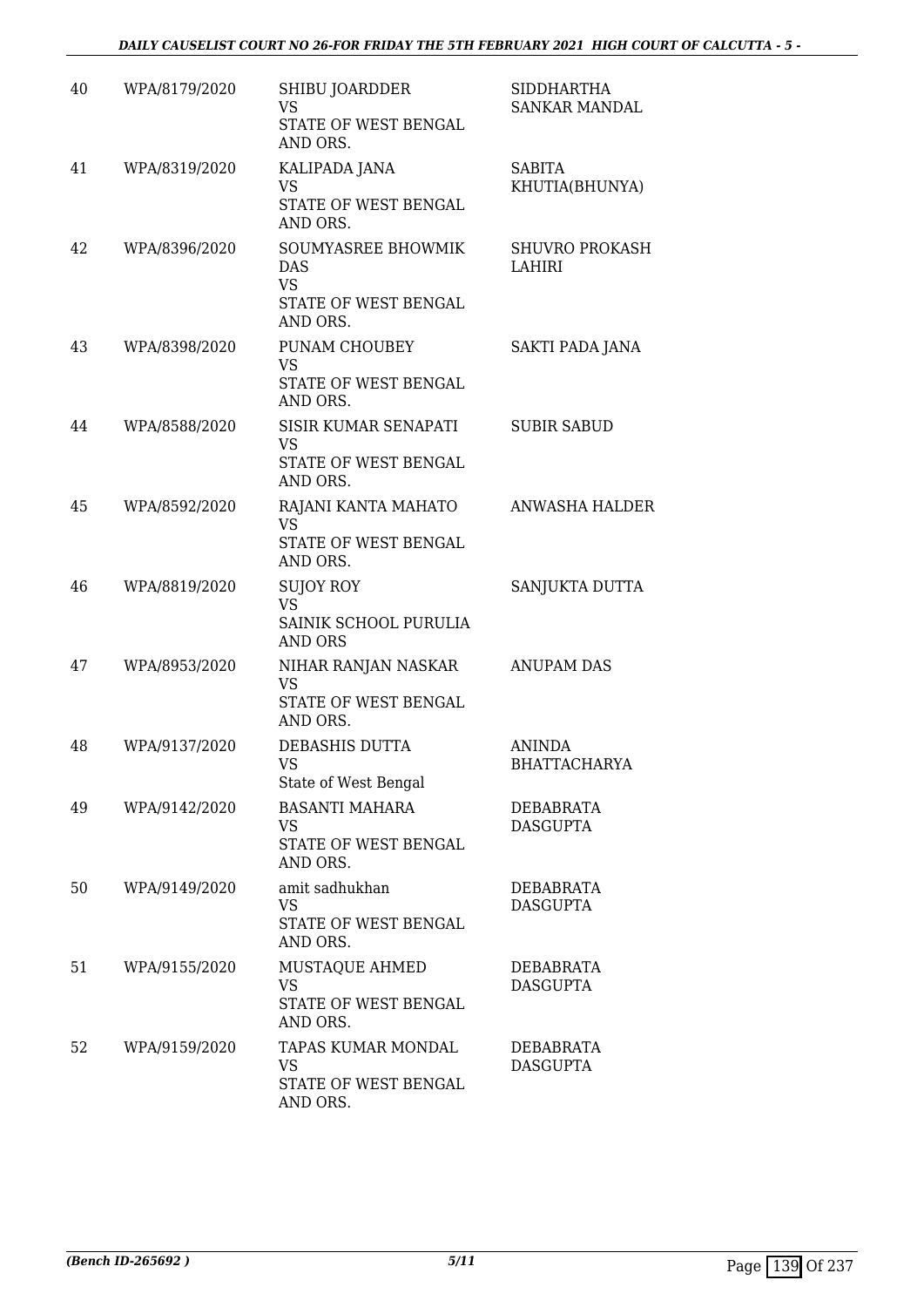| 40 | WPA/8179/2020 | SHIBU JOARDDER<br>VS<br>STATE OF WEST BENGAL AND ORS. | SIDDHARTHA SANKAR MANDAL |
|---|---|---|---|
| 41 | WPA/8319/2020 | KALIPADA JANA<br>VS<br>STATE OF WEST BENGAL AND ORS. | SABITA KHUTIA(BHUNYA) |
| 42 | WPA/8396/2020 | SOUMYASREE BHOWMIK DAS<br>VS<br>STATE OF WEST BENGAL AND ORS. | SHUVRO PROKASH LAHIRI |
| 43 | WPA/8398/2020 | PUNAM CHOUBEY<br>VS<br>STATE OF WEST BENGAL AND ORS. | SAKTI PADA JANA |
| 44 | WPA/8588/2020 | SISIR KUMAR SENAPATI<br>VS<br>STATE OF WEST BENGAL AND ORS. | SUBIR SABUD |
| 45 | WPA/8592/2020 | RAJANI KANTA MAHATO<br>VS<br>STATE OF WEST BENGAL AND ORS. | ANWASHA HALDER |
| 46 | WPA/8819/2020 | SUJOY ROY<br>VS<br>SAINIK SCHOOL PURULIA AND ORS | SANJUKTA DUTTA |
| 47 | WPA/8953/2020 | NIHAR RANJAN NASKAR<br>VS<br>STATE OF WEST BENGAL AND ORS. | ANUPAM DAS |
| 48 | WPA/9137/2020 | DEBASHIS DUTTA<br>VS<br>State of West Bengal | ANINDA BHATTACHARYA |
| 49 | WPA/9142/2020 | BASANTI MAHARA<br>VS<br>STATE OF WEST BENGAL AND ORS. | DEBABRATA DASGUPTA |
| 50 | WPA/9149/2020 | amit sadhukhan<br>VS<br>STATE OF WEST BENGAL AND ORS. | DEBABRATA DASGUPTA |
| 51 | WPA/9155/2020 | MUSTAQUE AHMED<br>VS<br>STATE OF WEST BENGAL AND ORS. | DEBABRATA DASGUPTA |
| 52 | WPA/9159/2020 | TAPAS KUMAR MONDAL<br>VS<br>STATE OF WEST BENGAL AND ORS. | DEBABRATA DASGUPTA |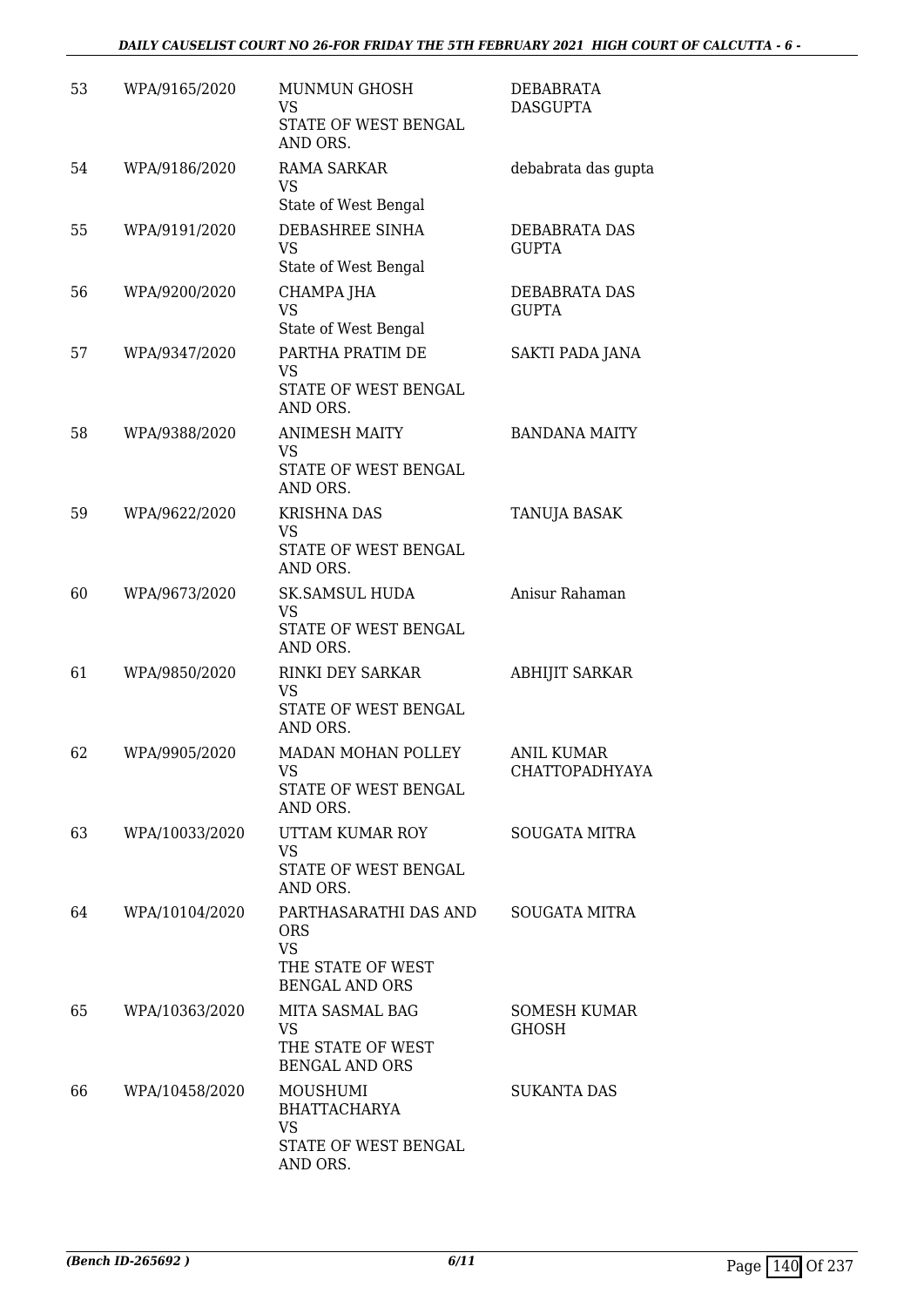| 53 | WPA/9165/2020 | MUNMUN GHOSH<br>VS<br>STATE OF WEST BENGAL AND ORS. | DEBABRATA DASGUPTA |
|---|---|---|---|
| 54 | WPA/9186/2020 | RAMA SARKAR<br>VS<br>State of West Bengal | debabrata das gupta |
| 55 | WPA/9191/2020 | DEBASHREE SINHA<br>VS<br>State of West Bengal | DEBABRATA DAS GUPTA |
| 56 | WPA/9200/2020 | CHAMPA JHA<br>VS<br>State of West Bengal | DEBABRATA DAS GUPTA |
| 57 | WPA/9347/2020 | PARTHA PRATIM DE<br>VS<br>STATE OF WEST BENGAL AND ORS. | SAKTI PADA JANA |
| 58 | WPA/9388/2020 | ANIMESH MAITY<br>VS<br>STATE OF WEST BENGAL AND ORS. | BANDANA MAITY |
| 59 | WPA/9622/2020 | KRISHNA DAS<br>VS<br>STATE OF WEST BENGAL AND ORS. | TANUJA BASAK |
| 60 | WPA/9673/2020 | SK.SAMSUL HUDA<br>VS<br>STATE OF WEST BENGAL AND ORS. | Anisur Rahaman |
| 61 | WPA/9850/2020 | RINKI DEY SARKAR<br>VS<br>STATE OF WEST BENGAL AND ORS. | ABHIJIT SARKAR |
| 62 | WPA/9905/2020 | MADAN MOHAN POLLEY<br>VS<br>STATE OF WEST BENGAL AND ORS. | ANIL KUMAR CHATTOPADHYAYA |
| 63 | WPA/10033/2020 | UTTAM KUMAR ROY<br>VS<br>STATE OF WEST BENGAL AND ORS. | SOUGATA MITRA |
| 64 | WPA/10104/2020 | PARTHASARATHI DAS AND ORS<br>VS<br>THE STATE OF WEST BENGAL AND ORS | SOUGATA MITRA |
| 65 | WPA/10363/2020 | MITA SASMAL BAG<br>VS<br>THE STATE OF WEST BENGAL AND ORS | SOMESH KUMAR GHOSH |
| 66 | WPA/10458/2020 | MOUSHUMI BHATTACHARYA<br>VS<br>STATE OF WEST BENGAL AND ORS. | SUKANTA DAS |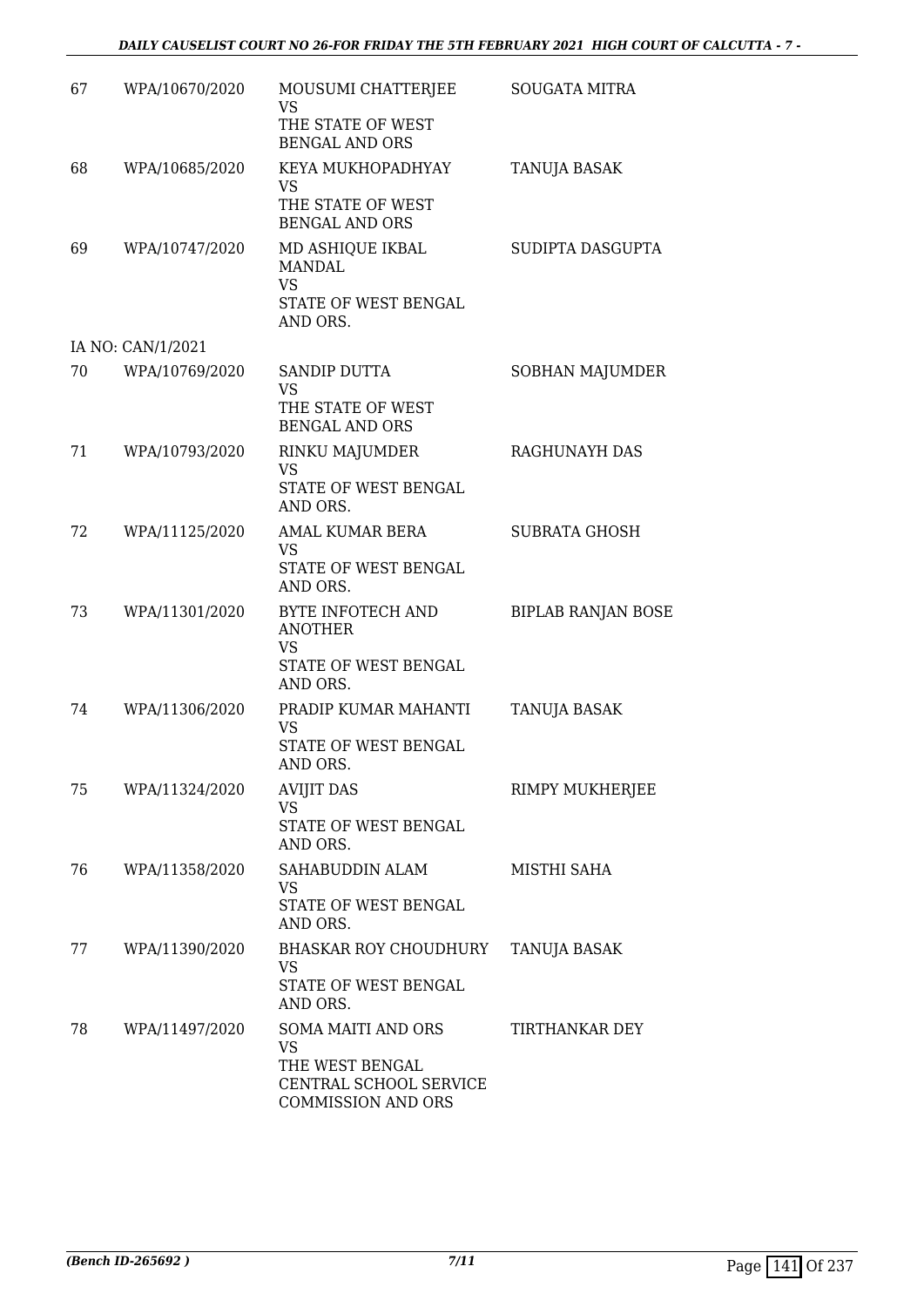| 67 | WPA/10670/2020 | MOUSUMI CHATTERJEE<br>VS<br>THE STATE OF WEST BENGAL AND ORS | SOUGATA MITRA |
|---|---|---|---|
| 68 | WPA/10685/2020 | KEYA MUKHOPADHYAY<br>VS<br>THE STATE OF WEST BENGAL AND ORS | TANUJA BASAK |
| 69 | WPA/10747/2020 | MD ASHIQUE IKBAL MANDAL<br>VS<br>STATE OF WEST BENGAL AND ORS. | SUDIPTA DASGUPTA |
| | IA NO: CAN/1/2021 | | |
| 70 | WPA/10769/2020 | SANDIP DUTTA<br>VS<br>THE STATE OF WEST BENGAL AND ORS | SOBHAN MAJUMDER |
| 71 | WPA/10793/2020 | RINKU MAJUMDER<br>VS<br>STATE OF WEST BENGAL AND ORS. | RAGHUNAYH DAS |
| 72 | WPA/11125/2020 | AMAL KUMAR BERA<br>VS<br>STATE OF WEST BENGAL AND ORS. | SUBRATA GHOSH |
| 73 | WPA/11301/2020 | BYTE INFOTECH AND ANOTHER<br>VS<br>STATE OF WEST BENGAL AND ORS. | BIPLAB RANJAN BOSE |
| 74 | WPA/11306/2020 | PRADIP KUMAR MAHANTI<br>VS<br>STATE OF WEST BENGAL AND ORS. | TANUJA BASAK |
| 75 | WPA/11324/2020 | AVIJIT DAS<br>VS<br>STATE OF WEST BENGAL AND ORS. | RIMPY MUKHERJEE |
| 76 | WPA/11358/2020 | SAHABUDDIN ALAM<br>VS<br>STATE OF WEST BENGAL AND ORS. | MISTHI SAHA |
| 77 | WPA/11390/2020 | BHASKAR ROY CHOUDHURY<br>VS<br>STATE OF WEST BENGAL AND ORS. | TANUJA BASAK |
| 78 | WPA/11497/2020 | SOMA MAITI AND ORS<br>VS<br>THE WEST BENGAL CENTRAL SCHOOL SERVICE COMMISSION AND ORS | TIRTHANKAR DEY |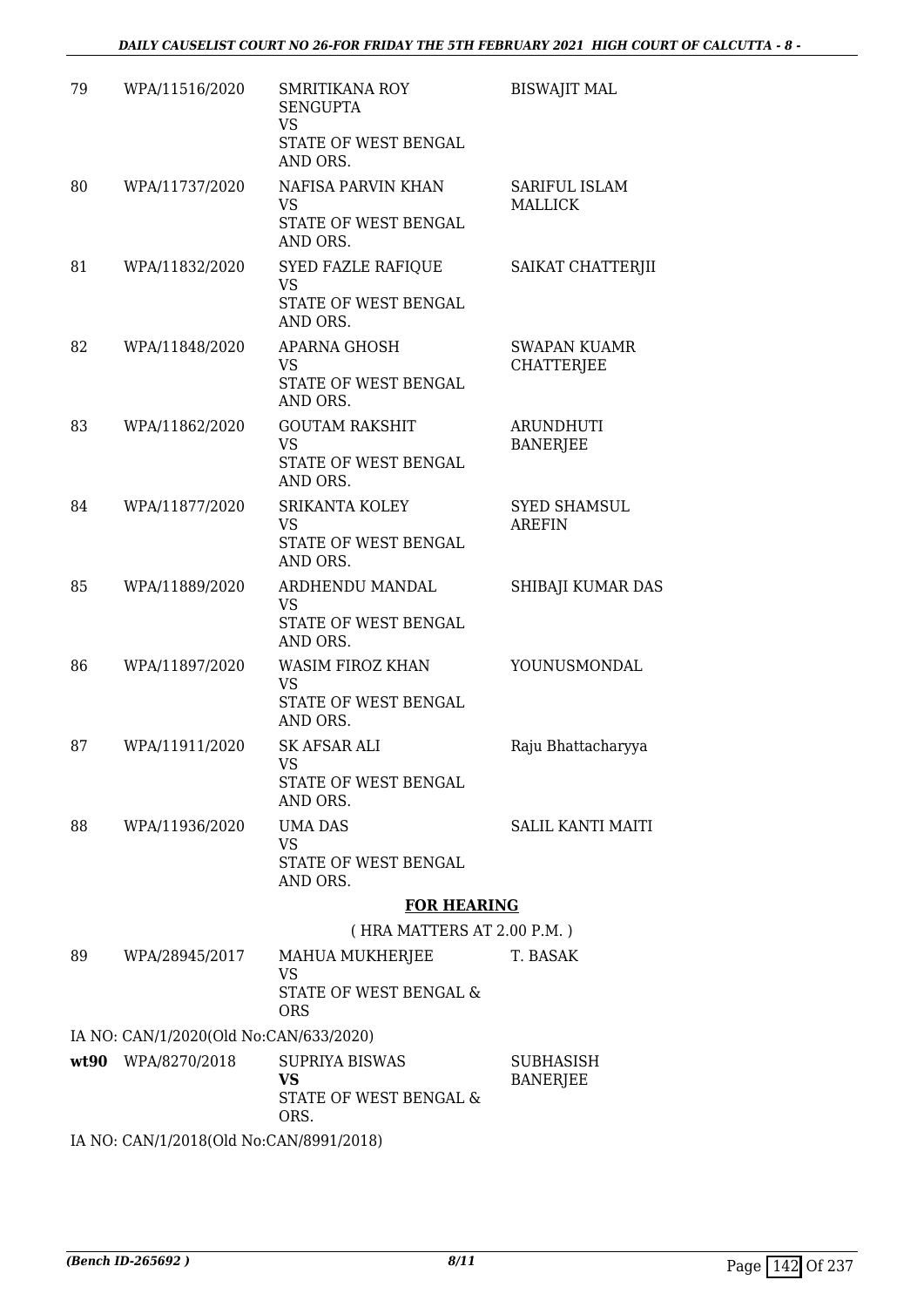| | | | |
|---|---|---|---|
| 79 | WPA/11516/2020 | SMRITIKANA ROY SENGUPTA<br>VS<br>STATE OF WEST BENGAL AND ORS. | BISWAJIT MAL |
| 80 | WPA/11737/2020 | NAFISA PARVIN KHAN<br>VS<br>STATE OF WEST BENGAL AND ORS. | SARIFUL ISLAM MALLICK |
| 81 | WPA/11832/2020 | SYED FAZLE RAFIQUE<br>VS<br>STATE OF WEST BENGAL AND ORS. | SAIKAT CHATTERJII |
| 82 | WPA/11848/2020 | APARNA GHOSH<br>VS<br>STATE OF WEST BENGAL AND ORS. | SWAPAN KUAMR CHATTERJEE |
| 83 | WPA/11862/2020 | GOUTAM RAKSHIT<br>VS<br>STATE OF WEST BENGAL AND ORS. | ARUNDHUTI BANERJEE |
| 84 | WPA/11877/2020 | SRIKANTA KOLEY<br>VS<br>STATE OF WEST BENGAL AND ORS. | SYED SHAMSUL AREFIN |
| 85 | WPA/11889/2020 | ARDHENDU MANDAL<br>VS<br>STATE OF WEST BENGAL AND ORS. | SHIBAJI KUMAR DAS |
| 86 | WPA/11897/2020 | WASIM FIROZ KHAN<br>VS<br>STATE OF WEST BENGAL AND ORS. | YOUNUSMONDAL |
| 87 | WPA/11911/2020 | SK AFSAR ALI<br>VS<br>STATE OF WEST BENGAL AND ORS. | Raju Bhattacharyya |
| 88 | WPA/11936/2020 | UMA DAS<br>VS<br>STATE OF WEST BENGAL AND ORS. | SALIL KANTI MAITI |

**FOR HEARING**

( HRA MATTERS AT 2.00 P.M. )

| | | | |
|---|---|---|---|
| 89 | WPA/28945/2017 | MAHUA MUKHERJEE<br>VS<br>STATE OF WEST BENGAL & ORS | T. BASAK |

IA NO: CAN/1/2020(Old No:CAN/633/2020)

| | | | |
|---|---|---|---|
| **wt90** | WPA/8270/2018 | SUPRIYA BISWAS<br>**VS**<br>STATE OF WEST BENGAL & ORS. | SUBHASISH BANERJEE |

IA NO: CAN/1/2018(Old No:CAN/8991/2018)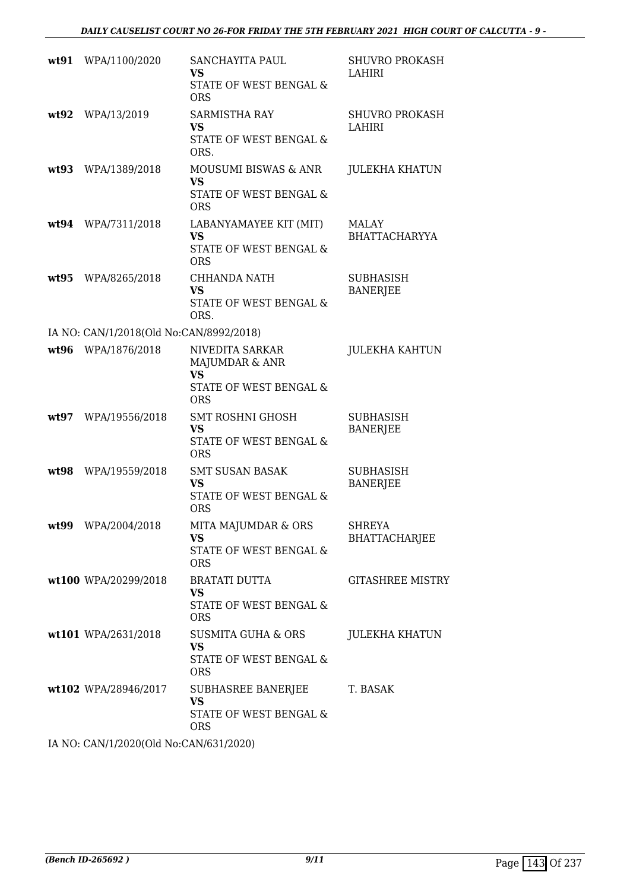| | | | |
|---|---|---|---|
| **wt91** | WPA/1100/2020 | SANCHAYITA PAUL<br>**VS**<br>STATE OF WEST BENGAL & ORS | SHUVRO PROKASH LAHIRI |
| **wt92** | WPA/13/2019 | SARMISTHA RAY<br>**VS**<br>STATE OF WEST BENGAL & ORS. | SHUVRO PROKASH LAHIRI |
| **wt93** | WPA/1389/2018 | MOUSUMI BISWAS & ANR<br>**VS**<br>STATE OF WEST BENGAL & ORS | JULEKHA KHATUN |
| **wt94** | WPA/7311/2018 | LABANYAMAYEE KIT (MIT)<br>**VS**<br>STATE OF WEST BENGAL & ORS | MALAY BHATTACHARYYA |
| **wt95** | WPA/8265/2018 | CHHANDA NATH<br>**VS**<br>STATE OF WEST BENGAL & ORS. | SUBHASISH BANERJEE |

IA NO: CAN/1/2018(Old No:CAN/8992/2018)

| | | | |
|---|---|---|---|
| **wt96** | WPA/1876/2018 | NIVEDITA SARKAR MAJUMDAR & ANR<br>**VS**<br>STATE OF WEST BENGAL & ORS | JULEKHA KAHTUN |
| **wt97** | WPA/19556/2018 | SMT ROSHNI GHOSH<br>**VS**<br>STATE OF WEST BENGAL & ORS | SUBHASISH BANERJEE |
| **wt98** | WPA/19559/2018 | SMT SUSAN BASAK<br>**VS**<br>STATE OF WEST BENGAL & ORS | SUBHASISH BANERJEE |
| **wt99** | WPA/2004/2018 | MITA MAJUMDAR & ORS<br>**VS**<br>STATE OF WEST BENGAL & ORS | SHREYA BHATTACHARJEE |
| **wt100** | WPA/20299/2018 | BRATATI DUTTA<br>**VS**<br>STATE OF WEST BENGAL & ORS | GITASHREE MISTRY |
| **wt101** | WPA/2631/2018 | SUSMITA GUHA & ORS<br>**VS**<br>STATE OF WEST BENGAL & ORS | JULEKHA KHATUN |
| **wt102** | WPA/28946/2017 | SUBHASREE BANERJEE<br>**VS**<br>STATE OF WEST BENGAL & ORS | T. BASAK |

IA NO: CAN/1/2020(Old No:CAN/631/2020)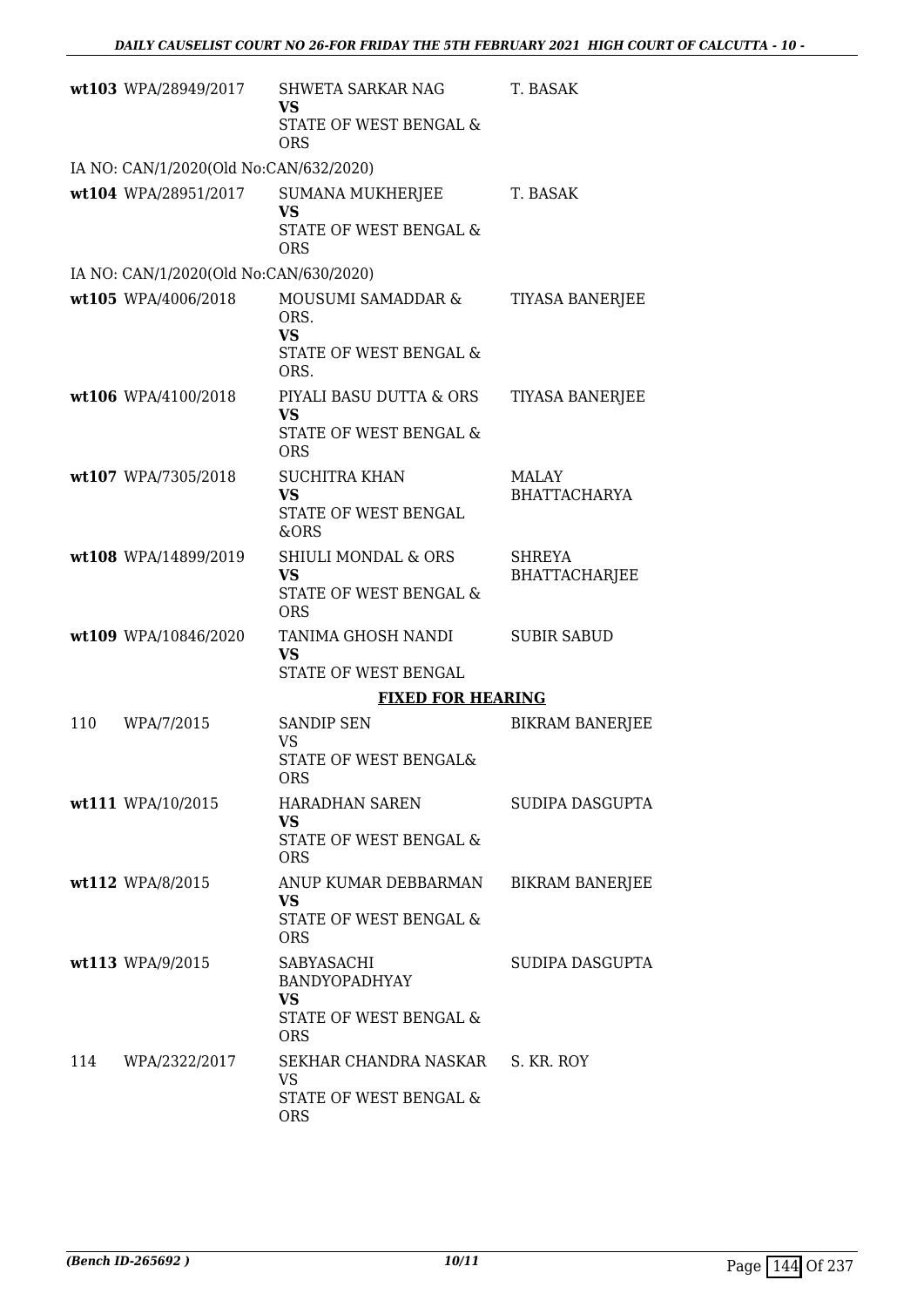| | | | |
|---|---|---|---|
| wt103 | WPA/28949/2017 | SHWETA SARKAR NAG<br>**VS**<br>STATE OF WEST BENGAL & ORS | T. BASAK |
| IA NO: CAN/1/2020(Old No:CAN/632/2020) | | | |
| wt104 | WPA/28951/2017 | SUMANA MUKHERJEE<br>**VS**<br>STATE OF WEST BENGAL & ORS | T. BASAK |
| IA NO: CAN/1/2020(Old No:CAN/630/2020) | | | |
| wt105 | WPA/4006/2018 | MOUSUMI SAMADDAR & ORS.<br>**VS**<br>STATE OF WEST BENGAL & ORS. | TIYASA BANERJEE |
| wt106 | WPA/4100/2018 | PIYALI BASU DUTTA & ORS<br>**VS**<br>STATE OF WEST BENGAL & ORS | TIYASA BANERJEE |
| wt107 | WPA/7305/2018 | SUCHITRA KHAN<br>**VS**<br>STATE OF WEST BENGAL &ORS | MALAY BHATTACHARYA |
| wt108 | WPA/14899/2019 | SHIULI MONDAL & ORS<br>**VS**<br>STATE OF WEST BENGAL & ORS | SHREYA BHATTACHARJEE |
| wt109 | WPA/10846/2020 | TANIMA GHOSH NANDI<br>**VS**<br>STATE OF WEST BENGAL | SUBIR SABUD |

**FIXED FOR HEARING**

| | | | |
|---|---|---|---|
| 110 | WPA/7/2015 | SANDIP SEN<br>VS<br>STATE OF WEST BENGAL& ORS | BIKRAM BANERJEE |
| wt111 | WPA/10/2015 | HARADHAN SAREN<br>**VS**<br>STATE OF WEST BENGAL & ORS | SUDIPA DASGUPTA |
| wt112 | WPA/8/2015 | ANUP KUMAR DEBBARMAN<br>**VS**<br>STATE OF WEST BENGAL & ORS | BIKRAM BANERJEE |
| wt113 | WPA/9/2015 | SABYASACHI BANDYOPADHYAY<br>**VS**<br>STATE OF WEST BENGAL & ORS | SUDIPA DASGUPTA |
| 114 | WPA/2322/2017 | SEKHAR CHANDRA NASKAR<br>VS<br>STATE OF WEST BENGAL & ORS | S. KR. ROY |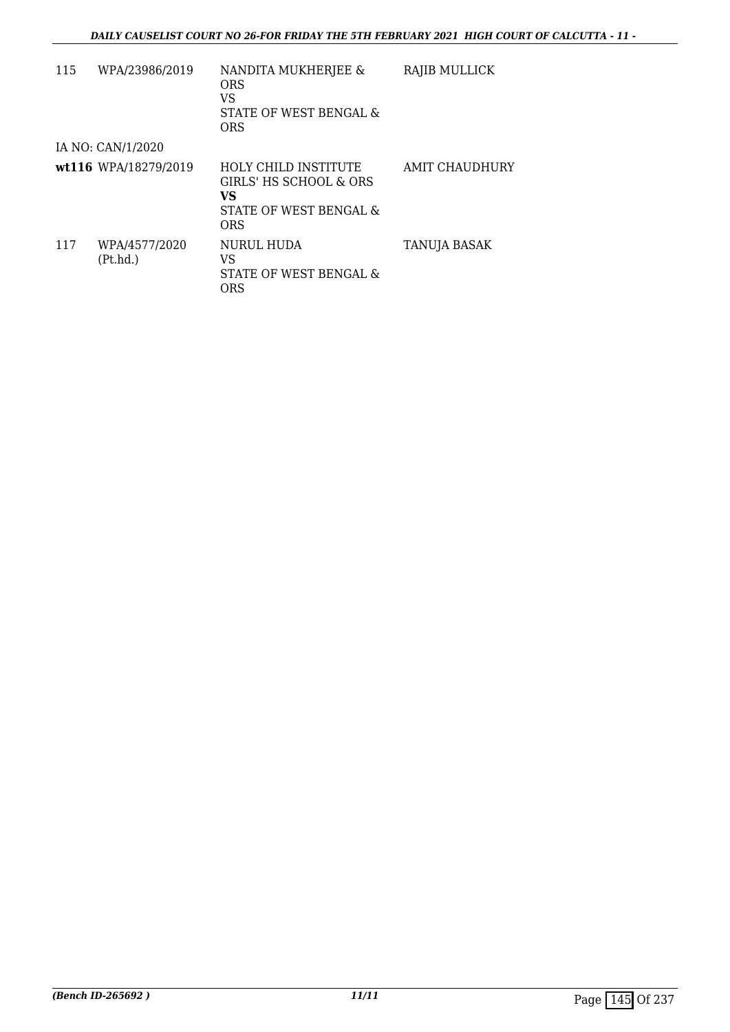| | | | |
|---|---|---|---|
| 115 | WPA/23986/2019 | NANDITA MUKHERJEE & ORS<br>VS<br>STATE OF WEST BENGAL & ORS | RAJIB MULLICK |
| | IA NO: CAN/1/2020 | | |
| **wt116** | WPA/18279/2019 | HOLY CHILD INSTITUTE GIRLS' HS SCHOOL & ORS<br>**VS**<br>STATE OF WEST BENGAL & ORS | AMIT CHAUDHURY |
| 117 | WPA/4577/2020 (Pt.hd.) | NURUL HUDA<br>VS<br>STATE OF WEST BENGAL & ORS | TANUJA BASAK |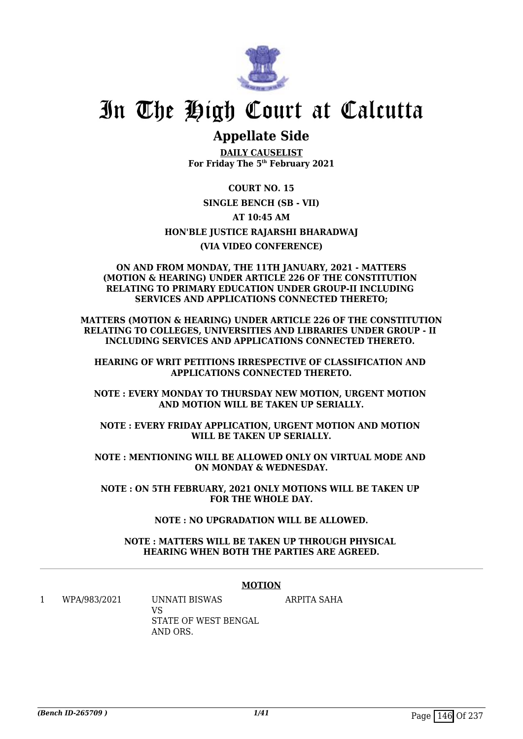# In The High Court at Calcutta

## Appellate Side

**DAILY CAUSELIST**
**For Friday The 5th February 2021**

**COURT NO. 15**

**SINGLE BENCH (SB - VII)**

**AT 10:45 AM**

**HON'BLE JUSTICE RAJARSHI BHARADWAJ**

**(VIA VIDEO CONFERENCE)**

**ON AND FROM MONDAY, THE 11TH JANUARY, 2021 - MATTERS (MOTION & HEARING) UNDER ARTICLE 226 OF THE CONSTITUTION RELATING TO PRIMARY EDUCATION UNDER GROUP-II INCLUDING SERVICES AND APPLICATIONS CONNECTED THERETO;**

**MATTERS (MOTION & HEARING) UNDER ARTICLE 226 OF THE CONSTITUTION RELATING TO COLLEGES, UNIVERSITIES AND LIBRARIES UNDER GROUP - II INCLUDING SERVICES AND APPLICATIONS CONNECTED THERETO.**

**HEARING OF WRIT PETITIONS IRRESPECTIVE OF CLASSIFICATION AND APPLICATIONS CONNECTED THERETO.**

**NOTE : EVERY MONDAY TO THURSDAY NEW MOTION, URGENT MOTION AND MOTION WILL BE TAKEN UP SERIALLY.**

**NOTE : EVERY FRIDAY APPLICATION, URGENT MOTION AND MOTION WILL BE TAKEN UP SERIALLY.**

**NOTE : MENTIONING WILL BE ALLOWED ONLY ON VIRTUAL MODE AND ON MONDAY & WEDNESDAY.**

**NOTE : ON 5TH FEBRUARY, 2021 ONLY MOTIONS WILL BE TAKEN UP FOR THE WHOLE DAY.**

**NOTE : NO UPGRADATION WILL BE ALLOWED.**

**NOTE : MATTERS WILL BE TAKEN UP THROUGH PHYSICAL HEARING WHEN BOTH THE PARTIES ARE AGREED.**

---

**MOTION**

| | | | |
|---|---|---|---|
| 1 | WPA/983/2021 | UNNATI BISWAS VS STATE OF WEST BENGAL AND ORS. | ARPITA SAHA |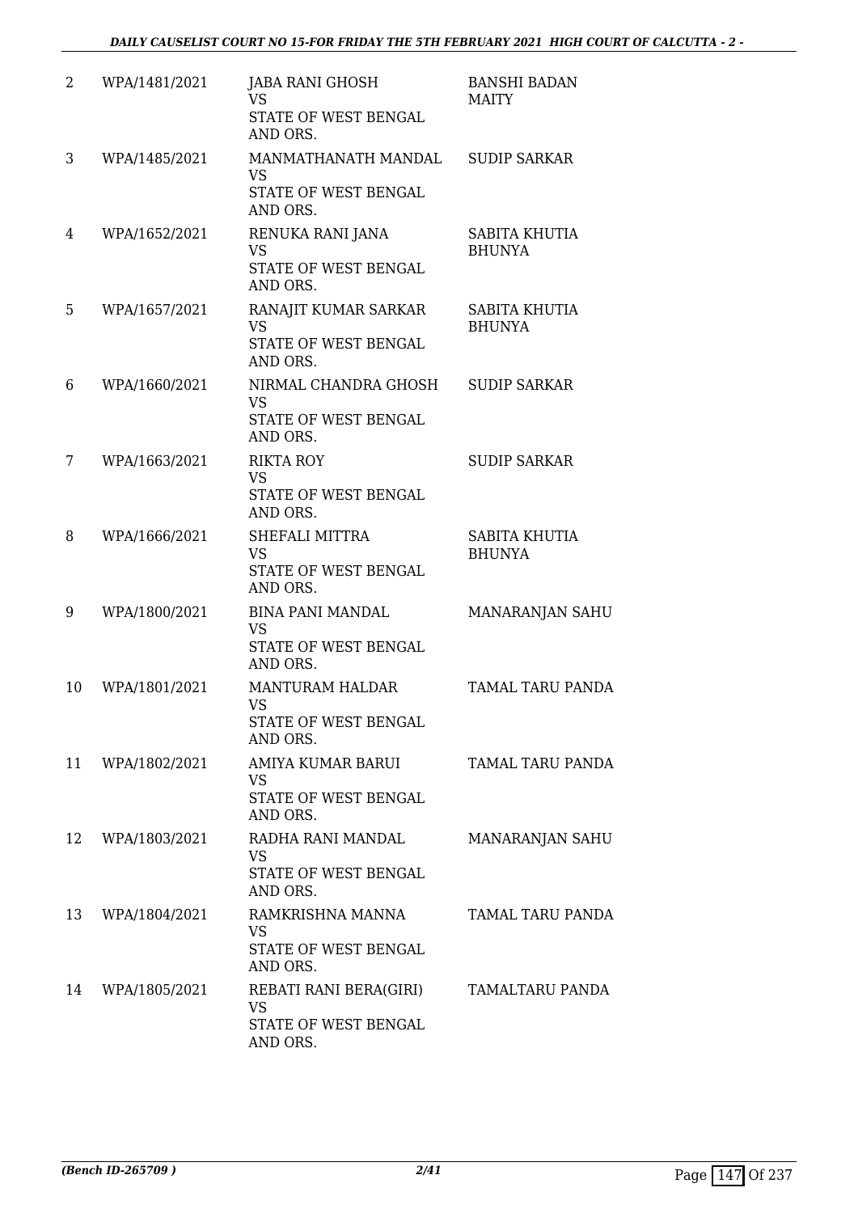| 2 | WPA/1481/2021 | JABA RANI GHOSH<br>VS<br>STATE OF WEST BENGAL AND ORS. | BANSHI BADAN MAITY |
|---|---|---|---|
| 3 | WPA/1485/2021 | MANMATHANATH MANDAL<br>VS<br>STATE OF WEST BENGAL AND ORS. | SUDIP SARKAR |
| 4 | WPA/1652/2021 | RENUKA RANI JANA<br>VS<br>STATE OF WEST BENGAL AND ORS. | SABITA KHUTIA BHUNYA |
| 5 | WPA/1657/2021 | RANAJIT KUMAR SARKAR<br>VS<br>STATE OF WEST BENGAL AND ORS. | SABITA KHUTIA BHUNYA |
| 6 | WPA/1660/2021 | NIRMAL CHANDRA GHOSH<br>VS<br>STATE OF WEST BENGAL AND ORS. | SUDIP SARKAR |
| 7 | WPA/1663/2021 | RIKTA ROY<br>VS<br>STATE OF WEST BENGAL AND ORS. | SUDIP SARKAR |
| 8 | WPA/1666/2021 | SHEFALI MITTRA<br>VS<br>STATE OF WEST BENGAL AND ORS. | SABITA KHUTIA BHUNYA |
| 9 | WPA/1800/2021 | BINA PANI MANDAL<br>VS<br>STATE OF WEST BENGAL AND ORS. | MANARANJAN SAHU |
| 10 | WPA/1801/2021 | MANTURAM HALDAR<br>VS<br>STATE OF WEST BENGAL AND ORS. | TAMAL TARU PANDA |
| 11 | WPA/1802/2021 | AMIYA KUMAR BARUI<br>VS<br>STATE OF WEST BENGAL AND ORS. | TAMAL TARU PANDA |
| 12 | WPA/1803/2021 | RADHA RANI MANDAL<br>VS<br>STATE OF WEST BENGAL AND ORS. | MANARANJAN SAHU |
| 13 | WPA/1804/2021 | RAMKRISHNA MANNA<br>VS<br>STATE OF WEST BENGAL AND ORS. | TAMAL TARU PANDA |
| 14 | WPA/1805/2021 | REBATI RANI BERA(GIRI)<br>VS<br>STATE OF WEST BENGAL AND ORS. | TAMALTARU PANDA |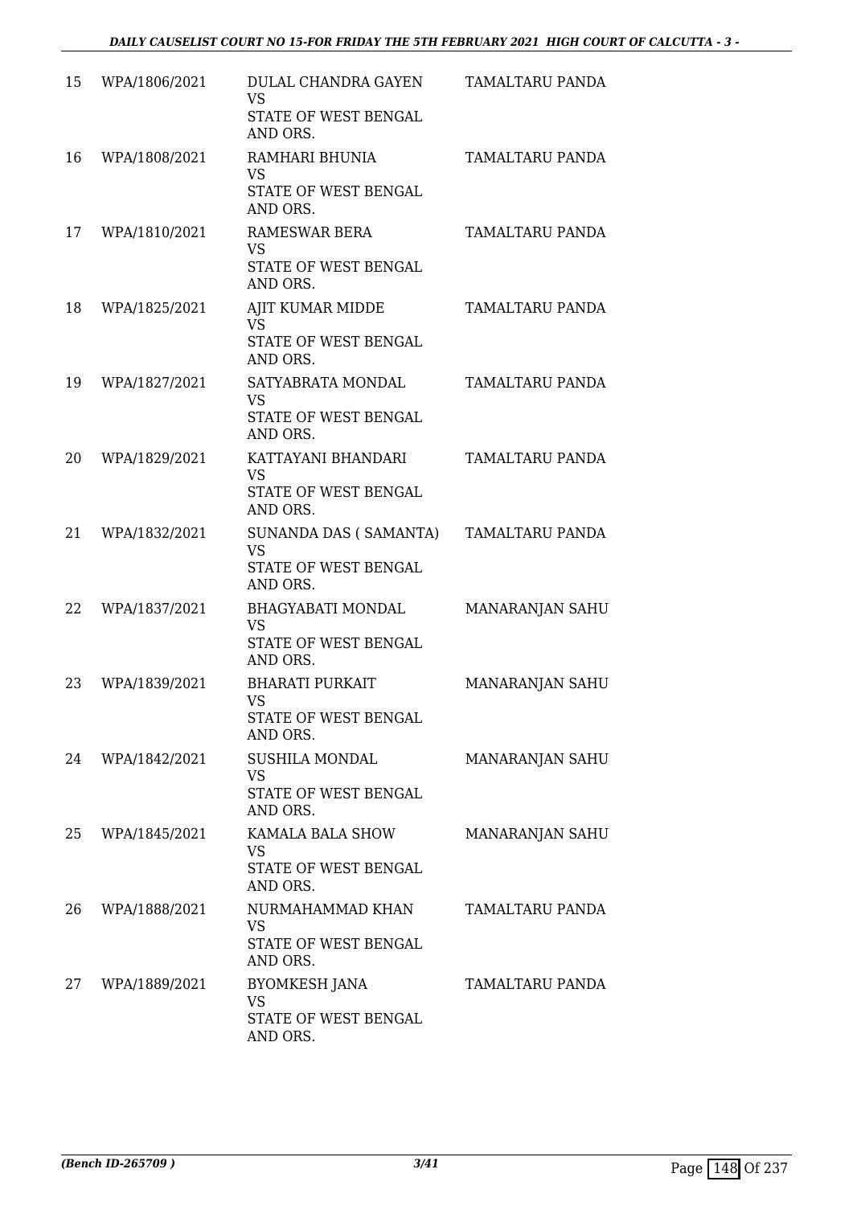| | | | |
|---|---|---|---|
| 15 | WPA/1806/2021 | DULAL CHANDRA GAYEN<br>VS<br>STATE OF WEST BENGAL AND ORS. | TAMALTARU PANDA |
| 16 | WPA/1808/2021 | RAMHARI BHUNIA<br>VS<br>STATE OF WEST BENGAL AND ORS. | TAMALTARU PANDA |
| 17 | WPA/1810/2021 | RAMESWAR BERA<br>VS<br>STATE OF WEST BENGAL AND ORS. | TAMALTARU PANDA |
| 18 | WPA/1825/2021 | AJIT KUMAR MIDDE<br>VS<br>STATE OF WEST BENGAL AND ORS. | TAMALTARU PANDA |
| 19 | WPA/1827/2021 | SATYABRATA MONDAL<br>VS<br>STATE OF WEST BENGAL AND ORS. | TAMALTARU PANDA |
| 20 | WPA/1829/2021 | KATTAYANI BHANDARI<br>VS<br>STATE OF WEST BENGAL AND ORS. | TAMALTARU PANDA |
| 21 | WPA/1832/2021 | SUNANDA DAS ( SAMANTA)<br>VS<br>STATE OF WEST BENGAL AND ORS. | TAMALTARU PANDA |
| 22 | WPA/1837/2021 | BHAGYABATI MONDAL<br>VS<br>STATE OF WEST BENGAL AND ORS. | MANARANJAN SAHU |
| 23 | WPA/1839/2021 | BHARATI PURKAIT<br>VS<br>STATE OF WEST BENGAL AND ORS. | MANARANJAN SAHU |
| 24 | WPA/1842/2021 | SUSHILA MONDAL<br>VS<br>STATE OF WEST BENGAL AND ORS. | MANARANJAN SAHU |
| 25 | WPA/1845/2021 | KAMALA BALA SHOW<br>VS<br>STATE OF WEST BENGAL AND ORS. | MANARANJAN SAHU |
| 26 | WPA/1888/2021 | NURMAHAMMAD KHAN<br>VS<br>STATE OF WEST BENGAL AND ORS. | TAMALTARU PANDA |
| 27 | WPA/1889/2021 | BYOMKESH JANA<br>VS<br>STATE OF WEST BENGAL AND ORS. | TAMALTARU PANDA |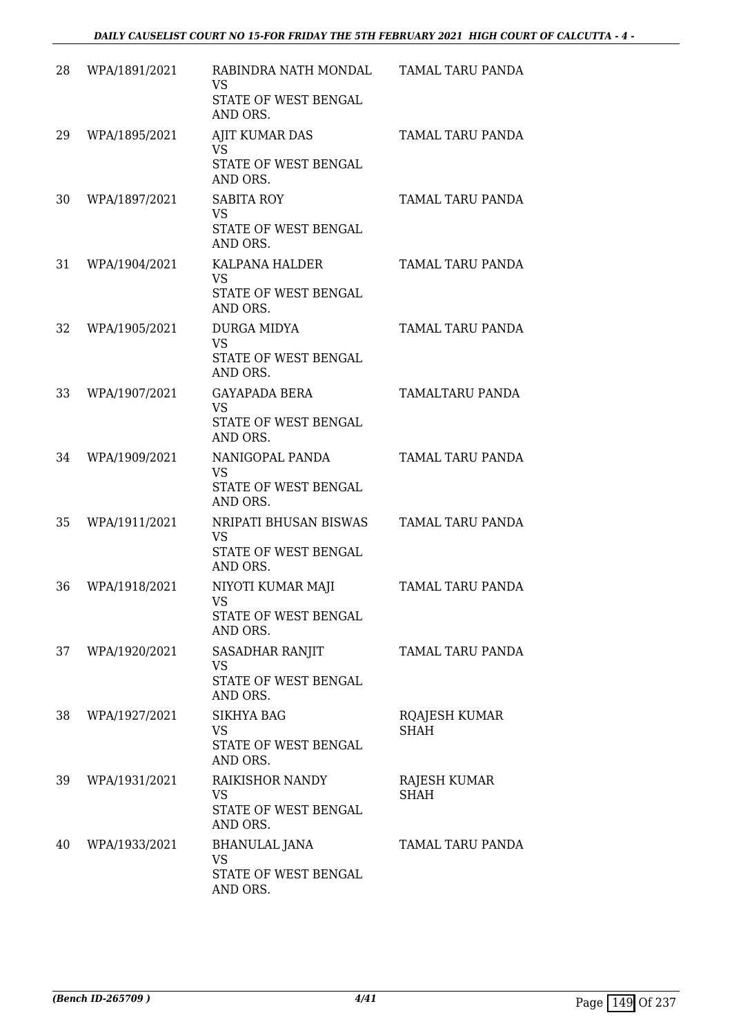| | | | |
|---|---|---|---|
| 28 | WPA/1891/2021 | RABINDRA NATH MONDAL<br>VS<br>STATE OF WEST BENGAL<br>AND ORS. | TAMAL TARU PANDA |
| 29 | WPA/1895/2021 | AJIT KUMAR DAS<br>VS<br>STATE OF WEST BENGAL<br>AND ORS. | TAMAL TARU PANDA |
| 30 | WPA/1897/2021 | SABITA ROY<br>VS<br>STATE OF WEST BENGAL<br>AND ORS. | TAMAL TARU PANDA |
| 31 | WPA/1904/2021 | KALPANA HALDER<br>VS<br>STATE OF WEST BENGAL<br>AND ORS. | TAMAL TARU PANDA |
| 32 | WPA/1905/2021 | DURGA MIDYA<br>VS<br>STATE OF WEST BENGAL<br>AND ORS. | TAMAL TARU PANDA |
| 33 | WPA/1907/2021 | GAYAPADA BERA<br>VS<br>STATE OF WEST BENGAL<br>AND ORS. | TAMALTARU PANDA |
| 34 | WPA/1909/2021 | NANIGOPAL PANDA<br>VS<br>STATE OF WEST BENGAL<br>AND ORS. | TAMAL TARU PANDA |
| 35 | WPA/1911/2021 | NRIPATI BHUSAN BISWAS<br>VS<br>STATE OF WEST BENGAL<br>AND ORS. | TAMAL TARU PANDA |
| 36 | WPA/1918/2021 | NIYOTI KUMAR MAJI<br>VS<br>STATE OF WEST BENGAL<br>AND ORS. | TAMAL TARU PANDA |
| 37 | WPA/1920/2021 | SASADHAR RANJIT<br>VS<br>STATE OF WEST BENGAL<br>AND ORS. | TAMAL TARU PANDA |
| 38 | WPA/1927/2021 | SIKHYA BAG<br>VS<br>STATE OF WEST BENGAL<br>AND ORS. | RQAJESH KUMAR SHAH |
| 39 | WPA/1931/2021 | RAIKISHOR NANDY<br>VS<br>STATE OF WEST BENGAL<br>AND ORS. | RAJESH KUMAR SHAH |
| 40 | WPA/1933/2021 | BHANULAL JANA<br>VS<br>STATE OF WEST BENGAL<br>AND ORS. | TAMAL TARU PANDA |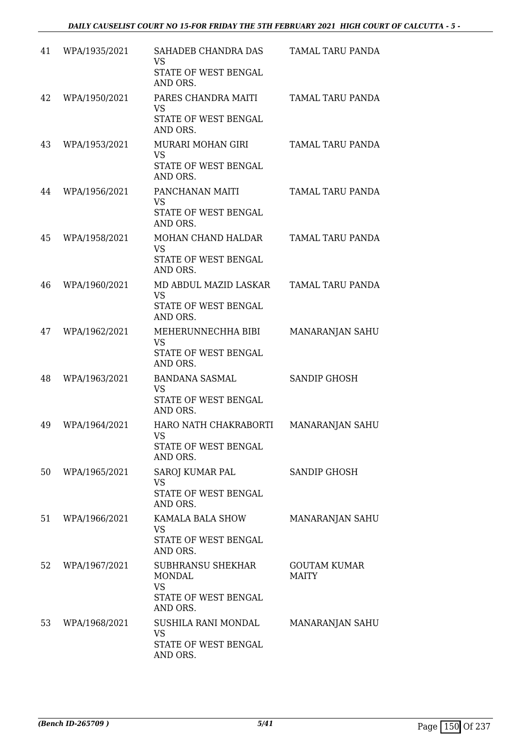| | | | |
|---|---|---|---|
| 41 | WPA/1935/2021 | SAHADEB CHANDRA DAS<br>VS<br>STATE OF WEST BENGAL AND ORS. | TAMAL TARU PANDA |
| 42 | WPA/1950/2021 | PARES CHANDRA MAITI<br>VS<br>STATE OF WEST BENGAL AND ORS. | TAMAL TARU PANDA |
| 43 | WPA/1953/2021 | MURARI MOHAN GIRI<br>VS<br>STATE OF WEST BENGAL AND ORS. | TAMAL TARU PANDA |
| 44 | WPA/1956/2021 | PANCHANAN MAITI<br>VS<br>STATE OF WEST BENGAL AND ORS. | TAMAL TARU PANDA |
| 45 | WPA/1958/2021 | MOHAN CHAND HALDAR<br>VS<br>STATE OF WEST BENGAL AND ORS. | TAMAL TARU PANDA |
| 46 | WPA/1960/2021 | MD ABDUL MAZID LASKAR<br>VS<br>STATE OF WEST BENGAL AND ORS. | TAMAL TARU PANDA |
| 47 | WPA/1962/2021 | MEHERUNNECHHA BIBI<br>VS<br>STATE OF WEST BENGAL AND ORS. | MANARANJAN SAHU |
| 48 | WPA/1963/2021 | BANDANA SASMAL<br>VS<br>STATE OF WEST BENGAL AND ORS. | SANDIP GHOSH |
| 49 | WPA/1964/2021 | HARO NATH CHAKRABORTI<br>VS<br>STATE OF WEST BENGAL AND ORS. | MANARANJAN SAHU |
| 50 | WPA/1965/2021 | SAROJ KUMAR PAL<br>VS<br>STATE OF WEST BENGAL AND ORS. | SANDIP GHOSH |
| 51 | WPA/1966/2021 | KAMALA BALA SHOW<br>VS<br>STATE OF WEST BENGAL AND ORS. | MANARANJAN SAHU |
| 52 | WPA/1967/2021 | SUBHRANSU SHEKHAR MONDAL<br>VS<br>STATE OF WEST BENGAL AND ORS. | GOUTAM KUMAR MAITY |
| 53 | WPA/1968/2021 | SUSHILA RANI MONDAL<br>VS<br>STATE OF WEST BENGAL AND ORS. | MANARANJAN SAHU |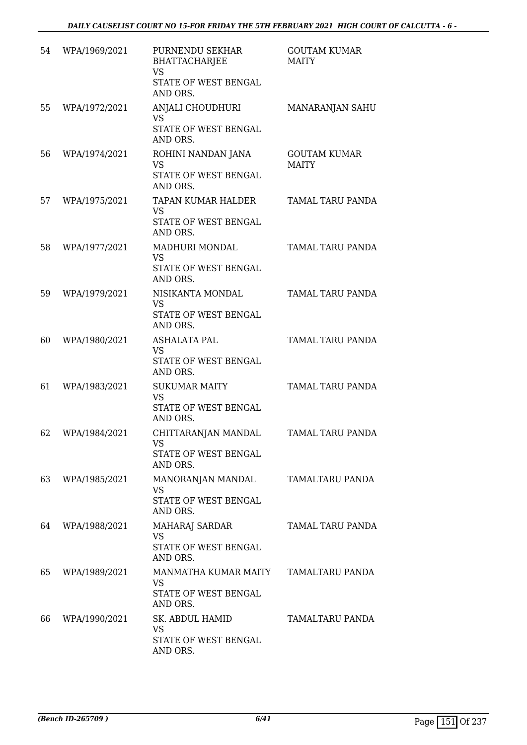| 54 | WPA/1969/2021 | PURNENDU SEKHAR BHATTACHARJEE<br>VS<br>STATE OF WEST BENGAL AND ORS. | GOUTAM KUMAR MAITY |
|---|---|---|---|
| 55 | WPA/1972/2021 | ANJALI CHOUDHURI<br>VS<br>STATE OF WEST BENGAL AND ORS. | MANARANJAN SAHU |
| 56 | WPA/1974/2021 | ROHINI NANDAN JANA<br>VS<br>STATE OF WEST BENGAL AND ORS. | GOUTAM KUMAR MAITY |
| 57 | WPA/1975/2021 | TAPAN KUMAR HALDER<br>VS<br>STATE OF WEST BENGAL AND ORS. | TAMAL TARU PANDA |
| 58 | WPA/1977/2021 | MADHURI MONDAL<br>VS<br>STATE OF WEST BENGAL AND ORS. | TAMAL TARU PANDA |
| 59 | WPA/1979/2021 | NISIKANTA MONDAL<br>VS<br>STATE OF WEST BENGAL AND ORS. | TAMAL TARU PANDA |
| 60 | WPA/1980/2021 | ASHALATA PAL<br>VS<br>STATE OF WEST BENGAL AND ORS. | TAMAL TARU PANDA |
| 61 | WPA/1983/2021 | SUKUMAR MAITY<br>VS<br>STATE OF WEST BENGAL AND ORS. | TAMAL TARU PANDA |
| 62 | WPA/1984/2021 | CHITTARANJAN MANDAL<br>VS<br>STATE OF WEST BENGAL AND ORS. | TAMAL TARU PANDA |
| 63 | WPA/1985/2021 | MANORANJAN MANDAL<br>VS<br>STATE OF WEST BENGAL AND ORS. | TAMALTARU PANDA |
| 64 | WPA/1988/2021 | MAHARAJ SARDAR<br>VS<br>STATE OF WEST BENGAL AND ORS. | TAMAL TARU PANDA |
| 65 | WPA/1989/2021 | MANMATHA KUMAR MAITY<br>VS<br>STATE OF WEST BENGAL AND ORS. | TAMALTARU PANDA |
| 66 | WPA/1990/2021 | SK. ABDUL HAMID<br>VS<br>STATE OF WEST BENGAL AND ORS. | TAMALTARU PANDA |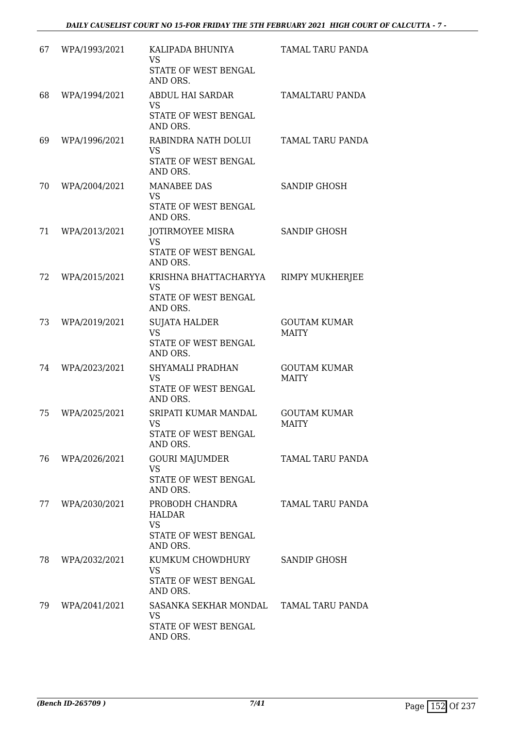| 67 | WPA/1993/2021 | KALIPADA BHUNIYA<br>VS<br>STATE OF WEST BENGAL AND ORS. | TAMAL TARU PANDA |
|---|---|---|---|
| 68 | WPA/1994/2021 | ABDUL HAI SARDAR<br>VS<br>STATE OF WEST BENGAL AND ORS. | TAMALTARU PANDA |
| 69 | WPA/1996/2021 | RABINDRA NATH DOLUI<br>VS<br>STATE OF WEST BENGAL AND ORS. | TAMAL TARU PANDA |
| 70 | WPA/2004/2021 | MANABEE DAS<br>VS<br>STATE OF WEST BENGAL AND ORS. | SANDIP GHOSH |
| 71 | WPA/2013/2021 | JOTIRMOYEE MISRA<br>VS<br>STATE OF WEST BENGAL AND ORS. | SANDIP GHOSH |
| 72 | WPA/2015/2021 | KRISHNA BHATTACHARYYA<br>VS<br>STATE OF WEST BENGAL AND ORS. | RIMPY MUKHERJEE |
| 73 | WPA/2019/2021 | SUJATA HALDER<br>VS<br>STATE OF WEST BENGAL AND ORS. | GOUTAM KUMAR MAITY |
| 74 | WPA/2023/2021 | SHYAMALI PRADHAN<br>VS<br>STATE OF WEST BENGAL AND ORS. | GOUTAM KUMAR MAITY |
| 75 | WPA/2025/2021 | SRIPATI KUMAR MANDAL<br>VS<br>STATE OF WEST BENGAL AND ORS. | GOUTAM KUMAR MAITY |
| 76 | WPA/2026/2021 | GOURI MAJUMDER<br>VS<br>STATE OF WEST BENGAL AND ORS. | TAMAL TARU PANDA |
| 77 | WPA/2030/2021 | PROBODH CHANDRA HALDAR<br>VS<br>STATE OF WEST BENGAL AND ORS. | TAMAL TARU PANDA |
| 78 | WPA/2032/2021 | KUMKUM CHOWDHURY<br>VS<br>STATE OF WEST BENGAL AND ORS. | SANDIP GHOSH |
| 79 | WPA/2041/2021 | SASANKA SEKHAR MONDAL<br>VS<br>STATE OF WEST BENGAL AND ORS. | TAMAL TARU PANDA |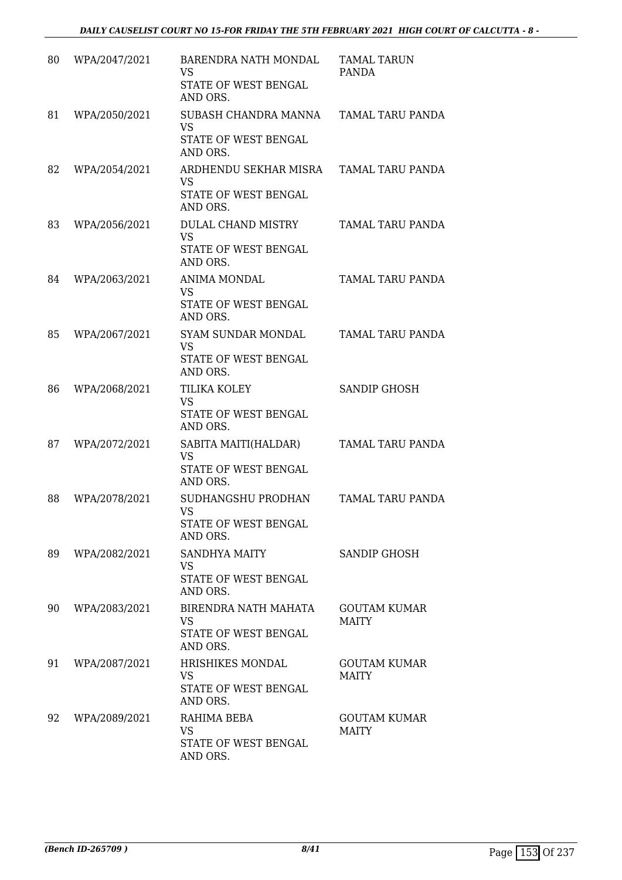| | | | |
|---|---|---|---|
| 80 | WPA/2047/2021 | BARENDRA NATH MONDAL<br>VS<br>STATE OF WEST BENGAL AND ORS. | TAMAL TARUN PANDA |
| 81 | WPA/2050/2021 | SUBASH CHANDRA MANNA<br>VS<br>STATE OF WEST BENGAL AND ORS. | TAMAL TARU PANDA |
| 82 | WPA/2054/2021 | ARDHENDU SEKHAR MISRA<br>VS<br>STATE OF WEST BENGAL AND ORS. | TAMAL TARU PANDA |
| 83 | WPA/2056/2021 | DULAL CHAND MISTRY<br>VS<br>STATE OF WEST BENGAL AND ORS. | TAMAL TARU PANDA |
| 84 | WPA/2063/2021 | ANIMA MONDAL<br>VS<br>STATE OF WEST BENGAL AND ORS. | TAMAL TARU PANDA |
| 85 | WPA/2067/2021 | SYAM SUNDAR MONDAL<br>VS<br>STATE OF WEST BENGAL AND ORS. | TAMAL TARU PANDA |
| 86 | WPA/2068/2021 | TILIKA KOLEY<br>VS<br>STATE OF WEST BENGAL AND ORS. | SANDIP GHOSH |
| 87 | WPA/2072/2021 | SABITA MAITI(HALDAR)<br>VS<br>STATE OF WEST BENGAL AND ORS. | TAMAL TARU PANDA |
| 88 | WPA/2078/2021 | SUDHANGSHU PRODHAN<br>VS<br>STATE OF WEST BENGAL AND ORS. | TAMAL TARU PANDA |
| 89 | WPA/2082/2021 | SANDHYA MAITY<br>VS<br>STATE OF WEST BENGAL AND ORS. | SANDIP GHOSH |
| 90 | WPA/2083/2021 | BIRENDRA NATH MAHATA<br>VS<br>STATE OF WEST BENGAL AND ORS. | GOUTAM KUMAR MAITY |
| 91 | WPA/2087/2021 | HRISHIKES MONDAL<br>VS<br>STATE OF WEST BENGAL AND ORS. | GOUTAM KUMAR MAITY |
| 92 | WPA/2089/2021 | RAHIMA BEBA<br>VS<br>STATE OF WEST BENGAL AND ORS. | GOUTAM KUMAR MAITY |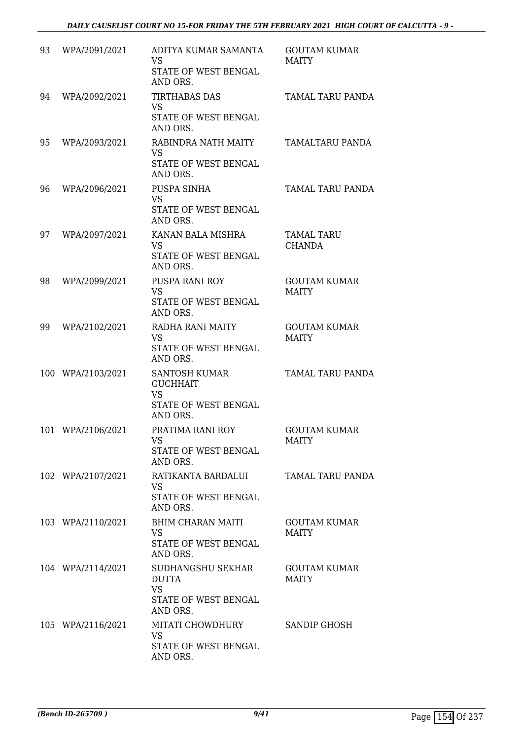| | | | |
|---|---|---|---|
| 93 | WPA/2091/2021 | ADITYA KUMAR SAMANTA<br>VS<br>STATE OF WEST BENGAL AND ORS. | GOUTAM KUMAR MAITY |
| 94 | WPA/2092/2021 | TIRTHABAS DAS<br>VS<br>STATE OF WEST BENGAL AND ORS. | TAMAL TARU PANDA |
| 95 | WPA/2093/2021 | RABINDRA NATH MAITY<br>VS<br>STATE OF WEST BENGAL AND ORS. | TAMALTARU PANDA |
| 96 | WPA/2096/2021 | PUSPA SINHA<br>VS<br>STATE OF WEST BENGAL AND ORS. | TAMAL TARU PANDA |
| 97 | WPA/2097/2021 | KANAN BALA MISHRA<br>VS<br>STATE OF WEST BENGAL AND ORS. | TAMAL TARU CHANDA |
| 98 | WPA/2099/2021 | PUSPA RANI ROY<br>VS<br>STATE OF WEST BENGAL AND ORS. | GOUTAM KUMAR MAITY |
| 99 | WPA/2102/2021 | RADHA RANI MAITY<br>VS<br>STATE OF WEST BENGAL AND ORS. | GOUTAM KUMAR MAITY |
| 100 | WPA/2103/2021 | SANTOSH KUMAR GUCHHAIT<br>VS<br>STATE OF WEST BENGAL AND ORS. | TAMAL TARU PANDA |
| 101 | WPA/2106/2021 | PRATIMA RANI ROY<br>VS<br>STATE OF WEST BENGAL AND ORS. | GOUTAM KUMAR MAITY |
| 102 | WPA/2107/2021 | RATIKANTA BARDALUI<br>VS<br>STATE OF WEST BENGAL AND ORS. | TAMAL TARU PANDA |
| 103 | WPA/2110/2021 | BHIM CHARAN MAITI<br>VS<br>STATE OF WEST BENGAL AND ORS. | GOUTAM KUMAR MAITY |
| 104 | WPA/2114/2021 | SUDHANGSHU SEKHAR DUTTA<br>VS<br>STATE OF WEST BENGAL AND ORS. | GOUTAM KUMAR MAITY |
| 105 | WPA/2116/2021 | MITATI CHOWDHURY<br>VS<br>STATE OF WEST BENGAL AND ORS. | SANDIP GHOSH |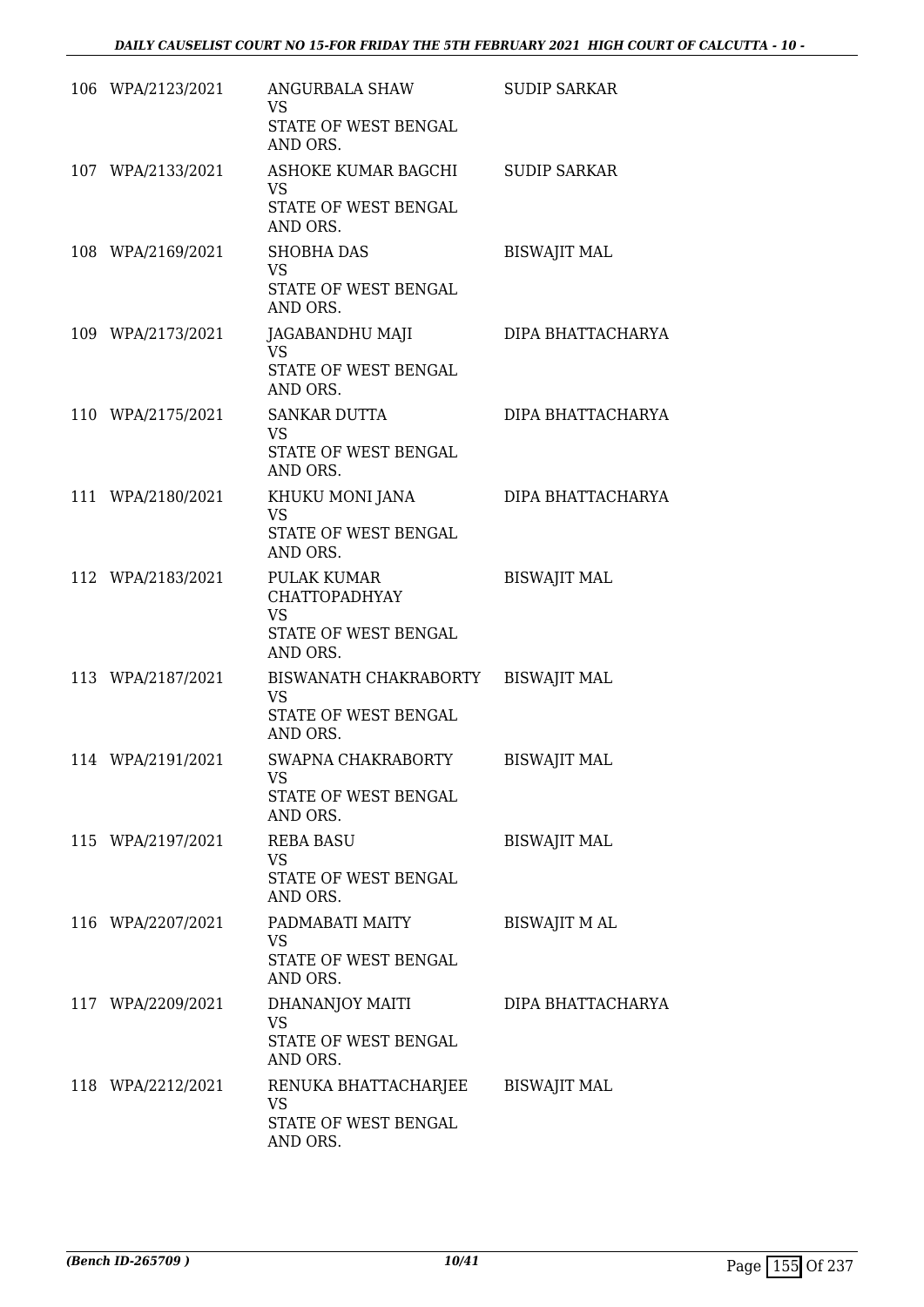| | | | |
|---|---|---|---|
| 106 | WPA/2123/2021 | ANGURBALA SHAW<br>VS<br>STATE OF WEST BENGAL AND ORS. | SUDIP SARKAR |
| 107 | WPA/2133/2021 | ASHOKE KUMAR BAGCHI<br>VS<br>STATE OF WEST BENGAL AND ORS. | SUDIP SARKAR |
| 108 | WPA/2169/2021 | SHOBHA DAS<br>VS<br>STATE OF WEST BENGAL AND ORS. | BISWAJIT MAL |
| 109 | WPA/2173/2021 | JAGABANDHU MAJI<br>VS<br>STATE OF WEST BENGAL AND ORS. | DIPA BHATTACHARYA |
| 110 | WPA/2175/2021 | SANKAR DUTTA<br>VS<br>STATE OF WEST BENGAL AND ORS. | DIPA BHATTACHARYA |
| 111 | WPA/2180/2021 | KHUKU MONI JANA<br>VS<br>STATE OF WEST BENGAL AND ORS. | DIPA BHATTACHARYA |
| 112 | WPA/2183/2021 | PULAK KUMAR CHATTOPADHYAY<br>VS<br>STATE OF WEST BENGAL AND ORS. | BISWAJIT MAL |
| 113 | WPA/2187/2021 | BISWANATH CHAKRABORTY<br>VS<br>STATE OF WEST BENGAL AND ORS. | BISWAJIT MAL |
| 114 | WPA/2191/2021 | SWAPNA CHAKRABORTY<br>VS<br>STATE OF WEST BENGAL AND ORS. | BISWAJIT MAL |
| 115 | WPA/2197/2021 | REBA BASU<br>VS<br>STATE OF WEST BENGAL AND ORS. | BISWAJIT MAL |
| 116 | WPA/2207/2021 | PADMABATI MAITY<br>VS<br>STATE OF WEST BENGAL AND ORS. | BISWAJIT M AL |
| 117 | WPA/2209/2021 | DHANANJOY MAITI<br>VS<br>STATE OF WEST BENGAL AND ORS. | DIPA BHATTACHARYA |
| 118 | WPA/2212/2021 | RENUKA BHATTACHARJEE<br>VS<br>STATE OF WEST BENGAL AND ORS. | BISWAJIT MAL |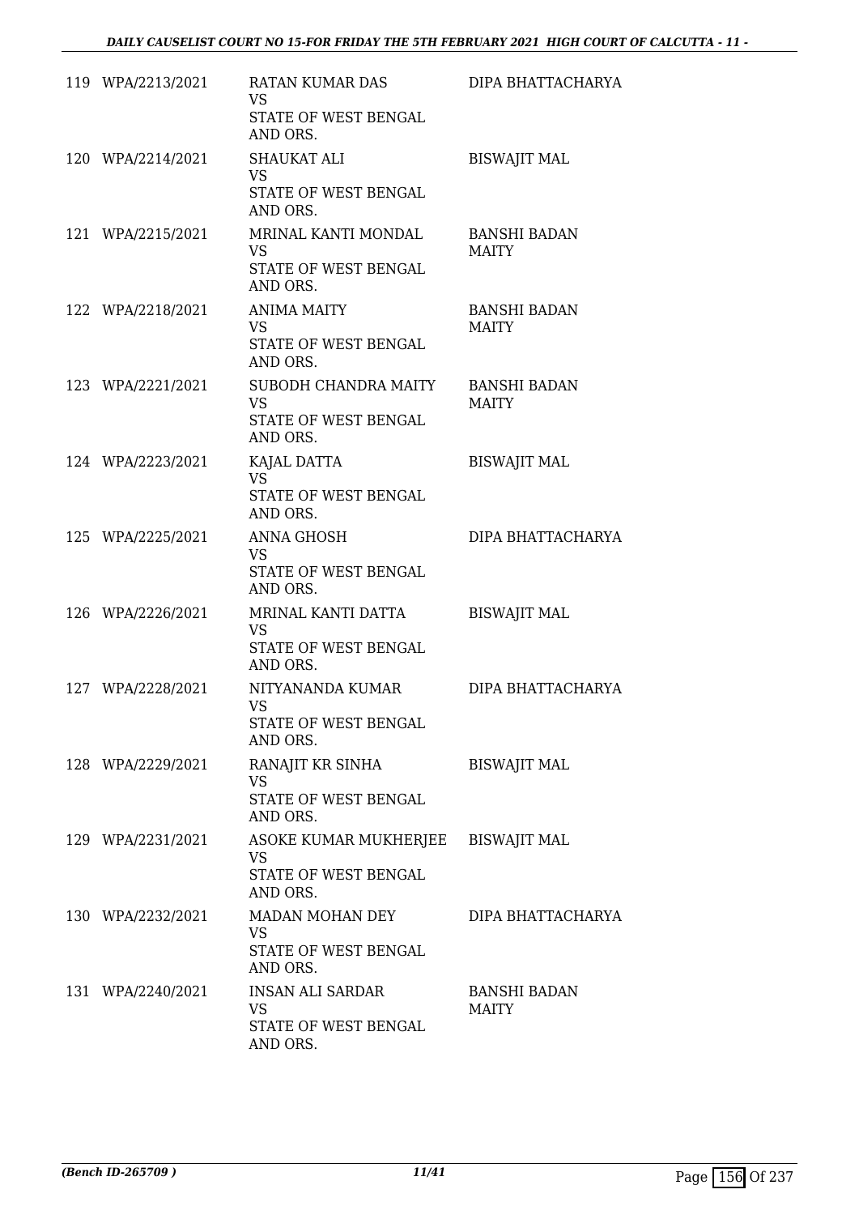| | | | |
|---|---|---|---|
| 119 | WPA/2213/2021 | RATAN KUMAR DAS<br>VS<br>STATE OF WEST BENGAL<br>AND ORS. | DIPA BHATTACHARYA |
| 120 | WPA/2214/2021 | SHAUKAT ALI<br>VS<br>STATE OF WEST BENGAL<br>AND ORS. | BISWAJIT MAL |
| 121 | WPA/2215/2021 | MRINAL KANTI MONDAL<br>VS<br>STATE OF WEST BENGAL<br>AND ORS. | BANSHI BADAN<br>MAITY |
| 122 | WPA/2218/2021 | ANIMA MAITY<br>VS<br>STATE OF WEST BENGAL<br>AND ORS. | BANSHI BADAN<br>MAITY |
| 123 | WPA/2221/2021 | SUBODH CHANDRA MAITY<br>VS<br>STATE OF WEST BENGAL<br>AND ORS. | BANSHI BADAN<br>MAITY |
| 124 | WPA/2223/2021 | KAJAL DATTA<br>VS<br>STATE OF WEST BENGAL<br>AND ORS. | BISWAJIT MAL |
| 125 | WPA/2225/2021 | ANNA GHOSH<br>VS<br>STATE OF WEST BENGAL<br>AND ORS. | DIPA BHATTACHARYA |
| 126 | WPA/2226/2021 | MRINAL KANTI DATTA<br>VS<br>STATE OF WEST BENGAL<br>AND ORS. | BISWAJIT MAL |
| 127 | WPA/2228/2021 | NITYANANDA KUMAR<br>VS<br>STATE OF WEST BENGAL<br>AND ORS. | DIPA BHATTACHARYA |
| 128 | WPA/2229/2021 | RANAJIT KR SINHA<br>VS<br>STATE OF WEST BENGAL<br>AND ORS. | BISWAJIT MAL |
| 129 | WPA/2231/2021 | ASOKE KUMAR MUKHERJEE<br>VS<br>STATE OF WEST BENGAL<br>AND ORS. | BISWAJIT MAL |
| 130 | WPA/2232/2021 | MADAN MOHAN DEY<br>VS<br>STATE OF WEST BENGAL<br>AND ORS. | DIPA BHATTACHARYA |
| 131 | WPA/2240/2021 | INSAN ALI SARDAR<br>VS<br>STATE OF WEST BENGAL<br>AND ORS. | BANSHI BADAN<br>MAITY |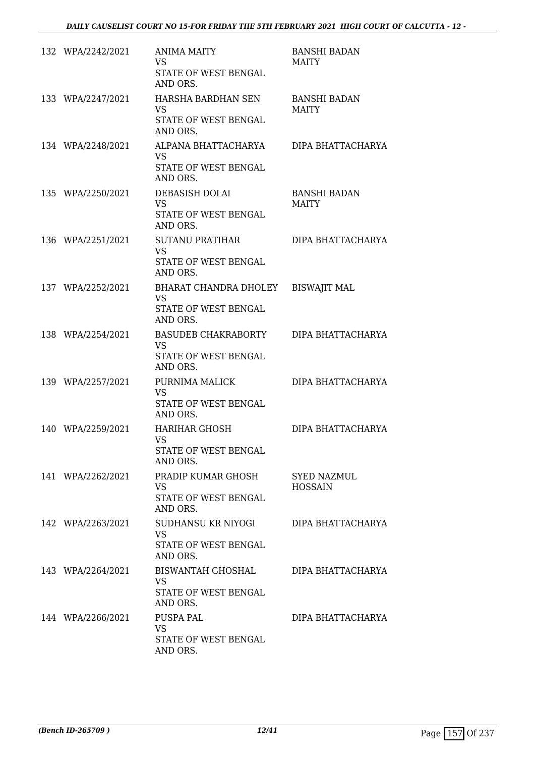| | | | |
|---|---|---|---|
| 132 | WPA/2242/2021 | ANIMA MAITY<br>VS<br>STATE OF WEST BENGAL AND ORS. | BANSHI BADAN MAITY |
| 133 | WPA/2247/2021 | HARSHA BARDHAN SEN<br>VS<br>STATE OF WEST BENGAL AND ORS. | BANSHI BADAN MAITY |
| 134 | WPA/2248/2021 | ALPANA BHATTACHARYA<br>VS<br>STATE OF WEST BENGAL AND ORS. | DIPA BHATTACHARYA |
| 135 | WPA/2250/2021 | DEBASISH DOLAI<br>VS<br>STATE OF WEST BENGAL AND ORS. | BANSHI BADAN MAITY |
| 136 | WPA/2251/2021 | SUTANU PRATIHAR<br>VS<br>STATE OF WEST BENGAL AND ORS. | DIPA BHATTACHARYA |
| 137 | WPA/2252/2021 | BHARAT CHANDRA DHOLEY<br>VS<br>STATE OF WEST BENGAL AND ORS. | BISWAJIT MAL |
| 138 | WPA/2254/2021 | BASUDEB CHAKRABORTY<br>VS<br>STATE OF WEST BENGAL AND ORS. | DIPA BHATTACHARYA |
| 139 | WPA/2257/2021 | PURNIMA MALICK<br>VS<br>STATE OF WEST BENGAL AND ORS. | DIPA BHATTACHARYA |
| 140 | WPA/2259/2021 | HARIHAR GHOSH<br>VS<br>STATE OF WEST BENGAL AND ORS. | DIPA BHATTACHARYA |
| 141 | WPA/2262/2021 | PRADIP KUMAR GHOSH<br>VS<br>STATE OF WEST BENGAL AND ORS. | SYED NAZMUL HOSSAIN |
| 142 | WPA/2263/2021 | SUDHANSU KR NIYOGI<br>VS<br>STATE OF WEST BENGAL AND ORS. | DIPA BHATTACHARYA |
| 143 | WPA/2264/2021 | BISWANTAH GHOSHAL<br>VS<br>STATE OF WEST BENGAL AND ORS. | DIPA BHATTACHARYA |
| 144 | WPA/2266/2021 | PUSPA PAL<br>VS<br>STATE OF WEST BENGAL AND ORS. | DIPA BHATTACHARYA |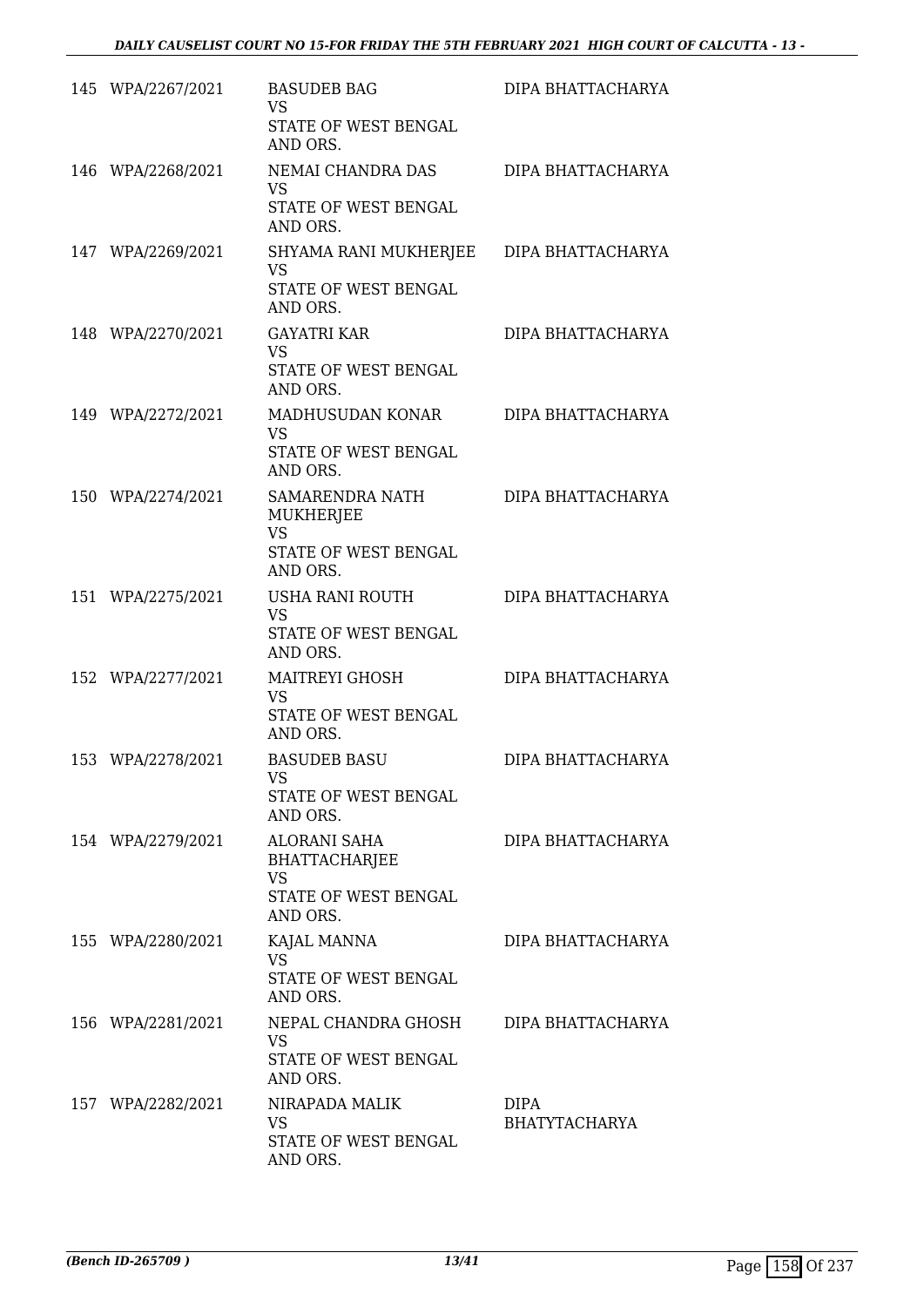| | | | |
|---|---|---|---|
| 145 | WPA/2267/2021 | BASUDEB BAG<br>VS<br>STATE OF WEST BENGAL AND ORS. | DIPA BHATTACHARYA |
| 146 | WPA/2268/2021 | NEMAI CHANDRA DAS<br>VS<br>STATE OF WEST BENGAL AND ORS. | DIPA BHATTACHARYA |
| 147 | WPA/2269/2021 | SHYAMA RANI MUKHERJEE<br>VS<br>STATE OF WEST BENGAL AND ORS. | DIPA BHATTACHARYA |
| 148 | WPA/2270/2021 | GAYATRI KAR<br>VS<br>STATE OF WEST BENGAL AND ORS. | DIPA BHATTACHARYA |
| 149 | WPA/2272/2021 | MADHUSUDAN KONAR<br>VS<br>STATE OF WEST BENGAL AND ORS. | DIPA BHATTACHARYA |
| 150 | WPA/2274/2021 | SAMARENDRA NATH MUKHERJEE<br>VS<br>STATE OF WEST BENGAL AND ORS. | DIPA BHATTACHARYA |
| 151 | WPA/2275/2021 | USHA RANI ROUTH<br>VS<br>STATE OF WEST BENGAL AND ORS. | DIPA BHATTACHARYA |
| 152 | WPA/2277/2021 | MAITREYI GHOSH<br>VS<br>STATE OF WEST BENGAL AND ORS. | DIPA BHATTACHARYA |
| 153 | WPA/2278/2021 | BASUDEB BASU<br>VS<br>STATE OF WEST BENGAL AND ORS. | DIPA BHATTACHARYA |
| 154 | WPA/2279/2021 | ALORANI SAHA BHATTACHARJEE<br>VS<br>STATE OF WEST BENGAL AND ORS. | DIPA BHATTACHARYA |
| 155 | WPA/2280/2021 | KAJAL MANNA<br>VS<br>STATE OF WEST BENGAL AND ORS. | DIPA BHATTACHARYA |
| 156 | WPA/2281/2021 | NEPAL CHANDRA GHOSH<br>VS<br>STATE OF WEST BENGAL AND ORS. | DIPA BHATTACHARYA |
| 157 | WPA/2282/2021 | NIRAPADA MALIK<br>VS<br>STATE OF WEST BENGAL AND ORS. | DIPA BHATYTACHARYA |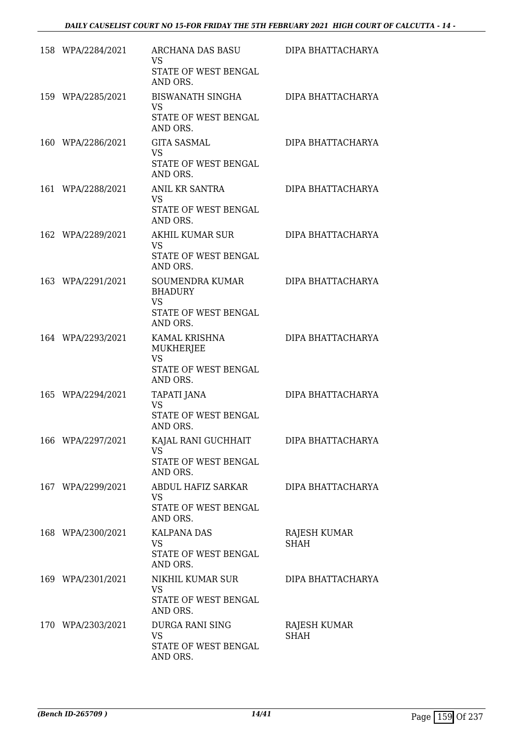| | | | |
|---|---|---|---|
| 158 | WPA/2284/2021 | ARCHANA DAS BASU<br>VS<br>STATE OF WEST BENGAL AND ORS. | DIPA BHATTACHARYA |
| 159 | WPA/2285/2021 | BISWANATH SINGHA<br>VS<br>STATE OF WEST BENGAL AND ORS. | DIPA BHATTACHARYA |
| 160 | WPA/2286/2021 | GITA SASMAL<br>VS<br>STATE OF WEST BENGAL AND ORS. | DIPA BHATTACHARYA |
| 161 | WPA/2288/2021 | ANIL KR SANTRA<br>VS<br>STATE OF WEST BENGAL AND ORS. | DIPA BHATTACHARYA |
| 162 | WPA/2289/2021 | AKHIL KUMAR SUR<br>VS<br>STATE OF WEST BENGAL AND ORS. | DIPA BHATTACHARYA |
| 163 | WPA/2291/2021 | SOUMENDRA KUMAR BHADURY<br>VS<br>STATE OF WEST BENGAL AND ORS. | DIPA BHATTACHARYA |
| 164 | WPA/2293/2021 | KAMAL KRISHNA MUKHERJEE<br>VS<br>STATE OF WEST BENGAL AND ORS. | DIPA BHATTACHARYA |
| 165 | WPA/2294/2021 | TAPATI JANA<br>VS<br>STATE OF WEST BENGAL AND ORS. | DIPA BHATTACHARYA |
| 166 | WPA/2297/2021 | KAJAL RANI GUCHHAIT<br>VS<br>STATE OF WEST BENGAL AND ORS. | DIPA BHATTACHARYA |
| 167 | WPA/2299/2021 | ABDUL HAFIZ SARKAR<br>VS<br>STATE OF WEST BENGAL AND ORS. | DIPA BHATTACHARYA |
| 168 | WPA/2300/2021 | KALPANA DAS<br>VS<br>STATE OF WEST BENGAL AND ORS. | RAJESH KUMAR SHAH |
| 169 | WPA/2301/2021 | NIKHIL KUMAR SUR<br>VS<br>STATE OF WEST BENGAL AND ORS. | DIPA BHATTACHARYA |
| 170 | WPA/2303/2021 | DURGA RANI SING<br>VS<br>STATE OF WEST BENGAL AND ORS. | RAJESH KUMAR SHAH |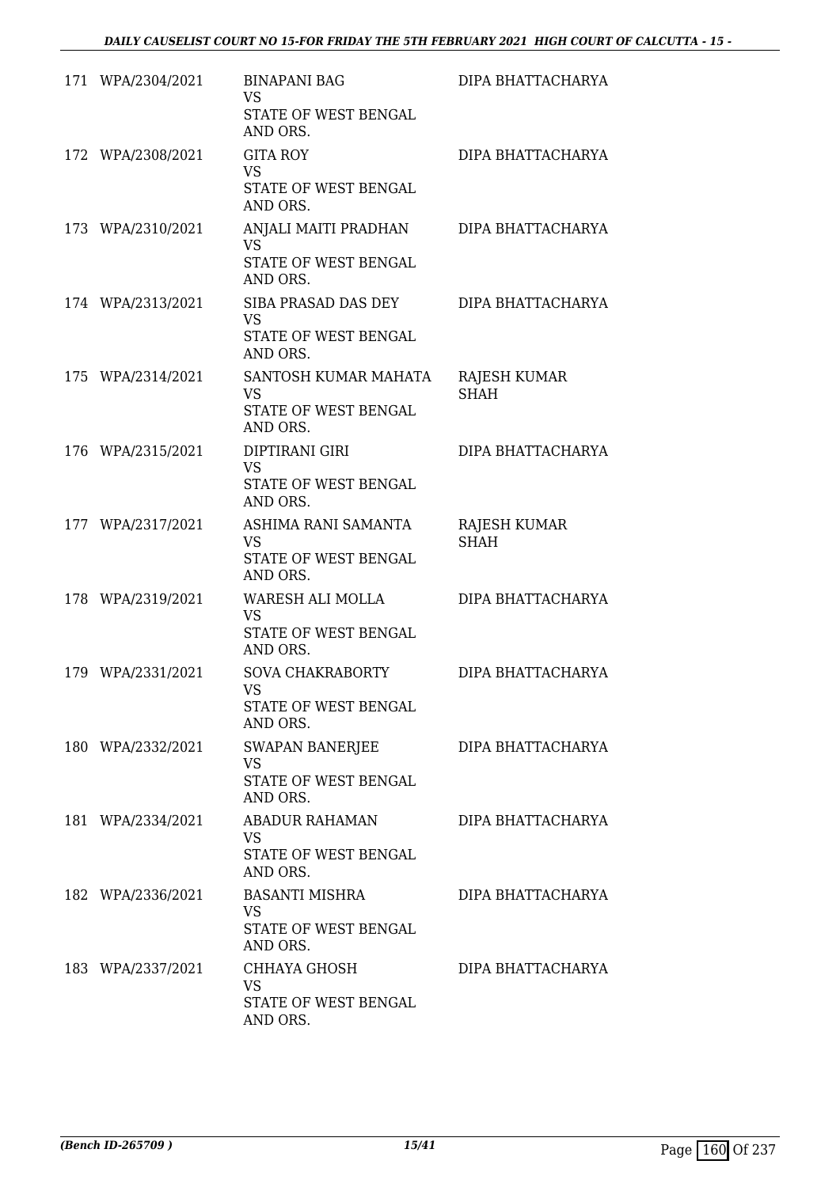| | | | |
|---|---|---|---|
| 171 | WPA/2304/2021 | BINAPANI BAG<br>VS<br>STATE OF WEST BENGAL AND ORS. | DIPA BHATTACHARYA |
| 172 | WPA/2308/2021 | GITA ROY<br>VS<br>STATE OF WEST BENGAL AND ORS. | DIPA BHATTACHARYA |
| 173 | WPA/2310/2021 | ANJALI MAITI PRADHAN<br>VS<br>STATE OF WEST BENGAL AND ORS. | DIPA BHATTACHARYA |
| 174 | WPA/2313/2021 | SIBA PRASAD DAS DEY<br>VS<br>STATE OF WEST BENGAL AND ORS. | DIPA BHATTACHARYA |
| 175 | WPA/2314/2021 | SANTOSH KUMAR MAHATA<br>VS<br>STATE OF WEST BENGAL AND ORS. | RAJESH KUMAR SHAH |
| 176 | WPA/2315/2021 | DIPTIRANI GIRI<br>VS<br>STATE OF WEST BENGAL AND ORS. | DIPA BHATTACHARYA |
| 177 | WPA/2317/2021 | ASHIMA RANI SAMANTA<br>VS<br>STATE OF WEST BENGAL AND ORS. | RAJESH KUMAR SHAH |
| 178 | WPA/2319/2021 | WARESH ALI MOLLA<br>VS<br>STATE OF WEST BENGAL AND ORS. | DIPA BHATTACHARYA |
| 179 | WPA/2331/2021 | SOVA CHAKRABORTY<br>VS<br>STATE OF WEST BENGAL AND ORS. | DIPA BHATTACHARYA |
| 180 | WPA/2332/2021 | SWAPAN BANERJEE<br>VS<br>STATE OF WEST BENGAL AND ORS. | DIPA BHATTACHARYA |
| 181 | WPA/2334/2021 | ABADUR RAHAMAN<br>VS<br>STATE OF WEST BENGAL AND ORS. | DIPA BHATTACHARYA |
| 182 | WPA/2336/2021 | BASANTI MISHRA<br>VS<br>STATE OF WEST BENGAL AND ORS. | DIPA BHATTACHARYA |
| 183 | WPA/2337/2021 | CHHAYA GHOSH<br>VS<br>STATE OF WEST BENGAL AND ORS. | DIPA BHATTACHARYA |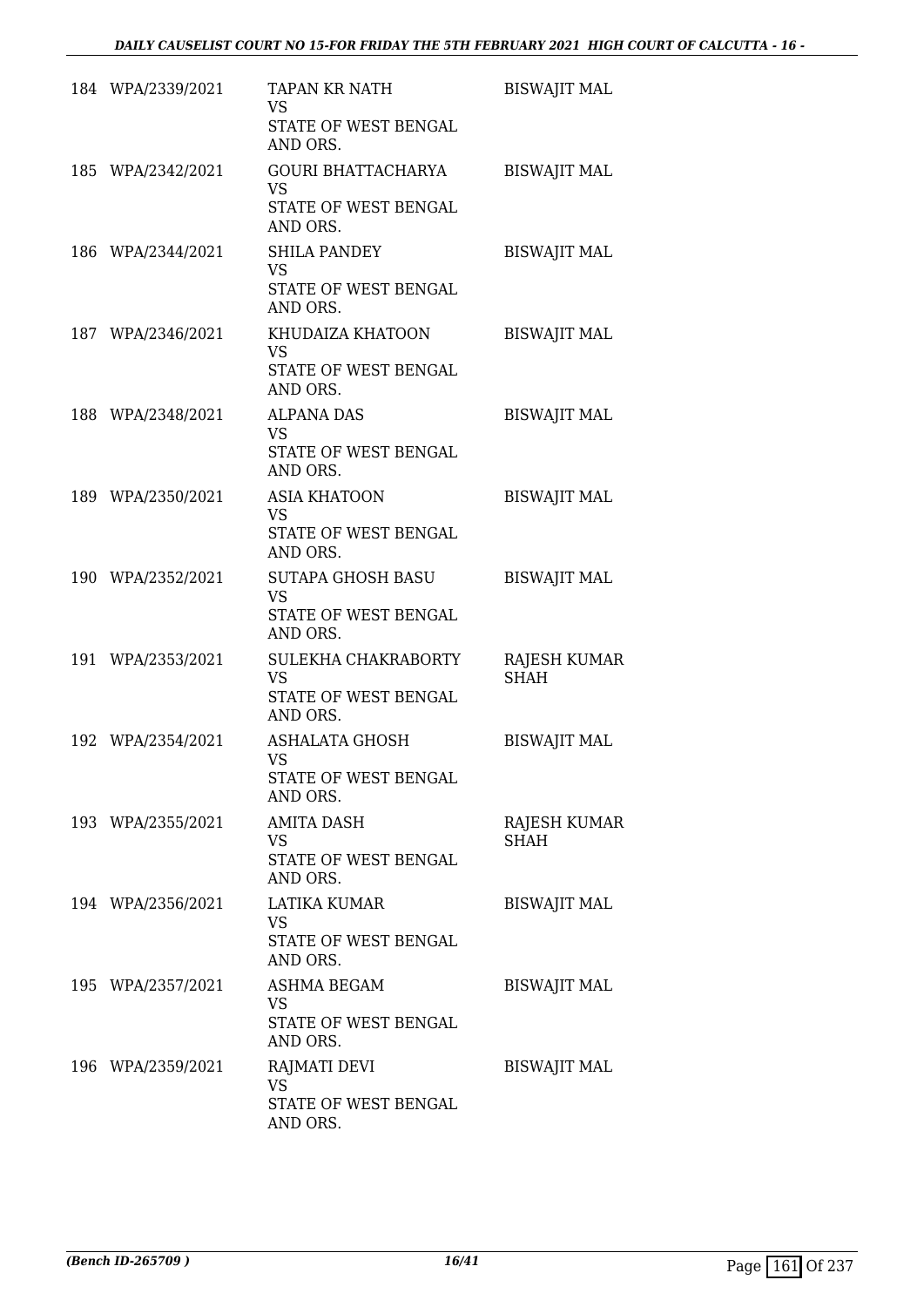| | | | |
|---|---|---|---|
| 184 | WPA/2339/2021 | TAPAN KR NATH<br>VS<br>STATE OF WEST BENGAL AND ORS. | BISWAJIT MAL |
| 185 | WPA/2342/2021 | GOURI BHATTACHARYA<br>VS<br>STATE OF WEST BENGAL AND ORS. | BISWAJIT MAL |
| 186 | WPA/2344/2021 | SHILA PANDEY<br>VS<br>STATE OF WEST BENGAL AND ORS. | BISWAJIT MAL |
| 187 | WPA/2346/2021 | KHUDAIZA KHATOON<br>VS<br>STATE OF WEST BENGAL AND ORS. | BISWAJIT MAL |
| 188 | WPA/2348/2021 | ALPANA DAS<br>VS<br>STATE OF WEST BENGAL AND ORS. | BISWAJIT MAL |
| 189 | WPA/2350/2021 | ASIA KHATOON<br>VS<br>STATE OF WEST BENGAL AND ORS. | BISWAJIT MAL |
| 190 | WPA/2352/2021 | SUTAPA GHOSH BASU<br>VS<br>STATE OF WEST BENGAL AND ORS. | BISWAJIT MAL |
| 191 | WPA/2353/2021 | SULEKHA CHAKRABORTY<br>VS<br>STATE OF WEST BENGAL AND ORS. | RAJESH KUMAR SHAH |
| 192 | WPA/2354/2021 | ASHALATA GHOSH<br>VS<br>STATE OF WEST BENGAL AND ORS. | BISWAJIT MAL |
| 193 | WPA/2355/2021 | AMITA DASH<br>VS<br>STATE OF WEST BENGAL AND ORS. | RAJESH KUMAR SHAH |
| 194 | WPA/2356/2021 | LATIKA KUMAR<br>VS<br>STATE OF WEST BENGAL AND ORS. | BISWAJIT MAL |
| 195 | WPA/2357/2021 | ASHMA BEGAM<br>VS<br>STATE OF WEST BENGAL AND ORS. | BISWAJIT MAL |
| 196 | WPA/2359/2021 | RAJMATI DEVI<br>VS<br>STATE OF WEST BENGAL AND ORS. | BISWAJIT MAL |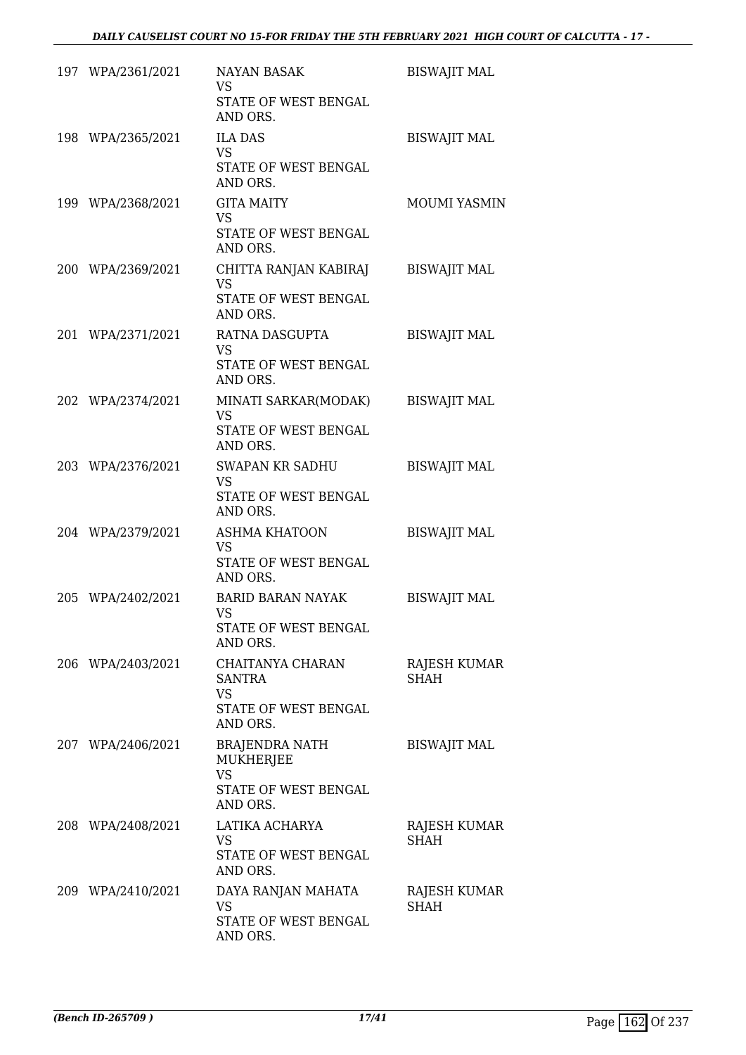| | | | |
|---|---|---|---|
| 197 | WPA/2361/2021 | NAYAN BASAK<br>VS<br>STATE OF WEST BENGAL AND ORS. | BISWAJIT MAL |
| 198 | WPA/2365/2021 | ILA DAS<br>VS<br>STATE OF WEST BENGAL AND ORS. | BISWAJIT MAL |
| 199 | WPA/2368/2021 | GITA MAITY<br>VS<br>STATE OF WEST BENGAL AND ORS. | MOUMI YASMIN |
| 200 | WPA/2369/2021 | CHITTA RANJAN KABIRAJ<br>VS<br>STATE OF WEST BENGAL AND ORS. | BISWAJIT MAL |
| 201 | WPA/2371/2021 | RATNA DASGUPTA<br>VS<br>STATE OF WEST BENGAL AND ORS. | BISWAJIT MAL |
| 202 | WPA/2374/2021 | MINATI SARKAR(MODAK)<br>VS<br>STATE OF WEST BENGAL AND ORS. | BISWAJIT MAL |
| 203 | WPA/2376/2021 | SWAPAN KR SADHU<br>VS<br>STATE OF WEST BENGAL AND ORS. | BISWAJIT MAL |
| 204 | WPA/2379/2021 | ASHMA KHATOON<br>VS<br>STATE OF WEST BENGAL AND ORS. | BISWAJIT MAL |
| 205 | WPA/2402/2021 | BARID BARAN NAYAK<br>VS<br>STATE OF WEST BENGAL AND ORS. | BISWAJIT MAL |
| 206 | WPA/2403/2021 | CHAITANYA CHARAN SANTRA<br>VS<br>STATE OF WEST BENGAL AND ORS. | RAJESH KUMAR SHAH |
| 207 | WPA/2406/2021 | BRAJENDRA NATH MUKHERJEE<br>VS<br>STATE OF WEST BENGAL AND ORS. | BISWAJIT MAL |
| 208 | WPA/2408/2021 | LATIKA ACHARYA<br>VS<br>STATE OF WEST BENGAL AND ORS. | RAJESH KUMAR SHAH |
| 209 | WPA/2410/2021 | DAYA RANJAN MAHATA<br>VS<br>STATE OF WEST BENGAL AND ORS. | RAJESH KUMAR SHAH |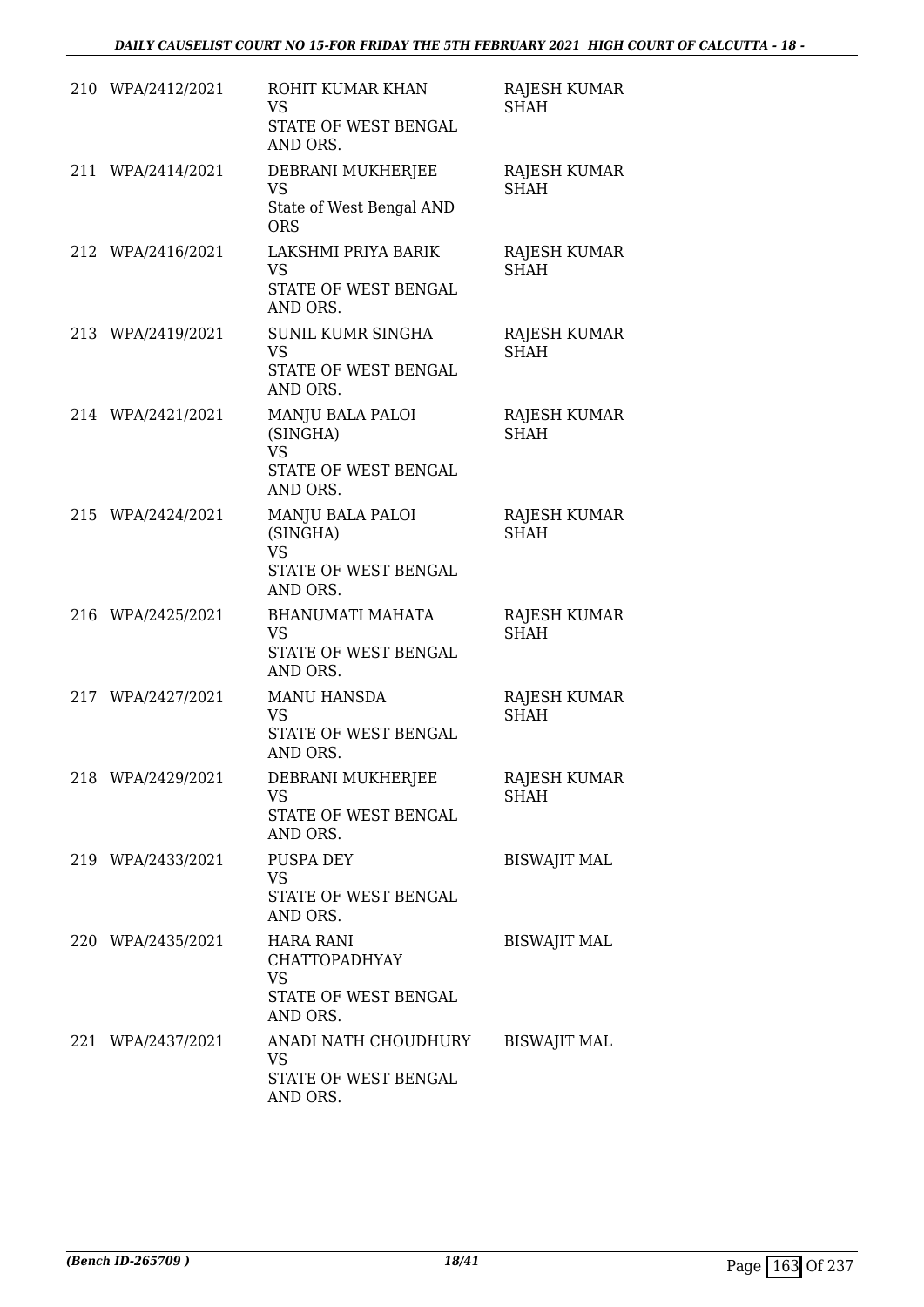| | | | |
|---|---|---|---|
| 210 | WPA/2412/2021 | ROHIT KUMAR KHAN<br>VS<br>STATE OF WEST BENGAL AND ORS. | RAJESH KUMAR SHAH |
| 211 | WPA/2414/2021 | DEBRANI MUKHERJEE<br>VS<br>State of West Bengal AND ORS | RAJESH KUMAR SHAH |
| 212 | WPA/2416/2021 | LAKSHMI PRIYA BARIK<br>VS<br>STATE OF WEST BENGAL AND ORS. | RAJESH KUMAR SHAH |
| 213 | WPA/2419/2021 | SUNIL KUMR SINGHA<br>VS<br>STATE OF WEST BENGAL AND ORS. | RAJESH KUMAR SHAH |
| 214 | WPA/2421/2021 | MANJU BALA PALOI (SINGHA)<br>VS<br>STATE OF WEST BENGAL AND ORS. | RAJESH KUMAR SHAH |
| 215 | WPA/2424/2021 | MANJU BALA PALOI (SINGHA)<br>VS<br>STATE OF WEST BENGAL AND ORS. | RAJESH KUMAR SHAH |
| 216 | WPA/2425/2021 | BHANUMATI MAHATA<br>VS<br>STATE OF WEST BENGAL AND ORS. | RAJESH KUMAR SHAH |
| 217 | WPA/2427/2021 | MANU HANSDA<br>VS<br>STATE OF WEST BENGAL AND ORS. | RAJESH KUMAR SHAH |
| 218 | WPA/2429/2021 | DEBRANI MUKHERJEE<br>VS<br>STATE OF WEST BENGAL AND ORS. | RAJESH KUMAR SHAH |
| 219 | WPA/2433/2021 | PUSPA DEY<br>VS<br>STATE OF WEST BENGAL AND ORS. | BISWAJIT MAL |
| 220 | WPA/2435/2021 | HARA RANI CHATTOPADHYAY<br>VS<br>STATE OF WEST BENGAL AND ORS. | BISWAJIT MAL |
| 221 | WPA/2437/2021 | ANADI NATH CHOUDHURY<br>VS<br>STATE OF WEST BENGAL AND ORS. | BISWAJIT MAL |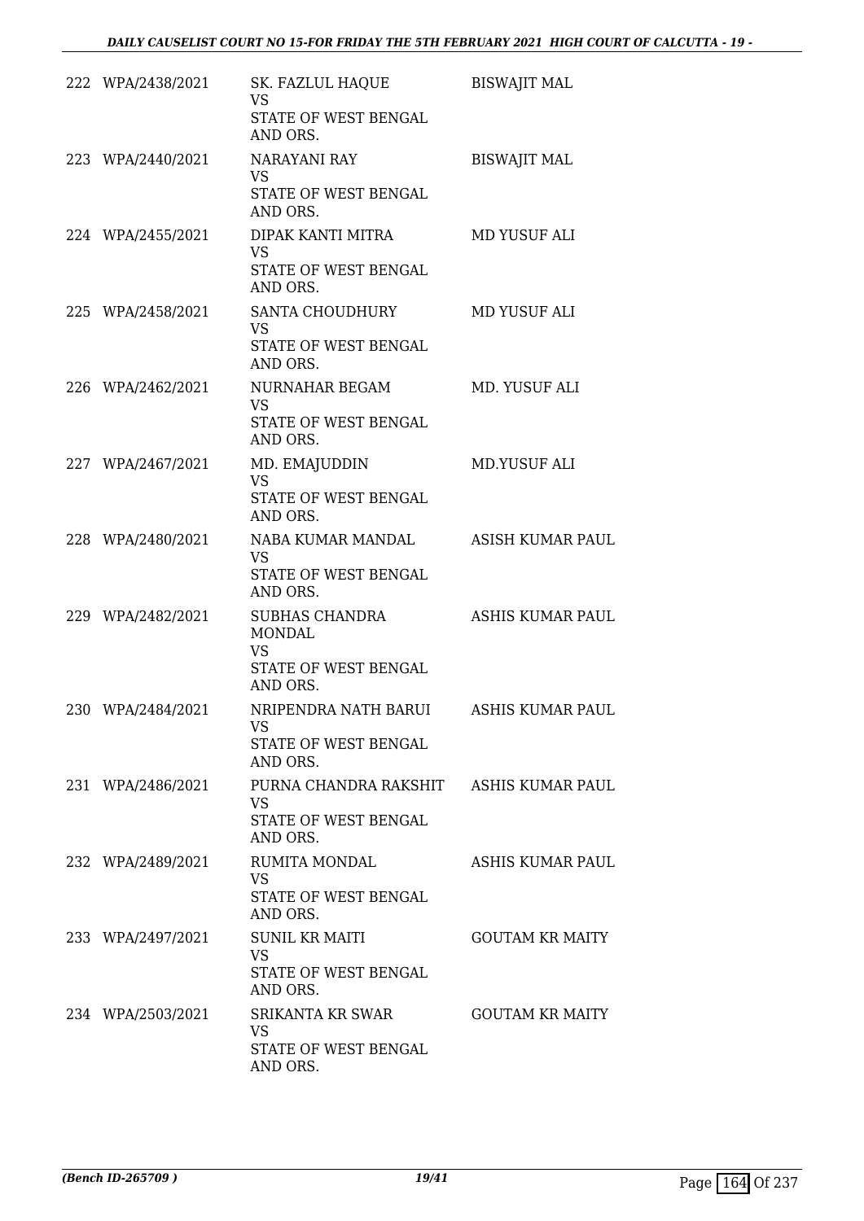| | | | |
|---|---|---|---|
| 222 | WPA/2438/2021 | SK. FAZLUL HAQUE<br>VS<br>STATE OF WEST BENGAL AND ORS. | BISWAJIT MAL |
| 223 | WPA/2440/2021 | NARAYANI RAY<br>VS<br>STATE OF WEST BENGAL AND ORS. | BISWAJIT MAL |
| 224 | WPA/2455/2021 | DIPAK KANTI MITRA<br>VS<br>STATE OF WEST BENGAL AND ORS. | MD YUSUF ALI |
| 225 | WPA/2458/2021 | SANTA CHOUDHURY<br>VS<br>STATE OF WEST BENGAL AND ORS. | MD YUSUF ALI |
| 226 | WPA/2462/2021 | NURNAHAR BEGAM<br>VS<br>STATE OF WEST BENGAL AND ORS. | MD. YUSUF ALI |
| 227 | WPA/2467/2021 | MD. EMAJUDDIN<br>VS<br>STATE OF WEST BENGAL AND ORS. | MD.YUSUF ALI |
| 228 | WPA/2480/2021 | NABA KUMAR MANDAL<br>VS<br>STATE OF WEST BENGAL AND ORS. | ASISH KUMAR PAUL |
| 229 | WPA/2482/2021 | SUBHAS CHANDRA MONDAL<br>VS<br>STATE OF WEST BENGAL AND ORS. | ASHIS KUMAR PAUL |
| 230 | WPA/2484/2021 | NRIPENDRA NATH BARUI<br>VS<br>STATE OF WEST BENGAL AND ORS. | ASHIS KUMAR PAUL |
| 231 | WPA/2486/2021 | PURNA CHANDRA RAKSHIT<br>VS<br>STATE OF WEST BENGAL AND ORS. | ASHIS KUMAR PAUL |
| 232 | WPA/2489/2021 | RUMITA MONDAL<br>VS<br>STATE OF WEST BENGAL AND ORS. | ASHIS KUMAR PAUL |
| 233 | WPA/2497/2021 | SUNIL KR MAITI<br>VS<br>STATE OF WEST BENGAL AND ORS. | GOUTAM KR MAITY |
| 234 | WPA/2503/2021 | SRIKANTA KR SWAR<br>VS<br>STATE OF WEST BENGAL AND ORS. | GOUTAM KR MAITY |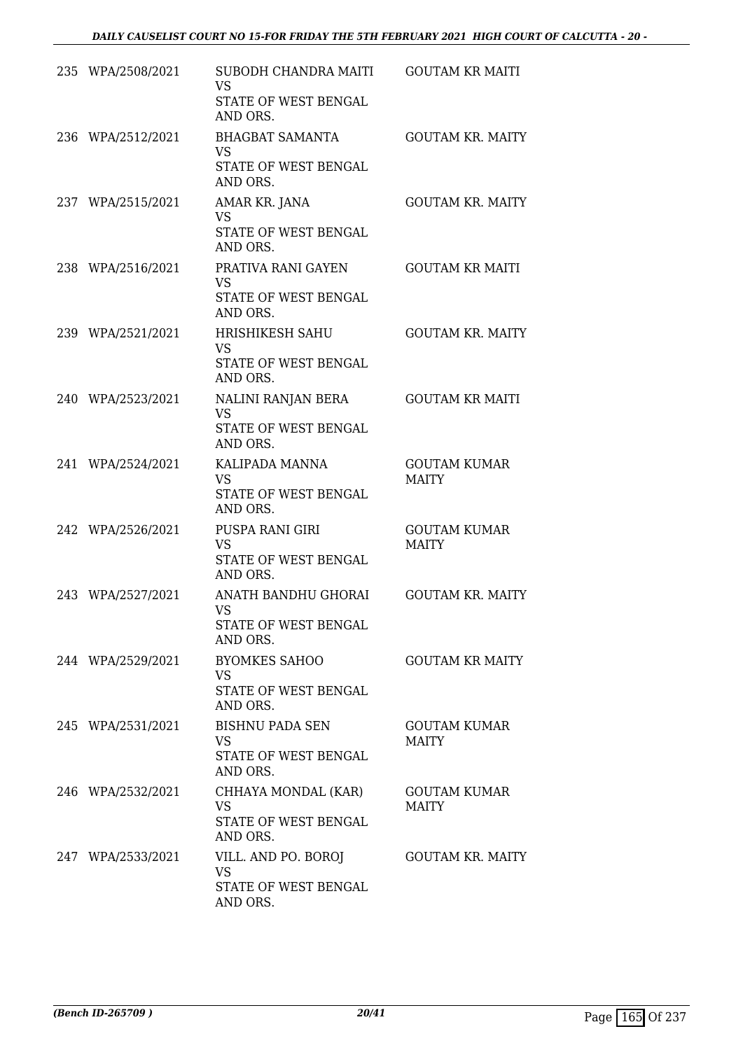| | | | |
|---|---|---|---|
| 235 | WPA/2508/2021 | SUBODH CHANDRA MAITI<br>VS<br>STATE OF WEST BENGAL AND ORS. | GOUTAM KR MAITI |
| 236 | WPA/2512/2021 | BHAGBAT SAMANTA<br>VS<br>STATE OF WEST BENGAL AND ORS. | GOUTAM KR. MAITY |
| 237 | WPA/2515/2021 | AMAR KR. JANA<br>VS<br>STATE OF WEST BENGAL AND ORS. | GOUTAM KR. MAITY |
| 238 | WPA/2516/2021 | PRATIVA RANI GAYEN<br>VS<br>STATE OF WEST BENGAL AND ORS. | GOUTAM KR MAITI |
| 239 | WPA/2521/2021 | HRISHIKESH SAHU<br>VS<br>STATE OF WEST BENGAL AND ORS. | GOUTAM KR. MAITY |
| 240 | WPA/2523/2021 | NALINI RANJAN BERA<br>VS<br>STATE OF WEST BENGAL AND ORS. | GOUTAM KR MAITI |
| 241 | WPA/2524/2021 | KALIPADA MANNA<br>VS<br>STATE OF WEST BENGAL AND ORS. | GOUTAM KUMAR MAITY |
| 242 | WPA/2526/2021 | PUSPA RANI GIRI<br>VS<br>STATE OF WEST BENGAL AND ORS. | GOUTAM KUMAR MAITY |
| 243 | WPA/2527/2021 | ANATH BANDHU GHORAI<br>VS<br>STATE OF WEST BENGAL AND ORS. | GOUTAM KR. MAITY |
| 244 | WPA/2529/2021 | BYOMKES SAHOO<br>VS<br>STATE OF WEST BENGAL AND ORS. | GOUTAM KR MAITY |
| 245 | WPA/2531/2021 | BISHNU PADA SEN<br>VS<br>STATE OF WEST BENGAL AND ORS. | GOUTAM KUMAR MAITY |
| 246 | WPA/2532/2021 | CHHAYA MONDAL (KAR)<br>VS<br>STATE OF WEST BENGAL AND ORS. | GOUTAM KUMAR MAITY |
| 247 | WPA/2533/2021 | VILL. AND PO. BOROJ<br>VS<br>STATE OF WEST BENGAL AND ORS. | GOUTAM KR. MAITY |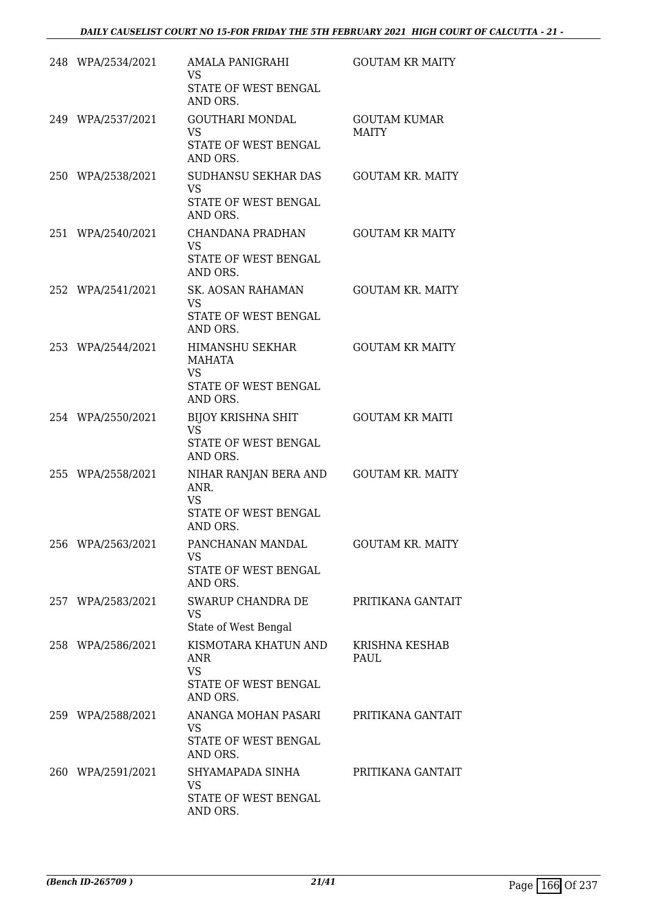| | | | |
|---|---|---|---|
| 248 | WPA/2534/2021 | AMALA PANIGRAHI<br>VS<br>STATE OF WEST BENGAL AND ORS. | GOUTAM KR MAITY |
| 249 | WPA/2537/2021 | GOUTHARI MONDAL<br>VS<br>STATE OF WEST BENGAL AND ORS. | GOUTAM KUMAR MAITY |
| 250 | WPA/2538/2021 | SUDHANSU SEKHAR DAS<br>VS<br>STATE OF WEST BENGAL AND ORS. | GOUTAM KR. MAITY |
| 251 | WPA/2540/2021 | CHANDANA PRADHAN<br>VS<br>STATE OF WEST BENGAL AND ORS. | GOUTAM KR MAITY |
| 252 | WPA/2541/2021 | SK. AOSAN RAHAMAN<br>VS<br>STATE OF WEST BENGAL AND ORS. | GOUTAM KR. MAITY |
| 253 | WPA/2544/2021 | HIMANSHU SEKHAR MAHATA<br>VS<br>STATE OF WEST BENGAL AND ORS. | GOUTAM KR MAITY |
| 254 | WPA/2550/2021 | BIJOY KRISHNA SHIT<br>VS<br>STATE OF WEST BENGAL AND ORS. | GOUTAM KR MAITI |
| 255 | WPA/2558/2021 | NIHAR RANJAN BERA AND ANR.<br>VS<br>STATE OF WEST BENGAL AND ORS. | GOUTAM KR. MAITY |
| 256 | WPA/2563/2021 | PANCHANAN MANDAL<br>VS<br>STATE OF WEST BENGAL AND ORS. | GOUTAM KR. MAITY |
| 257 | WPA/2583/2021 | SWARUP CHANDRA DE<br>VS<br>State of West Bengal | PRITIKANA GANTAIT |
| 258 | WPA/2586/2021 | KISMOTARA KHATUN AND ANR<br>VS<br>STATE OF WEST BENGAL AND ORS. | KRISHNA KESHAB PAUL |
| 259 | WPA/2588/2021 | ANANGA MOHAN PASARI<br>VS<br>STATE OF WEST BENGAL AND ORS. | PRITIKANA GANTAIT |
| 260 | WPA/2591/2021 | SHYAMAPADA SINHA<br>VS<br>STATE OF WEST BENGAL AND ORS. | PRITIKANA GANTAIT |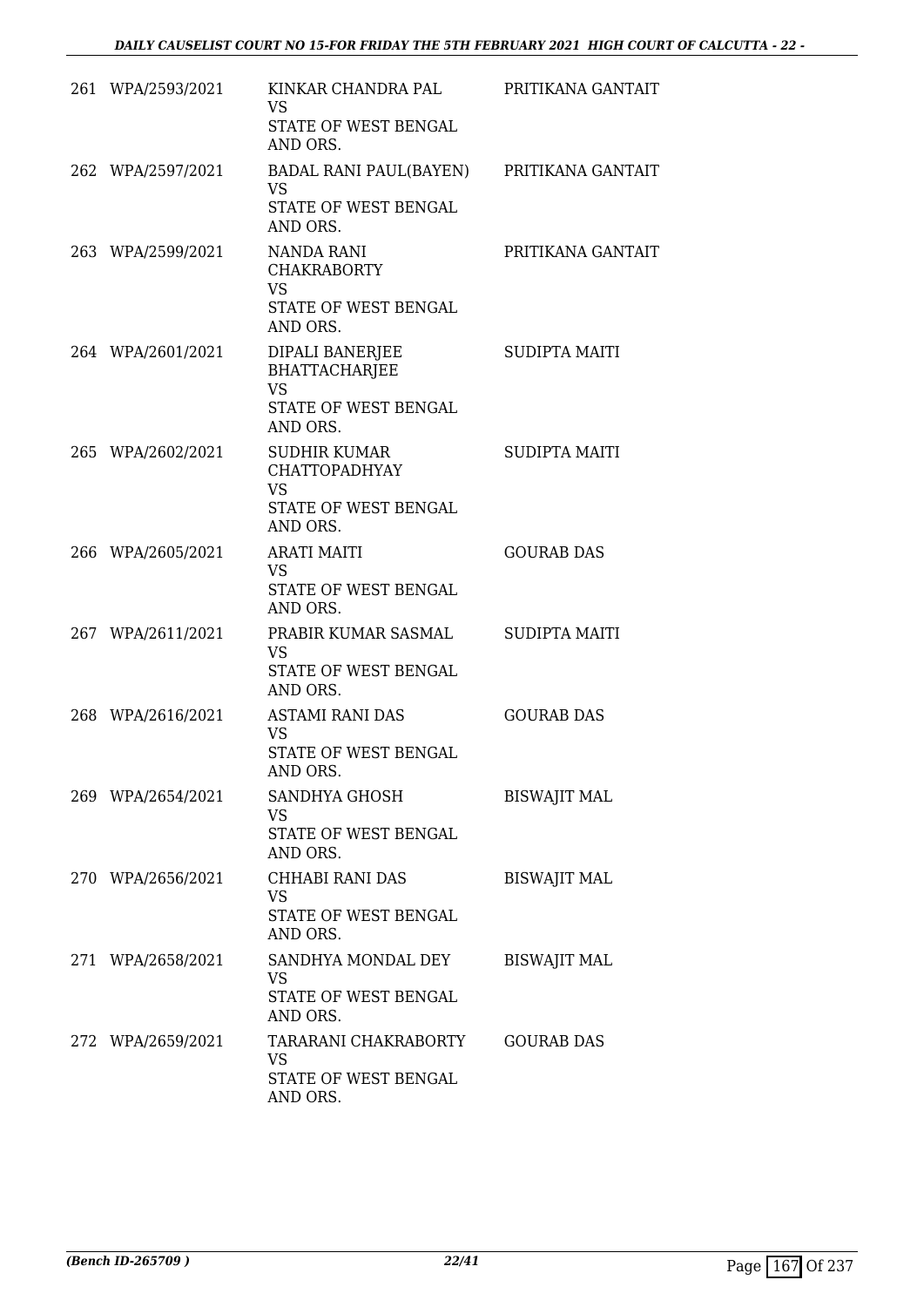| | | | |
|---|---|---|---|
| 261 | WPA/2593/2021 | KINKAR CHANDRA PAL<br>VS<br>STATE OF WEST BENGAL AND ORS. | PRITIKANA GANTAIT |
| 262 | WPA/2597/2021 | BADAL RANI PAUL(BAYEN)<br>VS<br>STATE OF WEST BENGAL AND ORS. | PRITIKANA GANTAIT |
| 263 | WPA/2599/2021 | NANDA RANI CHAKRABORTY<br>VS<br>STATE OF WEST BENGAL AND ORS. | PRITIKANA GANTAIT |
| 264 | WPA/2601/2021 | DIPALI BANERJEE BHATTACHARJEE<br>VS<br>STATE OF WEST BENGAL AND ORS. | SUDIPTA MAITI |
| 265 | WPA/2602/2021 | SUDHIR KUMAR CHATTOPADHYAY<br>VS<br>STATE OF WEST BENGAL AND ORS. | SUDIPTA MAITI |
| 266 | WPA/2605/2021 | ARATI MAITI<br>VS<br>STATE OF WEST BENGAL AND ORS. | GOURAB DAS |
| 267 | WPA/2611/2021 | PRABIR KUMAR SASMAL<br>VS<br>STATE OF WEST BENGAL AND ORS. | SUDIPTA MAITI |
| 268 | WPA/2616/2021 | ASTAMI RANI DAS<br>VS<br>STATE OF WEST BENGAL AND ORS. | GOURAB DAS |
| 269 | WPA/2654/2021 | SANDHYA GHOSH<br>VS<br>STATE OF WEST BENGAL AND ORS. | BISWAJIT MAL |
| 270 | WPA/2656/2021 | CHHABI RANI DAS<br>VS<br>STATE OF WEST BENGAL AND ORS. | BISWAJIT MAL |
| 271 | WPA/2658/2021 | SANDHYA MONDAL DEY<br>VS<br>STATE OF WEST BENGAL AND ORS. | BISWAJIT MAL |
| 272 | WPA/2659/2021 | TARARANI CHAKRABORTY<br>VS<br>STATE OF WEST BENGAL AND ORS. | GOURAB DAS |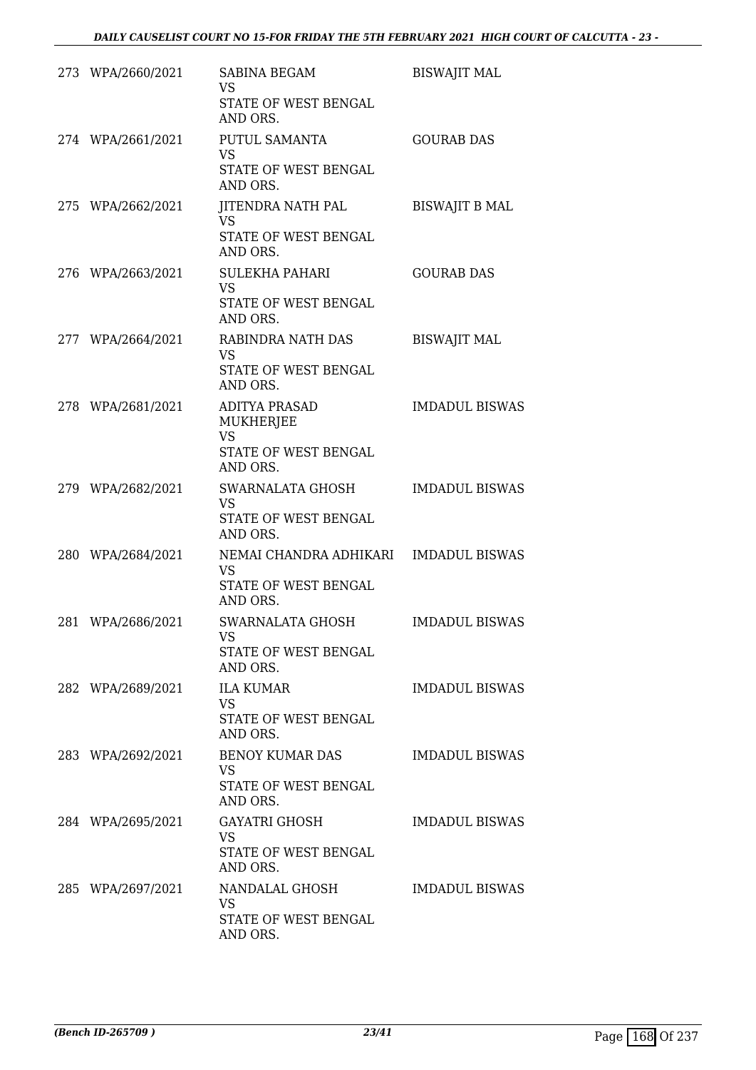| | | | |
|---|---|---|---|
| 273 | WPA/2660/2021 | SABINA BEGAM<br>VS<br>STATE OF WEST BENGAL<br>AND ORS. | BISWAJIT MAL |
| 274 | WPA/2661/2021 | PUTUL SAMANTA<br>VS<br>STATE OF WEST BENGAL<br>AND ORS. | GOURAB DAS |
| 275 | WPA/2662/2021 | JITENDRA NATH PAL<br>VS<br>STATE OF WEST BENGAL<br>AND ORS. | BISWAJIT B MAL |
| 276 | WPA/2663/2021 | SULEKHA PAHARI<br>VS<br>STATE OF WEST BENGAL<br>AND ORS. | GOURAB DAS |
| 277 | WPA/2664/2021 | RABINDRA NATH DAS<br>VS<br>STATE OF WEST BENGAL<br>AND ORS. | BISWAJIT MAL |
| 278 | WPA/2681/2021 | ADITYA PRASAD<br>MUKHERJEE<br>VS<br>STATE OF WEST BENGAL<br>AND ORS. | IMDADUL BISWAS |
| 279 | WPA/2682/2021 | SWARNALATA GHOSH<br>VS<br>STATE OF WEST BENGAL<br>AND ORS. | IMDADUL BISWAS |
| 280 | WPA/2684/2021 | NEMAI CHANDRA ADHIKARI<br>VS<br>STATE OF WEST BENGAL<br>AND ORS. | IMDADUL BISWAS |
| 281 | WPA/2686/2021 | SWARNALATA GHOSH<br>VS<br>STATE OF WEST BENGAL<br>AND ORS. | IMDADUL BISWAS |
| 282 | WPA/2689/2021 | ILA KUMAR<br>VS<br>STATE OF WEST BENGAL<br>AND ORS. | IMDADUL BISWAS |
| 283 | WPA/2692/2021 | BENOY KUMAR DAS<br>VS<br>STATE OF WEST BENGAL<br>AND ORS. | IMDADUL BISWAS |
| 284 | WPA/2695/2021 | GAYATRI GHOSH<br>VS<br>STATE OF WEST BENGAL<br>AND ORS. | IMDADUL BISWAS |
| 285 | WPA/2697/2021 | NANDALAL GHOSH<br>VS<br>STATE OF WEST BENGAL<br>AND ORS. | IMDADUL BISWAS |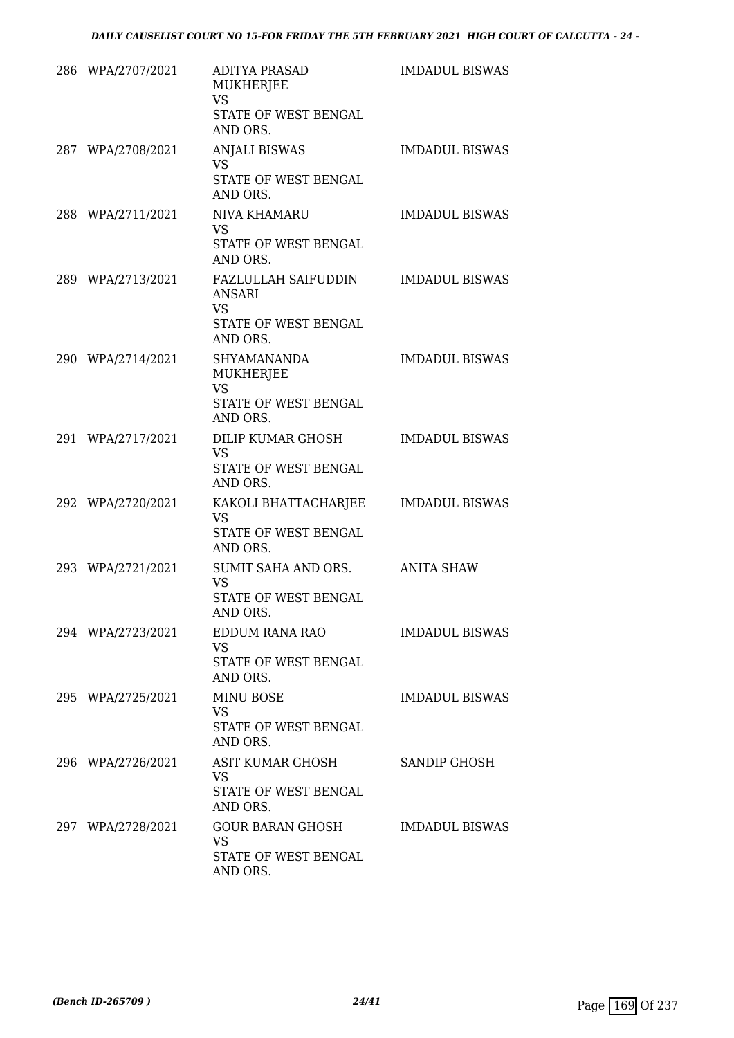| | | | |
|---|---|---|---|
| 286 | WPA/2707/2021 | ADITYA PRASAD MUKHERJEE<br>VS<br>STATE OF WEST BENGAL AND ORS. | IMDADUL BISWAS |
| 287 | WPA/2708/2021 | ANJALI BISWAS<br>VS<br>STATE OF WEST BENGAL AND ORS. | IMDADUL BISWAS |
| 288 | WPA/2711/2021 | NIVA KHAMARU<br>VS<br>STATE OF WEST BENGAL AND ORS. | IMDADUL BISWAS |
| 289 | WPA/2713/2021 | FAZLULLAH SAIFUDDIN ANSARI<br>VS<br>STATE OF WEST BENGAL AND ORS. | IMDADUL BISWAS |
| 290 | WPA/2714/2021 | SHYAMANANDA MUKHERJEE<br>VS<br>STATE OF WEST BENGAL AND ORS. | IMDADUL BISWAS |
| 291 | WPA/2717/2021 | DILIP KUMAR GHOSH<br>VS<br>STATE OF WEST BENGAL AND ORS. | IMDADUL BISWAS |
| 292 | WPA/2720/2021 | KAKOLI BHATTACHARJEE<br>VS<br>STATE OF WEST BENGAL AND ORS. | IMDADUL BISWAS |
| 293 | WPA/2721/2021 | SUMIT SAHA AND ORS.<br>VS<br>STATE OF WEST BENGAL AND ORS. | ANITA SHAW |
| 294 | WPA/2723/2021 | EDDUM RANA RAO<br>VS<br>STATE OF WEST BENGAL AND ORS. | IMDADUL BISWAS |
| 295 | WPA/2725/2021 | MINU BOSE<br>VS<br>STATE OF WEST BENGAL AND ORS. | IMDADUL BISWAS |
| 296 | WPA/2726/2021 | ASIT KUMAR GHOSH<br>VS<br>STATE OF WEST BENGAL AND ORS. | SANDIP GHOSH |
| 297 | WPA/2728/2021 | GOUR BARAN GHOSH<br>VS<br>STATE OF WEST BENGAL AND ORS. | IMDADUL BISWAS |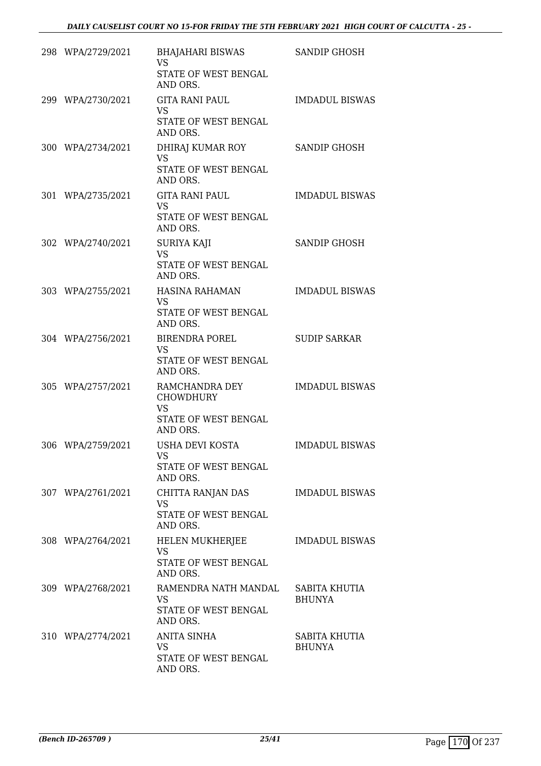| | | | |
|---|---|---|---|
| 298 | WPA/2729/2021 | BHAJAHARI BISWAS<br>VS<br>STATE OF WEST BENGAL<br>AND ORS. | SANDIP GHOSH |
| 299 | WPA/2730/2021 | GITA RANI PAUL<br>VS<br>STATE OF WEST BENGAL<br>AND ORS. | IMDADUL BISWAS |
| 300 | WPA/2734/2021 | DHIRAJ KUMAR ROY<br>VS<br>STATE OF WEST BENGAL<br>AND ORS. | SANDIP GHOSH |
| 301 | WPA/2735/2021 | GITA RANI PAUL<br>VS<br>STATE OF WEST BENGAL<br>AND ORS. | IMDADUL BISWAS |
| 302 | WPA/2740/2021 | SURIYA KAJI<br>VS<br>STATE OF WEST BENGAL<br>AND ORS. | SANDIP GHOSH |
| 303 | WPA/2755/2021 | HASINA RAHAMAN<br>VS<br>STATE OF WEST BENGAL<br>AND ORS. | IMDADUL BISWAS |
| 304 | WPA/2756/2021 | BIRENDRA POREL<br>VS<br>STATE OF WEST BENGAL<br>AND ORS. | SUDIP SARKAR |
| 305 | WPA/2757/2021 | RAMCHANDRA DEY<br>CHOWDHURY<br>VS<br>STATE OF WEST BENGAL<br>AND ORS. | IMDADUL BISWAS |
| 306 | WPA/2759/2021 | USHA DEVI KOSTA<br>VS<br>STATE OF WEST BENGAL<br>AND ORS. | IMDADUL BISWAS |
| 307 | WPA/2761/2021 | CHITTA RANJAN DAS<br>VS<br>STATE OF WEST BENGAL<br>AND ORS. | IMDADUL BISWAS |
| 308 | WPA/2764/2021 | HELEN MUKHERJEE<br>VS<br>STATE OF WEST BENGAL<br>AND ORS. | IMDADUL BISWAS |
| 309 | WPA/2768/2021 | RAMENDRA NATH MANDAL<br>VS<br>STATE OF WEST BENGAL<br>AND ORS. | SABITA KHUTIA<br>BHUNYA |
| 310 | WPA/2774/2021 | ANITA SINHA<br>VS<br>STATE OF WEST BENGAL<br>AND ORS. | SABITA KHUTIA<br>BHUNYA |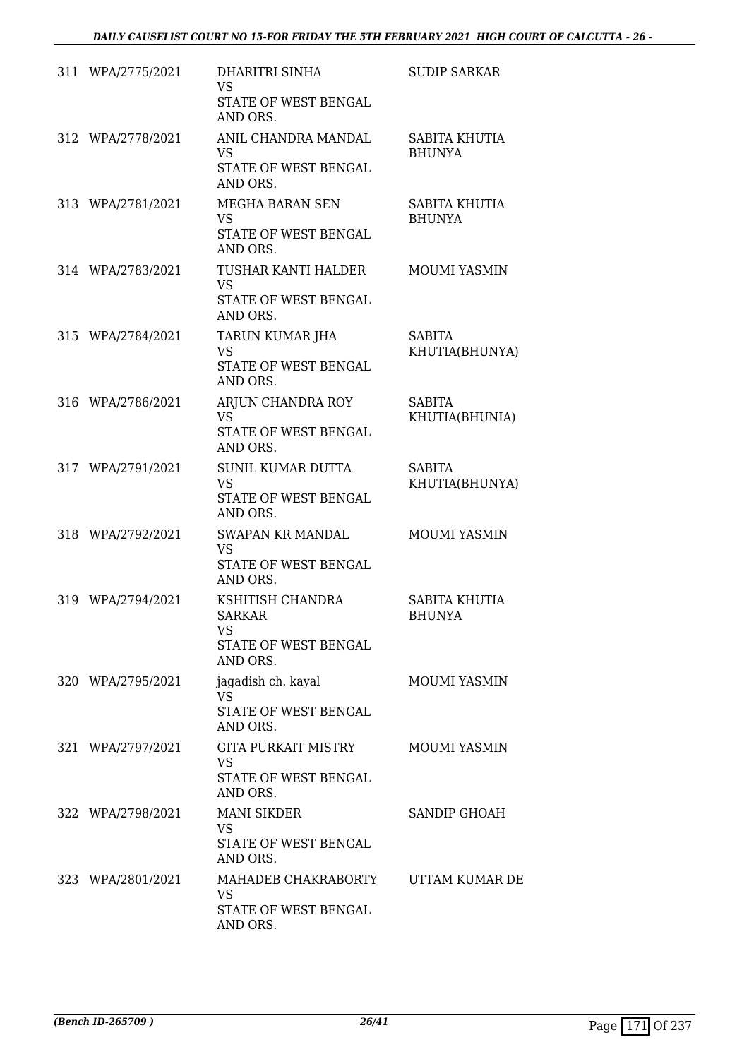| | | | |
|---|---|---|---|
| 311 | WPA/2775/2021 | DHARITRI SINHA<br>VS<br>STATE OF WEST BENGAL AND ORS. | SUDIP SARKAR |
| 312 | WPA/2778/2021 | ANIL CHANDRA MANDAL<br>VS<br>STATE OF WEST BENGAL AND ORS. | SABITA KHUTIA BHUNYA |
| 313 | WPA/2781/2021 | MEGHA BARAN SEN<br>VS<br>STATE OF WEST BENGAL AND ORS. | SABITA KHUTIA BHUNYA |
| 314 | WPA/2783/2021 | TUSHAR KANTI HALDER<br>VS<br>STATE OF WEST BENGAL AND ORS. | MOUMI YASMIN |
| 315 | WPA/2784/2021 | TARUN KUMAR JHA<br>VS<br>STATE OF WEST BENGAL AND ORS. | SABITA KHUTIA(BHUNYA) |
| 316 | WPA/2786/2021 | ARJUN CHANDRA ROY<br>VS<br>STATE OF WEST BENGAL AND ORS. | SABITA KHUTIA(BHUNIA) |
| 317 | WPA/2791/2021 | SUNIL KUMAR DUTTA<br>VS<br>STATE OF WEST BENGAL AND ORS. | SABITA KHUTIA(BHUNYA) |
| 318 | WPA/2792/2021 | SWAPAN KR MANDAL<br>VS<br>STATE OF WEST BENGAL AND ORS. | MOUMI YASMIN |
| 319 | WPA/2794/2021 | KSHITISH CHANDRA SARKAR<br>VS<br>STATE OF WEST BENGAL AND ORS. | SABITA KHUTIA BHUNYA |
| 320 | WPA/2795/2021 | jagadish ch. kayal<br>VS<br>STATE OF WEST BENGAL AND ORS. | MOUMI YASMIN |
| 321 | WPA/2797/2021 | GITA PURKAIT MISTRY<br>VS<br>STATE OF WEST BENGAL AND ORS. | MOUMI YASMIN |
| 322 | WPA/2798/2021 | MANI SIKDER<br>VS<br>STATE OF WEST BENGAL AND ORS. | SANDIP GHOAH |
| 323 | WPA/2801/2021 | MAHADEB CHAKRABORTY<br>VS<br>STATE OF WEST BENGAL AND ORS. | UTTAM KUMAR DE |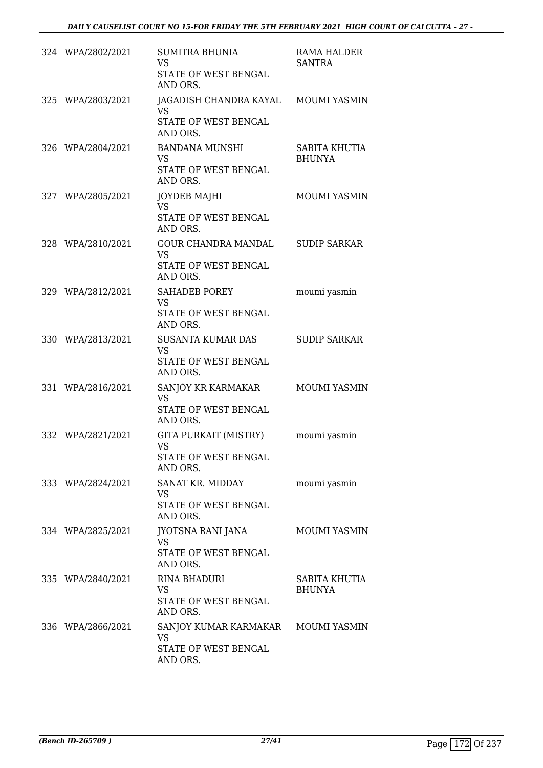| | | | |
|---|---|---|---|
| 324 | WPA/2802/2021 | SUMITRA BHUNIA<br>VS<br>STATE OF WEST BENGAL AND ORS. | RAMA HALDER SANTRA |
| 325 | WPA/2803/2021 | JAGADISH CHANDRA KAYAL<br>VS<br>STATE OF WEST BENGAL AND ORS. | MOUMI YASMIN |
| 326 | WPA/2804/2021 | BANDANA MUNSHI<br>VS<br>STATE OF WEST BENGAL AND ORS. | SABITA KHUTIA BHUNYA |
| 327 | WPA/2805/2021 | JOYDEB MAJHI<br>VS<br>STATE OF WEST BENGAL AND ORS. | MOUMI YASMIN |
| 328 | WPA/2810/2021 | GOUR CHANDRA MANDAL<br>VS<br>STATE OF WEST BENGAL AND ORS. | SUDIP SARKAR |
| 329 | WPA/2812/2021 | SAHADEB POREY<br>VS<br>STATE OF WEST BENGAL AND ORS. | moumi yasmin |
| 330 | WPA/2813/2021 | SUSANTA KUMAR DAS<br>VS<br>STATE OF WEST BENGAL AND ORS. | SUDIP SARKAR |
| 331 | WPA/2816/2021 | SANJOY KR KARMAKAR<br>VS<br>STATE OF WEST BENGAL AND ORS. | MOUMI YASMIN |
| 332 | WPA/2821/2021 | GITA PURKAIT (MISTRY)<br>VS<br>STATE OF WEST BENGAL AND ORS. | moumi yasmin |
| 333 | WPA/2824/2021 | SANAT KR. MIDDAY<br>VS<br>STATE OF WEST BENGAL AND ORS. | moumi yasmin |
| 334 | WPA/2825/2021 | JYOTSNA RANI JANA<br>VS<br>STATE OF WEST BENGAL AND ORS. | MOUMI YASMIN |
| 335 | WPA/2840/2021 | RINA BHADURI<br>VS<br>STATE OF WEST BENGAL AND ORS. | SABITA KHUTIA BHUNYA |
| 336 | WPA/2866/2021 | SANJOY KUMAR KARMAKAR<br>VS<br>STATE OF WEST BENGAL AND ORS. | MOUMI YASMIN |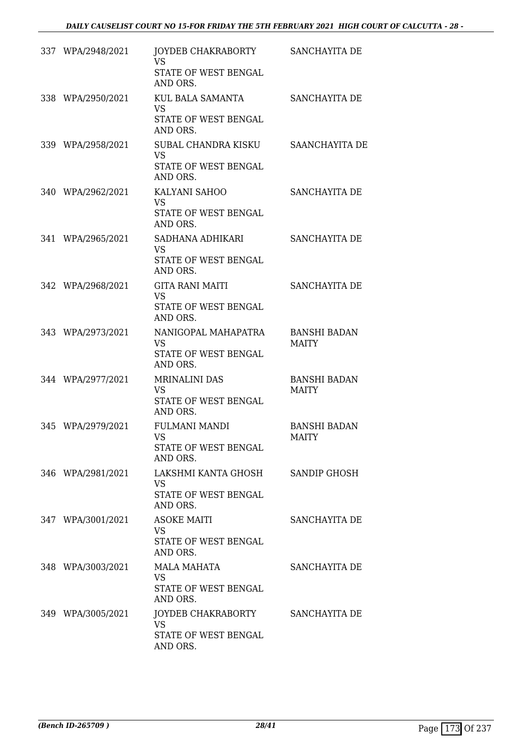| | | | |
|---|---|---|---|
| 337 | WPA/2948/2021 | JOYDEB CHAKRABORTY<br>VS<br>STATE OF WEST BENGAL AND ORS. | SANCHAYITA DE |
| 338 | WPA/2950/2021 | KUL BALA SAMANTA<br>VS<br>STATE OF WEST BENGAL AND ORS. | SANCHAYITA DE |
| 339 | WPA/2958/2021 | SUBAL CHANDRA KISKU<br>VS<br>STATE OF WEST BENGAL AND ORS. | SAANCHAYITA DE |
| 340 | WPA/2962/2021 | KALYANI SAHOO<br>VS<br>STATE OF WEST BENGAL AND ORS. | SANCHAYITA DE |
| 341 | WPA/2965/2021 | SADHANA ADHIKARI<br>VS<br>STATE OF WEST BENGAL AND ORS. | SANCHAYITA DE |
| 342 | WPA/2968/2021 | GITA RANI MAITI<br>VS<br>STATE OF WEST BENGAL AND ORS. | SANCHAYITA DE |
| 343 | WPA/2973/2021 | NANIGOPAL MAHAPATRA<br>VS<br>STATE OF WEST BENGAL AND ORS. | BANSHI BADAN MAITY |
| 344 | WPA/2977/2021 | MRINALINI DAS<br>VS<br>STATE OF WEST BENGAL AND ORS. | BANSHI BADAN MAITY |
| 345 | WPA/2979/2021 | FULMANI MANDI<br>VS<br>STATE OF WEST BENGAL AND ORS. | BANSHI BADAN MAITY |
| 346 | WPA/2981/2021 | LAKSHMI KANTA GHOSH<br>VS<br>STATE OF WEST BENGAL AND ORS. | SANDIP GHOSH |
| 347 | WPA/3001/2021 | ASOKE MAITI<br>VS<br>STATE OF WEST BENGAL AND ORS. | SANCHAYITA DE |
| 348 | WPA/3003/2021 | MALA MAHATA<br>VS<br>STATE OF WEST BENGAL AND ORS. | SANCHAYITA DE |
| 349 | WPA/3005/2021 | JOYDEB CHAKRABORTY<br>VS<br>STATE OF WEST BENGAL AND ORS. | SANCHAYITA DE |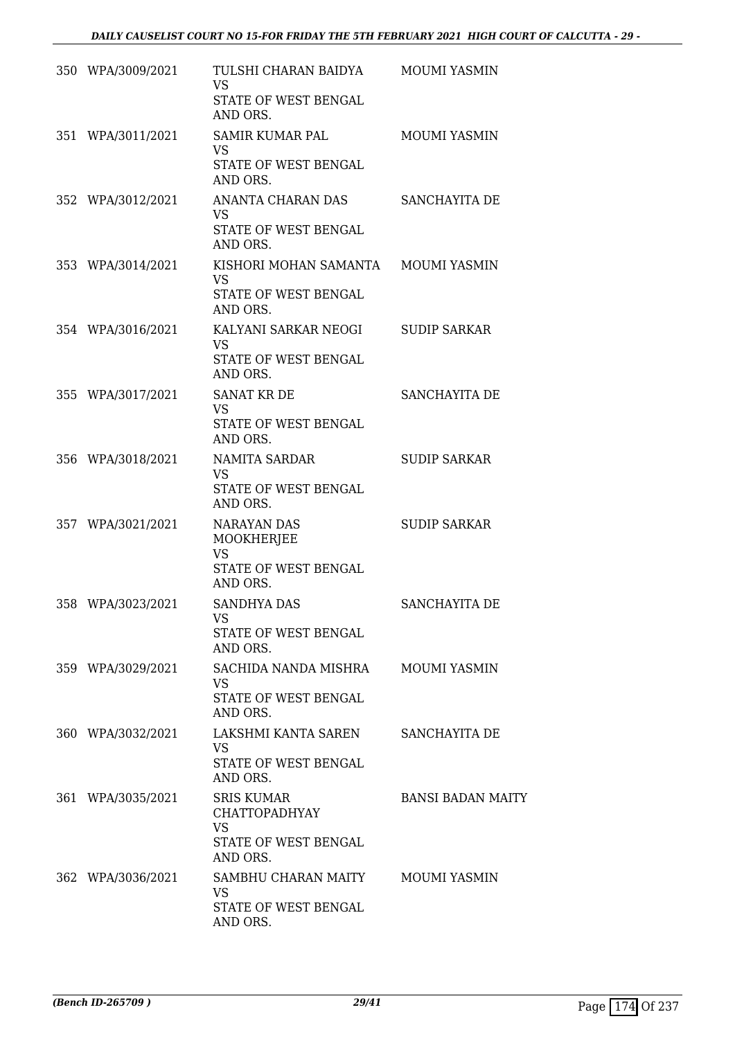| | | | |
|---|---|---|---|
| 350 | WPA/3009/2021 | TULSHI CHARAN BAIDYA<br>VS<br>STATE OF WEST BENGAL AND ORS. | MOUMI YASMIN |
| 351 | WPA/3011/2021 | SAMIR KUMAR PAL<br>VS<br>STATE OF WEST BENGAL AND ORS. | MOUMI YASMIN |
| 352 | WPA/3012/2021 | ANANTA CHARAN DAS<br>VS<br>STATE OF WEST BENGAL AND ORS. | SANCHAYITA DE |
| 353 | WPA/3014/2021 | KISHORI MOHAN SAMANTA<br>VS<br>STATE OF WEST BENGAL AND ORS. | MOUMI YASMIN |
| 354 | WPA/3016/2021 | KALYANI SARKAR NEOGI<br>VS<br>STATE OF WEST BENGAL AND ORS. | SUDIP SARKAR |
| 355 | WPA/3017/2021 | SANAT KR DE<br>VS<br>STATE OF WEST BENGAL AND ORS. | SANCHAYITA DE |
| 356 | WPA/3018/2021 | NAMITA SARDAR<br>VS<br>STATE OF WEST BENGAL AND ORS. | SUDIP SARKAR |
| 357 | WPA/3021/2021 | NARAYAN DAS MOOKHERJEE<br>VS<br>STATE OF WEST BENGAL AND ORS. | SUDIP SARKAR |
| 358 | WPA/3023/2021 | SANDHYA DAS<br>VS<br>STATE OF WEST BENGAL AND ORS. | SANCHAYITA DE |
| 359 | WPA/3029/2021 | SACHIDA NANDA MISHRA<br>VS<br>STATE OF WEST BENGAL AND ORS. | MOUMI YASMIN |
| 360 | WPA/3032/2021 | LAKSHMI KANTA SAREN<br>VS<br>STATE OF WEST BENGAL AND ORS. | SANCHAYITA DE |
| 361 | WPA/3035/2021 | SRIS KUMAR CHATTOPADHYAY<br>VS<br>STATE OF WEST BENGAL AND ORS. | BANSI BADAN MAITY |
| 362 | WPA/3036/2021 | SAMBHU CHARAN MAITY<br>VS<br>STATE OF WEST BENGAL AND ORS. | MOUMI YASMIN |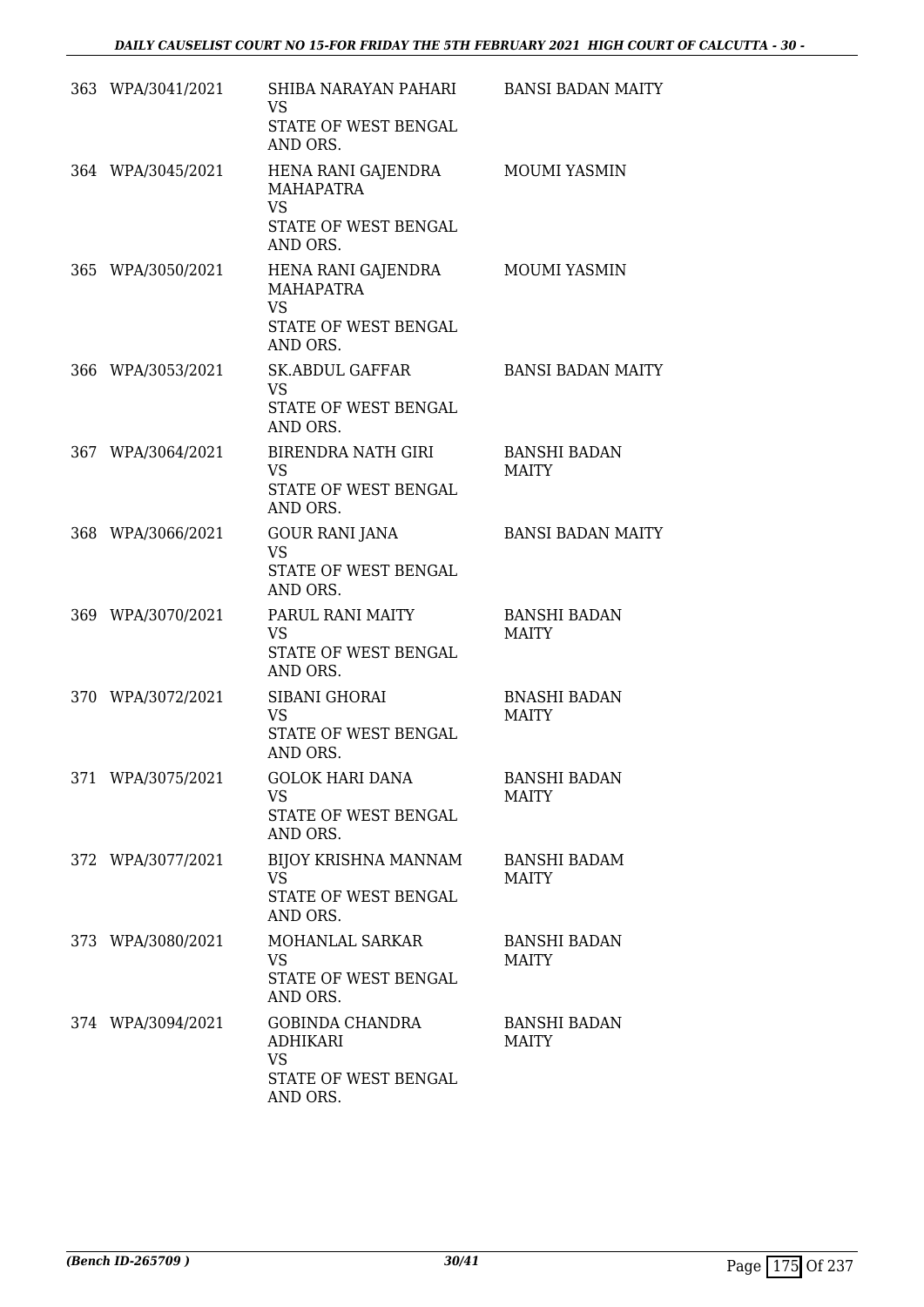| | | | |
|---|---|---|---|
| 363 | WPA/3041/2021 | SHIBA NARAYAN PAHARI<br>VS<br>STATE OF WEST BENGAL AND ORS. | BANSI BADAN MAITY |
| 364 | WPA/3045/2021 | HENA RANI GAJENDRA MAHAPATRA<br>VS<br>STATE OF WEST BENGAL AND ORS. | MOUMI YASMIN |
| 365 | WPA/3050/2021 | HENA RANI GAJENDRA MAHAPATRA<br>VS<br>STATE OF WEST BENGAL AND ORS. | MOUMI YASMIN |
| 366 | WPA/3053/2021 | SK.ABDUL GAFFAR<br>VS<br>STATE OF WEST BENGAL AND ORS. | BANSI BADAN MAITY |
| 367 | WPA/3064/2021 | BIRENDRA NATH GIRI<br>VS<br>STATE OF WEST BENGAL AND ORS. | BANSHI BADAN MAITY |
| 368 | WPA/3066/2021 | GOUR RANI JANA<br>VS<br>STATE OF WEST BENGAL AND ORS. | BANSI BADAN MAITY |
| 369 | WPA/3070/2021 | PARUL RANI MAITY<br>VS<br>STATE OF WEST BENGAL AND ORS. | BANSHI BADAN MAITY |
| 370 | WPA/3072/2021 | SIBANI GHORAI<br>VS<br>STATE OF WEST BENGAL AND ORS. | BNASHI BADAN MAITY |
| 371 | WPA/3075/2021 | GOLOK HARI DANA<br>VS<br>STATE OF WEST BENGAL AND ORS. | BANSHI BADAN MAITY |
| 372 | WPA/3077/2021 | BIJOY KRISHNA MANNAM<br>VS<br>STATE OF WEST BENGAL AND ORS. | BANSHI BADAM MAITY |
| 373 | WPA/3080/2021 | MOHANLAL SARKAR<br>VS<br>STATE OF WEST BENGAL AND ORS. | BANSHI BADAN MAITY |
| 374 | WPA/3094/2021 | GOBINDA CHANDRA ADHIKARI<br>VS<br>STATE OF WEST BENGAL AND ORS. | BANSHI BADAN MAITY |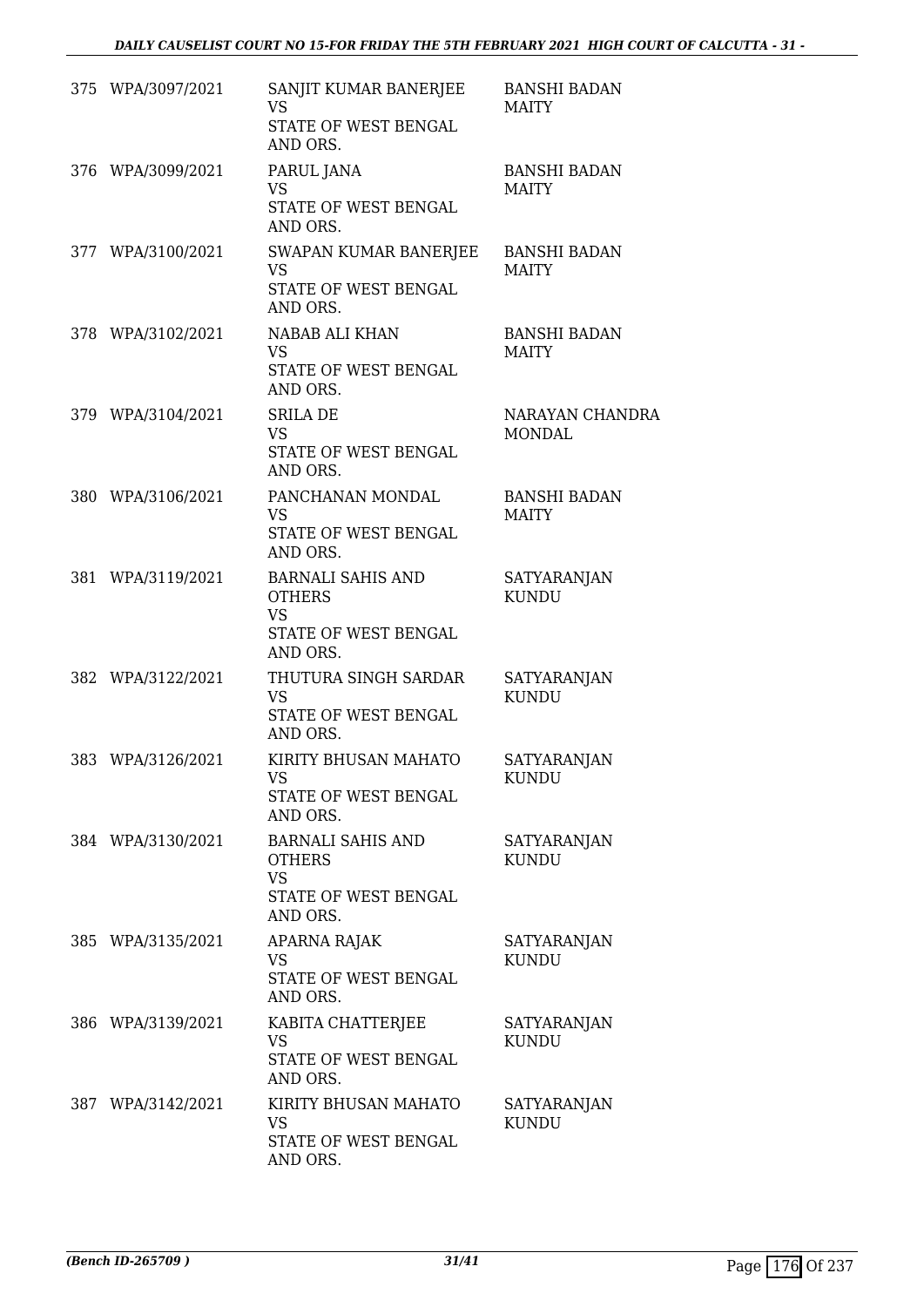| | | | |
|---|---|---|---|
| 375 | WPA/3097/2021 | SANJIT KUMAR BANERJEE<br>VS<br>STATE OF WEST BENGAL<br>AND ORS. | BANSHI BADAN<br>MAITY |
| 376 | WPA/3099/2021 | PARUL JANA<br>VS<br>STATE OF WEST BENGAL<br>AND ORS. | BANSHI BADAN<br>MAITY |
| 377 | WPA/3100/2021 | SWAPAN KUMAR BANERJEE<br>VS<br>STATE OF WEST BENGAL<br>AND ORS. | BANSHI BADAN<br>MAITY |
| 378 | WPA/3102/2021 | NABAB ALI KHAN<br>VS<br>STATE OF WEST BENGAL<br>AND ORS. | BANSHI BADAN<br>MAITY |
| 379 | WPA/3104/2021 | SRILA DE<br>VS<br>STATE OF WEST BENGAL<br>AND ORS. | NARAYAN CHANDRA<br>MONDAL |
| 380 | WPA/3106/2021 | PANCHANAN MONDAL<br>VS<br>STATE OF WEST BENGAL<br>AND ORS. | BANSHI BADAN<br>MAITY |
| 381 | WPA/3119/2021 | BARNALI SAHIS AND<br>OTHERS<br>VS<br>STATE OF WEST BENGAL<br>AND ORS. | SATYARANJAN<br>KUNDU |
| 382 | WPA/3122/2021 | THUTURA SINGH SARDAR<br>VS<br>STATE OF WEST BENGAL<br>AND ORS. | SATYARANJAN<br>KUNDU |
| 383 | WPA/3126/2021 | KIRITY BHUSAN MAHATO<br>VS<br>STATE OF WEST BENGAL<br>AND ORS. | SATYARANJAN<br>KUNDU |
| 384 | WPA/3130/2021 | BARNALI SAHIS AND<br>OTHERS<br>VS<br>STATE OF WEST BENGAL<br>AND ORS. | SATYARANJAN<br>KUNDU |
| 385 | WPA/3135/2021 | APARNA RAJAK<br>VS<br>STATE OF WEST BENGAL<br>AND ORS. | SATYARANJAN<br>KUNDU |
| 386 | WPA/3139/2021 | KABITA CHATTERJEE<br>VS<br>STATE OF WEST BENGAL<br>AND ORS. | SATYARANJAN<br>KUNDU |
| 387 | WPA/3142/2021 | KIRITY BHUSAN MAHATO<br>VS<br>STATE OF WEST BENGAL<br>AND ORS. | SATYARANJAN<br>KUNDU |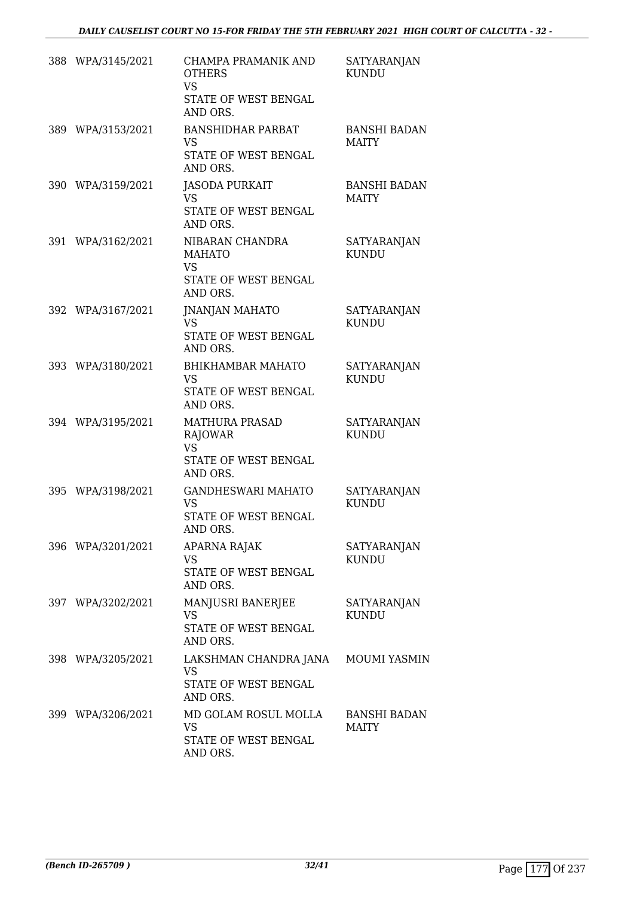| | | | |
|---|---|---|---|
| 388 | WPA/3145/2021 | CHAMPA PRAMANIK AND OTHERS<br>VS<br>STATE OF WEST BENGAL AND ORS. | SATYARANJAN KUNDU |
| 389 | WPA/3153/2021 | BANSHIDHAR PARBAT<br>VS<br>STATE OF WEST BENGAL AND ORS. | BANSHI BADAN MAITY |
| 390 | WPA/3159/2021 | JASODA PURKAIT<br>VS<br>STATE OF WEST BENGAL AND ORS. | BANSHI BADAN MAITY |
| 391 | WPA/3162/2021 | NIBARAN CHANDRA MAHATO<br>VS<br>STATE OF WEST BENGAL AND ORS. | SATYARANJAN KUNDU |
| 392 | WPA/3167/2021 | JNANJAN MAHATO<br>VS<br>STATE OF WEST BENGAL AND ORS. | SATYARANJAN KUNDU |
| 393 | WPA/3180/2021 | BHIKHAMBAR MAHATO<br>VS<br>STATE OF WEST BENGAL AND ORS. | SATYARANJAN KUNDU |
| 394 | WPA/3195/2021 | MATHURA PRASAD RAJOWAR<br>VS<br>STATE OF WEST BENGAL AND ORS. | SATYARANJAN KUNDU |
| 395 | WPA/3198/2021 | GANDHESWARI MAHATO<br>VS<br>STATE OF WEST BENGAL AND ORS. | SATYARANJAN KUNDU |
| 396 | WPA/3201/2021 | APARNA RAJAK<br>VS<br>STATE OF WEST BENGAL AND ORS. | SATYARANJAN KUNDU |
| 397 | WPA/3202/2021 | MANJUSRI BANERJEE<br>VS<br>STATE OF WEST BENGAL AND ORS. | SATYARANJAN KUNDU |
| 398 | WPA/3205/2021 | LAKSHMAN CHANDRA JANA<br>VS<br>STATE OF WEST BENGAL AND ORS. | MOUMI YASMIN |
| 399 | WPA/3206/2021 | MD GOLAM ROSUL MOLLA<br>VS<br>STATE OF WEST BENGAL AND ORS. | BANSHI BADAN MAITY |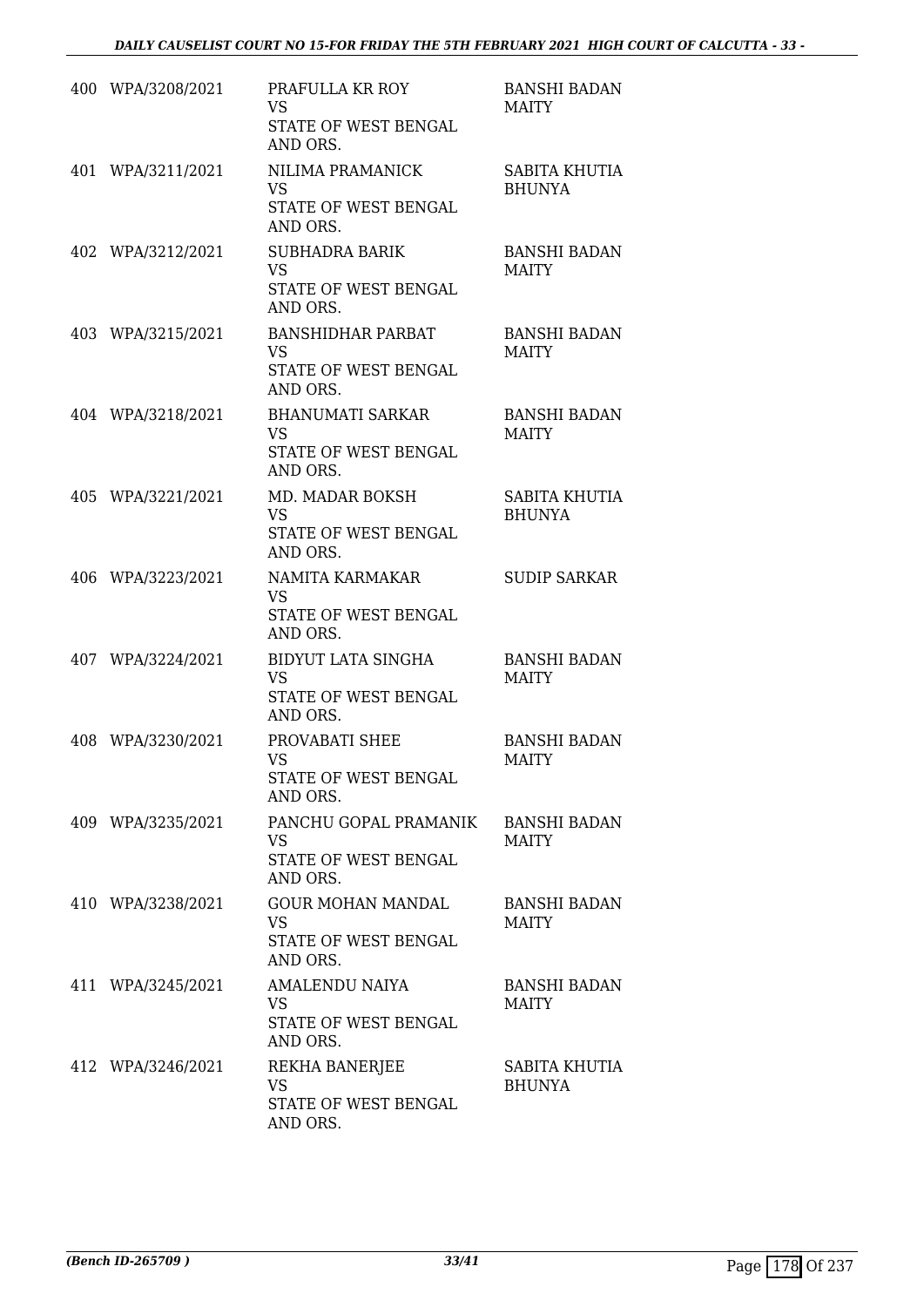| | | | |
|---|---|---|---|
| 400 | WPA/3208/2021 | PRAFULLA KR ROY<br>VS<br>STATE OF WEST BENGAL AND ORS. | BANSHI BADAN MAITY |
| 401 | WPA/3211/2021 | NILIMA PRAMANICK<br>VS<br>STATE OF WEST BENGAL AND ORS. | SABITA KHUTIA BHUNYA |
| 402 | WPA/3212/2021 | SUBHADRA BARIK<br>VS<br>STATE OF WEST BENGAL AND ORS. | BANSHI BADAN MAITY |
| 403 | WPA/3215/2021 | BANSHIDHAR PARBAT<br>VS<br>STATE OF WEST BENGAL AND ORS. | BANSHI BADAN MAITY |
| 404 | WPA/3218/2021 | BHANUMATI SARKAR<br>VS<br>STATE OF WEST BENGAL AND ORS. | BANSHI BADAN MAITY |
| 405 | WPA/3221/2021 | MD. MADAR BOKSH<br>VS<br>STATE OF WEST BENGAL AND ORS. | SABITA KHUTIA BHUNYA |
| 406 | WPA/3223/2021 | NAMITA KARMAKAR<br>VS<br>STATE OF WEST BENGAL AND ORS. | SUDIP SARKAR |
| 407 | WPA/3224/2021 | BIDYUT LATA SINGHA<br>VS<br>STATE OF WEST BENGAL AND ORS. | BANSHI BADAN MAITY |
| 408 | WPA/3230/2021 | PROVABATI SHEE<br>VS<br>STATE OF WEST BENGAL AND ORS. | BANSHI BADAN MAITY |
| 409 | WPA/3235/2021 | PANCHU GOPAL PRAMANIK<br>VS<br>STATE OF WEST BENGAL AND ORS. | BANSHI BADAN MAITY |
| 410 | WPA/3238/2021 | GOUR MOHAN MANDAL<br>VS<br>STATE OF WEST BENGAL AND ORS. | BANSHI BADAN MAITY |
| 411 | WPA/3245/2021 | AMALENDU NAIYA<br>VS<br>STATE OF WEST BENGAL AND ORS. | BANSHI BADAN MAITY |
| 412 | WPA/3246/2021 | REKHA BANERJEE<br>VS<br>STATE OF WEST BENGAL AND ORS. | SABITA KHUTIA BHUNYA |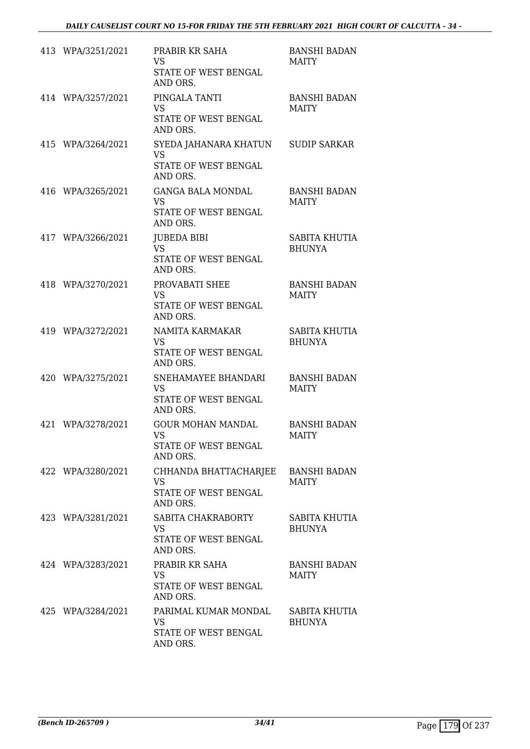| | | | |
|---|---|---|---|
| 413 | WPA/3251/2021 | PRABIR KR SAHA<br>VS<br>STATE OF WEST BENGAL AND ORS. | BANSHI BADAN MAITY |
| 414 | WPA/3257/2021 | PINGALA TANTI<br>VS<br>STATE OF WEST BENGAL AND ORS. | BANSHI BADAN MAITY |
| 415 | WPA/3264/2021 | SYEDA JAHANARA KHATUN<br>VS<br>STATE OF WEST BENGAL AND ORS. | SUDIP SARKAR |
| 416 | WPA/3265/2021 | GANGA BALA MONDAL<br>VS<br>STATE OF WEST BENGAL AND ORS. | BANSHI BADAN MAITY |
| 417 | WPA/3266/2021 | JUBEDA BIBI<br>VS<br>STATE OF WEST BENGAL AND ORS. | SABITA KHUTIA BHUNYA |
| 418 | WPA/3270/2021 | PROVABATI SHEE<br>VS<br>STATE OF WEST BENGAL AND ORS. | BANSHI BADAN MAITY |
| 419 | WPA/3272/2021 | NAMITA KARMAKAR<br>VS<br>STATE OF WEST BENGAL AND ORS. | SABITA KHUTIA BHUNYA |
| 420 | WPA/3275/2021 | SNEHAMAYEE BHANDARI<br>VS<br>STATE OF WEST BENGAL AND ORS. | BANSHI BADAN MAITY |
| 421 | WPA/3278/2021 | GOUR MOHAN MANDAL<br>VS<br>STATE OF WEST BENGAL AND ORS. | BANSHI BADAN MAITY |
| 422 | WPA/3280/2021 | CHHANDA BHATTACHARJEE<br>VS<br>STATE OF WEST BENGAL AND ORS. | BANSHI BADAN MAITY |
| 423 | WPA/3281/2021 | SABITA CHAKRABORTY<br>VS<br>STATE OF WEST BENGAL AND ORS. | SABITA KHUTIA BHUNYA |
| 424 | WPA/3283/2021 | PRABIR KR SAHA<br>VS<br>STATE OF WEST BENGAL AND ORS. | BANSHI BADAN MAITY |
| 425 | WPA/3284/2021 | PARIMAL KUMAR MONDAL<br>VS<br>STATE OF WEST BENGAL AND ORS. | SABITA KHUTIA BHUNYA |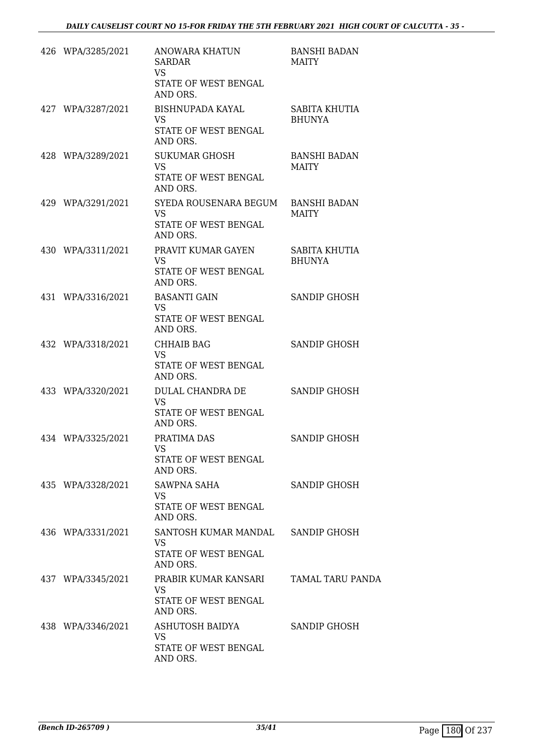| | | | |
|---|---|---|---|
| 426 | WPA/3285/2021 | ANOWARA KHATUN SARDAR<br>VS<br>STATE OF WEST BENGAL AND ORS. | BANSHI BADAN MAITY |
| 427 | WPA/3287/2021 | BISHNUPADA KAYAL<br>VS<br>STATE OF WEST BENGAL AND ORS. | SABITA KHUTIA BHUNYA |
| 428 | WPA/3289/2021 | SUKUMAR GHOSH<br>VS<br>STATE OF WEST BENGAL AND ORS. | BANSHI BADAN MAITY |
| 429 | WPA/3291/2021 | SYEDA ROUSENARA BEGUM<br>VS<br>STATE OF WEST BENGAL AND ORS. | BANSHI BADAN MAITY |
| 430 | WPA/3311/2021 | PRAVIT KUMAR GAYEN<br>VS<br>STATE OF WEST BENGAL AND ORS. | SABITA KHUTIA BHUNYA |
| 431 | WPA/3316/2021 | BASANTI GAIN<br>VS<br>STATE OF WEST BENGAL AND ORS. | SANDIP GHOSH |
| 432 | WPA/3318/2021 | CHHAIB BAG<br>VS<br>STATE OF WEST BENGAL AND ORS. | SANDIP GHOSH |
| 433 | WPA/3320/2021 | DULAL CHANDRA DE<br>VS<br>STATE OF WEST BENGAL AND ORS. | SANDIP GHOSH |
| 434 | WPA/3325/2021 | PRATIMA DAS<br>VS<br>STATE OF WEST BENGAL AND ORS. | SANDIP GHOSH |
| 435 | WPA/3328/2021 | SAWPNA SAHA<br>VS<br>STATE OF WEST BENGAL AND ORS. | SANDIP GHOSH |
| 436 | WPA/3331/2021 | SANTOSH KUMAR MANDAL<br>VS<br>STATE OF WEST BENGAL AND ORS. | SANDIP GHOSH |
| 437 | WPA/3345/2021 | PRABIR KUMAR KANSARI<br>VS<br>STATE OF WEST BENGAL AND ORS. | TAMAL TARU PANDA |
| 438 | WPA/3346/2021 | ASHUTOSH BAIDYA<br>VS<br>STATE OF WEST BENGAL AND ORS. | SANDIP GHOSH |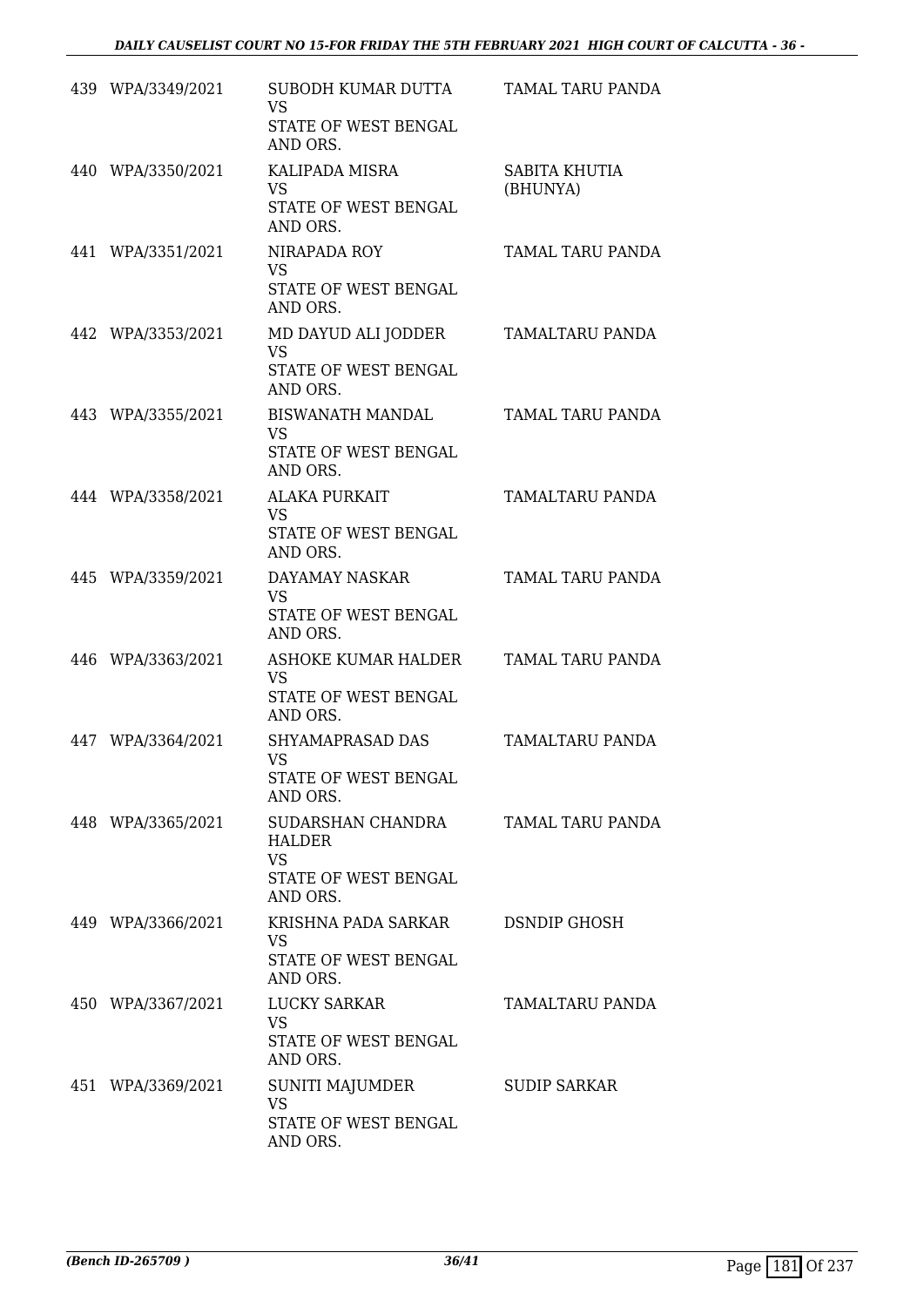| | | | |
|---|---|---|---|
| 439 | WPA/3349/2021 | SUBODH KUMAR DUTTA<br>VS<br>STATE OF WEST BENGAL AND ORS. | TAMAL TARU PANDA |
| 440 | WPA/3350/2021 | KALIPADA MISRA<br>VS<br>STATE OF WEST BENGAL AND ORS. | SABITA KHUTIA (BHUNYA) |
| 441 | WPA/3351/2021 | NIRAPADA ROY<br>VS<br>STATE OF WEST BENGAL AND ORS. | TAMAL TARU PANDA |
| 442 | WPA/3353/2021 | MD DAYUD ALI JODDER<br>VS<br>STATE OF WEST BENGAL AND ORS. | TAMALTARU PANDA |
| 443 | WPA/3355/2021 | BISWANATH MANDAL<br>VS<br>STATE OF WEST BENGAL AND ORS. | TAMAL TARU PANDA |
| 444 | WPA/3358/2021 | ALAKA PURKAIT<br>VS<br>STATE OF WEST BENGAL AND ORS. | TAMALTARU PANDA |
| 445 | WPA/3359/2021 | DAYAMAY NASKAR<br>VS<br>STATE OF WEST BENGAL AND ORS. | TAMAL TARU PANDA |
| 446 | WPA/3363/2021 | ASHOKE KUMAR HALDER<br>VS<br>STATE OF WEST BENGAL AND ORS. | TAMAL TARU PANDA |
| 447 | WPA/3364/2021 | SHYAMAPRASAD DAS<br>VS<br>STATE OF WEST BENGAL AND ORS. | TAMALTARU PANDA |
| 448 | WPA/3365/2021 | SUDARSHAN CHANDRA HALDER<br>VS<br>STATE OF WEST BENGAL AND ORS. | TAMAL TARU PANDA |
| 449 | WPA/3366/2021 | KRISHNA PADA SARKAR<br>VS<br>STATE OF WEST BENGAL AND ORS. | DSNDIP GHOSH |
| 450 | WPA/3367/2021 | LUCKY SARKAR<br>VS<br>STATE OF WEST BENGAL AND ORS. | TAMALTARU PANDA |
| 451 | WPA/3369/2021 | SUNITI MAJUMDER<br>VS<br>STATE OF WEST BENGAL AND ORS. | SUDIP SARKAR |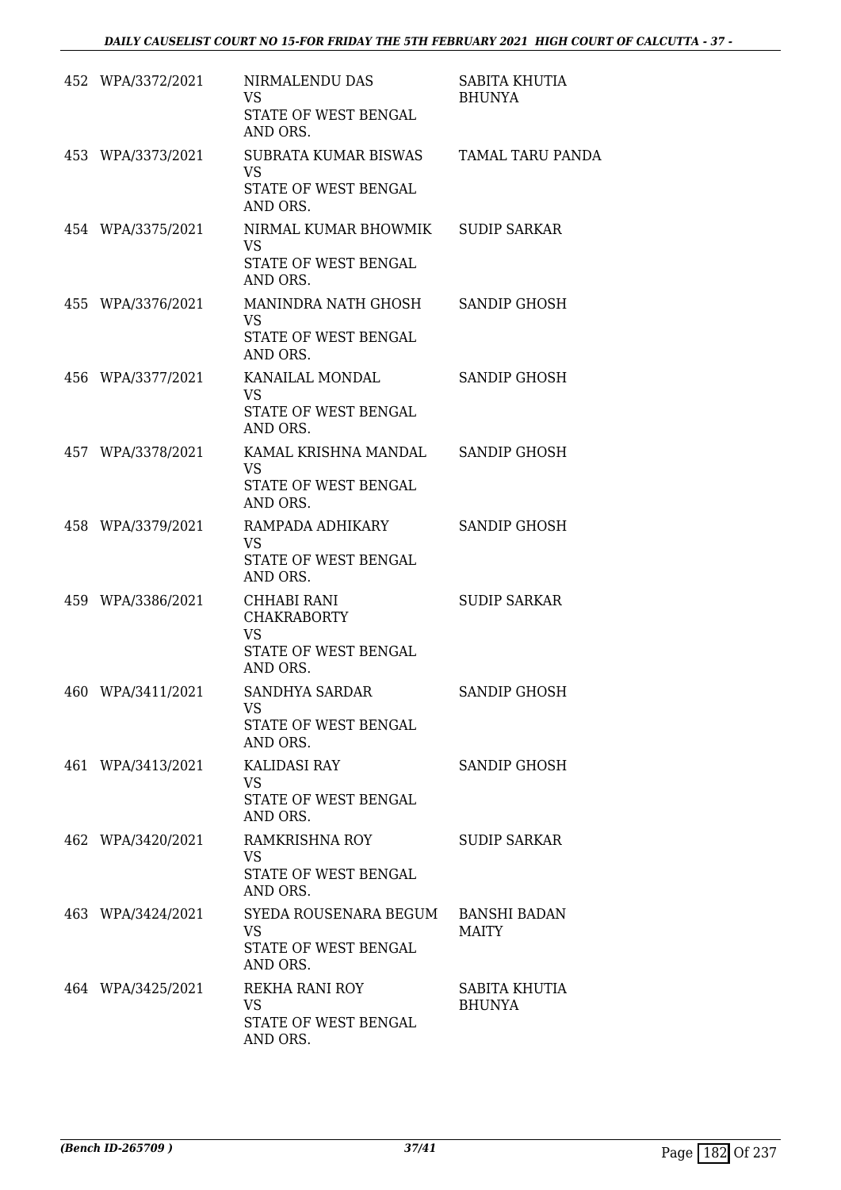| | | | |
|---|---|---|---|
| 452 | WPA/3372/2021 | NIRMALENDU DAS<br>VS<br>STATE OF WEST BENGAL AND ORS. | SABITA KHUTIA BHUNYA |
| 453 | WPA/3373/2021 | SUBRATA KUMAR BISWAS<br>VS<br>STATE OF WEST BENGAL AND ORS. | TAMAL TARU PANDA |
| 454 | WPA/3375/2021 | NIRMAL KUMAR BHOWMIK<br>VS<br>STATE OF WEST BENGAL AND ORS. | SUDIP SARKAR |
| 455 | WPA/3376/2021 | MANINDRA NATH GHOSH<br>VS<br>STATE OF WEST BENGAL AND ORS. | SANDIP GHOSH |
| 456 | WPA/3377/2021 | KANAILAL MONDAL<br>VS<br>STATE OF WEST BENGAL AND ORS. | SANDIP GHOSH |
| 457 | WPA/3378/2021 | KAMAL KRISHNA MANDAL<br>VS<br>STATE OF WEST BENGAL AND ORS. | SANDIP GHOSH |
| 458 | WPA/3379/2021 | RAMPADA ADHIKARY<br>VS<br>STATE OF WEST BENGAL AND ORS. | SANDIP GHOSH |
| 459 | WPA/3386/2021 | CHHABI RANI CHAKRABORTY<br>VS<br>STATE OF WEST BENGAL AND ORS. | SUDIP SARKAR |
| 460 | WPA/3411/2021 | SANDHYA SARDAR<br>VS<br>STATE OF WEST BENGAL AND ORS. | SANDIP GHOSH |
| 461 | WPA/3413/2021 | KALIDASI RAY<br>VS<br>STATE OF WEST BENGAL AND ORS. | SANDIP GHOSH |
| 462 | WPA/3420/2021 | RAMKRISHNA ROY<br>VS<br>STATE OF WEST BENGAL AND ORS. | SUDIP SARKAR |
| 463 | WPA/3424/2021 | SYEDA ROUSENARA BEGUM<br>VS<br>STATE OF WEST BENGAL AND ORS. | BANSHI BADAN MAITY |
| 464 | WPA/3425/2021 | REKHA RANI ROY<br>VS<br>STATE OF WEST BENGAL AND ORS. | SABITA KHUTIA BHUNYA |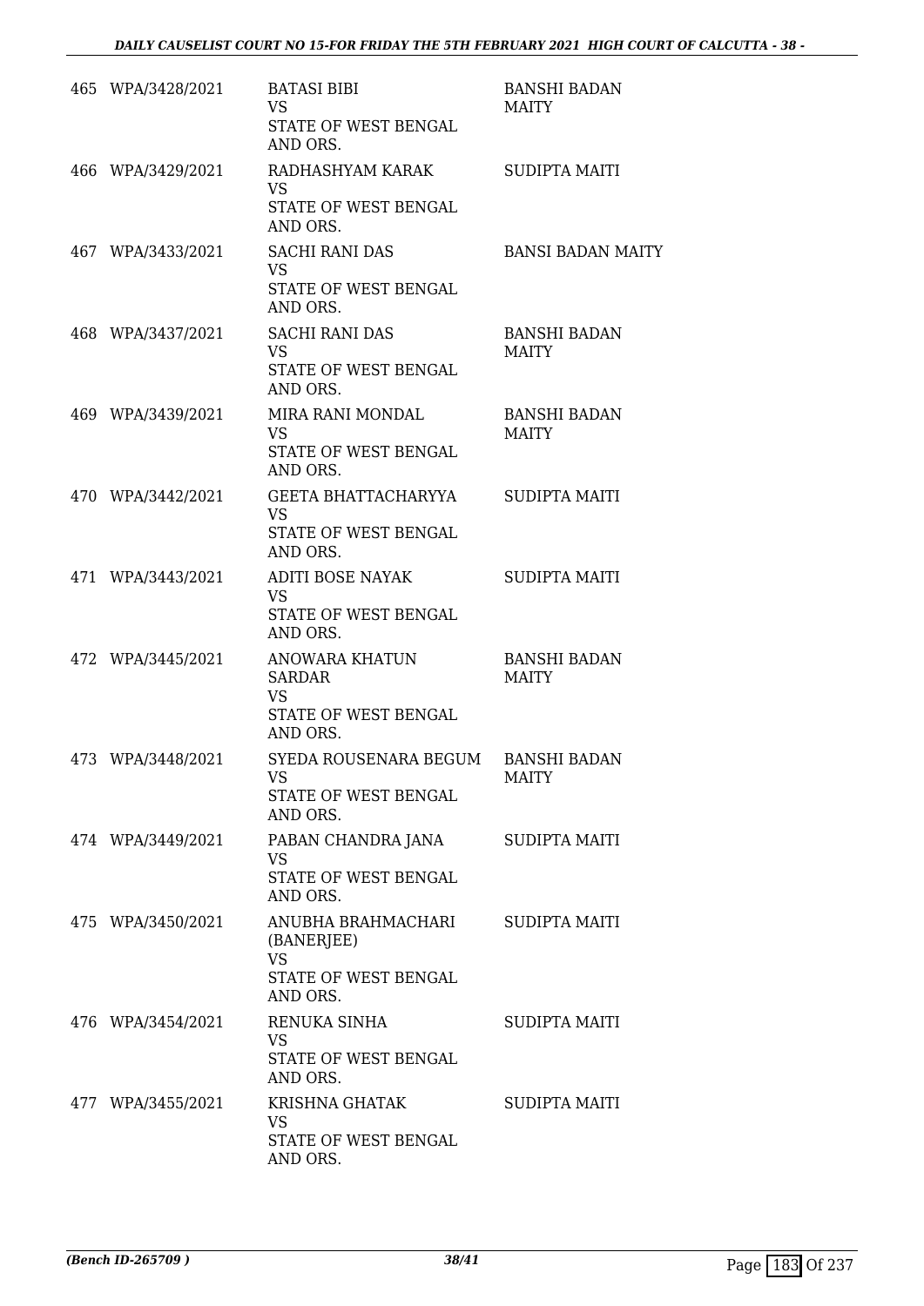| | | | |
|---|---|---|---|
| 465 | WPA/3428/2021 | BATASI BIBI<br>VS<br>STATE OF WEST BENGAL AND ORS. | BANSHI BADAN MAITY |
| 466 | WPA/3429/2021 | RADHASHYAM KARAK<br>VS<br>STATE OF WEST BENGAL AND ORS. | SUDIPTA MAITI |
| 467 | WPA/3433/2021 | SACHI RANI DAS<br>VS<br>STATE OF WEST BENGAL AND ORS. | BANSI BADAN MAITY |
| 468 | WPA/3437/2021 | SACHI RANI DAS<br>VS<br>STATE OF WEST BENGAL AND ORS. | BANSHI BADAN MAITY |
| 469 | WPA/3439/2021 | MIRA RANI MONDAL<br>VS<br>STATE OF WEST BENGAL AND ORS. | BANSHI BADAN MAITY |
| 470 | WPA/3442/2021 | GEETA BHATTACHARYYA<br>VS<br>STATE OF WEST BENGAL AND ORS. | SUDIPTA MAITI |
| 471 | WPA/3443/2021 | ADITI BOSE NAYAK<br>VS<br>STATE OF WEST BENGAL AND ORS. | SUDIPTA MAITI |
| 472 | WPA/3445/2021 | ANOWARA KHATUN SARDAR<br>VS<br>STATE OF WEST BENGAL AND ORS. | BANSHI BADAN MAITY |
| 473 | WPA/3448/2021 | SYEDA ROUSENARA BEGUM<br>VS<br>STATE OF WEST BENGAL AND ORS. | BANSHI BADAN MAITY |
| 474 | WPA/3449/2021 | PABAN CHANDRA JANA<br>VS<br>STATE OF WEST BENGAL AND ORS. | SUDIPTA MAITI |
| 475 | WPA/3450/2021 | ANUBHA BRAHMACHARI (BANERJEE)<br>VS<br>STATE OF WEST BENGAL AND ORS. | SUDIPTA MAITI |
| 476 | WPA/3454/2021 | RENUKA SINHA<br>VS<br>STATE OF WEST BENGAL AND ORS. | SUDIPTA MAITI |
| 477 | WPA/3455/2021 | KRISHNA GHATAK<br>VS<br>STATE OF WEST BENGAL AND ORS. | SUDIPTA MAITI |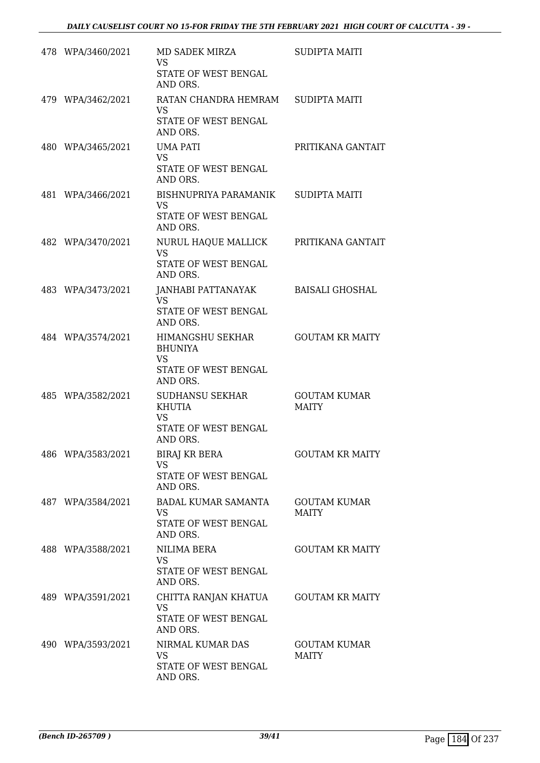| | | | |
|---|---|---|---|
| 478 | WPA/3460/2021 | MD SADEK MIRZA<br>VS<br>STATE OF WEST BENGAL AND ORS. | SUDIPTA MAITI |
| 479 | WPA/3462/2021 | RATAN CHANDRA HEMRAM<br>VS<br>STATE OF WEST BENGAL AND ORS. | SUDIPTA MAITI |
| 480 | WPA/3465/2021 | UMA PATI<br>VS<br>STATE OF WEST BENGAL AND ORS. | PRITIKANA GANTAIT |
| 481 | WPA/3466/2021 | BISHNUPRIYA PARAMANIK<br>VS<br>STATE OF WEST BENGAL AND ORS. | SUDIPTA MAITI |
| 482 | WPA/3470/2021 | NURUL HAQUE MALLICK<br>VS<br>STATE OF WEST BENGAL AND ORS. | PRITIKANA GANTAIT |
| 483 | WPA/3473/2021 | JANHABI PATTANAYAK<br>VS<br>STATE OF WEST BENGAL AND ORS. | BAISALI GHOSHAL |
| 484 | WPA/3574/2021 | HIMANGSHU SEKHAR BHUNIYA<br>VS<br>STATE OF WEST BENGAL AND ORS. | GOUTAM KR MAITY |
| 485 | WPA/3582/2021 | SUDHANSU SEKHAR KHUTIA<br>VS<br>STATE OF WEST BENGAL AND ORS. | GOUTAM KUMAR MAITY |
| 486 | WPA/3583/2021 | BIRAJ KR BERA<br>VS<br>STATE OF WEST BENGAL AND ORS. | GOUTAM KR MAITY |
| 487 | WPA/3584/2021 | BADAL KUMAR SAMANTA<br>VS<br>STATE OF WEST BENGAL AND ORS. | GOUTAM KUMAR MAITY |
| 488 | WPA/3588/2021 | NILIMA BERA<br>VS<br>STATE OF WEST BENGAL AND ORS. | GOUTAM KR MAITY |
| 489 | WPA/3591/2021 | CHITTA RANJAN KHATUA<br>VS<br>STATE OF WEST BENGAL AND ORS. | GOUTAM KR MAITY |
| 490 | WPA/3593/2021 | NIRMAL KUMAR DAS<br>VS<br>STATE OF WEST BENGAL AND ORS. | GOUTAM KUMAR MAITY |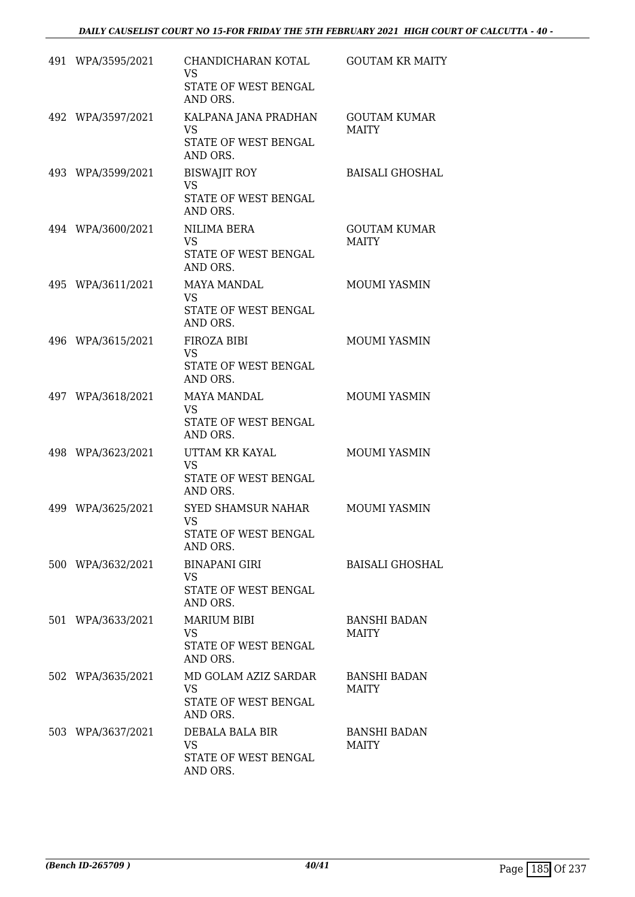| | | | |
|---|---|---|---|
| 491 | WPA/3595/2021 | CHANDICHARAN KOTAL<br>VS<br>STATE OF WEST BENGAL AND ORS. | GOUTAM KR MAITY |
| 492 | WPA/3597/2021 | KALPANA JANA PRADHAN<br>VS<br>STATE OF WEST BENGAL AND ORS. | GOUTAM KUMAR MAITY |
| 493 | WPA/3599/2021 | BISWAJIT ROY<br>VS<br>STATE OF WEST BENGAL AND ORS. | BAISALI GHOSHAL |
| 494 | WPA/3600/2021 | NILIMA BERA<br>VS<br>STATE OF WEST BENGAL AND ORS. | GOUTAM KUMAR MAITY |
| 495 | WPA/3611/2021 | MAYA MANDAL<br>VS<br>STATE OF WEST BENGAL AND ORS. | MOUMI YASMIN |
| 496 | WPA/3615/2021 | FIROZA BIBI<br>VS<br>STATE OF WEST BENGAL AND ORS. | MOUMI YASMIN |
| 497 | WPA/3618/2021 | MAYA MANDAL<br>VS<br>STATE OF WEST BENGAL AND ORS. | MOUMI YASMIN |
| 498 | WPA/3623/2021 | UTTAM KR KAYAL<br>VS<br>STATE OF WEST BENGAL AND ORS. | MOUMI YASMIN |
| 499 | WPA/3625/2021 | SYED SHAMSUR NAHAR<br>VS<br>STATE OF WEST BENGAL AND ORS. | MOUMI YASMIN |
| 500 | WPA/3632/2021 | BINAPANI GIRI<br>VS<br>STATE OF WEST BENGAL AND ORS. | BAISALI GHOSHAL |
| 501 | WPA/3633/2021 | MARIUM BIBI<br>VS<br>STATE OF WEST BENGAL AND ORS. | BANSHI BADAN MAITY |
| 502 | WPA/3635/2021 | MD GOLAM AZIZ SARDAR<br>VS<br>STATE OF WEST BENGAL AND ORS. | BANSHI BADAN MAITY |
| 503 | WPA/3637/2021 | DEBALA BALA BIR<br>VS<br>STATE OF WEST BENGAL AND ORS. | BANSHI BADAN MAITY |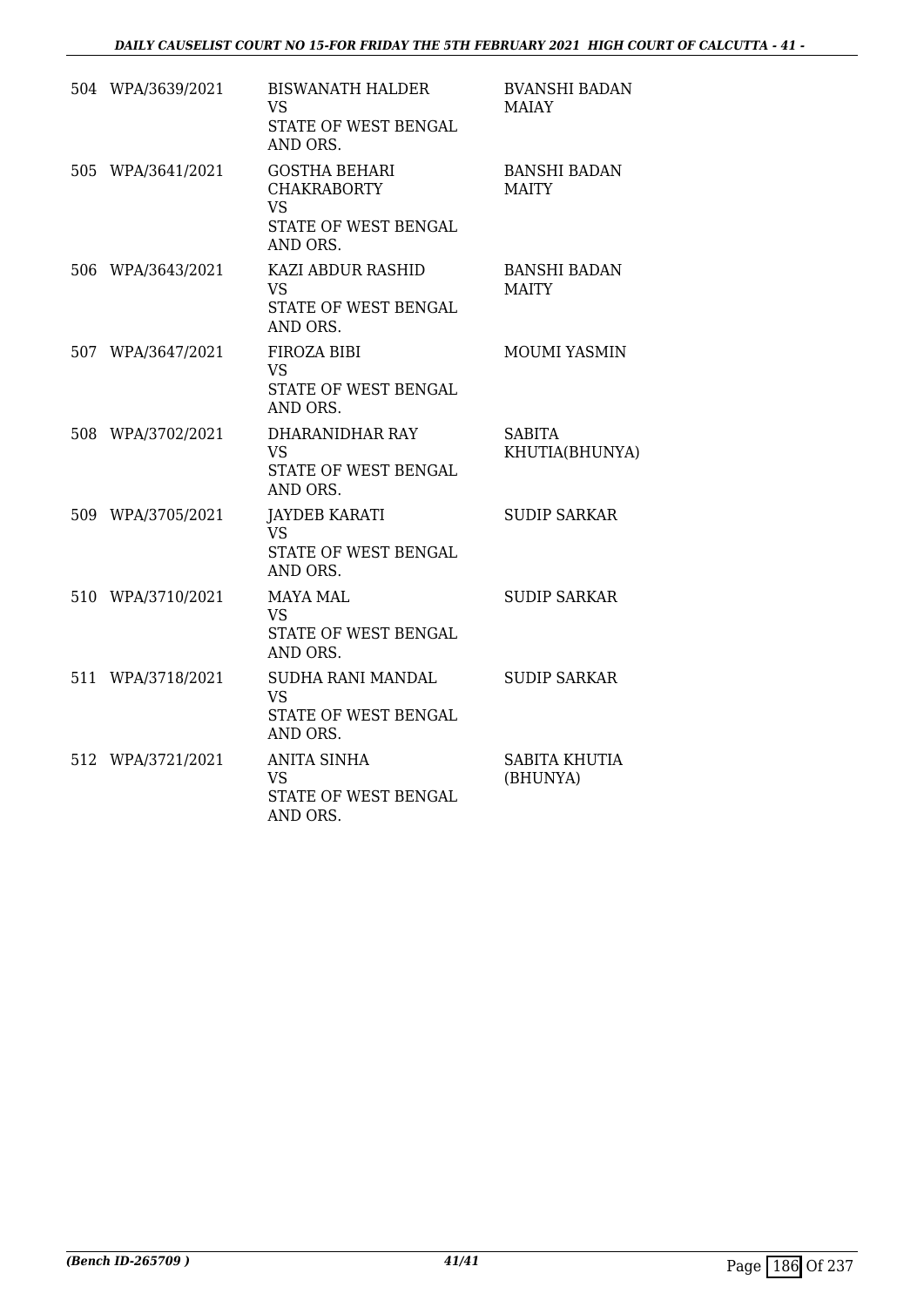| | | | |
|---|---|---|---|
| 504 | WPA/3639/2021 | BISWANATH HALDER<br>VS<br>STATE OF WEST BENGAL AND ORS. | BVANSHI BADAN MAIAY |
| 505 | WPA/3641/2021 | GOSTHA BEHARI CHAKRABORTY<br>VS<br>STATE OF WEST BENGAL AND ORS. | BANSHI BADAN MAITY |
| 506 | WPA/3643/2021 | KAZI ABDUR RASHID<br>VS<br>STATE OF WEST BENGAL AND ORS. | BANSHI BADAN MAITY |
| 507 | WPA/3647/2021 | FIROZA BIBI<br>VS<br>STATE OF WEST BENGAL AND ORS. | MOUMI YASMIN |
| 508 | WPA/3702/2021 | DHARANIDHAR RAY<br>VS<br>STATE OF WEST BENGAL AND ORS. | SABITA KHUTIA(BHUNYA) |
| 509 | WPA/3705/2021 | JAYDEB KARATI<br>VS<br>STATE OF WEST BENGAL AND ORS. | SUDIP SARKAR |
| 510 | WPA/3710/2021 | MAYA MAL<br>VS<br>STATE OF WEST BENGAL AND ORS. | SUDIP SARKAR |
| 511 | WPA/3718/2021 | SUDHA RANI MANDAL<br>VS<br>STATE OF WEST BENGAL AND ORS. | SUDIP SARKAR |
| 512 | WPA/3721/2021 | ANITA SINHA<br>VS<br>STATE OF WEST BENGAL AND ORS. | SABITA KHUTIA (BHUNYA) |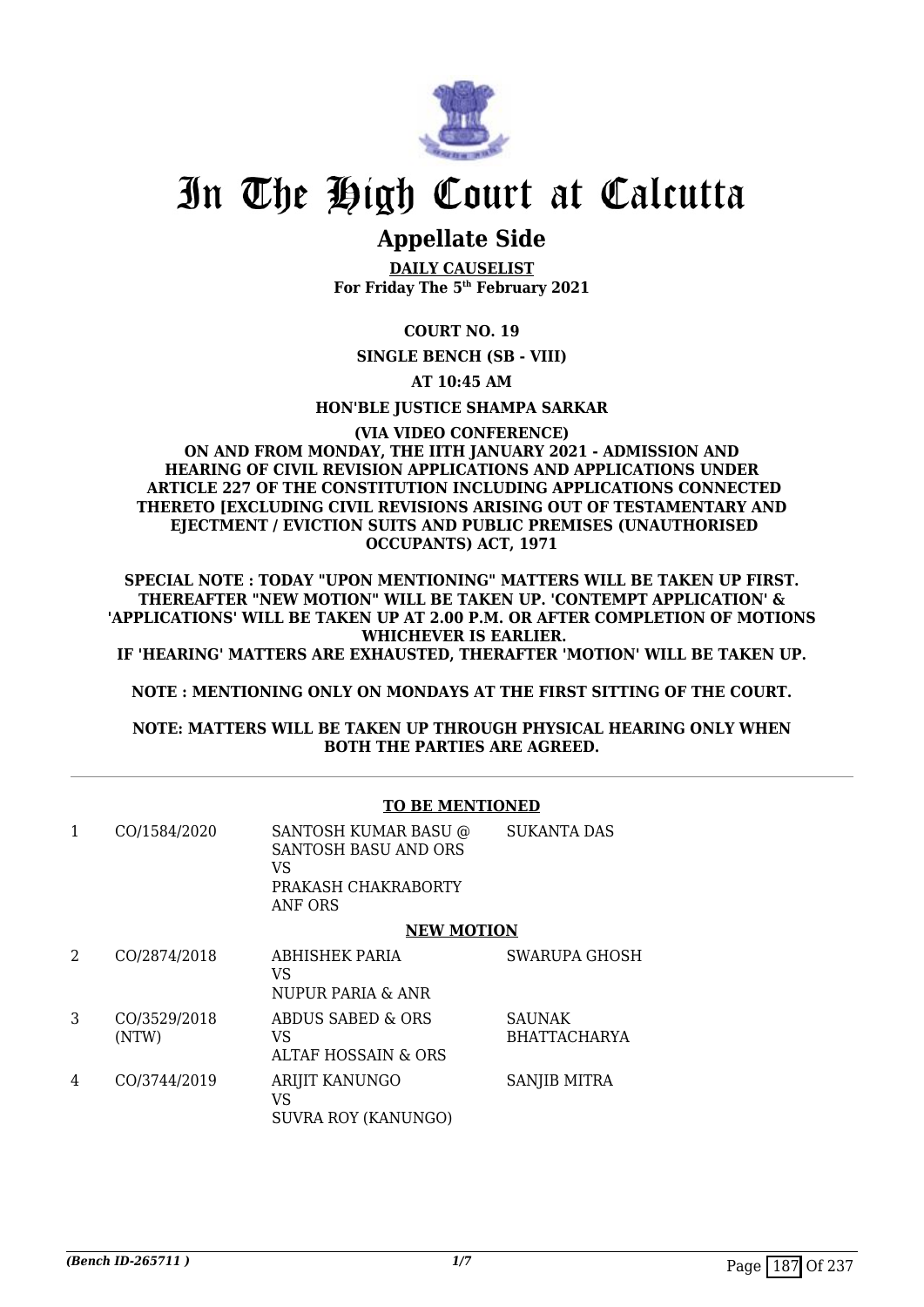# In The High Court at Calcutta

## Appellate Side

**DAILY CAUSELIST**
**For Friday The 5th February 2021**

**COURT NO. 19**

**SINGLE BENCH (SB - VIII)**

**AT 10:45 AM**

**HON'BLE JUSTICE SHAMPA SARKAR**

**(VIA VIDEO CONFERENCE)**
**ON AND FROM MONDAY, THE IITH JANUARY 2021 - ADMISSION AND HEARING OF CIVIL REVISION APPLICATIONS AND APPLICATIONS UNDER ARTICLE 227 OF THE CONSTITUTION INCLUDING APPLICATIONS CONNECTED THERETO [EXCLUDING CIVIL REVISIONS ARISING OUT OF TESTAMENTARY AND EJECTMENT / EVICTION SUITS AND PUBLIC PREMISES (UNAUTHORISED OCCUPANTS) ACT, 1971**

**SPECIAL NOTE : TODAY "UPON MENTIONING" MATTERS WILL BE TAKEN UP FIRST. THEREAFTER "NEW MOTION" WILL BE TAKEN UP. 'CONTEMPT APPLICATION' & 'APPLICATIONS' WILL BE TAKEN UP AT 2.00 P.M. OR AFTER COMPLETION OF MOTIONS WHICHEVER IS EARLIER.**
**IF 'HEARING' MATTERS ARE EXHAUSTED, THERAFTER 'MOTION' WILL BE TAKEN UP.**

**NOTE : MENTIONING ONLY ON MONDAYS AT THE FIRST SITTING OF THE COURT.**

**NOTE: MATTERS WILL BE TAKEN UP THROUGH PHYSICAL HEARING ONLY WHEN BOTH THE PARTIES ARE AGREED.**

**TO BE MENTIONED**

| | | | |
|---|---|---|---|
| 1 | CO/1584/2020 | SANTOSH KUMAR BASU @ SANTOSH BASU AND ORS<br>VS<br>PRAKASH CHAKRABORTY ANF ORS | SUKANTA DAS |

**NEW MOTION**

| | | | |
|---|---|---|---|
| 2 | CO/2874/2018 | ABHISHEK PARIA<br>VS<br>NUPUR PARIA & ANR | SWARUPA GHOSH |
| 3 | CO/3529/2018 (NTW) | ABDUS SABED & ORS<br>VS<br>ALTAF HOSSAIN & ORS | SAUNAK BHATTACHARYA |
| 4 | CO/3744/2019 | ARIJIT KANUNGO<br>VS<br>SUVRA ROY (KANUNGO) | SANJIB MITRA |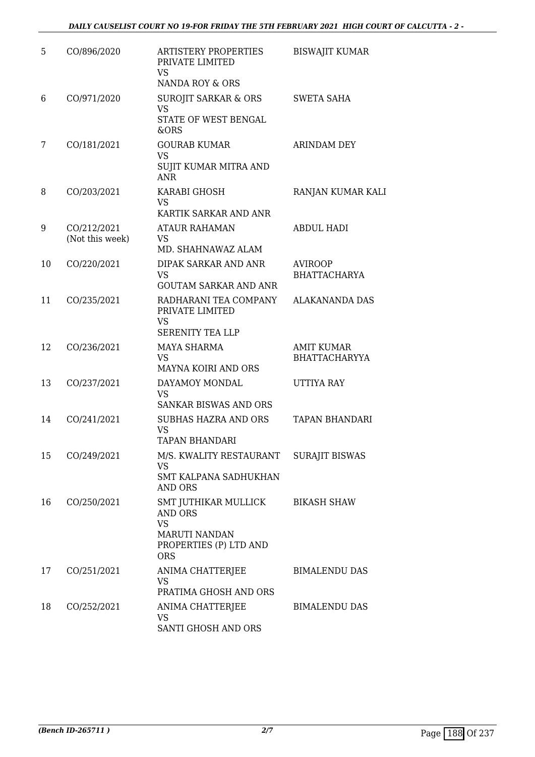| | | | |
|---|---|---|---|
| 5 | CO/896/2020 | ARTISTERY PROPERTIES PRIVATE LIMITED<br>VS<br>NANDA ROY & ORS | BISWAJIT KUMAR |
| 6 | CO/971/2020 | SUROJIT SARKAR & ORS<br>VS<br>STATE OF WEST BENGAL &ORS | SWETA SAHA |
| 7 | CO/181/2021 | GOURAB KUMAR<br>VS<br>SUJIT KUMAR MITRA AND ANR | ARINDAM DEY |
| 8 | CO/203/2021 | KARABI GHOSH<br>VS<br>KARTIK SARKAR AND ANR | RANJAN KUMAR KALI |
| 9 | CO/212/2021<br>(Not this week) | ATAUR RAHAMAN<br>VS<br>MD. SHAHNAWAZ ALAM | ABDUL HADI |
| 10 | CO/220/2021 | DIPAK SARKAR AND ANR<br>VS<br>GOUTAM SARKAR AND ANR | AVIROOP BHATTACHARYA |
| 11 | CO/235/2021 | RADHARANI TEA COMPANY PRIVATE LIMITED<br>VS<br>SERENITY TEA LLP | ALAKANANDA DAS |
| 12 | CO/236/2021 | MAYA SHARMA<br>VS<br>MAYNA KOIRI AND ORS | AMIT KUMAR BHATTACHARYYA |
| 13 | CO/237/2021 | DAYAMOY MONDAL<br>VS<br>SANKAR BISWAS AND ORS | UTTIYA RAY |
| 14 | CO/241/2021 | SUBHAS HAZRA AND ORS<br>VS<br>TAPAN BHANDARI | TAPAN BHANDARI |
| 15 | CO/249/2021 | M/S. KWALITY RESTAURANT<br>VS<br>SMT KALPANA SADHUKHAN AND ORS | SURAJIT BISWAS |
| 16 | CO/250/2021 | SMT JUTHIKAR MULLICK AND ORS<br>VS<br>MARUTI NANDAN PROPERTIES (P) LTD AND ORS | BIKASH SHAW |
| 17 | CO/251/2021 | ANIMA CHATTERJEE<br>VS<br>PRATIMA GHOSH AND ORS | BIMALENDU DAS |
| 18 | CO/252/2021 | ANIMA CHATTERJEE<br>VS<br>SANTI GHOSH AND ORS | BIMALENDU DAS |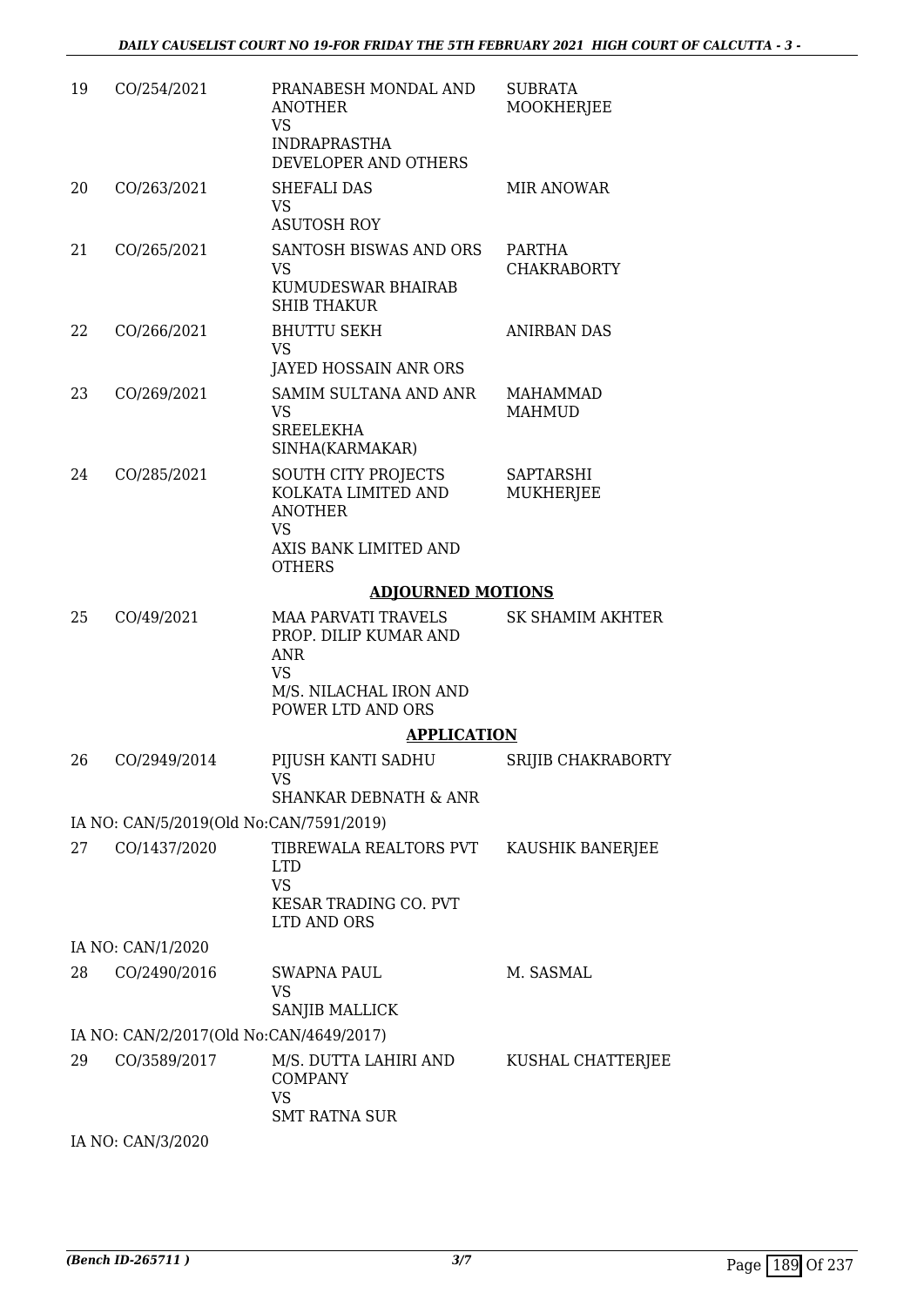| | | | |
|---|---|---|---|
| 19 | CO/254/2021 | PRANABESH MONDAL AND ANOTHER<br>VS<br>INDRAPRASTHA DEVELOPER AND OTHERS | SUBRATA MOOKHERJEE |
| 20 | CO/263/2021 | SHEFALI DAS<br>VS<br>ASUTOSH ROY | MIR ANOWAR |
| 21 | CO/265/2021 | SANTOSH BISWAS AND ORS<br>VS<br>KUMUDESWAR BHAIRAB SHIB THAKUR | PARTHA CHAKRABORTY |
| 22 | CO/266/2021 | BHUTTU SEKH<br>VS<br>JAYED HOSSAIN ANR ORS | ANIRBAN DAS |
| 23 | CO/269/2021 | SAMIM SULTANA AND ANR<br>VS<br>SREELEKHA SINHA(KARMAKAR) | MAHAMMAD MAHMUD |
| 24 | CO/285/2021 | SOUTH CITY PROJECTS KOLKATA LIMITED AND ANOTHER<br>VS<br>AXIS BANK LIMITED AND OTHERS | SAPTARSHI MUKHERJEE |

**ADJOURNED MOTIONS**

| | | | |
|---|---|---|---|
| 25 | CO/49/2021 | MAA PARVATI TRAVELS PROP. DILIP KUMAR AND ANR<br>VS<br>M/S. NILACHAL IRON AND POWER LTD AND ORS | SK SHAMIM AKHTER |

**APPLICATION**

| | | | |
|---|---|---|---|
| 26 | CO/2949/2014 | PIJUSH KANTI SADHU<br>VS<br>SHANKAR DEBNATH & ANR | SRIJIB CHAKRABORTY |

IA NO: CAN/5/2019(Old No:CAN/7591/2019)

| | | | |
|---|---|---|---|
| 27 | CO/1437/2020 | TIBREWALA REALTORS PVT LTD<br>VS<br>KESAR TRADING CO. PVT LTD AND ORS | KAUSHIK BANERJEE |

IA NO: CAN/1/2020

| | | | |
|---|---|---|---|
| 28 | CO/2490/2016 | SWAPNA PAUL<br>VS<br>SANJIB MALLICK | M. SASMAL |

IA NO: CAN/2/2017(Old No:CAN/4649/2017)

| | | | |
|---|---|---|---|
| 29 | CO/3589/2017 | M/S. DUTTA LAHIRI AND COMPANY<br>VS<br>SMT RATNA SUR | KUSHAL CHATTERJEE |

IA NO: CAN/3/2020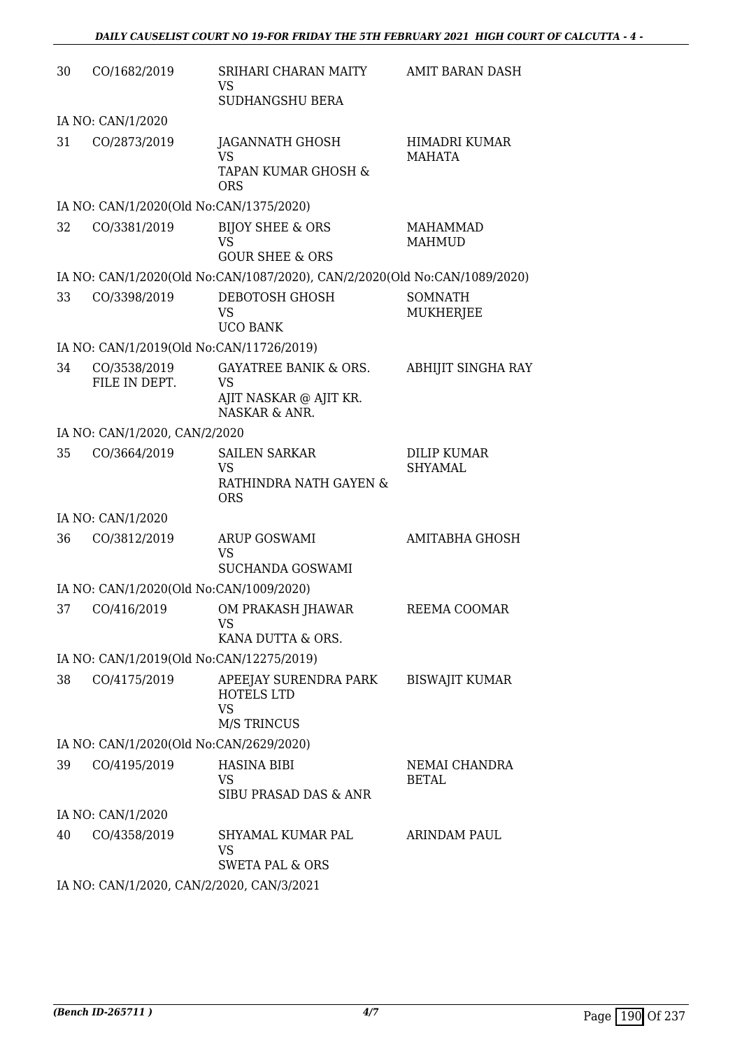| | | | |
|---|---|---|---|
| 30 | CO/1682/2019 | SRIHARI CHARAN MAITY<br>VS<br>SUDHANGSHU BERA | AMIT BARAN DASH |
| | IA NO: CAN/1/2020 | | |
| 31 | CO/2873/2019 | JAGANNATH GHOSH<br>VS<br>TAPAN KUMAR GHOSH & ORS | HIMADRI KUMAR MAHATA |
| | IA NO: CAN/1/2020(Old No:CAN/1375/2020) | | |
| 32 | CO/3381/2019 | BIJOY SHEE & ORS<br>VS<br>GOUR SHEE & ORS | MAHAMMAD MAHMUD |
| | IA NO: CAN/1/2020(Old No:CAN/1087/2020), CAN/2/2020(Old No:CAN/1089/2020) | | |
| 33 | CO/3398/2019 | DEBOTOSH GHOSH<br>VS<br>UCO BANK | SOMNATH MUKHERJEE |
| | IA NO: CAN/1/2019(Old No:CAN/11726/2019) | | |
| 34 | CO/3538/2019<br>FILE IN DEPT. | GAYATREE BANIK & ORS.<br>VS<br>AJIT NASKAR @ AJIT KR. NASKAR & ANR. | ABHIJIT SINGHA RAY |
| | IA NO: CAN/1/2020, CAN/2/2020 | | |
| 35 | CO/3664/2019 | SAILEN SARKAR<br>VS<br>RATHINDRA NATH GAYEN & ORS | DILIP KUMAR SHYAMAL |
| | IA NO: CAN/1/2020 | | |
| 36 | CO/3812/2019 | ARUP GOSWAMI<br>VS<br>SUCHANDA GOSWAMI | AMITABHA GHOSH |
| | IA NO: CAN/1/2020(Old No:CAN/1009/2020) | | |
| 37 | CO/416/2019 | OM PRAKASH JHAWAR<br>VS<br>KANA DUTTA & ORS. | REEMA COOMAR |
| | IA NO: CAN/1/2019(Old No:CAN/12275/2019) | | |
| 38 | CO/4175/2019 | APEEJAY SURENDRA PARK HOTELS LTD<br>VS<br>M/S TRINCUS | BISWAJIT KUMAR |
| | IA NO: CAN/1/2020(Old No:CAN/2629/2020) | | |
| 39 | CO/4195/2019 | HASINA BIBI<br>VS<br>SIBU PRASAD DAS & ANR | NEMAI CHANDRA BETAL |
| | IA NO: CAN/1/2020 | | |
| 40 | CO/4358/2019 | SHYAMAL KUMAR PAL<br>VS<br>SWETA PAL & ORS | ARINDAM PAUL |
| | IA NO: CAN/1/2020, CAN/2/2020, CAN/3/2021 | | |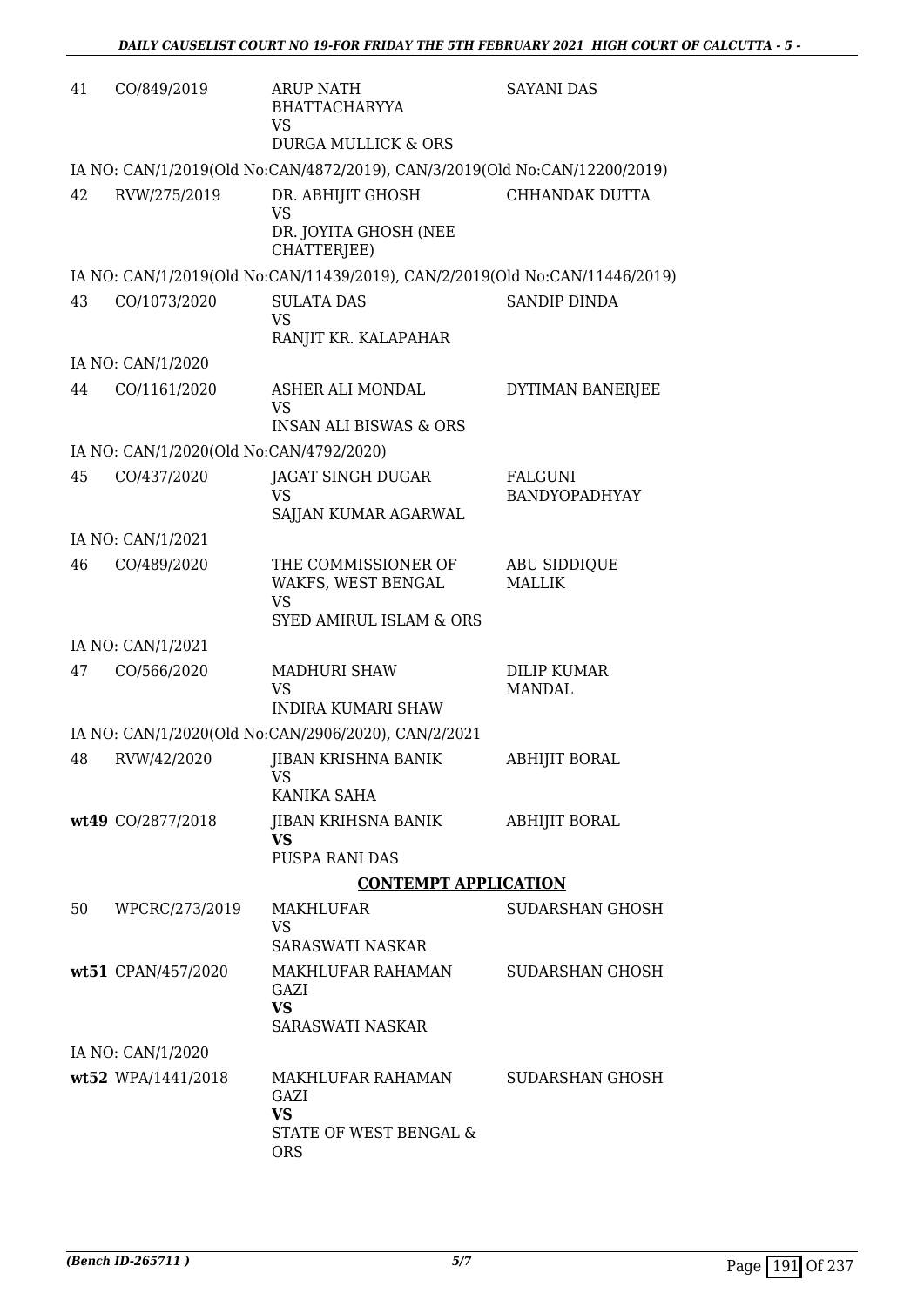| | | | |
|---|---|---|---|
| 41 | CO/849/2019 | ARUP NATH BHATTACHARYYA<br>VS<br>DURGA MULLICK & ORS | SAYANI DAS |

IA NO: CAN/1/2019(Old No:CAN/4872/2019), CAN/3/2019(Old No:CAN/12200/2019)

| | | | |
|---|---|---|---|
| 42 | RVW/275/2019 | DR. ABHIJIT GHOSH<br>VS<br>DR. JOYITA GHOSH (NEE CHATTERJEE) | CHHANDAK DUTTA |

IA NO: CAN/1/2019(Old No:CAN/11439/2019), CAN/2/2019(Old No:CAN/11446/2019)

| | | | |
|---|---|---|---|
| 43 | CO/1073/2020 | SULATA DAS<br>VS<br>RANJIT KR. KALAPAHAR | SANDIP DINDA |

IA NO: CAN/1/2020

| | | | |
|---|---|---|---|
| 44 | CO/1161/2020 | ASHER ALI MONDAL<br>VS<br>INSAN ALI BISWAS & ORS | DYTIMAN BANERJEE |

IA NO: CAN/1/2020(Old No:CAN/4792/2020)

| | | | |
|---|---|---|---|
| 45 | CO/437/2020 | JAGAT SINGH DUGAR<br>VS<br>SAJJAN KUMAR AGARWAL | FALGUNI BANDYOPADHYAY |

IA NO: CAN/1/2021

| | | | |
|---|---|---|---|
| 46 | CO/489/2020 | THE COMMISSIONER OF WAKFS, WEST BENGAL<br>VS<br>SYED AMIRUL ISLAM & ORS | ABU SIDDIQUE MALLIK |

IA NO: CAN/1/2021

| | | | |
|---|---|---|---|
| 47 | CO/566/2020 | MADHURI SHAW<br>VS<br>INDIRA KUMARI SHAW | DILIP KUMAR MANDAL |

IA NO: CAN/1/2020(Old No:CAN/2906/2020), CAN/2/2021

| | | | |
|---|---|---|---|
| 48 | RVW/42/2020 | JIBAN KRISHNA BANIK<br>VS<br>KANIKA SAHA | ABHIJIT BORAL |
| **wt49** | CO/2877/2018 | JIBAN KRIHSNA BANIK<br>**VS**<br>PUSPA RANI DAS | ABHIJIT BORAL |

## CONTEMPT APPLICATION

| | | | |
|---|---|---|---|
| 50 | WPCRC/273/2019 | MAKHLUFAR<br>VS<br>SARASWATI NASKAR | SUDARSHAN GHOSH |
| **wt51** | CPAN/457/2020 | MAKHLUFAR RAHAMAN GAZI<br>**VS**<br>SARASWATI NASKAR | SUDARSHAN GHOSH |

IA NO: CAN/1/2020

| | | | |
|---|---|---|---|
| **wt52** | WPA/1441/2018 | MAKHLUFAR RAHAMAN GAZI<br>**VS**<br>STATE OF WEST BENGAL & ORS | SUDARSHAN GHOSH |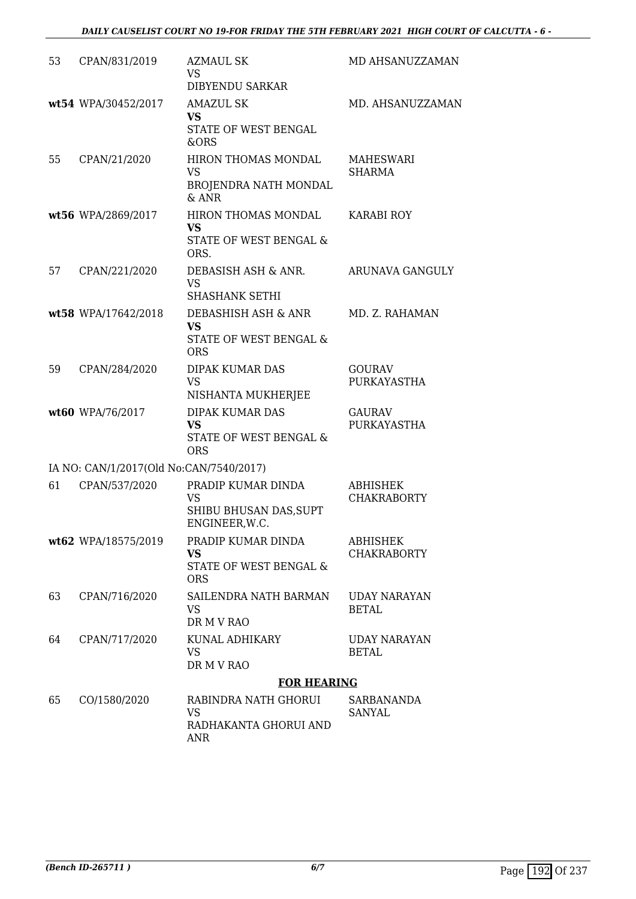| | | | |
|---|---|---|---|
| 53 | CPAN/831/2019 | AZMAUL SK<br>VS<br>DIBYENDU SARKAR | MD AHSANUZZAMAN |
| wt54 | WPA/30452/2017 | AMAZUL SK<br>**VS**<br>STATE OF WEST BENGAL &ORS | MD. AHSANUZZAMAN |
| 55 | CPAN/21/2020 | HIRON THOMAS MONDAL<br>VS<br>BROJENDRA NATH MONDAL & ANR | MAHESWARI SHARMA |
| wt56 | WPA/2869/2017 | HIRON THOMAS MONDAL<br>**VS**<br>STATE OF WEST BENGAL & ORS. | KARABI ROY |
| 57 | CPAN/221/2020 | DEBASISH ASH & ANR.<br>VS<br>SHASHANK SETHI | ARUNAVA GANGULY |
| wt58 | WPA/17642/2018 | DEBASHISH ASH & ANR<br>**VS**<br>STATE OF WEST BENGAL & ORS | MD. Z. RAHAMAN |
| 59 | CPAN/284/2020 | DIPAK KUMAR DAS<br>VS<br>NISHANTA MUKHERJEE | GOURAV PURKAYASTHA |
| wt60 | WPA/76/2017 | DIPAK KUMAR DAS<br>**VS**<br>STATE OF WEST BENGAL & ORS | GAURAV PURKAYASTHA |
| | IA NO: CAN/1/2017(Old No:CAN/7540/2017) | | |
| 61 | CPAN/537/2020 | PRADIP KUMAR DINDA<br>VS<br>SHIBU BHUSAN DAS,SUPT ENGINEER,W.C. | ABHISHEK CHAKRABORTY |
| wt62 | WPA/18575/2019 | PRADIP KUMAR DINDA<br>**VS**<br>STATE OF WEST BENGAL & ORS | ABHISHEK CHAKRABORTY |
| 63 | CPAN/716/2020 | SAILENDRA NATH BARMAN<br>VS<br>DR M V RAO | UDAY NARAYAN BETAL |
| 64 | CPAN/717/2020 | KUNAL ADHIKARY<br>VS<br>DR M V RAO | UDAY NARAYAN BETAL |

**FOR HEARING**

| | | | |
|---|---|---|---|
| 65 | CO/1580/2020 | RABINDRA NATH GHORUI<br>VS<br>RADHAKANTA GHORUI AND ANR | SARBANANDA SANYAL |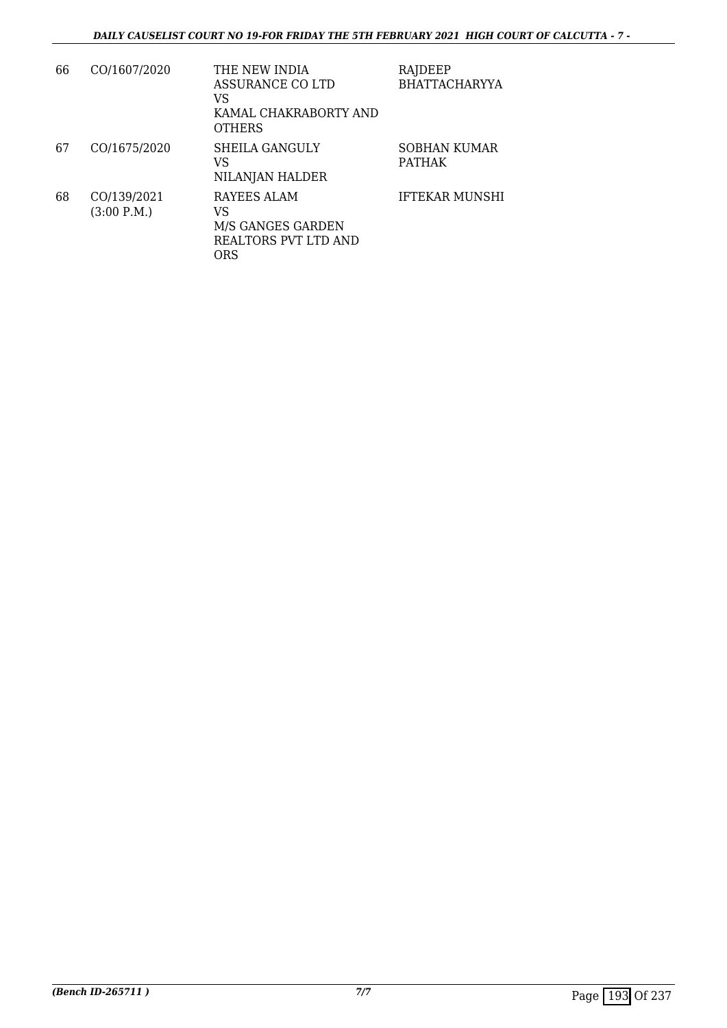| | | | |
|---|---|---|---|
| 66 | CO/1607/2020 | THE NEW INDIA ASSURANCE CO LTD<br>VS<br>KAMAL CHAKRABORTY AND OTHERS | RAJDEEP BHATTACHARYYA |
| 67 | CO/1675/2020 | SHEILA GANGULY<br>VS<br>NILANJAN HALDER | SOBHAN KUMAR PATHAK |
| 68 | CO/139/2021<br>(3:00 P.M.) | RAYEES ALAM<br>VS<br>M/S GANGES GARDEN REALTORS PVT LTD AND ORS | IFTEKAR MUNSHI |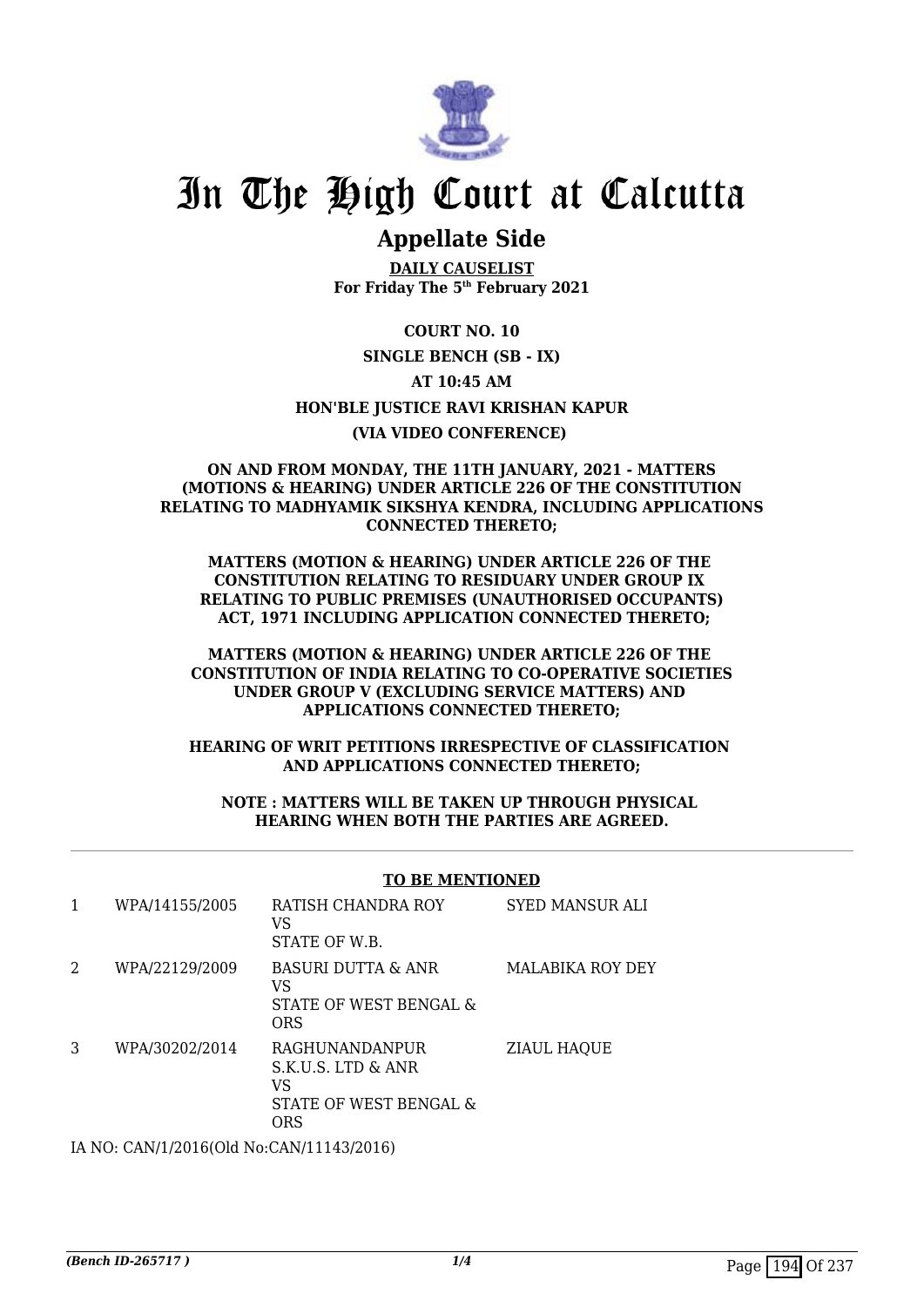# In The High Court at Calcutta

## Appellate Side

**DAILY CAUSELIST**
**For Friday The 5th February 2021**

**COURT NO. 10**

**SINGLE BENCH (SB - IX)**

**AT 10:45 AM**

**HON'BLE JUSTICE RAVI KRISHAN KAPUR**

**(VIA VIDEO CONFERENCE)**

**ON AND FROM MONDAY, THE 11TH JANUARY, 2021 - MATTERS (MOTIONS & HEARING) UNDER ARTICLE 226 OF THE CONSTITUTION RELATING TO MADHYAMIK SIKSHYA KENDRA, INCLUDING APPLICATIONS CONNECTED THERETO;**

**MATTERS (MOTION & HEARING) UNDER ARTICLE 226 OF THE CONSTITUTION RELATING TO RESIDUARY UNDER GROUP IX RELATING TO PUBLIC PREMISES (UNAUTHORISED OCCUPANTS) ACT, 1971 INCLUDING APPLICATION CONNECTED THERETO;**

**MATTERS (MOTION & HEARING) UNDER ARTICLE 226 OF THE CONSTITUTION OF INDIA RELATING TO CO-OPERATIVE SOCIETIES UNDER GROUP V (EXCLUDING SERVICE MATTERS) AND APPLICATIONS CONNECTED THERETO;**

**HEARING OF WRIT PETITIONS IRRESPECTIVE OF CLASSIFICATION AND APPLICATIONS CONNECTED THERETO;**

**NOTE : MATTERS WILL BE TAKEN UP THROUGH PHYSICAL HEARING WHEN BOTH THE PARTIES ARE AGREED.**

---

**TO BE MENTIONED**

| | | | |
|---|---|---|---|
| 1 | WPA/14155/2005 | RATISH CHANDRA ROY<br>VS<br>STATE OF W.B. | SYED MANSUR ALI |
| 2 | WPA/22129/2009 | BASURI DUTTA & ANR<br>VS<br>STATE OF WEST BENGAL & ORS | MALABIKA ROY DEY |
| 3 | WPA/30202/2014 | RAGHUNANDANPUR S.K.U.S. LTD & ANR<br>VS<br>STATE OF WEST BENGAL & ORS | ZIAUL HAQUE |

IA NO: CAN/1/2016(Old No:CAN/11143/2016)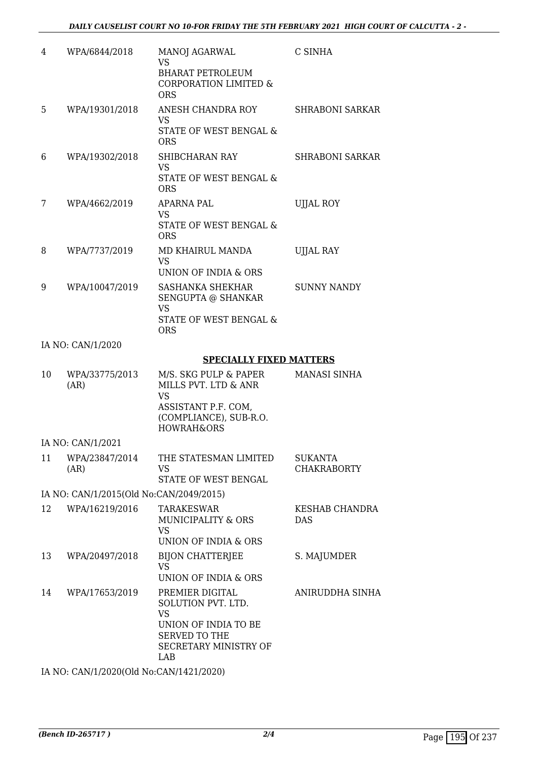| 4 | WPA/6844/2018 | MANOJ AGARWAL<br>VS<br>BHARAT PETROLEUM CORPORATION LIMITED & ORS | C SINHA |
|---|---|---|---|
| 5 | WPA/19301/2018 | ANESH CHANDRA ROY<br>VS<br>STATE OF WEST BENGAL & ORS | SHRABONI SARKAR |
| 6 | WPA/19302/2018 | SHIBCHARAN RAY<br>VS<br>STATE OF WEST BENGAL & ORS | SHRABONI SARKAR |
| 7 | WPA/4662/2019 | APARNA PAL<br>VS<br>STATE OF WEST BENGAL & ORS | UJJAL ROY |
| 8 | WPA/7737/2019 | MD KHAIRUL MANDA<br>VS<br>UNION OF INDIA & ORS | UJJAL RAY |
| 9 | WPA/10047/2019 | SASHANKA SHEKHAR SENGUPTA @ SHANKAR<br>VS<br>STATE OF WEST BENGAL & ORS | SUNNY NANDY |

IA NO: CAN/1/2020

**SPECIALLY FIXED MATTERS**

| 10 | WPA/33775/2013 (AR) | M/S. SKG PULP & PAPER MILLS PVT. LTD & ANR<br>VS<br>ASSISTANT P.F. COM, (COMPLIANCE), SUB-R.O. HOWRAH&ORS | MANASI SINHA |
|---|---|---|---|

IA NO: CAN/1/2021

| 11 | WPA/23847/2014 (AR) | THE STATESMAN LIMITED<br>VS<br>STATE OF WEST BENGAL | SUKANTA CHAKRABORTY |
|---|---|---|---|

IA NO: CAN/1/2015(Old No:CAN/2049/2015)

| 12 | WPA/16219/2016 | TARAKESWAR MUNICIPALITY & ORS<br>VS<br>UNION OF INDIA & ORS | KESHAB CHANDRA DAS |
|---|---|---|---|
| 13 | WPA/20497/2018 | BIJON CHATTERJEE<br>VS<br>UNION OF INDIA & ORS | S. MAJUMDER |
| 14 | WPA/17653/2019 | PREMIER DIGITAL SOLUTION PVT. LTD.<br>VS<br>UNION OF INDIA TO BE SERVED TO THE SECRETARY MINISTRY OF LAB | ANIRUDDHA SINHA |

IA NO: CAN/1/2020(Old No:CAN/1421/2020)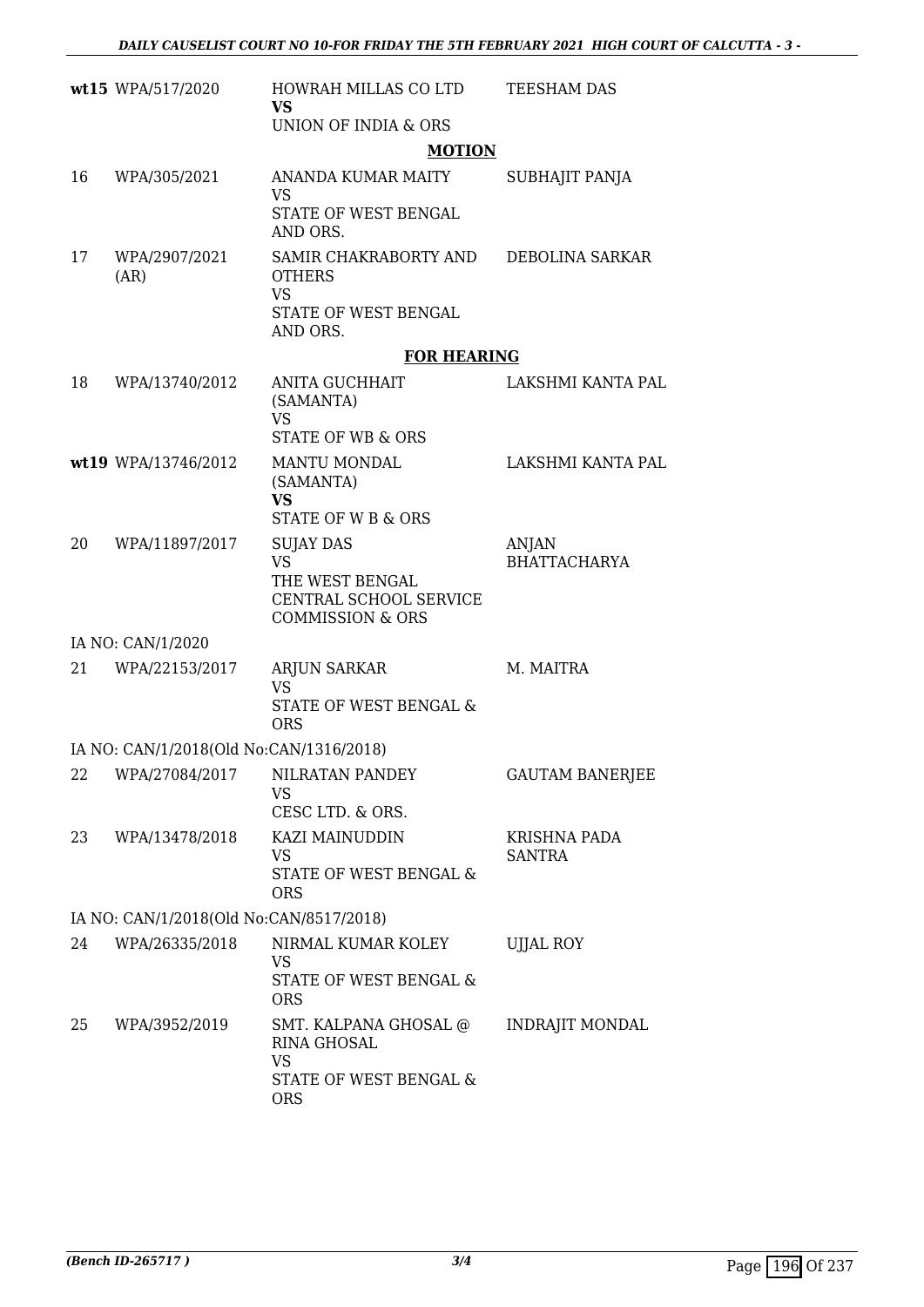| | | | |
|---|---|---|---|
| **wt15** | WPA/517/2020 | HOWRAH MILLAS CO LTD **VS** UNION OF INDIA & ORS | TEESHAM DAS |

**MOTION**

| | | | |
|---|---|---|---|
| 16 | WPA/305/2021 | ANANDA KUMAR MAITY VS STATE OF WEST BENGAL AND ORS. | SUBHAJIT PANJA |
| 17 | WPA/2907/2021 (AR) | SAMIR CHAKRABORTY AND OTHERS VS STATE OF WEST BENGAL AND ORS. | DEBOLINA SARKAR |

**FOR HEARING**

| | | | |
|---|---|---|---|
| 18 | WPA/13740/2012 | ANITA GUCHHAIT (SAMANTA) VS STATE OF WB & ORS | LAKSHMI KANTA PAL |
| **wt19** | WPA/13746/2012 | MANTU MONDAL (SAMANTA) **VS** STATE OF W B & ORS | LAKSHMI KANTA PAL |
| 20 | WPA/11897/2017 | SUJAY DAS VS THE WEST BENGAL CENTRAL SCHOOL SERVICE COMMISSION & ORS | ANJAN BHATTACHARYA |
| | IA NO: CAN/1/2020 | | |
| 21 | WPA/22153/2017 | ARJUN SARKAR VS STATE OF WEST BENGAL & ORS | M. MAITRA |
| | IA NO: CAN/1/2018(Old No:CAN/1316/2018) | | |
| 22 | WPA/27084/2017 | NILRATAN PANDEY VS CESC LTD. & ORS. | GAUTAM BANERJEE |
| 23 | WPA/13478/2018 | KAZI MAINUDDIN VS STATE OF WEST BENGAL & ORS | KRISHNA PADA SANTRA |
| | IA NO: CAN/1/2018(Old No:CAN/8517/2018) | | |
| 24 | WPA/26335/2018 | NIRMAL KUMAR KOLEY VS STATE OF WEST BENGAL & ORS | UJJAL ROY |
| 25 | WPA/3952/2019 | SMT. KALPANA GHOSAL @ RINA GHOSAL VS STATE OF WEST BENGAL & ORS | INDRAJIT MONDAL |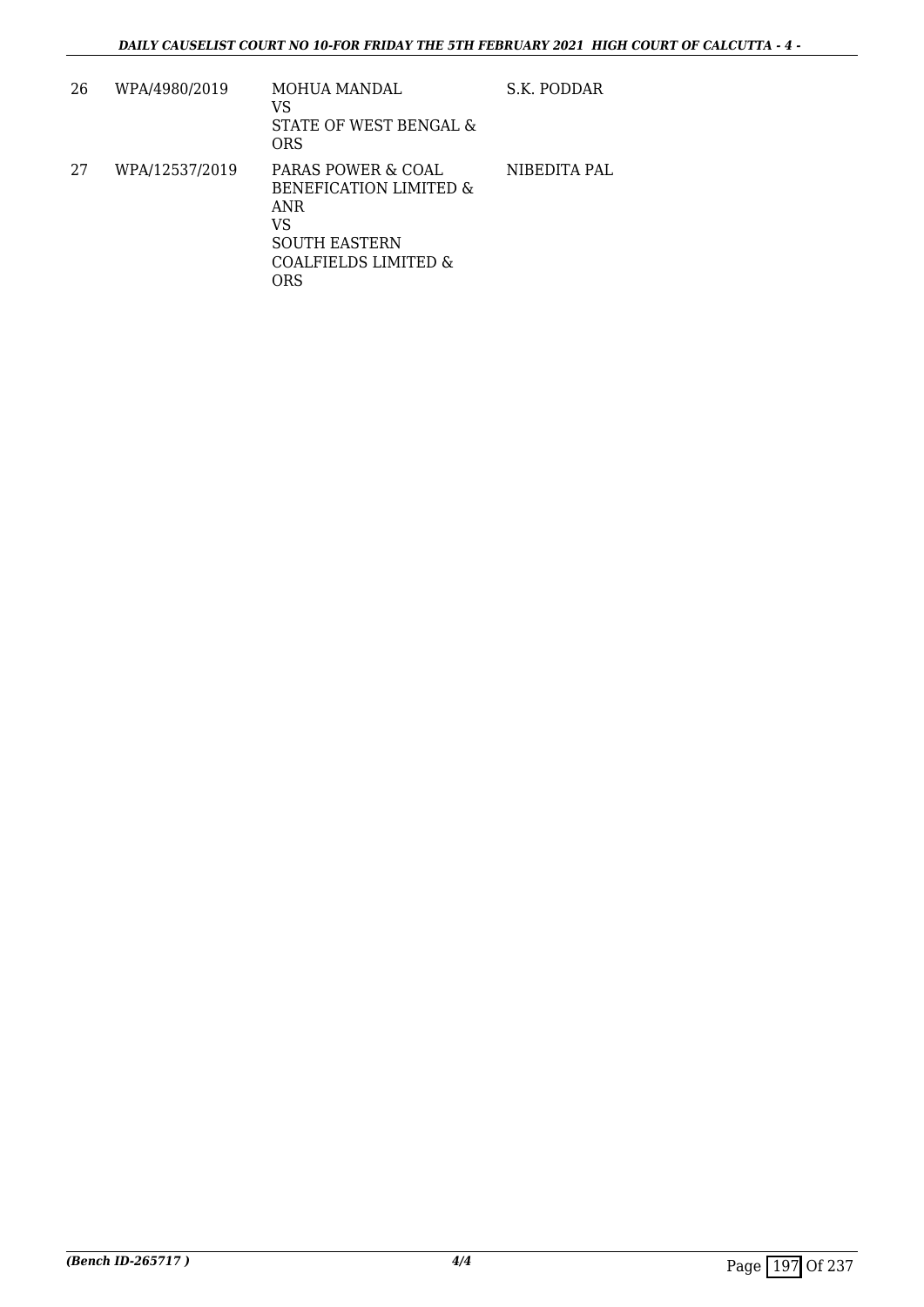| 26 | WPA/4980/2019 | MOHUA MANDAL<br>VS<br>STATE OF WEST BENGAL & ORS | S.K. PODDAR |
|---|---|---|---|
| 27 | WPA/12537/2019 | PARAS POWER & COAL BENEFICATION LIMITED & ANR<br>VS<br>SOUTH EASTERN COALFIELDS LIMITED & ORS | NIBEDITA PAL |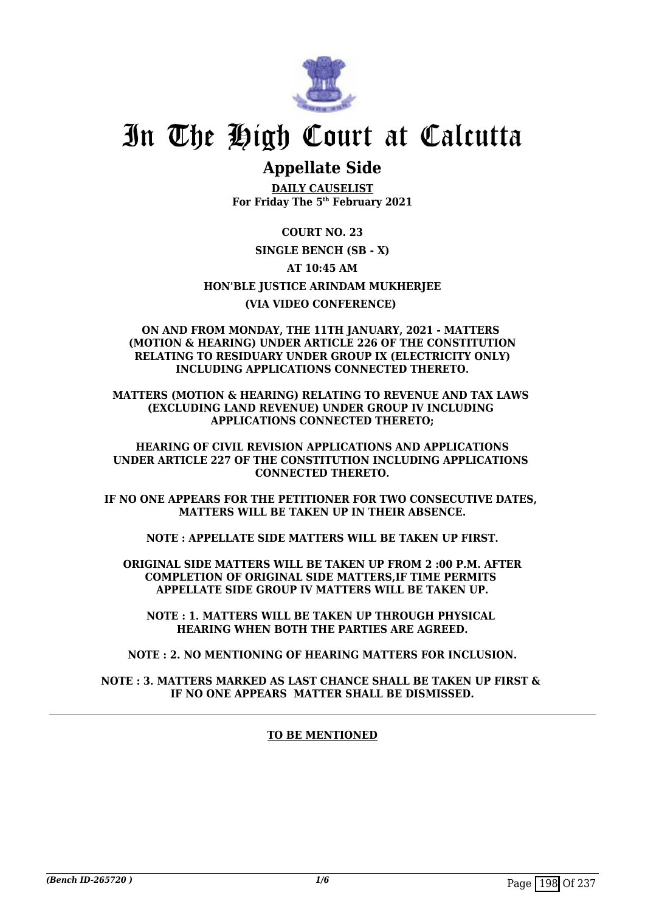# In The High Court at Calcutta

## Appellate Side

**DAILY CAUSELIST**
**For Friday The 5th February 2021**

**COURT NO. 23**

**SINGLE BENCH (SB - X)**

**AT 10:45 AM**

**HON'BLE JUSTICE ARINDAM MUKHERJEE**

**(VIA VIDEO CONFERENCE)**

**ON AND FROM MONDAY, THE 11TH JANUARY, 2021 - MATTERS (MOTION & HEARING) UNDER ARTICLE 226 OF THE CONSTITUTION RELATING TO RESIDUARY UNDER GROUP IX (ELECTRICITY ONLY) INCLUDING APPLICATIONS CONNECTED THERETO.**

**MATTERS (MOTION & HEARING) RELATING TO REVENUE AND TAX LAWS (EXCLUDING LAND REVENUE) UNDER GROUP IV INCLUDING APPLICATIONS CONNECTED THERETO;**

**HEARING OF CIVIL REVISION APPLICATIONS AND APPLICATIONS UNDER ARTICLE 227 OF THE CONSTITUTION INCLUDING APPLICATIONS CONNECTED THERETO.**

**IF NO ONE APPEARS FOR THE PETITIONER FOR TWO CONSECUTIVE DATES, MATTERS WILL BE TAKEN UP IN THEIR ABSENCE.**

**NOTE : APPELLATE SIDE MATTERS WILL BE TAKEN UP FIRST.**

**ORIGINAL SIDE MATTERS WILL BE TAKEN UP FROM 2 :00 P.M. AFTER COMPLETION OF ORIGINAL SIDE MATTERS,IF TIME PERMITS APPELLATE SIDE GROUP IV MATTERS WILL BE TAKEN UP.**

**NOTE : 1. MATTERS WILL BE TAKEN UP THROUGH PHYSICAL HEARING WHEN BOTH THE PARTIES ARE AGREED.**

**NOTE : 2. NO MENTIONING OF HEARING MATTERS FOR INCLUSION.**

**NOTE : 3. MATTERS MARKED AS LAST CHANCE SHALL BE TAKEN UP FIRST & IF NO ONE APPEARS MATTER SHALL BE DISMISSED.**

**TO BE MENTIONED**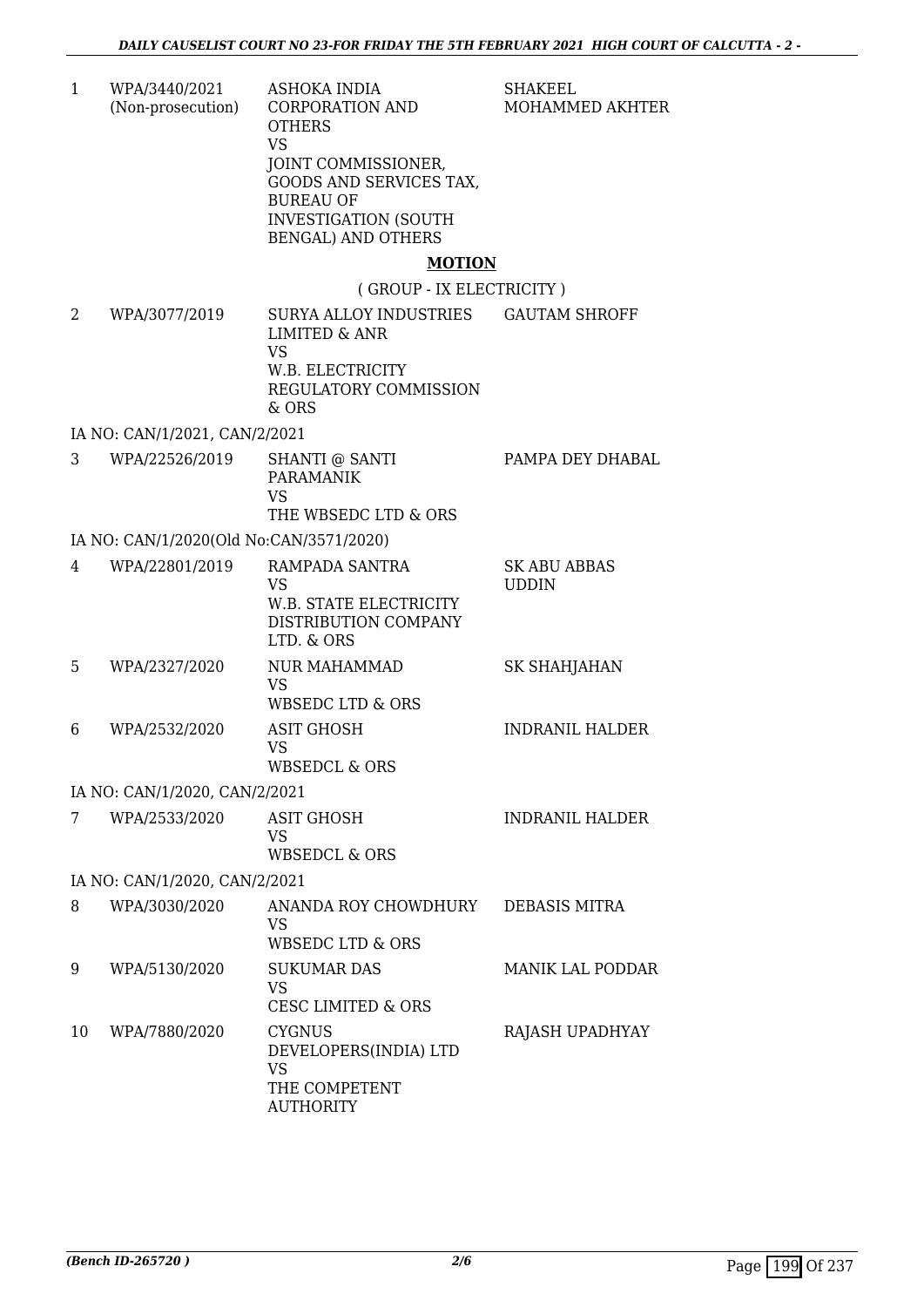| | | | |
|---|---|---|---|
| 1 | WPA/3440/2021 (Non-prosecution) | ASHOKA INDIA CORPORATION AND OTHERS VS JOINT COMMISSIONER, GOODS AND SERVICES TAX, BUREAU OF INVESTIGATION (SOUTH BENGAL) AND OTHERS | SHAKEEL MOHAMMED AKHTER |

## MOTION

( GROUP - IX ELECTRICITY )

| | | | |
|---|---|---|---|
| 2 | WPA/3077/2019 | SURYA ALLOY INDUSTRIES LIMITED & ANR VS W.B. ELECTRICITY REGULATORY COMMISSION & ORS | GAUTAM SHROFF |
| | IA NO: CAN/1/2021, CAN/2/2021 | | |
| 3 | WPA/22526/2019 | SHANTI @ SANTI PARAMANIK VS THE WBSEDC LTD & ORS | PAMPA DEY DHABAL |
| | IA NO: CAN/1/2020(Old No:CAN/3571/2020) | | |
| 4 | WPA/22801/2019 | RAMPADA SANTRA VS W.B. STATE ELECTRICITY DISTRIBUTION COMPANY LTD. & ORS | SK ABU ABBAS UDDIN |
| 5 | WPA/2327/2020 | NUR MAHAMMAD VS WBSEDC LTD & ORS | SK SHAHJAHAN |
| 6 | WPA/2532/2020 | ASIT GHOSH VS WBSEDCL & ORS | INDRANIL HALDER |
| | IA NO: CAN/1/2020, CAN/2/2021 | | |
| 7 | WPA/2533/2020 | ASIT GHOSH VS WBSEDCL & ORS | INDRANIL HALDER |
| | IA NO: CAN/1/2020, CAN/2/2021 | | |
| 8 | WPA/3030/2020 | ANANDA ROY CHOWDHURY VS WBSEDC LTD & ORS | DEBASIS MITRA |
| 9 | WPA/5130/2020 | SUKUMAR DAS VS CESC LIMITED & ORS | MANIK LAL PODDAR |
| 10 | WPA/7880/2020 | CYGNUS DEVELOPERS(INDIA) LTD VS THE COMPETENT AUTHORITY | RAJASH UPADHYAY |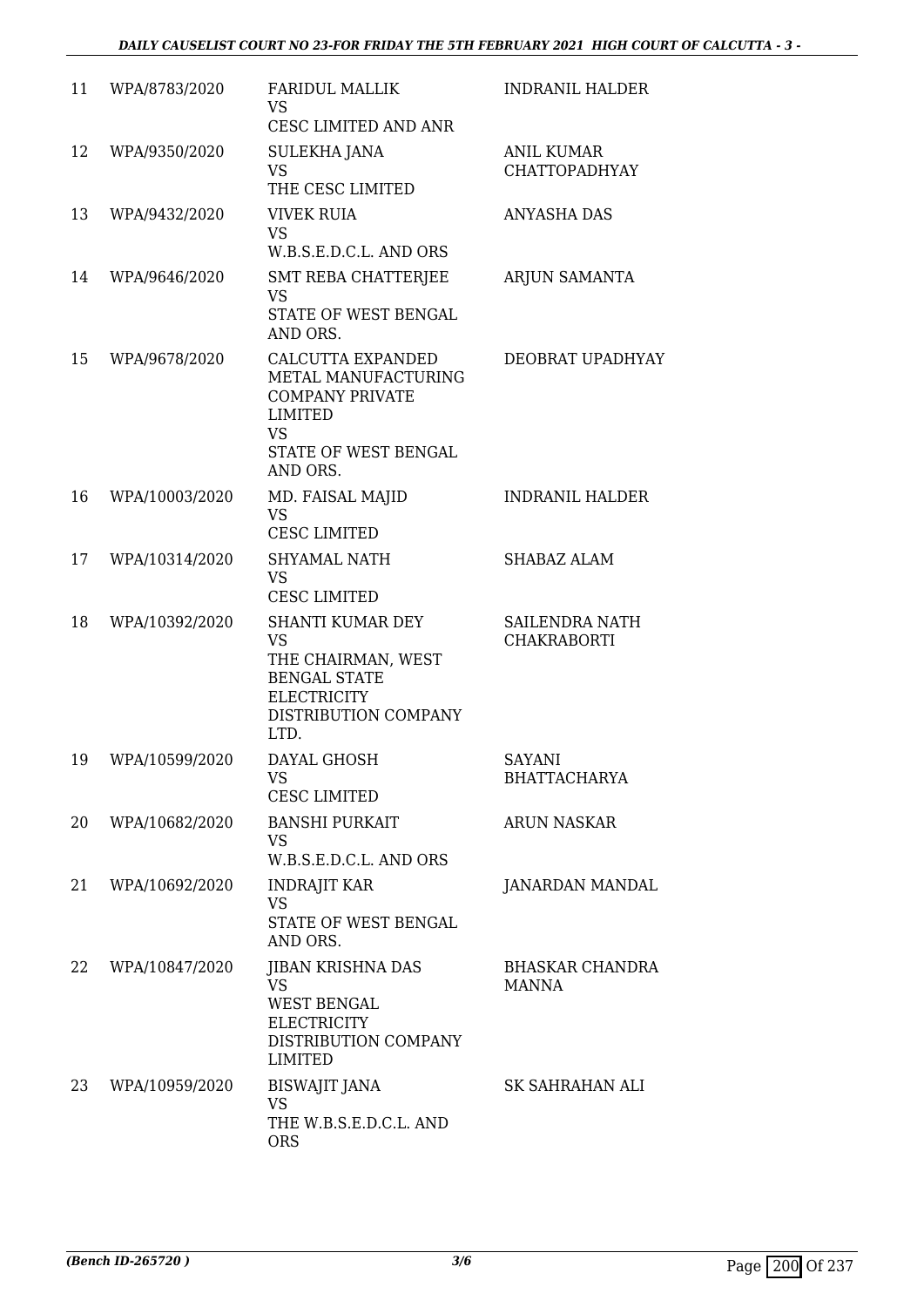| 11 | WPA/8783/2020 | FARIDUL MALLIK<br>VS<br>CESC LIMITED AND ANR | INDRANIL HALDER |
|---|---|---|---|
| 12 | WPA/9350/2020 | SULEKHA JANA<br>VS<br>THE CESC LIMITED | ANIL KUMAR CHATTOPADHYAY |
| 13 | WPA/9432/2020 | VIVEK RUIA<br>VS<br>W.B.S.E.D.C.L. AND ORS | ANYASHA DAS |
| 14 | WPA/9646/2020 | SMT REBA CHATTERJEE<br>VS<br>STATE OF WEST BENGAL AND ORS. | ARJUN SAMANTA |
| 15 | WPA/9678/2020 | CALCUTTA EXPANDED METAL MANUFACTURING COMPANY PRIVATE LIMITED<br>VS<br>STATE OF WEST BENGAL AND ORS. | DEOBRAT UPADHYAY |
| 16 | WPA/10003/2020 | MD. FAISAL MAJID<br>VS<br>CESC LIMITED | INDRANIL HALDER |
| 17 | WPA/10314/2020 | SHYAMAL NATH<br>VS<br>CESC LIMITED | SHABAZ ALAM |
| 18 | WPA/10392/2020 | SHANTI KUMAR DEY<br>VS<br>THE CHAIRMAN, WEST BENGAL STATE ELECTRICITY DISTRIBUTION COMPANY LTD. | SAILENDRA NATH CHAKRABORTI |
| 19 | WPA/10599/2020 | DAYAL GHOSH<br>VS<br>CESC LIMITED | SAYANI BHATTACHARYA |
| 20 | WPA/10682/2020 | BANSHI PURKAIT<br>VS<br>W.B.S.E.D.C.L. AND ORS | ARUN NASKAR |
| 21 | WPA/10692/2020 | INDRAJIT KAR<br>VS<br>STATE OF WEST BENGAL AND ORS. | JANARDAN MANDAL |
| 22 | WPA/10847/2020 | JIBAN KRISHNA DAS<br>VS<br>WEST BENGAL ELECTRICITY DISTRIBUTION COMPANY LIMITED | BHASKAR CHANDRA MANNA |
| 23 | WPA/10959/2020 | BISWAJIT JANA<br>VS<br>THE W.B.S.E.D.C.L. AND ORS | SK SAHRAHAN ALI |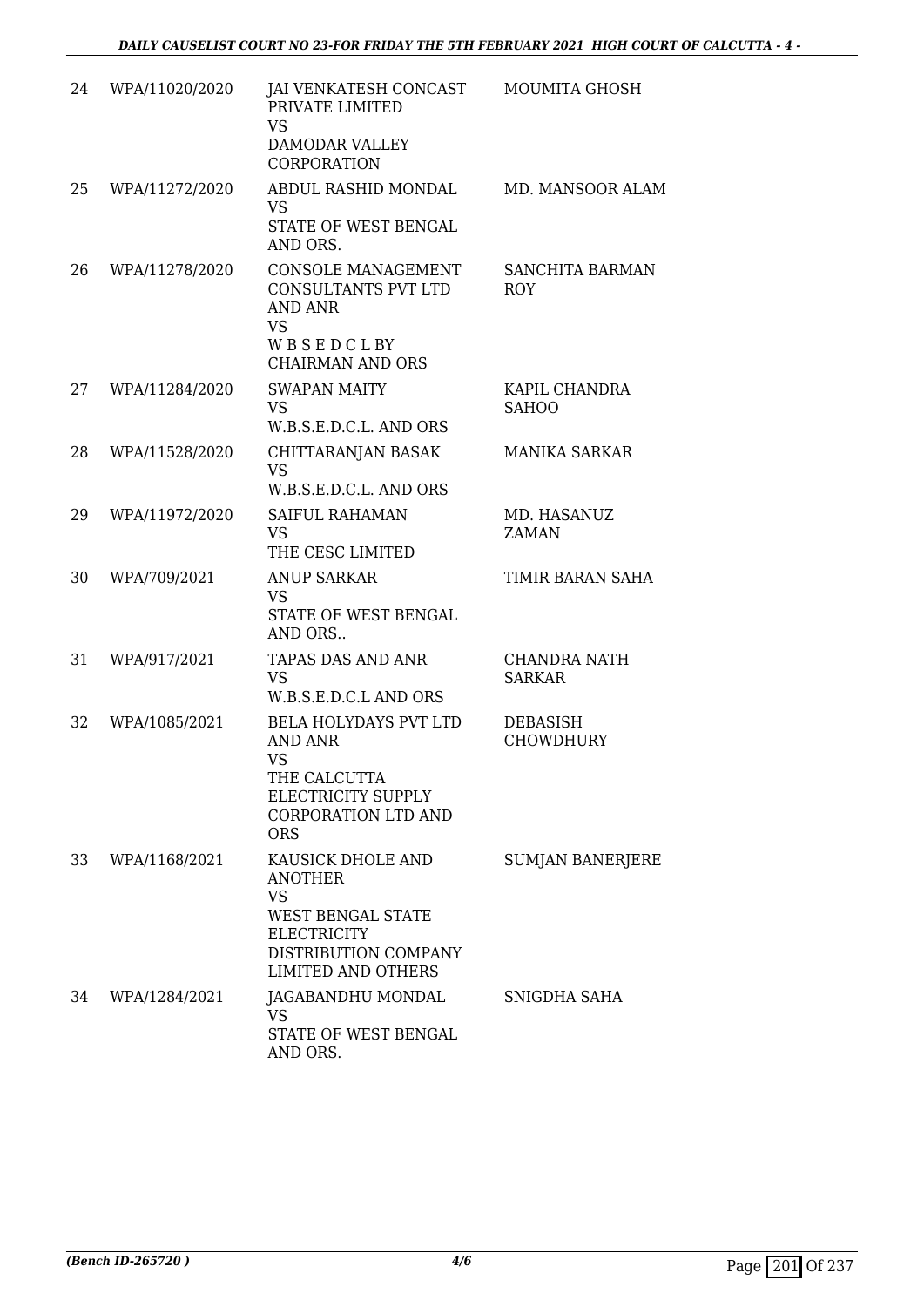| 24 | WPA/11020/2020 | JAI VENKATESH CONCAST PRIVATE LIMITED<br>VS<br>DAMODAR VALLEY CORPORATION | MOUMITA GHOSH |
|---|---|---|---|
| 25 | WPA/11272/2020 | ABDUL RASHID MONDAL<br>VS<br>STATE OF WEST BENGAL AND ORS. | MD. MANSOOR ALAM |
| 26 | WPA/11278/2020 | CONSOLE MANAGEMENT CONSULTANTS PVT LTD AND ANR<br>VS<br>W B S E D C L BY CHAIRMAN AND ORS | SANCHITA BARMAN ROY |
| 27 | WPA/11284/2020 | SWAPAN MAITY<br>VS<br>W.B.S.E.D.C.L. AND ORS | KAPIL CHANDRA SAHOO |
| 28 | WPA/11528/2020 | CHITTARANJAN BASAK<br>VS<br>W.B.S.E.D.C.L. AND ORS | MANIKA SARKAR |
| 29 | WPA/11972/2020 | SAIFUL RAHAMAN<br>VS<br>THE CESC LIMITED | MD. HASANUZ ZAMAN |
| 30 | WPA/709/2021 | ANUP SARKAR<br>VS<br>STATE OF WEST BENGAL AND ORS.. | TIMIR BARAN SAHA |
| 31 | WPA/917/2021 | TAPAS DAS AND ANR<br>VS<br>W.B.S.E.D.C.L AND ORS | CHANDRA NATH SARKAR |
| 32 | WPA/1085/2021 | BELA HOLYDAYS PVT LTD AND ANR<br>VS<br>THE CALCUTTA ELECTRICITY SUPPLY CORPORATION LTD AND ORS | DEBASISH CHOWDHURY |
| 33 | WPA/1168/2021 | KAUSICK DHOLE AND ANOTHER<br>VS<br>WEST BENGAL STATE ELECTRICITY DISTRIBUTION COMPANY LIMITED AND OTHERS | SUMJAN BANERJERE |
| 34 | WPA/1284/2021 | JAGABANDHU MONDAL<br>VS<br>STATE OF WEST BENGAL AND ORS. | SNIGDHA SAHA |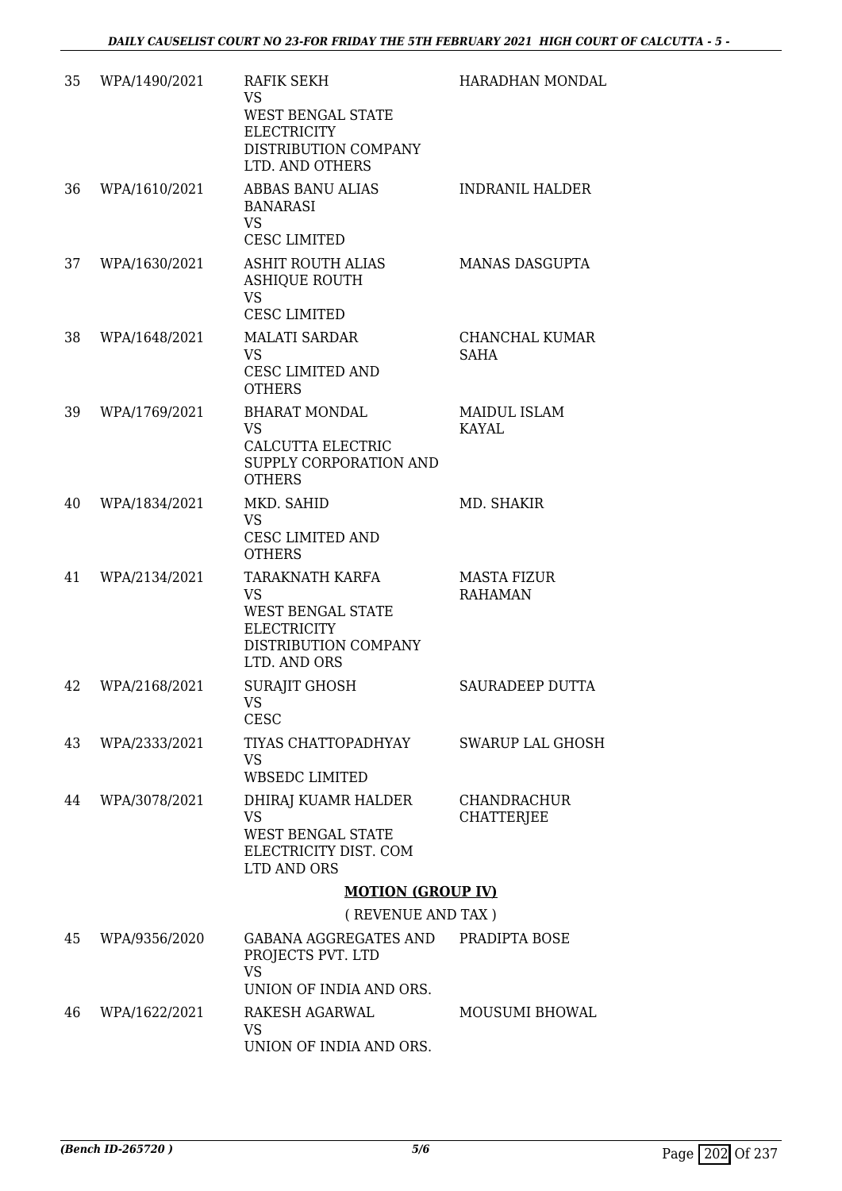| 35 | WPA/1490/2021 | RAFIK SEKH<br>VS<br>WEST BENGAL STATE ELECTRICITY DISTRIBUTION COMPANY LTD. AND OTHERS | HARADHAN MONDAL |
|---|---|---|---|
| 36 | WPA/1610/2021 | ABBAS BANU ALIAS BANARASI<br>VS<br>CESC LIMITED | INDRANIL HALDER |
| 37 | WPA/1630/2021 | ASHIT ROUTH ALIAS ASHIQUE ROUTH<br>VS<br>CESC LIMITED | MANAS DASGUPTA |
| 38 | WPA/1648/2021 | MALATI SARDAR<br>VS<br>CESC LIMITED AND OTHERS | CHANCHAL KUMAR SAHA |
| 39 | WPA/1769/2021 | BHARAT MONDAL<br>VS<br>CALCUTTA ELECTRIC SUPPLY CORPORATION AND OTHERS | MAIDUL ISLAM KAYAL |
| 40 | WPA/1834/2021 | MKD. SAHID<br>VS<br>CESC LIMITED AND OTHERS | MD. SHAKIR |
| 41 | WPA/2134/2021 | TARAKNATH KARFA<br>VS<br>WEST BENGAL STATE ELECTRICITY DISTRIBUTION COMPANY LTD. AND ORS | MASTA FIZUR RAHAMAN |
| 42 | WPA/2168/2021 | SURAJIT GHOSH<br>VS<br>CESC | SAURADEEP DUTTA |
| 43 | WPA/2333/2021 | TIYAS CHATTOPADHYAY<br>VS<br>WBSEDC LIMITED | SWARUP LAL GHOSH |
| 44 | WPA/3078/2021 | DHIRAJ KUAMR HALDER<br>VS<br>WEST BENGAL STATE ELECTRICITY DIST. COM LTD AND ORS | CHANDRACHUR CHATTERJEE |

## MOTION (GROUP IV)

( REVENUE AND TAX )

| 45 | WPA/9356/2020 | GABANA AGGREGATES AND PROJECTS PVT. LTD<br>VS<br>UNION OF INDIA AND ORS. | PRADIPTA BOSE |
|---|---|---|---|
| 46 | WPA/1622/2021 | RAKESH AGARWAL<br>VS<br>UNION OF INDIA AND ORS. | MOUSUMI BHOWAL |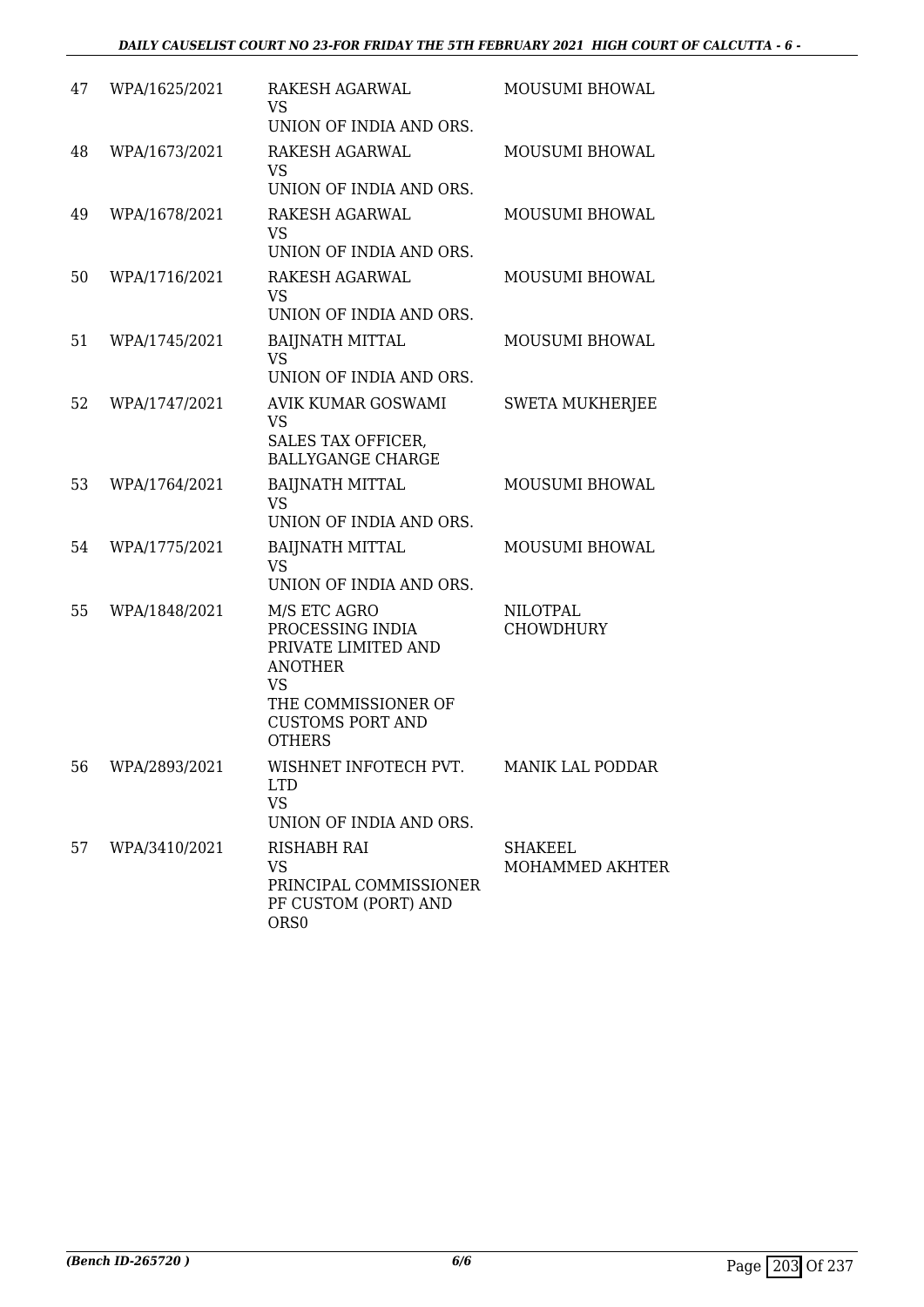| 47 | WPA/1625/2021 | RAKESH AGARWAL<br>VS<br>UNION OF INDIA AND ORS. | MOUSUMI BHOWAL |
|---|---|---|---|
| 48 | WPA/1673/2021 | RAKESH AGARWAL<br>VS<br>UNION OF INDIA AND ORS. | MOUSUMI BHOWAL |
| 49 | WPA/1678/2021 | RAKESH AGARWAL<br>VS<br>UNION OF INDIA AND ORS. | MOUSUMI BHOWAL |
| 50 | WPA/1716/2021 | RAKESH AGARWAL<br>VS<br>UNION OF INDIA AND ORS. | MOUSUMI BHOWAL |
| 51 | WPA/1745/2021 | BAIJNATH MITTAL<br>VS<br>UNION OF INDIA AND ORS. | MOUSUMI BHOWAL |
| 52 | WPA/1747/2021 | AVIK KUMAR GOSWAMI<br>VS<br>SALES TAX OFFICER, BALLYGANGE CHARGE | SWETA MUKHERJEE |
| 53 | WPA/1764/2021 | BAIJNATH MITTAL<br>VS<br>UNION OF INDIA AND ORS. | MOUSUMI BHOWAL |
| 54 | WPA/1775/2021 | BAIJNATH MITTAL<br>VS<br>UNION OF INDIA AND ORS. | MOUSUMI BHOWAL |
| 55 | WPA/1848/2021 | M/S ETC AGRO PROCESSING INDIA PRIVATE LIMITED AND ANOTHER<br>VS<br>THE COMMISSIONER OF CUSTOMS PORT AND OTHERS | NILOTPAL CHOWDHURY |
| 56 | WPA/2893/2021 | WISHNET INFOTECH PVT. LTD<br>VS<br>UNION OF INDIA AND ORS. | MANIK LAL PODDAR |
| 57 | WPA/3410/2021 | RISHABH RAI<br>VS<br>PRINCIPAL COMMISSIONER PF CUSTOM (PORT) AND ORS0 | SHAKEEL MOHAMMED AKHTER |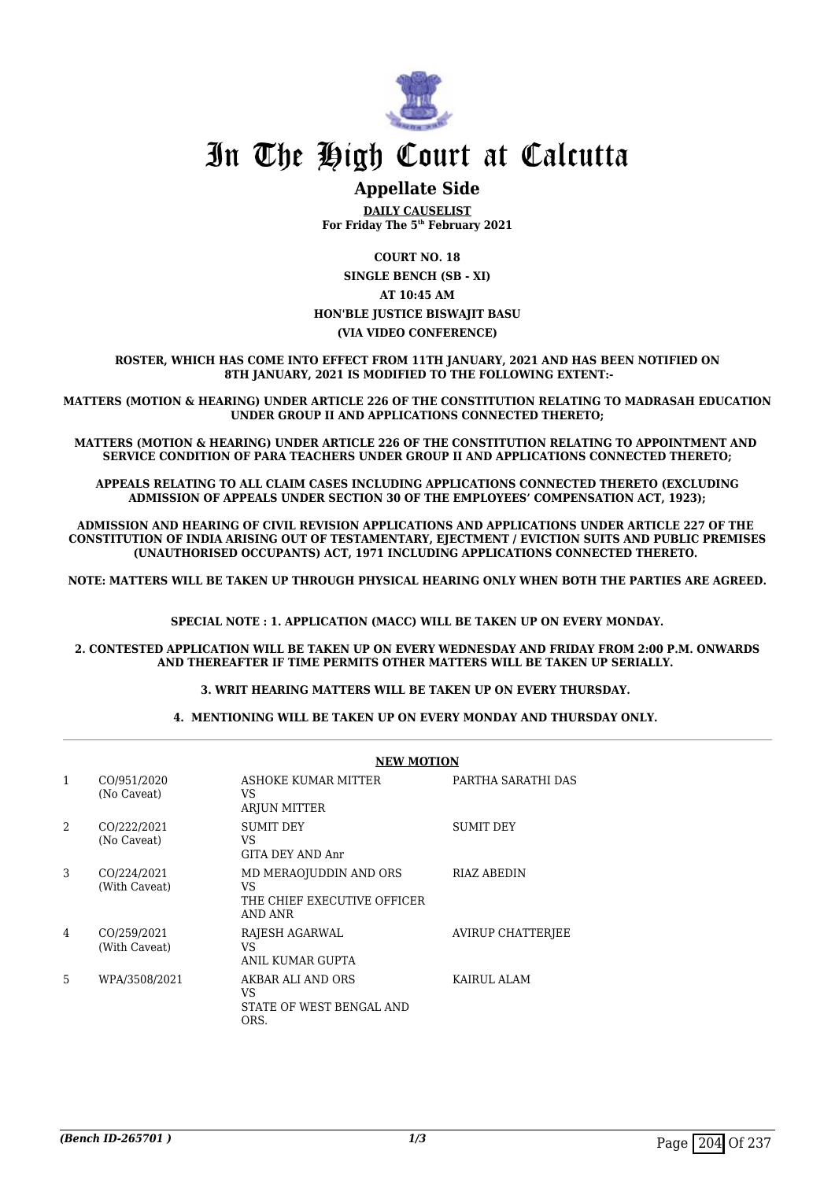# In The High Court at Calcutta

## Appellate Side

**DAILY CAUSELIST**
**For Friday The 5th February 2021**

**COURT NO. 18**
**SINGLE BENCH (SB - XI)**
**AT 10:45 AM**
**HON'BLE JUSTICE BISWAJIT BASU**
**(VIA VIDEO CONFERENCE)**

**ROSTER, WHICH HAS COME INTO EFFECT FROM 11TH JANUARY, 2021 AND HAS BEEN NOTIFIED ON 8TH JANUARY, 2021 IS MODIFIED TO THE FOLLOWING EXTENT:-**

**MATTERS (MOTION & HEARING) UNDER ARTICLE 226 OF THE CONSTITUTION RELATING TO MADRASAH EDUCATION UNDER GROUP II AND APPLICATIONS CONNECTED THERETO;**

**MATTERS (MOTION & HEARING) UNDER ARTICLE 226 OF THE CONSTITUTION RELATING TO APPOINTMENT AND SERVICE CONDITION OF PARA TEACHERS UNDER GROUP II AND APPLICATIONS CONNECTED THERETO;**

**APPEALS RELATING TO ALL CLAIM CASES INCLUDING APPLICATIONS CONNECTED THERETO (EXCLUDING ADMISSION OF APPEALS UNDER SECTION 30 OF THE EMPLOYEES' COMPENSATION ACT, 1923);**

**ADMISSION AND HEARING OF CIVIL REVISION APPLICATIONS AND APPLICATIONS UNDER ARTICLE 227 OF THE CONSTITUTION OF INDIA ARISING OUT OF TESTAMENTARY, EJECTMENT / EVICTION SUITS AND PUBLIC PREMISES (UNAUTHORISED OCCUPANTS) ACT, 1971 INCLUDING APPLICATIONS CONNECTED THERETO.**

**NOTE: MATTERS WILL BE TAKEN UP THROUGH PHYSICAL HEARING ONLY WHEN BOTH THE PARTIES ARE AGREED.**

**SPECIAL NOTE : 1. APPLICATION (MACC) WILL BE TAKEN UP ON EVERY MONDAY.**

**2. CONTESTED APPLICATION WILL BE TAKEN UP ON EVERY WEDNESDAY AND FRIDAY FROM 2:00 P.M. ONWARDS AND THEREAFTER IF TIME PERMITS OTHER MATTERS WILL BE TAKEN UP SERIALLY.**

**3. WRIT HEARING MATTERS WILL BE TAKEN UP ON EVERY THURSDAY.**

**4. MENTIONING WILL BE TAKEN UP ON EVERY MONDAY AND THURSDAY ONLY.**

**NEW MOTION**

| | | | |
|---|---|---|---|
| 1 | CO/951/2020 (No Caveat) | ASHOKE KUMAR MITTER VS ARJUN MITTER | PARTHA SARATHI DAS |
| 2 | CO/222/2021 (No Caveat) | SUMIT DEY VS GITA DEY AND Anr | SUMIT DEY |
| 3 | CO/224/2021 (With Caveat) | MD MERAOJUDDIN AND ORS VS THE CHIEF EXECUTIVE OFFICER AND ANR | RIAZ ABEDIN |
| 4 | CO/259/2021 (With Caveat) | RAJESH AGARWAL VS ANIL KUMAR GUPTA | AVIRUP CHATTERJEE |
| 5 | WPA/3508/2021 | AKBAR ALI AND ORS VS STATE OF WEST BENGAL AND ORS. | KAIRUL ALAM |

*(Bench ID-265701 )*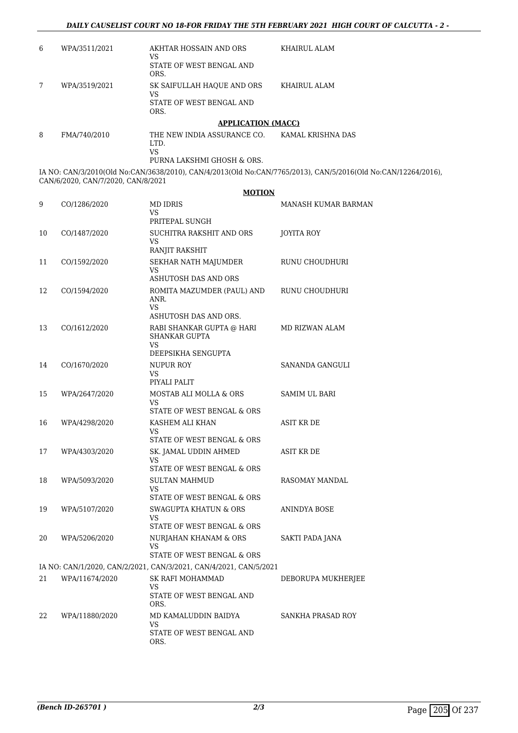| | | | |
|---|---|---|---|
| 6 | WPA/3511/2021 | AKHTAR HOSSAIN AND ORS<br>VS<br>STATE OF WEST BENGAL AND ORS. | KHAIRUL ALAM |
| 7 | WPA/3519/2021 | SK SAIFULLAH HAQUE AND ORS<br>VS<br>STATE OF WEST BENGAL AND ORS. | KHAIRUL ALAM |

**APPLICATION (MACC)**

| | | | |
|---|---|---|---|
| 8 | FMA/740/2010 | THE NEW INDIA ASSURANCE CO. LTD.<br>VS<br>PURNA LAKSHMI GHOSH & ORS. | KAMAL KRISHNA DAS |

IA NO: CAN/3/2010(Old No:CAN/3638/2010), CAN/4/2013(Old No:CAN/7765/2013), CAN/5/2016(Old No:CAN/12264/2016), CAN/6/2020, CAN/7/2020, CAN/8/2021

**MOTION**

| | | | |
|---|---|---|---|
| 9 | CO/1286/2020 | MD IDRIS<br>VS<br>PRITEPAL SUNGH | MANASH KUMAR BARMAN |
| 10 | CO/1487/2020 | SUCHITRA RAKSHIT AND ORS<br>VS<br>RANJIT RAKSHIT | JOYITA ROY |
| 11 | CO/1592/2020 | SEKHAR NATH MAJUMDER<br>VS<br>ASHUTOSH DAS AND ORS | RUNU CHOUDHURI |
| 12 | CO/1594/2020 | ROMITA MAZUMDER (PAUL) AND ANR.<br>VS<br>ASHUTOSH DAS AND ORS. | RUNU CHOUDHURI |
| 13 | CO/1612/2020 | RABI SHANKAR GUPTA @ HARI SHANKAR GUPTA<br>VS<br>DEEPSIKHA SENGUPTA | MD RIZWAN ALAM |
| 14 | CO/1670/2020 | NUPUR ROY<br>VS<br>PIYALI PALIT | SANANDA GANGULI |
| 15 | WPA/2647/2020 | MOSTAB ALI MOLLA & ORS<br>VS<br>STATE OF WEST BENGAL & ORS | SAMIM UL BARI |
| 16 | WPA/4298/2020 | KASHEM ALI KHAN<br>VS<br>STATE OF WEST BENGAL & ORS | ASIT KR DE |
| 17 | WPA/4303/2020 | SK. JAMAL UDDIN AHMED<br>VS<br>STATE OF WEST BENGAL & ORS | ASIT KR DE |
| 18 | WPA/5093/2020 | SULTAN MAHMUD<br>VS<br>STATE OF WEST BENGAL & ORS | RASOMAY MANDAL |
| 19 | WPA/5107/2020 | SWAGUPTA KHATUN & ORS<br>VS<br>STATE OF WEST BENGAL & ORS | ANINDYA BOSE |
| 20 | WPA/5206/2020 | NURJAHAN KHANAM & ORS<br>VS<br>STATE OF WEST BENGAL & ORS | SAKTI PADA JANA |

IA NO: CAN/1/2020, CAN/2/2021, CAN/3/2021, CAN/4/2021, CAN/5/2021

| | | | |
|---|---|---|---|
| 21 | WPA/11674/2020 | SK RAFI MOHAMMAD<br>VS<br>STATE OF WEST BENGAL AND ORS. | DEBORUPA MUKHERJEE |
| 22 | WPA/11880/2020 | MD KAMALUDDIN BAIDYA<br>VS<br>STATE OF WEST BENGAL AND ORS. | SANKHA PRASAD ROY |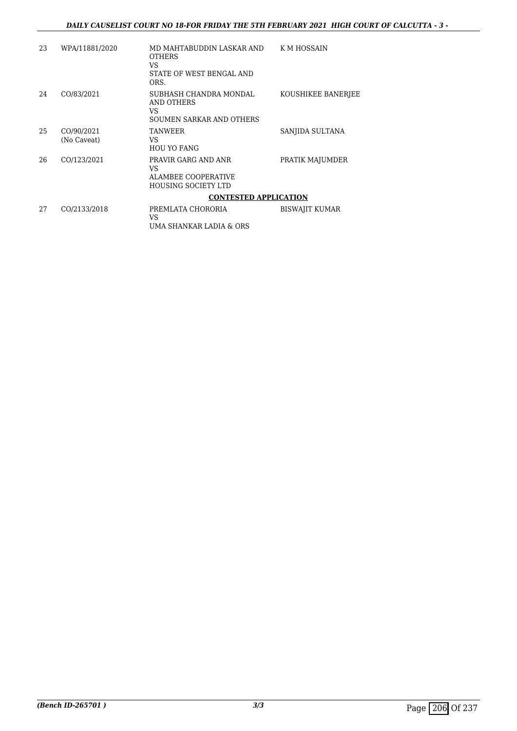| | | | |
|---|---|---|---|
| 23 | WPA/11881/2020 | MD MAHTABUDDIN LASKAR AND OTHERS<br>VS<br>STATE OF WEST BENGAL AND ORS. | K M HOSSAIN |
| 24 | CO/83/2021 | SUBHASH CHANDRA MONDAL AND OTHERS<br>VS<br>SOUMEN SARKAR AND OTHERS | KOUSHIKEE BANERJEE |
| 25 | CO/90/2021<br>(No Caveat) | TANWEER<br>VS<br>HOU YO FANG | SANJIDA SULTANA |
| 26 | CO/123/2021 | PRAVIR GARG AND ANR<br>VS<br>ALAMBEE COOPERATIVE HOUSING SOCIETY LTD | PRATIK MAJUMDER |

**CONTESTED APPLICATION**

| | | | |
|---|---|---|---|
| 27 | CO/2133/2018 | PREMLATA CHORORIA<br>VS<br>UMA SHANKAR LADIA & ORS | BISWAJIT KUMAR |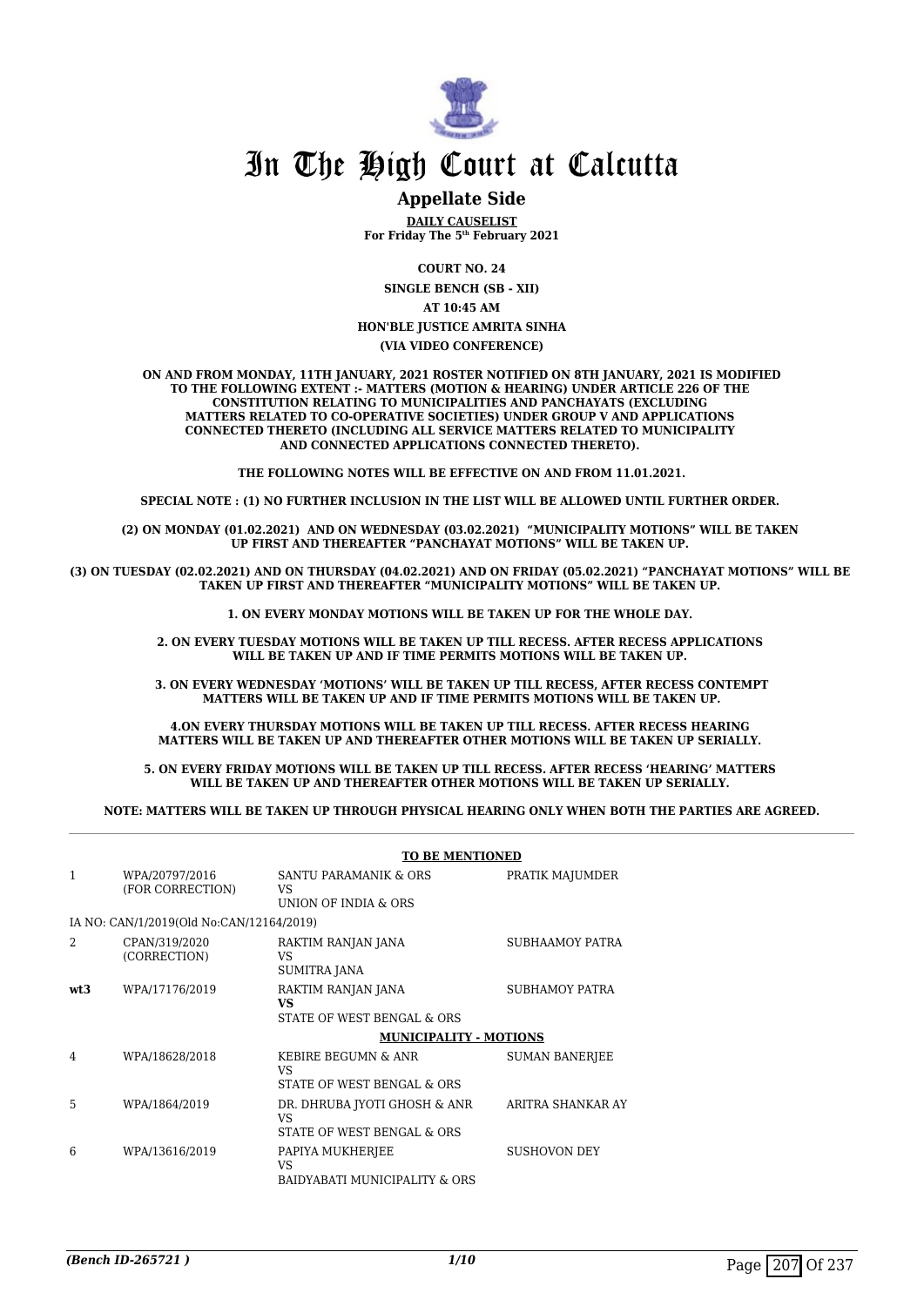# In The High Court at Calcutta

## Appellate Side

**DAILY CAUSELIST**
**For Friday The 5th February 2021**

**COURT NO. 24**

**SINGLE BENCH (SB - XII)**

**AT 10:45 AM**

**HON'BLE JUSTICE AMRITA SINHA**

**(VIA VIDEO CONFERENCE)**

**ON AND FROM MONDAY, 11TH JANUARY, 2021 ROSTER NOTIFIED ON 8TH JANUARY, 2021 IS MODIFIED TO THE FOLLOWING EXTENT :- MATTERS (MOTION & HEARING) UNDER ARTICLE 226 OF THE CONSTITUTION RELATING TO MUNICIPALITIES AND PANCHAYATS (EXCLUDING MATTERS RELATED TO CO-OPERATIVE SOCIETIES) UNDER GROUP V AND APPLICATIONS CONNECTED THERETO (INCLUDING ALL SERVICE MATTERS RELATED TO MUNICIPALITY AND CONNECTED APPLICATIONS CONNECTED THERETO).**

**THE FOLLOWING NOTES WILL BE EFFECTIVE ON AND FROM 11.01.2021.**

**SPECIAL NOTE : (1) NO FURTHER INCLUSION IN THE LIST WILL BE ALLOWED UNTIL FURTHER ORDER.**

**(2) ON MONDAY (01.02.2021) AND ON WEDNESDAY (03.02.2021) "MUNICIPALITY MOTIONS" WILL BE TAKEN UP FIRST AND THEREAFTER "PANCHAYAT MOTIONS" WILL BE TAKEN UP.**

**(3) ON TUESDAY (02.02.2021) AND ON THURSDAY (04.02.2021) AND ON FRIDAY (05.02.2021) "PANCHAYAT MOTIONS" WILL BE TAKEN UP FIRST AND THEREAFTER "MUNICIPALITY MOTIONS" WILL BE TAKEN UP.**

**1. ON EVERY MONDAY MOTIONS WILL BE TAKEN UP FOR THE WHOLE DAY.**

**2. ON EVERY TUESDAY MOTIONS WILL BE TAKEN UP TILL RECESS. AFTER RECESS APPLICATIONS WILL BE TAKEN UP AND IF TIME PERMITS MOTIONS WILL BE TAKEN UP.**

**3. ON EVERY WEDNESDAY 'MOTIONS' WILL BE TAKEN UP TILL RECESS, AFTER RECESS CONTEMPT MATTERS WILL BE TAKEN UP AND IF TIME PERMITS MOTIONS WILL BE TAKEN UP.**

**4.ON EVERY THURSDAY MOTIONS WILL BE TAKEN UP TILL RECESS. AFTER RECESS HEARING MATTERS WILL BE TAKEN UP AND THEREAFTER OTHER MOTIONS WILL BE TAKEN UP SERIALLY.**

**5. ON EVERY FRIDAY MOTIONS WILL BE TAKEN UP TILL RECESS. AFTER RECESS 'HEARING' MATTERS WILL BE TAKEN UP AND THEREAFTER OTHER MOTIONS WILL BE TAKEN UP SERIALLY.**

**NOTE: MATTERS WILL BE TAKEN UP THROUGH PHYSICAL HEARING ONLY WHEN BOTH THE PARTIES ARE AGREED.**

**TO BE MENTIONED**

| | | | |
|---|---|---|---|
| 1 | WPA/20797/2016 (FOR CORRECTION) | SANTU PARAMANIK & ORS VS UNION OF INDIA & ORS | PRATIK MAJUMDER |
| | IA NO: CAN/1/2019(Old No:CAN/12164/2019) | | |
| 2 | CPAN/319/2020 (CORRECTION) | RAKTIM RANJAN JANA VS SUMITRA JANA | SUBHAAMOY PATRA |
| **wt3** | WPA/17176/2019 | RAKTIM RANJAN JANA **VS** STATE OF WEST BENGAL & ORS | SUBHAMOY PATRA |

**MUNICIPALITY - MOTIONS**

| | | | |
|---|---|---|---|
| 4 | WPA/18628/2018 | KEBIRE BEGUMN & ANR VS STATE OF WEST BENGAL & ORS | SUMAN BANERJEE |
| 5 | WPA/1864/2019 | DR. DHRUBA JYOTI GHOSH & ANR VS STATE OF WEST BENGAL & ORS | ARITRA SHANKAR AY |
| 6 | WPA/13616/2019 | PAPIYA MUKHERJEE VS BAIDYABATI MUNICIPALITY & ORS | SUSHOVON DEY |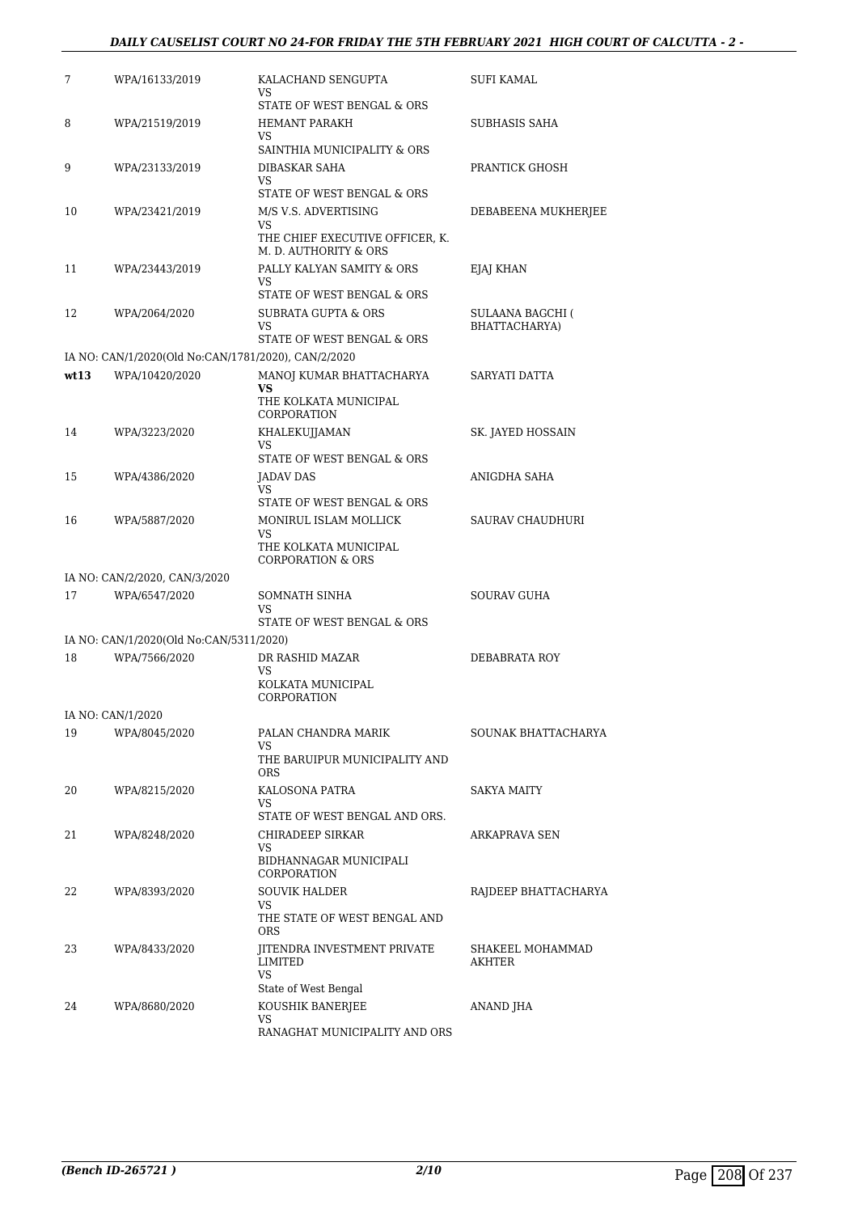| | | | |
|---|---|---|---|
| 7 | WPA/16133/2019 | KALACHAND SENGUPTA<br>VS<br>STATE OF WEST BENGAL & ORS | SUFI KAMAL |
| 8 | WPA/21519/2019 | HEMANT PARAKH<br>VS<br>SAINTHIA MUNICIPALITY & ORS | SUBHASIS SAHA |
| 9 | WPA/23133/2019 | DIBASKAR SAHA<br>VS<br>STATE OF WEST BENGAL & ORS | PRANTICK GHOSH |
| 10 | WPA/23421/2019 | M/S V.S. ADVERTISING<br>VS<br>THE CHIEF EXECUTIVE OFFICER, K. M. D. AUTHORITY & ORS | DEBABEENA MUKHERJEE |
| 11 | WPA/23443/2019 | PALLY KALYAN SAMITY & ORS<br>VS<br>STATE OF WEST BENGAL & ORS | EJAJ KHAN |
| 12 | WPA/2064/2020 | SUBRATA GUPTA & ORS<br>VS<br>STATE OF WEST BENGAL & ORS | SULAANA BAGCHI ( BHATTACHARYA) |
| | IA NO: CAN/1/2020(Old No:CAN/1781/2020), CAN/2/2020 | | |
| wt13 | WPA/10420/2020 | MANOJ KUMAR BHATTACHARYA<br>**VS**<br>THE KOLKATA MUNICIPAL CORPORATION | SARYATI DATTA |
| 14 | WPA/3223/2020 | KHALEKUJJAMAN<br>VS<br>STATE OF WEST BENGAL & ORS | SK. JAYED HOSSAIN |
| 15 | WPA/4386/2020 | JADAV DAS<br>VS<br>STATE OF WEST BENGAL & ORS | ANIGDHA SAHA |
| 16 | WPA/5887/2020 | MONIRUL ISLAM MOLLICK<br>VS<br>THE KOLKATA MUNICIPAL CORPORATION & ORS | SAURAV CHAUDHURI |
| | IA NO: CAN/2/2020, CAN/3/2020 | | |
| 17 | WPA/6547/2020 | SOMNATH SINHA<br>VS<br>STATE OF WEST BENGAL & ORS | SOURAV GUHA |
| | IA NO: CAN/1/2020(Old No:CAN/5311/2020) | | |
| 18 | WPA/7566/2020 | DR RASHID MAZAR<br>VS<br>KOLKATA MUNICIPAL CORPORATION | DEBABRATA ROY |
| | IA NO: CAN/1/2020 | | |
| 19 | WPA/8045/2020 | PALAN CHANDRA MARIK<br>VS<br>THE BARUIPUR MUNICIPALITY AND ORS | SOUNAK BHATTACHARYA |
| 20 | WPA/8215/2020 | KALOSONA PATRA<br>VS<br>STATE OF WEST BENGAL AND ORS. | SAKYA MAITY |
| 21 | WPA/8248/2020 | CHIRADEEP SIRKAR<br>VS<br>BIDHANNAGAR MUNICIPALI CORPORATION | ARKAPRAVA SEN |
| 22 | WPA/8393/2020 | SOUVIK HALDER<br>VS<br>THE STATE OF WEST BENGAL AND ORS | RAJDEEP BHATTACHARYA |
| 23 | WPA/8433/2020 | JITENDRA INVESTMENT PRIVATE LIMITED<br>VS<br>State of West Bengal | SHAKEEL MOHAMMAD AKHTER |
| 24 | WPA/8680/2020 | KOUSHIK BANERJEE<br>VS<br>RANAGHAT MUNICIPALITY AND ORS | ANAND JHA |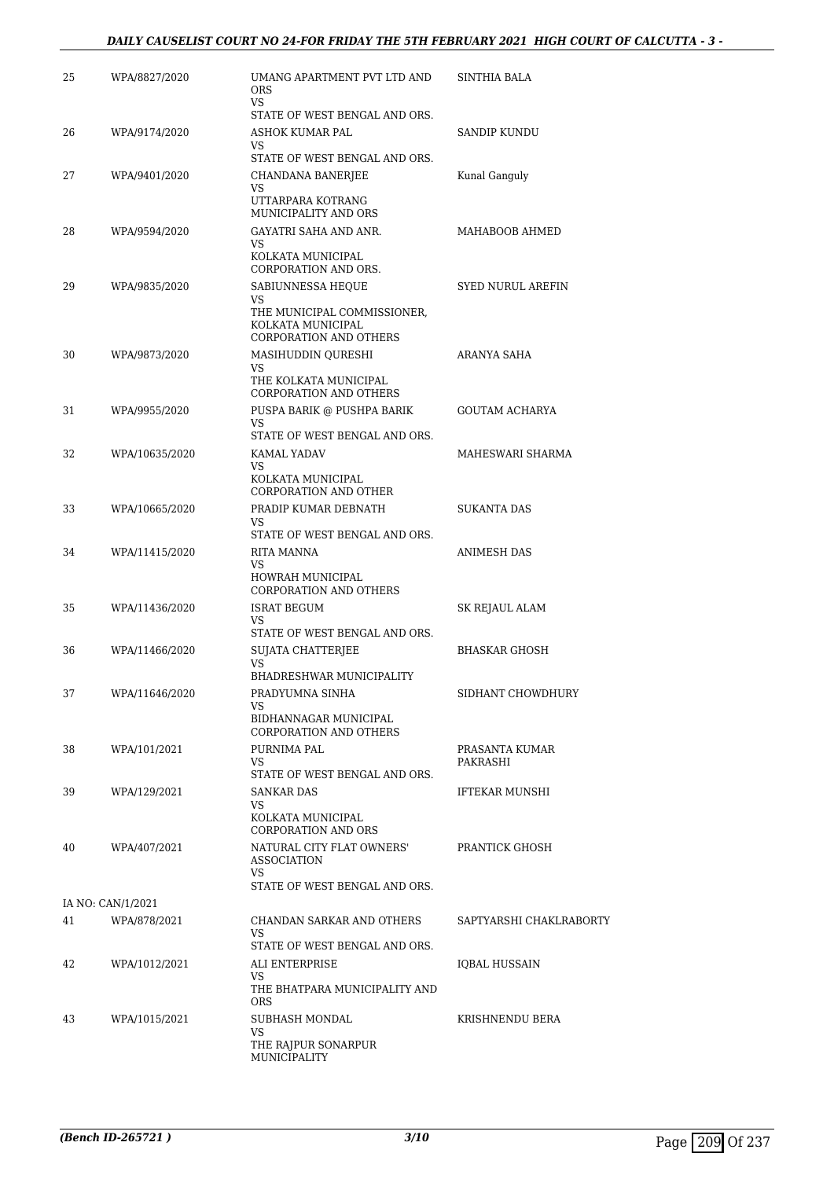| | | | |
|---|---|---|---|
| 25 | WPA/8827/2020 | UMANG APARTMENT PVT LTD AND ORS<br>VS<br>STATE OF WEST BENGAL AND ORS. | SINTHIA BALA |
| 26 | WPA/9174/2020 | ASHOK KUMAR PAL<br>VS<br>STATE OF WEST BENGAL AND ORS. | SANDIP KUNDU |
| 27 | WPA/9401/2020 | CHANDANA BANERJEE<br>VS<br>UTTARPARA KOTRANG MUNICIPALITY AND ORS | Kunal Ganguly |
| 28 | WPA/9594/2020 | GAYATRI SAHA AND ANR.<br>VS<br>KOLKATA MUNICIPAL CORPORATION AND ORS. | MAHABOOB AHMED |
| 29 | WPA/9835/2020 | SABIUNNESSA HEQUE<br>VS<br>THE MUNICIPAL COMMISSIONER, KOLKATA MUNICIPAL CORPORATION AND OTHERS | SYED NURUL AREFIN |
| 30 | WPA/9873/2020 | MASIHUDDIN QURESHI<br>VS<br>THE KOLKATA MUNICIPAL CORPORATION AND OTHERS | ARANYA SAHA |
| 31 | WPA/9955/2020 | PUSPA BARIK @ PUSHPA BARIK<br>VS<br>STATE OF WEST BENGAL AND ORS. | GOUTAM ACHARYA |
| 32 | WPA/10635/2020 | KAMAL YADAV<br>VS<br>KOLKATA MUNICIPAL CORPORATION AND OTHER | MAHESWARI SHARMA |
| 33 | WPA/10665/2020 | PRADIP KUMAR DEBNATH<br>VS<br>STATE OF WEST BENGAL AND ORS. | SUKANTA DAS |
| 34 | WPA/11415/2020 | RITA MANNA<br>VS<br>HOWRAH MUNICIPAL CORPORATION AND OTHERS | ANIMESH DAS |
| 35 | WPA/11436/2020 | ISRAT BEGUM<br>VS<br>STATE OF WEST BENGAL AND ORS. | SK REJAUL ALAM |
| 36 | WPA/11466/2020 | SUJATA CHATTERJEE<br>VS<br>BHADRESHWAR MUNICIPALITY | BHASKAR GHOSH |
| 37 | WPA/11646/2020 | PRADYUMNA SINHA<br>VS<br>BIDHANNAGAR MUNICIPAL CORPORATION AND OTHERS | SIDHANT CHOWDHURY |
| 38 | WPA/101/2021 | PURNIMA PAL<br>VS<br>STATE OF WEST BENGAL AND ORS. | PRASANTA KUMAR PAKRASHI |
| 39 | WPA/129/2021 | SANKAR DAS<br>VS<br>KOLKATA MUNICIPAL CORPORATION AND ORS | IFTEKAR MUNSHI |
| 40 | WPA/407/2021 | NATURAL CITY FLAT OWNERS' ASSOCIATION<br>VS<br>STATE OF WEST BENGAL AND ORS. | PRANTICK GHOSH |
| | IA NO: CAN/1/2021 | | |
| 41 | WPA/878/2021 | CHANDAN SARKAR AND OTHERS<br>VS<br>STATE OF WEST BENGAL AND ORS. | SAPTYARSHI CHAKLRABORTY |
| 42 | WPA/1012/2021 | ALI ENTERPRISE<br>VS<br>THE BHATPARA MUNICIPALITY AND ORS | IQBAL HUSSAIN |
| 43 | WPA/1015/2021 | SUBHASH MONDAL<br>VS<br>THE RAJPUR SONARPUR MUNICIPALITY | KRISHNENDU BERA |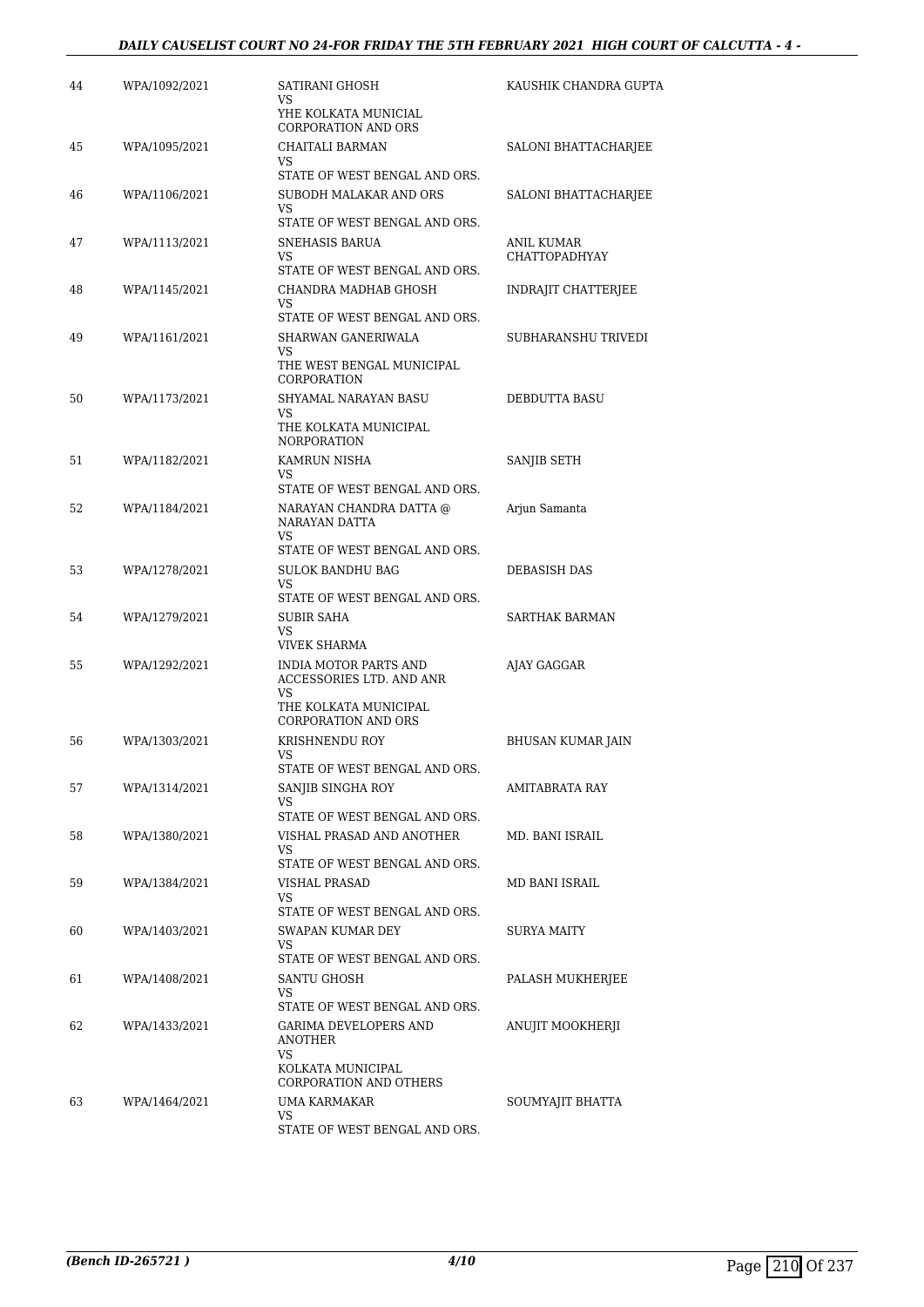| 44 | WPA/1092/2021 | SATIRANI GHOSH<br>VS<br>YHE KOLKATA MUNICIAL CORPORATION AND ORS | KAUSHIK CHANDRA GUPTA |
|---|---|---|---|
| 45 | WPA/1095/2021 | CHAITALI BARMAN<br>VS<br>STATE OF WEST BENGAL AND ORS. | SALONI BHATTACHARJEE |
| 46 | WPA/1106/2021 | SUBODH MALAKAR AND ORS<br>VS<br>STATE OF WEST BENGAL AND ORS. | SALONI BHATTACHARJEE |
| 47 | WPA/1113/2021 | SNEHASIS BARUA<br>VS<br>STATE OF WEST BENGAL AND ORS. | ANIL KUMAR CHATTOPADHYAY |
| 48 | WPA/1145/2021 | CHANDRA MADHAB GHOSH<br>VS<br>STATE OF WEST BENGAL AND ORS. | INDRAJIT CHATTERJEE |
| 49 | WPA/1161/2021 | SHARWAN GANERIWALA<br>VS<br>THE WEST BENGAL MUNICIPAL CORPORATION | SUBHARANSHU TRIVEDI |
| 50 | WPA/1173/2021 | SHYAMAL NARAYAN BASU<br>VS<br>THE KOLKATA MUNICIPAL NORPORATION | DEBDUTTA BASU |
| 51 | WPA/1182/2021 | KAMRUN NISHA<br>VS<br>STATE OF WEST BENGAL AND ORS. | SANJIB SETH |
| 52 | WPA/1184/2021 | NARAYAN CHANDRA DATTA @ NARAYAN DATTA<br>VS<br>STATE OF WEST BENGAL AND ORS. | Arjun Samanta |
| 53 | WPA/1278/2021 | SULOK BANDHU BAG<br>VS<br>STATE OF WEST BENGAL AND ORS. | DEBASISH DAS |
| 54 | WPA/1279/2021 | SUBIR SAHA<br>VS<br>VIVEK SHARMA | SARTHAK BARMAN |
| 55 | WPA/1292/2021 | INDIA MOTOR PARTS AND ACCESSORIES LTD. AND ANR<br>VS<br>THE KOLKATA MUNICIPAL CORPORATION AND ORS | AJAY GAGGAR |
| 56 | WPA/1303/2021 | KRISHNENDU ROY<br>VS<br>STATE OF WEST BENGAL AND ORS. | BHUSAN KUMAR JAIN |
| 57 | WPA/1314/2021 | SANJIB SINGHA ROY<br>VS<br>STATE OF WEST BENGAL AND ORS. | AMITABRATA RAY |
| 58 | WPA/1380/2021 | VISHAL PRASAD AND ANOTHER<br>VS<br>STATE OF WEST BENGAL AND ORS. | MD. BANI ISRAIL |
| 59 | WPA/1384/2021 | VISHAL PRASAD<br>VS<br>STATE OF WEST BENGAL AND ORS. | MD BANI ISRAIL |
| 60 | WPA/1403/2021 | SWAPAN KUMAR DEY<br>VS<br>STATE OF WEST BENGAL AND ORS. | SURYA MAITY |
| 61 | WPA/1408/2021 | SANTU GHOSH<br>VS<br>STATE OF WEST BENGAL AND ORS. | PALASH MUKHERJEE |
| 62 | WPA/1433/2021 | GARIMA DEVELOPERS AND ANOTHER<br>VS<br>KOLKATA MUNICIPAL CORPORATION AND OTHERS | ANUJIT MOOKHERJI |
| 63 | WPA/1464/2021 | UMA KARMAKAR<br>VS<br>STATE OF WEST BENGAL AND ORS. | SOUMYAJIT BHATTA |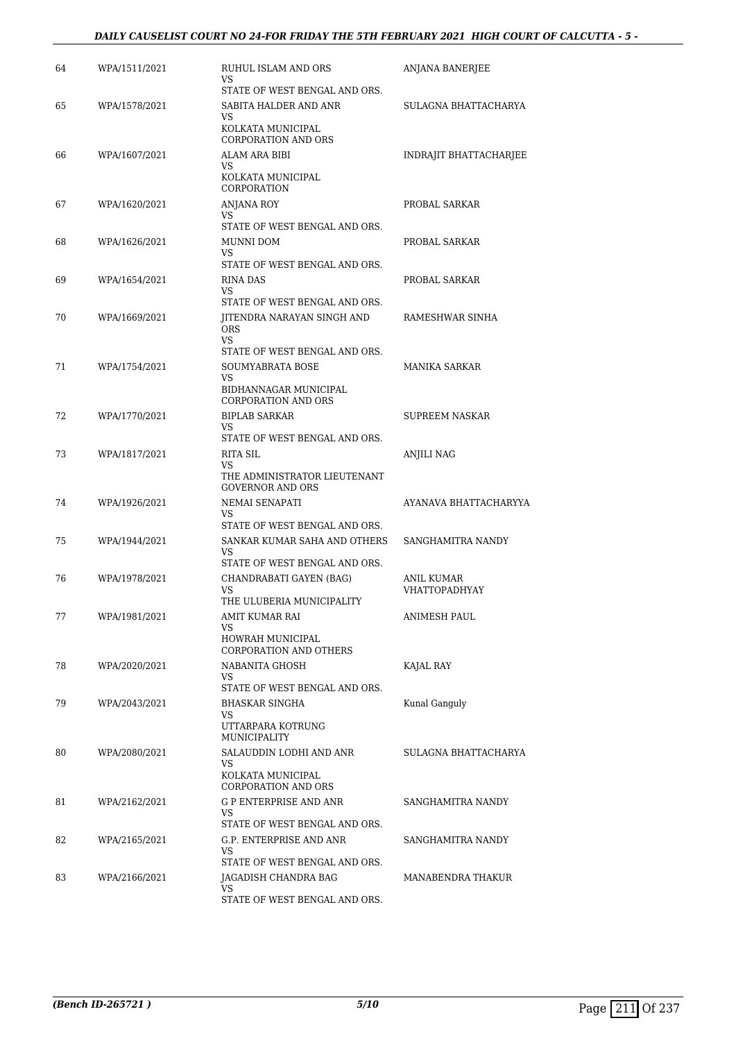| | | | |
|---|---|---|---|
| 64 | WPA/1511/2021 | RUHUL ISLAM AND ORS<br>VS<br>STATE OF WEST BENGAL AND ORS. | ANJANA BANERJEE |
| 65 | WPA/1578/2021 | SABITA HALDER AND ANR<br>VS<br>KOLKATA MUNICIPAL CORPORATION AND ORS | SULAGNA BHATTACHARYA |
| 66 | WPA/1607/2021 | ALAM ARA BIBI<br>VS<br>KOLKATA MUNICIPAL CORPORATION | INDRAJIT BHATTACHARJEE |
| 67 | WPA/1620/2021 | ANJANA ROY<br>VS<br>STATE OF WEST BENGAL AND ORS. | PROBAL SARKAR |
| 68 | WPA/1626/2021 | MUNNI DOM<br>VS<br>STATE OF WEST BENGAL AND ORS. | PROBAL SARKAR |
| 69 | WPA/1654/2021 | RINA DAS<br>VS<br>STATE OF WEST BENGAL AND ORS. | PROBAL SARKAR |
| 70 | WPA/1669/2021 | JITENDRA NARAYAN SINGH AND ORS<br>VS<br>STATE OF WEST BENGAL AND ORS. | RAMESHWAR SINHA |
| 71 | WPA/1754/2021 | SOUMYABRATA BOSE<br>VS<br>BIDHANNAGAR MUNICIPAL CORPORATION AND ORS | MANIKA SARKAR |
| 72 | WPA/1770/2021 | BIPLAB SARKAR<br>VS<br>STATE OF WEST BENGAL AND ORS. | SUPREEM NASKAR |
| 73 | WPA/1817/2021 | RITA SIL<br>VS<br>THE ADMINISTRATOR LIEUTENANT GOVERNOR AND ORS | ANJILI NAG |
| 74 | WPA/1926/2021 | NEMAI SENAPATI<br>VS<br>STATE OF WEST BENGAL AND ORS. | AYANAVA BHATTACHARYYA |
| 75 | WPA/1944/2021 | SANKAR KUMAR SAHA AND OTHERS<br>VS<br>STATE OF WEST BENGAL AND ORS. | SANGHAMITRA NANDY |
| 76 | WPA/1978/2021 | CHANDRABATI GAYEN (BAG)<br>VS<br>THE ULUBERIA MUNICIPALITY | ANIL KUMAR VHATTOPADHYAY |
| 77 | WPA/1981/2021 | AMIT KUMAR RAI<br>VS<br>HOWRAH MUNICIPAL CORPORATION AND OTHERS | ANIMESH PAUL |
| 78 | WPA/2020/2021 | NABANITA GHOSH<br>VS<br>STATE OF WEST BENGAL AND ORS. | KAJAL RAY |
| 79 | WPA/2043/2021 | BHASKAR SINGHA<br>VS<br>UTTARPARA KOTRUNG MUNICIPALITY | Kunal Ganguly |
| 80 | WPA/2080/2021 | SALAUDDIN LODHI AND ANR<br>VS<br>KOLKATA MUNICIPAL CORPORATION AND ORS | SULAGNA BHATTACHARYA |
| 81 | WPA/2162/2021 | G P ENTERPRISE AND ANR<br>VS<br>STATE OF WEST BENGAL AND ORS. | SANGHAMITRA NANDY |
| 82 | WPA/2165/2021 | G.P. ENTERPRISE AND ANR<br>VS<br>STATE OF WEST BENGAL AND ORS. | SANGHAMITRA NANDY |
| 83 | WPA/2166/2021 | JAGADISH CHANDRA BAG<br>VS<br>STATE OF WEST BENGAL AND ORS. | MANABENDRA THAKUR |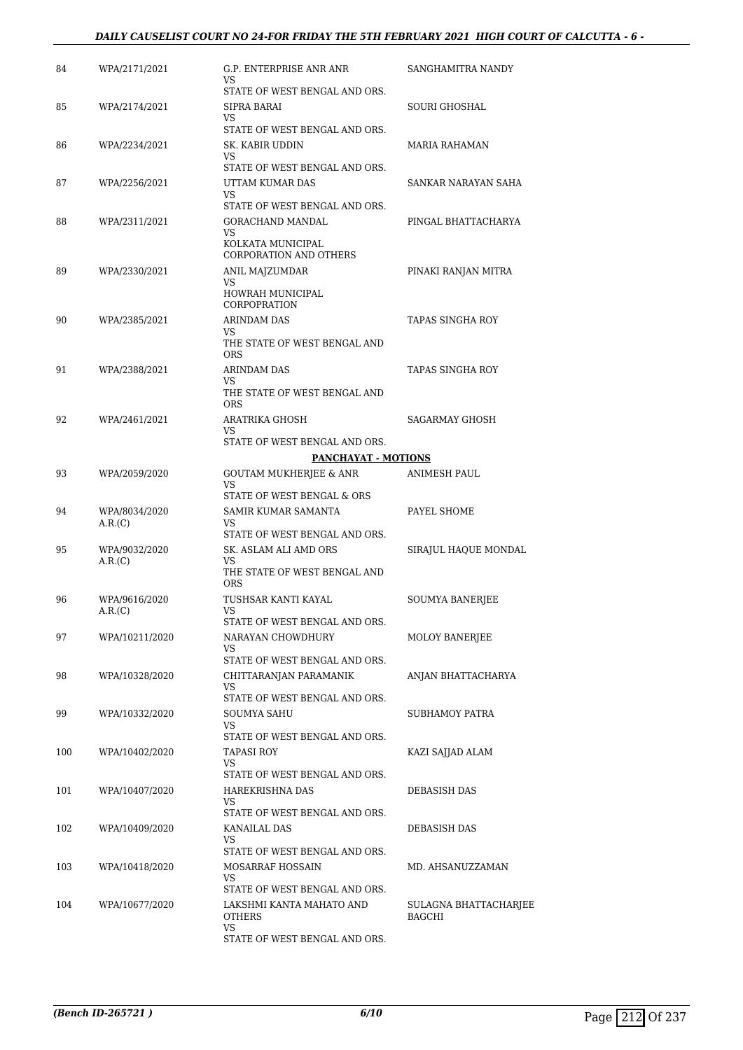| | | | |
|---|---|---|---|
| 84 | WPA/2171/2021 | G.P. ENTERPRISE ANR ANR<br>VS<br>STATE OF WEST BENGAL AND ORS. | SANGHAMITRA NANDY |
| 85 | WPA/2174/2021 | SIPRA BARAI<br>VS<br>STATE OF WEST BENGAL AND ORS. | SOURI GHOSHAL |
| 86 | WPA/2234/2021 | SK. KABIR UDDIN<br>VS<br>STATE OF WEST BENGAL AND ORS. | MARIA RAHAMAN |
| 87 | WPA/2256/2021 | UTTAM KUMAR DAS<br>VS<br>STATE OF WEST BENGAL AND ORS. | SANKAR NARAYAN SAHA |
| 88 | WPA/2311/2021 | GORACHAND MANDAL<br>VS<br>KOLKATA MUNICIPAL CORPORATION AND OTHERS | PINGAL BHATTACHARYA |
| 89 | WPA/2330/2021 | ANIL MAJZUMDAR<br>VS<br>HOWRAH MUNICIPAL CORPOPRATION | PINAKI RANJAN MITRA |
| 90 | WPA/2385/2021 | ARINDAM DAS<br>VS<br>THE STATE OF WEST BENGAL AND ORS | TAPAS SINGHA ROY |
| 91 | WPA/2388/2021 | ARINDAM DAS<br>VS<br>THE STATE OF WEST BENGAL AND ORS | TAPAS SINGHA ROY |
| 92 | WPA/2461/2021 | ARATRIKA GHOSH<br>VS<br>STATE OF WEST BENGAL AND ORS. | SAGARMAY GHOSH |
| | | **PANCHAYAT - MOTIONS** | |
| 93 | WPA/2059/2020 | GOUTAM MUKHERJEE & ANR<br>VS<br>STATE OF WEST BENGAL & ORS | ANIMESH PAUL |
| 94 | WPA/8034/2020<br>A.R.(C) | SAMIR KUMAR SAMANTA<br>VS<br>STATE OF WEST BENGAL AND ORS. | PAYEL SHOME |
| 95 | WPA/9032/2020<br>A.R.(C) | SK. ASLAM ALI AMD ORS<br>VS<br>THE STATE OF WEST BENGAL AND ORS | SIRAJUL HAQUE MONDAL |
| 96 | WPA/9616/2020<br>A.R.(C) | TUSHSAR KANTI KAYAL<br>VS<br>STATE OF WEST BENGAL AND ORS. | SOUMYA BANERJEE |
| 97 | WPA/10211/2020 | NARAYAN CHOWDHURY<br>VS<br>STATE OF WEST BENGAL AND ORS. | MOLOY BANERJEE |
| 98 | WPA/10328/2020 | CHITTARANJAN PARAMANIK<br>VS<br>STATE OF WEST BENGAL AND ORS. | ANJAN BHATTACHARYA |
| 99 | WPA/10332/2020 | SOUMYA SAHU<br>VS<br>STATE OF WEST BENGAL AND ORS. | SUBHAMOY PATRA |
| 100 | WPA/10402/2020 | TAPASI ROY<br>VS<br>STATE OF WEST BENGAL AND ORS. | KAZI SAJJAD ALAM |
| 101 | WPA/10407/2020 | HAREKRISHNA DAS<br>VS<br>STATE OF WEST BENGAL AND ORS. | DEBASISH DAS |
| 102 | WPA/10409/2020 | KANAILAL DAS<br>VS<br>STATE OF WEST BENGAL AND ORS. | DEBASISH DAS |
| 103 | WPA/10418/2020 | MOSARRAF HOSSAIN<br>VS<br>STATE OF WEST BENGAL AND ORS. | MD. AHSANUZZAMAN |
| 104 | WPA/10677/2020 | LAKSHMI KANTA MAHATO AND OTHERS<br>VS<br>STATE OF WEST BENGAL AND ORS. | SULAGNA BHATTACHARJEE BAGCHI |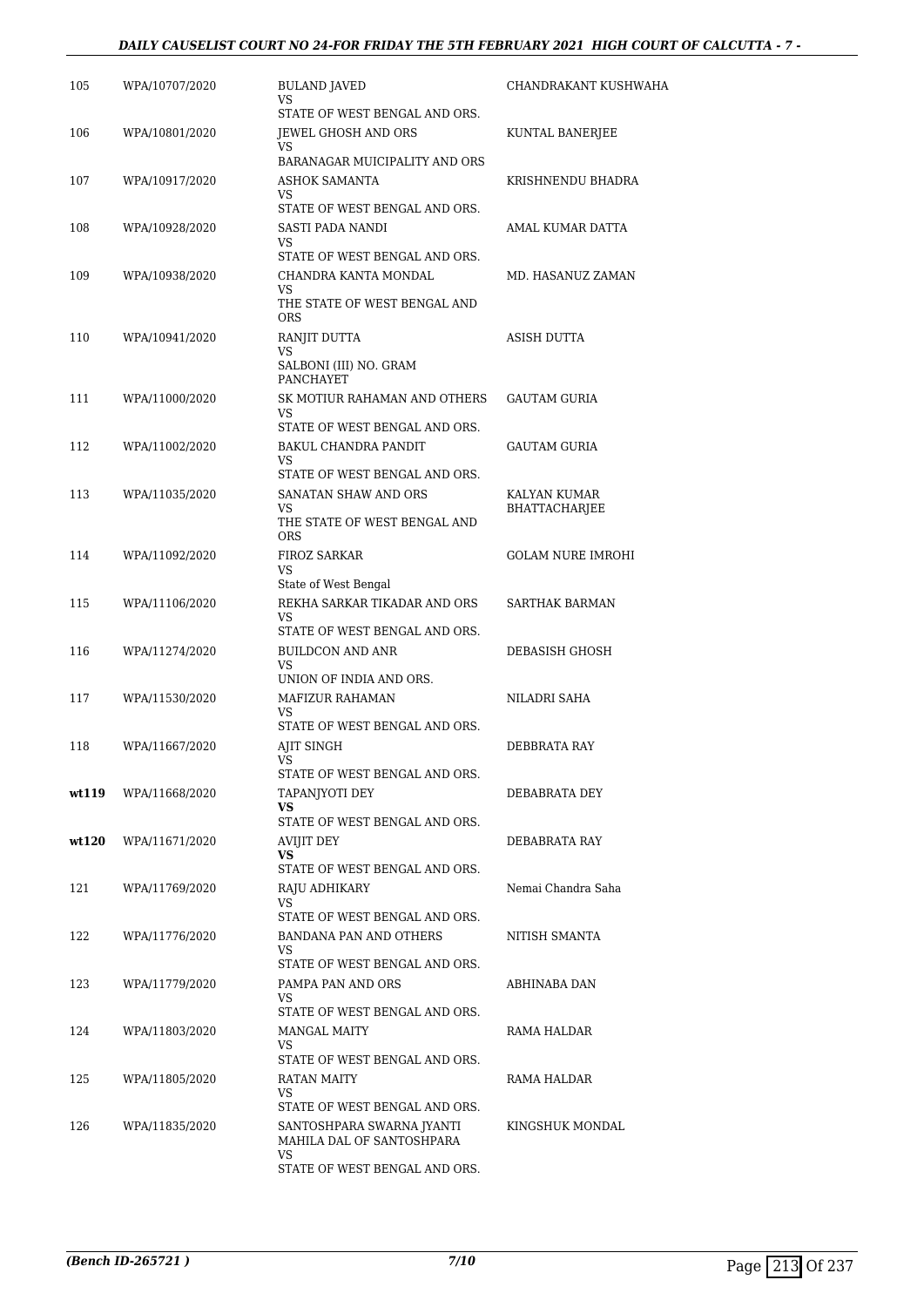| | | | |
|---|---|---|---|
| 105 | WPA/10707/2020 | BULAND JAVED<br>VS<br>STATE OF WEST BENGAL AND ORS. | CHANDRAKANT KUSHWAHA |
| 106 | WPA/10801/2020 | JEWEL GHOSH AND ORS<br>VS<br>BARANAGAR MUICIPALITY AND ORS | KUNTAL BANERJEE |
| 107 | WPA/10917/2020 | ASHOK SAMANTA<br>VS<br>STATE OF WEST BENGAL AND ORS. | KRISHNENDU BHADRA |
| 108 | WPA/10928/2020 | SASTI PADA NANDI<br>VS<br>STATE OF WEST BENGAL AND ORS. | AMAL KUMAR DATTA |
| 109 | WPA/10938/2020 | CHANDRA KANTA MONDAL<br>VS<br>THE STATE OF WEST BENGAL AND ORS | MD. HASANUZ ZAMAN |
| 110 | WPA/10941/2020 | RANJIT DUTTA<br>VS<br>SALBONI (III) NO. GRAM PANCHAYET | ASISH DUTTA |
| 111 | WPA/11000/2020 | SK MOTIUR RAHAMAN AND OTHERS<br>VS<br>STATE OF WEST BENGAL AND ORS. | GAUTAM GURIA |
| 112 | WPA/11002/2020 | BAKUL CHANDRA PANDIT<br>VS<br>STATE OF WEST BENGAL AND ORS. | GAUTAM GURIA |
| 113 | WPA/11035/2020 | SANATAN SHAW AND ORS<br>VS<br>THE STATE OF WEST BENGAL AND ORS | KALYAN KUMAR BHATTACHARJEE |
| 114 | WPA/11092/2020 | FIROZ SARKAR<br>VS<br>State of West Bengal | GOLAM NURE IMROHI |
| 115 | WPA/11106/2020 | REKHA SARKAR TIKADAR AND ORS<br>VS<br>STATE OF WEST BENGAL AND ORS. | SARTHAK BARMAN |
| 116 | WPA/11274/2020 | BUILDCON AND ANR<br>VS<br>UNION OF INDIA AND ORS. | DEBASISH GHOSH |
| 117 | WPA/11530/2020 | MAFIZUR RAHAMAN<br>VS<br>STATE OF WEST BENGAL AND ORS. | NILADRI SAHA |
| 118 | WPA/11667/2020 | AJIT SINGH<br>VS<br>STATE OF WEST BENGAL AND ORS. | DEBBRATA RAY |
| **wt119** | WPA/11668/2020 | TAPANJYOTI DEY<br>**VS**<br>STATE OF WEST BENGAL AND ORS. | DEBABRATA DEY |
| **wt120** | WPA/11671/2020 | AVIJIT DEY<br>**VS**<br>STATE OF WEST BENGAL AND ORS. | DEBABRATA RAY |
| 121 | WPA/11769/2020 | RAJU ADHIKARY<br>VS<br>STATE OF WEST BENGAL AND ORS. | Nemai Chandra Saha |
| 122 | WPA/11776/2020 | BANDANA PAN AND OTHERS<br>VS<br>STATE OF WEST BENGAL AND ORS. | NITISH SMANTA |
| 123 | WPA/11779/2020 | PAMPA PAN AND ORS<br>VS<br>STATE OF WEST BENGAL AND ORS. | ABHINABA DAN |
| 124 | WPA/11803/2020 | MANGAL MAITY<br>VS<br>STATE OF WEST BENGAL AND ORS. | RAMA HALDAR |
| 125 | WPA/11805/2020 | RATAN MAITY<br>VS<br>STATE OF WEST BENGAL AND ORS. | RAMA HALDAR |
| 126 | WPA/11835/2020 | SANTOSHPARA SWARNA JYANTI MAHILA DAL OF SANTOSHPARA<br>VS<br>STATE OF WEST BENGAL AND ORS. | KINGSHUK MONDAL |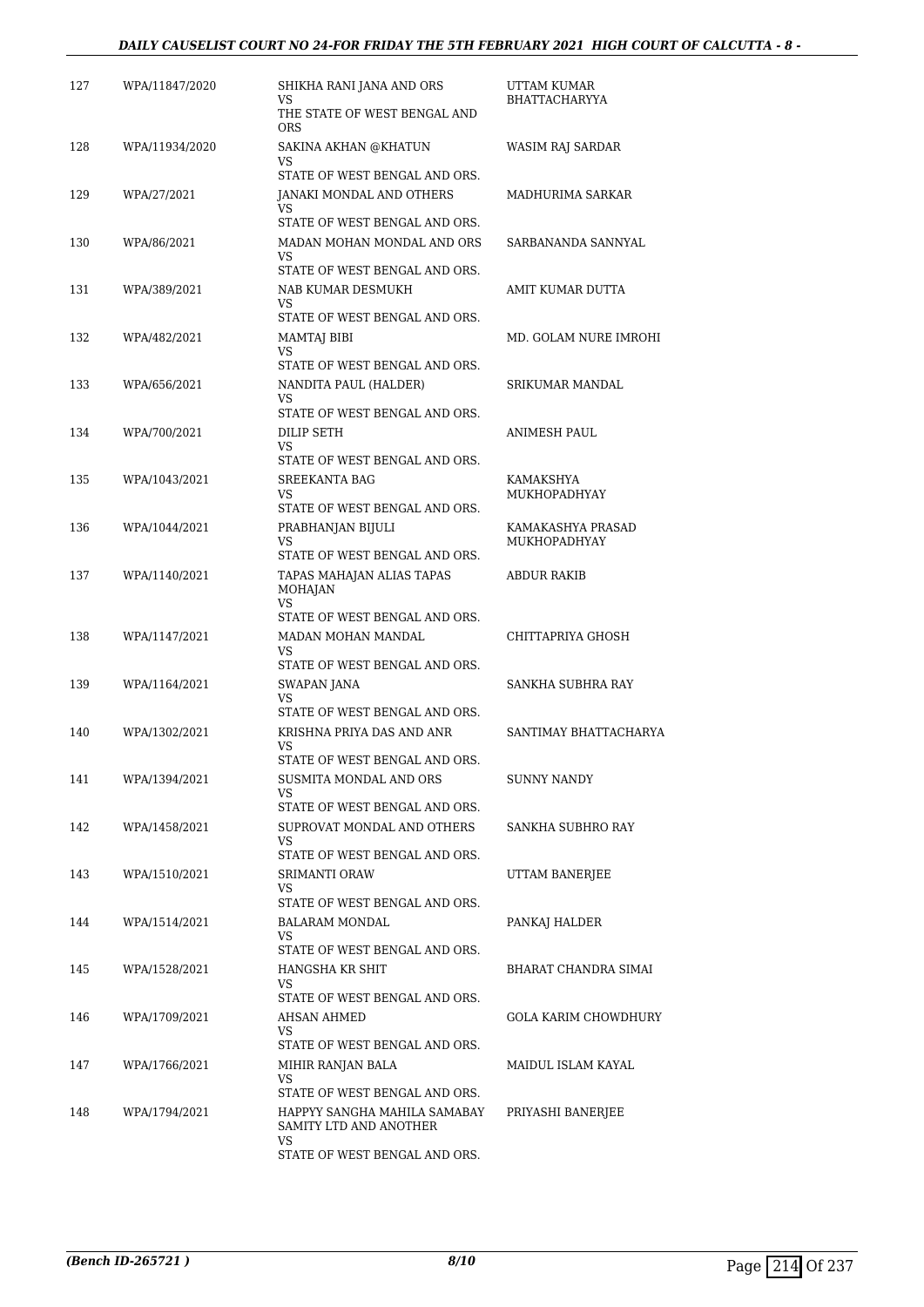| 127 | WPA/11847/2020 | SHIKHA RANI JANA AND ORS<br>VS<br>THE STATE OF WEST BENGAL AND ORS | UTTAM KUMAR BHATTACHARYYA |
|---|---|---|---|
| 128 | WPA/11934/2020 | SAKINA AKHAN @KHATUN<br>VS<br>STATE OF WEST BENGAL AND ORS. | WASIM RAJ SARDAR |
| 129 | WPA/27/2021 | JANAKI MONDAL AND OTHERS<br>VS<br>STATE OF WEST BENGAL AND ORS. | MADHURIMA SARKAR |
| 130 | WPA/86/2021 | MADAN MOHAN MONDAL AND ORS<br>VS<br>STATE OF WEST BENGAL AND ORS. | SARBANANDA SANNYAL |
| 131 | WPA/389/2021 | NAB KUMAR DESMUKH<br>VS<br>STATE OF WEST BENGAL AND ORS. | AMIT KUMAR DUTTA |
| 132 | WPA/482/2021 | MAMTAJ BIBI<br>VS<br>STATE OF WEST BENGAL AND ORS. | MD. GOLAM NURE IMROHI |
| 133 | WPA/656/2021 | NANDITA PAUL (HALDER)<br>VS<br>STATE OF WEST BENGAL AND ORS. | SRIKUMAR MANDAL |
| 134 | WPA/700/2021 | DILIP SETH<br>VS<br>STATE OF WEST BENGAL AND ORS. | ANIMESH PAUL |
| 135 | WPA/1043/2021 | SREEKANTA BAG<br>VS<br>STATE OF WEST BENGAL AND ORS. | KAMAKSHYA MUKHOPADHYAY |
| 136 | WPA/1044/2021 | PRABHANJAN BIJULI<br>VS<br>STATE OF WEST BENGAL AND ORS. | KAMAKASHYA PRASAD MUKHOPADHYAY |
| 137 | WPA/1140/2021 | TAPAS MAHAJAN ALIAS TAPAS MOHAJAN<br>VS<br>STATE OF WEST BENGAL AND ORS. | ABDUR RAKIB |
| 138 | WPA/1147/2021 | MADAN MOHAN MANDAL<br>VS<br>STATE OF WEST BENGAL AND ORS. | CHITTAPRIYA GHOSH |
| 139 | WPA/1164/2021 | SWAPAN JANA<br>VS<br>STATE OF WEST BENGAL AND ORS. | SANKHA SUBHRA RAY |
| 140 | WPA/1302/2021 | KRISHNA PRIYA DAS AND ANR<br>VS<br>STATE OF WEST BENGAL AND ORS. | SANTIMAY BHATTACHARYA |
| 141 | WPA/1394/2021 | SUSMITA MONDAL AND ORS<br>VS<br>STATE OF WEST BENGAL AND ORS. | SUNNY NANDY |
| 142 | WPA/1458/2021 | SUPROVAT MONDAL AND OTHERS<br>VS<br>STATE OF WEST BENGAL AND ORS. | SANKHA SUBHRO RAY |
| 143 | WPA/1510/2021 | SRIMANTI ORAW<br>VS<br>STATE OF WEST BENGAL AND ORS. | UTTAM BANERJEE |
| 144 | WPA/1514/2021 | BALARAM MONDAL<br>VS<br>STATE OF WEST BENGAL AND ORS. | PANKAJ HALDER |
| 145 | WPA/1528/2021 | HANGSHA KR SHIT<br>VS<br>STATE OF WEST BENGAL AND ORS. | BHARAT CHANDRA SIMAI |
| 146 | WPA/1709/2021 | AHSAN AHMED<br>VS<br>STATE OF WEST BENGAL AND ORS. | GOLA KARIM CHOWDHURY |
| 147 | WPA/1766/2021 | MIHIR RANJAN BALA<br>VS<br>STATE OF WEST BENGAL AND ORS. | MAIDUL ISLAM KAYAL |
| 148 | WPA/1794/2021 | HAPPYY SANGHA MAHILA SAMABAY SAMITY LTD AND ANOTHER<br>VS<br>STATE OF WEST BENGAL AND ORS. | PRIYASHI BANERJEE |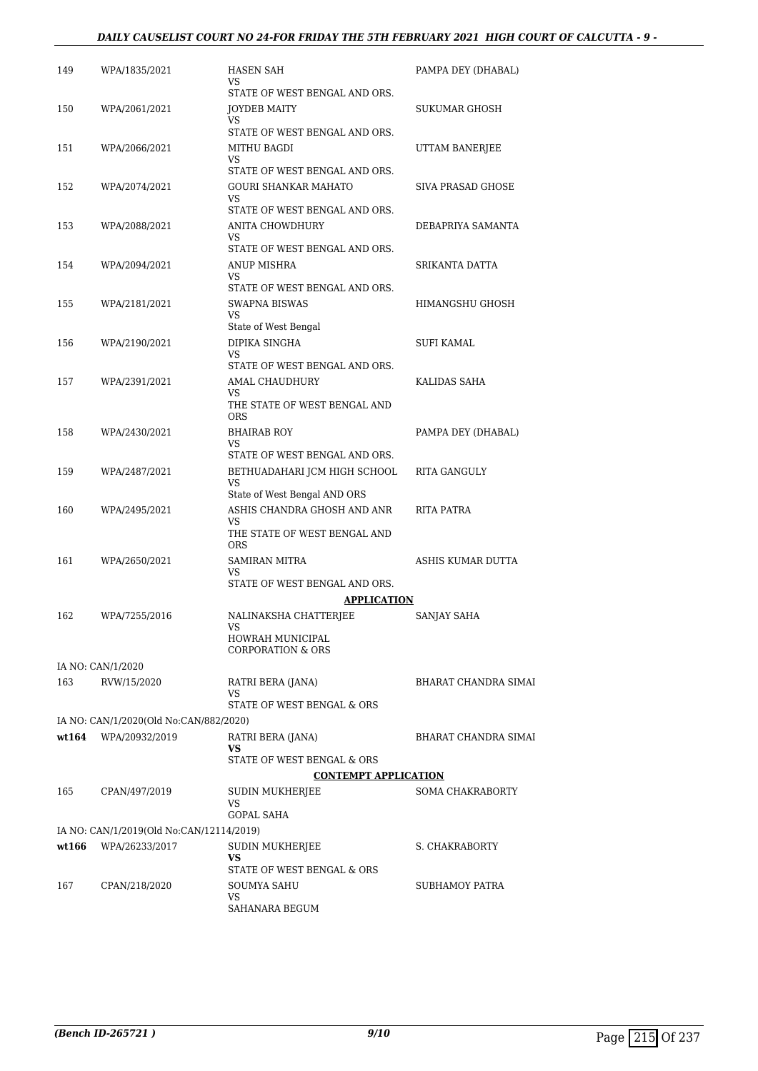| | | | |
|---|---|---|---|
| 149 | WPA/1835/2021 | HASEN SAH<br>VS<br>STATE OF WEST BENGAL AND ORS. | PAMPA DEY (DHABAL) |
| 150 | WPA/2061/2021 | JOYDEB MAITY<br>VS<br>STATE OF WEST BENGAL AND ORS. | SUKUMAR GHOSH |
| 151 | WPA/2066/2021 | MITHU BAGDI<br>VS<br>STATE OF WEST BENGAL AND ORS. | UTTAM BANERJEE |
| 152 | WPA/2074/2021 | GOURI SHANKAR MAHATO<br>VS<br>STATE OF WEST BENGAL AND ORS. | SIVA PRASAD GHOSE |
| 153 | WPA/2088/2021 | ANITA CHOWDHURY<br>VS<br>STATE OF WEST BENGAL AND ORS. | DEBAPRIYA SAMANTA |
| 154 | WPA/2094/2021 | ANUP MISHRA<br>VS<br>STATE OF WEST BENGAL AND ORS. | SRIKANTA DATTA |
| 155 | WPA/2181/2021 | SWAPNA BISWAS<br>VS<br>State of West Bengal | HIMANGSHU GHOSH |
| 156 | WPA/2190/2021 | DIPIKA SINGHA<br>VS<br>STATE OF WEST BENGAL AND ORS. | SUFI KAMAL |
| 157 | WPA/2391/2021 | AMAL CHAUDHURY<br>VS<br>THE STATE OF WEST BENGAL AND ORS | KALIDAS SAHA |
| 158 | WPA/2430/2021 | BHAIRAB ROY<br>VS<br>STATE OF WEST BENGAL AND ORS. | PAMPA DEY (DHABAL) |
| 159 | WPA/2487/2021 | BETHUADAHARI JCM HIGH SCHOOL<br>VS<br>State of West Bengal AND ORS | RITA GANGULY |
| 160 | WPA/2495/2021 | ASHIS CHANDRA GHOSH AND ANR<br>VS<br>THE STATE OF WEST BENGAL AND ORS | RITA PATRA |
| 161 | WPA/2650/2021 | SAMIRAN MITRA<br>VS<br>STATE OF WEST BENGAL AND ORS. | ASHIS KUMAR DUTTA |

**APPLICATION**

| | | | |
|---|---|---|---|
| 162 | WPA/7255/2016 | NALINAKSHA CHATTERJEE<br>VS<br>HOWRAH MUNICIPAL CORPORATION & ORS | SANJAY SAHA |
| IA NO: CAN/1/2020 | | | |
| 163 | RVW/15/2020 | RATRI BERA (JANA)<br>VS<br>STATE OF WEST BENGAL & ORS | BHARAT CHANDRA SIMAI |
| IA NO: CAN/1/2020(Old No:CAN/882/2020) | | | |
| **wt164** | WPA/20932/2019 | RATRI BERA (JANA)<br>**VS**<br>STATE OF WEST BENGAL & ORS | BHARAT CHANDRA SIMAI |

**CONTEMPT APPLICATION**

| | | | |
|---|---|---|---|
| 165 | CPAN/497/2019 | SUDIN MUKHERJEE<br>VS<br>GOPAL SAHA | SOMA CHAKRABORTY |
| IA NO: CAN/1/2019(Old No:CAN/12114/2019) | | | |
| **wt166** | WPA/26233/2017 | SUDIN MUKHERJEE<br>**VS**<br>STATE OF WEST BENGAL & ORS | S. CHAKRABORTY |
| 167 | CPAN/218/2020 | SOUMYA SAHU<br>VS<br>SAHANARA BEGUM | SUBHAMOY PATRA |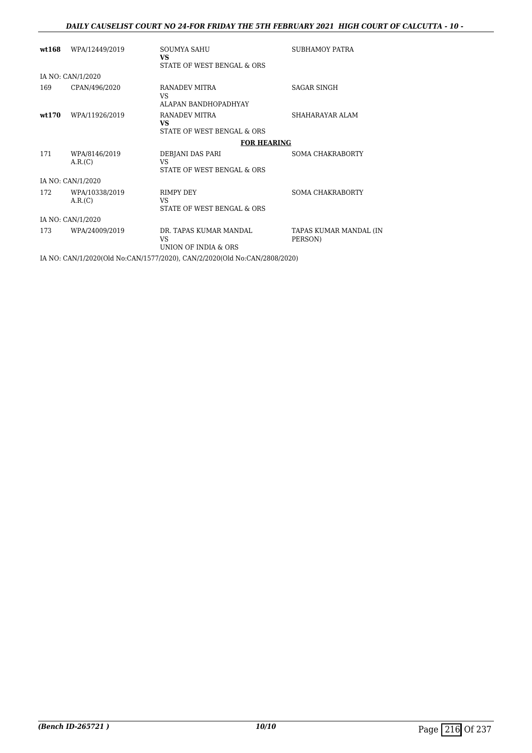| | | | |
|---|---|---|---|
| **wt168** | WPA/12449/2019 | SOUMYA SAHU<br>**VS**<br>STATE OF WEST BENGAL & ORS | SUBHAMOY PATRA |
| IA NO: CAN/1/2020 | | | |
| 169 | CPAN/496/2020 | RANADEV MITRA<br>VS<br>ALAPAN BANDHOPADHYAY | SAGAR SINGH |
| **wt170** | WPA/11926/2019 | RANADEV MITRA<br>**VS**<br>STATE OF WEST BENGAL & ORS | SHAHARAYAR ALAM |
| | | **FOR HEARING** | |
| 171 | WPA/8146/2019<br>A.R.(C) | DEBJANI DAS PARI<br>VS<br>STATE OF WEST BENGAL & ORS | SOMA CHAKRABORTY |
| IA NO: CAN/1/2020 | | | |
| 172 | WPA/10338/2019<br>A.R.(C) | RIMPY DEY<br>VS<br>STATE OF WEST BENGAL & ORS | SOMA CHAKRABORTY |
| IA NO: CAN/1/2020 | | | |
| 173 | WPA/24009/2019 | DR. TAPAS KUMAR MANDAL<br>VS<br>UNION OF INDIA & ORS | TAPAS KUMAR MANDAL (IN PERSON) |

IA NO: CAN/1/2020(Old No:CAN/1577/2020), CAN/2/2020(Old No:CAN/2808/2020)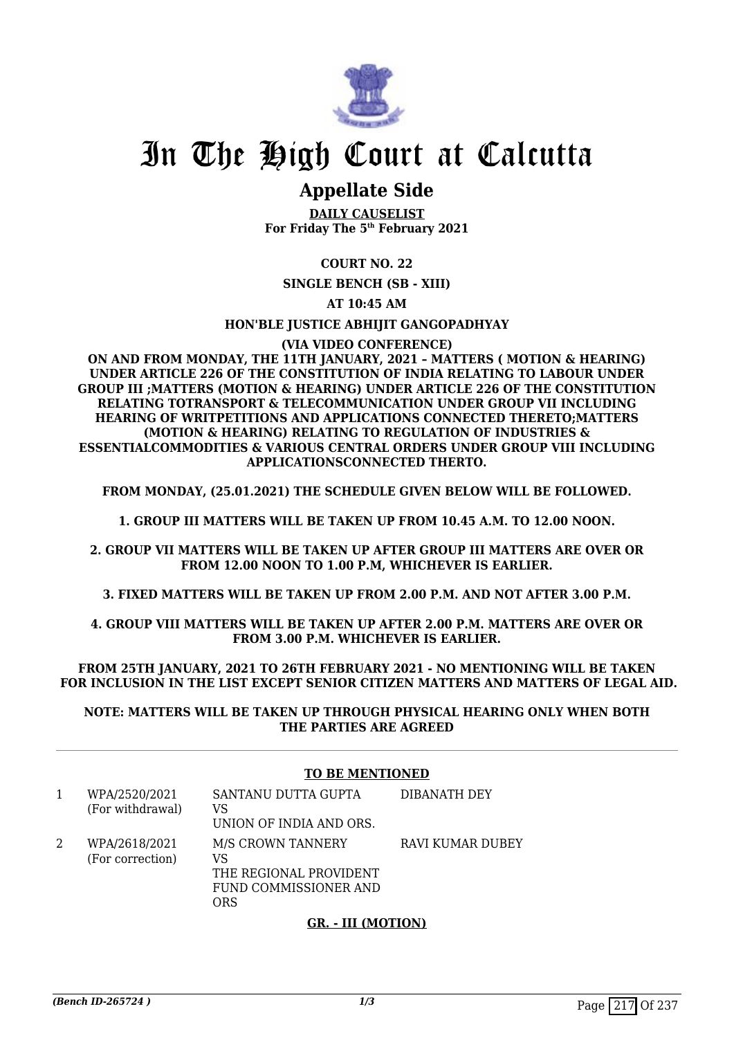# In The High Court at Calcutta

## Appellate Side

**DAILY CAUSELIST**
**For Friday The 5th February 2021**

**COURT NO. 22**

**SINGLE BENCH (SB - XIII)**

**AT 10:45 AM**

**HON'BLE JUSTICE ABHIJIT GANGOPADHYAY**

**(VIA VIDEO CONFERENCE)**

**ON AND FROM MONDAY, THE 11TH JANUARY, 2021 – MATTERS ( MOTION & HEARING) UNDER ARTICLE 226 OF THE CONSTITUTION OF INDIA RELATING TO LABOUR UNDER GROUP III ;MATTERS (MOTION & HEARING) UNDER ARTICLE 226 OF THE CONSTITUTION RELATING TOTRANSPORT & TELECOMMUNICATION UNDER GROUP VII INCLUDING HEARING OF WRITPETITIONS AND APPLICATIONS CONNECTED THERETO;MATTERS (MOTION & HEARING) RELATING TO REGULATION OF INDUSTRIES & ESSENTIALCOMMODITIES & VARIOUS CENTRAL ORDERS UNDER GROUP VIII INCLUDING APPLICATIONSCONNECTED THERTO.**

**FROM MONDAY, (25.01.2021) THE SCHEDULE GIVEN BELOW WILL BE FOLLOWED.**

**1. GROUP III MATTERS WILL BE TAKEN UP FROM 10.45 A.M. TO 12.00 NOON.**

**2. GROUP VII MATTERS WILL BE TAKEN UP AFTER GROUP III MATTERS ARE OVER OR FROM 12.00 NOON TO 1.00 P.M, WHICHEVER IS EARLIER.**

**3. FIXED MATTERS WILL BE TAKEN UP FROM 2.00 P.M. AND NOT AFTER 3.00 P.M.**

**4. GROUP VIII MATTERS WILL BE TAKEN UP AFTER 2.00 P.M. MATTERS ARE OVER OR FROM 3.00 P.M. WHICHEVER IS EARLIER.**

**FROM 25TH JANUARY, 2021 TO 26TH FEBRUARY 2021 - NO MENTIONING WILL BE TAKEN FOR INCLUSION IN THE LIST EXCEPT SENIOR CITIZEN MATTERS AND MATTERS OF LEGAL AID.**

**NOTE: MATTERS WILL BE TAKEN UP THROUGH PHYSICAL HEARING ONLY WHEN BOTH THE PARTIES ARE AGREED**

---

**TO BE MENTIONED**

| | | | |
|---|---|---|---|
| 1 | WPA/2520/2021 (For withdrawal) | SANTANU DUTTA GUPTA VS UNION OF INDIA AND ORS. | DIBANATH DEY |
| 2 | WPA/2618/2021 (For correction) | M/S CROWN TANNERY VS THE REGIONAL PROVIDENT FUND COMMISSIONER AND ORS | RAVI KUMAR DUBEY |

**GR. - III (MOTION)**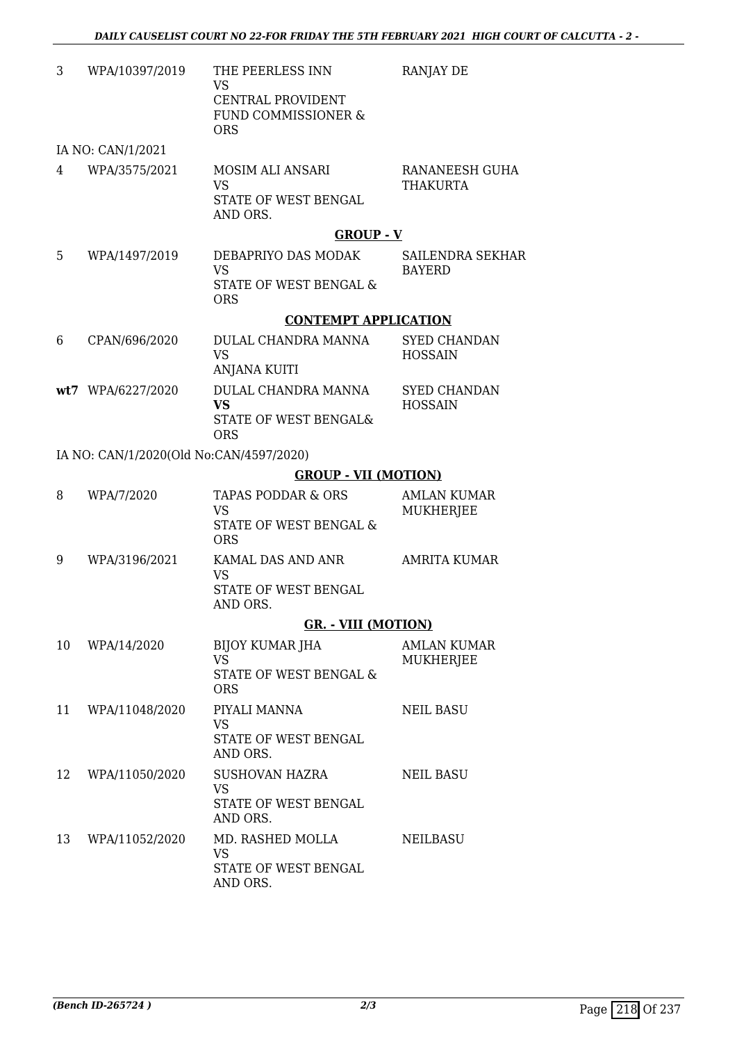| | | | |
|---|---|---|---|
| 3 | WPA/10397/2019 | THE PEERLESS INN<br>VS<br>CENTRAL PROVIDENT FUND COMMISSIONER & ORS | RANJAY DE |

IA NO: CAN/1/2021

| | | | |
|---|---|---|---|
| 4 | WPA/3575/2021 | MOSIM ALI ANSARI<br>VS<br>STATE OF WEST BENGAL AND ORS. | RANANEESH GUHA THAKURTA |

**GROUP - V**

| | | | |
|---|---|---|---|
| 5 | WPA/1497/2019 | DEBAPRIYO DAS MODAK<br>VS<br>STATE OF WEST BENGAL & ORS | SAILENDRA SEKHAR BAYERD |

**CONTEMPT APPLICATION**

| | | | |
|---|---|---|---|
| 6 | CPAN/696/2020 | DULAL CHANDRA MANNA<br>VS<br>ANJANA KUITI | SYED CHANDAN HOSSAIN |
| **wt7** | WPA/6227/2020 | DULAL CHANDRA MANNA<br>**VS**<br>STATE OF WEST BENGAL& ORS | SYED CHANDAN HOSSAIN |

IA NO: CAN/1/2020(Old No:CAN/4597/2020)

**GROUP - VII (MOTION)**

| | | | |
|---|---|---|---|
| 8 | WPA/7/2020 | TAPAS PODDAR & ORS<br>VS<br>STATE OF WEST BENGAL & ORS | AMLAN KUMAR MUKHERJEE |
| 9 | WPA/3196/2021 | KAMAL DAS AND ANR<br>VS<br>STATE OF WEST BENGAL AND ORS. | AMRITA KUMAR |

**GR. - VIII (MOTION)**

| | | | |
|---|---|---|---|
| 10 | WPA/14/2020 | BIJOY KUMAR JHA<br>VS<br>STATE OF WEST BENGAL & ORS | AMLAN KUMAR MUKHERJEE |
| 11 | WPA/11048/2020 | PIYALI MANNA<br>VS<br>STATE OF WEST BENGAL AND ORS. | NEIL BASU |
| 12 | WPA/11050/2020 | SUSHOVAN HAZRA<br>VS<br>STATE OF WEST BENGAL AND ORS. | NEIL BASU |
| 13 | WPA/11052/2020 | MD. RASHED MOLLA<br>VS<br>STATE OF WEST BENGAL AND ORS. | NEILBASU |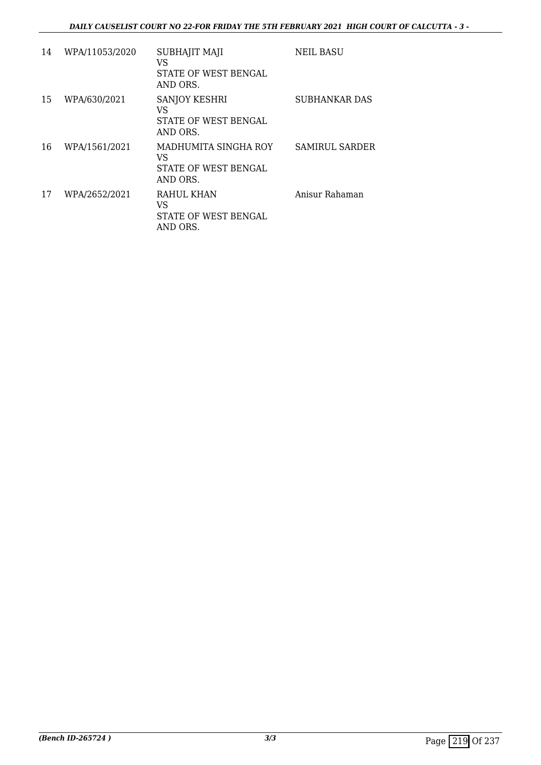| 14 | WPA/11053/2020 | SUBHAJIT MAJI<br>VS<br>STATE OF WEST BENGAL<br>AND ORS. | NEIL BASU |
|---|---|---|---|
| 15 | WPA/630/2021 | SANJOY KESHRI<br>VS<br>STATE OF WEST BENGAL<br>AND ORS. | SUBHANKAR DAS |
| 16 | WPA/1561/2021 | MADHUMITA SINGHA ROY<br>VS<br>STATE OF WEST BENGAL<br>AND ORS. | SAMIRUL SARDER |
| 17 | WPA/2652/2021 | RAHUL KHAN<br>VS<br>STATE OF WEST BENGAL<br>AND ORS. | Anisur Rahaman |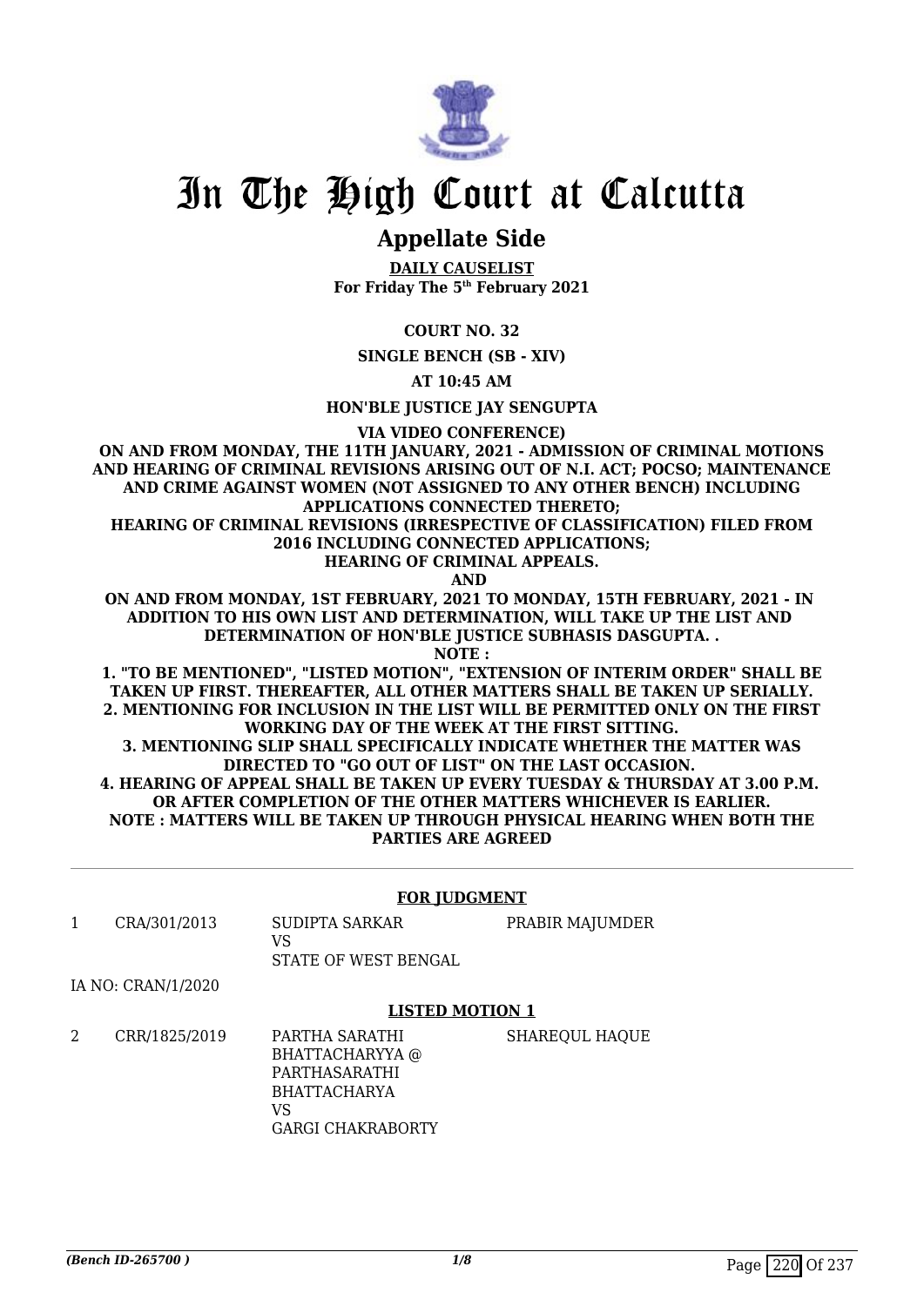# In The High Court at Calcutta

## Appellate Side

**DAILY CAUSELIST**
**For Friday The 5th February 2021**

**COURT NO. 32**

**SINGLE BENCH (SB - XIV)**

**AT 10:45 AM**

**HON'BLE JUSTICE JAY SENGUPTA**

**VIA VIDEO CONFERENCE)**

**ON AND FROM MONDAY, THE 11TH JANUARY, 2021 - ADMISSION OF CRIMINAL MOTIONS AND HEARING OF CRIMINAL REVISIONS ARISING OUT OF N.I. ACT; POCSO; MAINTENANCE AND CRIME AGAINST WOMEN (NOT ASSIGNED TO ANY OTHER BENCH) INCLUDING APPLICATIONS CONNECTED THERETO;**
**HEARING OF CRIMINAL REVISIONS (IRRESPECTIVE OF CLASSIFICATION) FILED FROM 2016 INCLUDING CONNECTED APPLICATIONS;**
**HEARING OF CRIMINAL APPEALS.**
**AND**
**ON AND FROM MONDAY, 1ST FEBRUARY, 2021 TO MONDAY, 15TH FEBRUARY, 2021 - IN ADDITION TO HIS OWN LIST AND DETERMINATION, WILL TAKE UP THE LIST AND DETERMINATION OF HON'BLE JUSTICE SUBHASIS DASGUPTA. .**
**NOTE :**
**1. "TO BE MENTIONED", "LISTED MOTION", "EXTENSION OF INTERIM ORDER" SHALL BE TAKEN UP FIRST. THEREAFTER, ALL OTHER MATTERS SHALL BE TAKEN UP SERIALLY.**
**2. MENTIONING FOR INCLUSION IN THE LIST WILL BE PERMITTED ONLY ON THE FIRST WORKING DAY OF THE WEEK AT THE FIRST SITTING.**
**3. MENTIONING SLIP SHALL SPECIFICALLY INDICATE WHETHER THE MATTER WAS DIRECTED TO "GO OUT OF LIST" ON THE LAST OCCASION.**
**4. HEARING OF APPEAL SHALL BE TAKEN UP EVERY TUESDAY & THURSDAY AT 3.00 P.M. OR AFTER COMPLETION OF THE OTHER MATTERS WHICHEVER IS EARLIER.**
**NOTE : MATTERS WILL BE TAKEN UP THROUGH PHYSICAL HEARING WHEN BOTH THE PARTIES ARE AGREED**

---

**FOR JUDGMENT**

| | | | |
|---|---|---|---|
| 1 | CRA/301/2013 | SUDIPTA SARKAR<br>VS<br>STATE OF WEST BENGAL | PRABIR MAJUMDER |

IA NO: CRAN/1/2020

**LISTED MOTION 1**

| | | | |
|---|---|---|---|
| 2 | CRR/1825/2019 | PARTHA SARATHI BHATTACHARYYA @ PARTHASARATHI BHATTACHARYA<br>VS<br>GARGI CHAKRABORTY | SHAREQUL HAQUE |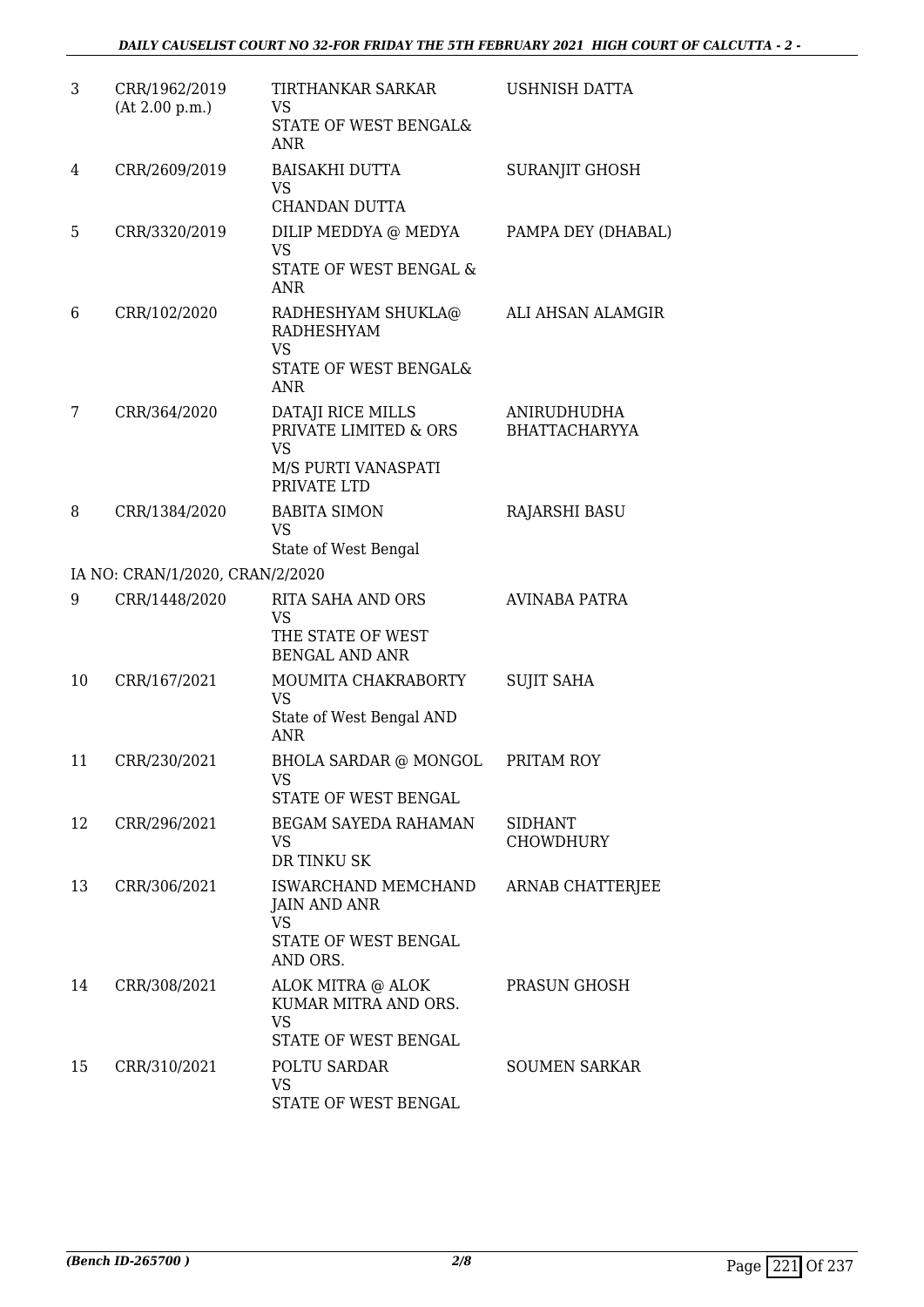| | | | |
|---|---|---|---|
| 3 | CRR/1962/2019 (At 2.00 p.m.) | TIRTHANKAR SARKAR VS STATE OF WEST BENGAL& ANR | USHNISH DATTA |
| 4 | CRR/2609/2019 | BAISAKHI DUTTA VS CHANDAN DUTTA | SURANJIT GHOSH |
| 5 | CRR/3320/2019 | DILIP MEDDYA @ MEDYA VS STATE OF WEST BENGAL & ANR | PAMPA DEY (DHABAL) |
| 6 | CRR/102/2020 | RADHESHYAM SHUKLA@ RADHESHYAM VS STATE OF WEST BENGAL& ANR | ALI AHSAN ALAMGIR |
| 7 | CRR/364/2020 | DATAJI RICE MILLS PRIVATE LIMITED & ORS VS M/S PURTI VANASPATI PRIVATE LTD | ANIRUDHUDHA BHATTACHARYYA |
| 8 | CRR/1384/2020 | BABITA SIMON VS State of West Bengal | RAJARSHI BASU |
| | IA NO: CRAN/1/2020, CRAN/2/2020 | | |
| 9 | CRR/1448/2020 | RITA SAHA AND ORS VS THE STATE OF WEST BENGAL AND ANR | AVINABA PATRA |
| 10 | CRR/167/2021 | MOUMITA CHAKRABORTY VS State of West Bengal AND ANR | SUJIT SAHA |
| 11 | CRR/230/2021 | BHOLA SARDAR @ MONGOL VS STATE OF WEST BENGAL | PRITAM ROY |
| 12 | CRR/296/2021 | BEGAM SAYEDA RAHAMAN VS DR TINKU SK | SIDHANT CHOWDHURY |
| 13 | CRR/306/2021 | ISWARCHAND MEMCHAND JAIN AND ANR VS STATE OF WEST BENGAL AND ORS. | ARNAB CHATTERJEE |
| 14 | CRR/308/2021 | ALOK MITRA @ ALOK KUMAR MITRA AND ORS. VS STATE OF WEST BENGAL | PRASUN GHOSH |
| 15 | CRR/310/2021 | POLTU SARDAR VS STATE OF WEST BENGAL | SOUMEN SARKAR |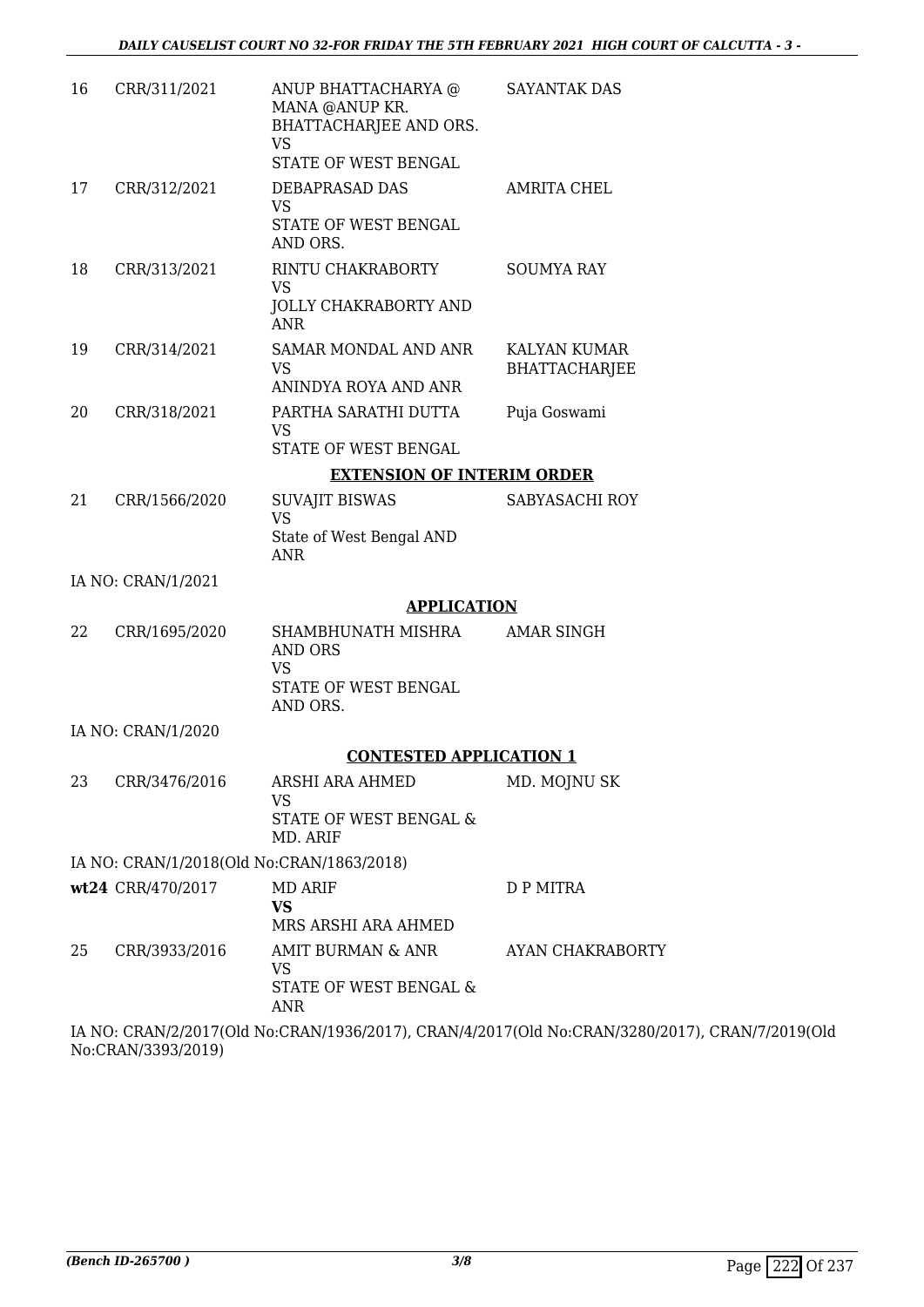| 16 | CRR/311/2021 | ANUP BHATTACHARYA @ MANA @ANUP KR. BHATTACHARJEE AND ORS. VS STATE OF WEST BENGAL | SAYANTAK DAS |
|---|---|---|---|
| 17 | CRR/312/2021 | DEBAPRASAD DAS VS STATE OF WEST BENGAL AND ORS. | AMRITA CHEL |
| 18 | CRR/313/2021 | RINTU CHAKRABORTY VS JOLLY CHAKRABORTY AND ANR | SOUMYA RAY |
| 19 | CRR/314/2021 | SAMAR MONDAL AND ANR VS ANINDYA ROYA AND ANR | KALYAN KUMAR BHATTACHARJEE |
| 20 | CRR/318/2021 | PARTHA SARATHI DUTTA VS STATE OF WEST BENGAL | Puja Goswami |

**EXTENSION OF INTERIM ORDER**

| 21 | CRR/1566/2020 | SUVAJIT BISWAS VS State of West Bengal AND ANR | SABYASACHI ROY |
|---|---|---|---|

IA NO: CRAN/1/2021

**APPLICATION**

| 22 | CRR/1695/2020 | SHAMBHUNATH MISHRA AND ORS VS STATE OF WEST BENGAL AND ORS. | AMAR SINGH |
|---|---|---|---|

IA NO: CRAN/1/2020

**CONTESTED APPLICATION 1**

| 23 | CRR/3476/2016 | ARSHI ARA AHMED VS STATE OF WEST BENGAL & MD. ARIF | MD. MOJNU SK |
|---|---|---|---|

IA NO: CRAN/1/2018(Old No:CRAN/1863/2018)

| **wt24** | CRR/470/2017 | MD ARIF **VS** MRS ARSHI ARA AHMED | D P MITRA |
|---|---|---|---|
| 25 | CRR/3933/2016 | AMIT BURMAN & ANR VS STATE OF WEST BENGAL & ANR | AYAN CHAKRABORTY |

IA NO: CRAN/2/2017(Old No:CRAN/1936/2017), CRAN/4/2017(Old No:CRAN/3280/2017), CRAN/7/2019(Old No:CRAN/3393/2019)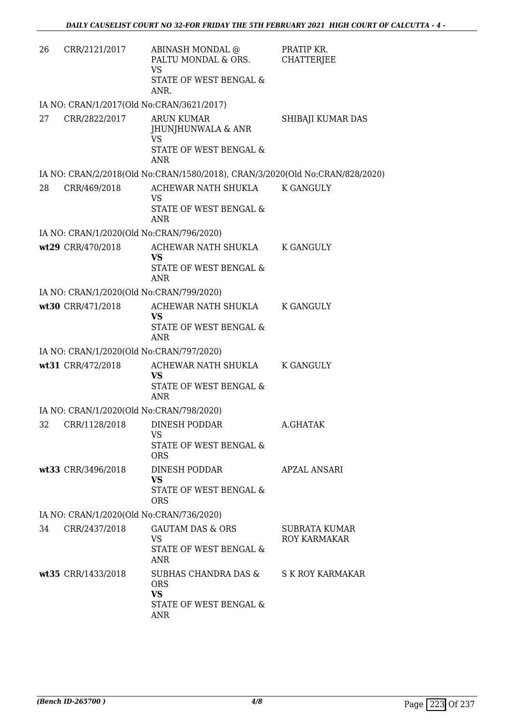| | | | |
|---|---|---|---|
| 26 | CRR/2121/2017 | ABINASH MONDAL @ PALTU MONDAL & ORS. VS STATE OF WEST BENGAL & ANR. | PRATIP KR. CHATTERJEE |
| | IA NO: CRAN/1/2017(Old No:CRAN/3621/2017) | | |
| 27 | CRR/2822/2017 | ARUN KUMAR JHUNJHUNWALA & ANR VS STATE OF WEST BENGAL & ANR | SHIBAJI KUMAR DAS |
| | IA NO: CRAN/2/2018(Old No:CRAN/1580/2018), CRAN/3/2020(Old No:CRAN/828/2020) | | |
| 28 | CRR/469/2018 | ACHEWAR NATH SHUKLA VS STATE OF WEST BENGAL & ANR | K GANGULY |
| | IA NO: CRAN/1/2020(Old No:CRAN/796/2020) | | |
| **wt29** | CRR/470/2018 | ACHEWAR NATH SHUKLA **VS** STATE OF WEST BENGAL & ANR | K GANGULY |
| | IA NO: CRAN/1/2020(Old No:CRAN/799/2020) | | |
| **wt30** | CRR/471/2018 | ACHEWAR NATH SHUKLA **VS** STATE OF WEST BENGAL & ANR | K GANGULY |
| | IA NO: CRAN/1/2020(Old No:CRAN/797/2020) | | |
| **wt31** | CRR/472/2018 | ACHEWAR NATH SHUKLA **VS** STATE OF WEST BENGAL & ANR | K GANGULY |
| | IA NO: CRAN/1/2020(Old No:CRAN/798/2020) | | |
| 32 | CRR/1128/2018 | DINESH PODDAR VS STATE OF WEST BENGAL & ORS | A.GHATAK |
| **wt33** | CRR/3496/2018 | DINESH PODDAR **VS** STATE OF WEST BENGAL & ORS | APZAL ANSARI |
| | IA NO: CRAN/1/2020(Old No:CRAN/736/2020) | | |
| 34 | CRR/2437/2018 | GAUTAM DAS & ORS VS STATE OF WEST BENGAL & ANR | SUBRATA KUMAR ROY KARMAKAR |
| **wt35** | CRR/1433/2018 | SUBHAS CHANDRA DAS & ORS **VS** STATE OF WEST BENGAL & ANR | S K ROY KARMAKAR |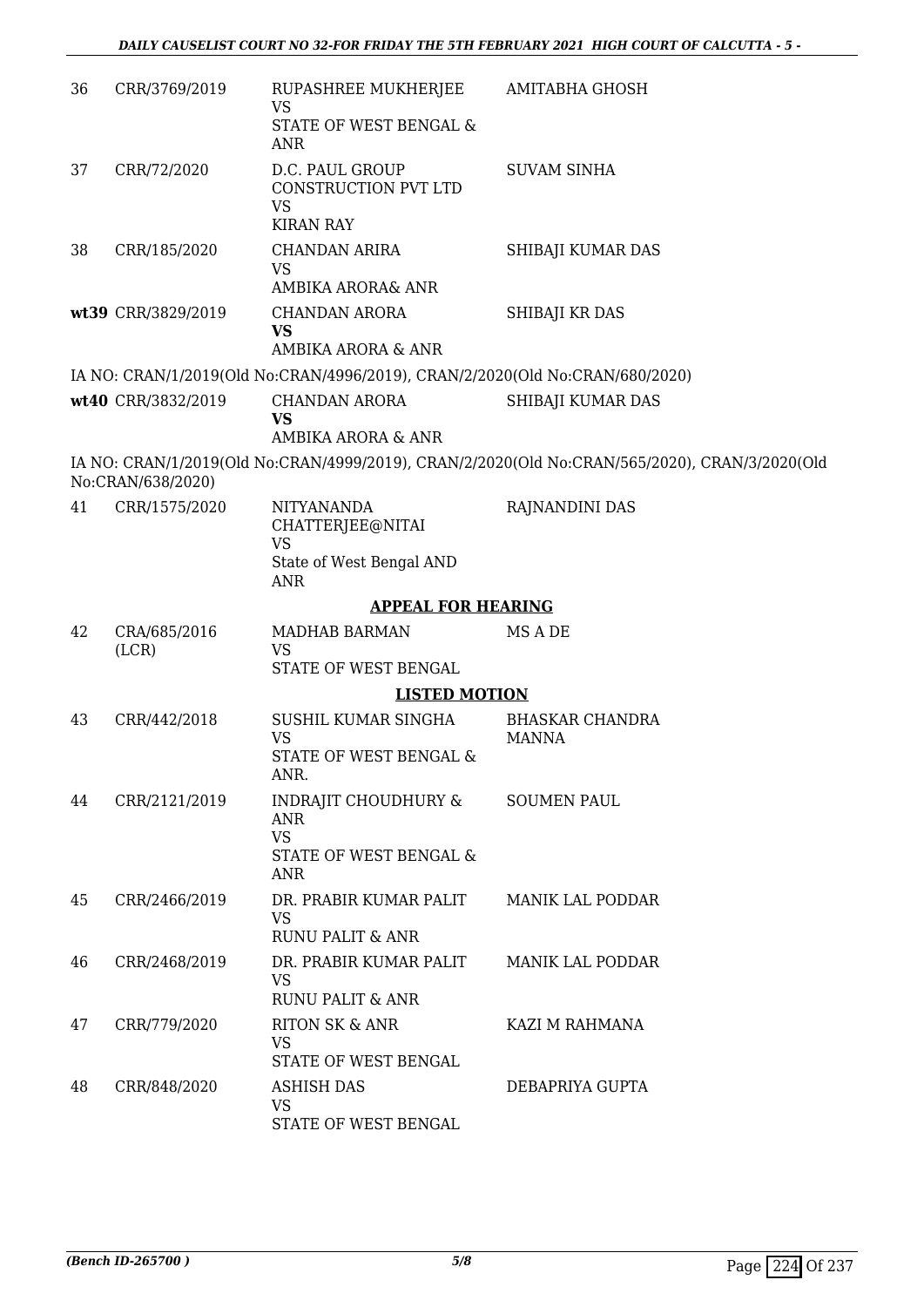| | | | |
|---|---|---|---|
| 36 | CRR/3769/2019 | RUPASHREE MUKHERJEE<br>VS<br>STATE OF WEST BENGAL & ANR | AMITABHA GHOSH |
| 37 | CRR/72/2020 | D.C. PAUL GROUP CONSTRUCTION PVT LTD<br>VS<br>KIRAN RAY | SUVAM SINHA |
| 38 | CRR/185/2020 | CHANDAN ARIRA<br>VS<br>AMBIKA ARORA& ANR | SHIBAJI KUMAR DAS |
| **wt39** | CRR/3829/2019 | CHANDAN ARORA<br>**VS**<br>AMBIKA ARORA & ANR | SHIBAJI KR DAS |

IA NO: CRAN/1/2019(Old No:CRAN/4996/2019), CRAN/2/2020(Old No:CRAN/680/2020)

| | | | |
|---|---|---|---|
| **wt40** | CRR/3832/2019 | CHANDAN ARORA<br>**VS**<br>AMBIKA ARORA & ANR | SHIBAJI KUMAR DAS |

IA NO: CRAN/1/2019(Old No:CRAN/4999/2019), CRAN/2/2020(Old No:CRAN/565/2020), CRAN/3/2020(Old No:CRAN/638/2020)

| | | | |
|---|---|---|---|
| 41 | CRR/1575/2020 | NITYANANDA CHATTERJEE@NITAI<br>VS<br>State of West Bengal AND ANR | RAJNANDINI DAS |

**APPEAL FOR HEARING**

| | | | |
|---|---|---|---|
| 42 | CRA/685/2016 (LCR) | MADHAB BARMAN<br>VS<br>STATE OF WEST BENGAL | MS A DE |

**LISTED MOTION**

| | | | |
|---|---|---|---|
| 43 | CRR/442/2018 | SUSHIL KUMAR SINGHA<br>VS<br>STATE OF WEST BENGAL & ANR. | BHASKAR CHANDRA MANNA |
| 44 | CRR/2121/2019 | INDRAJIT CHOUDHURY & ANR<br>VS<br>STATE OF WEST BENGAL & ANR | SOUMEN PAUL |
| 45 | CRR/2466/2019 | DR. PRABIR KUMAR PALIT<br>VS<br>RUNU PALIT & ANR | MANIK LAL PODDAR |
| 46 | CRR/2468/2019 | DR. PRABIR KUMAR PALIT<br>VS<br>RUNU PALIT & ANR | MANIK LAL PODDAR |
| 47 | CRR/779/2020 | RITON SK & ANR<br>VS<br>STATE OF WEST BENGAL | KAZI M RAHMANA |
| 48 | CRR/848/2020 | ASHISH DAS<br>VS<br>STATE OF WEST BENGAL | DEBAPRIYA GUPTA |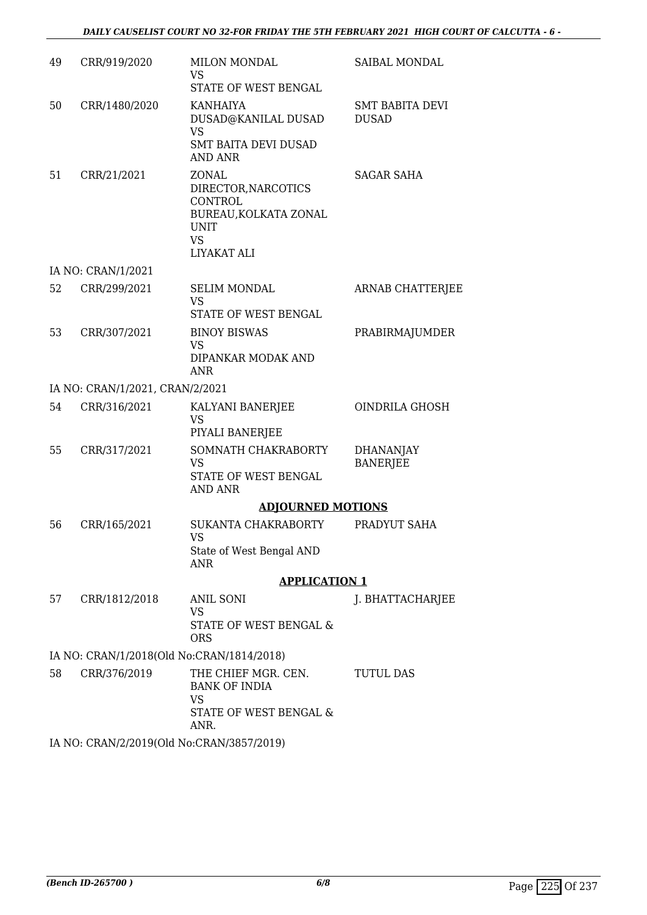| 49 | CRR/919/2020 | MILON MONDAL<br>VS<br>STATE OF WEST BENGAL | SAIBAL MONDAL |
|---|---|---|---|
| 50 | CRR/1480/2020 | KANHAIYA DUSAD@KANILAL DUSAD<br>VS<br>SMT BAITA DEVI DUSAD AND ANR | SMT BABITA DEVI DUSAD |
| 51 | CRR/21/2021 | ZONAL DIRECTOR,NARCOTICS CONTROL BUREAU,KOLKATA ZONAL UNIT<br>VS<br>LIYAKAT ALI | SAGAR SAHA |
| | IA NO: CRAN/1/2021 | | |
| 52 | CRR/299/2021 | SELIM MONDAL<br>VS<br>STATE OF WEST BENGAL | ARNAB CHATTERJEE |
| 53 | CRR/307/2021 | BINOY BISWAS<br>VS<br>DIPANKAR MODAK AND ANR | PRABIRMAJUMDER |
| | IA NO: CRAN/1/2021, CRAN/2/2021 | | |
| 54 | CRR/316/2021 | KALYANI BANERJEE<br>VS<br>PIYALI BANERJEE | OINDRILA GHOSH |
| 55 | CRR/317/2021 | SOMNATH CHAKRABORTY<br>VS<br>STATE OF WEST BENGAL AND ANR | DHANANJAY BANERJEE |

**ADJOURNED MOTIONS**

| 56 | CRR/165/2021 | SUKANTA CHAKRABORTY<br>VS<br>State of West Bengal AND ANR | PRADYUT SAHA |
|---|---|---|---|

**APPLICATION 1**

| 57 | CRR/1812/2018 | ANIL SONI<br>VS<br>STATE OF WEST BENGAL & ORS | J. BHATTACHARJEE |
|---|---|---|---|
| | IA NO: CRAN/1/2018(Old No:CRAN/1814/2018) | | |
| 58 | CRR/376/2019 | THE CHIEF MGR. CEN. BANK OF INDIA<br>VS<br>STATE OF WEST BENGAL & ANR. | TUTUL DAS |
| | IA NO: CRAN/2/2019(Old No:CRAN/3857/2019) | | |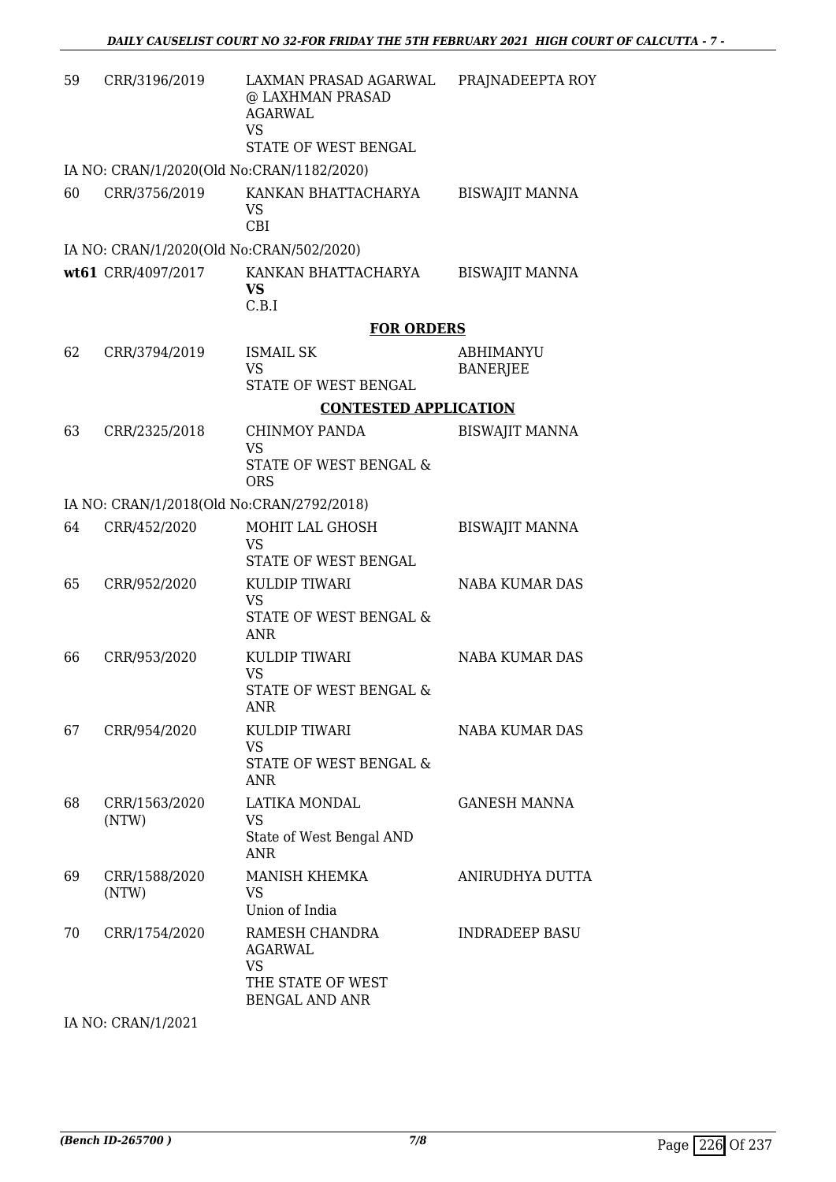| | | | |
|---|---|---|---|
| 59 | CRR/3196/2019 | LAXMAN PRASAD AGARWAL @ LAXHMAN PRASAD AGARWAL<br>VS<br>STATE OF WEST BENGAL | PRAJNADEEPTA ROY |

IA NO: CRAN/1/2020(Old No:CRAN/1182/2020)

| | | | |
|---|---|---|---|
| 60 | CRR/3756/2019 | KANKAN BHATTACHARYA<br>VS<br>CBI | BISWAJIT MANNA |

IA NO: CRAN/1/2020(Old No:CRAN/502/2020)

| | | | |
|---|---|---|---|
| **wt61** | CRR/4097/2017 | KANKAN BHATTACHARYA<br>**VS**<br>C.B.I | BISWAJIT MANNA |

**FOR ORDERS**

| | | | |
|---|---|---|---|
| 62 | CRR/3794/2019 | ISMAIL SK<br>VS<br>STATE OF WEST BENGAL | ABHIMANYU BANERJEE |

**CONTESTED APPLICATION**

| | | | |
|---|---|---|---|
| 63 | CRR/2325/2018 | CHINMOY PANDA<br>VS<br>STATE OF WEST BENGAL & ORS | BISWAJIT MANNA |

IA NO: CRAN/1/2018(Old No:CRAN/2792/2018)

| | | | |
|---|---|---|---|
| 64 | CRR/452/2020 | MOHIT LAL GHOSH<br>VS<br>STATE OF WEST BENGAL | BISWAJIT MANNA |
| 65 | CRR/952/2020 | KULDIP TIWARI<br>VS<br>STATE OF WEST BENGAL & ANR | NABA KUMAR DAS |
| 66 | CRR/953/2020 | KULDIP TIWARI<br>VS<br>STATE OF WEST BENGAL & ANR | NABA KUMAR DAS |
| 67 | CRR/954/2020 | KULDIP TIWARI<br>VS<br>STATE OF WEST BENGAL & ANR | NABA KUMAR DAS |
| 68 | CRR/1563/2020 (NTW) | LATIKA MONDAL<br>VS<br>State of West Bengal AND ANR | GANESH MANNA |
| 69 | CRR/1588/2020 (NTW) | MANISH KHEMKA<br>VS<br>Union of India | ANIRUDHYA DUTTA |
| 70 | CRR/1754/2020 | RAMESH CHANDRA AGARWAL<br>VS<br>THE STATE OF WEST BENGAL AND ANR | INDRADEEP BASU |

IA NO: CRAN/1/2021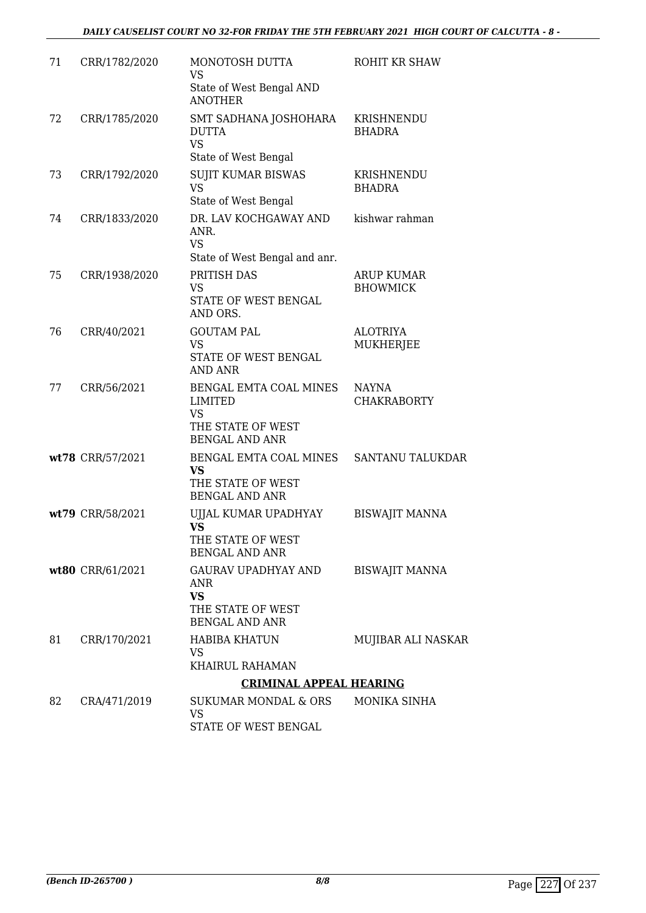| 71 | CRR/1782/2020 | MONOTOSH DUTTA<br>VS<br>State of West Bengal AND ANOTHER | ROHIT KR SHAW |
|---|---|---|---|
| 72 | CRR/1785/2020 | SMT SADHANA JOSHOHARA DUTTA<br>VS<br>State of West Bengal | KRISHNENDU BHADRA |
| 73 | CRR/1792/2020 | SUJIT KUMAR BISWAS<br>VS<br>State of West Bengal | KRISHNENDU BHADRA |
| 74 | CRR/1833/2020 | DR. LAV KOCHGAWAY AND ANR.<br>VS<br>State of West Bengal and anr. | kishwar rahman |
| 75 | CRR/1938/2020 | PRITISH DAS<br>VS<br>STATE OF WEST BENGAL AND ORS. | ARUP KUMAR BHOWMICK |
| 76 | CRR/40/2021 | GOUTAM PAL<br>VS<br>STATE OF WEST BENGAL AND ANR | ALOTRIYA MUKHERJEE |
| 77 | CRR/56/2021 | BENGAL EMTA COAL MINES LIMITED<br>VS<br>THE STATE OF WEST BENGAL AND ANR | NAYNA CHAKRABORTY |
| **wt78** | CRR/57/2021 | BENGAL EMTA COAL MINES<br>**VS**<br>THE STATE OF WEST BENGAL AND ANR | SANTANU TALUKDAR |
| **wt79** | CRR/58/2021 | UJJAL KUMAR UPADHYAY<br>**VS**<br>THE STATE OF WEST BENGAL AND ANR | BISWAJIT MANNA |
| **wt80** | CRR/61/2021 | GAURAV UPADHYAY AND ANR<br>**VS**<br>THE STATE OF WEST BENGAL AND ANR | BISWAJIT MANNA |
| 81 | CRR/170/2021 | HABIBA KHATUN<br>VS<br>KHAIRUL RAHAMAN | MUJIBAR ALI NASKAR |

**CRIMINAL APPEAL HEARING**

| 82 | CRA/471/2019 | SUKUMAR MONDAL & ORS<br>VS<br>STATE OF WEST BENGAL | MONIKA SINHA |
|---|---|---|---|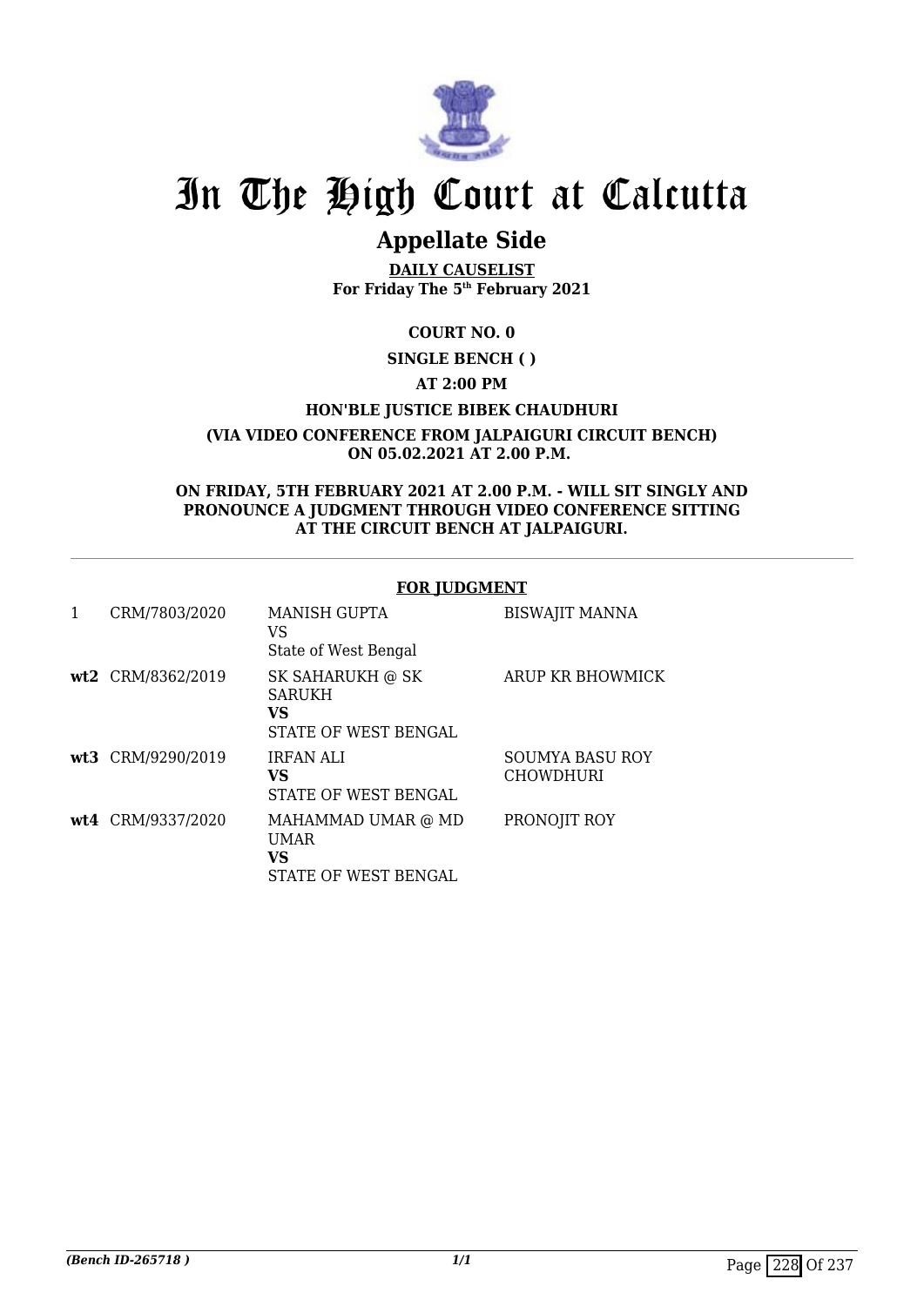# In The High Court at Calcutta

## Appellate Side

**DAILY CAUSELIST**
**For Friday The 5th February 2021**

**COURT NO. 0**

**SINGLE BENCH ( )**

**AT 2:00 PM**

**HON'BLE JUSTICE BIBEK CHAUDHURI**

**(VIA VIDEO CONFERENCE FROM JALPAIGURI CIRCUIT BENCH) ON 05.02.2021 AT 2.00 P.M.**

**ON FRIDAY, 5TH FEBRUARY 2021 AT 2.00 P.M. - WILL SIT SINGLY AND PRONOUNCE A JUDGMENT THROUGH VIDEO CONFERENCE SITTING AT THE CIRCUIT BENCH AT JALPAIGURI.**

**FOR JUDGMENT**

| | | | |
|---|---|---|---|
| 1 | CRM/7803/2020 | MANISH GUPTA<br>VS<br>State of West Bengal | BISWAJIT MANNA |
| **wt2** | CRM/8362/2019 | SK SAHARUKH @ SK SARUKH<br>**VS**<br>STATE OF WEST BENGAL | ARUP KR BHOWMICK |
| **wt3** | CRM/9290/2019 | IRFAN ALI<br>**VS**<br>STATE OF WEST BENGAL | SOUMYA BASU ROY CHOWDHURI |
| **wt4** | CRM/9337/2020 | MAHAMMAD UMAR @ MD UMAR<br>**VS**<br>STATE OF WEST BENGAL | PRONOJIT ROY |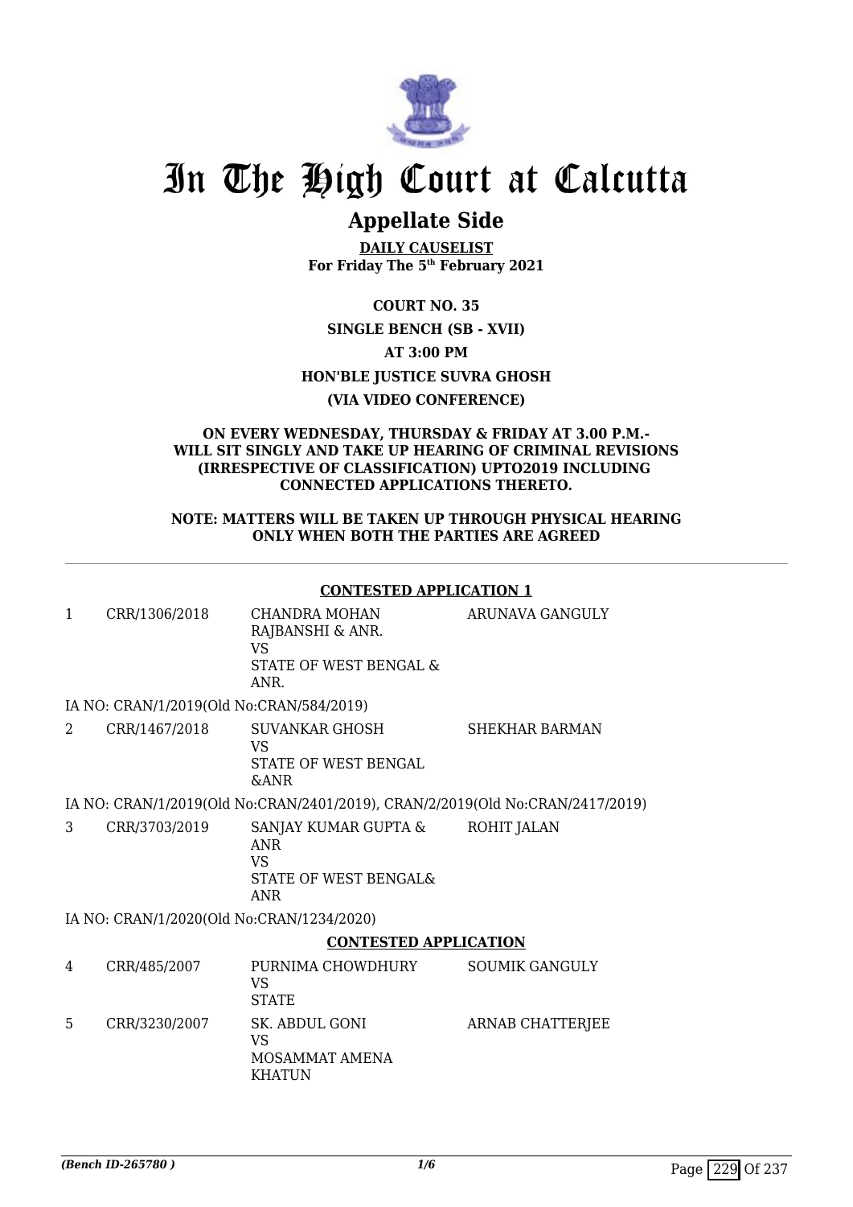# In The High Court at Calcutta

## Appellate Side

**DAILY CAUSELIST**
**For Friday The 5th February 2021**

**COURT NO. 35**

**SINGLE BENCH (SB - XVII)**

**AT 3:00 PM**

**HON'BLE JUSTICE SUVRA GHOSH**

**(VIA VIDEO CONFERENCE)**

**ON EVERY WEDNESDAY, THURSDAY & FRIDAY AT 3.00 P.M.- WILL SIT SINGLY AND TAKE UP HEARING OF CRIMINAL REVISIONS (IRRESPECTIVE OF CLASSIFICATION) UPTO2019 INCLUDING CONNECTED APPLICATIONS THERETO.**

**NOTE: MATTERS WILL BE TAKEN UP THROUGH PHYSICAL HEARING ONLY WHEN BOTH THE PARTIES ARE AGREED**

**CONTESTED APPLICATION 1**

| | | | |
|---|---|---|---|
| 1 | CRR/1306/2018 | CHANDRA MOHAN RAJBANSHI & ANR.<br>VS<br>STATE OF WEST BENGAL & ANR. | ARUNAVA GANGULY |
| | IA NO: CRAN/1/2019(Old No:CRAN/584/2019) | | |
| 2 | CRR/1467/2018 | SUVANKAR GHOSH<br>VS<br>STATE OF WEST BENGAL &ANR | SHEKHAR BARMAN |
| | IA NO: CRAN/1/2019(Old No:CRAN/2401/2019), CRAN/2/2019(Old No:CRAN/2417/2019) | | |
| 3 | CRR/3703/2019 | SANJAY KUMAR GUPTA & ANR<br>VS<br>STATE OF WEST BENGAL& ANR | ROHIT JALAN |
| | IA NO: CRAN/1/2020(Old No:CRAN/1234/2020) | | |

**CONTESTED APPLICATION**

| | | | |
|---|---|---|---|
| 4 | CRR/485/2007 | PURNIMA CHOWDHURY<br>VS<br>STATE | SOUMIK GANGULY |
| 5 | CRR/3230/2007 | SK. ABDUL GONI<br>VS<br>MOSAMMAT AMENA KHATUN | ARNAB CHATTERJEE |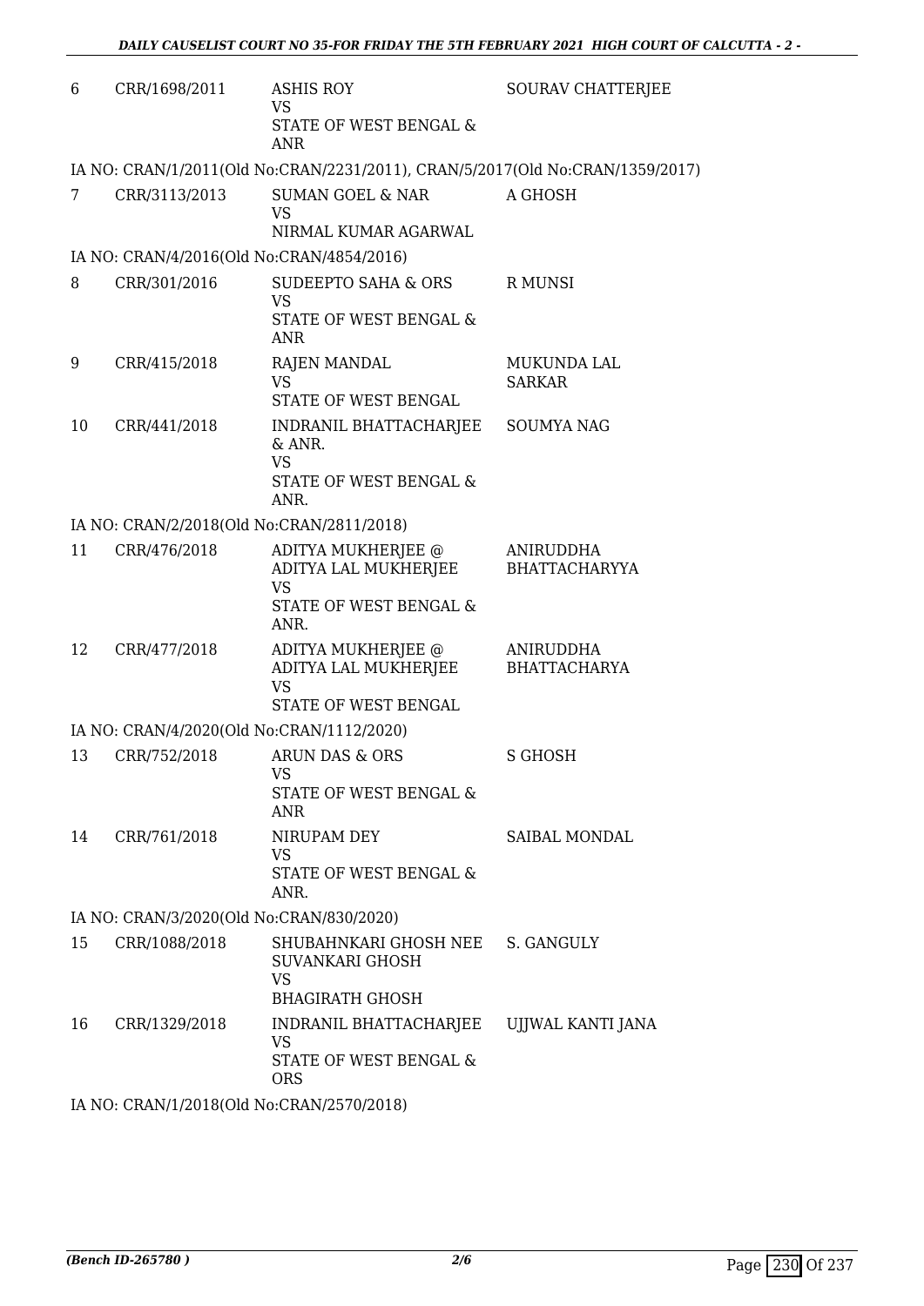| | | | |
|---|---|---|---|
| 6 | CRR/1698/2011 | ASHIS ROY<br>VS<br>STATE OF WEST BENGAL & ANR | SOURAV CHATTERJEE |

IA NO: CRAN/1/2011(Old No:CRAN/2231/2011), CRAN/5/2017(Old No:CRAN/1359/2017)

| | | | |
|---|---|---|---|
| 7 | CRR/3113/2013 | SUMAN GOEL & NAR<br>VS<br>NIRMAL KUMAR AGARWAL | A GHOSH |

IA NO: CRAN/4/2016(Old No:CRAN/4854/2016)

| | | | |
|---|---|---|---|
| 8 | CRR/301/2016 | SUDEEPTO SAHA & ORS<br>VS<br>STATE OF WEST BENGAL & ANR | R MUNSI |
| 9 | CRR/415/2018 | RAJEN MANDAL<br>VS<br>STATE OF WEST BENGAL | MUKUNDA LAL SARKAR |
| 10 | CRR/441/2018 | INDRANIL BHATTACHARJEE & ANR.<br>VS<br>STATE OF WEST BENGAL & ANR. | SOUMYA NAG |

IA NO: CRAN/2/2018(Old No:CRAN/2811/2018)

| | | | |
|---|---|---|---|
| 11 | CRR/476/2018 | ADITYA MUKHERJEE @ ADITYA LAL MUKHERJEE<br>VS<br>STATE OF WEST BENGAL & ANR. | ANIRUDDHA BHATTACHARYYA |
| 12 | CRR/477/2018 | ADITYA MUKHERJEE @ ADITYA LAL MUKHERJEE<br>VS<br>STATE OF WEST BENGAL | ANIRUDDHA BHATTACHARYA |

IA NO: CRAN/4/2020(Old No:CRAN/1112/2020)

| | | | |
|---|---|---|---|
| 13 | CRR/752/2018 | ARUN DAS & ORS<br>VS<br>STATE OF WEST BENGAL & ANR | S GHOSH |
| 14 | CRR/761/2018 | NIRUPAM DEY<br>VS<br>STATE OF WEST BENGAL & ANR. | SAIBAL MONDAL |

IA NO: CRAN/3/2020(Old No:CRAN/830/2020)

| | | | |
|---|---|---|---|
| 15 | CRR/1088/2018 | SHUBAHNKARI GHOSH NEE SUVANKARI GHOSH<br>VS<br>BHAGIRATH GHOSH | S. GANGULY |
| 16 | CRR/1329/2018 | INDRANIL BHATTACHARJEE<br>VS<br>STATE OF WEST BENGAL & ORS | UJJWAL KANTI JANA |

IA NO: CRAN/1/2018(Old No:CRAN/2570/2018)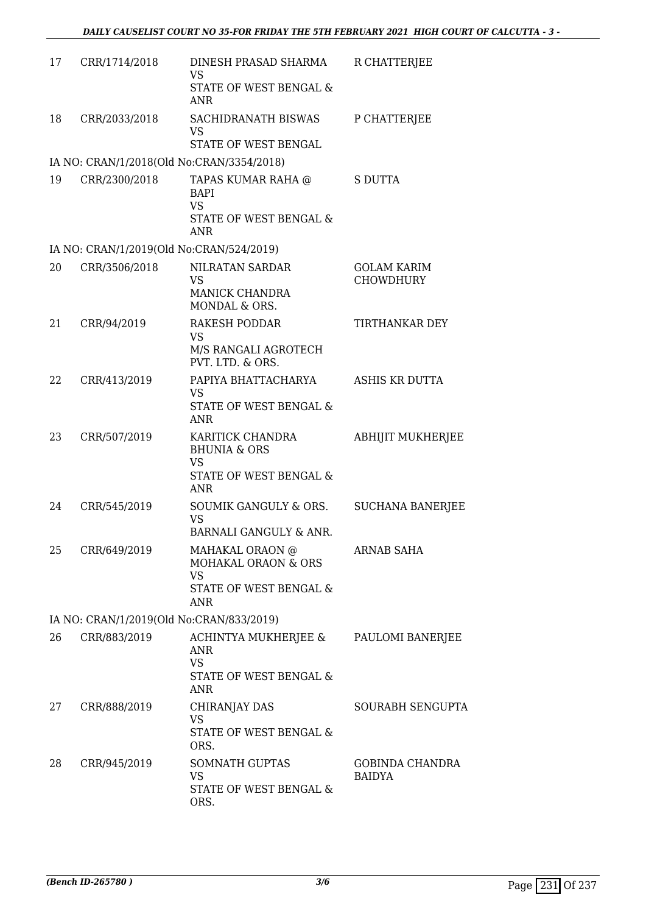| | | | |
|---|---|---|---|
| 17 | CRR/1714/2018 | DINESH PRASAD SHARMA<br>VS<br>STATE OF WEST BENGAL & ANR | R CHATTERJEE |
| 18 | CRR/2033/2018 | SACHIDRANATH BISWAS<br>VS<br>STATE OF WEST BENGAL | P CHATTERJEE |
| IA NO: CRAN/1/2018(Old No:CRAN/3354/2018) | | | |
| 19 | CRR/2300/2018 | TAPAS KUMAR RAHA @ BAPI<br>VS<br>STATE OF WEST BENGAL & ANR | S DUTTA |
| IA NO: CRAN/1/2019(Old No:CRAN/524/2019) | | | |
| 20 | CRR/3506/2018 | NILRATAN SARDAR<br>VS<br>MANICK CHANDRA MONDAL & ORS. | GOLAM KARIM CHOWDHURY |
| 21 | CRR/94/2019 | RAKESH PODDAR<br>VS<br>M/S RANGALI AGROTECH PVT. LTD. & ORS. | TIRTHANKAR DEY |
| 22 | CRR/413/2019 | PAPIYA BHATTACHARYA<br>VS<br>STATE OF WEST BENGAL & ANR | ASHIS KR DUTTA |
| 23 | CRR/507/2019 | KARITICK CHANDRA BHUNIA & ORS<br>VS<br>STATE OF WEST BENGAL & ANR | ABHIJIT MUKHERJEE |
| 24 | CRR/545/2019 | SOUMIK GANGULY & ORS.<br>VS<br>BARNALI GANGULY & ANR. | SUCHANA BANERJEE |
| 25 | CRR/649/2019 | MAHAKAL ORAON @ MOHAKAL ORAON & ORS<br>VS<br>STATE OF WEST BENGAL & ANR | ARNAB SAHA |
| IA NO: CRAN/1/2019(Old No:CRAN/833/2019) | | | |
| 26 | CRR/883/2019 | ACHINTYA MUKHERJEE & ANR<br>VS<br>STATE OF WEST BENGAL & ANR | PAULOMI BANERJEE |
| 27 | CRR/888/2019 | CHIRANJAY DAS<br>VS<br>STATE OF WEST BENGAL & ORS. | SOURABH SENGUPTA |
| 28 | CRR/945/2019 | SOMNATH GUPTAS<br>VS<br>STATE OF WEST BENGAL & ORS. | GOBINDA CHANDRA BAIDYA |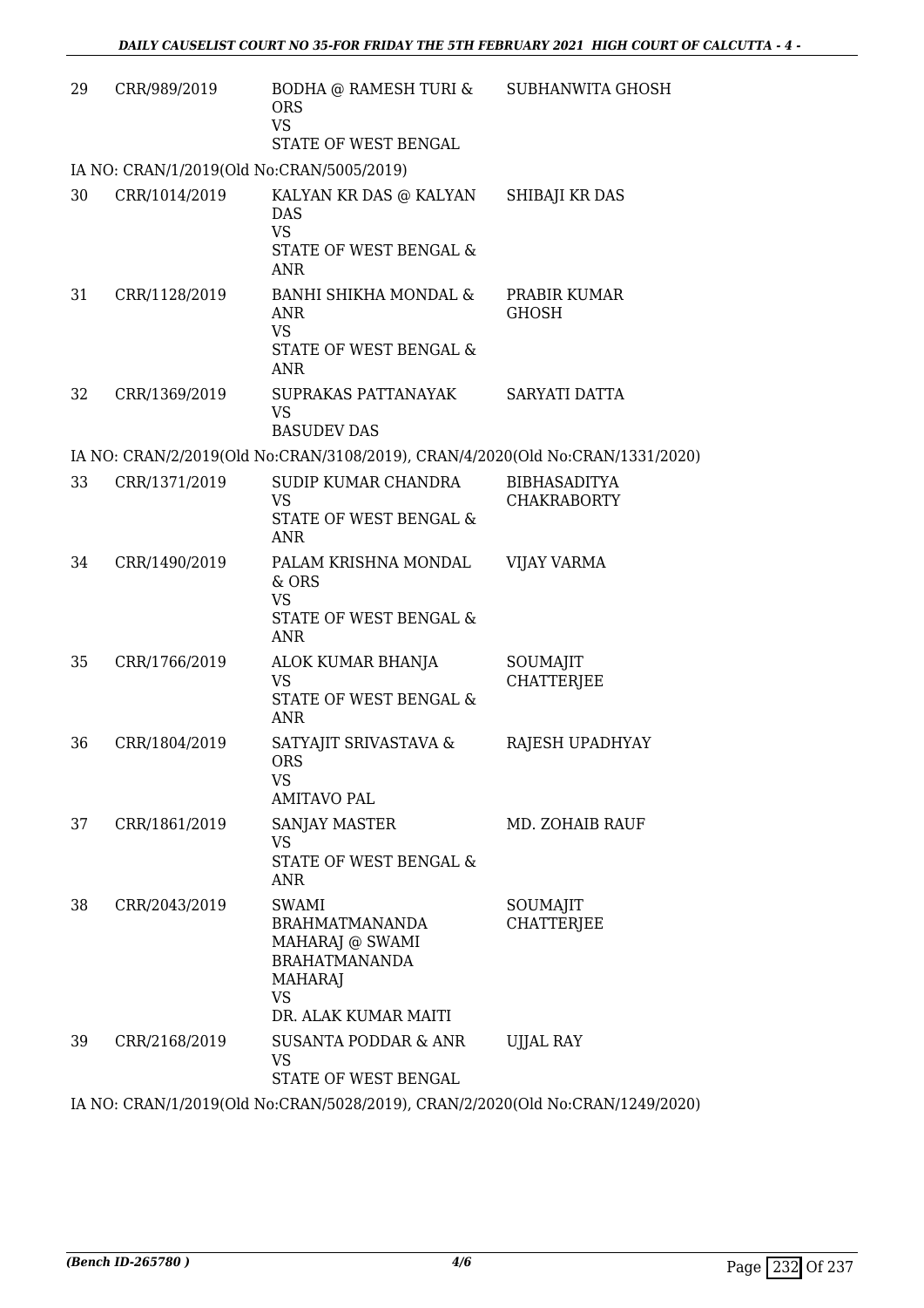| | | | |
|---|---|---|---|
| 29 | CRR/989/2019 | BODHA @ RAMESH TURI & ORS<br>VS<br>STATE OF WEST BENGAL | SUBHANWITA GHOSH |

IA NO: CRAN/1/2019(Old No:CRAN/5005/2019)

| | | | |
|---|---|---|---|
| 30 | CRR/1014/2019 | KALYAN KR DAS @ KALYAN DAS<br>VS<br>STATE OF WEST BENGAL & ANR | SHIBAJI KR DAS |
| 31 | CRR/1128/2019 | BANHI SHIKHA MONDAL & ANR<br>VS<br>STATE OF WEST BENGAL & ANR | PRABIR KUMAR GHOSH |
| 32 | CRR/1369/2019 | SUPRAKAS PATTANAYAK<br>VS<br>BASUDEV DAS | SARYATI DATTA |

IA NO: CRAN/2/2019(Old No:CRAN/3108/2019), CRAN/4/2020(Old No:CRAN/1331/2020)

| | | | |
|---|---|---|---|
| 33 | CRR/1371/2019 | SUDIP KUMAR CHANDRA<br>VS<br>STATE OF WEST BENGAL & ANR | BIBHASADITYA CHAKRABORTY |
| 34 | CRR/1490/2019 | PALAM KRISHNA MONDAL & ORS<br>VS<br>STATE OF WEST BENGAL & ANR | VIJAY VARMA |
| 35 | CRR/1766/2019 | ALOK KUMAR BHANJA<br>VS<br>STATE OF WEST BENGAL & ANR | SOUMAJIT CHATTERJEE |
| 36 | CRR/1804/2019 | SATYAJIT SRIVASTAVA & ORS<br>VS<br>AMITAVO PAL | RAJESH UPADHYAY |
| 37 | CRR/1861/2019 | SANJAY MASTER<br>VS<br>STATE OF WEST BENGAL & ANR | MD. ZOHAIB RAUF |
| 38 | CRR/2043/2019 | SWAMI BRAHMATMANANDA MAHARAJ @ SWAMI BRAHATMANANDA MAHARAJ<br>VS<br>DR. ALAK KUMAR MAITI | SOUMAJIT CHATTERJEE |
| 39 | CRR/2168/2019 | SUSANTA PODDAR & ANR<br>VS<br>STATE OF WEST BENGAL | UJJAL RAY |

IA NO: CRAN/1/2019(Old No:CRAN/5028/2019), CRAN/2/2020(Old No:CRAN/1249/2020)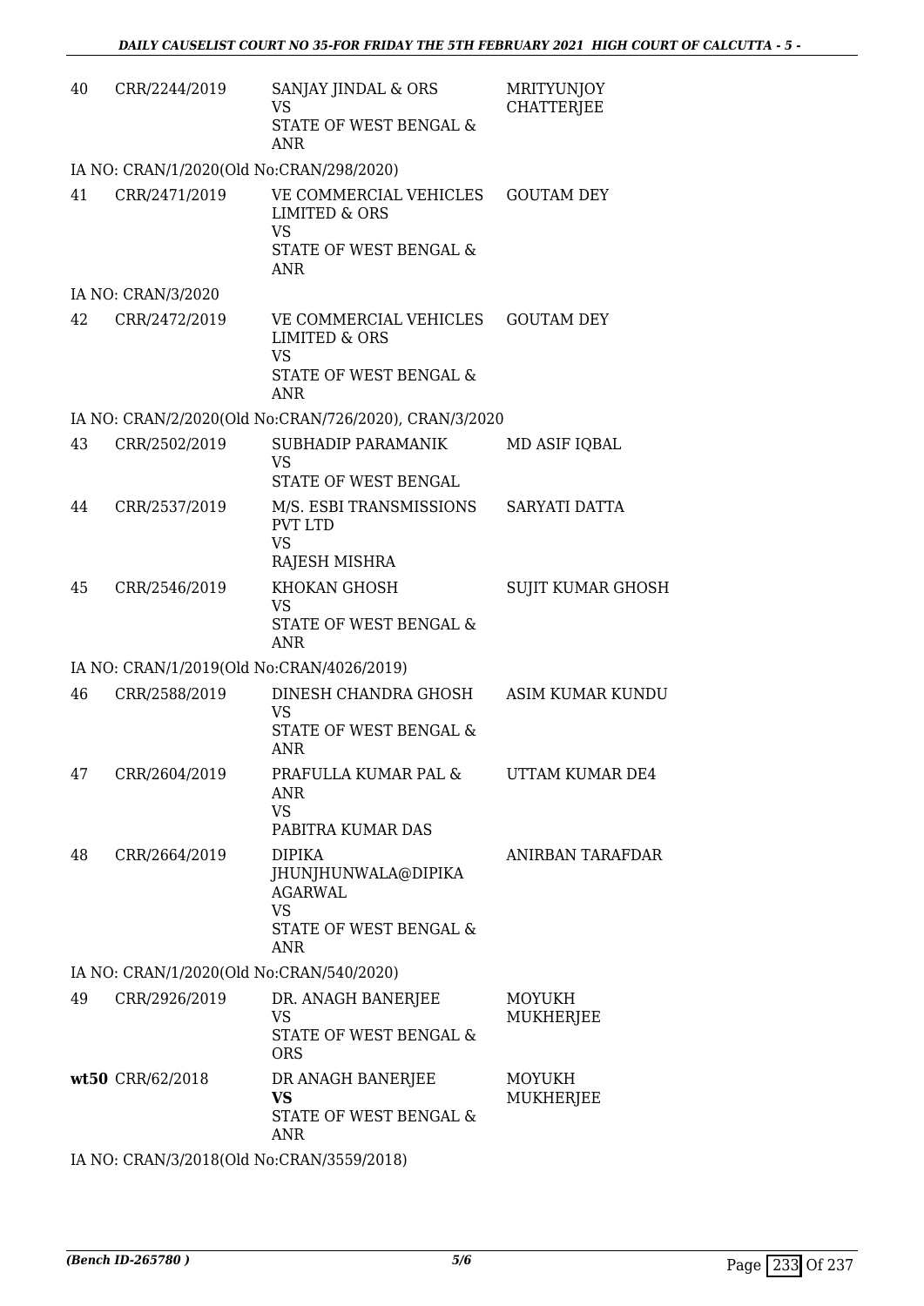| | | | |
|---|---|---|---|
| 40 | CRR/2244/2019 | SANJAY JINDAL & ORS<br>VS<br>STATE OF WEST BENGAL & ANR | MRITYUNJOY CHATTERJEE |

IA NO: CRAN/1/2020(Old No:CRAN/298/2020)

| | | | |
|---|---|---|---|
| 41 | CRR/2471/2019 | VE COMMERCIAL VEHICLES LIMITED & ORS<br>VS<br>STATE OF WEST BENGAL & ANR | GOUTAM DEY |

IA NO: CRAN/3/2020

| | | | |
|---|---|---|---|
| 42 | CRR/2472/2019 | VE COMMERCIAL VEHICLES LIMITED & ORS<br>VS<br>STATE OF WEST BENGAL & ANR | GOUTAM DEY |

IA NO: CRAN/2/2020(Old No:CRAN/726/2020), CRAN/3/2020

| | | | |
|---|---|---|---|
| 43 | CRR/2502/2019 | SUBHADIP PARAMANIK<br>VS<br>STATE OF WEST BENGAL | MD ASIF IQBAL |
| 44 | CRR/2537/2019 | M/S. ESBI TRANSMISSIONS PVT LTD<br>VS<br>RAJESH MISHRA | SARYATI DATTA |
| 45 | CRR/2546/2019 | KHOKAN GHOSH<br>VS<br>STATE OF WEST BENGAL & ANR | SUJIT KUMAR GHOSH |

IA NO: CRAN/1/2019(Old No:CRAN/4026/2019)

| | | | |
|---|---|---|---|
| 46 | CRR/2588/2019 | DINESH CHANDRA GHOSH<br>VS<br>STATE OF WEST BENGAL & ANR | ASIM KUMAR KUNDU |
| 47 | CRR/2604/2019 | PRAFULLA KUMAR PAL & ANR<br>VS<br>PABITRA KUMAR DAS | UTTAM KUMAR DE4 |
| 48 | CRR/2664/2019 | DIPIKA JHUNJHUNWALA@DIPIKA AGARWAL<br>VS<br>STATE OF WEST BENGAL & ANR | ANIRBAN TARAFDAR |

IA NO: CRAN/1/2020(Old No:CRAN/540/2020)

| | | | |
|---|---|---|---|
| 49 | CRR/2926/2019 | DR. ANAGH BANERJEE<br>VS<br>STATE OF WEST BENGAL & ORS | MOYUKH MUKHERJEE |
| **wt50** | CRR/62/2018 | DR ANAGH BANERJEE<br>**VS**<br>STATE OF WEST BENGAL & ANR | MOYUKH MUKHERJEE |

IA NO: CRAN/3/2018(Old No:CRAN/3559/2018)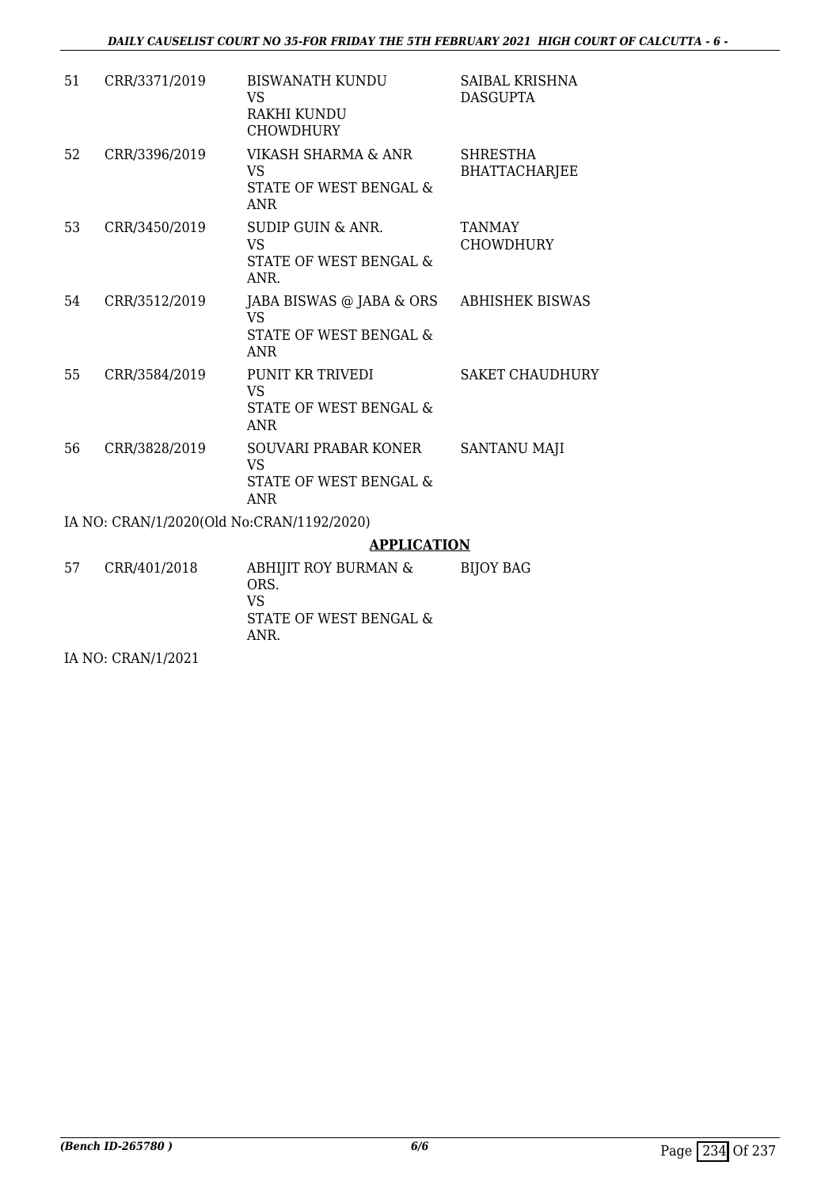| | | | |
|---|---|---|---|
| 51 | CRR/3371/2019 | BISWANATH KUNDU<br>VS<br>RAKHI KUNDU CHOWDHURY | SAIBAL KRISHNA DASGUPTA |
| 52 | CRR/3396/2019 | VIKASH SHARMA & ANR<br>VS<br>STATE OF WEST BENGAL & ANR | SHRESTHA BHATTACHARJEE |
| 53 | CRR/3450/2019 | SUDIP GUIN & ANR.<br>VS<br>STATE OF WEST BENGAL & ANR. | TANMAY CHOWDHURY |
| 54 | CRR/3512/2019 | JABA BISWAS @ JABA & ORS<br>VS<br>STATE OF WEST BENGAL & ANR | ABHISHEK BISWAS |
| 55 | CRR/3584/2019 | PUNIT KR TRIVEDI<br>VS<br>STATE OF WEST BENGAL & ANR | SAKET CHAUDHURY |
| 56 | CRR/3828/2019 | SOUVARI PRABAR KONER<br>VS<br>STATE OF WEST BENGAL & ANR | SANTANU MAJI |

IA NO: CRAN/1/2020(Old No:CRAN/1192/2020)

## APPLICATION

| | | | |
|---|---|---|---|
| 57 | CRR/401/2018 | ABHIJIT ROY BURMAN & ORS.<br>VS<br>STATE OF WEST BENGAL & ANR. | BIJOY BAG |

IA NO: CRAN/1/2021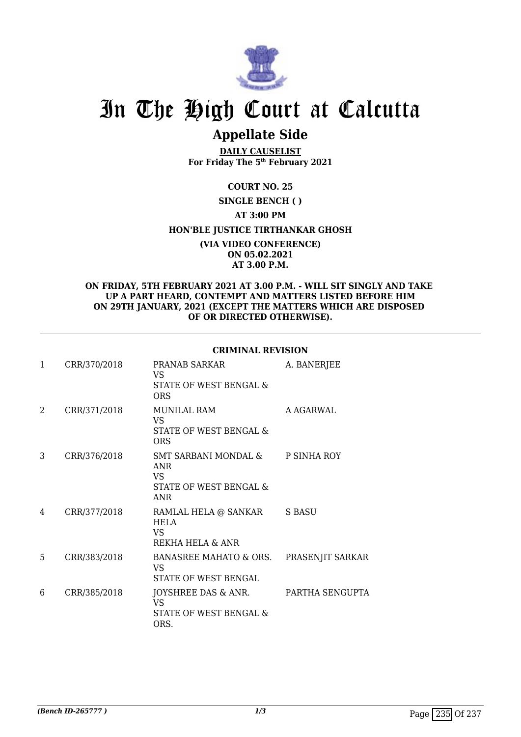# In The High Court at Calcutta

## Appellate Side

**DAILY CAUSELIST**
**For Friday The 5th February 2021**

**COURT NO. 25**

**SINGLE BENCH ( )**

**AT 3:00 PM**

**HON'BLE JUSTICE TIRTHANKAR GHOSH**

**(VIA VIDEO CONFERENCE)**
**ON 05.02.2021**
**AT 3.00 P.M.**

**ON FRIDAY, 5TH FEBRUARY 2021 AT 3.00 P.M. - WILL SIT SINGLY AND TAKE UP A PART HEARD, CONTEMPT AND MATTERS LISTED BEFORE HIM ON 29TH JANUARY, 2021 (EXCEPT THE MATTERS WHICH ARE DISPOSED OF OR DIRECTED OTHERWISE).**

**CRIMINAL REVISION**

| | | | |
|---|---|---|---|
| 1 | CRR/370/2018 | PRANAB SARKAR VS STATE OF WEST BENGAL & ORS | A. BANERJEE |
| 2 | CRR/371/2018 | MUNILAL RAM VS STATE OF WEST BENGAL & ORS | A AGARWAL |
| 3 | CRR/376/2018 | SMT SARBANI MONDAL & ANR VS STATE OF WEST BENGAL & ANR | P SINHA ROY |
| 4 | CRR/377/2018 | RAMLAL HELA @ SANKAR HELA VS REKHA HELA & ANR | S BASU |
| 5 | CRR/383/2018 | BANASREE MAHATO & ORS. VS STATE OF WEST BENGAL | PRASENJIT SARKAR |
| 6 | CRR/385/2018 | JOYSHREE DAS & ANR. VS STATE OF WEST BENGAL & ORS. | PARTHA SENGUPTA |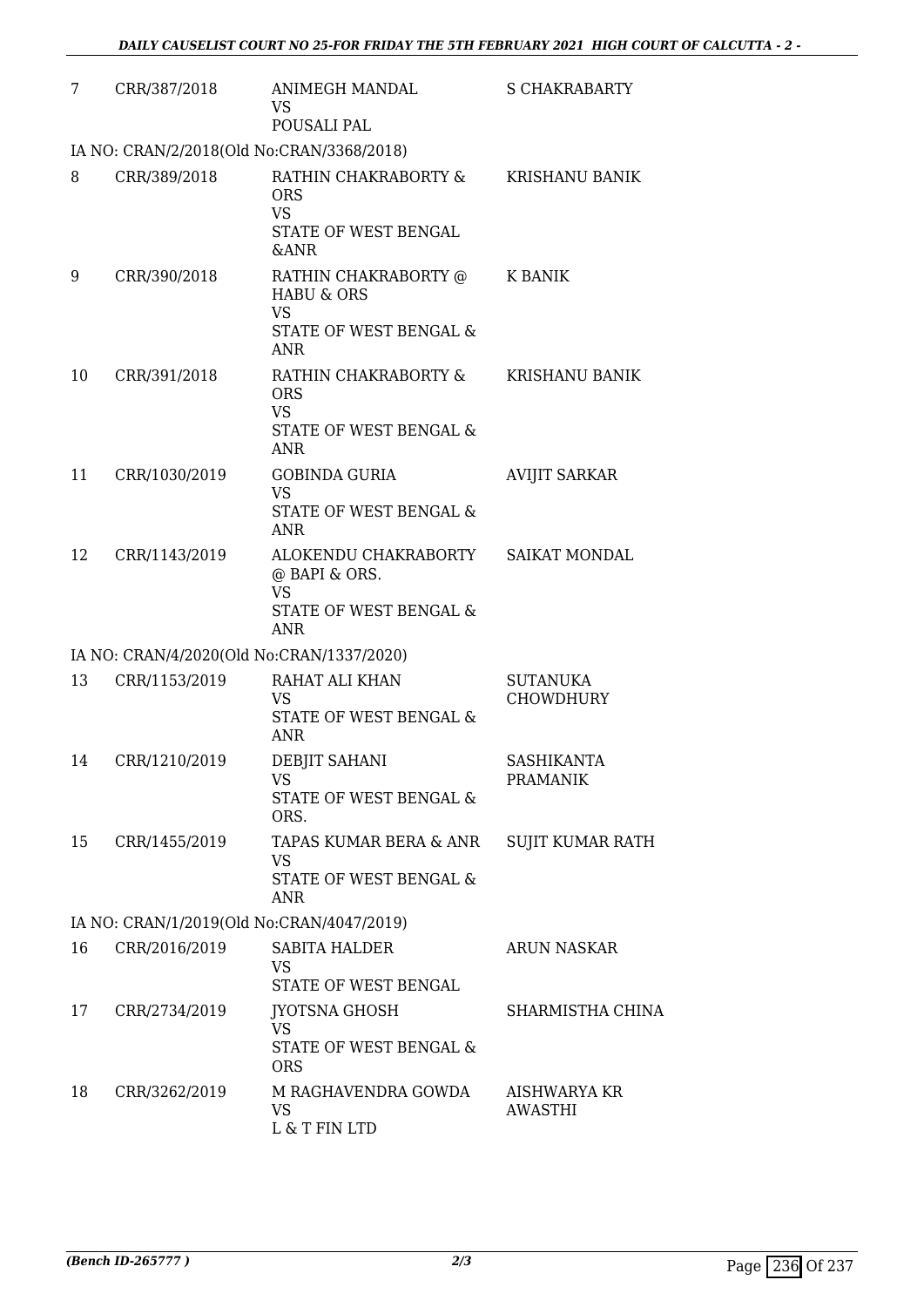| | | | |
|---|---|---|---|
| 7 | CRR/387/2018 | ANIMEGH MANDAL<br>VS<br>POUSALI PAL | S CHAKRABARTY |
| IA NO: CRAN/2/2018(Old No:CRAN/3368/2018) | | | |
| 8 | CRR/389/2018 | RATHIN CHAKRABORTY & ORS<br>VS<br>STATE OF WEST BENGAL &ANR | KRISHANU BANIK |
| 9 | CRR/390/2018 | RATHIN CHAKRABORTY @ HABU & ORS<br>VS<br>STATE OF WEST BENGAL & ANR | K BANIK |
| 10 | CRR/391/2018 | RATHIN CHAKRABORTY & ORS<br>VS<br>STATE OF WEST BENGAL & ANR | KRISHANU BANIK |
| 11 | CRR/1030/2019 | GOBINDA GURIA<br>VS<br>STATE OF WEST BENGAL & ANR | AVIJIT SARKAR |
| 12 | CRR/1143/2019 | ALOKENDU CHAKRABORTY @ BAPI & ORS.<br>VS<br>STATE OF WEST BENGAL & ANR | SAIKAT MONDAL |
| IA NO: CRAN/4/2020(Old No:CRAN/1337/2020) | | | |
| 13 | CRR/1153/2019 | RAHAT ALI KHAN<br>VS<br>STATE OF WEST BENGAL & ANR | SUTANUKA CHOWDHURY |
| 14 | CRR/1210/2019 | DEBJIT SAHANI<br>VS<br>STATE OF WEST BENGAL & ORS. | SASHIKANTA PRAMANIK |
| 15 | CRR/1455/2019 | TAPAS KUMAR BERA & ANR<br>VS<br>STATE OF WEST BENGAL & ANR | SUJIT KUMAR RATH |
| IA NO: CRAN/1/2019(Old No:CRAN/4047/2019) | | | |
| 16 | CRR/2016/2019 | SABITA HALDER<br>VS<br>STATE OF WEST BENGAL | ARUN NASKAR |
| 17 | CRR/2734/2019 | JYOTSNA GHOSH<br>VS<br>STATE OF WEST BENGAL & ORS | SHARMISTHA CHINA |
| 18 | CRR/3262/2019 | M RAGHAVENDRA GOWDA<br>VS<br>L & T FIN LTD | AISHWARYA KR AWASTHI |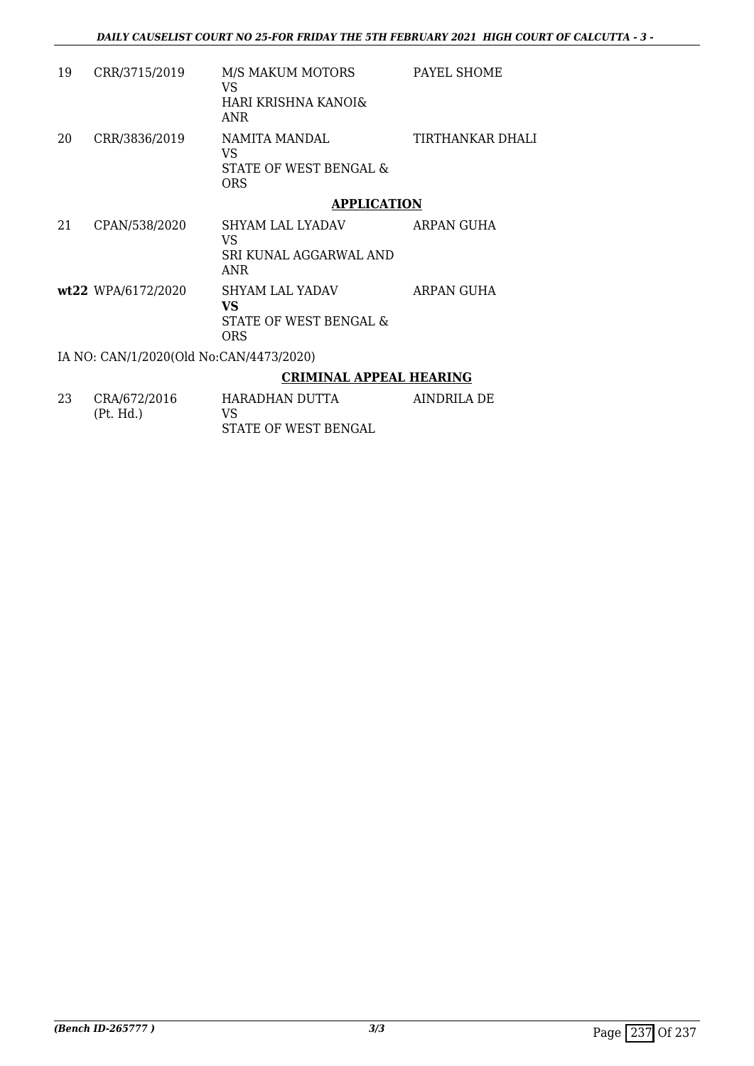| | | | |
|---|---|---|---|
| 19 | CRR/3715/2019 | M/S MAKUM MOTORS<br>VS<br>HARI KRISHNA KANOI&<br>ANR | PAYEL SHOME |
| 20 | CRR/3836/2019 | NAMITA MANDAL<br>VS<br>STATE OF WEST BENGAL &<br>ORS | TIRTHANKAR DHALI |

## APPLICATION

| | | | |
|---|---|---|---|
| 21 | CPAN/538/2020 | SHYAM LAL LYADAV<br>VS<br>SRI KUNAL AGGARWAL AND<br>ANR | ARPAN GUHA |
| **wt22** | WPA/6172/2020 | SHYAM LAL YADAV<br>**VS**<br>STATE OF WEST BENGAL &<br>ORS | ARPAN GUHA |

IA NO: CAN/1/2020(Old No:CAN/4473/2020)

## CRIMINAL APPEAL HEARING

| | | | |
|---|---|---|---|
| 23 | CRA/672/2016<br>(Pt. Hd.) | HARADHAN DUTTA<br>VS<br>STATE OF WEST BENGAL | AINDRILA DE |